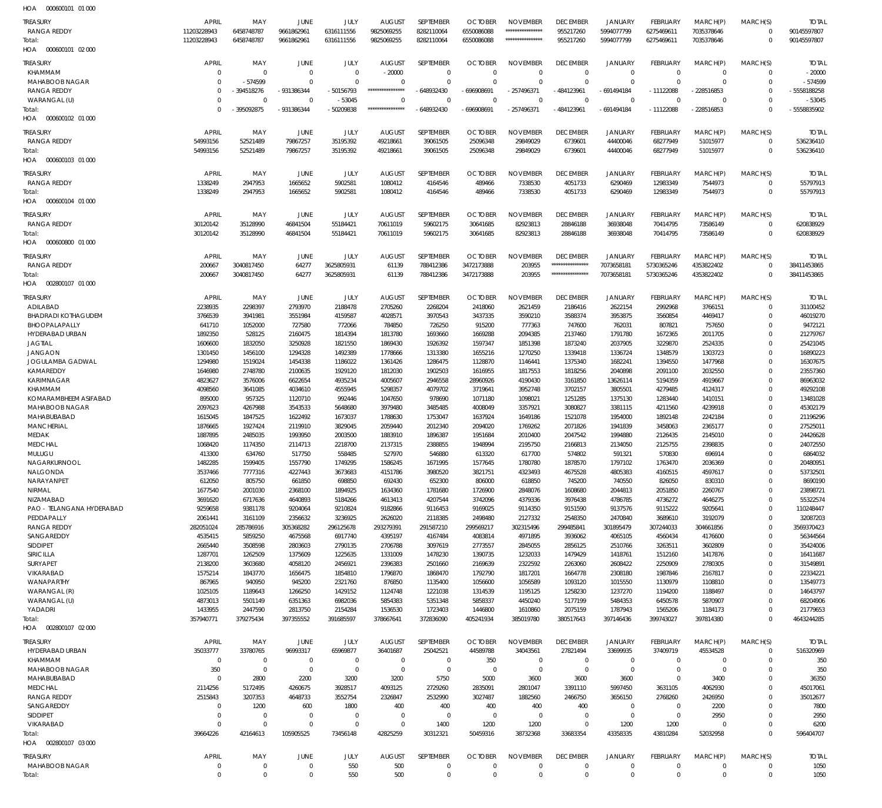HOA 000600101 01 000

| TREASURY | APRIL | MAY | JUNE | JULY | AUGUST | SEPTEMBER | OCTOBER | NOVEMBER | DECEMBER | JANUARY | FEBRUARY | MARCH(P) | MARCH(S) | TOTAL |
|---|---|---|---|---|---|---|---|---|---|---|---|---|---|---|
| RANGA REDDY | 11203228943 | 6458748787 | 9661862961 | 6316111556 | 9825069255 | 8282110064 | 6550086088 | *************** | 955217260 | 5994077799 | 6275469611 | 7035378646 | 0 | 90145597807 |
| Total: | 11203228943 | 6458748787 | 9661862961 | 6316111556 | 9825069255 | 8282110064 | 6550086088 | *************** | 955217260 | 5994077799 | 6275469611 | 7035378646 | 0 | 90145597807 |

HOA 000600101 02 000

| TREASURY | APRIL | MAY | JUNE | JULY | AUGUST | SEPTEMBER | OCTOBER | NOVEMBER | DECEMBER | JANUARY | FEBRUARY | MARCH(P) | MARCH(S) | TOTAL |
|---|---|---|---|---|---|---|---|---|---|---|---|---|---|---|
| KHAMMAM | 0 | 0 | 0 | 0 | - 20000 | 0 | 0 | 0 | 0 | 0 | 0 | 0 | 0 | - 20000 |
| MAHABOOB NAGAR | 0 | - 574599 | 0 | 0 | 0 | 0 | 0 | 0 | 0 | 0 | 0 | 0 | 0 | - 574599 |
| RANGA REDDY | 0 | - 394518276 | - 931386344 | - 50156793 | *************** | - 648932430 | - 696908691 | - 257496371 | - 484123961 | - 691494184 | - 11122088 | - 228516853 | 0 | - 5558188258 |
| WARANGAL (U) | 0 | 0 | 0 | - 53045 | 0 | 0 | 0 | 0 | 0 | 0 | 0 | 0 | 0 | - 53045 |
| Total: | 0 | - 395092875 | - 931386344 | - 50209838 | *************** | - 648932430 | - 696908691 | - 257496371 | - 484123961 | - 691494184 | - 11122088 | - 228516853 | 0 | - 5558835902 |

HOA 000600102 01 000

| TREASURY | APRIL | MAY | JUNE | JULY | AUGUST | SEPTEMBER | OCTOBER | NOVEMBER | DECEMBER | JANUARY | FEBRUARY | MARCH(P) | MARCH(S) | TOTAL |
|---|---|---|---|---|---|---|---|---|---|---|---|---|---|---|
| RANGA REDDY | 54993156 | 52521489 | 79867257 | 35195392 | 49218661 | 39061505 | 25096348 | 29849029 | 6739601 | 44400046 | 68277949 | 51015977 | 0 | 536236410 |
| Total: | 54993156 | 52521489 | 79867257 | 35195392 | 49218661 | 39061505 | 25096348 | 29849029 | 6739601 | 44400046 | 68277949 | 51015977 | 0 | 536236410 |

HOA 000600103 01 000

| TREASURY | APRIL | MAY | JUNE | JULY | AUGUST | SEPTEMBER | OCTOBER | NOVEMBER | DECEMBER | JANUARY | FEBRUARY | MARCH(P) | MARCH(S) | TOTAL |
|---|---|---|---|---|---|---|---|---|---|---|---|---|---|---|
| RANGA REDDY | 1338249 | 2947953 | 1665652 | 5902581 | 1080412 | 4164546 | 489466 | 7338530 | 4051733 | 6290469 | 12983349 | 7544973 | 0 | 55797913 |
| Total: | 1338249 | 2947953 | 1665652 | 5902581 | 1080412 | 4164546 | 489466 | 7338530 | 4051733 | 6290469 | 12983349 | 7544973 | 0 | 55797913 |

HOA 000600104 01 000

| TREASURY | APRIL | MAY | JUNE | JULY | AUGUST | SEPTEMBER | OCTOBER | NOVEMBER | DECEMBER | JANUARY | FEBRUARY | MARCH(P) | MARCH(S) | TOTAL |
|---|---|---|---|---|---|---|---|---|---|---|---|---|---|---|
| RANGA REDDY | 30120142 | 35128990 | 46841504 | 55184421 | 70611019 | 59602175 | 30641685 | 82923813 | 28846188 | 36938048 | 70414795 | 73586149 | 0 | 620838929 |
| Total: | 30120142 | 35128990 | 46841504 | 55184421 | 70611019 | 59602175 | 30641685 | 82923813 | 28846188 | 36938048 | 70414795 | 73586149 | 0 | 620838929 |

HOA 000600800 01 000

| TREASURY | APRIL | MAY | JUNE | JULY | AUGUST | SEPTEMBER | OCTOBER | NOVEMBER | DECEMBER | JANUARY | FEBRUARY | MARCH(P) | MARCH(S) | TOTAL |
|---|---|---|---|---|---|---|---|---|---|---|---|---|---|---|
| RANGA REDDY | 200667 | 3040817450 | 64277 | 3625805931 | 61139 | 788412386 | 3472173888 | 203955 | *************** | 7073658181 | 5730365246 | 4353822402 | 0 | 38411453865 |
| Total: | 200667 | 3040817450 | 64277 | 3625805931 | 61139 | 788412386 | 3472173888 | 203955 | *************** | 7073658181 | 5730365246 | 4353822402 | 0 | 38411453865 |

HOA 002800107 01 000

| TREASURY | APRIL | MAY | JUNE | JULY | AUGUST | SEPTEMBER | OCTOBER | NOVEMBER | DECEMBER | JANUARY | FEBRUARY | MARCH(P) | MARCH(S) | TOTAL |
|---|---|---|---|---|---|---|---|---|---|---|---|---|---|---|
| ADILABAD | 2238935 | 2298397 | 2793970 | 2188478 | 2705260 | 2268204 | 2418060 | 2621459 | 2186416 | 2622154 | 2992968 | 3766151 | 0 | 31100452 |
| BHADRADI KOTHAGUDEM | 3766539 | 3941981 | 3551984 | 4159587 | 4028571 | 3970543 | 3437335 | 3590210 | 3588374 | 3953875 | 3560854 | 4469417 | 0 | 46019270 |
| BHOOPALAPALLY | 641710 | 1052000 | 727580 | 772066 | 784850 | 726250 | 915200 | 777363 | 747600 | 762031 | 807821 | 757650 | 0 | 9472121 |
| HYDERABAD URBAN | 1892350 | 528125 | 2160475 | 1814394 | 1813780 | 1693660 | 1669288 | 2094385 | 2137460 | 1791780 | 1672365 | 2011705 | 0 | 21279767 |
| JAGTIAL | 1606600 | 1832050 | 3250928 | 1821550 | 1869430 | 1926392 | 1597347 | 1851398 | 1873240 | 2037905 | 3229870 | 2524335 | 0 | 25421045 |
| JANGAON | 1301450 | 1456100 | 1294328 | 1492389 | 1778666 | 1313380 | 1655216 | 1270250 | 1339418 | 1336724 | 1348579 | 1303723 | 0 | 16890223 |
| JOGULAMBA GADWAL | 1294980 | 1519024 | 1454338 | 1186022 | 1361426 | 1286475 | 1128870 | 1146441 | 1375340 | 1682241 | 1394550 | 1477968 | 0 | 16307675 |
| KAMAREDDY | 1646980 | 2748780 | 2100635 | 1929120 | 1812030 | 1902503 | 1616955 | 1817553 | 1818256 | 2040898 | 2091100 | 2032550 | 0 | 23557360 |
| KARIMNAGAR | 4823627 | 3576006 | 6622654 | 4935234 | 4005607 | 2946558 | 28960926 | 4190430 | 3161850 | 13626114 | 5194359 | 4919667 | 0 | 86963032 |
| KHAMMAM | 4098560 | 3641085 | 4034610 | 4555945 | 5298357 | 4079702 | 3719641 | 3952748 | 3702157 | 3805501 | 4279485 | 4124317 | 0 | 49292108 |
| KOMARAMBHEEM ASIFABAD | 895000 | 957325 | 1120710 | 992446 | 1047650 | 978690 | 1071180 | 1098021 | 1251285 | 1375130 | 1283440 | 1410151 | 0 | 13481028 |
| MAHABOOB NAGAR | 2097623 | 4267988 | 3543533 | 5648680 | 3979480 | 3485485 | 4008049 | 3357921 | 3080827 | 3381115 | 4211560 | 4239918 | 0 | 45302179 |
| MAHABUBABAD | 1615045 | 1847525 | 1622492 | 1673037 | 1788630 | 1753047 | 1637924 | 1649186 | 1521078 | 1954000 | 1892148 | 2242184 | 0 | 21196296 |
| MANCHERIAL | 1876665 | 1927424 | 2119910 | 3829045 | 2059440 | 2012340 | 2094020 | 1769262 | 2071826 | 1941839 | 3458063 | 2365177 | 0 | 27525011 |
| MEDAK | 1887895 | 2485035 | 1993950 | 2003500 | 1883910 | 1896387 | 1951684 | 2010400 | 2047542 | 1994880 | 2126435 | 2145010 | 0 | 24426628 |
| MEDCHAL | 1068420 | 1174350 | 2114713 | 2218700 | 2137315 | 2388855 | 1948994 | 2195750 | 2166813 | 2134050 | 2125755 | 2398835 | 0 | 24072550 |
| MULUGU | 413300 | 634760 | 517750 | 558485 | 527970 | 546880 | 613320 | 617700 | 574802 | 591321 | 570830 | 696914 | 0 | 6864032 |
| NAGARKURNOOL | 1482285 | 1599405 | 1557790 | 1749295 | 1586245 | 1671995 | 1577645 | 1780780 | 1878570 | 1797102 | 1763470 | 2036369 | 0 | 20480951 |
| NALGONDA | 3537466 | 7777316 | 4227443 | 3673683 | 4151786 | 3980520 | 3821751 | 4323493 | 4675528 | 4805383 | 4160515 | 4597617 | 0 | 53732501 |
| NARAYANPET | 612050 | 805750 | 661850 | 698850 | 692430 | 652300 | 806000 | 618850 | 745200 | 740550 | 826050 | 830310 | 0 | 8690190 |
| NIRMAL | 1677540 | 2001030 | 2368100 | 1894925 | 1634360 | 1781680 | 1726900 | 2848076 | 1608680 | 2044813 | 2051850 | 2260767 | 0 | 23898721 |
| NIZAMABAD | 3691620 | 6717636 | 4640893 | 5184266 | 4613413 | 4207544 | 3742096 | 4379336 | 3976438 | 4786785 | 4736272 | 4646275 | 0 | 55322574 |
| PAO - TELANGANA HYDERABAD | 9259658 | 9381178 | 9204064 | 9210824 | 9182866 | 9116453 | 9169025 | 9114350 | 9151590 | 9137576 | 9115222 | 9205641 | 0 | 110248447 |
| PEDDAPALLY | 2061441 | 3161109 | 2356632 | 3236925 | 2626020 | 2118385 | 2498480 | 2127332 | 2548350 | 2470840 | 3689610 | 3192079 | 0 | 32087203 |
| RANGA REDDY | 282051024 | 285786916 | 305368282 | 296125678 | 293279391 | 291587210 | 299569217 | 302315496 | 299485841 | 301895479 | 307244033 | 304661856 | 0 | 3569370423 |
| SANGAREDDY | 4535415 | 5859250 | 4675568 | 6917740 | 4395197 | 4167484 | 4083814 | 4971895 | 3936062 | 4065105 | 4560434 | 4176600 | 0 | 56344564 |
| SIDDIPET | 2665440 | 3508598 | 2803603 | 2790135 | 2706788 | 3097619 | 2773557 | 2845055 | 2856125 | 2510766 | 3263511 | 3602809 | 0 | 35424006 |
| SIRICILLA | 1287701 | 1262509 | 1375609 | 1225635 | 1331009 | 1478230 | 1390735 | 1232033 | 1479429 | 1418761 | 1512160 | 1417876 | 0 | 16411687 |
| SURYAPET | 2138200 | 3603680 | 4058120 | 2456921 | 2396383 | 2501660 | 2169639 | 2322592 | 2263060 | 2608422 | 2250909 | 2780305 | 0 | 31549891 |
| VIKARABAD | 1575214 | 1843770 | 1656475 | 1854810 | 1796870 | 1868470 | 1792790 | 1817201 | 1664778 | 2308180 | 1987846 | 2167817 | 0 | 22334221 |
| WANAPARTHY | 867965 | 940950 | 945200 | 2321760 | 876850 | 1135400 | 1056600 | 1056589 | 1093120 | 1015550 | 1130979 | 1108810 | 0 | 13549773 |
| WARANGAL (R) | 1025105 | 1189643 | 1266250 | 1429152 | 1124748 | 1221038 | 1314539 | 1195125 | 1258230 | 1237270 | 1194200 | 1188497 | 0 | 14643797 |
| WARANGAL (U) | 4873013 | 5501149 | 6351363 | 6982036 | 5854383 | 5351348 | 5858337 | 4450240 | 5177199 | 5484353 | 6450578 | 5870907 | 0 | 68204906 |
| YADADRI | 1433955 | 2447590 | 2813750 | 2154284 | 1536530 | 1723403 | 1446800 | 1610860 | 2075159 | 1787943 | 1565206 | 1184173 | 0 | 21779653 |
| Total: | 357940771 | 379275434 | 397355552 | 391685597 | 378667641 | 372836090 | 405241934 | 385019780 | 380517643 | 397146436 | 399743027 | 397814380 | 0 | 4643244285 |

HOA 002800107 02 000

| TREASURY | APRIL | MAY | JUNE | JULY | AUGUST | SEPTEMBER | OCTOBER | NOVEMBER | DECEMBER | JANUARY | FEBRUARY | MARCH(P) | MARCH(S) | TOTAL |
|---|---|---|---|---|---|---|---|---|---|---|---|---|---|---|
| HYDERABAD URBAN | 35033777 | 33780765 | 96993317 | 65969877 | 36401687 | 25042521 | 44589788 | 34043561 | 27821494 | 33699935 | 37409719 | 45534528 | 0 | 516320969 |
| KHAMMAM | 0 | 0 | 0 | 0 | 0 | 0 | 350 | 0 | 0 | 0 | 0 | 0 | 0 | 350 |
| MAHABOOB NAGAR | 350 | 0 | 0 | 0 | 0 | 0 | 0 | 0 | 0 | 0 | 0 | 0 | 0 | 350 |
| MAHABUBABAD | 0 | 2800 | 2200 | 3200 | 3200 | 5750 | 5000 | 3600 | 3600 | 3600 | 0 | 3400 | 0 | 36350 |
| MEDCHAL | 2114256 | 5172495 | 4260675 | 3928517 | 4093125 | 2729260 | 2835091 | 2801047 | 3391110 | 5997450 | 3631105 | 4062930 | 0 | 45017061 |
| RANGA REDDY | 2515843 | 3207353 | 4648733 | 3552754 | 2326847 | 2532990 | 3027487 | 1882560 | 2466750 | 3656150 | 2768260 | 2426950 | 0 | 35012677 |
| SANGAREDDY | 0 | 1200 | 600 | 1800 | 400 | 400 | 400 | 400 | 400 | 0 | 0 | 2200 | 0 | 7800 |
| SIDDIPET | 0 | 0 | 0 | 0 | 0 | 0 | 0 | 0 | 0 | 0 | 0 | 2950 | 0 | 2950 |
| VIKARABAD | 0 | 0 | 0 | 0 | 0 | 1400 | 1200 | 1200 | 0 | 1200 | 1200 | 0 | 0 | 6200 |
| Total: | 39664226 | 42164613 | 105905525 | 73456148 | 42825259 | 30312321 | 50459316 | 38732368 | 33683354 | 43358335 | 43810284 | 52032958 | 0 | 596404707 |

HOA 002800107 03 000

| TREASURY | APRIL | MAY | JUNE | JULY | AUGUST | SEPTEMBER | OCTOBER | NOVEMBER | DECEMBER | JANUARY | FEBRUARY | MARCH(P) | MARCH(S) | TOTAL |
|---|---|---|---|---|---|---|---|---|---|---|---|---|---|---|
| MAHABOOB NAGAR | 0 | 0 | 0 | 550 | 500 | 0 | 0 | 0 | 0 | 0 | 0 | 0 | 0 | 1050 |
| Total: | 0 | 0 | 0 | 550 | 500 | 0 | 0 | 0 | 0 | 0 | 0 | 0 | 0 | 1050 |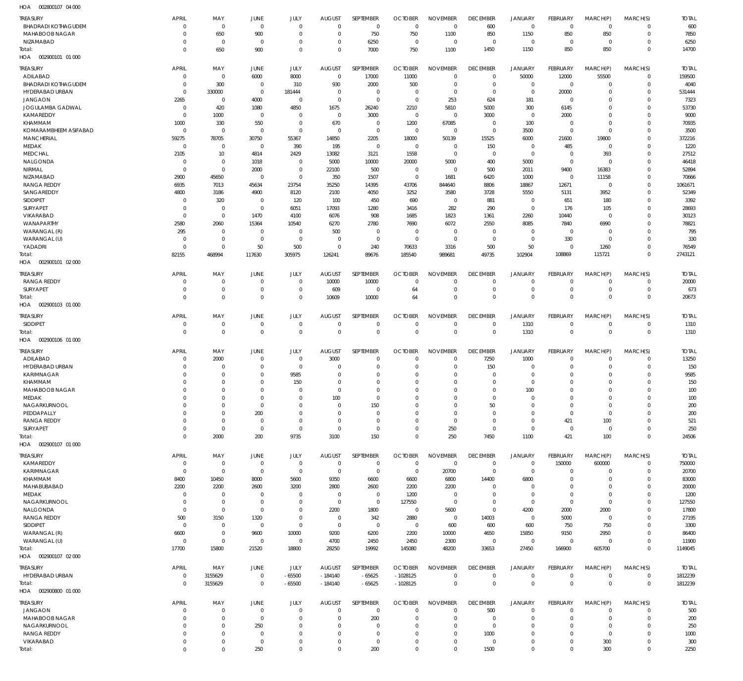HOA 002800107 04 000

| TREASURY | APRIL | MAY | JUNE | JULY | AUGUST | SEPTEMBER | OCTOBER | NOVEMBER | DECEMBER | JANUARY | FEBRUARY | MARCH(P) | MARCH(S) | TOTAL |
|---|---|---|---|---|---|---|---|---|---|---|---|---|---|---|
| BHADRADI KOTHAGUDEM | 0 | 0 | 0 | 0 | 0 | 0 | 0 | 0 | 600 | 0 | 0 | 0 | 0 | 600 |
| MAHABOOB NAGAR | 0 | 650 | 900 | 0 | 0 | 750 | 750 | 1100 | 850 | 1150 | 850 | 850 | 0 | 7850 |
| NIZAMABAD | 0 | 0 | 0 | 0 | 0 | 6250 | 0 | 0 | 0 | 0 | 0 | 0 | 0 | 6250 |
| Total: | 0 | 650 | 900 | 0 | 0 | 7000 | 750 | 1100 | 1450 | 1150 | 850 | 850 | 0 | 14700 |

HOA 002900101 01 000

| TREASURY | APRIL | MAY | JUNE | JULY | AUGUST | SEPTEMBER | OCTOBER | NOVEMBER | DECEMBER | JANUARY | FEBRUARY | MARCH(P) | MARCH(S) | TOTAL |
|---|---|---|---|---|---|---|---|---|---|---|---|---|---|---|
| ADILABAD | 0 | 0 | 6000 | 8000 | 0 | 17000 | 11000 | 0 | 0 | 50000 | 12000 | 55500 | 0 | 159500 |
| BHADRADI KOTHAGUDEM | 0 | 300 | 0 | 310 | 930 | 2000 | 500 | 0 | 0 | 0 | 0 | 0 | 0 | 4040 |
| HYDERABAD URBAN | 0 | 330000 | 0 | 181444 | 0 | 0 | 0 | 0 | 0 | 0 | 20000 | 0 | 0 | 531444 |
| JANGAON | 2265 | 0 | 4000 | 0 | 0 | 0 | 0 | 253 | 624 | 181 | 0 | 0 | 0 | 7323 |
| JOGULAMBA GADWAL | 0 | 420 | 1080 | 4850 | 1675 | 26240 | 2210 | 5810 | 5000 | 300 | 6145 | 0 | 0 | 53730 |
| KAMAREDDY | 0 | 1000 | 0 | 0 | 0 | 3000 | 0 | 0 | 3000 | 0 | 2000 | 0 | 0 | 9000 |
| KHAMMAM | 1000 | 330 | 550 | 0 | 670 | 0 | 1200 | 67085 | 0 | 100 | 0 | 0 | 0 | 70935 |
| KOMARAMBHEEM ASIFABAD | 0 | 0 | 0 | 0 | 0 | 0 | 0 | 0 | 0 | 3500 | 0 | 0 | 0 | 3500 |
| MANCHERIAL | 59275 | 78705 | 30750 | 55367 | 14850 | 2205 | 18000 | 50139 | 15525 | 6000 | 21600 | 19800 | 0 | 372216 |
| MEDAK | 0 | 0 | 0 | 390 | 195 | 0 | 0 | 0 | 150 | 0 | 485 | 0 | 0 | 1220 |
| MEDCHAL | 2105 | 10 | 4814 | 2429 | 13082 | 3121 | 1558 | 0 | 0 | 0 | 0 | 393 | 0 | 27512 |
| NALGONDA | 0 | 0 | 1018 | 0 | 5000 | 10000 | 20000 | 5000 | 400 | 5000 | 0 | 0 | 0 | 46418 |
| NIRMAL | 0 | 0 | 2000 | 0 | 22100 | 500 | 0 | 0 | 500 | 2011 | 9400 | 16383 | 0 | 52894 |
| NIZAMABAD | 2900 | 45650 | 0 | 0 | 350 | 1507 | 0 | 1681 | 6420 | 1000 | 0 | 11158 | 0 | 70666 |
| RANGA REDDY | 6935 | 7013 | 45634 | 23754 | 35250 | 14395 | 43706 | 844640 | 8806 | 18867 | 12671 | 0 | 0 | 1061671 |
| SANGAREDDY | 4800 | 3186 | 4900 | 8120 | 2100 | 4050 | 3252 | 3580 | 3728 | 5550 | 5131 | 3952 | 0 | 52349 |
| SIDDIPET | 0 | 320 | 0 | 120 | 100 | 450 | 690 | 0 | 881 | 0 | 651 | 180 | 0 | 3392 |
| SURYAPET | 0 | 0 | 0 | 6051 | 17093 | 1280 | 3416 | 282 | 290 | 0 | 176 | 105 | 0 | 28693 |
| VIKARABAD | 0 | 0 | 1470 | 4100 | 6076 | 908 | 1685 | 1823 | 1361 | 2260 | 10440 | 0 | 0 | 30123 |
| WANAPARTHY | 2580 | 2060 | 15364 | 10540 | 6270 | 2780 | 7690 | 6072 | 2550 | 8085 | 7840 | 6990 | 0 | 78821 |
| WARANGAL (R) | 295 | 0 | 0 | 0 | 500 | 0 | 0 | 0 | 0 | 0 | 0 | 0 | 0 | 795 |
| WARANGAL (U) | 0 | 0 | 0 | 0 | 0 | 0 | 0 | 0 | 0 | 0 | 330 | 0 | 0 | 330 |
| YADADRI | 0 | 0 | 50 | 500 | 0 | 240 | 70633 | 3316 | 500 | 50 | 0 | 1260 | 0 | 76549 |
| Total: | 82155 | 468994 | 117630 | 305975 | 126241 | 89676 | 185540 | 989681 | 49735 | 102904 | 108869 | 115721 | 0 | 2743121 |

HOA 002900101 02 000

| TREASURY | APRIL | MAY | JUNE | JULY | AUGUST | SEPTEMBER | OCTOBER | NOVEMBER | DECEMBER | JANUARY | FEBRUARY | MARCH(P) | MARCH(S) | TOTAL |
|---|---|---|---|---|---|---|---|---|---|---|---|---|---|---|
| RANGA REDDY | 0 | 0 | 0 | 0 | 10000 | 10000 | 0 | 0 | 0 | 0 | 0 | 0 | 0 | 20000 |
| SURYAPET | 0 | 0 | 0 | 0 | 609 | 0 | 64 | 0 | 0 | 0 | 0 | 0 | 0 | 673 |
| Total: | 0 | 0 | 0 | 0 | 10609 | 10000 | 64 | 0 | 0 | 0 | 0 | 0 | 0 | 20673 |

HOA 002900103 01 000

| TREASURY | APRIL | MAY | JUNE | JULY | AUGUST | SEPTEMBER | OCTOBER | NOVEMBER | DECEMBER | JANUARY | FEBRUARY | MARCH(P) | MARCH(S) | TOTAL |
|---|---|---|---|---|---|---|---|---|---|---|---|---|---|---|
| SIDDIPET | 0 | 0 | 0 | 0 | 0 | 0 | 0 | 0 | 0 | 1310 | 0 | 0 | 0 | 1310 |
| Total: | 0 | 0 | 0 | 0 | 0 | 0 | 0 | 0 | 0 | 1310 | 0 | 0 | 0 | 1310 |

HOA 002900106 01 000

| TREASURY | APRIL | MAY | JUNE | JULY | AUGUST | SEPTEMBER | OCTOBER | NOVEMBER | DECEMBER | JANUARY | FEBRUARY | MARCH(P) | MARCH(S) | TOTAL |
|---|---|---|---|---|---|---|---|---|---|---|---|---|---|---|
| ADILABAD | 0 | 2000 | 0 | 0 | 3000 | 0 | 0 | 0 | 7250 | 1000 | 0 | 0 | 0 | 13250 |
| HYDERABAD URBAN | 0 | 0 | 0 | 0 | 0 | 0 | 0 | 0 | 150 | 0 | 0 | 0 | 0 | 150 |
| KARIMNAGAR | 0 | 0 | 0 | 9585 | 0 | 0 | 0 | 0 | 0 | 0 | 0 | 0 | 0 | 9585 |
| KHAMMAM | 0 | 0 | 0 | 150 | 0 | 0 | 0 | 0 | 0 | 0 | 0 | 0 | 0 | 150 |
| MAHABOOB NAGAR | 0 | 0 | 0 | 0 | 0 | 0 | 0 | 0 | 0 | 100 | 0 | 0 | 0 | 100 |
| MEDAK | 0 | 0 | 0 | 0 | 100 | 0 | 0 | 0 | 0 | 0 | 0 | 0 | 0 | 100 |
| NAGARKURNOOL | 0 | 0 | 0 | 0 | 0 | 150 | 0 | 0 | 50 | 0 | 0 | 0 | 0 | 200 |
| PEDDAPALLY | 0 | 0 | 200 | 0 | 0 | 0 | 0 | 0 | 0 | 0 | 0 | 0 | 0 | 200 |
| RANGA REDDY | 0 | 0 | 0 | 0 | 0 | 0 | 0 | 0 | 0 | 0 | 421 | 100 | 0 | 521 |
| SURYAPET | 0 | 0 | 0 | 0 | 0 | 0 | 0 | 250 | 0 | 0 | 0 | 0 | 0 | 250 |
| Total: | 0 | 2000 | 200 | 9735 | 3100 | 150 | 0 | 250 | 7450 | 1100 | 421 | 100 | 0 | 24506 |

HOA 002900107 01 000

| TREASURY | APRIL | MAY | JUNE | JULY | AUGUST | SEPTEMBER | OCTOBER | NOVEMBER | DECEMBER | JANUARY | FEBRUARY | MARCH(P) | MARCH(S) | TOTAL |
|---|---|---|---|---|---|---|---|---|---|---|---|---|---|---|
| KAMAREDDY | 0 | 0 | 0 | 0 | 0 | 0 | 0 | 0 | 0 | 0 | 150000 | 600000 | 0 | 750000 |
| KARIMNAGAR | 0 | 0 | 0 | 0 | 0 | 0 | 0 | 20700 | 0 | 0 | 0 | 0 | 0 | 20700 |
| KHAMMAM | 8400 | 10450 | 8000 | 5600 | 9350 | 6600 | 6600 | 6800 | 14400 | 6800 | 0 | 0 | 0 | 83000 |
| MAHABUBABAD | 2200 | 2200 | 2600 | 3200 | 2800 | 2600 | 2200 | 2200 | 0 | 0 | 0 | 0 | 0 | 20000 |
| MEDAK | 0 | 0 | 0 | 0 | 0 | 0 | 1200 | 0 | 0 | 0 | 0 | 0 | 0 | 1200 |
| NAGARKURNOOL | 0 | 0 | 0 | 0 | 0 | 0 | 127550 | 0 | 0 | 0 | 0 | 0 | 0 | 127550 |
| NALGONDA | 0 | 0 | 0 | 0 | 2200 | 1800 | 0 | 5600 | 0 | 4200 | 2000 | 2000 | 0 | 17800 |
| RANGA REDDY | 500 | 3150 | 1320 | 0 | 0 | 342 | 2880 | 0 | 14003 | 0 | 5000 | 0 | 0 | 27195 |
| SIDDIPET | 0 | 0 | 0 | 0 | 0 | 0 | 0 | 600 | 600 | 600 | 750 | 750 | 0 | 3300 |
| WARANGAL (R) | 6600 | 0 | 9600 | 10000 | 9200 | 6200 | 2200 | 10000 | 4650 | 15850 | 9150 | 2950 | 0 | 86400 |
| WARANGAL (U) | 0 | 0 | 0 | 0 | 4700 | 2450 | 2450 | 2300 | 0 | 0 | 0 | 0 | 0 | 11900 |
| Total: | 17700 | 15800 | 21520 | 18800 | 28250 | 19992 | 145080 | 48200 | 33653 | 27450 | 166900 | 605700 | 0 | 1149045 |

HOA 002900107 02 000

| TREASURY | APRIL | MAY | JUNE | JULY | AUGUST | SEPTEMBER | OCTOBER | NOVEMBER | DECEMBER | JANUARY | FEBRUARY | MARCH(P) | MARCH(S) | TOTAL |
|---|---|---|---|---|---|---|---|---|---|---|---|---|---|---|
| HYDERABAD URBAN | 0 | 3155629 | 0 | -65500 | -184140 | -65625 | -1028125 | 0 | 0 | 0 | 0 | 0 | 0 | 1812239 |
| Total: | 0 | 3155629 | 0 | -65500 | -184140 | -65625 | -1028125 | 0 | 0 | 0 | 0 | 0 | 0 | 1812239 |

HOA 002900800 01 000

| TREASURY | APRIL | MAY | JUNE | JULY | AUGUST | SEPTEMBER | OCTOBER | NOVEMBER | DECEMBER | JANUARY | FEBRUARY | MARCH(P) | MARCH(S) | TOTAL |
|---|---|---|---|---|---|---|---|---|---|---|---|---|---|---|
| JANGAON | 0 | 0 | 0 | 0 | 0 | 0 | 0 | 0 | 500 | 0 | 0 | 0 | 0 | 500 |
| MAHABOOB NAGAR | 0 | 0 | 0 | 0 | 0 | 200 | 0 | 0 | 0 | 0 | 0 | 0 | 0 | 200 |
| NAGARKURNOOL | 0 | 0 | 250 | 0 | 0 | 0 | 0 | 0 | 0 | 0 | 0 | 0 | 0 | 250 |
| RANGA REDDY | 0 | 0 | 0 | 0 | 0 | 0 | 0 | 0 | 1000 | 0 | 0 | 0 | 0 | 1000 |
| VIKARABAD | 0 | 0 | 0 | 0 | 0 | 0 | 0 | 0 | 0 | 0 | 0 | 300 | 0 | 300 |
| Total: | 0 | 0 | 250 | 0 | 0 | 200 | 0 | 0 | 1500 | 0 | 0 | 300 | 0 | 2250 |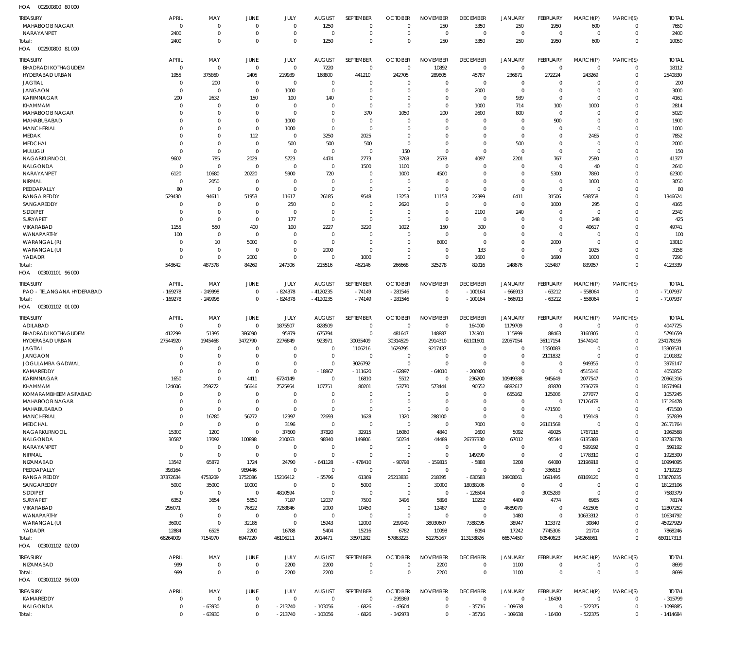HOA 002900800 80 000

| TREASURY | APRIL | MAY | JUNE | JULY | AUGUST | SEPTEMBER | OCTOBER | NOVEMBER | DECEMBER | JANUARY | FEBRUARY | MARCH(P) | MARCH(S) | TOTAL |
|---|---|---|---|---|---|---|---|---|---|---|---|---|---|---|
| MAHABOOB NAGAR | 0 | 0 | 0 | 0 | 1250 | 0 | 0 | 250 | 3350 | 250 | 1950 | 600 | 0 | 7650 |
| NARAYANPET | 2400 | 0 | 0 | 0 | 0 | 0 | 0 | 0 | 0 | 0 | 0 | 0 | 0 | 2400 |
| Total: | 2400 | 0 | 0 | 0 | 1250 | 0 | 0 | 250 | 3350 | 250 | 1950 | 600 | 0 | 10050 |

HOA 002900800 81 000

| TREASURY | APRIL | MAY | JUNE | JULY | AUGUST | SEPTEMBER | OCTOBER | NOVEMBER | DECEMBER | JANUARY | FEBRUARY | MARCH(P) | MARCH(S) | TOTAL |
|---|---|---|---|---|---|---|---|---|---|---|---|---|---|---|
| BHADRADI KOTHAGUDEM | 0 | 0 | 0 | 0 | 7220 | 0 | 0 | 10892 | 0 | 0 | 0 | 0 | 0 | 18112 |
| HYDERABAD URBAN | 1955 | 375860 | 2405 | 219939 | 168800 | 441210 | 242705 | 289805 | 45787 | 236871 | 272224 | 243269 | 0 | 2540830 |
| JAGTIAL | 0 | 200 | 0 | 0 | 0 | 0 | 0 | 0 | 0 | 0 | 0 | 0 | 0 | 200 |
| JANGAON | 0 | 0 | 0 | 1000 | 0 | 0 | 0 | 0 | 2000 | 0 | 0 | 0 | 0 | 3000 |
| KARIMNAGAR | 200 | 2632 | 150 | 100 | 140 | 0 | 0 | 0 | 0 | 939 | 0 | 0 | 0 | 4161 |
| KHAMMAM | 0 | 0 | 0 | 0 | 0 | 0 | 0 | 0 | 1000 | 714 | 100 | 1000 | 0 | 2814 |
| MAHABOOB NAGAR | 0 | 0 | 0 | 0 | 0 | 370 | 1050 | 200 | 2600 | 800 | 0 | 0 | 0 | 5020 |
| MAHABUBABAD | 0 | 0 | 0 | 1000 | 0 | 0 | 0 | 0 | 0 | 0 | 900 | 0 | 0 | 1900 |
| MANCHERIAL | 0 | 0 | 0 | 1000 | 0 | 0 | 0 | 0 | 0 | 0 | 0 | 0 | 0 | 1000 |
| MEDAK | 0 | 0 | 112 | 0 | 3250 | 2025 | 0 | 0 | 0 | 0 | 0 | 2465 | 0 | 7852 |
| MEDCHAL | 0 | 0 | 0 | 500 | 500 | 500 | 0 | 0 | 0 | 500 | 0 | 0 | 0 | 2000 |
| MULUGU | 0 | 0 | 0 | 0 | 0 | 0 | 150 | 0 | 0 | 0 | 0 | 0 | 0 | 150 |
| NAGARKURNOOL | 9602 | 785 | 2029 | 5723 | 4474 | 2773 | 3768 | 2578 | 4097 | 2201 | 767 | 2580 | 0 | 41377 |
| NALGONDA | 0 | 0 | 0 | 0 | 0 | 1500 | 1100 | 0 | 0 | 0 | 0 | 40 | 0 | 2640 |
| NARAYANPET | 6120 | 10680 | 20220 | 5900 | 720 | 0 | 1000 | 4500 | 0 | 0 | 5300 | 7860 | 0 | 62300 |
| NIRMAL | 0 | 2050 | 0 | 0 | 0 | 0 | 0 | 0 | 0 | 0 | 0 | 1000 | 0 | 3050 |
| PEDDAPALLY | 80 | 0 | 0 | 0 | 0 | 0 | 0 | 0 | 0 | 0 | 0 | 0 | 0 | 80 |
| RANGA REDDY | 529430 | 94611 | 51953 | 11617 | 26185 | 9548 | 13253 | 11153 | 22399 | 6411 | 31506 | 538558 | 0 | 1346624 |
| SANGAREDDY | 0 | 0 | 0 | 250 | 0 | 0 | 2620 | 0 | 0 | 0 | 1000 | 295 | 0 | 4165 |
| SIDDIPET | 0 | 0 | 0 | 0 | 0 | 0 | 0 | 0 | 2100 | 240 | 0 | 0 | 0 | 2340 |
| SURYAPET | 0 | 0 | 0 | 177 | 0 | 0 | 0 | 0 | 0 | 0 | 0 | 248 | 0 | 425 |
| VIKARABAD | 1155 | 550 | 400 | 100 | 2227 | 3220 | 1022 | 150 | 300 | 0 | 0 | 40617 | 0 | 49741 |
| WANAPARTHY | 100 | 0 | 0 | 0 | 0 | 0 | 0 | 0 | 0 | 0 | 0 | 0 | 0 | 100 |
| WARANGAL (R) | 0 | 10 | 5000 | 0 | 0 | 0 | 0 | 6000 | 0 | 0 | 2000 | 0 | 0 | 13010 |
| WARANGAL (U) | 0 | 0 | 0 | 0 | 2000 | 0 | 0 | 0 | 133 | 0 | 0 | 1025 | 0 | 3158 |
| YADADRI | 0 | 0 | 2000 | 0 | 0 | 1000 | 0 | 0 | 1600 | 0 | 1690 | 1000 | 0 | 7290 |
| Total: | 548642 | 487378 | 84269 | 247306 | 215516 | 462146 | 266668 | 325278 | 82016 | 248676 | 315487 | 839957 | 0 | 4123339 |

HOA 003001101 96 000

| TREASURY | APRIL | MAY | JUNE | JULY | AUGUST | SEPTEMBER | OCTOBER | NOVEMBER | DECEMBER | JANUARY | FEBRUARY | MARCH(P) | MARCH(S) | TOTAL |
|---|---|---|---|---|---|---|---|---|---|---|---|---|---|---|
| PAO - TELANGANA HYDERABAD | -169278 | -249998 | 0 | -824378 | -4120235 | -74149 | -281546 | 0 | -100164 | -666913 | -63212 | -558064 | 0 | -7107937 |
| Total: | -169278 | -249998 | 0 | -824378 | -4120235 | -74149 | -281546 | 0 | -100164 | -666913 | -63212 | -558064 | 0 | -7107937 |

HOA 003001102 01 000

| TREASURY | APRIL | MAY | JUNE | JULY | AUGUST | SEPTEMBER | OCTOBER | NOVEMBER | DECEMBER | JANUARY | FEBRUARY | MARCH(P) | MARCH(S) | TOTAL |
|---|---|---|---|---|---|---|---|---|---|---|---|---|---|---|
| ADILABAD | 0 | 0 | 0 | 1875507 | 828509 | 0 | 0 | 0 | 164000 | 1179709 | 0 | 0 | 0 | 4047725 |
| BHADRADI KOTHAGUDEM | 412299 | 51395 | 386090 | 95879 | 675794 | 0 | 481647 | 148887 | 174901 | 115999 | 88463 | 3160305 | 0 | 5791659 |
| HYDERABAD URBAN | 27544920 | 1945468 | 3472790 | 2276849 | 923971 | 30035409 | 30314529 | 2914310 | 61101601 | 22057054 | 36117154 | 15474140 | 0 | 234178195 |
| JAGTIAL | 0 | 0 | 0 | 0 | 0 | 1106216 | 1629795 | 9217437 | 0 | 0 | 1350083 | 0 | 0 | 13303531 |
| JANGAON | 0 | 0 | 0 | 0 | 0 | 0 | 0 | 0 | 0 | 0 | 2101832 | 0 | 0 | 2101832 |
| JOGULAMBA GADWAL | 0 | 0 | 0 | 0 | 0 | 3026792 | 0 | 0 | 0 | 0 | 0 | 949355 | 0 | 3976147 |
| KAMAREDDY | 0 | 0 | 0 | 0 | -18867 | -111620 | -62897 | -64010 | -206900 | 0 | 0 | 4515146 | 0 | 4050852 |
| KARIMNAGAR | 1650 | 0 | 4411 | 6724149 | 0 | 16810 | 5512 | 0 | 236200 | 10949388 | 945649 | 2077547 | 0 | 20961316 |
| KHAMMAM | 124606 | 259272 | 56646 | 7525954 | 107751 | 80201 | 53770 | 573444 | 90552 | 6882617 | 83870 | 2736278 | 0 | 18574961 |
| KOMARAMBHEEM ASIFABAD | 0 | 0 | 0 | 0 | 0 | 0 | 0 | 0 | 0 | 655162 | 125006 | 277077 | 0 | 1057245 |
| MAHABOOB NAGAR | 0 | 0 | 0 | 0 | 0 | 0 | 0 | 0 | 0 | 0 | 0 | 17126478 | 0 | 17126478 |
| MAHABUBABAD | 0 | 0 | 0 | 0 | 0 | 0 | 0 | 0 | 0 | 0 | 471500 | 0 | 0 | 471500 |
| MANCHERIAL | 0 | 16280 | 56272 | 12397 | 22693 | 1628 | 1320 | 288100 | 0 | 0 | 0 | 159149 | 0 | 557839 |
| MEDCHAL | 0 | 0 | 0 | 3196 | 0 | 0 | 0 | 0 | 7000 | 0 | 26161568 | 0 | 0 | 26171764 |
| NAGARKURNOOL | 15300 | 1200 | 0 | 37600 | 37820 | 32915 | 16060 | 4840 | 2600 | 5092 | 49025 | 1767116 | 0 | 1969568 |
| NALGONDA | 30587 | 17092 | 100898 | 210063 | 98340 | 149806 | 50234 | 44489 | 26737330 | 67012 | 95544 | 6135383 | 0 | 33736778 |
| NARAYANPET | 0 | 0 | 0 | 0 | 0 | 0 | 0 | 0 | 0 | 0 | 0 | 599192 | 0 | 599192 |
| NIRMAL | 0 | 0 | 0 | 0 | 0 | 0 | 0 | 0 | 149990 | 0 | 0 | 1778310 | 0 | 1928300 |
| NIZAMABAD | 13542 | 65872 | 1724 | 24790 | -641128 | -478410 | -90798 | -159815 | -5888 | 3208 | 64080 | 12196918 | 0 | 10994095 |
| PEDDAPALLY | 393164 | 0 | 989446 | 0 | 0 | 0 | 0 | 0 | 0 | 0 | 336613 | 0 | 0 | 1719223 |
| RANGA REDDY | 37372634 | 4753209 | 1752086 | 15216412 | -55796 | 61369 | 25213833 | 218395 | -630583 | 19908061 | 1691495 | 68169120 | 0 | 173670235 |
| SANGAREDDY | 5000 | 35000 | 10000 | 0 | 0 | 5000 | 0 | 30000 | 18038106 | 0 | 0 | 0 | 0 | 18123106 |
| SIDDIPET | 0 | 0 | 0 | 4810594 | 0 | 0 | 0 | 0 | -126504 | 0 | 3005289 | 0 | 0 | 7689379 |
| SURYAPET | 6352 | 3654 | 5650 | 7187 | 12037 | 7500 | 3496 | 5898 | 10232 | 4409 | 4774 | 6985 | 0 | 78174 |
| VIKARABAD | 295071 | 0 | 76822 | 7268846 | 2000 | 10450 | 0 | 12487 | 0 | 4689070 | 0 | 452506 | 0 | 12807252 |
| WANAPARTHY | 0 | 0 | 0 | 0 | 0 | 0 | 0 | 0 | 0 | 1480 | 0 | 10633312 | 0 | 10634792 |
| WARANGAL (U) | 36000 | 0 | 32185 | 0 | 15943 | 12000 | 239940 | 38030607 | 7388095 | 38947 | 103372 | 30840 | 0 | 45927929 |
| YADADRI | 12884 | 6528 | 2200 | 16788 | 5404 | 15216 | 6782 | 10098 | 8094 | 17242 | 7745306 | 21704 | 0 | 7868246 |
| Total: | 66264009 | 7154970 | 6947220 | 46106211 | 2014471 | 33971282 | 57863223 | 51275167 | 113138826 | 66574450 | 80540623 | 148266861 | 0 | 680117313 |

HOA 003001102 02 000

| TREASURY | APRIL | MAY | JUNE | JULY | AUGUST | SEPTEMBER | OCTOBER | NOVEMBER | DECEMBER | JANUARY | FEBRUARY | MARCH(P) | MARCH(S) | TOTAL |
|---|---|---|---|---|---|---|---|---|---|---|---|---|---|---|
| NIZAMABAD | 999 | 0 | 0 | 2200 | 2200 | 0 | 0 | 2200 | 0 | 1100 | 0 | 0 | 0 | 8699 |
| Total: | 999 | 0 | 0 | 2200 | 2200 | 0 | 0 | 2200 | 0 | 1100 | 0 | 0 | 0 | 8699 |

HOA 003001102 96 000

| TREASURY | APRIL | MAY | JUNE | JULY | AUGUST | SEPTEMBER | OCTOBER | NOVEMBER | DECEMBER | JANUARY | FEBRUARY | MARCH(P) | MARCH(S) | TOTAL |
|---|---|---|---|---|---|---|---|---|---|---|---|---|---|---|
| KAMAREDDY | 0 | 0 | 0 | 0 | 0 | 0 | -299369 | 0 | 0 | 0 | -16430 | 0 | 0 | -315799 |
| NALGONDA | 0 | -63930 | 0 | -213740 | -103056 | -6826 | -43604 | 0 | -35716 | -109638 | 0 | -522375 | 0 | -1098885 |
| Total: | 0 | -63930 | 0 | -213740 | -103056 | -6826 | -342973 | 0 | -35716 | -109638 | -16430 | -522375 | 0 | -1414684 |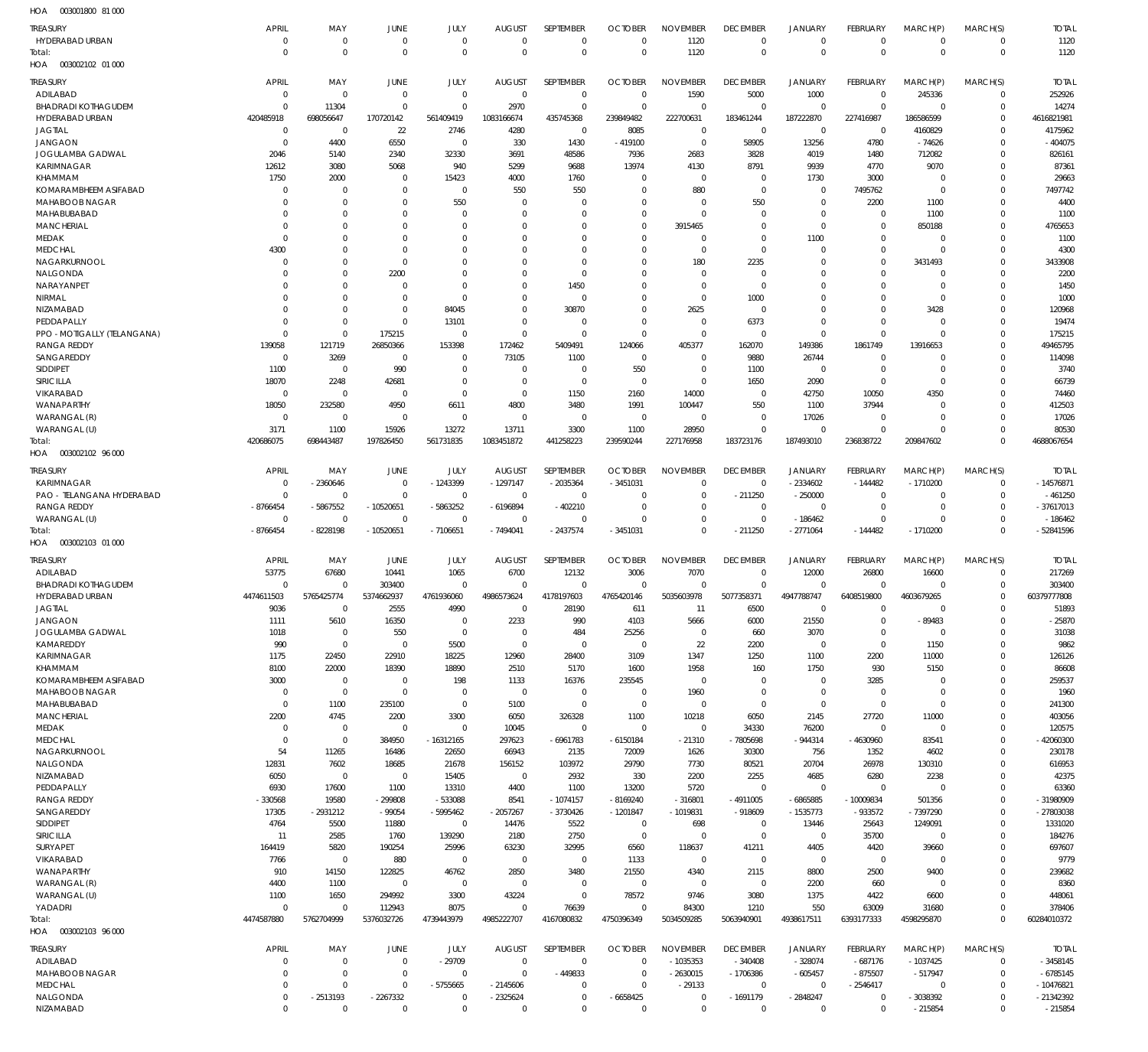HOA 003001800 81 000

| TREASURY | APRIL | MAY | JUNE | JULY | AUGUST | SEPTEMBER | OCTOBER | NOVEMBER | DECEMBER | JANUARY | FEBRUARY | MARCH(P) | MARCH(S) | TOTAL |
|---|---|---|---|---|---|---|---|---|---|---|---|---|---|---|
| HYDERABAD URBAN | 0 | 0 | 0 | 0 | 0 | 0 | 0 | 1120 | 0 | 0 | 0 | 0 | 0 | 1120 |
| Total: | 0 | 0 | 0 | 0 | 0 | 0 | 0 | 1120 | 0 | 0 | 0 | 0 | 0 | 1120 |

HOA 003002102 01 000

| TREASURY | APRIL | MAY | JUNE | JULY | AUGUST | SEPTEMBER | OCTOBER | NOVEMBER | DECEMBER | JANUARY | FEBRUARY | MARCH(P) | MARCH(S) | TOTAL |
|---|---|---|---|---|---|---|---|---|---|---|---|---|---|---|
| ADILABAD | 0 | 0 | 0 | 0 | 0 | 0 | 0 | 1590 | 5000 | 1000 | 0 | 245336 | 0 | 252926 |
| BHADRADI KOTHAGUDEM | 0 | 11304 | 0 | 0 | 2970 | 0 | 0 | 0 | 0 | 0 | 0 | 0 | 0 | 14274 |
| HYDERABAD URBAN | 420485918 | 698056647 | 170720142 | 561409419 | 1083166674 | 435745368 | 239849482 | 222700631 | 183461244 | 187222870 | 227416987 | 186586599 | 0 | 4616821981 |
| JAGTIAL | 0 | 0 | 22 | 2746 | 4280 | 0 | 8085 | 0 | 0 | 0 | 0 | 4160829 | 0 | 4175962 |
| JANGAON | 0 | 4400 | 6550 | 0 | 330 | 1430 | -419100 | 0 | 58905 | 13256 | 4780 | -74626 | 0 | -404075 |
| JOGULAMBA GADWAL | 2046 | 5140 | 2340 | 32330 | 3691 | 48586 | 7936 | 2683 | 3828 | 4019 | 1480 | 712082 | 0 | 826161 |
| KARIMNAGAR | 12612 | 3080 | 5068 | 940 | 5299 | 9688 | 13974 | 4130 | 8791 | 9939 | 4770 | 9070 | 0 | 87361 |
| KHAMMAM | 1750 | 2000 | 0 | 15423 | 4000 | 1760 | 0 | 0 | 0 | 1730 | 3000 | 0 | 0 | 29663 |
| KOMARAMBHEEM ASIFABAD | 0 | 0 | 0 | 0 | 550 | 550 | 0 | 880 | 0 | 0 | 7495762 | 0 | 0 | 7497742 |
| MAHABOOB NAGAR | 0 | 0 | 0 | 550 | 0 | 0 | 0 | 0 | 550 | 0 | 2200 | 1100 | 0 | 4400 |
| MAHABUBABAD | 0 | 0 | 0 | 0 | 0 | 0 | 0 | 0 | 0 | 0 | 0 | 1100 | 0 | 1100 |
| MANCHERIAL | 0 | 0 | 0 | 0 | 0 | 0 | 0 | 3915465 | 0 | 0 | 0 | 850188 | 0 | 4765653 |
| MEDAK | 0 | 0 | 0 | 0 | 0 | 0 | 0 | 0 | 0 | 1100 | 0 | 0 | 0 | 1100 |
| MEDCHAL | 4300 | 0 | 0 | 0 | 0 | 0 | 0 | 0 | 0 | 0 | 0 | 0 | 0 | 4300 |
| NAGARKURNOOL | 0 | 0 | 0 | 0 | 0 | 0 | 0 | 180 | 2235 | 0 | 0 | 3431493 | 0 | 3433908 |
| NALGONDA | 0 | 0 | 2200 | 0 | 0 | 0 | 0 | 0 | 0 | 0 | 0 | 0 | 0 | 2200 |
| NARAYANPET | 0 | 0 | 0 | 0 | 0 | 1450 | 0 | 0 | 0 | 0 | 0 | 0 | 0 | 1450 |
| NIRMAL | 0 | 0 | 0 | 0 | 0 | 0 | 0 | 0 | 1000 | 0 | 0 | 0 | 0 | 1000 |
| NIZAMABAD | 0 | 0 | 0 | 84045 | 0 | 30870 | 0 | 2625 | 0 | 0 | 0 | 3428 | 0 | 120968 |
| PEDDAPALLY | 0 | 0 | 0 | 13101 | 0 | 0 | 0 | 0 | 6373 | 0 | 0 | 0 | 0 | 19474 |
| PPO - MOTIGALLY (TELANGANA) | 0 | 0 | 175215 | 0 | 0 | 0 | 0 | 0 | 0 | 0 | 0 | 0 | 0 | 175215 |
| RANGA REDDY | 139058 | 121719 | 26850366 | 153398 | 172462 | 5409491 | 124066 | 405377 | 162070 | 149386 | 1861749 | 13916653 | 0 | 49465795 |
| SANGAREDDY | 0 | 3269 | 0 | 0 | 73105 | 1100 | 0 | 0 | 9880 | 26744 | 0 | 0 | 0 | 114098 |
| SIDDIPET | 1100 | 0 | 990 | 0 | 0 | 0 | 550 | 0 | 1100 | 0 | 0 | 0 | 0 | 3740 |
| SIRICILLA | 18070 | 2248 | 42681 | 0 | 0 | 0 | 0 | 0 | 1650 | 2090 | 0 | 0 | 0 | 66739 |
| VIKARABAD | 0 | 0 | 0 | 0 | 0 | 1150 | 2160 | 14000 | 0 | 42750 | 10050 | 4350 | 0 | 74460 |
| WANAPARTHY | 18050 | 232580 | 4950 | 6611 | 4800 | 3480 | 1991 | 100447 | 550 | 1100 | 37944 | 0 | 0 | 412503 |
| WARANGAL (R) | 0 | 0 | 0 | 0 | 0 | 0 | 0 | 0 | 0 | 17026 | 0 | 0 | 0 | 17026 |
| WARANGAL (U) | 3171 | 1100 | 15926 | 13272 | 13711 | 3300 | 1100 | 28950 | 0 | 0 | 0 | 0 | 0 | 80530 |
| Total: | 420686075 | 698443487 | 197826450 | 561731835 | 1083451872 | 441258223 | 239590244 | 227176958 | 183723176 | 187493010 | 236838722 | 209847602 | 0 | 4688067654 |

HOA 003002102 96 000

| TREASURY | APRIL | MAY | JUNE | JULY | AUGUST | SEPTEMBER | OCTOBER | NOVEMBER | DECEMBER | JANUARY | FEBRUARY | MARCH(P) | MARCH(S) | TOTAL |
|---|---|---|---|---|---|---|---|---|---|---|---|---|---|---|
| KARIMNAGAR | 0 | -2360646 | 0 | -1243399 | -1297147 | -2035364 | -3451031 | 0 | 0 | -2334602 | -144482 | -1710200 | 0 | -14576871 |
| PAO - TELANGANA HYDERABAD | 0 | 0 | 0 | 0 | 0 | 0 | 0 | 0 | -211250 | -250000 | 0 | 0 | 0 | -461250 |
| RANGA REDDY | -8766454 | -5867552 | -10520651 | -5863252 | -6196894 | -402210 | 0 | 0 | 0 | 0 | 0 | 0 | 0 | -37617013 |
| WARANGAL (U) | 0 | 0 | 0 | 0 | 0 | 0 | 0 | 0 | 0 | -186462 | 0 | 0 | 0 | -186462 |
| Total: | -8766454 | -8228198 | -10520651 | -7106651 | -7494041 | -2437574 | -3451031 | 0 | -211250 | -2771064 | -144482 | -1710200 | 0 | -52841596 |

HOA 003002103 01 000

| TREASURY | APRIL | MAY | JUNE | JULY | AUGUST | SEPTEMBER | OCTOBER | NOVEMBER | DECEMBER | JANUARY | FEBRUARY | MARCH(P) | MARCH(S) | TOTAL |
|---|---|---|---|---|---|---|---|---|---|---|---|---|---|---|
| ADILABAD | 53775 | 67680 | 10441 | 1065 | 6700 | 12132 | 3006 | 7070 | 0 | 12000 | 26800 | 16600 | 0 | 217269 |
| BHADRADI KOTHAGUDEM | 0 | 0 | 303400 | 0 | 0 | 0 | 0 | 0 | 0 | 0 | 0 | 0 | 0 | 303400 |
| HYDERABAD URBAN | 4474611503 | 5765425774 | 5374662937 | 4761936060 | 4986573624 | 4178197603 | 4765420146 | 5035603978 | 5077358371 | 4947788747 | 6408519800 | 4603679265 | 0 | 60379777808 |
| JAGTIAL | 9036 | 0 | 2555 | 4990 | 0 | 28190 | 611 | 11 | 6500 | 0 | 0 | 0 | 0 | 51893 |
| JANGAON | 1111 | 5610 | 16350 | 0 | 2233 | 990 | 4103 | 5666 | 6000 | 21550 | 0 | -89483 | 0 | -25870 |
| JOGULAMBA GADWAL | 1018 | 0 | 550 | 0 | 0 | 484 | 25256 | 0 | 660 | 3070 | 0 | 0 | 0 | 31038 |
| KAMAREDDY | 990 | 0 | 0 | 5500 | 0 | 0 | 0 | 22 | 2200 | 0 | 0 | 1150 | 0 | 9862 |
| KARIMNAGAR | 1175 | 22450 | 22910 | 18225 | 12960 | 28400 | 3109 | 1347 | 1250 | 1100 | 2200 | 11000 | 0 | 126126 |
| KHAMMAM | 8100 | 22000 | 18390 | 18890 | 2510 | 5170 | 1600 | 1958 | 160 | 1750 | 930 | 5150 | 0 | 86608 |
| KOMARAMBHEEM ASIFABAD | 3000 | 0 | 0 | 198 | 1133 | 16376 | 235545 | 0 | 0 | 0 | 3285 | 0 | 0 | 259537 |
| MAHABOOB NAGAR | 0 | 0 | 0 | 0 | 0 | 0 | 0 | 1960 | 0 | 0 | 0 | 0 | 0 | 1960 |
| MAHABUBABAD | 0 | 1100 | 235100 | 0 | 5100 | 0 | 0 | 0 | 0 | 0 | 0 | 0 | 0 | 241300 |
| MANCHERIAL | 2200 | 4745 | 2200 | 3300 | 6050 | 326328 | 1100 | 10218 | 6050 | 2145 | 27720 | 11000 | 0 | 403056 |
| MEDAK | 0 | 0 | 0 | 0 | 10045 | 0 | 0 | 0 | 34330 | 76200 | 0 | 0 | 0 | 120575 |
| MEDCHAL | 0 | 0 | 384950 | -16312165 | 297623 | -6961783 | -6150184 | -21310 | -7805698 | -944314 | -4630960 | 83541 | 0 | -42060300 |
| NAGARKURNOOL | 54 | 11265 | 16486 | 22650 | 66943 | 2135 | 72009 | 1626 | 30300 | 756 | 1352 | 4602 | 0 | 230178 |
| NALGONDA | 12831 | 7602 | 18685 | 21678 | 156152 | 103972 | 29790 | 7730 | 80521 | 20704 | 26978 | 130310 | 0 | 616953 |
| NIZAMABAD | 6050 | 0 | 0 | 15405 | 0 | 2932 | 330 | 2200 | 2255 | 4685 | 6280 | 2238 | 0 | 42375 |
| PEDDAPALLY | 6930 | 17600 | 1100 | 13310 | 4400 | 1100 | 13200 | 5720 | 0 | 0 | 0 | 0 | 0 | 63360 |
| RANGA REDDY | -330568 | 19580 | -299808 | -533088 | 8541 | -1074157 | -8169240 | -316801 | -4911005 | -6865885 | -10009834 | 501356 | 0 | -31980909 |
| SANGAREDDY | 17305 | -2931212 | -99054 | -5995462 | -2057267 | -3730426 | -1201847 | -1019831 | -918609 | -1535773 | -933572 | -7397290 | 0 | -27803038 |
| SIDDIPET | 4764 | 5500 | 11880 | 0 | 14476 | 5522 | 0 | 698 | 0 | 13446 | 25643 | 1249091 | 0 | 1331020 |
| SIRICILLA | 11 | 2585 | 1760 | 139290 | 2180 | 2750 | 0 | 0 | 0 | 0 | 35700 | 0 | 0 | 184276 |
| SURYAPET | 164419 | 5820 | 190254 | 25996 | 63230 | 32995 | 6560 | 118637 | 41211 | 4405 | 4420 | 39660 | 0 | 697607 |
| VIKARABAD | 7766 | 0 | 880 | 0 | 0 | 0 | 1133 | 0 | 0 | 0 | 0 | 0 | 0 | 9779 |
| WANAPARTHY | 910 | 14150 | 122825 | 46762 | 2850 | 3480 | 21550 | 4340 | 2115 | 8800 | 2500 | 9400 | 0 | 239682 |
| WARANGAL (R) | 4400 | 1100 | 0 | 0 | 0 | 0 | 0 | 0 | 0 | 2200 | 660 | 0 | 0 | 8360 |
| WARANGAL (U) | 1100 | 1650 | 294992 | 3300 | 43224 | 0 | 78572 | 9746 | 3080 | 1375 | 4422 | 6600 | 0 | 448061 |
| YADADRI | 0 | 0 | 112943 | 8075 | 0 | 76639 | 0 | 84300 | 1210 | 550 | 63009 | 31680 | 0 | 378406 |
| Total: | 4474587880 | 5762704999 | 5376032726 | 4739443979 | 4985222707 | 4167080832 | 4750396349 | 5034509285 | 5063940901 | 4938617511 | 6393177333 | 4598295870 | 0 | 60284010372 |

HOA 003002103 96 000

| TREASURY | APRIL | MAY | JUNE | JULY | AUGUST | SEPTEMBER | OCTOBER | NOVEMBER | DECEMBER | JANUARY | FEBRUARY | MARCH(P) | MARCH(S) | TOTAL |
|---|---|---|---|---|---|---|---|---|---|---|---|---|---|---|
| ADILABAD | 0 | 0 | 0 | -29709 | 0 | 0 | 0 | -1035353 | -340408 | -328074 | -687176 | -1037425 | 0 | -3458145 |
| MAHABOOB NAGAR | 0 | 0 | 0 | 0 | 0 | -449833 | 0 | -2630015 | -1706386 | -605457 | -875507 | -517947 | 0 | -6785145 |
| MEDCHAL | 0 | 0 | 0 | -5755665 | -2145606 | 0 | 0 | -29133 | 0 | 0 | -2546417 | 0 | 0 | -10476821 |
| NALGONDA | 0 | -2513193 | -2267332 | 0 | -2325624 | 0 | -6658425 | 0 | -1691179 | -2848247 | 0 | -3038392 | 0 | -21342392 |
| NIZAMABAD | 0 | 0 | 0 | 0 | 0 | 0 | 0 | 0 | 0 | 0 | 0 | -215854 | 0 | -215854 |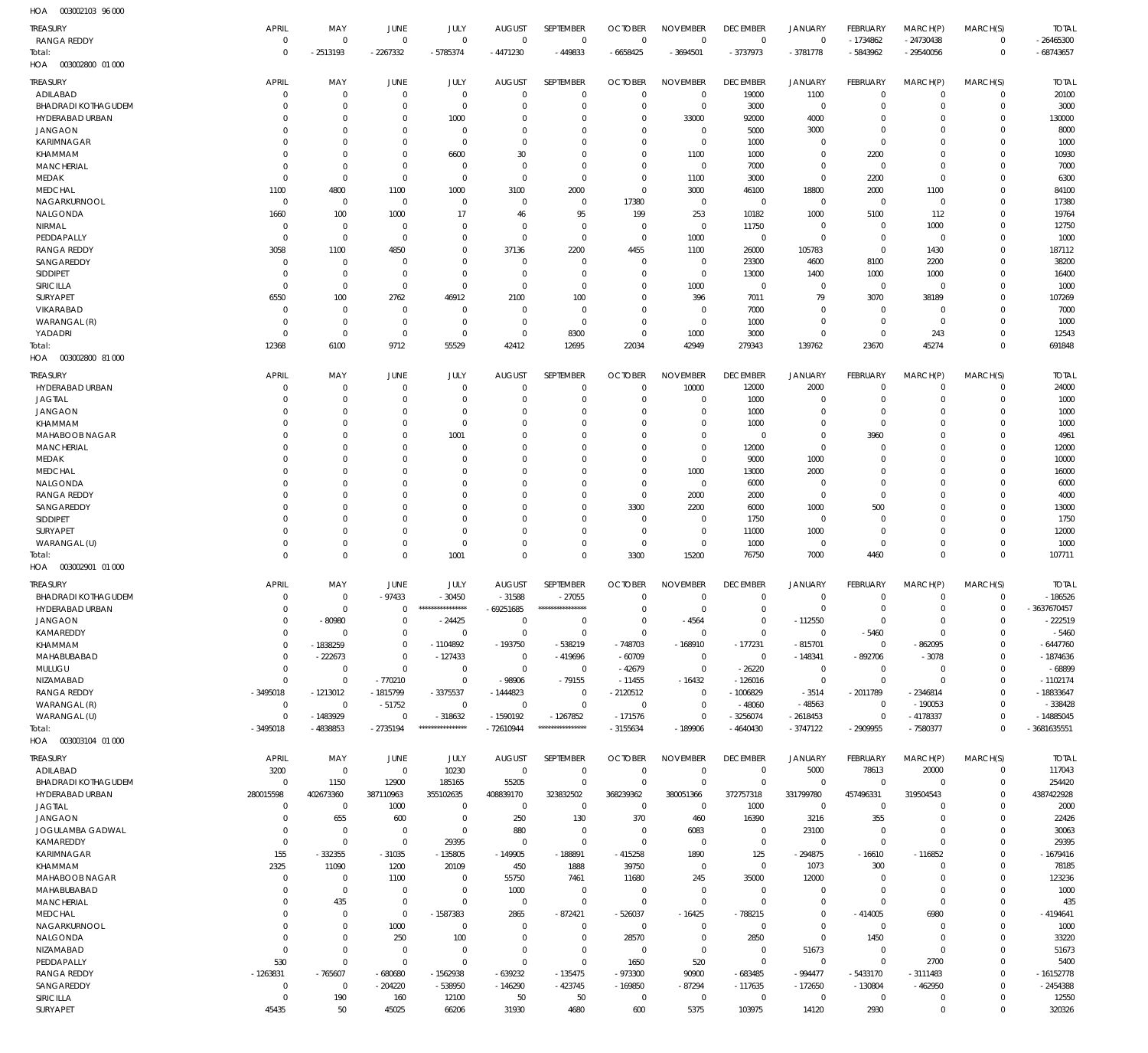HOA 003002103 96 000

| TREASURY | APRIL | MAY | JUNE | JULY | AUGUST | SEPTEMBER | OCTOBER | NOVEMBER | DECEMBER | JANUARY | FEBRUARY | MARCH(P) | MARCH(S) | TOTAL |
|---|---|---|---|---|---|---|---|---|---|---|---|---|---|---|
| RANGA REDDY | 0 | 0 | 0 | 0 | 0 | 0 | 0 | 0 | 0 | 0 | - 1734862 | - 24730438 | 0 | - 26465300 |
| Total: | 0 | - 2513193 | - 2267332 | - 5785374 | - 4471230 | - 449833 | - 6658425 | - 3694501 | - 3737973 | - 3781778 | - 5843962 | - 29540056 | 0 | - 68743657 |

HOA 003002800 01 000

| TREASURY | APRIL | MAY | JUNE | JULY | AUGUST | SEPTEMBER | OCTOBER | NOVEMBER | DECEMBER | JANUARY | FEBRUARY | MARCH(P) | MARCH(S) | TOTAL |
|---|---|---|---|---|---|---|---|---|---|---|---|---|---|---|
| ADILABAD | 0 | 0 | 0 | 0 | 0 | 0 | 0 | 0 | 19000 | 1100 | 0 | 0 | 0 | 20100 |
| BHADRADI KOTHAGUDEM | 0 | 0 | 0 | 0 | 0 | 0 | 0 | 0 | 3000 | 0 | 0 | 0 | 0 | 3000 |
| HYDERABAD URBAN | 0 | 0 | 0 | 1000 | 0 | 0 | 0 | 33000 | 92000 | 4000 | 0 | 0 | 0 | 130000 |
| JANGAON | 0 | 0 | 0 | 0 | 0 | 0 | 0 | 0 | 5000 | 3000 | 0 | 0 | 0 | 8000 |
| KARIMNAGAR | 0 | 0 | 0 | 0 | 0 | 0 | 0 | 0 | 1000 | 0 | 0 | 0 | 0 | 1000 |
| KHAMMAM | 0 | 0 | 0 | 6600 | 30 | 0 | 0 | 1100 | 1000 | 0 | 2200 | 0 | 0 | 10930 |
| MANCHERIAL | 0 | 0 | 0 | 0 | 0 | 0 | 0 | 0 | 7000 | 0 | 0 | 0 | 0 | 7000 |
| MEDAK | 0 | 0 | 0 | 0 | 0 | 0 | 0 | 1100 | 3000 | 0 | 2200 | 0 | 0 | 6300 |
| MEDCHAL | 1100 | 4800 | 1100 | 1000 | 3100 | 2000 | 0 | 3000 | 46100 | 18800 | 2000 | 1100 | 0 | 84100 |
| NAGARKURNOOL | 0 | 0 | 0 | 0 | 0 | 0 | 17380 | 0 | 0 | 0 | 0 | 0 | 0 | 17380 |
| NALGONDA | 1660 | 100 | 1000 | 17 | 46 | 95 | 199 | 253 | 10182 | 1000 | 5100 | 112 | 0 | 19764 |
| NIRMAL | 0 | 0 | 0 | 0 | 0 | 0 | 0 | 0 | 11750 | 0 | 0 | 1000 | 0 | 12750 |
| PEDDAPALLY | 0 | 0 | 0 | 0 | 0 | 0 | 0 | 1000 | 0 | 0 | 0 | 0 | 0 | 1000 |
| RANGA REDDY | 3058 | 1100 | 4850 | 0 | 37136 | 2200 | 4455 | 1100 | 26000 | 105783 | 0 | 1430 | 0 | 187112 |
| SANGAREDDY | 0 | 0 | 0 | 0 | 0 | 0 | 0 | 0 | 23300 | 4600 | 8100 | 2200 | 0 | 38200 |
| SIDDIPET | 0 | 0 | 0 | 0 | 0 | 0 | 0 | 0 | 13000 | 1400 | 1000 | 1000 | 0 | 16400 |
| SIRICILLA | 0 | 0 | 0 | 0 | 0 | 0 | 0 | 1000 | 0 | 0 | 0 | 0 | 0 | 1000 |
| SURYAPET | 6550 | 100 | 2762 | 46912 | 2100 | 100 | 0 | 396 | 7011 | 79 | 3070 | 38189 | 0 | 107269 |
| VIKARABAD | 0 | 0 | 0 | 0 | 0 | 0 | 0 | 0 | 7000 | 0 | 0 | 0 | 0 | 7000 |
| WARANGAL (R) | 0 | 0 | 0 | 0 | 0 | 0 | 0 | 0 | 1000 | 0 | 0 | 0 | 0 | 1000 |
| YADADRI | 0 | 0 | 0 | 0 | 0 | 8300 | 0 | 1000 | 3000 | 0 | 0 | 243 | 0 | 12543 |
| Total: | 12368 | 6100 | 9712 | 55529 | 42412 | 12695 | 22034 | 42949 | 279343 | 139762 | 23670 | 45274 | 0 | 691848 |

HOA 003002800 81 000

| TREASURY | APRIL | MAY | JUNE | JULY | AUGUST | SEPTEMBER | OCTOBER | NOVEMBER | DECEMBER | JANUARY | FEBRUARY | MARCH(P) | MARCH(S) | TOTAL |
|---|---|---|---|---|---|---|---|---|---|---|---|---|---|---|
| HYDERABAD URBAN | 0 | 0 | 0 | 0 | 0 | 0 | 0 | 10000 | 12000 | 2000 | 0 | 0 | 0 | 24000 |
| JAGTIAL | 0 | 0 | 0 | 0 | 0 | 0 | 0 | 0 | 1000 | 0 | 0 | 0 | 0 | 1000 |
| JANGAON | 0 | 0 | 0 | 0 | 0 | 0 | 0 | 0 | 1000 | 0 | 0 | 0 | 0 | 1000 |
| KHAMMAM | 0 | 0 | 0 | 0 | 0 | 0 | 0 | 0 | 1000 | 0 | 0 | 0 | 0 | 1000 |
| MAHABOOB NAGAR | 0 | 0 | 0 | 1001 | 0 | 0 | 0 | 0 | 0 | 0 | 3960 | 0 | 0 | 4961 |
| MANCHERIAL | 0 | 0 | 0 | 0 | 0 | 0 | 0 | 0 | 12000 | 0 | 0 | 0 | 0 | 12000 |
| MEDAK | 0 | 0 | 0 | 0 | 0 | 0 | 0 | 0 | 9000 | 1000 | 0 | 0 | 0 | 10000 |
| MEDCHAL | 0 | 0 | 0 | 0 | 0 | 0 | 0 | 1000 | 13000 | 2000 | 0 | 0 | 0 | 16000 |
| NALGONDA | 0 | 0 | 0 | 0 | 0 | 0 | 0 | 0 | 6000 | 0 | 0 | 0 | 0 | 6000 |
| RANGA REDDY | 0 | 0 | 0 | 0 | 0 | 0 | 0 | 2000 | 2000 | 0 | 0 | 0 | 0 | 4000 |
| SANGAREDDY | 0 | 0 | 0 | 0 | 0 | 0 | 3300 | 2200 | 6000 | 1000 | 500 | 0 | 0 | 13000 |
| SIDDIPET | 0 | 0 | 0 | 0 | 0 | 0 | 0 | 0 | 1750 | 0 | 0 | 0 | 0 | 1750 |
| SURYAPET | 0 | 0 | 0 | 0 | 0 | 0 | 0 | 0 | 11000 | 1000 | 0 | 0 | 0 | 12000 |
| WARANGAL (U) | 0 | 0 | 0 | 0 | 0 | 0 | 0 | 0 | 1000 | 0 | 0 | 0 | 0 | 1000 |
| Total: | 0 | 0 | 0 | 1001 | 0 | 0 | 3300 | 15200 | 76750 | 7000 | 4460 | 0 | 0 | 107711 |

HOA 003002901 01 000

| TREASURY | APRIL | MAY | JUNE | JULY | AUGUST | SEPTEMBER | OCTOBER | NOVEMBER | DECEMBER | JANUARY | FEBRUARY | MARCH(P) | MARCH(S) | TOTAL |
|---|---|---|---|---|---|---|---|---|---|---|---|---|---|---|
| BHADRADI KOTHAGUDEM | 0 | 0 | - 97433 | - 30450 | - 31588 | - 27055 | 0 | 0 | 0 | 0 | 0 | 0 | 0 | - 186526 |
| HYDERABAD URBAN | 0 | 0 | 0 | *************** | - 69251685 | *************** | 0 | 0 | 0 | 0 | 0 | 0 | 0 | - 3637670457 |
| JANGAON | 0 | - 80980 | 0 | - 24425 | 0 | 0 | 0 | - 4564 | 0 | - 112550 | 0 | 0 | 0 | - 222519 |
| KAMAREDDY | 0 | 0 | 0 | 0 | 0 | 0 | 0 | 0 | 0 | 0 | - 5460 | 0 | 0 | - 5460 |
| KHAMMAM | 0 | - 1838259 | 0 | - 1104892 | - 193750 | - 538219 | - 748703 | - 168910 | - 177231 | - 815701 | 0 | - 862095 | 0 | - 6447760 |
| MAHABUBABAD | 0 | - 222673 | 0 | - 127433 | 0 | - 419696 | - 60709 | 0 | 0 | - 148341 | - 892706 | - 3078 | 0 | - 1874636 |
| MULUGU | 0 | 0 | 0 | 0 | 0 | 0 | - 42679 | 0 | - 26220 | 0 | 0 | 0 | 0 | - 68899 |
| NIZAMABAD | 0 | 0 | - 770210 | 0 | - 98906 | - 79155 | - 11455 | - 16432 | - 126016 | 0 | 0 | 0 | 0 | - 1102174 |
| RANGA REDDY | - 3495018 | - 1213012 | - 1815799 | - 3375537 | - 1444823 | 0 | - 2120512 | 0 | - 1006829 | - 3514 | - 2011789 | - 2346814 | 0 | - 18833647 |
| WARANGAL (R) | 0 | 0 | - 51752 | 0 | 0 | 0 | 0 | 0 | - 48060 | - 48563 | 0 | - 190053 | 0 | - 338428 |
| WARANGAL (U) | 0 | - 1483929 | 0 | - 318632 | - 1590192 | - 1267852 | - 171576 | 0 | - 3256074 | - 2618453 | 0 | - 4178337 | 0 | - 14885045 |
| Total: | - 3495018 | - 4838853 | - 2735194 | *************** | - 72610944 | *************** | - 3155634 | - 189906 | - 4640430 | - 3747122 | - 2909955 | - 7580377 | 0 | - 3681635551 |

HOA 003003104 01 000

| TREASURY | APRIL | MAY | JUNE | JULY | AUGUST | SEPTEMBER | OCTOBER | NOVEMBER | DECEMBER | JANUARY | FEBRUARY | MARCH(P) | MARCH(S) | TOTAL |
|---|---|---|---|---|---|---|---|---|---|---|---|---|---|---|
| ADILABAD | 3200 | 0 | 0 | 10230 | 0 | 0 | 0 | 0 | 0 | 5000 | 78613 | 20000 | 0 | 117043 |
| BHADRADI KOTHAGUDEM | 0 | 1150 | 12900 | 185165 | 55205 | 0 | 0 | 0 | 0 | 0 | 0 | 0 | 0 | 254420 |
| HYDERABAD URBAN | 280015598 | 402673360 | 387110963 | 355102635 | 408839170 | 323832502 | 368239362 | 380051366 | 372757318 | 331799780 | 457496331 | 319504543 | 0 | 4387422928 |
| JAGTIAL | 0 | 0 | 1000 | 0 | 0 | 0 | 0 | 0 | 1000 | 0 | 0 | 0 | 0 | 2000 |
| JANGAON | 0 | 655 | 600 | 0 | 250 | 130 | 370 | 460 | 16390 | 3216 | 355 | 0 | 0 | 22426 |
| JOGULAMBA GADWAL | 0 | 0 | 0 | 0 | 880 | 0 | 0 | 6083 | 0 | 23100 | 0 | 0 | 0 | 30063 |
| KAMAREDDY | 0 | 0 | 0 | 29395 | 0 | 0 | 0 | 0 | 0 | 0 | 0 | 0 | 0 | 29395 |
| KARIMNAGAR | 155 | - 332355 | - 31035 | - 135805 | - 149905 | - 188891 | - 415258 | 1890 | 125 | - 294875 | - 16610 | - 116852 | 0 | - 1679416 |
| KHAMMAM | 2325 | 11090 | 1200 | 20109 | 450 | 1888 | 39750 | 0 | 0 | 1073 | 300 | 0 | 0 | 78185 |
| MAHABOOB NAGAR | 0 | 0 | 1100 | 0 | 55750 | 7461 | 11680 | 245 | 35000 | 12000 | 0 | 0 | 0 | 123236 |
| MAHABUBABAD | 0 | 0 | 0 | 0 | 1000 | 0 | 0 | 0 | 0 | 0 | 0 | 0 | 0 | 1000 |
| MANCHERIAL | 0 | 435 | 0 | 0 | 0 | 0 | 0 | 0 | 0 | 0 | 0 | 0 | 0 | 435 |
| MEDCHAL | 0 | 0 | 0 | - 1587383 | 2865 | - 872421 | - 526037 | - 16425 | - 788215 | 0 | - 414005 | 6980 | 0 | - 4194641 |
| NAGARKURNOOL | 0 | 0 | 1000 | 0 | 0 | 0 | 0 | 0 | 0 | 0 | 0 | 0 | 0 | 1000 |
| NALGONDA | 0 | 0 | 250 | 100 | 0 | 0 | 28570 | 0 | 2850 | 0 | 1450 | 0 | 0 | 33220 |
| NIZAMABAD | 0 | 0 | 0 | 0 | 0 | 0 | 0 | 0 | 0 | 51673 | 0 | 0 | 0 | 51673 |
| PEDDAPALLY | 530 | 0 | 0 | 0 | 0 | 0 | 1650 | 520 | 0 | 0 | 0 | 2700 | 0 | 5400 |
| RANGA REDDY | - 1263831 | - 765607 | - 680680 | - 1562938 | - 639232 | - 135475 | - 973300 | 90900 | - 683485 | - 994477 | - 5433170 | - 3111483 | 0 | - 16152778 |
| SANGAREDDY | 0 | 0 | - 204220 | - 538950 | - 146290 | - 423745 | - 169850 | - 87294 | - 117635 | - 172650 | - 130804 | - 462950 | 0 | - 2454388 |
| SIRICILLA | 0 | 190 | 160 | 12100 | 50 | 50 | 0 | 0 | 0 | 0 | 0 | 0 | 0 | 12550 |
| SURYAPET | 45435 | 50 | 45025 | 66206 | 31930 | 4680 | 600 | 5375 | 103975 | 14120 | 2930 | 0 | 0 | 320326 |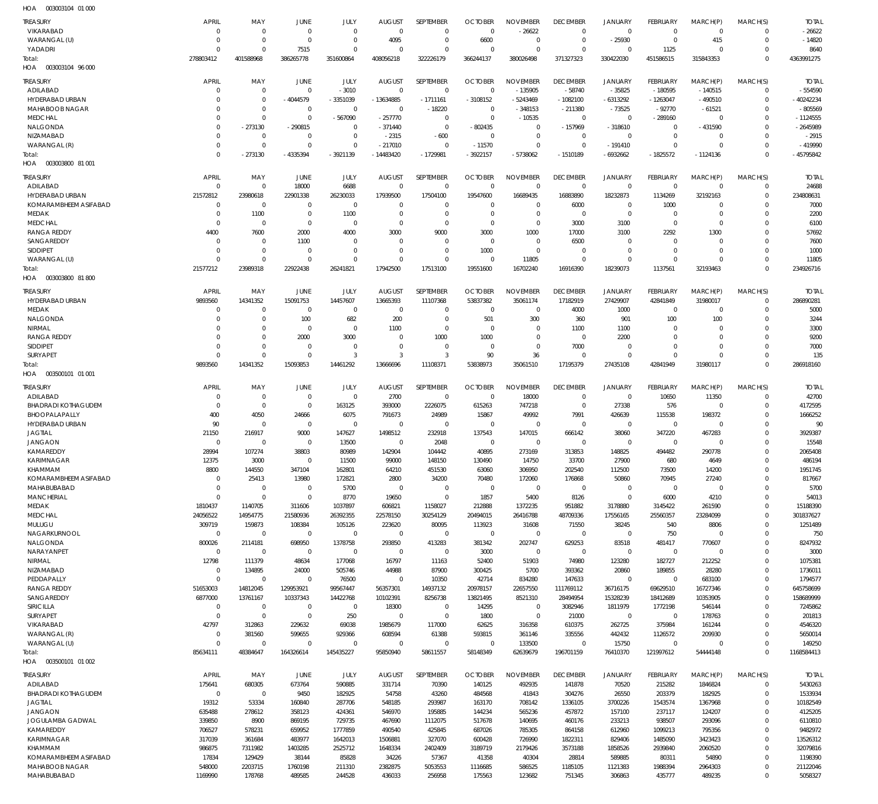HOA 003003104 01 000

| TREASURY | APRIL | MAY | JUNE | JULY | AUGUST | SEPTEMBER | OCTOBER | NOVEMBER | DECEMBER | JANUARY | FEBRUARY | MARCH(P) | MARCH(S) | TOTAL |
|---|---|---|---|---|---|---|---|---|---|---|---|---|---|---|
| VIKARABAD | 0 | 0 | 0 | 0 | 0 | 0 | 0 | -26622 | 0 | 0 | 0 | 0 | 0 | -26622 |
| WARANGAL (U) | 0 | 0 | 0 | 0 | 4095 | 0 | 6600 | 0 | 0 | -25930 | 0 | 415 | 0 | -14820 |
| YADADRI | 0 | 0 | 7515 | 0 | 0 | 0 | 0 | 0 | 0 | 0 | 1125 | 0 | 0 | 8640 |
| Total: | 278803412 | 401588968 | 386265778 | 351600864 | 408056218 | 322226179 | 366244137 | 380026498 | 371327323 | 330422030 | 451586515 | 315843353 | 0 | 4363991275 |

HOA 003003104 96 000

| TREASURY | APRIL | MAY | JUNE | JULY | AUGUST | SEPTEMBER | OCTOBER | NOVEMBER | DECEMBER | JANUARY | FEBRUARY | MARCH(P) | MARCH(S) | TOTAL |
|---|---|---|---|---|---|---|---|---|---|---|---|---|---|---|
| ADILABAD | 0 | 0 | 0 | -3010 | 0 | 0 | 0 | -135905 | -58740 | -35825 | -180595 | -140515 | 0 | -554590 |
| HYDERABAD URBAN | 0 | 0 | -4044579 | -3351039 | -13634885 | -1711161 | -3108152 | -5243469 | -1082100 | -6313292 | -1263047 | -490510 | 0 | -40242234 |
| MAHABOOB NAGAR | 0 | 0 | 0 | 0 | 0 | -18220 | 0 | -348153 | -211380 | -73525 | -92770 | -61521 | 0 | -805569 |
| MEDCHAL | 0 | 0 | 0 | -567090 | -257770 | 0 | 0 | -10535 | 0 | 0 | -289160 | 0 | 0 | -1124555 |
| NALGONDA | 0 | -273130 | -290815 | 0 | -371440 | 0 | -802435 | 0 | -157969 | -318610 | 0 | -431590 | 0 | -2645989 |
| NIZAMABAD | 0 | 0 | 0 | 0 | -2315 | -600 | 0 | 0 | 0 | 0 | 0 | 0 | 0 | -2915 |
| WARANGAL (R) | 0 | 0 | 0 | 0 | -217010 | 0 | -11570 | 0 | 0 | -191410 | 0 | 0 | 0 | -419990 |
| Total: | 0 | -273130 | -4335394 | -3921139 | -14483420 | -1729981 | -3922157 | -5738062 | -1510189 | -6932662 | -1825572 | -1124136 | 0 | -45795842 |

HOA 003003800 81 001

| TREASURY | APRIL | MAY | JUNE | JULY | AUGUST | SEPTEMBER | OCTOBER | NOVEMBER | DECEMBER | JANUARY | FEBRUARY | MARCH(P) | MARCH(S) | TOTAL |
|---|---|---|---|---|---|---|---|---|---|---|---|---|---|---|
| ADILABAD | 0 | 0 | 18000 | 6688 | 0 | 0 | 0 | 0 | 0 | 0 | 0 | 0 | 0 | 24688 |
| HYDERABAD URBAN | 21572812 | 23980618 | 22901338 | 26230033 | 17939500 | 17504100 | 19547600 | 16689435 | 16883890 | 18232873 | 1134269 | 32192163 | 0 | 234808631 |
| KOMARAMBHEEM ASIFABAD | 0 | 0 | 0 | 0 | 0 | 0 | 0 | 0 | 6000 | 0 | 1000 | 0 | 0 | 7000 |
| MEDAK | 0 | 1100 | 0 | 1100 | 0 | 0 | 0 | 0 | 0 | 0 | 0 | 0 | 0 | 2200 |
| MEDCHAL | 0 | 0 | 0 | 0 | 0 | 0 | 0 | 0 | 3000 | 3100 | 0 | 0 | 0 | 6100 |
| RANGA REDDY | 4400 | 7600 | 2000 | 4000 | 3000 | 9000 | 3000 | 1000 | 17000 | 3100 | 2292 | 1300 | 0 | 57692 |
| SANGAREDDY | 0 | 0 | 1100 | 0 | 0 | 0 | 0 | 0 | 6500 | 0 | 0 | 0 | 0 | 7600 |
| SIDDIPET | 0 | 0 | 0 | 0 | 0 | 0 | 1000 | 0 | 0 | 0 | 0 | 0 | 0 | 1000 |
| WARANGAL (U) | 0 | 0 | 0 | 0 | 0 | 0 | 0 | 11805 | 0 | 0 | 0 | 0 | 0 | 11805 |
| Total: | 21577212 | 23989318 | 22922438 | 26241821 | 17942500 | 17513100 | 19551600 | 16702240 | 16916390 | 18239073 | 1137561 | 32193463 | 0 | 234926716 |

HOA 003003800 81 800

| TREASURY | APRIL | MAY | JUNE | JULY | AUGUST | SEPTEMBER | OCTOBER | NOVEMBER | DECEMBER | JANUARY | FEBRUARY | MARCH(P) | MARCH(S) | TOTAL |
|---|---|---|---|---|---|---|---|---|---|---|---|---|---|---|
| HYDERABAD URBAN | 9893560 | 14341352 | 15091753 | 14457607 | 13665393 | 11107368 | 53837382 | 35061174 | 17182919 | 27429907 | 42841849 | 31980017 | 0 | 286890281 |
| MEDAK | 0 | 0 | 0 | 0 | 0 | 0 | 0 | 0 | 4000 | 1000 | 0 | 0 | 0 | 5000 |
| NALGONDA | 0 | 0 | 100 | 682 | 200 | 0 | 501 | 300 | 360 | 901 | 100 | 100 | 0 | 3244 |
| NIRMAL | 0 | 0 | 0 | 0 | 1100 | 0 | 0 | 0 | 1100 | 1100 | 0 | 0 | 0 | 3300 |
| RANGA REDDY | 0 | 0 | 2000 | 3000 | 0 | 1000 | 1000 | 0 | 0 | 2200 | 0 | 0 | 0 | 9200 |
| SIDDIPET | 0 | 0 | 0 | 0 | 0 | 0 | 0 | 0 | 7000 | 0 | 0 | 0 | 0 | 7000 |
| SURYAPET | 0 | 0 | 0 | 3 | 3 | 3 | 90 | 36 | 0 | 0 | 0 | 0 | 0 | 135 |
| Total: | 9893560 | 14341352 | 15093853 | 14461292 | 13666696 | 11108371 | 53838973 | 35061510 | 17195379 | 27435108 | 42841949 | 31980117 | 0 | 286918160 |

HOA 003500101 01 001

| TREASURY | APRIL | MAY | JUNE | JULY | AUGUST | SEPTEMBER | OCTOBER | NOVEMBER | DECEMBER | JANUARY | FEBRUARY | MARCH(P) | MARCH(S) | TOTAL |
|---|---|---|---|---|---|---|---|---|---|---|---|---|---|---|
| ADILABAD | 0 | 0 | 0 | 0 | 2700 | 0 | 0 | 18000 | 0 | 0 | 10650 | 11350 | 0 | 42700 |
| BHADRADI KOTHAGUDEM | 0 | 0 | 0 | 163125 | 393000 | 2226075 | 615263 | 747218 | 0 | 27338 | 576 | 0 | 0 | 4172595 |
| BHOOPALAPALLY | 400 | 4050 | 24666 | 6075 | 791673 | 24989 | 15867 | 49992 | 7991 | 426639 | 115538 | 198372 | 0 | 1666252 |
| HYDERABAD URBAN | 90 | 0 | 0 | 0 | 0 | 0 | 0 | 0 | 0 | 0 | 0 | 0 | 0 | 90 |
| JAGTIAL | 21150 | 216917 | 9000 | 147627 | 1498512 | 232918 | 137543 | 147015 | 666142 | 38060 | 347220 | 467283 | 0 | 3929387 |
| JANGAON | 0 | 0 | 0 | 13500 | 0 | 2048 | 0 | 0 | 0 | 0 | 0 | 0 | 0 | 15548 |
| KAMAREDDY | 28994 | 107274 | 38803 | 80989 | 142904 | 104442 | 40895 | 273169 | 313853 | 148825 | 494482 | 290778 | 0 | 2065408 |
| KARIMNAGAR | 12375 | 3000 | 0 | 11500 | 99000 | 148150 | 130490 | 14750 | 33700 | 27900 | 680 | 4649 | 0 | 486194 |
| KHAMMAM | 8800 | 144550 | 347104 | 162801 | 64210 | 451530 | 63060 | 306950 | 202540 | 112500 | 73500 | 14200 | 0 | 1951745 |
| KOMARAMBHEEM ASIFABAD | 0 | 25413 | 13980 | 172821 | 2800 | 34200 | 70480 | 172060 | 176868 | 50860 | 70945 | 27240 | 0 | 817667 |
| MAHABUBABAD | 0 | 0 | 0 | 5700 | 0 | 0 | 0 | 0 | 0 | 0 | 0 | 0 | 0 | 5700 |
| MANCHERIAL | 0 | 0 | 0 | 8770 | 19650 | 0 | 1857 | 5400 | 8126 | 0 | 6000 | 4210 | 0 | 54013 |
| MEDAK | 1810437 | 1140705 | 311606 | 1037897 | 606821 | 1158027 | 212888 | 1372235 | 951882 | 3178880 | 3145422 | 261590 | 0 | 15188390 |
| MEDCHAL | 24056522 | 14954775 | 21580936 | 26392355 | 22578150 | 30254129 | 20494015 | 26416788 | 48709336 | 17556165 | 25560357 | 23284099 | 0 | 301837627 |
| MULUGU | 309719 | 159873 | 108384 | 105126 | 223620 | 80095 | 113923 | 31608 | 71550 | 38245 | 540 | 8806 | 0 | 1251489 |
| NAGARKURNOOL | 0 | 0 | 0 | 0 | 0 | 0 | 0 | 0 | 0 | 0 | 750 | 0 | 0 | 750 |
| NALGONDA | 800026 | 2114181 | 698950 | 1378758 | 293850 | 413283 | 381342 | 202747 | 629253 | 83518 | 481417 | 770607 | 0 | 8247932 |
| NARAYANPET | 0 | 0 | 0 | 0 | 0 | 0 | 3000 | 0 | 0 | 0 | 0 | 0 | 0 | 3000 |
| NIRMAL | 12798 | 111379 | 48634 | 177068 | 16797 | 11163 | 52400 | 51903 | 74980 | 123280 | 182727 | 212252 | 0 | 1075381 |
| NIZAMABAD | 0 | 134895 | 24000 | 505746 | 44988 | 87900 | 300425 | 5700 | 393362 | 20860 | 189855 | 28280 | 0 | 1736011 |
| PEDDAPALLY | 0 | 0 | 0 | 76500 | 0 | 10350 | 42714 | 834280 | 147633 | 0 | 0 | 683100 | 0 | 1794577 |
| RANGA REDDY | 51653003 | 14812045 | 129953921 | 99567447 | 56357301 | 14937132 | 20978157 | 22657550 | 111769112 | 36716175 | 69629510 | 16727346 | 0 | 645758699 |
| SANGAREDDY | 6877000 | 13761167 | 10337343 | 14422768 | 10102391 | 8256738 | 13821495 | 8521310 | 28494954 | 15328239 | 18412689 | 10353905 | 0 | 158689999 |
| SIRICILLA | 0 | 0 | 0 | 0 | 18300 | 0 | 14295 | 0 | 3082946 | 1811979 | 1772198 | 546144 | 0 | 7245862 |
| SURYAPET | 0 | 0 | 0 | 250 | 0 | 0 | 1800 | 0 | 21000 | 0 | 0 | 178763 | 0 | 201813 |
| VIKARABAD | 42797 | 312863 | 229632 | 69038 | 1985679 | 117000 | 62625 | 316358 | 610375 | 262725 | 375984 | 161244 | 0 | 4546320 |
| WARANGAL (R) | 0 | 381560 | 599655 | 929366 | 608594 | 61388 | 593815 | 361146 | 335556 | 442432 | 1126572 | 209930 | 0 | 5650014 |
| WARANGAL (U) | 0 | 0 | 0 | 0 | 0 | 0 | 0 | 133500 | 0 | 15750 | 0 | 0 | 0 | 149250 |
| Total: | 85634111 | 48384647 | 164326614 | 145435227 | 95850940 | 58611557 | 58148349 | 62639679 | 196701159 | 76410370 | 121997612 | 54444148 | 0 | 1168584413 |

HOA 003500101 01 002

| TREASURY | APRIL | MAY | JUNE | JULY | AUGUST | SEPTEMBER | OCTOBER | NOVEMBER | DECEMBER | JANUARY | FEBRUARY | MARCH(P) | MARCH(S) | TOTAL |
|---|---|---|---|---|---|---|---|---|---|---|---|---|---|---|
| ADILABAD | 175641 | 680305 | 673764 | 590885 | 331714 | 70390 | 140125 | 492935 | 141878 | 70520 | 215282 | 1846824 | 0 | 5430263 |
| BHADRADI KOTHAGUDEM | 0 | 0 | 9450 | 182925 | 54758 | 43260 | 484568 | 41843 | 304276 | 26550 | 203379 | 182925 | 0 | 1533934 |
| JAGTIAL | 19312 | 53334 | 160840 | 287706 | 548185 | 293987 | 163170 | 708142 | 1336105 | 3700226 | 1543574 | 1367968 | 0 | 10182549 |
| JANGAON | 635488 | 278612 | 358123 | 424361 | 546970 | 195885 | 144234 | 565236 | 457872 | 157100 | 237117 | 124207 | 0 | 4125205 |
| JOGULAMBA GADWAL | 339850 | 8900 | 869195 | 729735 | 467690 | 1112075 | 517678 | 140695 | 460176 | 233213 | 938507 | 293096 | 0 | 6110810 |
| KAMAREDDY | 706527 | 578231 | 659952 | 1777859 | 490540 | 425845 | 687026 | 785305 | 864158 | 612960 | 1099213 | 795356 | 0 | 9482972 |
| KARIMNAGAR | 317039 | 361684 | 483977 | 1642013 | 1506881 | 327070 | 600428 | 726990 | 1822311 | 829406 | 1485090 | 3423423 | 0 | 13526312 |
| KHAMMAM | 986875 | 7311982 | 1403285 | 2525712 | 1648334 | 2402409 | 3189719 | 2179426 | 3573188 | 1858526 | 2939840 | 2060520 | 0 | 32079816 |
| KOMARAMBHEEM ASIFABAD | 17834 | 129429 | 38144 | 85828 | 34226 | 57367 | 41358 | 40304 | 28814 | 589885 | 80311 | 54890 | 0 | 1198390 |
| MAHABOOB NAGAR | 548000 | 2203715 | 1760198 | 211310 | 2382875 | 5053553 | 1116685 | 586525 | 1185105 | 1121383 | 1988394 | 2964303 | 0 | 21122046 |
| MAHABUBABAD | 1169990 | 178768 | 489585 | 244528 | 436033 | 256958 | 175563 | 123682 | 751345 | 306863 | 435777 | 489235 | 0 | 5058327 |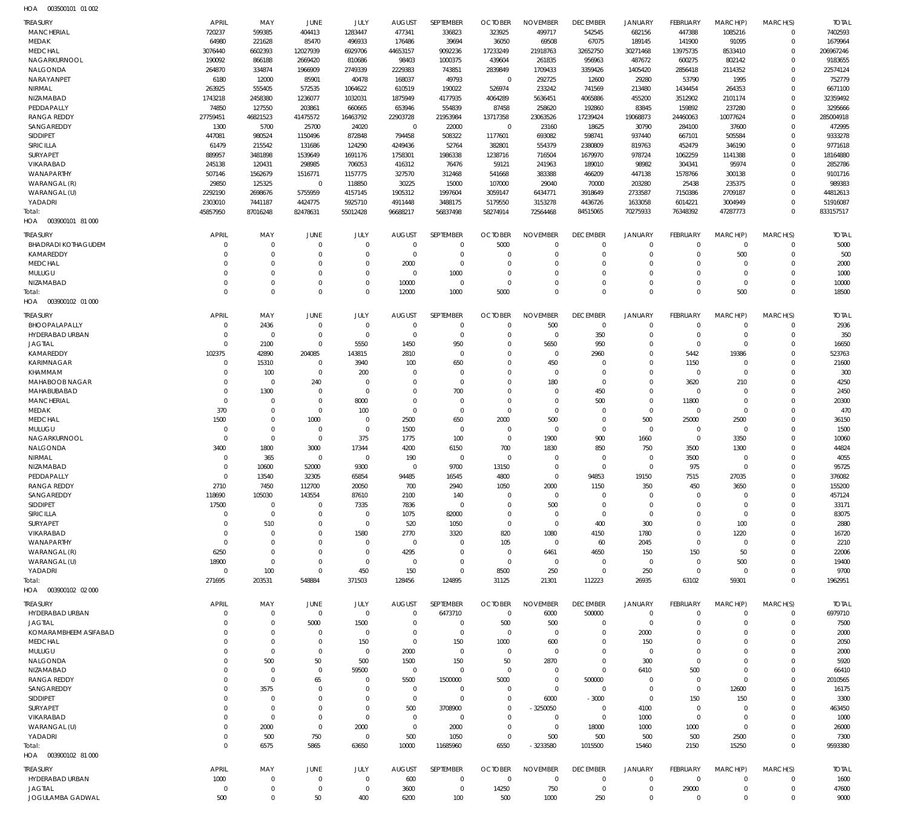HOA 003500101 01 002

| TREASURY | APRIL | MAY | JUNE | JULY | AUGUST | SEPTEMBER | OCTOBER | NOVEMBER | DECEMBER | JANUARY | FEBRUARY | MARCH(P) | MARCH(S) | TOTAL |
|---|---|---|---|---|---|---|---|---|---|---|---|---|---|---|
| MANCHERIAL | 720237 | 599385 | 404413 | 1283447 | 477341 | 336823 | 323925 | 499717 | 542545 | 682156 | 447388 | 1085216 | 0 | 7402593 |
| MEDAK | 64980 | 221628 | 85470 | 496933 | 176486 | 39694 | 36050 | 69508 | 67075 | 189145 | 141900 | 91095 | 0 | 1679964 |
| MEDCHAL | 3076440 | 6602393 | 12027939 | 6929706 | 44653157 | 9092236 | 17233249 | 21918763 | 32652750 | 30271468 | 13975735 | 8533410 | 0 | 206967246 |
| NAGARKURNOOL | 190092 | 866188 | 2669420 | 810686 | 98403 | 1000375 | 439604 | 261835 | 956963 | 487672 | 600275 | 802142 | 0 | 9183655 |
| NALGONDA | 264870 | 334874 | 1966909 | 2749339 | 2229383 | 743851 | 2839849 | 1709433 | 3359426 | 1405420 | 2856418 | 2114352 | 0 | 22574124 |
| NARAYANPET | 6180 | 12000 | 85901 | 40478 | 168037 | 49793 | 0 | 292725 | 12600 | 29280 | 53790 | 1995 | 0 | 752779 |
| NIRMAL | 263925 | 555405 | 572535 | 1064622 | 610519 | 190022 | 526974 | 233242 | 741569 | 213480 | 1434454 | 264353 | 0 | 6671100 |
| NIZAMABAD | 1743218 | 2458380 | 1236077 | 1032031 | 1875949 | 4177935 | 4064289 | 5636451 | 4065886 | 455200 | 3512902 | 2101174 | 0 | 32359492 |
| PEDDAPALLY | 74850 | 127550 | 203861 | 660665 | 653946 | 554839 | 87458 | 258620 | 192860 | 83845 | 159892 | 237280 | 0 | 3295666 |
| RANGA REDDY | 27759451 | 46821523 | 41475572 | 16463792 | 22903728 | 21953984 | 13717358 | 23063526 | 17239424 | 19068873 | 24460063 | 10077624 | 0 | 285004918 |
| SANGAREDDY | 1300 | 5700 | 25700 | 24020 | 0 | 22000 | 0 | 23160 | 18625 | 30790 | 284100 | 37600 | 0 | 472995 |
| SIDDIPET | 447081 | 980524 | 1150496 | 872848 | 794458 | 508322 | 1177601 | 693082 | 598741 | 937440 | 667101 | 505584 | 0 | 9333278 |
| SIRICILLA | 61479 | 215542 | 131686 | 124290 | 4249436 | 52764 | 382801 | 554379 | 2380809 | 819763 | 452479 | 346190 | 0 | 9771618 |
| SURYAPET | 889957 | 3481898 | 1539649 | 1691176 | 1758301 | 1986338 | 1238716 | 716504 | 1679970 | 978724 | 1062259 | 1141388 | 0 | 18164880 |
| VIKARABAD | 245138 | 120431 | 298985 | 706053 | 416312 | 76476 | 59121 | 241963 | 189010 | 98982 | 304341 | 95974 | 0 | 2852786 |
| WANAPARTHY | 507146 | 1562679 | 1516771 | 1157775 | 327570 | 312468 | 541668 | 383388 | 466209 | 447138 | 1578766 | 300138 | 0 | 9101716 |
| WARANGAL (R) | 29850 | 125325 | 0 | 118850 | 30225 | 15000 | 107000 | 29040 | 70000 | 203280 | 25438 | 235375 | 0 | 989383 |
| WARANGAL (U) | 2292190 | 2698676 | 5755959 | 4157145 | 1905312 | 1997604 | 3059147 | 6434771 | 3918649 | 2733587 | 7150386 | 2709187 | 0 | 44812613 |
| YADADRI | 2303010 | 7441187 | 4424775 | 5925710 | 4911448 | 3488175 | 5179550 | 3153278 | 4436726 | 1633058 | 6014221 | 3004949 | 0 | 51916087 |
| Total: | 45857950 | 87016248 | 82478631 | 55012428 | 96688217 | 56837498 | 58274914 | 72564468 | 84515065 | 70275933 | 76348392 | 47287773 | 0 | 833157517 |

HOA 003900101 81 000

| TREASURY | APRIL | MAY | JUNE | JULY | AUGUST | SEPTEMBER | OCTOBER | NOVEMBER | DECEMBER | JANUARY | FEBRUARY | MARCH(P) | MARCH(S) | TOTAL |
|---|---|---|---|---|---|---|---|---|---|---|---|---|---|---|
| BHADRADI KOTHAGUDEM | 0 | 0 | 0 | 0 | 0 | 0 | 5000 | 0 | 0 | 0 | 0 | 0 | 0 | 5000 |
| KAMAREDDY | 0 | 0 | 0 | 0 | 0 | 0 | 0 | 0 | 0 | 0 | 0 | 500 | 0 | 500 |
| MEDCHAL | 0 | 0 | 0 | 0 | 2000 | 0 | 0 | 0 | 0 | 0 | 0 | 0 | 0 | 2000 |
| MULUGU | 0 | 0 | 0 | 0 | 0 | 1000 | 0 | 0 | 0 | 0 | 0 | 0 | 0 | 1000 |
| NIZAMABAD | 0 | 0 | 0 | 0 | 10000 | 0 | 0 | 0 | 0 | 0 | 0 | 0 | 0 | 10000 |
| Total: | 0 | 0 | 0 | 0 | 12000 | 1000 | 5000 | 0 | 0 | 0 | 0 | 500 | 0 | 18500 |

HOA 003900102 01 000

| TREASURY | APRIL | MAY | JUNE | JULY | AUGUST | SEPTEMBER | OCTOBER | NOVEMBER | DECEMBER | JANUARY | FEBRUARY | MARCH(P) | MARCH(S) | TOTAL |
|---|---|---|---|---|---|---|---|---|---|---|---|---|---|---|
| BHOOPALAPALLY | 0 | 2436 | 0 | 0 | 0 | 0 | 0 | 500 | 0 | 0 | 0 | 0 | 0 | 2936 |
| HYDERABAD URBAN | 0 | 0 | 0 | 0 | 0 | 0 | 0 | 0 | 350 | 0 | 0 | 0 | 0 | 350 |
| JAGTIAL | 0 | 2100 | 0 | 5550 | 1450 | 950 | 0 | 5650 | 950 | 0 | 0 | 0 | 0 | 16650 |
| KAMAREDDY | 102375 | 42890 | 204085 | 143815 | 2810 | 0 | 0 | 0 | 2960 | 0 | 5442 | 19386 | 0 | 523763 |
| KARIMNAGAR | 0 | 15310 | 0 | 3940 | 100 | 650 | 0 | 450 | 0 | 0 | 1150 | 0 | 0 | 21600 |
| KHAMMAM | 0 | 100 | 0 | 200 | 0 | 0 | 0 | 0 | 0 | 0 | 0 | 0 | 0 | 300 |
| MAHABOOB NAGAR | 0 | 0 | 240 | 0 | 0 | 0 | 0 | 180 | 0 | 0 | 3620 | 210 | 0 | 4250 |
| MAHABUBABAD | 0 | 1300 | 0 | 0 | 0 | 700 | 0 | 0 | 450 | 0 | 0 | 0 | 0 | 2450 |
| MANCHERIAL | 0 | 0 | 0 | 8000 | 0 | 0 | 0 | 0 | 500 | 0 | 11800 | 0 | 0 | 20300 |
| MEDAK | 370 | 0 | 0 | 100 | 0 | 0 | 0 | 0 | 0 | 0 | 0 | 0 | 0 | 470 |
| MEDCHAL | 1500 | 0 | 1000 | 0 | 2500 | 650 | 2000 | 500 | 0 | 500 | 25000 | 2500 | 0 | 36150 |
| MULUGU | 0 | 0 | 0 | 0 | 1500 | 0 | 0 | 0 | 0 | 0 | 0 | 0 | 0 | 1500 |
| NAGARKURNOOL | 0 | 0 | 0 | 375 | 1775 | 100 | 0 | 1900 | 900 | 1660 | 0 | 3350 | 0 | 10060 |
| NALGONDA | 3400 | 1800 | 3000 | 17344 | 4200 | 6150 | 700 | 1830 | 850 | 750 | 3500 | 1300 | 0 | 44824 |
| NIRMAL | 0 | 365 | 0 | 0 | 190 | 0 | 0 | 0 | 0 | 0 | 3500 | 0 | 0 | 4055 |
| NIZAMABAD | 0 | 10600 | 52000 | 9300 | 0 | 9700 | 13150 | 0 | 0 | 0 | 975 | 0 | 0 | 95725 |
| PEDDAPALLY | 0 | 13540 | 32305 | 65854 | 94485 | 16545 | 4800 | 0 | 94853 | 19150 | 7515 | 27035 | 0 | 376082 |
| RANGA REDDY | 2710 | 7450 | 112700 | 20050 | 700 | 2940 | 1050 | 2000 | 1150 | 350 | 450 | 3650 | 0 | 155200 |
| SANGAREDDY | 118690 | 105030 | 143554 | 87610 | 2100 | 140 | 0 | 0 | 0 | 0 | 0 | 0 | 0 | 457124 |
| SIDDIPET | 17500 | 0 | 0 | 7335 | 7836 | 0 | 0 | 500 | 0 | 0 | 0 | 0 | 0 | 33171 |
| SIRICILLA | 0 | 0 | 0 | 0 | 1075 | 82000 | 0 | 0 | 0 | 0 | 0 | 0 | 0 | 83075 |
| SURYAPET | 0 | 510 | 0 | 0 | 520 | 1050 | 0 | 0 | 400 | 300 | 0 | 100 | 0 | 2880 |
| VIKARABAD | 0 | 0 | 0 | 1580 | 2770 | 3320 | 820 | 1080 | 4150 | 1780 | 0 | 1220 | 0 | 16720 |
| WANAPARTHY | 0 | 0 | 0 | 0 | 0 | 0 | 105 | 0 | 60 | 2045 | 0 | 0 | 0 | 2210 |
| WARANGAL (R) | 6250 | 0 | 0 | 0 | 4295 | 0 | 0 | 6461 | 4650 | 150 | 150 | 50 | 0 | 22006 |
| WARANGAL (U) | 18900 | 0 | 0 | 0 | 0 | 0 | 0 | 0 | 0 | 0 | 0 | 500 | 0 | 19400 |
| YADADRI | 0 | 100 | 0 | 450 | 150 | 0 | 8500 | 250 | 0 | 250 | 0 | 0 | 0 | 9700 |
| Total: | 271695 | 203531 | 548884 | 371503 | 128456 | 124895 | 31125 | 21301 | 112223 | 26935 | 63102 | 59301 | 0 | 1962951 |

HOA 003900102 02 000

| TREASURY | APRIL | MAY | JUNE | JULY | AUGUST | SEPTEMBER | OCTOBER | NOVEMBER | DECEMBER | JANUARY | FEBRUARY | MARCH(P) | MARCH(S) | TOTAL |
|---|---|---|---|---|---|---|---|---|---|---|---|---|---|---|
| HYDERABAD URBAN | 0 | 0 | 0 | 0 | 0 | 6473710 | 0 | 6000 | 500000 | 0 | 0 | 0 | 0 | 6979710 |
| JAGTIAL | 0 | 0 | 5000 | 1500 | 0 | 0 | 500 | 500 | 0 | 0 | 0 | 0 | 0 | 7500 |
| KOMARAMBHEEM ASIFABAD | 0 | 0 | 0 | 0 | 0 | 0 | 0 | 0 | 0 | 2000 | 0 | 0 | 0 | 2000 |
| MEDCHAL | 0 | 0 | 0 | 150 | 0 | 150 | 1000 | 600 | 0 | 150 | 0 | 0 | 0 | 2050 |
| MULUGU | 0 | 0 | 0 | 0 | 2000 | 0 | 0 | 0 | 0 | 0 | 0 | 0 | 0 | 2000 |
| NALGONDA | 0 | 500 | 50 | 500 | 1500 | 150 | 50 | 2870 | 0 | 300 | 0 | 0 | 0 | 5920 |
| NIZAMABAD | 0 | 0 | 0 | 59500 | 0 | 0 | 0 | 0 | 0 | 6410 | 500 | 0 | 0 | 66410 |
| RANGA REDDY | 0 | 0 | 65 | 0 | 5500 | 1500000 | 5000 | 0 | 500000 | 0 | 0 | 0 | 0 | 2010565 |
| SANGAREDDY | 0 | 3575 | 0 | 0 | 0 | 0 | 0 | 0 | 0 | 0 | 0 | 12600 | 0 | 16175 |
| SIDDIPET | 0 | 0 | 0 | 0 | 0 | 0 | 0 | 6000 | -3000 | 0 | 150 | 150 | 0 | 3300 |
| SURYAPET | 0 | 0 | 0 | 0 | 500 | 3708900 | 0 | -3250050 | 0 | 4100 | 0 | 0 | 0 | 463450 |
| VIKARABAD | 0 | 0 | 0 | 0 | 0 | 0 | 0 | 0 | 0 | 1000 | 0 | 0 | 0 | 1000 |
| WARANGAL (U) | 0 | 2000 | 0 | 2000 | 0 | 2000 | 0 | 0 | 18000 | 1000 | 1000 | 0 | 0 | 26000 |
| YADADRI | 0 | 500 | 750 | 0 | 500 | 1050 | 0 | 500 | 500 | 500 | 500 | 2500 | 0 | 7300 |
| Total: | 0 | 6575 | 5865 | 63650 | 10000 | 11685960 | 6550 | -3233580 | 1015500 | 15460 | 2150 | 15250 | 0 | 9593380 |

HOA 003900102 81 000

| TREASURY | APRIL | MAY | JUNE | JULY | AUGUST | SEPTEMBER | OCTOBER | NOVEMBER | DECEMBER | JANUARY | FEBRUARY | MARCH(P) | MARCH(S) | TOTAL |
|---|---|---|---|---|---|---|---|---|---|---|---|---|---|---|
| HYDERABAD URBAN | 1000 | 0 | 0 | 0 | 600 | 0 | 0 | 0 | 0 | 0 | 0 | 0 | 0 | 1600 |
| JAGTIAL | 0 | 0 | 0 | 0 | 3600 | 0 | 14250 | 750 | 0 | 0 | 29000 | 0 | 0 | 47600 |
| JOGULAMBA GADWAL | 500 | 0 | 50 | 400 | 6200 | 100 | 500 | 1000 | 250 | 0 | 0 | 0 | 0 | 9000 |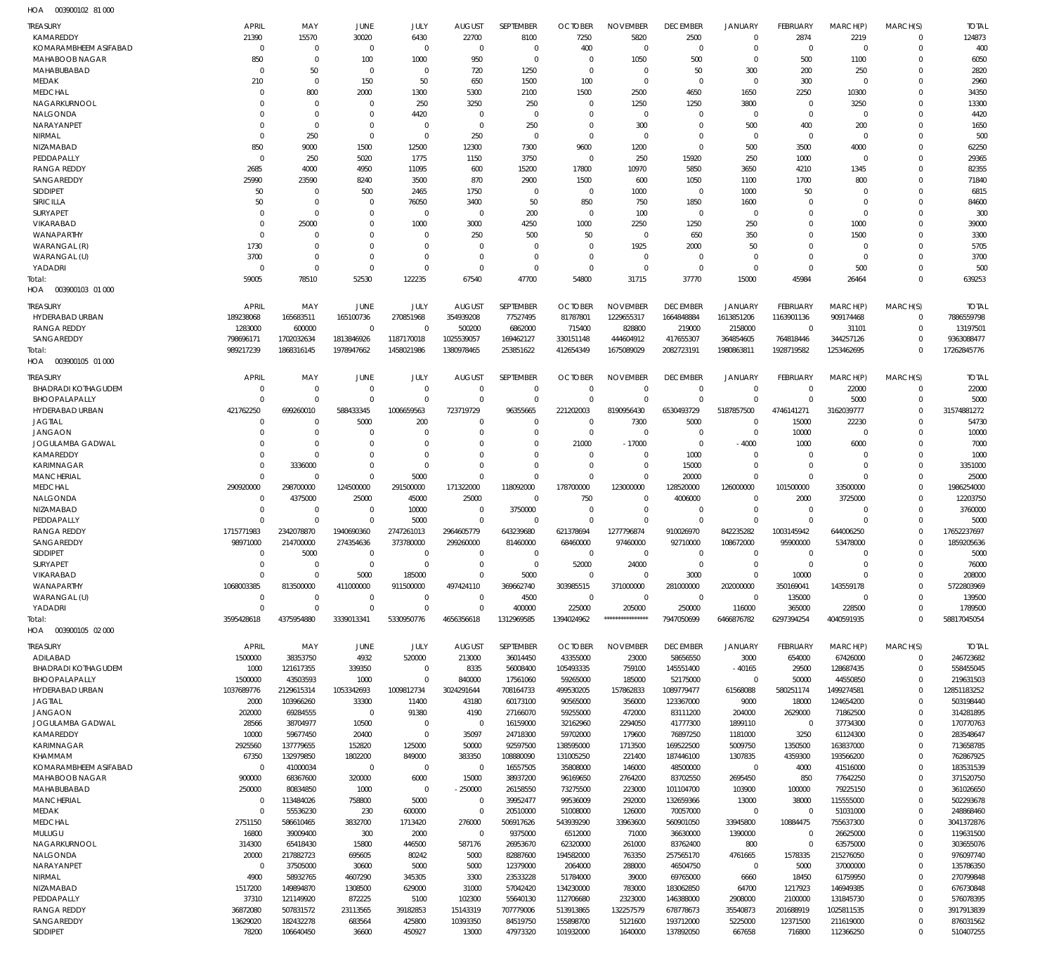HOA 003900102 81 000

| TREASURY | APRIL | MAY | JUNE | JULY | AUGUST | SEPTEMBER | OCTOBER | NOVEMBER | DECEMBER | JANUARY | FEBRUARY | MARCH(P) | MARCH(S) | TOTAL |
|---|---|---|---|---|---|---|---|---|---|---|---|---|---|---|
| KAMAREDDY | 21390 | 15570 | 30020 | 6430 | 22700 | 8100 | 7250 | 5820 | 2500 | 0 | 2874 | 2219 | 0 | 124873 |
| KOMARAMBHEEM ASIFABAD | 0 | 0 | 0 | 0 | 0 | 0 | 400 | 0 | 0 | 0 | 0 | 0 | 0 | 400 |
| MAHABOOB NAGAR | 850 | 0 | 100 | 1000 | 950 | 0 | 0 | 1050 | 500 | 0 | 500 | 1100 | 0 | 6050 |
| MAHABUBABAD | 0 | 50 | 0 | 0 | 720 | 1250 | 0 | 0 | 50 | 300 | 200 | 250 | 0 | 2820 |
| MEDAK | 210 | 0 | 150 | 50 | 650 | 1500 | 100 | 0 | 0 | 0 | 300 | 0 | 0 | 2960 |
| MEDCHAL | 0 | 800 | 2000 | 1300 | 5300 | 2100 | 1500 | 2500 | 4650 | 1650 | 2250 | 10300 | 0 | 34350 |
| NAGARKURNOOL | 0 | 0 | 0 | 250 | 3250 | 250 | 0 | 1250 | 1250 | 3800 | 0 | 3250 | 0 | 13300 |
| NALGONDA | 0 | 0 | 0 | 4420 | 0 | 0 | 0 | 0 | 0 | 0 | 0 | 0 | 0 | 4420 |
| NARAYANPET | 0 | 0 | 0 | 0 | 0 | 250 | 0 | 300 | 0 | 500 | 400 | 200 | 0 | 1650 |
| NIRMAL | 0 | 250 | 0 | 0 | 250 | 0 | 0 | 0 | 0 | 0 | 0 | 0 | 0 | 500 |
| NIZAMABAD | 850 | 9000 | 1500 | 12500 | 12300 | 7300 | 9600 | 1200 | 0 | 500 | 3500 | 4000 | 0 | 62250 |
| PEDDAPALLY | 0 | 250 | 5020 | 1775 | 1150 | 3750 | 0 | 250 | 15920 | 250 | 1000 | 0 | 0 | 29365 |
| RANGA REDDY | 2685 | 4000 | 4950 | 11095 | 600 | 15200 | 17800 | 10970 | 5850 | 3650 | 4210 | 1345 | 0 | 82355 |
| SANGAREDDY | 25990 | 23590 | 8240 | 3500 | 870 | 2900 | 1500 | 600 | 1050 | 1100 | 1700 | 800 | 0 | 71840 |
| SIDDIPET | 50 | 0 | 500 | 2465 | 1750 | 0 | 0 | 1000 | 0 | 1000 | 50 | 0 | 0 | 6815 |
| SIRICILLA | 50 | 0 | 0 | 76050 | 3400 | 50 | 850 | 750 | 1850 | 1600 | 0 | 0 | 0 | 84600 |
| SURYAPET | 0 | 0 | 0 | 0 | 0 | 200 | 0 | 100 | 0 | 0 | 0 | 0 | 0 | 300 |
| VIKARABAD | 0 | 25000 | 0 | 1000 | 3000 | 4250 | 1000 | 2250 | 1250 | 250 | 0 | 1000 | 0 | 39000 |
| WANAPARTHY | 0 | 0 | 0 | 0 | 250 | 500 | 50 | 0 | 650 | 350 | 0 | 1500 | 0 | 3300 |
| WARANGAL (R) | 1730 | 0 | 0 | 0 | 0 | 0 | 0 | 1925 | 2000 | 50 | 0 | 0 | 0 | 5705 |
| WARANGAL (U) | 3700 | 0 | 0 | 0 | 0 | 0 | 0 | 0 | 0 | 0 | 0 | 0 | 0 | 3700 |
| YADADRI | 0 | 0 | 0 | 0 | 0 | 0 | 0 | 0 | 0 | 0 | 0 | 500 | 0 | 500 |
| Total: | 59005 | 78510 | 52530 | 122235 | 67540 | 47700 | 54800 | 31715 | 37770 | 15000 | 45984 | 26464 | 0 | 639253 |

HOA 003900103 01 000

| TREASURY | APRIL | MAY | JUNE | JULY | AUGUST | SEPTEMBER | OCTOBER | NOVEMBER | DECEMBER | JANUARY | FEBRUARY | MARCH(P) | MARCH(S) | TOTAL |
|---|---|---|---|---|---|---|---|---|---|---|---|---|---|---|
| HYDERABAD URBAN | 189238068 | 165683511 | 165100736 | 270851968 | 354939208 | 77527495 | 81787801 | 1229655317 | 1664848884 | 1613851206 | 1163901136 | 909174468 | 0 | 7886559798 |
| RANGA REDDY | 1283000 | 600000 | 0 | 0 | 500200 | 6862000 | 715400 | 828800 | 219000 | 2158000 | 0 | 31101 | 0 | 13197501 |
| SANGAREDDY | 798696171 | 1702032634 | 1813846926 | 1187170018 | 1025539057 | 169462127 | 330151148 | 444604912 | 417655307 | 364854605 | 764818446 | 344257126 | 0 | 9363088477 |
| Total: | 989217239 | 1868316145 | 1978947662 | 1458021986 | 1380978465 | 253851622 | 412654349 | 1675089029 | 2082723191 | 1980863811 | 1928719582 | 1253462695 | 0 | 17262845776 |

HOA 003900105 01 000

| TREASURY | APRIL | MAY | JUNE | JULY | AUGUST | SEPTEMBER | OCTOBER | NOVEMBER | DECEMBER | JANUARY | FEBRUARY | MARCH(P) | MARCH(S) | TOTAL |
|---|---|---|---|---|---|---|---|---|---|---|---|---|---|---|
| BHADRADI KOTHAGUDEM | 0 | 0 | 0 | 0 | 0 | 0 | 0 | 0 | 0 | 0 | 0 | 22000 | 0 | 22000 |
| BHOOPALAPALLY | 0 | 0 | 0 | 0 | 0 | 0 | 0 | 0 | 0 | 0 | 0 | 5000 | 0 | 5000 |
| HYDERABAD URBAN | 421762250 | 699260010 | 588433345 | 1006659563 | 723719729 | 96355665 | 221202003 | 8190956430 | 6530493729 | 5187857500 | 4746141271 | 3162039777 | 0 | 31574881272 |
| JAGTIAL | 0 | 0 | 5000 | 200 | 0 | 0 | 0 | 7300 | 5000 | 0 | 15000 | 22230 | 0 | 54730 |
| JANGAON | 0 | 0 | 0 | 0 | 0 | 0 | 0 | 0 | 0 | 0 | 10000 | 0 | 0 | 10000 |
| JOGULAMBA GADWAL | 0 | 0 | 0 | 0 | 0 | 0 | 21000 | - 17000 | 0 | - 4000 | 1000 | 6000 | 0 | 7000 |
| KAMAREDDY | 0 | 0 | 0 | 0 | 0 | 0 | 0 | 0 | 1000 | 0 | 0 | 0 | 0 | 1000 |
| KARIMNAGAR | 0 | 3336000 | 0 | 0 | 0 | 0 | 0 | 0 | 15000 | 0 | 0 | 0 | 0 | 3351000 |
| MANCHERIAL | 0 | 0 | 0 | 5000 | 0 | 0 | 0 | 0 | 20000 | 0 | 0 | 0 | 0 | 25000 |
| MEDCHAL | 290920000 | 298700000 | 124500000 | 291500000 | 171322000 | 118092000 | 178700000 | 123000000 | 128520000 | 126000000 | 101500000 | 33500000 | 0 | 1986254000 |
| NALGONDA | 0 | 4375000 | 25000 | 45000 | 25000 | 0 | 750 | 0 | 4006000 | 0 | 2000 | 3725000 | 0 | 12203750 |
| NIZAMABAD | 0 | 0 | 0 | 10000 | 0 | 3750000 | 0 | 0 | 0 | 0 | 0 | 0 | 0 | 3760000 |
| PEDDAPALLY | 0 | 0 | 0 | 5000 | 0 | 0 | 0 | 0 | 0 | 0 | 0 | 0 | 0 | 5000 |
| RANGA REDDY | 1715771983 | 2342078870 | 1940690360 | 2747261013 | 2964605779 | 643239680 | 621378694 | 1277796874 | 910026970 | 842235282 | 1003145942 | 644006250 | 0 | 17652237697 |
| SANGAREDDY | 98971000 | 214700000 | 274354636 | 373780000 | 299260000 | 81460000 | 68460000 | 97460000 | 92710000 | 108672000 | 95900000 | 53478000 | 0 | 1859205636 |
| SIDDIPET | 0 | 5000 | 0 | 0 | 0 | 0 | 0 | 0 | 0 | 0 | 0 | 0 | 0 | 5000 |
| SURYAPET | 0 | 0 | 0 | 0 | 0 | 0 | 52000 | 24000 | 0 | 0 | 0 | 0 | 0 | 76000 |
| VIKARABAD | 0 | 0 | 5000 | 185000 | 0 | 5000 | 0 | 0 | 3000 | 0 | 10000 | 0 | 0 | 208000 |
| WANAPARTHY | 1068003385 | 813500000 | 411000000 | 911500000 | 497424110 | 369662740 | 303985515 | 371000000 | 281000000 | 202000000 | 350169041 | 143559178 | 0 | 5722803969 |
| WARANGAL (U) | 0 | 0 | 0 | 0 | 0 | 4500 | 0 | 0 | 0 | 0 | 135000 | 0 | 0 | 139500 |
| YADADRI | 0 | 0 | 0 | 0 | 0 | 400000 | 225000 | 205000 | 250000 | 116000 | 365000 | 228500 | 0 | 1789500 |
| Total: | 3595428618 | 4375954880 | 3339013341 | 5330950776 | 4656356618 | 1312969585 | 1394024962 | *************** | 7947050699 | 6466876782 | 6297394254 | 4040591935 | 0 | 58817045054 |

HOA 003900105 02 000

| TREASURY | APRIL | MAY | JUNE | JULY | AUGUST | SEPTEMBER | OCTOBER | NOVEMBER | DECEMBER | JANUARY | FEBRUARY | MARCH(P) | MARCH(S) | TOTAL |
|---|---|---|---|---|---|---|---|---|---|---|---|---|---|---|
| ADILABAD | 1500000 | 38353750 | 4932 | 520000 | 213000 | 36014450 | 43355000 | 23000 | 58656550 | 3000 | 654000 | 67426000 | 0 | 246723682 |
| BHADRADI KOTHAGUDEM | 1000 | 121617355 | 339350 | 0 | 8335 | 56008400 | 105493335 | 759100 | 145551400 | - 40165 | 29500 | 128687435 | 0 | 558455045 |
| BHOOPALAPALLY | 1500000 | 43503593 | 1000 | 0 | 840000 | 17561060 | 59265000 | 185000 | 52175000 | 0 | 50000 | 44550850 | 0 | 219631503 |
| HYDERABAD URBAN | 1037689776 | 2129615314 | 1053342693 | 1009812734 | 3024291644 | 708164733 | 499530205 | 157862833 | 1089779477 | 61568088 | 580251174 | 1499274581 | 0 | 12851183252 |
| JAGTIAL | 2000 | 103966260 | 33300 | 11400 | 43180 | 60173100 | 90565000 | 356000 | 123367000 | 9000 | 18000 | 124654200 | 0 | 503198440 |
| JANGAON | 202000 | 69284555 | 0 | 91380 | 4190 | 27166070 | 59255000 | 472000 | 83111200 | 204000 | 2629000 | 71862500 | 0 | 314281895 |
| JOGULAMBA GADWAL | 28566 | 38704977 | 10500 | 0 | 0 | 16159000 | 32162960 | 2294050 | 41777300 | 1899110 | 0 | 37734300 | 0 | 170770763 |
| KAMAREDDY | 10000 | 59677450 | 20400 | 0 | 35097 | 24718300 | 59702000 | 179600 | 76897250 | 1181000 | 3250 | 61124300 | 0 | 283548647 |
| KARIMNAGAR | 2925560 | 137779655 | 152820 | 125000 | 50000 | 92597500 | 138595000 | 1713420 | 169522500 | 5009750 | 1350500 | 163837000 | 0 | 713658785 |
| KHAMMAM | 67350 | 132979850 | 1802200 | 849000 | 383350 | 108880090 | 131005250 | 221400 | 187446100 | 1307835 | 4359300 | 193566200 | 0 | 762867925 |
| KOMARAMBHEEM ASIFABAD | 0 | 41000034 | 0 | 0 | 0 | 16557505 | 35808000 | 146000 | 48500000 | 0 | 4000 | 41516000 | 0 | 183531539 |
| MAHABOOB NAGAR | 900000 | 68367600 | 320000 | 6000 | 15000 | 38937200 | 96169650 | 2764200 | 83702550 | 2695450 | 850 | 77642250 | 0 | 371520750 |
| MAHABUBABAD | 250000 | 80834850 | 1000 | 0 | - 250000 | 26158550 | 73275500 | 223000 | 101104700 | 103900 | 100000 | 79225150 | 0 | 361026650 |
| MANCHERIAL | 0 | 113484026 | 758800 | 5000 | 0 | 39952477 | 99536009 | 292000 | 132659366 | 13000 | 38000 | 115555000 | 0 | 502293678 |
| MEDAK | 0 | 55536230 | 230 | 600000 | 0 | 20510000 | 51008000 | 126000 | 70057000 | 0 | 0 | 51031000 | 0 | 248868460 |
| MEDCHAL | 2751150 | 586610465 | 3832700 | 1713420 | 276000 | 506917626 | 543939290 | 33963600 | 560901050 | 33945800 | 10884475 | 755637300 | 0 | 3041372876 |
| MULUGU | 16800 | 39009400 | 300 | 2000 | 0 | 9375000 | 6512000 | 71000 | 36630000 | 1390000 | 0 | 26625000 | 0 | 119631500 |
| NAGARKURNOOL | 314300 | 65418430 | 15800 | 446500 | 587176 | 26953670 | 62320000 | 261000 | 83762400 | 800 | 0 | 63575000 | 0 | 303655076 |
| NALGONDA | 20000 | 217882723 | 695605 | 80242 | 5000 | 82887600 | 194582000 | 763350 | 257565170 | 4761665 | 1578335 | 215276050 | 0 | 976097740 |
| NARAYANPET | 0 | 37505000 | 30600 | 5000 | 5000 | 12379000 | 2064000 | 288000 | 46504750 | 0 | 5000 | 37000000 | 0 | 135786350 |
| NIRMAL | 4900 | 58932765 | 4607290 | 345305 | 3300 | 23533228 | 51784000 | 39000 | 69765000 | 6660 | 18450 | 61759950 | 0 | 270799848 |
| NIZAMABAD | 1517200 | 149894870 | 1308500 | 629000 | 31000 | 57042420 | 134230000 | 783000 | 183062850 | 64700 | 1217923 | 146949385 | 0 | 676730848 |
| PEDDAPALLY | 37310 | 121149920 | 872225 | 5100 | 102300 | 55640130 | 112706680 | 2323000 | 146388000 | 2908000 | 2100000 | 131845730 | 0 | 576078395 |
| RANGA REDDY | 36872080 | 507831572 | 23113565 | 39182853 | 15143319 | 707779006 | 513913865 | 132257579 | 678778673 | 35540873 | 201688919 | 1025811535 | 0 | 3917913839 |
| SANGAREDDY | 13629020 | 182432278 | 683564 | 425800 | 10393350 | 84519750 | 155898700 | 5121600 | 193712000 | 5225000 | 12371500 | 211619000 | 0 | 876031562 |
| SIDDIPET | 78200 | 106640450 | 36600 | 450927 | 13000 | 47973320 | 101932000 | 1640000 | 137892050 | 667658 | 716800 | 112366250 | 0 | 510407255 |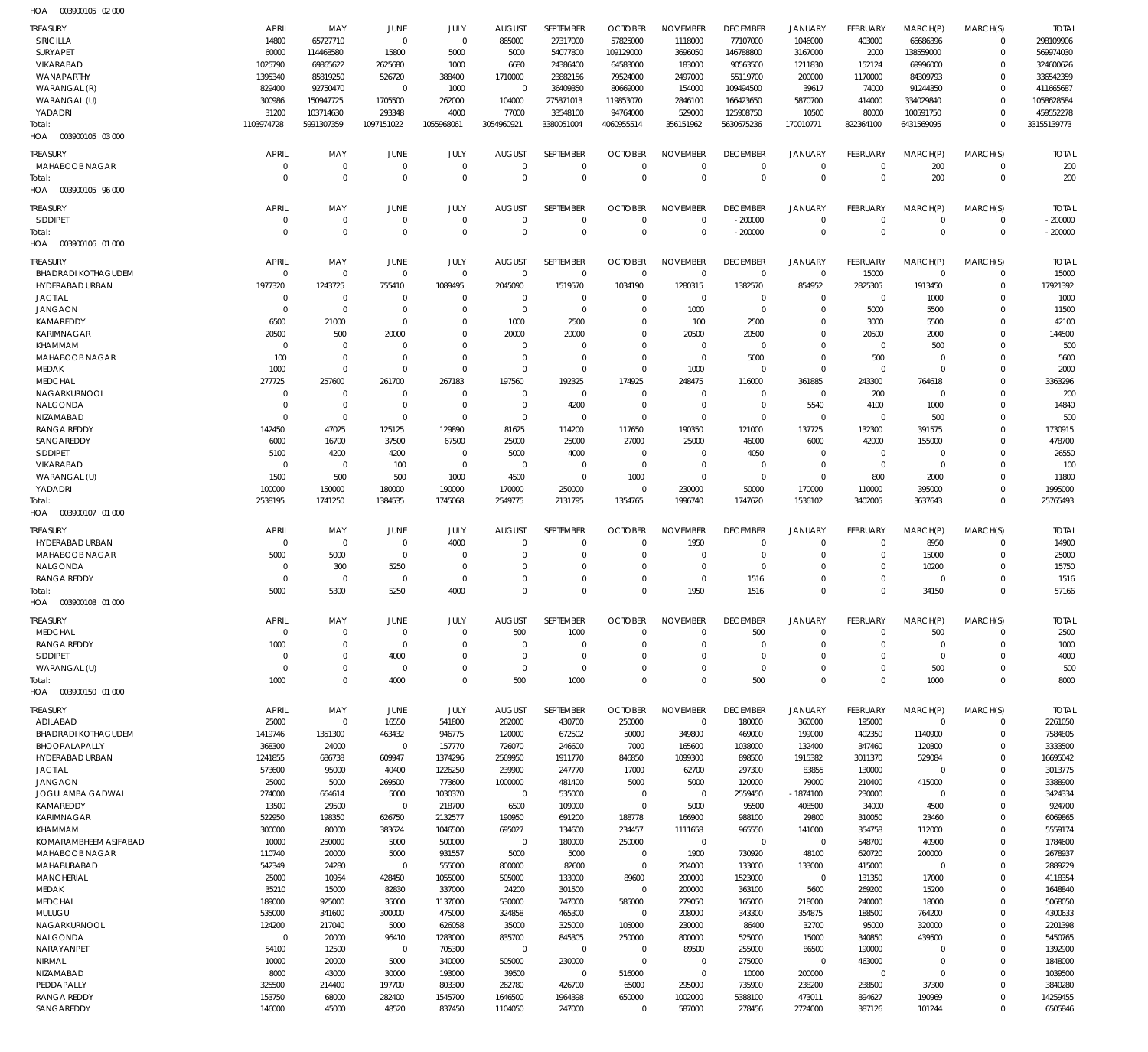HOA 003900105 02 000

| TREASURY | APRIL | MAY | JUNE | JULY | AUGUST | SEPTEMBER | OCTOBER | NOVEMBER | DECEMBER | JANUARY | FEBRUARY | MARCH(P) | MARCH(S) | TOTAL |
|---|---|---|---|---|---|---|---|---|---|---|---|---|---|---|
| SIRICILLA | 14800 | 65727710 | 0 | 0 | 865000 | 27317000 | 57825000 | 1118000 | 77107000 | 1046000 | 403000 | 66686396 | 0 | 298109906 |
| SURYAPET | 60000 | 114468580 | 15800 | 5000 | 5000 | 54077800 | 109129000 | 3696050 | 146788800 | 3167000 | 2000 | 138559000 | 0 | 569974030 |
| VIKARABAD | 1025790 | 69865622 | 2625680 | 1000 | 6680 | 24386400 | 64583000 | 183000 | 90563500 | 1211830 | 152124 | 69996000 | 0 | 324600626 |
| WANAPARTHY | 1395340 | 85819250 | 526720 | 388400 | 1710000 | 23882156 | 79524000 | 2497000 | 55119700 | 200000 | 1170000 | 84309793 | 0 | 336542359 |
| WARANGAL (R) | 829400 | 92750470 | 0 | 1000 | 0 | 36409350 | 80669000 | 154000 | 109494500 | 39617 | 74000 | 91244350 | 0 | 411665687 |
| WARANGAL (U) | 300986 | 150947725 | 1705500 | 262000 | 104000 | 275871013 | 119853070 | 2846100 | 166423650 | 5870700 | 414000 | 334029840 | 0 | 1058628584 |
| YADADRI | 31200 | 103714630 | 293348 | 4000 | 77000 | 33548100 | 94764000 | 529000 | 125908750 | 10500 | 80000 | 100591750 | 0 | 459552278 |
| Total: | 1103974728 | 5991307359 | 1097151022 | 1055968061 | 3054960921 | 3380051004 | 4060955514 | 356151962 | 5630675236 | 170010771 | 822364100 | 6431569095 | 0 | 33155139773 |

HOA 003900105 03 000

| TREASURY | APRIL | MAY | JUNE | JULY | AUGUST | SEPTEMBER | OCTOBER | NOVEMBER | DECEMBER | JANUARY | FEBRUARY | MARCH(P) | MARCH(S) | TOTAL |
|---|---|---|---|---|---|---|---|---|---|---|---|---|---|---|
| MAHABOOB NAGAR | 0 | 0 | 0 | 0 | 0 | 0 | 0 | 0 | 0 | 0 | 0 | 200 | 0 | 200 |
| Total: | 0 | 0 | 0 | 0 | 0 | 0 | 0 | 0 | 0 | 0 | 0 | 200 | 0 | 200 |

HOA 003900105 96 000

| TREASURY | APRIL | MAY | JUNE | JULY | AUGUST | SEPTEMBER | OCTOBER | NOVEMBER | DECEMBER | JANUARY | FEBRUARY | MARCH(P) | MARCH(S) | TOTAL |
|---|---|---|---|---|---|---|---|---|---|---|---|---|---|---|
| SIDDIPET | 0 | 0 | 0 | 0 | 0 | 0 | 0 | 0 | -200000 | 0 | 0 | 0 | 0 | -200000 |
| Total: | 0 | 0 | 0 | 0 | 0 | 0 | 0 | 0 | -200000 | 0 | 0 | 0 | 0 | -200000 |

HOA 003900106 01 000

| TREASURY | APRIL | MAY | JUNE | JULY | AUGUST | SEPTEMBER | OCTOBER | NOVEMBER | DECEMBER | JANUARY | FEBRUARY | MARCH(P) | MARCH(S) | TOTAL |
|---|---|---|---|---|---|---|---|---|---|---|---|---|---|---|
| BHADRADI KOTHAGUDEM | 0 | 0 | 0 | 0 | 0 | 0 | 0 | 0 | 0 | 0 | 15000 | 0 | 0 | 15000 |
| HYDERABAD URBAN | 1977320 | 1243725 | 755410 | 1089495 | 2045090 | 1519570 | 1034190 | 1280315 | 1382570 | 854952 | 2825305 | 1913450 | 0 | 17921392 |
| JAGTIAL | 0 | 0 | 0 | 0 | 0 | 0 | 0 | 0 | 0 | 0 | 0 | 1000 | 0 | 1000 |
| JANGAON | 0 | 0 | 0 | 0 | 0 | 0 | 0 | 1000 | 0 | 0 | 5000 | 5500 | 0 | 11500 |
| KAMAREDDY | 6500 | 21000 | 0 | 0 | 1000 | 2500 | 0 | 100 | 2500 | 0 | 3000 | 5500 | 0 | 42100 |
| KARIMNAGAR | 20500 | 500 | 20000 | 0 | 20000 | 20000 | 0 | 20500 | 20500 | 0 | 20500 | 2000 | 0 | 144500 |
| KHAMMAM | 0 | 0 | 0 | 0 | 0 | 0 | 0 | 0 | 0 | 0 | 0 | 500 | 0 | 500 |
| MAHABOOB NAGAR | 100 | 0 | 0 | 0 | 0 | 0 | 0 | 0 | 5000 | 0 | 500 | 0 | 0 | 5600 |
| MEDAK | 1000 | 0 | 0 | 0 | 0 | 0 | 0 | 1000 | 0 | 0 | 0 | 0 | 0 | 2000 |
| MEDCHAL | 277725 | 257600 | 261700 | 267183 | 197560 | 192325 | 174925 | 248475 | 116000 | 361885 | 243300 | 764618 | 0 | 3363296 |
| NAGARKURNOOL | 0 | 0 | 0 | 0 | 0 | 0 | 0 | 0 | 0 | 0 | 200 | 0 | 0 | 200 |
| NALGONDA | 0 | 0 | 0 | 0 | 0 | 4200 | 0 | 0 | 0 | 5540 | 4100 | 1000 | 0 | 14840 |
| NIZAMABAD | 0 | 0 | 0 | 0 | 0 | 0 | 0 | 0 | 0 | 0 | 0 | 500 | 0 | 500 |
| RANGA REDDY | 142450 | 47025 | 125125 | 129890 | 81625 | 114200 | 117650 | 190350 | 121000 | 137725 | 132300 | 391575 | 0 | 1730915 |
| SANGAREDDY | 6000 | 16700 | 37500 | 67500 | 25000 | 25000 | 27000 | 25000 | 46000 | 6000 | 42000 | 155000 | 0 | 478700 |
| SIDDIPET | 5100 | 4200 | 4200 | 0 | 5000 | 4000 | 0 | 0 | 4050 | 0 | 0 | 0 | 0 | 26550 |
| VIKARABAD | 0 | 0 | 100 | 0 | 0 | 0 | 0 | 0 | 0 | 0 | 0 | 0 | 0 | 100 |
| WARANGAL (U) | 1500 | 500 | 500 | 1000 | 4500 | 0 | 1000 | 0 | 0 | 0 | 800 | 2000 | 0 | 11800 |
| YADADRI | 100000 | 150000 | 180000 | 190000 | 170000 | 250000 | 0 | 230000 | 50000 | 170000 | 110000 | 395000 | 0 | 1995000 |
| Total: | 2538195 | 1741250 | 1384535 | 1745068 | 2549775 | 2131795 | 1354765 | 1996740 | 1747620 | 1536102 | 3402005 | 3637643 | 0 | 25765493 |

HOA 003900107 01 000

| TREASURY | APRIL | MAY | JUNE | JULY | AUGUST | SEPTEMBER | OCTOBER | NOVEMBER | DECEMBER | JANUARY | FEBRUARY | MARCH(P) | MARCH(S) | TOTAL |
|---|---|---|---|---|---|---|---|---|---|---|---|---|---|---|
| HYDERABAD URBAN | 0 | 0 | 0 | 4000 | 0 | 0 | 0 | 1950 | 0 | 0 | 0 | 8950 | 0 | 14900 |
| MAHABOOB NAGAR | 5000 | 5000 | 0 | 0 | 0 | 0 | 0 | 0 | 0 | 0 | 0 | 15000 | 0 | 25000 |
| NALGONDA | 0 | 300 | 5250 | 0 | 0 | 0 | 0 | 0 | 0 | 0 | 0 | 10200 | 0 | 15750 |
| RANGA REDDY | 0 | 0 | 0 | 0 | 0 | 0 | 0 | 0 | 1516 | 0 | 0 | 0 | 0 | 1516 |
| Total: | 5000 | 5300 | 5250 | 4000 | 0 | 0 | 0 | 1950 | 1516 | 0 | 0 | 34150 | 0 | 57166 |

HOA 003900108 01 000

| TREASURY | APRIL | MAY | JUNE | JULY | AUGUST | SEPTEMBER | OCTOBER | NOVEMBER | DECEMBER | JANUARY | FEBRUARY | MARCH(P) | MARCH(S) | TOTAL |
|---|---|---|---|---|---|---|---|---|---|---|---|---|---|---|
| MEDCHAL | 0 | 0 | 0 | 0 | 500 | 1000 | 0 | 0 | 500 | 0 | 0 | 500 | 0 | 2500 |
| RANGA REDDY | 1000 | 0 | 0 | 0 | 0 | 0 | 0 | 0 | 0 | 0 | 0 | 0 | 0 | 1000 |
| SIDDIPET | 0 | 0 | 4000 | 0 | 0 | 0 | 0 | 0 | 0 | 0 | 0 | 0 | 0 | 4000 |
| WARANGAL (U) | 0 | 0 | 0 | 0 | 0 | 0 | 0 | 0 | 0 | 0 | 0 | 500 | 0 | 500 |
| Total: | 1000 | 0 | 4000 | 0 | 500 | 1000 | 0 | 0 | 500 | 0 | 0 | 1000 | 0 | 8000 |

HOA 003900150 01 000

| TREASURY | APRIL | MAY | JUNE | JULY | AUGUST | SEPTEMBER | OCTOBER | NOVEMBER | DECEMBER | JANUARY | FEBRUARY | MARCH(P) | MARCH(S) | TOTAL |
|---|---|---|---|---|---|---|---|---|---|---|---|---|---|---|
| ADILABAD | 25000 | 0 | 16550 | 541800 | 262000 | 430700 | 250000 | 0 | 180000 | 360000 | 195000 | 0 | 0 | 2261050 |
| BHADRADI KOTHAGUDEM | 1419746 | 1351300 | 463432 | 946775 | 120000 | 672502 | 50000 | 349800 | 469000 | 199000 | 402350 | 1140900 | 0 | 7584805 |
| BHOOPALAPALLY | 368300 | 24000 | 0 | 157770 | 726070 | 246600 | 7000 | 165600 | 1038000 | 132400 | 347460 | 120300 | 0 | 3333500 |
| HYDERABAD URBAN | 1241855 | 686738 | 609947 | 1374296 | 2569950 | 1911770 | 846850 | 1099300 | 898500 | 1915382 | 3011370 | 529084 | 0 | 16695042 |
| JAGTIAL | 573600 | 95000 | 40400 | 1226250 | 239900 | 247770 | 17000 | 62700 | 297300 | 83855 | 130000 | 0 | 0 | 3013775 |
| JANGAON | 25000 | 5000 | 269500 | 773600 | 1000000 | 481400 | 5000 | 5000 | 120000 | 79000 | 210400 | 415000 | 0 | 3388900 |
| JOGULAMBA GADWAL | 274000 | 664614 | 5000 | 1030370 | 0 | 535000 | 0 | 0 | 2559450 | -1874100 | 230000 | 0 | 0 | 3424334 |
| KAMAREDDY | 13500 | 29500 | 0 | 218700 | 6500 | 109000 | 0 | 5000 | 95500 | 408500 | 34000 | 4500 | 0 | 924700 |
| KARIMNAGAR | 522950 | 198350 | 626750 | 2132577 | 190950 | 691200 | 188778 | 166900 | 988100 | 29800 | 310050 | 23460 | 0 | 6069865 |
| KHAMMAM | 300000 | 80000 | 383624 | 1046500 | 695027 | 134600 | 234457 | 1111658 | 965550 | 141000 | 354758 | 112000 | 0 | 5559174 |
| KOMARAMBHEEM ASIFABAD | 10000 | 250000 | 5000 | 500000 | 0 | 180000 | 250000 | 0 | 0 | 0 | 548700 | 40900 | 0 | 1784600 |
| MAHABOOB NAGAR | 110740 | 20000 | 5000 | 931557 | 5000 | 5000 | 0 | 1900 | 730920 | 48100 | 620720 | 200000 | 0 | 2678937 |
| MAHABUBABAD | 542349 | 24280 | 0 | 555000 | 800000 | 82600 | 0 | 204000 | 133000 | 133000 | 415000 | 0 | 0 | 2889229 |
| MANCHERIAL | 25000 | 10954 | 428450 | 1055000 | 505000 | 133000 | 89600 | 200000 | 1523000 | 0 | 131350 | 17000 | 0 | 4118354 |
| MEDAK | 35210 | 15000 | 82830 | 337000 | 24200 | 301500 | 0 | 200000 | 363100 | 5600 | 269200 | 15200 | 0 | 1648840 |
| MEDCHAL | 189000 | 925000 | 35000 | 1137000 | 530000 | 747000 | 585000 | 279050 | 165000 | 218000 | 240000 | 18000 | 0 | 5068050 |
| MULUGU | 535000 | 341600 | 300000 | 475000 | 324858 | 465300 | 0 | 208000 | 343300 | 354875 | 188500 | 764200 | 0 | 4300633 |
| NAGARKURNOOL | 124200 | 217040 | 5000 | 626058 | 35000 | 325000 | 105000 | 230000 | 86400 | 32700 | 95000 | 320000 | 0 | 2201398 |
| NALGONDA | 0 | 20000 | 96410 | 1283000 | 835700 | 845305 | 250000 | 800000 | 525000 | 15000 | 340850 | 439500 | 0 | 5450765 |
| NARAYANPET | 54100 | 12500 | 0 | 705300 | 0 | 0 | 0 | 89500 | 255000 | 86500 | 190000 | 0 | 0 | 1392900 |
| NIRMAL | 10000 | 20000 | 5000 | 340000 | 505000 | 230000 | 0 | 0 | 275000 | 0 | 463000 | 0 | 0 | 1848000 |
| NIZAMABAD | 8000 | 43000 | 30000 | 193000 | 39500 | 0 | 516000 | 0 | 10000 | 200000 | 0 | 0 | 0 | 1039500 |
| PEDDAPALLY | 325500 | 214400 | 197700 | 803300 | 262780 | 426700 | 65000 | 295000 | 735900 | 238200 | 238500 | 37300 | 0 | 3840280 |
| RANGA REDDY | 153750 | 68000 | 282400 | 1545700 | 1646500 | 1964398 | 650000 | 1002000 | 5388100 | 473011 | 894627 | 190969 | 0 | 14259455 |
| SANGAREDDY | 146000 | 45000 | 48520 | 837450 | 1104050 | 247000 | 0 | 587000 | 278456 | 2724000 | 387126 | 101244 | 0 | 6505846 |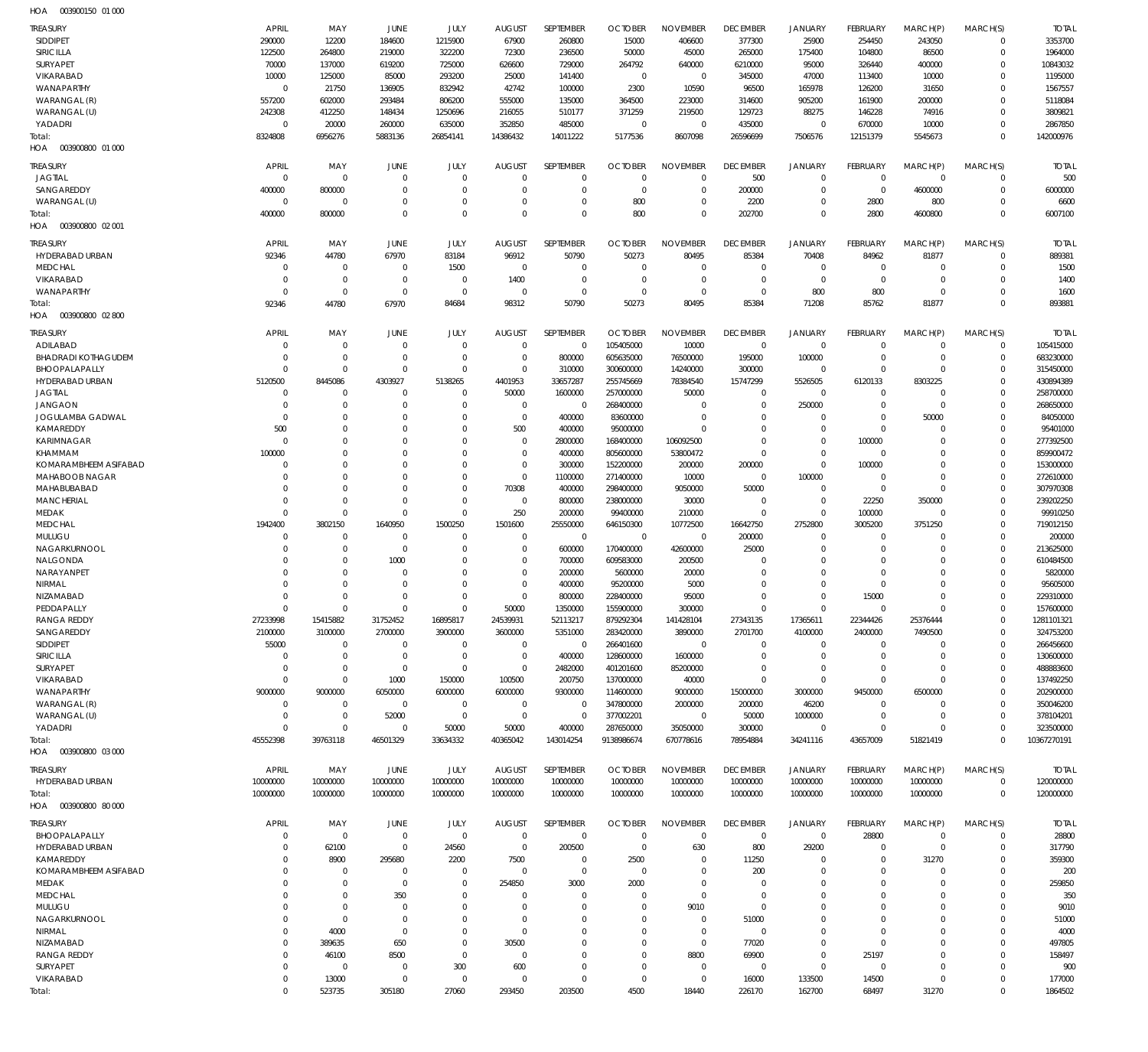HOA 003900150 01 000

| TREASURY | APRIL | MAY | JUNE | JULY | AUGUST | SEPTEMBER | OCTOBER | NOVEMBER | DECEMBER | JANUARY | FEBRUARY | MARCH(P) | MARCH(S) | TOTAL |
|---|---|---|---|---|---|---|---|---|---|---|---|---|---|---|
| SIDDIPET | 290000 | 12200 | 184600 | 1215900 | 67900 | 260800 | 15000 | 406600 | 377300 | 25900 | 254450 | 243050 | 0 | 3353700 |
| SIRICILLA | 122500 | 264800 | 219000 | 322200 | 72300 | 236500 | 50000 | 45000 | 265000 | 175400 | 104800 | 86500 | 0 | 1964000 |
| SURYAPET | 70000 | 137000 | 619200 | 725000 | 626600 | 729000 | 264792 | 640000 | 6210000 | 95000 | 326440 | 400000 | 0 | 10843032 |
| VIKARABAD | 10000 | 125000 | 85000 | 293200 | 25000 | 141400 | 0 | 0 | 345000 | 47000 | 113400 | 10000 | 0 | 1195000 |
| WANAPARTHY | 0 | 21750 | 136905 | 832942 | 42742 | 100000 | 2300 | 10590 | 96500 | 165978 | 126200 | 31650 | 0 | 1567557 |
| WARANGAL (R) | 557200 | 602000 | 293484 | 806200 | 555000 | 135000 | 364500 | 223000 | 314600 | 905200 | 161900 | 200000 | 0 | 5118084 |
| WARANGAL (U) | 242308 | 412250 | 148434 | 1250696 | 216055 | 510177 | 371259 | 219500 | 129723 | 88275 | 146228 | 74916 | 0 | 3809821 |
| YADADRI | 0 | 20000 | 260000 | 635000 | 352850 | 485000 | 0 | 0 | 435000 | 0 | 670000 | 10000 | 0 | 2867850 |
| Total: | 8324808 | 6956276 | 5883136 | 26854141 | 14386432 | 14011222 | 5177536 | 8607098 | 26596699 | 7506576 | 12151379 | 5545673 | 0 | 142000976 |

HOA 003900800 01 000

| TREASURY | APRIL | MAY | JUNE | JULY | AUGUST | SEPTEMBER | OCTOBER | NOVEMBER | DECEMBER | JANUARY | FEBRUARY | MARCH(P) | MARCH(S) | TOTAL |
|---|---|---|---|---|---|---|---|---|---|---|---|---|---|---|
| JAGTIAL | 0 | 0 | 0 | 0 | 0 | 0 | 0 | 0 | 500 | 0 | 0 | 0 | 0 | 500 |
| SANGAREDDY | 400000 | 800000 | 0 | 0 | 0 | 0 | 0 | 0 | 200000 | 0 | 0 | 4600000 | 0 | 6000000 |
| WARANGAL (U) | 0 | 0 | 0 | 0 | 0 | 0 | 800 | 0 | 2200 | 0 | 2800 | 800 | 0 | 6600 |
| Total: | 400000 | 800000 | 0 | 0 | 0 | 0 | 800 | 0 | 202700 | 0 | 2800 | 4600800 | 0 | 6007100 |

HOA 003900800 02 001

| TREASURY | APRIL | MAY | JUNE | JULY | AUGUST | SEPTEMBER | OCTOBER | NOVEMBER | DECEMBER | JANUARY | FEBRUARY | MARCH(P) | MARCH(S) | TOTAL |
|---|---|---|---|---|---|---|---|---|---|---|---|---|---|---|
| HYDERABAD URBAN | 92346 | 44780 | 67970 | 83184 | 96912 | 50790 | 50273 | 80495 | 85384 | 70408 | 84962 | 81877 | 0 | 889381 |
| MEDCHAL | 0 | 0 | 0 | 1500 | 0 | 0 | 0 | 0 | 0 | 0 | 0 | 0 | 0 | 1500 |
| VIKARABAD | 0 | 0 | 0 | 0 | 1400 | 0 | 0 | 0 | 0 | 0 | 0 | 0 | 0 | 1400 |
| WANAPARTHY | 0 | 0 | 0 | 0 | 0 | 0 | 0 | 0 | 0 | 800 | 800 | 0 | 0 | 1600 |
| Total: | 92346 | 44780 | 67970 | 84684 | 98312 | 50790 | 50273 | 80495 | 85384 | 71208 | 85762 | 81877 | 0 | 893881 |

HOA 003900800 02 800

| TREASURY | APRIL | MAY | JUNE | JULY | AUGUST | SEPTEMBER | OCTOBER | NOVEMBER | DECEMBER | JANUARY | FEBRUARY | MARCH(P) | MARCH(S) | TOTAL |
|---|---|---|---|---|---|---|---|---|---|---|---|---|---|---|
| ADILABAD | 0 | 0 | 0 | 0 | 0 | 0 | 105405000 | 10000 | 0 | 0 | 0 | 0 | 0 | 105415000 |
| BHADRADI KOTHAGUDEM | 0 | 0 | 0 | 0 | 0 | 800000 | 605635000 | 76500000 | 195000 | 100000 | 0 | 0 | 0 | 683230000 |
| BHOOPALAPALLY | 0 | 0 | 0 | 0 | 0 | 310000 | 300600000 | 14240000 | 300000 | 0 | 0 | 0 | 0 | 315450000 |
| HYDERABAD URBAN | 5120500 | 8445086 | 4303927 | 5138265 | 4401953 | 33657287 | 255745669 | 78384540 | 15747299 | 5526505 | 6120133 | 8303225 | 0 | 430894389 |
| JAGTIAL | 0 | 0 | 0 | 0 | 50000 | 1600000 | 257000000 | 50000 | 0 | 0 | 0 | 0 | 0 | 258700000 |
| JANGAON | 0 | 0 | 0 | 0 | 0 | 0 | 268400000 | 0 | 0 | 250000 | 0 | 0 | 0 | 268650000 |
| JOGULAMBA GADWAL | 0 | 0 | 0 | 0 | 0 | 400000 | 83600000 | 0 | 0 | 0 | 0 | 50000 | 0 | 84050000 |
| KAMAREDDY | 500 | 0 | 0 | 0 | 500 | 400000 | 95000000 | 0 | 0 | 0 | 0 | 0 | 0 | 95401000 |
| KARIMNAGAR | 0 | 0 | 0 | 0 | 0 | 2800000 | 168400000 | 106092500 | 0 | 0 | 100000 | 0 | 0 | 277392500 |
| KHAMMAM | 100000 | 0 | 0 | 0 | 0 | 400000 | 805600000 | 53800472 | 0 | 0 | 0 | 0 | 0 | 859900472 |
| KOMARAMBHEEM ASIFABAD | 0 | 0 | 0 | 0 | 0 | 300000 | 152200000 | 200000 | 200000 | 0 | 100000 | 0 | 0 | 153000000 |
| MAHABOOB NAGAR | 0 | 0 | 0 | 0 | 0 | 1100000 | 271400000 | 10000 | 0 | 100000 | 0 | 0 | 0 | 272610000 |
| MAHABUBABAD | 0 | 0 | 0 | 0 | 70308 | 400000 | 298400000 | 9050000 | 50000 | 0 | 0 | 0 | 0 | 307970308 |
| MANCHERIAL | 0 | 0 | 0 | 0 | 0 | 800000 | 238000000 | 30000 | 0 | 0 | 22250 | 350000 | 0 | 239202250 |
| MEDAK | 0 | 0 | 0 | 0 | 250 | 200000 | 99400000 | 210000 | 0 | 0 | 100000 | 0 | 0 | 99910250 |
| MEDCHAL | 1942400 | 3802150 | 1640950 | 1500250 | 1501600 | 25550000 | 646150300 | 10772500 | 16642750 | 2752800 | 3005200 | 3751250 | 0 | 719012150 |
| MULUGU | 0 | 0 | 0 | 0 | 0 | 0 | 0 | 0 | 200000 | 0 | 0 | 0 | 0 | 200000 |
| NAGARKURNOOL | 0 | 0 | 0 | 0 | 0 | 600000 | 170400000 | 42600000 | 25000 | 0 | 0 | 0 | 0 | 213625000 |
| NALGONDA | 0 | 0 | 1000 | 0 | 0 | 700000 | 609583000 | 200500 | 0 | 0 | 0 | 0 | 0 | 610484500 |
| NARAYANPET | 0 | 0 | 0 | 0 | 0 | 200000 | 5600000 | 20000 | 0 | 0 | 0 | 0 | 0 | 5820000 |
| NIRMAL | 0 | 0 | 0 | 0 | 0 | 400000 | 95200000 | 5000 | 0 | 0 | 0 | 0 | 0 | 95605000 |
| NIZAMABAD | 0 | 0 | 0 | 0 | 0 | 800000 | 228400000 | 95000 | 0 | 0 | 15000 | 0 | 0 | 229310000 |
| PEDDAPALLY | 0 | 0 | 0 | 0 | 50000 | 1350000 | 155900000 | 300000 | 0 | 0 | 0 | 0 | 0 | 157600000 |
| RANGA REDDY | 27233998 | 15415882 | 31752452 | 16895817 | 24539931 | 52113217 | 879292304 | 141428104 | 27343135 | 17365611 | 22344426 | 25376444 | 0 | 1281101321 |
| SANGAREDDY | 2100000 | 3100000 | 2700000 | 3900000 | 3600000 | 5351000 | 283420000 | 3890000 | 2701700 | 4100000 | 2400000 | 7490500 | 0 | 324753200 |
| SIDDIPET | 55000 | 0 | 0 | 0 | 0 | 0 | 266401600 | 0 | 0 | 0 | 0 | 0 | 0 | 266456600 |
| SIRICILLA | 0 | 0 | 0 | 0 | 0 | 400000 | 128600000 | 1600000 | 0 | 0 | 0 | 0 | 0 | 130600000 |
| SURYAPET | 0 | 0 | 0 | 0 | 0 | 2482000 | 401201600 | 85200000 | 0 | 0 | 0 | 0 | 0 | 488883600 |
| VIKARABAD | 0 | 0 | 1000 | 150000 | 100500 | 200750 | 137000000 | 40000 | 0 | 0 | 0 | 0 | 0 | 137492250 |
| WANAPARTHY | 9000000 | 9000000 | 6050000 | 6000000 | 6000000 | 9300000 | 114600000 | 9000000 | 15000000 | 3000000 | 9450000 | 6500000 | 0 | 202900000 |
| WARANGAL (R) | 0 | 0 | 0 | 0 | 0 | 0 | 347800000 | 2000000 | 200000 | 46200 | 0 | 0 | 0 | 350046200 |
| WARANGAL (U) | 0 | 0 | 52000 | 0 | 0 | 0 | 377002201 | 0 | 50000 | 1000000 | 0 | 0 | 0 | 378104201 |
| YADADRI | 0 | 0 | 0 | 50000 | 50000 | 400000 | 287650000 | 35050000 | 300000 | 0 | 0 | 0 | 0 | 323500000 |
| Total: | 45552398 | 39763118 | 46501329 | 33634332 | 40365042 | 143014254 | 9138986674 | 670778616 | 78954884 | 34241116 | 43657009 | 51821419 | 0 | 10367270191 |

HOA 003900800 03 000

| TREASURY | APRIL | MAY | JUNE | JULY | AUGUST | SEPTEMBER | OCTOBER | NOVEMBER | DECEMBER | JANUARY | FEBRUARY | MARCH(P) | MARCH(S) | TOTAL |
|---|---|---|---|---|---|---|---|---|---|---|---|---|---|---|
| HYDERABAD URBAN | 10000000 | 10000000 | 10000000 | 10000000 | 10000000 | 10000000 | 10000000 | 10000000 | 10000000 | 10000000 | 10000000 | 10000000 | 0 | 120000000 |
| Total: | 10000000 | 10000000 | 10000000 | 10000000 | 10000000 | 10000000 | 10000000 | 10000000 | 10000000 | 10000000 | 10000000 | 10000000 | 0 | 120000000 |

HOA 003900800 80 000

| TREASURY | APRIL | MAY | JUNE | JULY | AUGUST | SEPTEMBER | OCTOBER | NOVEMBER | DECEMBER | JANUARY | FEBRUARY | MARCH(P) | MARCH(S) | TOTAL |
|---|---|---|---|---|---|---|---|---|---|---|---|---|---|---|
| BHOOPALAPALLY | 0 | 0 | 0 | 0 | 0 | 0 | 0 | 0 | 0 | 0 | 28800 | 0 | 0 | 28800 |
| HYDERABAD URBAN | 0 | 62100 | 0 | 24560 | 0 | 200500 | 0 | 630 | 800 | 29200 | 0 | 0 | 0 | 317790 |
| KAMAREDDY | 0 | 8900 | 295680 | 2200 | 7500 | 0 | 2500 | 0 | 11250 | 0 | 0 | 31270 | 0 | 359300 |
| KOMARAMBHEEM ASIFABAD | 0 | 0 | 0 | 0 | 0 | 0 | 0 | 0 | 200 | 0 | 0 | 0 | 0 | 200 |
| MEDAK | 0 | 0 | 0 | 0 | 254850 | 3000 | 2000 | 0 | 0 | 0 | 0 | 0 | 0 | 259850 |
| MEDCHAL | 0 | 0 | 350 | 0 | 0 | 0 | 0 | 0 | 0 | 0 | 0 | 0 | 0 | 350 |
| MULUGU | 0 | 0 | 0 | 0 | 0 | 0 | 0 | 9010 | 0 | 0 | 0 | 0 | 0 | 9010 |
| NAGARKURNOOL | 0 | 0 | 0 | 0 | 0 | 0 | 0 | 0 | 51000 | 0 | 0 | 0 | 0 | 51000 |
| NIRMAL | 0 | 4000 | 0 | 0 | 0 | 0 | 0 | 0 | 0 | 0 | 0 | 0 | 0 | 4000 |
| NIZAMABAD | 0 | 389635 | 650 | 0 | 30500 | 0 | 0 | 0 | 77020 | 0 | 0 | 0 | 0 | 497805 |
| RANGA REDDY | 0 | 46100 | 8500 | 0 | 0 | 0 | 0 | 8800 | 69900 | 0 | 25197 | 0 | 0 | 158497 |
| SURYAPET | 0 | 0 | 0 | 300 | 600 | 0 | 0 | 0 | 0 | 0 | 0 | 0 | 0 | 900 |
| VIKARABAD | 0 | 13000 | 0 | 0 | 0 | 0 | 0 | 0 | 16000 | 133500 | 14500 | 0 | 0 | 177000 |
| Total: | 0 | 523735 | 305180 | 27060 | 293450 | 203500 | 4500 | 18440 | 226170 | 162700 | 68497 | 31270 | 0 | 1864502 |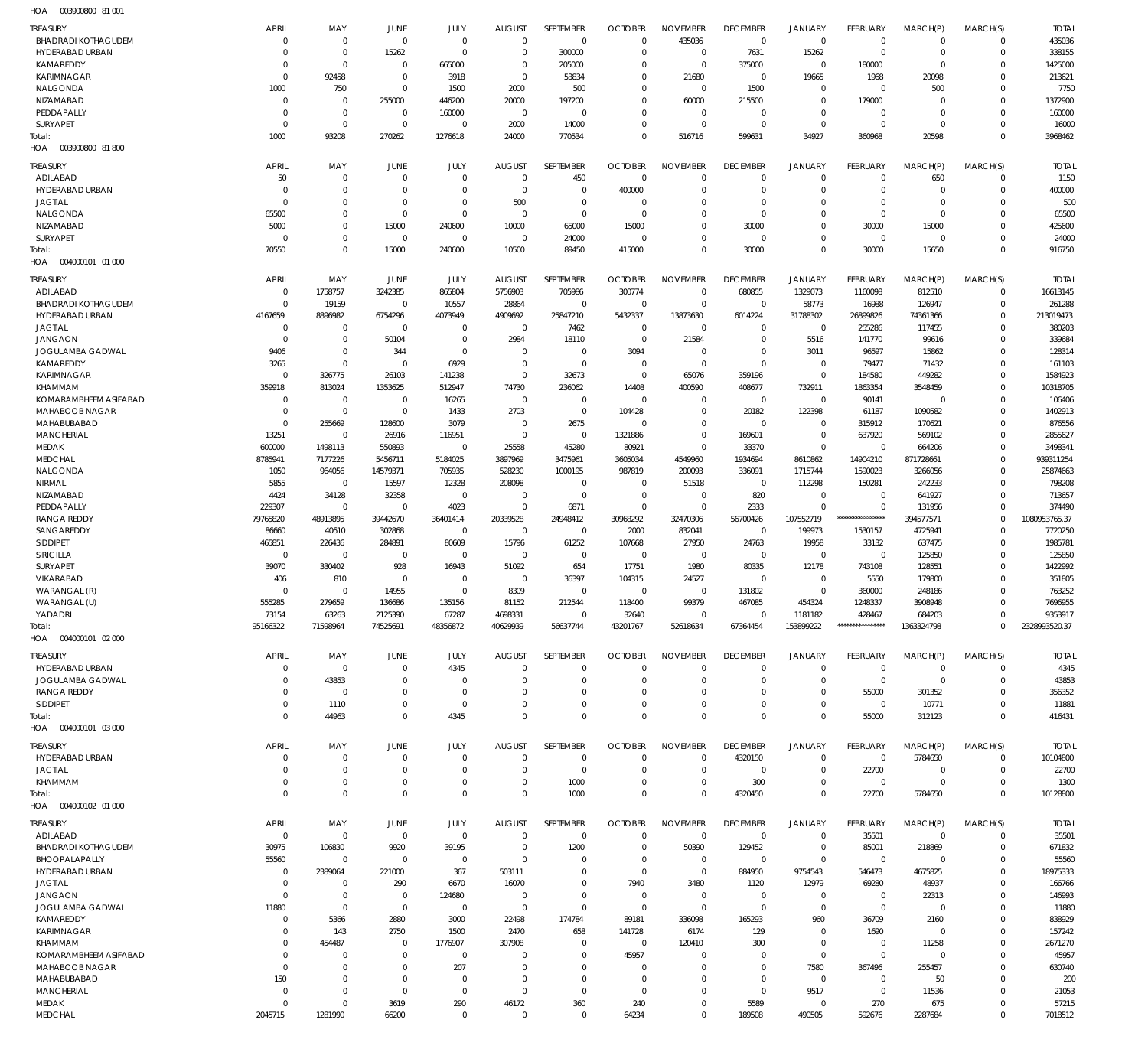HOA 003900800 81 001

| TREASURY | APRIL | MAY | JUNE | JULY | AUGUST | SEPTEMBER | OCTOBER | NOVEMBER | DECEMBER | JANUARY | FEBRUARY | MARCH(P) | MARCH(S) | TOTAL |
|---|---|---|---|---|---|---|---|---|---|---|---|---|---|---|
| BHADRADI KOTHAGUDEM | 0 | 0 | 0 | 0 | 0 | 0 | 0 | 435036 | 0 | 0 | 0 | 0 | 0 | 435036 |
| HYDERABAD URBAN | 0 | 0 | 15262 | 0 | 0 | 300000 | 0 | 0 | 7631 | 15262 | 0 | 0 | 0 | 338155 |
| KAMAREDDY | 0 | 0 | 0 | 665000 | 0 | 205000 | 0 | 0 | 375000 | 0 | 180000 | 0 | 0 | 1425000 |
| KARIMNAGAR | 0 | 92458 | 0 | 3918 | 0 | 53834 | 0 | 21680 | 0 | 19665 | 1968 | 20098 | 0 | 213621 |
| NALGONDA | 1000 | 750 | 0 | 1500 | 2000 | 500 | 0 | 0 | 1500 | 0 | 0 | 500 | 0 | 7750 |
| NIZAMABAD | 0 | 0 | 255000 | 446200 | 20000 | 197200 | 0 | 60000 | 215500 | 0 | 179000 | 0 | 0 | 1372900 |
| PEDDAPALLY | 0 | 0 | 0 | 160000 | 0 | 0 | 0 | 0 | 0 | 0 | 0 | 0 | 0 | 160000 |
| SURYAPET | 0 | 0 | 0 | 0 | 2000 | 14000 | 0 | 0 | 0 | 0 | 0 | 0 | 0 | 16000 |
| Total: | 1000 | 93208 | 270262 | 1276618 | 24000 | 770534 | 0 | 516716 | 599631 | 34927 | 360968 | 20598 | 0 | 3968462 |

HOA 003900800 81 800

| TREASURY | APRIL | MAY | JUNE | JULY | AUGUST | SEPTEMBER | OCTOBER | NOVEMBER | DECEMBER | JANUARY | FEBRUARY | MARCH(P) | MARCH(S) | TOTAL |
|---|---|---|---|---|---|---|---|---|---|---|---|---|---|---|
| ADILABAD | 50 | 0 | 0 | 0 | 0 | 450 | 0 | 0 | 0 | 0 | 0 | 650 | 0 | 1150 |
| HYDERABAD URBAN | 0 | 0 | 0 | 0 | 0 | 0 | 400000 | 0 | 0 | 0 | 0 | 0 | 0 | 400000 |
| JAGTIAL | 0 | 0 | 0 | 0 | 500 | 0 | 0 | 0 | 0 | 0 | 0 | 0 | 0 | 500 |
| NALGONDA | 65500 | 0 | 0 | 0 | 0 | 0 | 0 | 0 | 0 | 0 | 0 | 0 | 0 | 65500 |
| NIZAMABAD | 5000 | 0 | 15000 | 240600 | 10000 | 65000 | 15000 | 0 | 30000 | 0 | 30000 | 15000 | 0 | 425600 |
| SURYAPET | 0 | 0 | 0 | 0 | 0 | 24000 | 0 | 0 | 0 | 0 | 0 | 0 | 0 | 24000 |
| Total: | 70550 | 0 | 15000 | 240600 | 10500 | 89450 | 415000 | 0 | 30000 | 0 | 30000 | 15650 | 0 | 916750 |

HOA 004000101 01 000

| TREASURY | APRIL | MAY | JUNE | JULY | AUGUST | SEPTEMBER | OCTOBER | NOVEMBER | DECEMBER | JANUARY | FEBRUARY | MARCH(P) | MARCH(S) | TOTAL |
|---|---|---|---|---|---|---|---|---|---|---|---|---|---|---|
| ADILABAD | 0 | 1758757 | 3242385 | 865804 | 5756903 | 705986 | 300774 | 0 | 680855 | 1329073 | 1160098 | 812510 | 0 | 16613145 |
| BHADRADI KOTHAGUDEM | 0 | 19159 | 0 | 10557 | 28864 | 0 | 0 | 0 | 0 | 58773 | 16988 | 126947 | 0 | 261288 |
| HYDERABAD URBAN | 4167659 | 8896982 | 6754296 | 4073949 | 4909692 | 25847210 | 5432337 | 13873630 | 6014224 | 31788302 | 26899826 | 74361366 | 0 | 213019473 |
| JAGTIAL | 0 | 0 | 0 | 0 | 0 | 7462 | 0 | 0 | 0 | 0 | 255286 | 117455 | 0 | 380203 |
| JANGAON | 0 | 0 | 50104 | 0 | 2984 | 18110 | 0 | 21584 | 0 | 5516 | 141770 | 99616 | 0 | 339684 |
| JOGULAMBA GADWAL | 9406 | 0 | 344 | 0 | 0 | 0 | 3094 | 0 | 0 | 3011 | 96597 | 15862 | 0 | 128314 |
| KAMAREDDY | 3265 | 0 | 0 | 6929 | 0 | 0 | 0 | 0 | 0 | 0 | 79477 | 71432 | 0 | 161103 |
| KARIMNAGAR | 0 | 326775 | 26103 | 141238 | 0 | 32673 | 0 | 65076 | 359196 | 0 | 184580 | 449282 | 0 | 1584923 |
| KHAMMAM | 359918 | 813024 | 1353625 | 512947 | 74730 | 236062 | 14408 | 400590 | 408677 | 732911 | 1863354 | 3548459 | 0 | 10318705 |
| KOMARAMBHEEM ASIFABAD | 0 | 0 | 0 | 16265 | 0 | 0 | 0 | 0 | 0 | 0 | 90141 | 0 | 0 | 106406 |
| MAHABOOB NAGAR | 0 | 0 | 0 | 1433 | 2703 | 0 | 104428 | 0 | 20182 | 122398 | 61187 | 1090582 | 0 | 1402913 |
| MAHABUBABAD | 0 | 255669 | 128600 | 3079 | 0 | 2675 | 0 | 0 | 0 | 0 | 315912 | 170621 | 0 | 876556 |
| MANCHERIAL | 13251 | 0 | 26916 | 116951 | 0 | 0 | 1321886 | 0 | 169601 | 0 | 637920 | 569102 | 0 | 2855627 |
| MEDAK | 600000 | 1498113 | 550893 | 0 | 25558 | 45280 | 80921 | 0 | 33370 | 0 | 0 | 664206 | 0 | 3498341 |
| MEDCHAL | 8785941 | 7177226 | 5456711 | 5184025 | 3897969 | 3475961 | 3605034 | 4549960 | 1934694 | 8610862 | 14904210 | 871728661 | 0 | 939311254 |
| NALGONDA | 1050 | 964056 | 14579371 | 705935 | 528230 | 1000195 | 987819 | 200093 | 336091 | 1715744 | 1590023 | 3266056 | 0 | 25874663 |
| NIRMAL | 5855 | 0 | 15597 | 12328 | 208098 | 0 | 0 | 51518 | 0 | 112298 | 150281 | 242233 | 0 | 798208 |
| NIZAMABAD | 4424 | 34128 | 32358 | 0 | 0 | 0 | 0 | 0 | 820 | 0 | 0 | 641927 | 0 | 713657 |
| PEDDAPALLY | 229307 | 0 | 0 | 4023 | 0 | 6871 | 0 | 0 | 2333 | 0 | 0 | 131956 | 0 | 374490 |
| RANGA REDDY | 79765820 | 48913895 | 39442670 | 36401414 | 20339528 | 24948412 | 30968292 | 32470306 | 56700426 | 107552719 | *************** | 394577571 | 0 | 1080953765.37 |
| SANGAREDDY | 86660 | 40610 | 302868 | 0 | 0 | 0 | 2000 | 832041 | 0 | 199973 | 1530157 | 4725941 | 0 | 7720250 |
| SIDDIPET | 465851 | 226436 | 284891 | 80609 | 15796 | 61252 | 107668 | 27950 | 24763 | 19958 | 33132 | 637475 | 0 | 1985781 |
| SIRICILLA | 0 | 0 | 0 | 0 | 0 | 0 | 0 | 0 | 0 | 0 | 0 | 125850 | 0 | 125850 |
| SURYAPET | 39070 | 330402 | 928 | 16943 | 51092 | 654 | 17751 | 1980 | 80335 | 12178 | 743108 | 128551 | 0 | 1422992 |
| VIKARABAD | 406 | 810 | 0 | 0 | 0 | 36397 | 104315 | 24527 | 0 | 0 | 5550 | 179800 | 0 | 351805 |
| WARANGAL (R) | 0 | 0 | 14955 | 0 | 8309 | 0 | 0 | 0 | 131802 | 0 | 360000 | 248186 | 0 | 763252 |
| WARANGAL (U) | 555285 | 279659 | 136686 | 135156 | 81152 | 212544 | 118400 | 99379 | 467085 | 454324 | 1248337 | 3908948 | 0 | 7696955 |
| YADADRI | 73154 | 63263 | 2125390 | 67287 | 4698331 | 0 | 32640 | 0 | 0 | 1181182 | 428467 | 684203 | 0 | 9353917 |
| Total: | 95166322 | 71598964 | 74525691 | 48356872 | 40629939 | 56637744 | 43201767 | 52618634 | 67364454 | 153899222 | *************** | 1363324798 | 0 | 2328993520.37 |

HOA 004000101 02 000

| TREASURY | APRIL | MAY | JUNE | JULY | AUGUST | SEPTEMBER | OCTOBER | NOVEMBER | DECEMBER | JANUARY | FEBRUARY | MARCH(P) | MARCH(S) | TOTAL |
|---|---|---|---|---|---|---|---|---|---|---|---|---|---|---|
| HYDERABAD URBAN | 0 | 0 | 0 | 4345 | 0 | 0 | 0 | 0 | 0 | 0 | 0 | 0 | 0 | 4345 |
| JOGULAMBA GADWAL | 0 | 43853 | 0 | 0 | 0 | 0 | 0 | 0 | 0 | 0 | 0 | 0 | 0 | 43853 |
| RANGA REDDY | 0 | 0 | 0 | 0 | 0 | 0 | 0 | 0 | 0 | 0 | 55000 | 301352 | 0 | 356352 |
| SIDDIPET | 0 | 1110 | 0 | 0 | 0 | 0 | 0 | 0 | 0 | 0 | 0 | 10771 | 0 | 11881 |
| Total: | 0 | 44963 | 0 | 4345 | 0 | 0 | 0 | 0 | 0 | 0 | 55000 | 312123 | 0 | 416431 |

HOA 004000101 03 000

| TREASURY | APRIL | MAY | JUNE | JULY | AUGUST | SEPTEMBER | OCTOBER | NOVEMBER | DECEMBER | JANUARY | FEBRUARY | MARCH(P) | MARCH(S) | TOTAL |
|---|---|---|---|---|---|---|---|---|---|---|---|---|---|---|
| HYDERABAD URBAN | 0 | 0 | 0 | 0 | 0 | 0 | 0 | 0 | 4320150 | 0 | 0 | 5784650 | 0 | 10104800 |
| JAGTIAL | 0 | 0 | 0 | 0 | 0 | 0 | 0 | 0 | 0 | 0 | 22700 | 0 | 0 | 22700 |
| KHAMMAM | 0 | 0 | 0 | 0 | 0 | 1000 | 0 | 0 | 300 | 0 | 0 | 0 | 0 | 1300 |
| Total: | 0 | 0 | 0 | 0 | 0 | 1000 | 0 | 0 | 4320450 | 0 | 22700 | 5784650 | 0 | 10128800 |

HOA 004000102 01 000

| TREASURY | APRIL | MAY | JUNE | JULY | AUGUST | SEPTEMBER | OCTOBER | NOVEMBER | DECEMBER | JANUARY | FEBRUARY | MARCH(P) | MARCH(S) | TOTAL |
|---|---|---|---|---|---|---|---|---|---|---|---|---|---|---|
| ADILABAD | 0 | 0 | 0 | 0 | 0 | 0 | 0 | 0 | 0 | 0 | 35501 | 0 | 0 | 35501 |
| BHADRADI KOTHAGUDEM | 30975 | 106830 | 9920 | 39195 | 0 | 1200 | 0 | 50390 | 129452 | 0 | 85001 | 218869 | 0 | 671832 |
| BHOOPALAPALLY | 55560 | 0 | 0 | 0 | 0 | 0 | 0 | 0 | 0 | 0 | 0 | 0 | 0 | 55560 |
| HYDERABAD URBAN | 0 | 2389064 | 221000 | 367 | 503111 | 0 | 0 | 0 | 884950 | 9754543 | 546473 | 4675825 | 0 | 18975333 |
| JAGTIAL | 0 | 0 | 290 | 6670 | 16070 | 0 | 7940 | 3480 | 1120 | 12979 | 69280 | 48937 | 0 | 166766 |
| JANGAON | 0 | 0 | 0 | 124680 | 0 | 0 | 0 | 0 | 0 | 0 | 0 | 22313 | 0 | 146993 |
| JOGULAMBA GADWAL | 11880 | 0 | 0 | 0 | 0 | 0 | 0 | 0 | 0 | 0 | 0 | 0 | 0 | 11880 |
| KAMAREDDY | 0 | 5366 | 2880 | 3000 | 22498 | 174784 | 89181 | 336098 | 165293 | 960 | 36709 | 2160 | 0 | 838929 |
| KARIMNAGAR | 0 | 143 | 2750 | 1500 | 2470 | 658 | 141728 | 6174 | 129 | 0 | 1690 | 0 | 0 | 157242 |
| KHAMMAM | 0 | 454487 | 0 | 1776907 | 307908 | 0 | 0 | 120410 | 300 | 0 | 0 | 11258 | 0 | 2671270 |
| KOMARAMBHEEM ASIFABAD | 0 | 0 | 0 | 0 | 0 | 0 | 45957 | 0 | 0 | 0 | 0 | 0 | 0 | 45957 |
| MAHABOOB NAGAR | 0 | 0 | 0 | 207 | 0 | 0 | 0 | 0 | 0 | 7580 | 367496 | 255457 | 0 | 630740 |
| MAHABUBABAD | 150 | 0 | 0 | 0 | 0 | 0 | 0 | 0 | 0 | 0 | 0 | 50 | 0 | 200 |
| MANCHERIAL | 0 | 0 | 0 | 0 | 0 | 0 | 0 | 0 | 0 | 9517 | 0 | 11536 | 0 | 21053 |
| MEDAK | 0 | 0 | 3619 | 290 | 46172 | 360 | 240 | 0 | 5589 | 0 | 270 | 675 | 0 | 57215 |
| MEDCHAL | 2045715 | 1281990 | 66200 | 0 | 0 | 0 | 64234 | 0 | 189508 | 490505 | 592676 | 2287684 | 0 | 7018512 |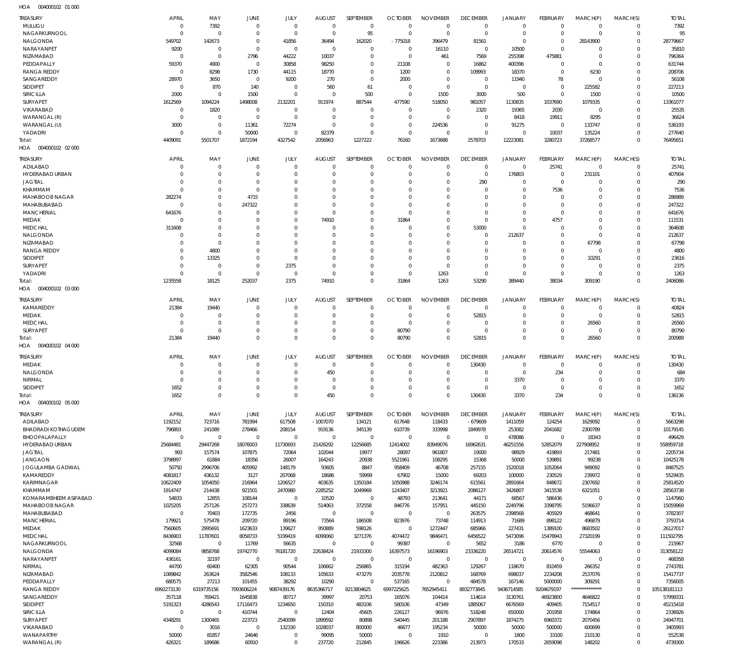HOA 004000102 01 000

| TREASURY | APRIL | MAY | JUNE | JULY | AUGUST | SEPTEMBER | OCTOBER | NOVEMBER | DECEMBER | JANUARY | FEBRUARY | MARCH(P) | MARCH(S) | TOTAL |
|---|---|---|---|---|---|---|---|---|---|---|---|---|---|---|
| MULUGU | 0 | 7392 | 0 | 0 | 0 | 0 | 0 | 0 | 0 | 0 | 0 | 0 | 0 | 7392 |
| NAGARKURNOOL | 0 | 0 | 0 | 0 | 0 | 95 | 0 | 0 | 0 | 0 | 0 | 0 | 0 | 95 |
| NALGONDA | 549702 | 142673 | 0 | 41856 | 36494 | 162020 | -775018 | 396479 | 81561 | 0 | 0 | 28143900 | 0 | 28779667 |
| NARAYANPET | 9200 | 0 | 0 | 0 | 0 | 0 | 0 | 16110 | 0 | 10500 | 0 | 0 | 0 | 35810 |
| NIZAMABAD | 0 | 0 | 2796 | 44222 | 10037 | 0 | 0 | 461 | 7569 | 255398 | 475881 | 0 | 0 | 796364 |
| PEDDAPALLY | 59370 | 4900 | 0 | 30858 | 98250 | 0 | 21108 | 0 | 16862 | 400396 | 0 | 0 | 0 | 631744 |
| RANGA REDDY | 0 | 8298 | 1730 | 44115 | 18770 | 0 | 1200 | 0 | 109993 | 18370 | 0 | 6230 | 0 | 208706 |
| SANGAREDDY | 28970 | 3650 | 0 | 9200 | 270 | 0 | 2000 | 0 | 0 | 11940 | 78 | 0 | 0 | 56108 |
| SIDDIPET | 0 | 870 | 140 | 0 | 560 | 61 | 0 | 0 | 0 | 0 | 0 | 225582 | 0 | 227213 |
| SIRICILLA | 2000 | 0 | 1500 | 0 | 0 | 500 | 0 | 1500 | 3000 | 500 | 0 | 1500 | 0 | 10500 |
| SURYAPET | 1612569 | 1094224 | 1498008 | 2132201 | 911974 | 887544 | 477590 | 518050 | 981057 | 1130835 | 1037690 | 1079335 | 0 | 13361077 |
| VIKARABAD | 0 | 1820 | 0 | 0 | 0 | 0 | 0 | 0 | 2320 | 19365 | 2030 | 0 | 0 | 25535 |
| WARANGAL (R) | 0 | 0 | 0 | 0 | 0 | 0 | 0 | 0 | 0 | 8418 | 19911 | 8295 | 0 | 36624 |
| WARANGAL (U) | 3000 | 0 | 11361 | 72274 | 0 | 0 | 0 | 224536 | 0 | 91275 | 0 | 133747 | 0 | 536193 |
| YADADRI | 0 | 0 | 50000 | 0 | 82379 | 0 | 0 | 0 | 0 | 0 | 10037 | 135224 | 0 | 277640 |
| Total: | 4409091 | 5501707 | 1872194 | 4327542 | 2056963 | 1227222 | 76160 | 1673688 | 2578703 | 12223081 | 3280723 | 37268577 | 0 | 76495651 |

HOA 004000102 02 000

| TREASURY | APRIL | MAY | JUNE | JULY | AUGUST | SEPTEMBER | OCTOBER | NOVEMBER | DECEMBER | JANUARY | FEBRUARY | MARCH(P) | MARCH(S) | TOTAL |
|---|---|---|---|---|---|---|---|---|---|---|---|---|---|---|
| ADILABAD | 0 | 0 | 0 | 0 | 0 | 0 | 0 | 0 | 0 | 0 | 25741 | 0 | 0 | 25741 |
| HYDERABAD URBAN | 0 | 0 | 0 | 0 | 0 | 0 | 0 | 0 | 0 | 176803 | 0 | 231101 | 0 | 407904 |
| JAGTIAL | 0 | 0 | 0 | 0 | 0 | 0 | 0 | 0 | 290 | 0 | 0 | 0 | 0 | 290 |
| KHAMMAM | 0 | 0 | 0 | 0 | 0 | 0 | 0 | 0 | 0 | 0 | 7536 | 0 | 0 | 7536 |
| MAHABOOB NAGAR | 282274 | 0 | 4715 | 0 | 0 | 0 | 0 | 0 | 0 | 0 | 0 | 0 | 0 | 286989 |
| MAHABUBABAD | 0 | 0 | 247322 | 0 | 0 | 0 | 0 | 0 | 0 | 0 | 0 | 0 | 0 | 247322 |
| MANCHERIAL | 641676 | 0 | 0 | 0 | 0 | 0 | 0 | 0 | 0 | 0 | 0 | 0 | 0 | 641676 |
| MEDAK | 0 | 0 | 0 | 0 | 74910 | 0 | 31864 | 0 | 0 | 0 | 4757 | 0 | 0 | 111531 |
| MEDCHAL | 311608 | 0 | 0 | 0 | 0 | 0 | 0 | 0 | 53000 | 0 | 0 | 0 | 0 | 364608 |
| NALGONDA | 0 | 0 | 0 | 0 | 0 | 0 | 0 | 0 | 0 | 212637 | 0 | 0 | 0 | 212637 |
| NIZAMABAD | 0 | 0 | 0 | 0 | 0 | 0 | 0 | 0 | 0 | 0 | 0 | 67798 | 0 | 67798 |
| RANGA REDDY | 0 | 4800 | 0 | 0 | 0 | 0 | 0 | 0 | 0 | 0 | 0 | 0 | 0 | 4800 |
| SIDDIPET | 0 | 13325 | 0 | 0 | 0 | 0 | 0 | 0 | 0 | 0 | 0 | 10291 | 0 | 23616 |
| SURYAPET | 0 | 0 | 0 | 2375 | 0 | 0 | 0 | 0 | 0 | 0 | 0 | 0 | 0 | 2375 |
| YADADRI | 0 | 0 | 0 | 0 | 0 | 0 | 0 | 1263 | 0 | 0 | 0 | 0 | 0 | 1263 |
| Total: | 1235558 | 18125 | 252037 | 2375 | 74910 | 0 | 31864 | 1263 | 53290 | 389440 | 38034 | 309190 | 0 | 2406086 |

HOA 004000102 03 000

| TREASURY | APRIL | MAY | JUNE | JULY | AUGUST | SEPTEMBER | OCTOBER | NOVEMBER | DECEMBER | JANUARY | FEBRUARY | MARCH(P) | MARCH(S) | TOTAL |
|---|---|---|---|---|---|---|---|---|---|---|---|---|---|---|
| KAMAREDDY | 21384 | 19440 | 0 | 0 | 0 | 0 | 0 | 0 | 0 | 0 | 0 | 0 | 0 | 40824 |
| MEDAK | 0 | 0 | 0 | 0 | 0 | 0 | 0 | 0 | 52815 | 0 | 0 | 0 | 0 | 52815 |
| MEDCHAL | 0 | 0 | 0 | 0 | 0 | 0 | 0 | 0 | 0 | 0 | 0 | 26560 | 0 | 26560 |
| SURYAPET | 0 | 0 | 0 | 0 | 0 | 0 | 80790 | 0 | 0 | 0 | 0 | 0 | 0 | 80790 |
| Total: | 21384 | 19440 | 0 | 0 | 0 | 0 | 80790 | 0 | 52815 | 0 | 0 | 26560 | 0 | 200989 |

HOA 004000102 04 000

| TREASURY | APRIL | MAY | JUNE | JULY | AUGUST | SEPTEMBER | OCTOBER | NOVEMBER | DECEMBER | JANUARY | FEBRUARY | MARCH(P) | MARCH(S) | TOTAL |
|---|---|---|---|---|---|---|---|---|---|---|---|---|---|---|
| MEDAK | 0 | 0 | 0 | 0 | 0 | 0 | 0 | 0 | 130430 | 0 | 0 | 0 | 0 | 130430 |
| NALGONDA | 0 | 0 | 0 | 0 | 450 | 0 | 0 | 0 | 0 | 0 | 234 | 0 | 0 | 684 |
| NIRMAL | 0 | 0 | 0 | 0 | 0 | 0 | 0 | 0 | 0 | 3370 | 0 | 0 | 0 | 3370 |
| SIDDIPET | 1652 | 0 | 0 | 0 | 0 | 0 | 0 | 0 | 0 | 0 | 0 | 0 | 0 | 1652 |
| Total: | 1652 | 0 | 0 | 0 | 450 | 0 | 0 | 0 | 130430 | 3370 | 234 | 0 | 0 | 136136 |

HOA 004000102 05 000

| TREASURY | APRIL | MAY | JUNE | JULY | AUGUST | SEPTEMBER | OCTOBER | NOVEMBER | DECEMBER | JANUARY | FEBRUARY | MARCH(P) | MARCH(S) | TOTAL |
|---|---|---|---|---|---|---|---|---|---|---|---|---|---|---|
| ADILABAD | 1192152 | 723716 | 781994 | 617508 | -1007070 | 134121 | 617648 | 118433 | -679609 | 1411059 | 124254 | 1629092 | 0 | 5663298 |
| BHADRADI KOTHAGUDEM | 796893 | 241089 | 278466 | 208154 | 919136 | 345139 | 610739 | 333998 | 1849978 | 253082 | 2041682 | 2300789 | 0 | 10179145 |
| BHOOPALAPALLY | 0 | 0 | 0 | 0 | 0 | 0 | 0 | 0 | 0 | 478086 | 0 | 18343 | 0 | 496429 |
| HYDERABAD URBAN | 25684481 | 29447268 | 18076003 | 11730693 | 21426292 | 12256685 | 12414002 | 83949076 | 16962631 | 46251556 | 52852079 | 227908952 | 0 | 558959718 |
| JAGTIAL | 993 | 157574 | 107875 | 72064 | 102044 | 19977 | 28097 | 961807 | 19000 | 98929 | 419893 | 217481 | 0 | 2205734 |
| JANGAON | 3798997 | 61884 | 18356 | 26007 | 164243 | 20938 | 5521961 | 108295 | 15368 | 50000 | 539891 | 99238 | 0 | 10425178 |
| JOGULAMBA GADWAL | 50750 | 2996706 | 405992 | 148179 | 93605 | 8847 | 958409 | 46708 | 257155 | 1520018 | 1052064 | 949092 | 0 | 8487525 |
| KAMAREDDY | 4081817 | 436132 | 3127 | 207068 | 18686 | 59999 | 67902 | 15000 | 69203 | 100000 | 230529 | 239972 | 0 | 5529435 |
| KARIMNAGAR | 10622409 | 1054050 | 216964 | 1206527 | 403635 | 1350184 | 1050988 | 3246174 | 615561 | 2891664 | 848672 | 2307692 | 0 | 25814520 |
| KHAMMAM | 1914747 | 214438 | 921501 | 2470980 | 2285252 | 1049969 | 1243407 | 3213921 | 2086127 | 3426807 | 3415538 | 6321051 | 0 | 28563738 |
| KOMARAMBHEEM ASIFABAD | 54833 | 12855 | 108144 | 0 | 10520 | 0 | 48793 | 213641 | 44171 | 68567 | 586436 | 0 | 0 | 1147960 |
| MAHABOOB NAGAR | 1025205 | 257126 | 257273 | 338639 | 514063 | 372558 | 846776 | 157951 | 445150 | 2249796 | 3398795 | 5196637 | 0 | 15059969 |
| MAHABUBABAD | 0 | 70403 | 172735 | 2456 | 0 | 0 | 0 | 0 | 263575 | 2398568 | 405929 | 468641 | 0 | 3782307 |
| MANCHERIAL | 179921 | 575478 | 209720 | 89196 | 73564 | 186508 | 823976 | 73748 | 114913 | 71689 | 898122 | 496879 | 0 | 3793714 |
| MEDAK | 7560605 | 2995691 | 1623633 | 139627 | 950889 | 598126 | 0 | 1272447 | 685966 | 227431 | 1389100 | 8683502 | 0 | 26127017 |
| MEDCHAL | 8436903 | 11787601 | 8058733 | 5199419 | 6099060 | 3271376 | 4074472 | 9846471 | 6456522 | 5473096 | 15478943 | 27320199 | 0 | 111502795 |
| NAGARKURNOOL | 32568 | 0 | 11769 | 56635 | 0 | 0 | 99387 | 0 | 5652 | 3186 | 6770 | 0 | 0 | 215967 |
| NALGONDA | 4099084 | 9858768 | 19742770 | 76181720 | 22638424 | 21933300 | 16397573 | 16196903 | 23336220 | 26514721 | 20614576 | 55544063 | 0 | 313058122 |
| NARAYANPET | 436161 | 32197 | 0 | 0 | 0 | 0 | 0 | 0 | 0 | 0 | 0 | 0 | 0 | 468358 |
| NIRMAL | 44700 | 60400 | 62305 | 90544 | 106662 | 256865 | 315194 | 482363 | 129267 | 118670 | 810459 | 266352 | 0 | 2743781 |
| NIZAMABAD | 1089842 | 263624 | 3582546 | 108133 | 105633 | 473279 | 2035778 | 2120812 | 168769 | 698037 | 2234208 | 2537076 | 0 | 15417737 |
| PEDDAPALLY | 680575 | 27213 | 101455 | 38292 | 10290 | 0 | 537165 | 0 | 484578 | 167146 | 5000000 | 309291 | 0 | 7356005 |
| RANGA REDDY | 6992273130 | 6319735156 | 7093606224 | 9087439176 | 8635366717 | 8213804625 | 6997225625 | 7652945411 | 8832773845 | 9436714585 | 9204679197 | *************** | 0 | 105138181113 |
| SANGAREDDY | 357118 | 769421 | 1645838 | 80717 | 39997 | 20753 | 165076 | 104414 | 114614 | 3130761 | 46923800 | 4646822 | 0 | 57999331 |
| SIDDIPET | 5191323 | 4286543 | 17116473 | 1234650 | 150310 | 483106 | 580106 | 47349 | 1885067 | 6676569 | 409405 | 7154517 | 0 | 45215418 |
| SIRICILLA | 0 | 0 | 410744 | 0 | 12404 | 45605 | 226127 | 96976 | 518248 | 650000 | 201958 | 174864 | 0 | 2336926 |
| SURYAPET | 4348291 | 1300465 | 223723 | 2540099 | 1899592 | 80898 | 540445 | 201188 | 2907897 | 1874275 | 6960372 | 2070456 | 0 | 24947701 |
| VIKARABAD | 0 | 3016 | 0 | 132330 | 1028037 | 800000 | 46677 | 195234 | 50000 | 50000 | 500000 | 600699 | 0 | 3405993 |
| WANAPARTHY | 50000 | 81857 | 24646 | 0 | 99095 | 50000 | 0 | 1910 | 0 | 1800 | 33100 | 210130 | 0 | 552538 |
| WARANGAL (R) | 426321 | 189686 | 60910 | 0 | 237720 | 212845 | 196626 | 223386 | 213973 | 170533 | 2659098 | 148202 | 0 | 4739300 |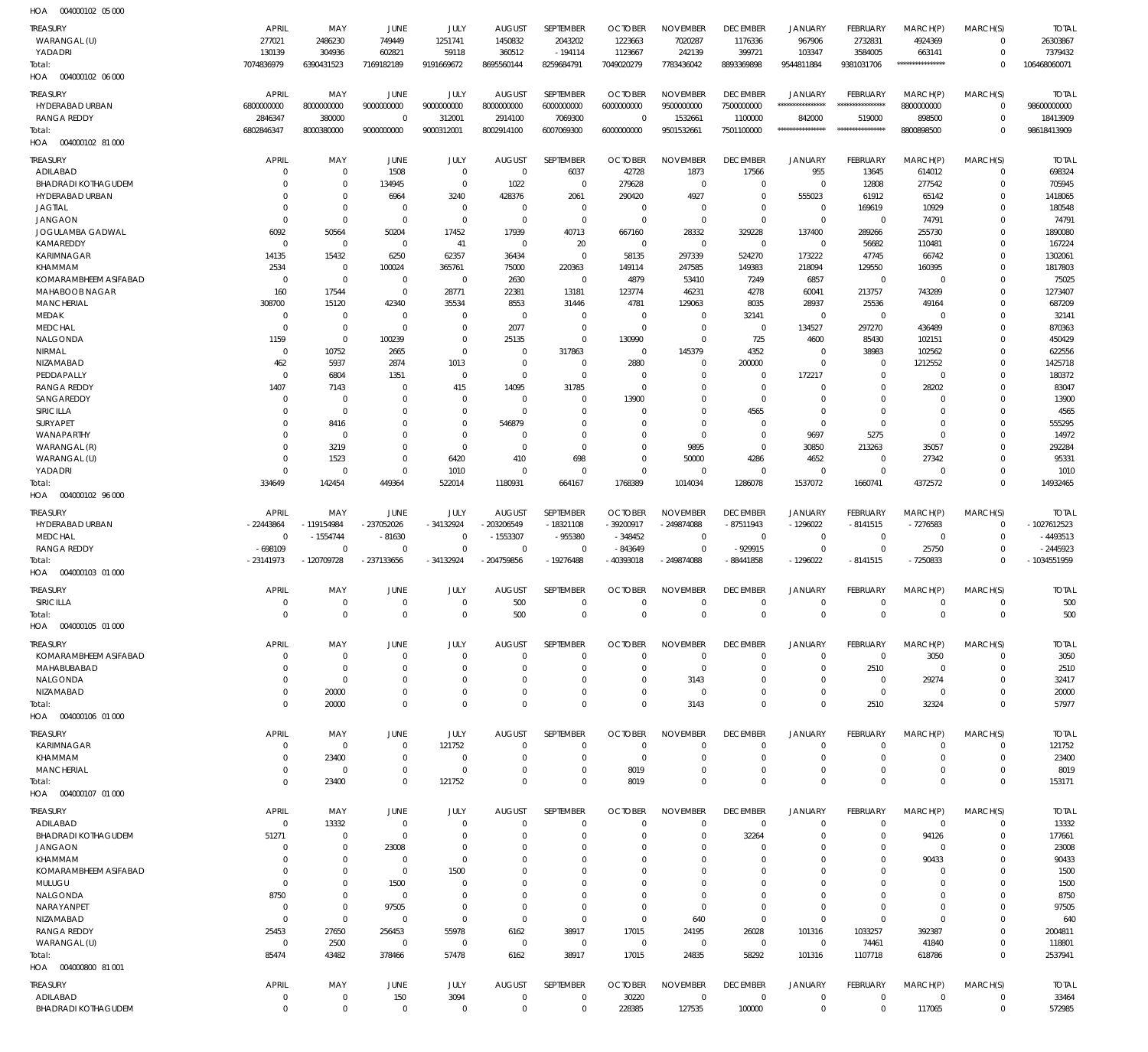HOA 004000102 05 000

| TREASURY | APRIL | MAY | JUNE | JULY | AUGUST | SEPTEMBER | OCTOBER | NOVEMBER | DECEMBER | JANUARY | FEBRUARY | MARCH(P) | MARCH(S) | TOTAL |
|---|---|---|---|---|---|---|---|---|---|---|---|---|---|---|
| WARANGAL (U) | 277021 | 2486230 | 749449 | 1251741 | 1450832 | 2043202 | 1223663 | 7020287 | 1176336 | 967906 | 2732831 | 4924369 | 0 | 26303867 |
| YADADRI | 130139 | 304936 | 602821 | 59118 | 360512 | - 194114 | 1123667 | 242139 | 399721 | 103347 | 3584005 | 663141 | 0 | 7379432 |
| Total: | 7074836979 | 6390431523 | 7169182189 | 9191669672 | 8695560144 | 8259684791 | 7049020279 | 7783436042 | 8893369898 | 9544811884 | 9381031706 | *************** | 0 | 106468060071 |

HOA 004000102 06 000

| TREASURY | APRIL | MAY | JUNE | JULY | AUGUST | SEPTEMBER | OCTOBER | NOVEMBER | DECEMBER | JANUARY | FEBRUARY | MARCH(P) | MARCH(S) | TOTAL |
|---|---|---|---|---|---|---|---|---|---|---|---|---|---|---|
| HYDERABAD URBAN | 6800000000 | 8000000000 | 9000000000 | 9000000000 | 8000000000 | 6000000000 | 6000000000 | 9500000000 | 7500000000 | *************** | *************** | 8800000000 | 0 | 98600000000 |
| RANGA REDDY | 2846347 | 380000 | 0 | 312001 | 2914100 | 7069300 | 0 | 1532661 | 1100000 | 842000 | 519000 | 898500 | 0 | 18413909 |
| Total: | 6802846347 | 8000380000 | 9000000000 | 9000312001 | 8002914100 | 6007069300 | 6000000000 | 9501532661 | 7501100000 | *************** | *************** | 8800898500 | 0 | 98618413909 |

HOA 004000102 81 000

| TREASURY | APRIL | MAY | JUNE | JULY | AUGUST | SEPTEMBER | OCTOBER | NOVEMBER | DECEMBER | JANUARY | FEBRUARY | MARCH(P) | MARCH(S) | TOTAL |
|---|---|---|---|---|---|---|---|---|---|---|---|---|---|---|
| ADILABAD | 0 | 0 | 1508 | 0 | 0 | 6037 | 42728 | 1873 | 17566 | 955 | 13645 | 614012 | 0 | 698324 |
| BHADRADI KOTHAGUDEM | 0 | 0 | 134945 | 0 | 1022 | 0 | 279628 | 0 | 0 | 0 | 12808 | 277542 | 0 | 705945 |
| HYDERABAD URBAN | 0 | 0 | 6964 | 3240 | 428376 | 2061 | 290420 | 4927 | 0 | 555023 | 61912 | 65142 | 0 | 1418065 |
| JAGTIAL | 0 | 0 | 0 | 0 | 0 | 0 | 0 | 0 | 0 | 0 | 169619 | 10929 | 0 | 180548 |
| JANGAON | 0 | 0 | 0 | 0 | 0 | 0 | 0 | 0 | 0 | 0 | 0 | 74791 | 0 | 74791 |
| JOGULAMBA GADWAL | 6092 | 50564 | 50204 | 17452 | 17939 | 40713 | 667160 | 28332 | 329228 | 137400 | 289266 | 255730 | 0 | 1890080 |
| KAMAREDDY | 0 | 0 | 0 | 41 | 0 | 20 | 0 | 0 | 0 | 0 | 56682 | 110481 | 0 | 167224 |
| KARIMNAGAR | 14135 | 15432 | 6250 | 62357 | 36434 | 0 | 58135 | 297339 | 524270 | 173222 | 47745 | 66742 | 0 | 1302061 |
| KHAMMAM | 2534 | 0 | 100024 | 365761 | 75000 | 220363 | 149114 | 247585 | 149383 | 218094 | 129550 | 160395 | 0 | 1817803 |
| KOMARAMBHEEM ASIFABAD | 0 | 0 | 0 | 0 | 2630 | 0 | 4879 | 53410 | 7249 | 6857 | 0 | 0 | 0 | 75025 |
| MAHABOOB NAGAR | 160 | 17544 | 0 | 28771 | 22381 | 13181 | 123774 | 46231 | 4278 | 60041 | 213757 | 743289 | 0 | 1273407 |
| MANCHERIAL | 308700 | 15120 | 42340 | 35534 | 8553 | 31446 | 4781 | 129063 | 8035 | 28937 | 25536 | 49164 | 0 | 687209 |
| MEDAK | 0 | 0 | 0 | 0 | 0 | 0 | 0 | 0 | 32141 | 0 | 0 | 0 | 0 | 32141 |
| MEDCHAL | 0 | 0 | 0 | 0 | 2077 | 0 | 0 | 0 | 0 | 134527 | 297270 | 436489 | 0 | 870363 |
| NALGONDA | 1159 | 0 | 100239 | 0 | 25135 | 0 | 130990 | 0 | 725 | 4600 | 85430 | 102151 | 0 | 450429 |
| NIRMAL | 0 | 10752 | 2665 | 0 | 0 | 317863 | 0 | 145379 | 4352 | 0 | 38983 | 102562 | 0 | 622556 |
| NIZAMABAD | 462 | 5937 | 2874 | 1013 | 0 | 0 | 2880 | 0 | 200000 | 0 | 0 | 1212552 | 0 | 1425718 |
| PEDDAPALLY | 0 | 6804 | 1351 | 0 | 0 | 0 | 0 | 0 | 0 | 172217 | 0 | 0 | 0 | 180372 |
| RANGA REDDY | 1407 | 7143 | 0 | 415 | 14095 | 31785 | 0 | 0 | 0 | 0 | 0 | 28202 | 0 | 83047 |
| SANGAREDDY | 0 | 0 | 0 | 0 | 0 | 0 | 13900 | 0 | 0 | 0 | 0 | 0 | 0 | 13900 |
| SIRICILLA | 0 | 0 | 0 | 0 | 0 | 0 | 0 | 0 | 4565 | 0 | 0 | 0 | 0 | 4565 |
| SURYAPET | 0 | 8416 | 0 | 0 | 546879 | 0 | 0 | 0 | 0 | 0 | 0 | 0 | 0 | 555295 |
| WANAPARTHY | 0 | 0 | 0 | 0 | 0 | 0 | 0 | 0 | 0 | 9697 | 5275 | 0 | 0 | 14972 |
| WARANGAL (R) | 0 | 3219 | 0 | 0 | 0 | 0 | 0 | 9895 | 0 | 30850 | 213263 | 35057 | 0 | 292284 |
| WARANGAL (U) | 0 | 1523 | 0 | 6420 | 410 | 698 | 0 | 50000 | 4286 | 4652 | 0 | 27342 | 0 | 95331 |
| YADADRI | 0 | 0 | 0 | 1010 | 0 | 0 | 0 | 0 | 0 | 0 | 0 | 0 | 0 | 1010 |
| Total: | 334649 | 142454 | 449364 | 522014 | 1180931 | 664167 | 1768389 | 1014034 | 1286078 | 1537072 | 1660741 | 4372572 | 0 | 14932465 |

HOA 004000102 96 000

| TREASURY | APRIL | MAY | JUNE | JULY | AUGUST | SEPTEMBER | OCTOBER | NOVEMBER | DECEMBER | JANUARY | FEBRUARY | MARCH(P) | MARCH(S) | TOTAL |
|---|---|---|---|---|---|---|---|---|---|---|---|---|---|---|
| HYDERABAD URBAN | - 22443864 | - 119154984 | - 237052026 | - 34132924 | - 203206549 | - 18321108 | - 39200917 | - 249874088 | - 87511943 | - 1296022 | - 8141515 | - 7276583 | 0 | - 1027612523 |
| MEDCHAL | 0 | - 1554744 | - 81630 | 0 | - 1553307 | - 955380 | - 348452 | 0 | 0 | 0 | 0 | 0 | 0 | - 4493513 |
| RANGA REDDY | - 698109 | 0 | 0 | 0 | 0 | 0 | - 843649 | 0 | - 929915 | 0 | 0 | 25750 | 0 | - 2445923 |
| Total: | - 23141973 | - 120709728 | - 237133656 | - 34132924 | - 204759856 | - 19276488 | - 40393018 | - 249874088 | - 88441858 | - 1296022 | - 8141515 | - 7250833 | 0 | - 1034551959 |

HOA 004000103 01 000

| TREASURY | APRIL | MAY | JUNE | JULY | AUGUST | SEPTEMBER | OCTOBER | NOVEMBER | DECEMBER | JANUARY | FEBRUARY | MARCH(P) | MARCH(S) | TOTAL |
|---|---|---|---|---|---|---|---|---|---|---|---|---|---|---|
| SIRICILLA | 0 | 0 | 0 | 0 | 500 | 0 | 0 | 0 | 0 | 0 | 0 | 0 | 0 | 500 |
| Total: | 0 | 0 | 0 | 0 | 500 | 0 | 0 | 0 | 0 | 0 | 0 | 0 | 0 | 500 |

HOA 004000105 01 000

| TREASURY | APRIL | MAY | JUNE | JULY | AUGUST | SEPTEMBER | OCTOBER | NOVEMBER | DECEMBER | JANUARY | FEBRUARY | MARCH(P) | MARCH(S) | TOTAL |
|---|---|---|---|---|---|---|---|---|---|---|---|---|---|---|
| KOMARAMBHEEM ASIFABAD | 0 | 0 | 0 | 0 | 0 | 0 | 0 | 0 | 0 | 0 | 0 | 3050 | 0 | 3050 |
| MAHABUBABAD | 0 | 0 | 0 | 0 | 0 | 0 | 0 | 0 | 0 | 0 | 2510 | 0 | 0 | 2510 |
| NALGONDA | 0 | 0 | 0 | 0 | 0 | 0 | 0 | 3143 | 0 | 0 | 0 | 29274 | 0 | 32417 |
| NIZAMABAD | 0 | 20000 | 0 | 0 | 0 | 0 | 0 | 0 | 0 | 0 | 0 | 0 | 0 | 20000 |
| Total: | 0 | 20000 | 0 | 0 | 0 | 0 | 0 | 3143 | 0 | 0 | 2510 | 32324 | 0 | 57977 |

HOA 004000106 01 000

| TREASURY | APRIL | MAY | JUNE | JULY | AUGUST | SEPTEMBER | OCTOBER | NOVEMBER | DECEMBER | JANUARY | FEBRUARY | MARCH(P) | MARCH(S) | TOTAL |
|---|---|---|---|---|---|---|---|---|---|---|---|---|---|---|
| KARIMNAGAR | 0 | 0 | 0 | 121752 | 0 | 0 | 0 | 0 | 0 | 0 | 0 | 0 | 0 | 121752 |
| KHAMMAM | 0 | 23400 | 0 | 0 | 0 | 0 | 0 | 0 | 0 | 0 | 0 | 0 | 0 | 23400 |
| MANCHERIAL | 0 | 0 | 0 | 0 | 0 | 0 | 8019 | 0 | 0 | 0 | 0 | 0 | 0 | 8019 |
| Total: | 0 | 23400 | 0 | 121752 | 0 | 0 | 8019 | 0 | 0 | 0 | 0 | 0 | 0 | 153171 |

HOA 004000107 01 000

| TREASURY | APRIL | MAY | JUNE | JULY | AUGUST | SEPTEMBER | OCTOBER | NOVEMBER | DECEMBER | JANUARY | FEBRUARY | MARCH(P) | MARCH(S) | TOTAL |
|---|---|---|---|---|---|---|---|---|---|---|---|---|---|---|
| ADILABAD | 0 | 13332 | 0 | 0 | 0 | 0 | 0 | 0 | 0 | 0 | 0 | 0 | 0 | 13332 |
| BHADRADI KOTHAGUDEM | 51271 | 0 | 0 | 0 | 0 | 0 | 0 | 0 | 32264 | 0 | 0 | 94126 | 0 | 177661 |
| JANGAON | 0 | 0 | 23008 | 0 | 0 | 0 | 0 | 0 | 0 | 0 | 0 | 0 | 0 | 23008 |
| KHAMMAM | 0 | 0 | 0 | 0 | 0 | 0 | 0 | 0 | 0 | 0 | 0 | 90433 | 0 | 90433 |
| KOMARAMBHEEM ASIFABAD | 0 | 0 | 0 | 1500 | 0 | 0 | 0 | 0 | 0 | 0 | 0 | 0 | 0 | 1500 |
| MULUGU | 0 | 0 | 1500 | 0 | 0 | 0 | 0 | 0 | 0 | 0 | 0 | 0 | 0 | 1500 |
| NALGONDA | 8750 | 0 | 0 | 0 | 0 | 0 | 0 | 0 | 0 | 0 | 0 | 0 | 0 | 8750 |
| NARAYANPET | 0 | 0 | 97505 | 0 | 0 | 0 | 0 | 0 | 0 | 0 | 0 | 0 | 0 | 97505 |
| NIZAMABAD | 0 | 0 | 0 | 0 | 0 | 0 | 0 | 640 | 0 | 0 | 0 | 0 | 0 | 640 |
| RANGA REDDY | 25453 | 27650 | 256453 | 55978 | 6162 | 38917 | 17015 | 24195 | 26028 | 101316 | 1033257 | 392387 | 0 | 2004811 |
| WARANGAL (U) | 0 | 2500 | 0 | 0 | 0 | 0 | 0 | 0 | 0 | 0 | 74461 | 41840 | 0 | 118801 |
| Total: | 85474 | 43482 | 378466 | 57478 | 6162 | 38917 | 17015 | 24835 | 58292 | 101316 | 1107718 | 618786 | 0 | 2537941 |

HOA 004000800 81 001

| TREASURY | APRIL | MAY | JUNE | JULY | AUGUST | SEPTEMBER | OCTOBER | NOVEMBER | DECEMBER | JANUARY | FEBRUARY | MARCH(P) | MARCH(S) | TOTAL |
|---|---|---|---|---|---|---|---|---|---|---|---|---|---|---|
| ADILABAD | 0 | 0 | 150 | 3094 | 0 | 0 | 30220 | 0 | 0 | 0 | 0 | 0 | 0 | 33464 |
| BHADRADI KOTHAGUDEM | 0 | 0 | 0 | 0 | 0 | 0 | 228385 | 127535 | 100000 | 0 | 0 | 117065 | 0 | 572985 |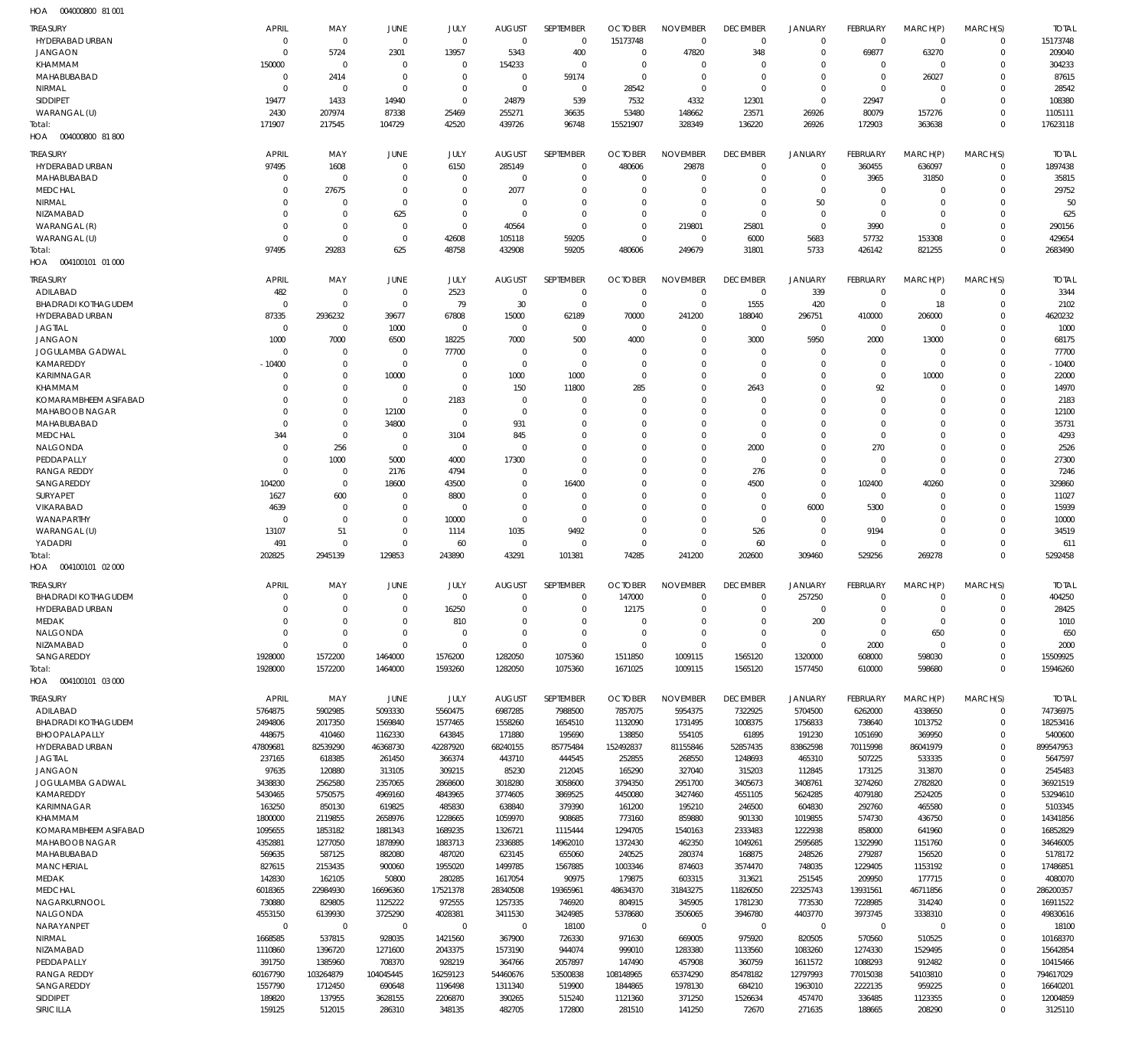HOA 004000800 81 001

| TREASURY | APRIL | MAY | JUNE | JULY | AUGUST | SEPTEMBER | OCTOBER | NOVEMBER | DECEMBER | JANUARY | FEBRUARY | MARCH(P) | MARCH(S) | TOTAL |
|---|---|---|---|---|---|---|---|---|---|---|---|---|---|---|
| HYDERABAD URBAN | 0 | 0 | 0 | 0 | 0 | 0 | 15173748 | 0 | 0 | 0 | 0 | 0 | 0 | 15173748 |
| JANGAON | 0 | 5724 | 2301 | 13957 | 5343 | 400 | 0 | 47820 | 348 | 0 | 69877 | 63270 | 0 | 209040 |
| KHAMMAM | 150000 | 0 | 0 | 0 | 154233 | 0 | 0 | 0 | 0 | 0 | 0 | 0 | 0 | 304233 |
| MAHABUBABAD | 0 | 2414 | 0 | 0 | 0 | 59174 | 0 | 0 | 0 | 0 | 0 | 26027 | 0 | 87615 |
| NIRMAL | 0 | 0 | 0 | 0 | 0 | 0 | 28542 | 0 | 0 | 0 | 0 | 0 | 0 | 28542 |
| SIDDIPET | 19477 | 1433 | 14940 | 0 | 24879 | 539 | 7532 | 4332 | 12301 | 0 | 22947 | 0 | 0 | 108380 |
| WARANGAL (U) | 2430 | 207974 | 87338 | 25469 | 255271 | 36635 | 53480 | 148662 | 23571 | 26926 | 80079 | 157276 | 0 | 1105111 |
| Total: | 171907 | 217545 | 104729 | 42520 | 439726 | 96748 | 15521907 | 328349 | 136220 | 26926 | 172903 | 363638 | 0 | 17623118 |

HOA 004000800 81 800

| TREASURY | APRIL | MAY | JUNE | JULY | AUGUST | SEPTEMBER | OCTOBER | NOVEMBER | DECEMBER | JANUARY | FEBRUARY | MARCH(P) | MARCH(S) | TOTAL |
|---|---|---|---|---|---|---|---|---|---|---|---|---|---|---|
| HYDERABAD URBAN | 97495 | 1608 | 0 | 6150 | 285149 | 0 | 480606 | 29878 | 0 | 0 | 360455 | 636097 | 0 | 1897438 |
| MAHABUBABAD | 0 | 0 | 0 | 0 | 0 | 0 | 0 | 0 | 0 | 0 | 3965 | 31850 | 0 | 35815 |
| MEDCHAL | 0 | 27675 | 0 | 0 | 2077 | 0 | 0 | 0 | 0 | 0 | 0 | 0 | 0 | 29752 |
| NIRMAL | 0 | 0 | 0 | 0 | 0 | 0 | 0 | 0 | 0 | 50 | 0 | 0 | 0 | 50 |
| NIZAMABAD | 0 | 0 | 625 | 0 | 0 | 0 | 0 | 0 | 0 | 0 | 0 | 0 | 0 | 625 |
| WARANGAL (R) | 0 | 0 | 0 | 0 | 40564 | 0 | 0 | 219801 | 25801 | 0 | 3990 | 0 | 0 | 290156 |
| WARANGAL (U) | 0 | 0 | 0 | 42608 | 105118 | 59205 | 0 | 0 | 6000 | 5683 | 57732 | 153308 | 0 | 429654 |
| Total: | 97495 | 29283 | 625 | 48758 | 432908 | 59205 | 480606 | 249679 | 31801 | 5733 | 426142 | 821255 | 0 | 2683490 |

HOA 004100101 01 000

| TREASURY | APRIL | MAY | JUNE | JULY | AUGUST | SEPTEMBER | OCTOBER | NOVEMBER | DECEMBER | JANUARY | FEBRUARY | MARCH(P) | MARCH(S) | TOTAL |
|---|---|---|---|---|---|---|---|---|---|---|---|---|---|---|
| ADILABAD | 482 | 0 | 0 | 2523 | 0 | 0 | 0 | 0 | 0 | 339 | 0 | 0 | 0 | 3344 |
| BHADRADI KOTHAGUDEM | 0 | 0 | 0 | 79 | 30 | 0 | 0 | 0 | 1555 | 420 | 0 | 18 | 0 | 2102 |
| HYDERABAD URBAN | 87335 | 2936232 | 39677 | 67808 | 15000 | 62189 | 70000 | 241200 | 188040 | 296751 | 410000 | 206000 | 0 | 4620232 |
| JAGTIAL | 0 | 0 | 1000 | 0 | 0 | 0 | 0 | 0 | 0 | 0 | 0 | 0 | 0 | 1000 |
| JANGAON | 1000 | 7000 | 6500 | 18225 | 7000 | 500 | 4000 | 0 | 3000 | 5950 | 2000 | 13000 | 0 | 68175 |
| JOGULAMBA GADWAL | 0 | 0 | 0 | 77700 | 0 | 0 | 0 | 0 | 0 | 0 | 0 | 0 | 0 | 77700 |
| KAMAREDDY | -10400 | 0 | 0 | 0 | 0 | 0 | 0 | 0 | 0 | 0 | 0 | 0 | 0 | -10400 |
| KARIMNAGAR | 0 | 0 | 10000 | 0 | 1000 | 1000 | 0 | 0 | 0 | 0 | 0 | 10000 | 0 | 22000 |
| KHAMMAM | 0 | 0 | 0 | 0 | 150 | 11800 | 285 | 0 | 2643 | 0 | 92 | 0 | 0 | 14970 |
| KOMARAMBHEEM ASIFABAD | 0 | 0 | 0 | 2183 | 0 | 0 | 0 | 0 | 0 | 0 | 0 | 0 | 0 | 2183 |
| MAHABOOB NAGAR | 0 | 0 | 12100 | 0 | 0 | 0 | 0 | 0 | 0 | 0 | 0 | 0 | 0 | 12100 |
| MAHABUBABAD | 0 | 0 | 34800 | 0 | 931 | 0 | 0 | 0 | 0 | 0 | 0 | 0 | 0 | 35731 |
| MEDCHAL | 344 | 0 | 0 | 3104 | 845 | 0 | 0 | 0 | 0 | 0 | 0 | 0 | 0 | 4293 |
| NALGONDA | 0 | 256 | 0 | 0 | 0 | 0 | 0 | 0 | 2000 | 0 | 270 | 0 | 0 | 2526 |
| PEDDAPALLY | 0 | 1000 | 5000 | 4000 | 17300 | 0 | 0 | 0 | 0 | 0 | 0 | 0 | 0 | 27300 |
| RANGA REDDY | 0 | 0 | 2176 | 4794 | 0 | 0 | 0 | 0 | 276 | 0 | 0 | 0 | 0 | 7246 |
| SANGAREDDY | 104200 | 0 | 18600 | 43500 | 0 | 16400 | 0 | 0 | 4500 | 0 | 102400 | 40260 | 0 | 329860 |
| SURYAPET | 1627 | 600 | 0 | 8800 | 0 | 0 | 0 | 0 | 0 | 0 | 0 | 0 | 0 | 11027 |
| VIKARABAD | 4639 | 0 | 0 | 0 | 0 | 0 | 0 | 0 | 0 | 6000 | 5300 | 0 | 0 | 15939 |
| WANAPARTHY | 0 | 0 | 0 | 10000 | 0 | 0 | 0 | 0 | 0 | 0 | 0 | 0 | 0 | 10000 |
| WARANGAL (U) | 13107 | 51 | 0 | 1114 | 1035 | 9492 | 0 | 0 | 526 | 0 | 9194 | 0 | 0 | 34519 |
| YADADRI | 491 | 0 | 0 | 60 | 0 | 0 | 0 | 0 | 60 | 0 | 0 | 0 | 0 | 611 |
| Total: | 202825 | 2945139 | 129853 | 243890 | 43291 | 101381 | 74285 | 241200 | 202600 | 309460 | 529256 | 269278 | 0 | 5292458 |

HOA 004100101 02 000

| TREASURY | APRIL | MAY | JUNE | JULY | AUGUST | SEPTEMBER | OCTOBER | NOVEMBER | DECEMBER | JANUARY | FEBRUARY | MARCH(P) | MARCH(S) | TOTAL |
|---|---|---|---|---|---|---|---|---|---|---|---|---|---|---|
| BHADRADI KOTHAGUDEM | 0 | 0 | 0 | 0 | 0 | 0 | 147000 | 0 | 0 | 257250 | 0 | 0 | 0 | 404250 |
| HYDERABAD URBAN | 0 | 0 | 0 | 16250 | 0 | 0 | 12175 | 0 | 0 | 0 | 0 | 0 | 0 | 28425 |
| MEDAK | 0 | 0 | 0 | 810 | 0 | 0 | 0 | 0 | 0 | 200 | 0 | 0 | 0 | 1010 |
| NALGONDA | 0 | 0 | 0 | 0 | 0 | 0 | 0 | 0 | 0 | 0 | 0 | 650 | 0 | 650 |
| NIZAMABAD | 0 | 0 | 0 | 0 | 0 | 0 | 0 | 0 | 0 | 0 | 2000 | 0 | 0 | 2000 |
| SANGAREDDY | 1928000 | 1572200 | 1464000 | 1576200 | 1282050 | 1075360 | 1511850 | 1009115 | 1565120 | 1320000 | 608000 | 598030 | 0 | 15509925 |
| Total: | 1928000 | 1572200 | 1464000 | 1593260 | 1282050 | 1075360 | 1671025 | 1009115 | 1565120 | 1577450 | 610000 | 598680 | 0 | 15946260 |

HOA 004100101 03 000

| TREASURY | APRIL | MAY | JUNE | JULY | AUGUST | SEPTEMBER | OCTOBER | NOVEMBER | DECEMBER | JANUARY | FEBRUARY | MARCH(P) | MARCH(S) | TOTAL |
|---|---|---|---|---|---|---|---|---|---|---|---|---|---|---|
| ADILABAD | 5764875 | 5902985 | 5093330 | 5560475 | 6987285 | 7988500 | 7857075 | 5954375 | 7322925 | 5704500 | 6262000 | 4338650 | 0 | 74736975 |
| BHADRADI KOTHAGUDEM | 2494806 | 2017350 | 1569840 | 1577465 | 1558260 | 1654510 | 1132090 | 1731495 | 1008375 | 1756833 | 738640 | 1013752 | 0 | 18253416 |
| BHOOPALAPALLY | 448675 | 410460 | 1162330 | 643845 | 171880 | 195690 | 138850 | 554105 | 61895 | 191230 | 1051690 | 369950 | 0 | 5400600 |
| HYDERABAD URBAN | 47809681 | 82539290 | 46368730 | 42287920 | 68240155 | 85775484 | 152492837 | 81155846 | 52857435 | 83862598 | 70115998 | 86041979 | 0 | 899547953 |
| JAGTIAL | 237165 | 618385 | 261450 | 366374 | 443710 | 444545 | 252855 | 268550 | 1248693 | 465310 | 507225 | 533335 | 0 | 5647597 |
| JANGAON | 97635 | 120880 | 313105 | 309215 | 85230 | 212045 | 165290 | 327040 | 315203 | 112845 | 173125 | 313870 | 0 | 2545483 |
| JOGULAMBA GADWAL | 3438830 | 2562580 | 2357065 | 2868600 | 3018280 | 3058600 | 3794350 | 2951700 | 3405673 | 3408761 | 3274260 | 2782820 | 0 | 36921519 |
| KAMAREDDY | 5430465 | 5750575 | 4969160 | 4843965 | 3774605 | 3869525 | 4450080 | 3427460 | 4551105 | 5624285 | 4079180 | 2524025 | 0 | 53294610 |
| KARIMNAGAR | 163250 | 850130 | 619825 | 485830 | 638840 | 379390 | 161200 | 195210 | 246500 | 604830 | 292760 | 465580 | 0 | 5103345 |
| KHAMMAM | 1800000 | 2119855 | 2658976 | 1228665 | 1059970 | 908685 | 773160 | 859880 | 901330 | 1019855 | 574730 | 436750 | 0 | 14341856 |
| KOMARAMBHEEM ASIFABAD | 1095655 | 1853182 | 1881343 | 1689235 | 1326721 | 1115444 | 1294705 | 1540163 | 2333483 | 1222938 | 858000 | 641960 | 0 | 16852829 |
| MAHABOOB NAGAR | 4352881 | 1277050 | 1878990 | 1883713 | 2336885 | 14962010 | 1372430 | 462350 | 1049261 | 2595685 | 1322990 | 1151760 | 0 | 34646005 |
| MAHABUBABAD | 569635 | 587125 | 882080 | 487020 | 623145 | 655060 | 240525 | 280374 | 168875 | 248526 | 279287 | 156520 | 0 | 5178172 |
| MANCHERIAL | 827615 | 2153435 | 900060 | 1955020 | 1499785 | 1567885 | 1003346 | 874603 | 3574470 | 748035 | 1229405 | 1153192 | 0 | 17486851 |
| MEDAK | 142830 | 162105 | 50800 | 280285 | 1617054 | 90975 | 179875 | 603315 | 313621 | 251545 | 209950 | 177715 | 0 | 4080070 |
| MEDCHAL | 6018365 | 22984930 | 16696360 | 17521378 | 28340508 | 19365961 | 48634370 | 31843275 | 11826050 | 22325743 | 13931561 | 46711856 | 0 | 286200357 |
| NAGARKURNOOL | 730880 | 829805 | 1125222 | 972555 | 1257335 | 746920 | 804915 | 345905 | 1781230 | 773530 | 7228985 | 314240 | 0 | 16911522 |
| NALGONDA | 4553150 | 6139930 | 3725290 | 4028381 | 3411530 | 3424985 | 5378680 | 3506065 | 3946780 | 4403770 | 3973745 | 3338310 | 0 | 49830616 |
| NARAYANPET | 0 | 0 | 0 | 0 | 0 | 18100 | 0 | 0 | 0 | 0 | 0 | 0 | 0 | 18100 |
| NIRMAL | 1668585 | 537815 | 928035 | 1421560 | 367900 | 726330 | 971630 | 669005 | 975920 | 820505 | 570560 | 510525 | 0 | 10168370 |
| NIZAMABAD | 1110860 | 1396720 | 1271600 | 2043375 | 1573190 | 944074 | 999010 | 1283380 | 1133560 | 1083260 | 1274330 | 1529495 | 0 | 15642854 |
| PEDDAPALLY | 391750 | 1385960 | 708370 | 928219 | 364766 | 2057897 | 147490 | 457908 | 360759 | 1611572 | 1088293 | 912482 | 0 | 10415466 |
| RANGA REDDY | 60167790 | 103264879 | 104045445 | 16259123 | 54460676 | 53500838 | 108148965 | 65374290 | 85478182 | 12797993 | 77015038 | 54103810 | 0 | 794617029 |
| SANGAREDDY | 1557790 | 1712450 | 690648 | 1196498 | 1311340 | 519900 | 1844865 | 1978130 | 684210 | 1963010 | 2222135 | 959225 | 0 | 16640201 |
| SIDDIPET | 189820 | 137955 | 3628155 | 2206870 | 390265 | 515240 | 1121360 | 371250 | 1526634 | 457470 | 336485 | 1123355 | 0 | 12004859 |
| SIRICILLA | 159125 | 512015 | 286310 | 348135 | 482705 | 172800 | 281510 | 141250 | 72670 | 271635 | 188665 | 208290 | 0 | 3125110 |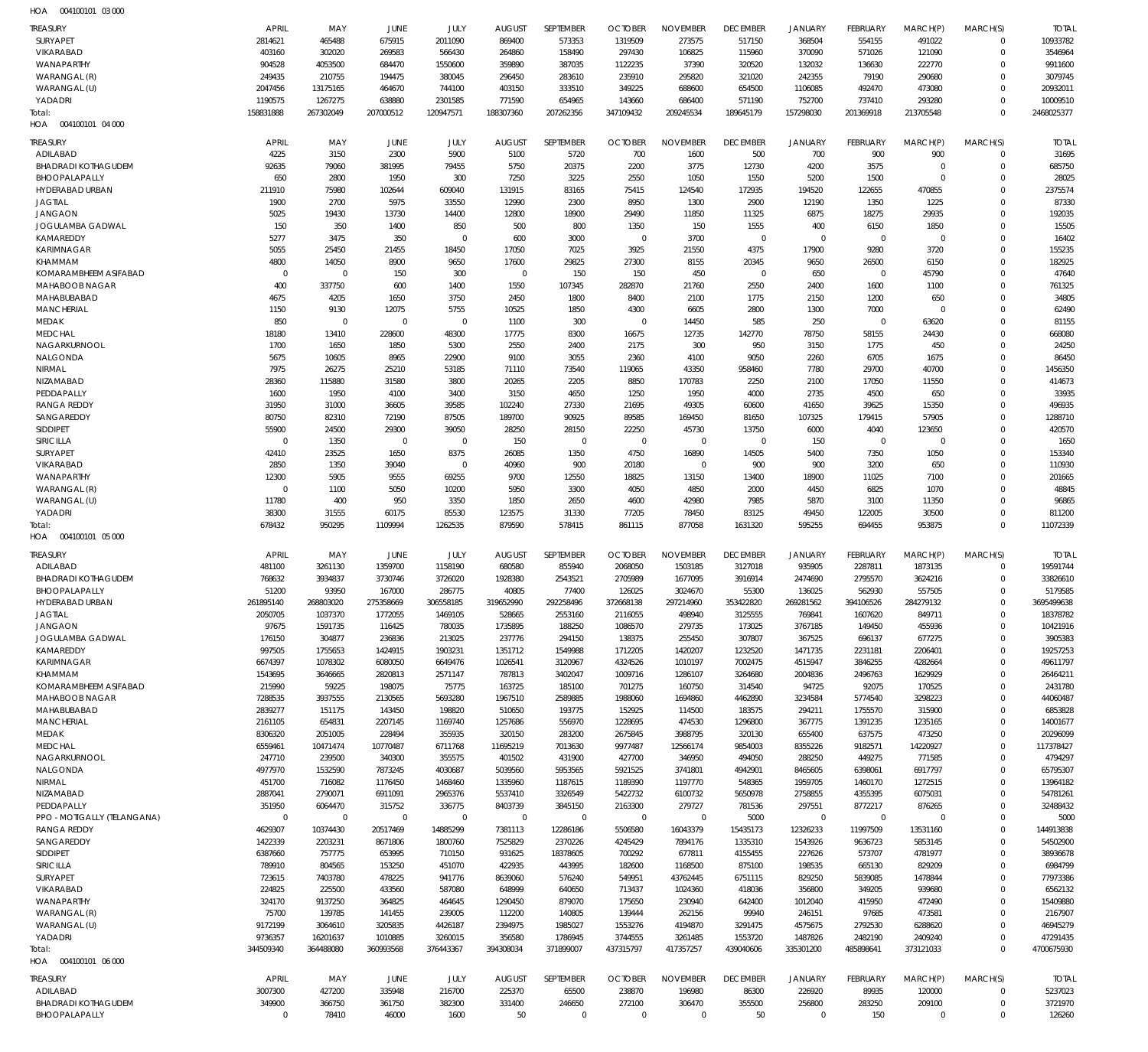HOA 004100101 03 000

| TREASURY | APRIL | MAY | JUNE | JULY | AUGUST | SEPTEMBER | OCTOBER | NOVEMBER | DECEMBER | JANUARY | FEBRUARY | MARCH(P) | MARCH(S) | TOTAL |
|---|---|---|---|---|---|---|---|---|---|---|---|---|---|---|
| SURYAPET | 2814621 | 465488 | 675915 | 2011090 | 869400 | 573353 | 1319509 | 273575 | 517150 | 368504 | 554155 | 491022 | 0 | 10933782 |
| VIKARABAD | 403160 | 302020 | 269583 | 566430 | 264860 | 158490 | 297430 | 106825 | 115960 | 370090 | 571026 | 121090 | 0 | 3546964 |
| WANAPARTHY | 904528 | 4053500 | 684470 | 1550600 | 359890 | 387035 | 1122235 | 37390 | 320520 | 132032 | 136630 | 222770 | 0 | 9911600 |
| WARANGAL (R) | 249435 | 210755 | 194475 | 380045 | 296450 | 283610 | 235910 | 295820 | 321020 | 242355 | 79190 | 290680 | 0 | 3079745 |
| WARANGAL (U) | 2047456 | 13175165 | 464670 | 744100 | 403150 | 333510 | 349225 | 688600 | 654500 | 1106085 | 492470 | 473080 | 0 | 20932011 |
| YADADRI | 1190575 | 1267275 | 638880 | 2301585 | 771590 | 654965 | 143660 | 686400 | 571190 | 752700 | 737410 | 293280 | 0 | 10009510 |
| Total: | 158831888 | 267302049 | 207000512 | 120947571 | 188307360 | 207262356 | 347109432 | 209245534 | 189645179 | 157298030 | 201369918 | 213705548 | 0 | 2468025377 |

HOA 004100101 04 000

| TREASURY | APRIL | MAY | JUNE | JULY | AUGUST | SEPTEMBER | OCTOBER | NOVEMBER | DECEMBER | JANUARY | FEBRUARY | MARCH(P) | MARCH(S) | TOTAL |
|---|---|---|---|---|---|---|---|---|---|---|---|---|---|---|
| ADILABAD | 4225 | 3150 | 2300 | 5900 | 5100 | 5720 | 700 | 1600 | 500 | 700 | 900 | 900 | 0 | 31695 |
| BHADRADI KOTHAGUDEM | 92635 | 79060 | 381995 | 79455 | 5750 | 20375 | 2200 | 3775 | 12730 | 4200 | 3575 | 0 | 0 | 685750 |
| BHOOPALAPALLY | 650 | 2800 | 1950 | 300 | 7250 | 3225 | 2550 | 1050 | 1550 | 5200 | 1500 | 0 | 0 | 28025 |
| HYDERABAD URBAN | 211910 | 75980 | 102644 | 609040 | 131915 | 83165 | 75415 | 124540 | 172935 | 194520 | 122655 | 470855 | 0 | 2375574 |
| JAGTIAL | 1900 | 2700 | 5975 | 33550 | 12990 | 2300 | 8950 | 1300 | 2900 | 12190 | 1350 | 1225 | 0 | 87330 |
| JANGAON | 5025 | 19430 | 13730 | 14400 | 12800 | 18900 | 29490 | 11850 | 11325 | 6875 | 18275 | 29935 | 0 | 192035 |
| JOGULAMBA GADWAL | 150 | 350 | 1400 | 850 | 500 | 800 | 1350 | 150 | 1555 | 400 | 6150 | 1850 | 0 | 15505 |
| KAMAREDDY | 5277 | 3475 | 350 | 0 | 600 | 3000 | 0 | 3700 | 0 | 0 | 0 | 0 | 0 | 16402 |
| KARIMNAGAR | 5055 | 25450 | 21455 | 18450 | 17050 | 7025 | 3925 | 21550 | 4375 | 17900 | 9280 | 3720 | 0 | 155235 |
| KHAMMAM | 4800 | 14050 | 8900 | 9650 | 17600 | 29825 | 27300 | 8155 | 20345 | 9650 | 26500 | 6150 | 0 | 182925 |
| KOMARAMBHEEM ASIFABAD | 0 | 0 | 150 | 300 | 0 | 150 | 150 | 450 | 0 | 650 | 0 | 45790 | 0 | 47640 |
| MAHABOOB NAGAR | 400 | 337750 | 600 | 1400 | 1550 | 107345 | 282870 | 21760 | 2550 | 2400 | 1600 | 1100 | 0 | 761325 |
| MAHABUBABAD | 4675 | 4205 | 1650 | 3750 | 2450 | 1800 | 8400 | 2100 | 1775 | 2150 | 1200 | 650 | 0 | 34805 |
| MANCHERIAL | 1150 | 9130 | 12075 | 5755 | 10525 | 1850 | 4300 | 6605 | 2800 | 1300 | 7000 | 0 | 0 | 62490 |
| MEDAK | 850 | 0 | 0 | 0 | 1100 | 300 | 0 | 14450 | 585 | 250 | 0 | 63620 | 0 | 81155 |
| MEDCHAL | 18180 | 13410 | 228600 | 48300 | 17775 | 8300 | 16675 | 12735 | 142770 | 78750 | 58155 | 24430 | 0 | 668080 |
| NAGARKURNOOL | 1700 | 1650 | 1850 | 5300 | 2550 | 2400 | 2175 | 300 | 950 | 3150 | 1775 | 450 | 0 | 24250 |
| NALGONDA | 5675 | 10605 | 8965 | 22900 | 9100 | 3055 | 2360 | 4100 | 9050 | 2260 | 6705 | 1675 | 0 | 86450 |
| NIRMAL | 7975 | 26275 | 25210 | 53185 | 71110 | 73540 | 119065 | 43350 | 958460 | 7780 | 29700 | 40700 | 0 | 1456350 |
| NIZAMABAD | 28360 | 115880 | 31580 | 3800 | 20265 | 2205 | 8850 | 170783 | 2250 | 2100 | 17050 | 11550 | 0 | 414673 |
| PEDDAPALLY | 1600 | 1950 | 4100 | 3400 | 3150 | 4650 | 1250 | 1950 | 4000 | 2735 | 4500 | 650 | 0 | 33935 |
| RANGA REDDY | 31950 | 31000 | 36605 | 39585 | 102240 | 27330 | 21695 | 49305 | 60600 | 41650 | 39625 | 15350 | 0 | 496935 |
| SANGAREDDY | 80750 | 82310 | 72190 | 87505 | 189700 | 90925 | 89585 | 169450 | 81650 | 107325 | 179415 | 57905 | 0 | 1288710 |
| SIDDIPET | 55900 | 24500 | 29300 | 39050 | 28250 | 28150 | 22250 | 45730 | 13750 | 6000 | 4040 | 123650 | 0 | 420570 |
| SIRICILLA | 0 | 1350 | 0 | 0 | 150 | 0 | 0 | 0 | 0 | 150 | 0 | 0 | 0 | 1650 |
| SURYAPET | 42410 | 23525 | 1650 | 8375 | 26085 | 1350 | 4750 | 16890 | 14505 | 5400 | 7350 | 1050 | 0 | 153340 |
| VIKARABAD | 2850 | 1350 | 39040 | 0 | 40960 | 900 | 20180 | 0 | 900 | 900 | 3200 | 650 | 0 | 110930 |
| WANAPARTHY | 12300 | 5905 | 9555 | 69255 | 9700 | 12550 | 18825 | 13150 | 13400 | 18900 | 11025 | 7100 | 0 | 201665 |
| WARANGAL (R) | 0 | 1100 | 5050 | 10200 | 5950 | 3300 | 4050 | 4850 | 2000 | 4450 | 6825 | 1070 | 0 | 48845 |
| WARANGAL (U) | 11780 | 400 | 950 | 3350 | 1850 | 2650 | 4600 | 42980 | 7985 | 5870 | 3100 | 11350 | 0 | 96865 |
| YADADRI | 38300 | 31555 | 60175 | 85530 | 123575 | 31330 | 77205 | 78450 | 83125 | 49450 | 122005 | 30500 | 0 | 811200 |
| Total: | 678432 | 950295 | 1109994 | 1262535 | 879590 | 578415 | 861115 | 877058 | 1631320 | 595255 | 694455 | 953875 | 0 | 11072339 |

HOA 004100101 05 000

| TREASURY | APRIL | MAY | JUNE | JULY | AUGUST | SEPTEMBER | OCTOBER | NOVEMBER | DECEMBER | JANUARY | FEBRUARY | MARCH(P) | MARCH(S) | TOTAL |
|---|---|---|---|---|---|---|---|---|---|---|---|---|---|---|
| ADILABAD | 481100 | 3261130 | 1359700 | 1158190 | 680580 | 855940 | 2068050 | 1503185 | 3127018 | 935905 | 2287811 | 1873135 | 0 | 19591744 |
| BHADRADI KOTHAGUDEM | 768632 | 3934837 | 3730746 | 3726020 | 1928380 | 2543521 | 2705989 | 1677095 | 3916914 | 2474690 | 2795570 | 3624216 | 0 | 33826610 |
| BHOOPALAPALLY | 51200 | 93950 | 167000 | 286775 | 40805 | 77400 | 126025 | 3024670 | 55300 | 136025 | 562930 | 557505 | 0 | 5179585 |
| HYDERABAD URBAN | 261895140 | 268803020 | 275358669 | 306558185 | 319652990 | 292258496 | 372668138 | 297214960 | 353422820 | 269281563 | 394106526 | 284279132 | 0 | 3695499638 |
| JAGTIAL | 2050705 | 1037370 | 1772055 | 1469105 | 528665 | 2553160 | 2116055 | 498940 | 3125555 | 769841 | 1607620 | 849711 | 0 | 18378782 |
| JANGAON | 97675 | 1591735 | 116425 | 780035 | 1735895 | 188250 | 1086570 | 279735 | 173025 | 3767185 | 149450 | 455936 | 0 | 10421916 |
| JOGULAMBA GADWAL | 176150 | 304877 | 236836 | 213025 | 237776 | 294150 | 138375 | 255450 | 307807 | 367525 | 696137 | 677275 | 0 | 3905383 |
| KAMAREDDY | 997505 | 1755653 | 1424915 | 1903231 | 1351712 | 1549988 | 1712205 | 1420207 | 1232520 | 1471735 | 2231181 | 2206401 | 0 | 19257253 |
| KARIMNAGAR | 6674397 | 1078302 | 6080050 | 6649476 | 1026541 | 3120967 | 4324526 | 1010197 | 7002475 | 4515947 | 3846255 | 4282664 | 0 | 49611797 |
| KHAMMAM | 1543695 | 3646665 | 2820813 | 2571147 | 787813 | 3402047 | 1009716 | 1286107 | 3264680 | 2004836 | 2496763 | 1629929 | 0 | 26464211 |
| KOMARAMBHEEM ASIFABAD | 215990 | 59225 | 198075 | 75775 | 163725 | 185100 | 701275 | 160750 | 314540 | 94725 | 92075 | 170525 | 0 | 2431780 |
| MAHABOOB NAGAR | 7288535 | 3937555 | 2130565 | 5693280 | 1967510 | 2589885 | 1988060 | 1694860 | 4462890 | 3234584 | 5774540 | 3298223 | 0 | 44060487 |
| MAHABUBABAD | 2839277 | 151175 | 143450 | 198820 | 510650 | 193775 | 152925 | 114500 | 183575 | 294211 | 1755570 | 315900 | 0 | 6853828 |
| MANCHERIAL | 2161105 | 654831 | 2207145 | 1169740 | 1257686 | 556970 | 1228695 | 474530 | 1296800 | 367775 | 1391235 | 1235165 | 0 | 14001677 |
| MEDAK | 8306320 | 2051005 | 228494 | 355935 | 320150 | 283200 | 2675845 | 3988795 | 320130 | 655400 | 637575 | 473250 | 0 | 20296099 |
| MEDCHAL | 6559461 | 10471474 | 10770487 | 6711768 | 11695219 | 7013630 | 9977487 | 12566174 | 9854003 | 8355226 | 9182571 | 14220927 | 0 | 117378427 |
| NAGARKURNOOL | 247710 | 239500 | 340300 | 355575 | 401502 | 431900 | 427700 | 346950 | 494050 | 288250 | 449275 | 771585 | 0 | 4794297 |
| NALGONDA | 4977970 | 1532590 | 7873245 | 4030687 | 5039560 | 5953565 | 5921525 | 3741801 | 4942901 | 8465605 | 6398061 | 6917797 | 0 | 65795307 |
| NIRMAL | 451700 | 716082 | 1176450 | 1468460 | 1335960 | 1187615 | 1189390 | 1197770 | 548365 | 1959705 | 1460170 | 1272515 | 0 | 13964182 |
| NIZAMABAD | 2887041 | 2790071 | 6911091 | 2965376 | 5537410 | 3326549 | 5422732 | 6100732 | 5650978 | 2758855 | 4355395 | 6075031 | 0 | 54781261 |
| PEDDAPALLY | 351950 | 6064470 | 315752 | 336775 | 8403739 | 3845150 | 2163300 | 279727 | 781536 | 297551 | 8772217 | 876265 | 0 | 32488432 |
| PPO - MOTIGALLY (TELANGANA) | 0 | 0 | 0 | 0 | 0 | 0 | 0 | 0 | 5000 | 0 | 0 | 0 | 0 | 5000 |
| RANGA REDDY | 4629307 | 10374430 | 20517469 | 14885299 | 7381113 | 12286186 | 5506580 | 16043379 | 15435173 | 12326233 | 11997509 | 13531160 | 0 | 144913838 |
| SANGAREDDY | 1422339 | 2203231 | 8671806 | 1800760 | 7525829 | 2370226 | 4245429 | 7894176 | 1335310 | 1543926 | 9636723 | 5853145 | 0 | 54502900 |
| SIDDIPET | 6387660 | 757775 | 653995 | 710150 | 931625 | 18378605 | 700292 | 677811 | 4155455 | 227626 | 573707 | 4781977 | 0 | 38936678 |
| SIRICILLA | 789910 | 804565 | 153250 | 451070 | 422935 | 443995 | 182600 | 1168500 | 875100 | 198535 | 665130 | 829209 | 0 | 6984799 |
| SURYAPET | 723615 | 7403780 | 478225 | 941776 | 8639060 | 576240 | 549951 | 43762445 | 6751115 | 829250 | 5839085 | 1478844 | 0 | 77973386 |
| VIKARABAD | 224825 | 225500 | 433560 | 587080 | 648999 | 640650 | 713437 | 1024360 | 418036 | 356800 | 349205 | 939680 | 0 | 6562132 |
| WANAPARTHY | 324170 | 9137250 | 364825 | 464645 | 1290450 | 879070 | 175650 | 230940 | 642400 | 1012040 | 415950 | 472490 | 0 | 15409880 |
| WARANGAL (R) | 75700 | 139785 | 141455 | 239005 | 112200 | 140805 | 139444 | 262156 | 99940 | 246151 | 97685 | 473581 | 0 | 2167907 |
| WARANGAL (U) | 9172199 | 3064610 | 3205835 | 4426187 | 2394975 | 1985027 | 1553276 | 4194870 | 3291475 | 4575675 | 2792530 | 6288620 | 0 | 46945279 |
| YADADRI | 9736357 | 16201637 | 1010885 | 3260015 | 356580 | 1786945 | 3744555 | 3261485 | 1553720 | 1487826 | 2482190 | 2409240 | 0 | 47291435 |
| Total: | 344509340 | 364488080 | 360993568 | 376443367 | 394308034 | 371899007 | 437315797 | 417357257 | 439040606 | 335301200 | 485898641 | 373121033 | 0 | 4700675930 |

HOA 004100101 06 000

| TREASURY | APRIL | MAY | JUNE | JULY | AUGUST | SEPTEMBER | OCTOBER | NOVEMBER | DECEMBER | JANUARY | FEBRUARY | MARCH(P) | MARCH(S) | TOTAL |
|---|---|---|---|---|---|---|---|---|---|---|---|---|---|---|
| ADILABAD | 3007300 | 427200 | 335948 | 216700 | 225370 | 65500 | 238870 | 196980 | 86300 | 226920 | 89935 | 120000 | 0 | 5237023 |
| BHADRADI KOTHAGUDEM | 349900 | 366750 | 361750 | 382300 | 331400 | 246650 | 272100 | 306470 | 355500 | 256800 | 283250 | 209100 | 0 | 3721970 |
| BHOOPALAPALLY | 0 | 78410 | 46000 | 1600 | 50 | 0 | 0 | 0 | 50 | 0 | 150 | 0 | 0 | 126260 |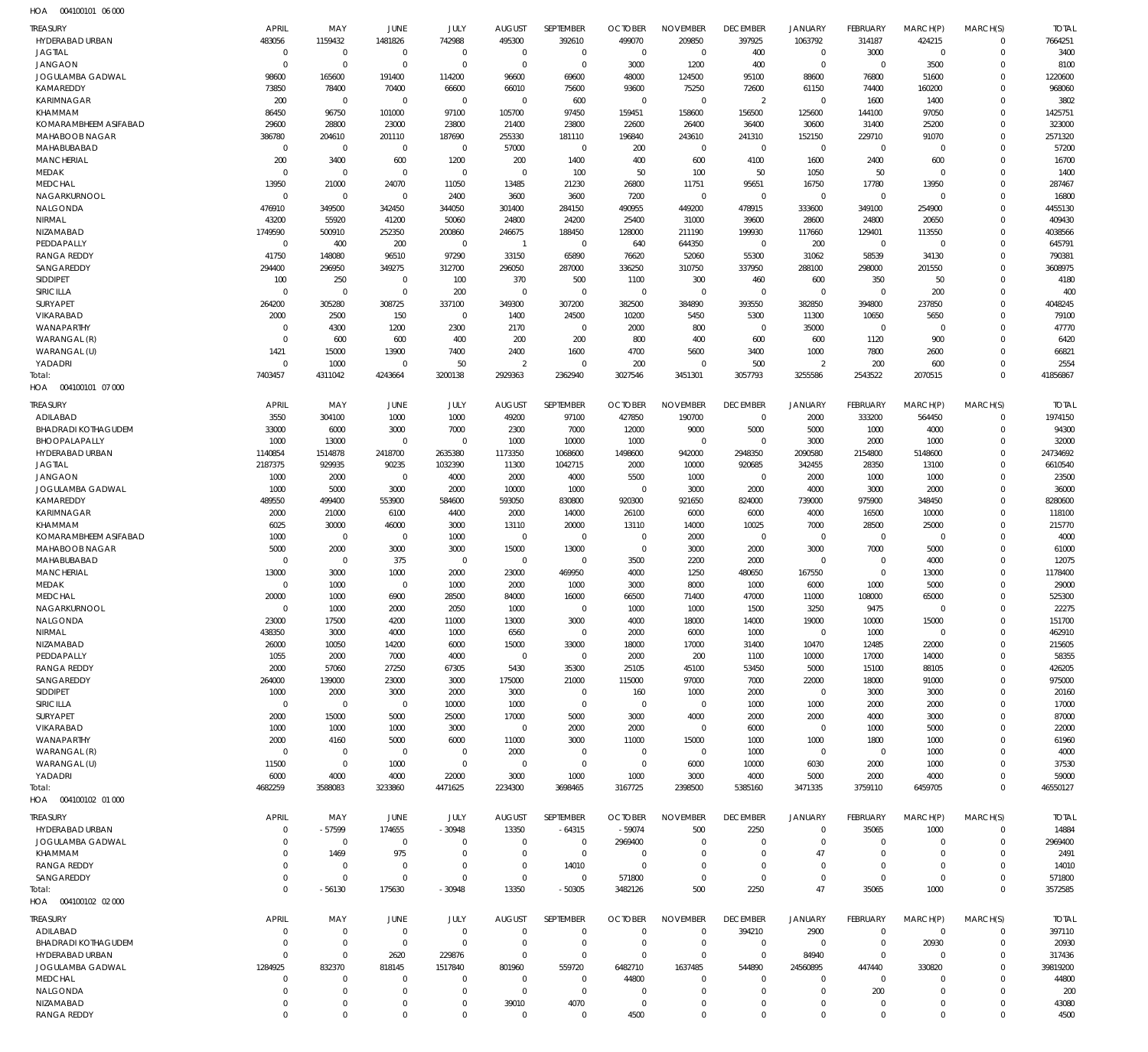HOA 004100101 06 000

| TREASURY | APRIL | MAY | JUNE | JULY | AUGUST | SEPTEMBER | OCTOBER | NOVEMBER | DECEMBER | JANUARY | FEBRUARY | MARCH(P) | MARCH(S) | TOTAL |
|---|---|---|---|---|---|---|---|---|---|---|---|---|---|---|
| HYDERABAD URBAN | 483056 | 1159432 | 1481826 | 742988 | 495300 | 392610 | 499070 | 209850 | 397925 | 1063792 | 314187 | 424215 | 0 | 7664251 |
| JAGTIAL | 0 | 0 | 0 | 0 | 0 | 0 | 0 | 0 | 400 | 0 | 3000 | 0 | 0 | 3400 |
| JANGAON | 0 | 0 | 0 | 0 | 0 | 0 | 3000 | 1200 | 400 | 0 | 0 | 3500 | 0 | 8100 |
| JOGULAMBA GADWAL | 98600 | 165600 | 191400 | 114200 | 96600 | 69600 | 48000 | 124500 | 95100 | 89600 | 76800 | 51600 | 0 | 1220600 |
| KAMAREDDY | 73850 | 78400 | 70400 | 66600 | 66010 | 75600 | 93600 | 75250 | 72600 | 61150 | 74400 | 160200 | 0 | 968060 |
| KARIMNAGAR | 200 | 0 | 0 | 0 | 0 | 600 | 0 | 0 | 2 | 0 | 1600 | 1400 | 0 | 3802 |
| KHAMMAM | 86450 | 96750 | 101000 | 97100 | 105700 | 97450 | 159451 | 158600 | 156500 | 125600 | 144100 | 97050 | 0 | 1425751 |
| KOMARAMBHEEM ASIFABAD | 29600 | 28800 | 23000 | 23800 | 21400 | 23800 | 22600 | 26400 | 36400 | 30600 | 31400 | 25200 | 0 | 323000 |
| MAHABOOB NAGAR | 386780 | 204610 | 201110 | 187690 | 255330 | 181110 | 196840 | 243610 | 241310 | 152150 | 229710 | 91070 | 0 | 2571320 |
| MAHABUBABAD | 0 | 0 | 0 | 0 | 57000 | 0 | 200 | 0 | 0 | 0 | 0 | 0 | 0 | 57200 |
| MANCHERIAL | 200 | 3400 | 600 | 1200 | 200 | 1400 | 400 | 600 | 4100 | 1600 | 2400 | 600 | 0 | 16700 |
| MEDAK | 0 | 0 | 0 | 0 | 0 | 100 | 50 | 100 | 50 | 1050 | 50 | 0 | 0 | 1400 |
| MEDCHAL | 13950 | 21000 | 24070 | 11050 | 13485 | 21230 | 26800 | 11751 | 95651 | 16750 | 17780 | 13950 | 0 | 287467 |
| NAGARKURNOOL | 0 | 0 | 0 | 2400 | 3600 | 3600 | 7200 | 0 | 0 | 0 | 0 | 0 | 0 | 16800 |
| NALGONDA | 476910 | 349500 | 342450 | 344050 | 301400 | 284150 | 490955 | 449200 | 478915 | 333600 | 349100 | 254900 | 0 | 4455130 |
| NIRMAL | 43200 | 55920 | 41200 | 50060 | 24800 | 24200 | 25400 | 31000 | 39600 | 28600 | 24800 | 20650 | 0 | 409430 |
| NIZAMABAD | 1749590 | 500910 | 252350 | 200860 | 246675 | 188450 | 128000 | 211190 | 199930 | 117660 | 129401 | 113550 | 0 | 4038566 |
| PEDDAPALLY | 0 | 400 | 200 | 0 | 1 | 0 | 640 | 644350 | 0 | 200 | 0 | 0 | 0 | 645791 |
| RANGA REDDY | 41750 | 148080 | 96510 | 97290 | 33150 | 65890 | 76620 | 52060 | 55300 | 31062 | 58539 | 34130 | 0 | 790381 |
| SANGAREDDY | 294400 | 296950 | 349275 | 312700 | 296050 | 287000 | 336250 | 310750 | 337950 | 288100 | 298000 | 201550 | 0 | 3608975 |
| SIDDIPET | 100 | 250 | 0 | 100 | 370 | 500 | 1100 | 300 | 460 | 600 | 350 | 50 | 0 | 4180 |
| SIRICILLA | 0 | 0 | 0 | 200 | 0 | 0 | 0 | 0 | 0 | 0 | 0 | 200 | 0 | 400 |
| SURYAPET | 264200 | 305280 | 308725 | 337100 | 349300 | 307200 | 382500 | 384890 | 393550 | 382850 | 394800 | 237850 | 0 | 4048245 |
| VIKARABAD | 2000 | 2500 | 150 | 0 | 1400 | 24500 | 10200 | 5450 | 5300 | 11300 | 10650 | 5650 | 0 | 79100 |
| WANAPARTHY | 0 | 4300 | 1200 | 2300 | 2170 | 0 | 2000 | 800 | 0 | 35000 | 0 | 0 | 0 | 47770 |
| WARANGAL (R) | 0 | 600 | 600 | 400 | 200 | 200 | 800 | 400 | 600 | 600 | 1120 | 900 | 0 | 6420 |
| WARANGAL (U) | 1421 | 15000 | 13900 | 7400 | 2400 | 1600 | 4700 | 5600 | 3400 | 1000 | 7800 | 2600 | 0 | 66821 |
| YADADRI | 0 | 1000 | 0 | 50 | 2 | 0 | 200 | 0 | 500 | 2 | 200 | 600 | 0 | 2554 |
| Total: | 7403457 | 4311042 | 4243664 | 3200138 | 2929363 | 2362940 | 3027546 | 3451301 | 3057793 | 3255586 | 2543522 | 2070515 | 0 | 41856867 |

HOA 004100101 07 000

| TREASURY | APRIL | MAY | JUNE | JULY | AUGUST | SEPTEMBER | OCTOBER | NOVEMBER | DECEMBER | JANUARY | FEBRUARY | MARCH(P) | MARCH(S) | TOTAL |
|---|---|---|---|---|---|---|---|---|---|---|---|---|---|---|
| ADILABAD | 3550 | 304100 | 1000 | 1000 | 49200 | 97100 | 427850 | 190700 | 0 | 2000 | 333200 | 564450 | 0 | 1974150 |
| BHADRADI KOTHAGUDEM | 33000 | 6000 | 3000 | 7000 | 2300 | 7000 | 12000 | 9000 | 5000 | 5000 | 1000 | 4000 | 0 | 94300 |
| BHOOPALAPALLY | 1000 | 13000 | 0 | 0 | 1000 | 10000 | 1000 | 0 | 0 | 3000 | 2000 | 1000 | 0 | 32000 |
| HYDERABAD URBAN | 1140854 | 1514878 | 2418700 | 2635380 | 1173350 | 1068600 | 1498600 | 942000 | 2948350 | 2090580 | 2154800 | 5148600 | 0 | 24734692 |
| JAGTIAL | 2187375 | 929935 | 90235 | 1032390 | 11300 | 1042715 | 2000 | 10000 | 920685 | 342455 | 28350 | 13100 | 0 | 6610540 |
| JANGAON | 1000 | 2000 | 0 | 4000 | 2000 | 4000 | 5500 | 1000 | 0 | 2000 | 1000 | 1000 | 0 | 23500 |
| JOGULAMBA GADWAL | 1000 | 5000 | 3000 | 2000 | 10000 | 1000 | 0 | 3000 | 2000 | 4000 | 3000 | 2000 | 0 | 36000 |
| KAMAREDDY | 489550 | 499400 | 553900 | 584600 | 593050 | 830800 | 920300 | 921650 | 824000 | 739000 | 975900 | 348450 | 0 | 8280600 |
| KARIMNAGAR | 2000 | 21000 | 6100 | 4400 | 2000 | 14000 | 26100 | 6000 | 6000 | 4000 | 16500 | 10000 | 0 | 118100 |
| KHAMMAM | 6025 | 30000 | 46000 | 3000 | 13110 | 20000 | 13110 | 14000 | 10025 | 7000 | 28500 | 25000 | 0 | 215770 |
| KOMARAMBHEEM ASIFABAD | 1000 | 0 | 0 | 1000 | 0 | 0 | 0 | 2000 | 0 | 0 | 0 | 0 | 0 | 4000 |
| MAHABOOB NAGAR | 5000 | 2000 | 3000 | 3000 | 15000 | 13000 | 0 | 3000 | 2000 | 3000 | 7000 | 5000 | 0 | 61000 |
| MAHABUBABAD | 0 | 0 | 375 | 0 | 0 | 0 | 3500 | 2200 | 2000 | 0 | 0 | 4000 | 0 | 12075 |
| MANCHERIAL | 13000 | 3000 | 1000 | 2000 | 23000 | 469950 | 4000 | 1250 | 480650 | 167550 | 0 | 13000 | 0 | 1178400 |
| MEDAK | 0 | 1000 | 0 | 1000 | 2000 | 1000 | 3000 | 8000 | 1000 | 6000 | 1000 | 5000 | 0 | 29000 |
| MEDCHAL | 20000 | 1000 | 6900 | 28500 | 84000 | 16000 | 66500 | 71400 | 47000 | 11000 | 108000 | 65000 | 0 | 525300 |
| NAGARKURNOOL | 0 | 1000 | 2000 | 2050 | 1000 | 0 | 1000 | 1000 | 1500 | 3250 | 9475 | 0 | 0 | 22275 |
| NALGONDA | 23000 | 17500 | 4200 | 11000 | 13000 | 3000 | 4000 | 18000 | 14000 | 19000 | 10000 | 15000 | 0 | 151700 |
| NIRMAL | 438350 | 3000 | 4000 | 1000 | 6560 | 0 | 2000 | 6000 | 1000 | 0 | 1000 | 0 | 0 | 462910 |
| NIZAMABAD | 26000 | 10050 | 14200 | 6000 | 15000 | 33000 | 18000 | 17000 | 31400 | 10470 | 12485 | 22000 | 0 | 215605 |
| PEDDAPALLY | 1055 | 2000 | 7000 | 4000 | 0 | 0 | 2000 | 200 | 1100 | 10000 | 17000 | 14000 | 0 | 58355 |
| RANGA REDDY | 2000 | 57060 | 27250 | 67305 | 5430 | 35300 | 25105 | 45100 | 53450 | 5000 | 15100 | 88105 | 0 | 426205 |
| SANGAREDDY | 264000 | 139000 | 23000 | 3000 | 175000 | 21000 | 115000 | 97000 | 7000 | 22000 | 18000 | 91000 | 0 | 975000 |
| SIDDIPET | 1000 | 2000 | 3000 | 2000 | 3000 | 0 | 160 | 1000 | 2000 | 0 | 3000 | 3000 | 0 | 20160 |
| SIRICILLA | 0 | 0 | 0 | 10000 | 1000 | 0 | 0 | 0 | 1000 | 1000 | 2000 | 2000 | 0 | 17000 |
| SURYAPET | 2000 | 15000 | 5000 | 25000 | 17000 | 5000 | 3000 | 4000 | 2000 | 2000 | 4000 | 3000 | 0 | 87000 |
| VIKARABAD | 1000 | 1000 | 1000 | 3000 | 0 | 2000 | 2000 | 0 | 6000 | 0 | 1000 | 5000 | 0 | 22000 |
| WANAPARTHY | 2000 | 4160 | 5000 | 6000 | 11000 | 3000 | 11000 | 15000 | 1000 | 1000 | 1800 | 1000 | 0 | 61960 |
| WARANGAL (R) | 0 | 0 | 0 | 0 | 2000 | 0 | 0 | 0 | 1000 | 0 | 0 | 1000 | 0 | 4000 |
| WARANGAL (U) | 11500 | 0 | 1000 | 0 | 0 | 0 | 0 | 6000 | 10000 | 6030 | 2000 | 1000 | 0 | 37530 |
| YADADRI | 6000 | 4000 | 4000 | 22000 | 3000 | 1000 | 1000 | 3000 | 4000 | 5000 | 2000 | 4000 | 0 | 59000 |
| Total: | 4682259 | 3588083 | 3233860 | 4471625 | 2234300 | 3698465 | 3167725 | 2398500 | 5385160 | 3471335 | 3759110 | 6459705 | 0 | 46550127 |

HOA 004100102 01 000

| TREASURY | APRIL | MAY | JUNE | JULY | AUGUST | SEPTEMBER | OCTOBER | NOVEMBER | DECEMBER | JANUARY | FEBRUARY | MARCH(P) | MARCH(S) | TOTAL |
|---|---|---|---|---|---|---|---|---|---|---|---|---|---|---|
| HYDERABAD URBAN | 0 | -57599 | 174655 | -30948 | 13350 | -64315 | -59074 | 500 | 2250 | 0 | 35065 | 1000 | 0 | 14884 |
| JOGULAMBA GADWAL | 0 | 0 | 0 | 0 | 0 | 0 | 2969400 | 0 | 0 | 0 | 0 | 0 | 0 | 2969400 |
| KHAMMAM | 0 | 1469 | 975 | 0 | 0 | 0 | 0 | 0 | 0 | 47 | 0 | 0 | 0 | 2491 |
| RANGA REDDY | 0 | 0 | 0 | 0 | 0 | 14010 | 0 | 0 | 0 | 0 | 0 | 0 | 0 | 14010 |
| SANGAREDDY | 0 | 0 | 0 | 0 | 0 | 0 | 571800 | 0 | 0 | 0 | 0 | 0 | 0 | 571800 |
| Total: | 0 | -56130 | 175630 | -30948 | 13350 | -50305 | 3482126 | 500 | 2250 | 47 | 35065 | 1000 | 0 | 3572585 |

HOA 004100102 02 000

| TREASURY | APRIL | MAY | JUNE | JULY | AUGUST | SEPTEMBER | OCTOBER | NOVEMBER | DECEMBER | JANUARY | FEBRUARY | MARCH(P) | MARCH(S) | TOTAL |
|---|---|---|---|---|---|---|---|---|---|---|---|---|---|---|
| ADILABAD | 0 | 0 | 0 | 0 | 0 | 0 | 0 | 0 | 394210 | 2900 | 0 | 0 | 0 | 397110 |
| BHADRADI KOTHAGUDEM | 0 | 0 | 0 | 0 | 0 | 0 | 0 | 0 | 0 | 0 | 0 | 20930 | 0 | 20930 |
| HYDERABAD URBAN | 0 | 0 | 2620 | 229876 | 0 | 0 | 0 | 0 | 0 | 84940 | 0 | 0 | 0 | 317436 |
| JOGULAMBA GADWAL | 1284925 | 832370 | 818145 | 1517840 | 801960 | 559720 | 6482710 | 1637485 | 544890 | 24560895 | 447440 | 330820 | 0 | 39819200 |
| MEDCHAL | 0 | 0 | 0 | 0 | 0 | 0 | 44800 | 0 | 0 | 0 | 0 | 0 | 0 | 44800 |
| NALGONDA | 0 | 0 | 0 | 0 | 0 | 0 | 0 | 0 | 0 | 0 | 200 | 0 | 0 | 200 |
| NIZAMABAD | 0 | 0 | 0 | 0 | 39010 | 4070 | 0 | 0 | 0 | 0 | 0 | 0 | 0 | 43080 |
| RANGA REDDY | 0 | 0 | 0 | 0 | 0 | 0 | 4500 | 0 | 0 | 0 | 0 | 0 | 0 | 4500 |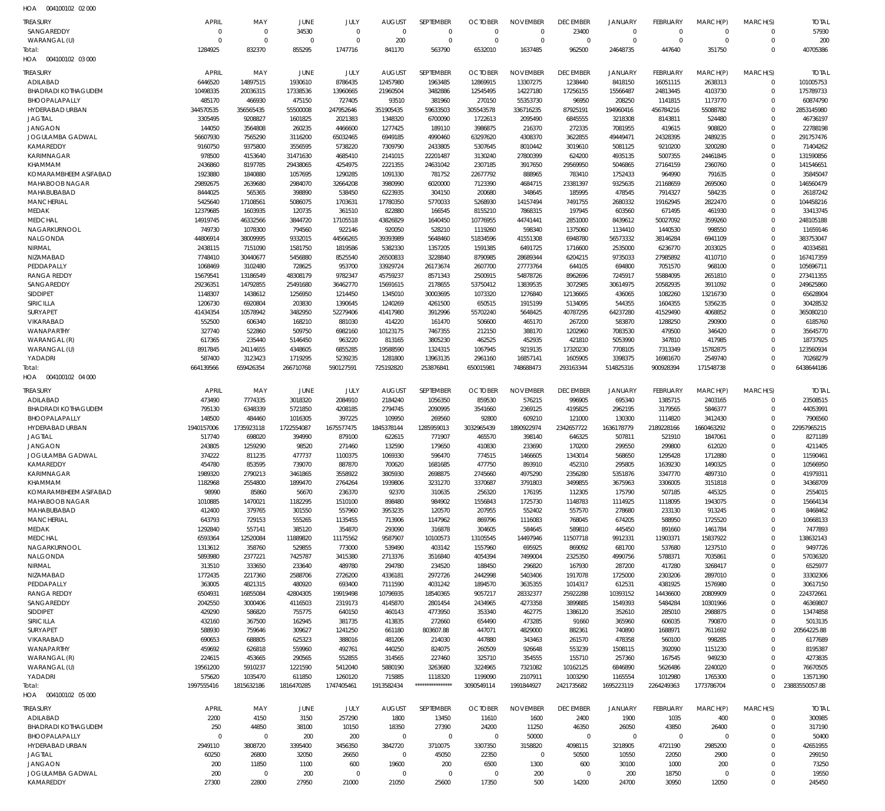HOA 004100102 02 000

| TREASURY | APRIL | MAY | JUNE | JULY | AUGUST | SEPTEMBER | OCTOBER | NOVEMBER | DECEMBER | JANUARY | FEBRUARY | MARCH(P) | MARCH(S) | TOTAL |
|---|---|---|---|---|---|---|---|---|---|---|---|---|---|---|
| SANGAREDDY | 0 | 0 | 34530 | 0 | 0 | 0 | 0 | 0 | 23400 | 0 | 0 | 0 | 0 | 57930 |
| WARANGAL (U) | 0 | 0 | 0 | 0 | 200 | 0 | 0 | 0 | 0 | 0 | 0 | 0 | 0 | 200 |
| Total: | 1284925 | 832370 | 855295 | 1747716 | 841170 | 563790 | 6532010 | 1637485 | 962500 | 24648735 | 447640 | 351750 | 0 | 40705386 |

HOA 004100102 03 000

| TREASURY | APRIL | MAY | JUNE | JULY | AUGUST | SEPTEMBER | OCTOBER | NOVEMBER | DECEMBER | JANUARY | FEBRUARY | MARCH(P) | MARCH(S) | TOTAL |
|---|---|---|---|---|---|---|---|---|---|---|---|---|---|---|
| ADILABAD | 6446520 | 14897515 | 1930610 | 8786435 | 12457980 | 1963485 | 12869915 | 13307275 | 1238440 | 8418150 | 16051115 | 2638313 | 0 | 101005753 |
| BHADRADI KOTHAGUDEM | 10498335 | 20036315 | 17338536 | 13960665 | 21960504 | 3482886 | 12545495 | 14227180 | 17256155 | 15566487 | 24813445 | 4103730 | 0 | 175789733 |
| BHOOPALAPALLY | 485170 | 466930 | 475150 | 727405 | 93510 | 381960 | 270150 | 55353730 | 96950 | 208250 | 1141815 | 1173770 | 0 | 60874790 |
| HYDERABAD URBAN | 344570535 | 356565435 | 55500008 | 247952646 | 351905435 | 59633503 | 305543578 | 336716235 | 87925191 | 194960416 | 456784216 | 55088782 | 0 | 2853145980 |
| JAGTIAL | 3305495 | 9208827 | 1601825 | 2021383 | 1348320 | 6700090 | 1722613 | 2095490 | 6845555 | 3218308 | 8143811 | 524480 | 0 | 46736197 |
| JANGAON | 144050 | 3564808 | 260235 | 4466600 | 1277425 | 189110 | 3986875 | 216370 | 272335 | 7081955 | 419615 | 908820 | 0 | 22788198 |
| JOGULAMBA GADWAL | 56607930 | 7565290 | 3116200 | 65032465 | 6949185 | 4990460 | 63297620 | 4308370 | 3622855 | 49449471 | 24328395 | 2489235 | 0 | 291757476 |
| KAMAREDDY | 9160750 | 9375800 | 3556595 | 5738220 | 7309790 | 2433805 | 5307645 | 8010442 | 3019610 | 5081125 | 9210200 | 3200280 | 0 | 71404262 |
| KARIMNAGAR | 978500 | 4153640 | 31471630 | 4685410 | 2141015 | 22201487 | 3130240 | 27800399 | 624200 | 4935135 | 5007355 | 24461845 | 0 | 131590856 |
| KHAMMAM | 2436860 | 8197785 | 29438065 | 4254975 | 2221355 | 24631042 | 2307185 | 3917650 | 29569950 | 5046865 | 27164159 | 2360760 | 0 | 141546651 |
| KOMARAMBHEEM ASIFABAD | 1923880 | 1840880 | 1057695 | 1290285 | 1091330 | 781752 | 22677792 | 888965 | 783410 | 1752433 | 964990 | 791635 | 0 | 35845047 |
| MAHABOOB NAGAR | 29892675 | 2639680 | 2984070 | 32664208 | 3980990 | 6020000 | 7123390 | 4684715 | 23381397 | 9325635 | 21168659 | 2695060 | 0 | 146560479 |
| MAHABUBABAD | 8444025 | 565365 | 398890 | 538450 | 6223935 | 304150 | 200680 | 348645 | 185995 | 478545 | 7914327 | 584235 | 0 | 26187242 |
| MANCHERIAL | 5425640 | 17108561 | 5086075 | 1703631 | 17780350 | 5770033 | 5268930 | 14157494 | 7491755 | 2680332 | 19162945 | 2822470 | 0 | 104458216 |
| MEDAK | 12379685 | 1603935 | 120735 | 361510 | 822880 | 166545 | 8155210 | 7868315 | 197945 | 603560 | 671495 | 461930 | 0 | 33413745 |
| MEDCHAL | 14919745 | 46332566 | 3844720 | 17105518 | 43826829 | 1640450 | 10776955 | 44741441 | 2851000 | 8439612 | 50027092 | 3599260 | 0 | 248105188 |
| NAGARKURNOOL | 749730 | 1078300 | 794560 | 922146 | 920050 | 528210 | 1119260 | 598340 | 1375060 | 1134410 | 1440530 | 998550 | 0 | 11659146 |
| NALGONDA | 44806914 | 38009995 | 9332015 | 44566265 | 39393989 | 5648460 | 51834596 | 41551308 | 6948780 | 56573332 | 38146284 | 6941109 | 0 | 383753047 |
| NIRMAL | 2438115 | 7151090 | 1581750 | 1819586 | 5382330 | 1357205 | 1591385 | 6491725 | 1716600 | 2535000 | 6236770 | 2033025 | 0 | 40334581 |
| NIZAMABAD | 7748410 | 30440677 | 5456880 | 8525540 | 26500833 | 3228840 | 8790985 | 28689344 | 6204215 | 9735033 | 27985892 | 4110710 | 0 | 167417359 |
| PEDDAPALLY | 1068469 | 3102480 | 728625 | 953700 | 33929724 | 26173674 | 2607700 | 27773764 | 644105 | 694800 | 7051570 | 968100 | 0 | 105696711 |
| RANGA REDDY | 15679541 | 13186549 | 48308179 | 9782347 | 45759237 | 8571343 | 2500915 | 54878726 | 8962696 | 7245917 | 55884095 | 2651810 | 0 | 273411355 |
| SANGAREDDY | 29236351 | 14792855 | 25491680 | 36462770 | 15691615 | 2178655 | 53750412 | 13839535 | 3072985 | 30614975 | 20582935 | 3911092 | 0 | 249625860 |
| SIDDIPET | 1148307 | 1438612 | 1256950 | 1214450 | 1345010 | 30003695 | 1073320 | 1276840 | 12136665 | 436065 | 1082260 | 13216730 | 0 | 65628904 |
| SIRICILLA | 1206730 | 6920804 | 203830 | 1390645 | 1240269 | 4261500 | 650515 | 1915199 | 5134095 | 544355 | 1604355 | 5356235 | 0 | 30428532 |
| SURYAPET | 41434354 | 10578942 | 3482950 | 52279406 | 41417980 | 3912996 | 55702240 | 5648425 | 40787295 | 64237280 | 41529490 | 4068852 | 0 | 365080210 |
| VIKARABAD | 552500 | 606340 | 168210 | 881030 | 414220 | 161470 | 506600 | 465170 | 267200 | 583870 | 1288250 | 290900 | 0 | 6185760 |
| WANAPARTHY | 327740 | 522860 | 509750 | 6982160 | 10123175 | 7467355 | 212150 | 388170 | 1202960 | 7083530 | 479500 | 346420 | 0 | 35645770 |
| WARANGAL (R) | 617365 | 235440 | 5146450 | 963220 | 813165 | 3805230 | 462525 | 452935 | 421810 | 5053990 | 347810 | 417985 | 0 | 18737925 |
| WARANGAL (U) | 8917845 | 24114655 | 4348605 | 6855285 | 19588590 | 1324315 | 1067945 | 9219135 | 17320230 | 7708105 | 7313349 | 15782875 | 0 | 123560934 |
| YADADRI | 587400 | 3123423 | 1719295 | 5239235 | 1281800 | 13963135 | 2961160 | 16857141 | 1605905 | 3398375 | 16981670 | 2549740 | 0 | 70268279 |
| Total: | 664139566 | 659426354 | 266710768 | 590127591 | 725192820 | 253876841 | 650015981 | 748688473 | 293163344 | 514825316 | 900928394 | 171548738 | 0 | 6438644186 |

HOA 004100102 04 000

| TREASURY | APRIL | MAY | JUNE | JULY | AUGUST | SEPTEMBER | OCTOBER | NOVEMBER | DECEMBER | JANUARY | FEBRUARY | MARCH(P) | MARCH(S) | TOTAL |
|---|---|---|---|---|---|---|---|---|---|---|---|---|---|---|
| ADILABAD | 473490 | 7774335 | 3018320 | 2084910 | 2184240 | 1056350 | 859530 | 576215 | 996905 | 695340 | 1385715 | 2403165 | 0 | 23508515 |
| BHADRADI KOTHAGUDEM | 795130 | 6348339 | 5721850 | 4208185 | 2794745 | 2090995 | 3541660 | 2369125 | 4195825 | 2962195 | 3179565 | 5846377 | 0 | 44053991 |
| BHOOPALAPALLY | 148500 | 484460 | 1016305 | 397225 | 109950 | 269560 | 92800 | 609210 | 121000 | 130300 | 1114820 | 3412430 | 0 | 7906560 |
| HYDERABAD URBAN | 1940157006 | 1735923118 | 1722554087 | 1675577475 | 1845378144 | 1285959013 | 3032965439 | 1890922974 | 2342657722 | 1636178779 | 2189228166 | 1660463292 | 0 | 22957965215 |
| JAGTIAL | 517740 | 698020 | 394990 | 879100 | 622615 | 771907 | 465570 | 398140 | 646325 | 507811 | 521910 | 1847061 | 0 | 8271189 |
| JANGAON | 243805 | 1259290 | 98520 | 271460 | 132590 | 179650 | 410830 | 233690 | 170200 | 299550 | 299800 | 612020 | 0 | 4211405 |
| JOGULAMBA GADWAL | 374222 | 811235 | 477737 | 1100375 | 1069330 | 596470 | 774515 | 1466605 | 1343014 | 568650 | 1295428 | 1712880 | 0 | 11590461 |
| KAMAREDDY | 454780 | 853595 | 739070 | 887870 | 700620 | 1681685 | 477750 | 893910 | 452310 | 295805 | 1639230 | 1490325 | 0 | 10566950 |
| KARIMNAGAR | 1989320 | 2790213 | 3461865 | 3558922 | 3805930 | 2698875 | 2745660 | 4975290 | 2356280 | 5351876 | 3347770 | 4897310 | 0 | 41979311 |
| KHAMMAM | 1182968 | 2554800 | 1899470 | 2764264 | 1939806 | 3231270 | 3370687 | 3791803 | 3499855 | 3675963 | 3306005 | 3151818 | 0 | 34368709 |
| KOMARAMBHEEM ASIFABAD | 98990 | 85860 | 56670 | 236370 | 92370 | 310635 | 256320 | 176195 | 112305 | 175790 | 507185 | 445325 | 0 | 2554015 |
| MAHABOOB NAGAR | 1010885 | 1470021 | 1182295 | 1510100 | 898480 | 984902 | 1556843 | 1725730 | 1148783 | 1114925 | 1118095 | 1943075 | 0 | 15664134 |
| MAHABUBABAD | 412400 | 379765 | 301550 | 557960 | 3953235 | 120570 | 207955 | 552402 | 557570 | 278680 | 233130 | 913245 | 0 | 8468462 |
| MANCHERIAL | 643793 | 729153 | 555265 | 1135455 | 713906 | 1147962 | 869796 | 1116083 | 768045 | 674205 | 588950 | 1725520 | 0 | 10668133 |
| MEDAK | 1292840 | 557141 | 385120 | 354870 | 293090 | 316878 | 304605 | 584645 | 589810 | 445450 | 891660 | 1461784 | 0 | 7477893 |
| MEDCHAL | 6593364 | 12520084 | 11889820 | 11175562 | 9587907 | 10100573 | 13105545 | 14497946 | 11507718 | 9912331 | 11903371 | 15837922 | 0 | 138632143 |
| NAGARKURNOOL | 1313612 | 358760 | 529855 | 773000 | 539490 | 403142 | 1557960 | 695925 | 869092 | 681700 | 537680 | 1237510 | 0 | 9497726 |
| NALGONDA | 5893980 | 2377221 | 7425787 | 3415380 | 2713376 | 3516840 | 4054394 | 7499004 | 2325350 | 4990756 | 5788371 | 7035861 | 0 | 57036320 |
| NIRMAL | 313510 | 333650 | 233640 | 489780 | 294780 | 234520 | 188450 | 296820 | 167930 | 287200 | 417280 | 3268417 | 0 | 6525977 |
| NIZAMABAD | 1772435 | 2217360 | 2588706 | 2726200 | 4336181 | 2972726 | 2442998 | 5403406 | 1917078 | 1725000 | 2303206 | 2897010 | 0 | 33302306 |
| PEDDAPALLY | 363005 | 4821315 | 480920 | 693400 | 7111590 | 4031242 | 1894570 | 3635355 | 1014317 | 612531 | 4381925 | 1576980 | 0 | 30617150 |
| RANGA REDDY | 6504931 | 16855084 | 42804305 | 19919498 | 10796935 | 18540365 | 9057217 | 28332377 | 25922288 | 10393152 | 14436600 | 20809909 | 0 | 224372661 |
| SANGAREDDY | 2042550 | 3000406 | 4116503 | 2319173 | 4145870 | 2801454 | 2434965 | 4273358 | 3899885 | 1549393 | 5484284 | 10301966 | 0 | 46369807 |
| SIDDIPET | 429290 | 586820 | 755775 | 640150 | 460143 | 4773950 | 353340 | 462775 | 1386120 | 352610 | 285010 | 2988875 | 0 | 13474858 |
| SIRICILLA | 432160 | 367500 | 162945 | 381735 | 413835 | 272660 | 654490 | 473285 | 91660 | 365960 | 606035 | 790870 | 0 | 5013135 |
| SURYAPET | 588930 | 759646 | 309627 | 1241250 | 661180 | 803607.88 | 447071 | 4829000 | 882361 | 740890 | 1688971 | 7611692 | 0 | 20564225.88 |
| VIKARABAD | 690653 | 688805 | 625323 | 388016 | 481206 | 214030 | 447880 | 343463 | 261570 | 478358 | 560100 | 998285 | 0 | 6177689 |
| WANAPARTHY | 459692 | 626818 | 559960 | 492761 | 440250 | 824075 | 260509 | 926648 | 553239 | 1508115 | 392090 | 1151230 | 0 | 8195387 |
| WARANGAL (R) | 224615 | 453665 | 290565 | 552855 | 314565 | 227460 | 325710 | 354555 | 155710 | 257360 | 167545 | 949230 | 0 | 4273835 |
| WARANGAL (U) | 19561200 | 5910237 | 1221590 | 5412040 | 5880190 | 3263680 | 3224965 | 7321082 | 10162125 | 6846890 | 5626486 | 2240020 | 0 | 76670505 |
| YADADRI | 575620 | 1035470 | 611850 | 1260120 | 715885 | 1118320 | 1199090 | 2107911 | 1003290 | 1165554 | 1012980 | 1765300 | 0 | 13571390 |
| Total: | 1997555416 | 1815632186 | 1816470285 | 1747405461 | 1913582434 | *************** | 3090549114 | 1991844927 | 2421735682 | 1695223119 | 2264249363 | 1773786704 | 0 | 23883550057.88 |

HOA 004100102 05 000

| TREASURY | APRIL | MAY | JUNE | JULY | AUGUST | SEPTEMBER | OCTOBER | NOVEMBER | DECEMBER | JANUARY | FEBRUARY | MARCH(P) | MARCH(S) | TOTAL |
|---|---|---|---|---|---|---|---|---|---|---|---|---|---|---|
| ADILABAD | 2200 | 4150 | 3150 | 257290 | 1800 | 13450 | 11610 | 1600 | 2400 | 1900 | 1035 | 400 | 0 | 300985 |
| BHADRADI KOTHAGUDEM | 250 | 44850 | 38100 | 10150 | 18350 | 27390 | 24200 | 11250 | 46350 | 26050 | 43850 | 26400 | 0 | 317190 |
| BHOOPALAPALLY | 0 | 0 | 200 | 200 | 0 | 0 | 0 | 50000 | 0 | 0 | 0 | 0 | 0 | 50400 |
| HYDERABAD URBAN | 2949110 | 3808720 | 3395400 | 3456350 | 3842720 | 3710075 | 3307350 | 3158820 | 4098115 | 3218905 | 4721190 | 2985200 | 0 | 42651955 |
| JAGTIAL | 60250 | 26800 | 32050 | 26650 | 0 | 45050 | 22350 | 0 | 50500 | 10550 | 22050 | 2900 | 0 | 299150 |
| JANGAON | 200 | 11850 | 1100 | 600 | 19600 | 200 | 6500 | 1300 | 600 | 30100 | 1000 | 200 | 0 | 73250 |
| JOGULAMBA GADWAL | 200 | 0 | 200 | 0 | 0 | 0 | 0 | 200 | 0 | 200 | 18750 | 0 | 0 | 19550 |
| KAMAREDDY | 27300 | 22800 | 27950 | 21000 | 21050 | 25600 | 17350 | 500 | 14200 | 24700 | 30950 | 12050 | 0 | 245450 |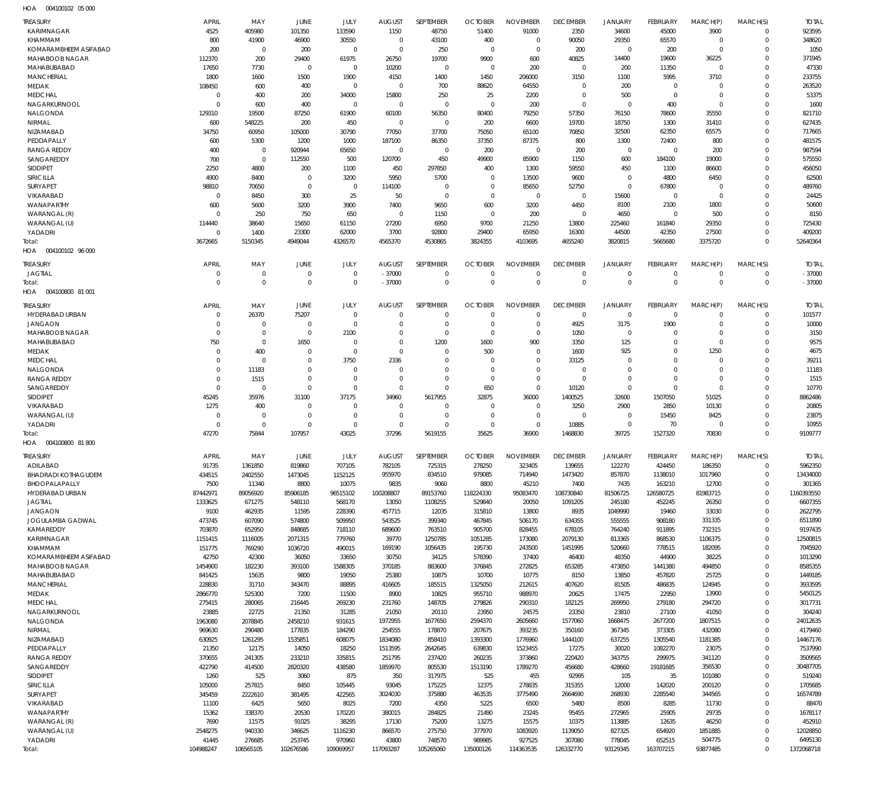HOA 004100102 05 000

| TREASURY | APRIL | MAY | JUNE | JULY | AUGUST | SEPTEMBER | OCTOBER | NOVEMBER | DECEMBER | JANUARY | FEBRUARY | MARCH(P) | MARCH(S) | TOTAL |
|---|---|---|---|---|---|---|---|---|---|---|---|---|---|---|
| KARIMNAGAR | 4525 | 405980 | 101350 | 133590 | 1150 | 48750 | 51400 | 91000 | 2350 | 34600 | 45000 | 3900 | 0 | 923595 |
| KHAMMAM | 800 | 41900 | 46900 | 30550 | 0 | 43100 | 400 | 0 | 90050 | 29350 | 65570 | 0 | 0 | 348620 |
| KOMARAMBHEEM ASIFABAD | 200 | 0 | 200 | 0 | 0 | 250 | 0 | 0 | 200 | 0 | 200 | 0 | 0 | 1050 |
| MAHABOOB NAGAR | 112370 | 200 | 29400 | 61975 | 26750 | 19700 | 9900 | 600 | 40825 | 14400 | 19600 | 36225 | 0 | 371945 |
| MAHABUBABAD | 17650 | 7730 | 0 | 0 | 10200 | 0 | 0 | 200 | 0 | 200 | 11350 | 0 | 0 | 47330 |
| MANCHERIAL | 1800 | 1600 | 1500 | 1900 | 4150 | 1400 | 1450 | 206000 | 3150 | 1100 | 5995 | 3710 | 0 | 233755 |
| MEDAK | 108450 | 600 | 400 | 0 | 0 | 700 | 88620 | 64550 | 0 | 200 | 0 | 0 | 0 | 263520 |
| MEDCHAL | 0 | 400 | 200 | 34000 | 15800 | 250 | 25 | 2200 | 0 | 500 | 0 | 0 | 0 | 53375 |
| NAGARKURNOOL | 0 | 600 | 400 | 0 | 0 | 0 | 0 | 200 | 0 | 0 | 400 | 0 | 0 | 1600 |
| NALGONDA | 129310 | 19500 | 87250 | 61900 | 60100 | 56350 | 80400 | 79250 | 57350 | 76150 | 78600 | 35550 | 0 | 821710 |
| NIRMAL | 600 | 548225 | 200 | 450 | 0 | 0 | 200 | 6600 | 19700 | 18750 | 1300 | 31410 | 0 | 627435 |
| NIZAMABAD | 34750 | 60950 | 105000 | 30790 | 77050 | 37700 | 75050 | 65100 | 70850 | 32500 | 62350 | 65575 | 0 | 717665 |
| PEDDAPALLY | 600 | 5300 | 1200 | 1000 | 187100 | 86350 | 37350 | 87375 | 800 | 1300 | 72400 | 800 | 0 | 481575 |
| RANGA REDDY | 400 | 0 | 920944 | 65650 | 0 | 0 | 200 | 0 | 200 | 0 | 0 | 200 | 0 | 987594 |
| SANGAREDDY | 700 | 0 | 112550 | 500 | 120700 | 450 | 49900 | 85900 | 1150 | 600 | 184100 | 19000 | 0 | 575550 |
| SIDDIPET | 2250 | 4800 | 200 | 1100 | 450 | 297850 | 400 | 1300 | 59550 | 450 | 1100 | 86600 | 0 | 456050 |
| SIRICILLA | 4900 | 8400 | 0 | 3200 | 5950 | 5700 | 0 | 13500 | 9600 | 0 | 4800 | 6450 | 0 | 62500 |
| SURYAPET | 98810 | 70650 | 0 | 0 | 114100 | 0 | 0 | 85650 | 52750 | 0 | 67800 | 0 | 0 | 489760 |
| VIKARABAD | 0 | 8450 | 300 | 25 | 50 | 0 | 0 | 0 | 0 | 15600 | 0 | 0 | 0 | 24425 |
| WANAPARTHY | 600 | 5600 | 3200 | 3900 | 7400 | 9650 | 600 | 3200 | 4450 | 8100 | 2100 | 1800 | 0 | 50600 |
| WARANGAL (R) | 0 | 250 | 750 | 650 | 0 | 1150 | 0 | 200 | 0 | 4650 | 0 | 500 | 0 | 8150 |
| WARANGAL (U) | 114440 | 38640 | 15650 | 61150 | 27200 | 6950 | 9700 | 21250 | 13800 | 225460 | 161840 | 29350 | 0 | 725430 |
| YADADRI | 0 | 1400 | 23300 | 62000 | 3700 | 92800 | 29400 | 65950 | 16300 | 44500 | 42350 | 27500 | 0 | 409200 |
| Total: | 3672665 | 5150345 | 4949044 | 4326570 | 4565370 | 4530865 | 3824355 | 4103695 | 4655240 | 3820815 | 5665680 | 3375720 | 0 | 52640364 |

HOA 004100102 96 000

| TREASURY | APRIL | MAY | JUNE | JULY | AUGUST | SEPTEMBER | OCTOBER | NOVEMBER | DECEMBER | JANUARY | FEBRUARY | MARCH(P) | MARCH(S) | TOTAL |
|---|---|---|---|---|---|---|---|---|---|---|---|---|---|---|
| JAGTIAL | 0 | 0 | 0 | 0 | -37000 | 0 | 0 | 0 | 0 | 0 | 0 | 0 | 0 | -37000 |
| Total: | 0 | 0 | 0 | 0 | -37000 | 0 | 0 | 0 | 0 | 0 | 0 | 0 | 0 | -37000 |

HOA 004100800 81 001

| TREASURY | APRIL | MAY | JUNE | JULY | AUGUST | SEPTEMBER | OCTOBER | NOVEMBER | DECEMBER | JANUARY | FEBRUARY | MARCH(P) | MARCH(S) | TOTAL |
|---|---|---|---|---|---|---|---|---|---|---|---|---|---|---|
| HYDERABAD URBAN | 0 | 26370 | 75207 | 0 | 0 | 0 | 0 | 0 | 0 | 0 | 0 | 0 | 0 | 101577 |
| JANGAON | 0 | 0 | 0 | 0 | 0 | 0 | 0 | 0 | 4925 | 3175 | 1900 | 0 | 0 | 10000 |
| MAHABOOB NAGAR | 0 | 0 | 0 | 2100 | 0 | 0 | 0 | 0 | 1050 | 0 | 0 | 0 | 0 | 3150 |
| MAHABUBABAD | 750 | 0 | 1650 | 0 | 0 | 1200 | 1600 | 900 | 3350 | 125 | 0 | 0 | 0 | 9575 |
| MEDAK | 0 | 400 | 0 | 0 | 0 | 0 | 500 | 0 | 1600 | 925 | 0 | 1250 | 0 | 4675 |
| MEDCHAL | 0 | 0 | 0 | 3750 | 2336 | 0 | 0 | 0 | 33125 | 0 | 0 | 0 | 0 | 39211 |
| NALGONDA | 0 | 11183 | 0 | 0 | 0 | 0 | 0 | 0 | 0 | 0 | 0 | 0 | 0 | 11183 |
| RANGA REDDY | 0 | 1515 | 0 | 0 | 0 | 0 | 0 | 0 | 0 | 0 | 0 | 0 | 0 | 1515 |
| SANGAREDDY | 0 | 0 | 0 | 0 | 0 | 0 | 650 | 0 | 10120 | 0 | 0 | 0 | 0 | 10770 |
| SIDDIPET | 45245 | 35976 | 31100 | 37175 | 34960 | 5617955 | 32875 | 36000 | 1400525 | 32600 | 1507050 | 51025 | 0 | 8862486 |
| VIKARABAD | 1275 | 400 | 0 | 0 | 0 | 0 | 0 | 0 | 3250 | 2900 | 2850 | 10130 | 0 | 20805 |
| WARANGAL (U) | 0 | 0 | 0 | 0 | 0 | 0 | 0 | 0 | 0 | 0 | 15450 | 8425 | 0 | 23875 |
| YADADRI | 0 | 0 | 0 | 0 | 0 | 0 | 0 | 0 | 10885 | 0 | 70 | 0 | 0 | 10955 |
| Total: | 47270 | 75844 | 107957 | 43025 | 37296 | 5619155 | 35625 | 36900 | 1468830 | 39725 | 1527320 | 70830 | 0 | 9109777 |

HOA 004100800 81 800

| TREASURY | APRIL | MAY | JUNE | JULY | AUGUST | SEPTEMBER | OCTOBER | NOVEMBER | DECEMBER | JANUARY | FEBRUARY | MARCH(P) | MARCH(S) | TOTAL |
|---|---|---|---|---|---|---|---|---|---|---|---|---|---|---|
| ADILABAD | 91735 | 1361850 | 819860 | 707105 | 782105 | 725315 | 278250 | 323405 | 139655 | 122270 | 424450 | 186350 | 0 | 5962350 |
| BHADRADI KOTHAGUDEM | 434515 | 2402550 | 1473045 | 1152125 | 955970 | 834510 | 979085 | 714940 | 1473420 | 857870 | 1138010 | 1017960 | 0 | 13434000 |
| BHOOPALAPALLY | 7500 | 11340 | 8800 | 10075 | 9835 | 9060 | 8800 | 45210 | 7400 | 7435 | 163210 | 12700 | 0 | 301365 |
| HYDERABAD URBAN | 87442971 | 89056920 | 85906185 | 96515102 | 100208807 | 89153760 | 118224330 | 95083470 | 108730840 | 81506725 | 126580725 | 81983715 | 0 | 1160393550 |
| JAGTIAL | 1333625 | 671275 | 548110 | 568170 | 13050 | 1108255 | 529840 | 20050 | 1091205 | 245180 | 452245 | 26350 | 0 | 6607355 |
| JANGAON | 9100 | 462935 | 11595 | 228390 | 457715 | 12035 | 315810 | 13800 | 8935 | 1049990 | 19460 | 33030 | 0 | 2622795 |
| JOGULAMBA GADWAL | 473745 | 607090 | 574800 | 509950 | 543525 | 399340 | 467845 | 506170 | 634355 | 555555 | 908180 | 331335 | 0 | 6511890 |
| KAMAREDDY | 703870 | 652950 | 848685 | 718110 | 689600 | 763510 | 905700 | 828455 | 678105 | 764240 | 911895 | 732315 | 0 | 9197435 |
| KARIMNAGAR | 1151415 | 1116005 | 2071315 | 779760 | 39770 | 1250785 | 1051285 | 173080 | 2079130 | 813365 | 868530 | 1106375 | 0 | 12500815 |
| KHAMMAM | 151775 | 769290 | 1036720 | 490015 | 169190 | 1056435 | 195730 | 243500 | 1451995 | 520660 | 778515 | 182095 | 0 | 7045920 |
| KOMARAMBHEEM ASIFABAD | 42750 | 42300 | 36050 | 33650 | 30750 | 34125 | 578390 | 37400 | 46400 | 48350 | 44900 | 38225 | 0 | 1013290 |
| MAHABOOB NAGAR | 1454900 | 182230 | 393100 | 1588305 | 370185 | 883600 | 376845 | 272825 | 653285 | 473850 | 1441380 | 494850 | 0 | 8585355 |
| MAHABUBABAD | 841425 | 15635 | 9800 | 19050 | 25380 | 10875 | 10700 | 10775 | 8150 | 13850 | 457820 | 25725 | 0 | 1449185 |
| MANCHERIAL | 228830 | 31710 | 343470 | 88895 | 416605 | 185515 | 1325050 | 212615 | 407620 | 81505 | 486835 | 124945 | 0 | 3933595 |
| MEDAK | 2866770 | 525300 | 7200 | 11500 | 8900 | 10825 | 955710 | 988970 | 20625 | 17475 | 22950 | 13900 | 0 | 5450125 |
| MEDCHAL | 275415 | 280065 | 216445 | 269230 | 231760 | 148705 | 279826 | 290310 | 182125 | 269950 | 279180 | 294720 | 0 | 3017731 |
| NAGARKURNOOL | 23885 | 22725 | 21350 | 31285 | 21050 | 20110 | 23950 | 24575 | 23350 | 23810 | 27100 | 41050 | 0 | 304240 |
| NALGONDA | 1963080 | 2078845 | 2458210 | 931615 | 1972955 | 1677650 | 2594370 | 2605660 | 1577060 | 1668475 | 2677200 | 1807515 | 0 | 24012635 |
| NIRMAL | 969630 | 290480 | 177835 | 184290 | 254555 | 178870 | 207675 | 393235 | 350160 | 367345 | 373305 | 432080 | 0 | 4179460 |
| NIZAMABAD | 630925 | 1261295 | 1535851 | 608075 | 1834080 | 858410 | 1393300 | 1776960 | 1444100 | 637255 | 1305540 | 1181385 | 0 | 14467176 |
| PEDDAPALLY | 21350 | 12175 | 14050 | 18250 | 1513595 | 2642645 | 639830 | 1523455 | 17275 | 30020 | 1082270 | 23075 | 0 | 7537990 |
| RANGA REDDY | 370655 | 241305 | 233210 | 335815 | 251795 | 237420 | 260235 | 373860 | 220420 | 343755 | 299975 | 341120 | 0 | 3509565 |
| SANGAREDDY | 422790 | 414500 | 2820320 | 438580 | 1859970 | 805530 | 1513190 | 1789270 | 456680 | 428660 | 19181685 | 356530 | 0 | 30487705 |
| SIDDIPET | 1260 | 525 | 3060 | 875 | 350 | 317975 | 525 | 455 | 92995 | 105 | 35 | 101080 | 0 | 519240 |
| SIRICILLA | 105000 | 257815 | 8450 | 105445 | 93045 | 175225 | 12375 | 278835 | 315355 | 12000 | 142020 | 200120 | 0 | 1705685 |
| SURYAPET | 345459 | 2222610 | 381495 | 422565 | 3024030 | 375880 | 463535 | 3775490 | 2664690 | 268930 | 2285540 | 344565 | 0 | 16574789 |
| VIKARABAD | 11100 | 6425 | 5650 | 8025 | 7200 | 4350 | 5225 | 6500 | 5480 | 8500 | 8285 | 11730 | 0 | 88470 |
| WANAPARTHY | 15362 | 338370 | 20530 | 170220 | 380015 | 284825 | 21490 | 23245 | 95455 | 272965 | 25905 | 29735 | 0 | 1678117 |
| WARANGAL (R) | 7690 | 11575 | 91025 | 38295 | 17130 | 75200 | 13275 | 15575 | 10375 | 113885 | 12635 | 46250 | 0 | 452910 |
| WARANGAL (U) | 2548275 | 940330 | 346625 | 1116230 | 866570 | 275750 | 377970 | 1083920 | 1139050 | 827325 | 654920 | 1851885 | 0 | 12028850 |
| YADADRI | 41445 | 276685 | 253745 | 970960 | 43800 | 748570 | 989985 | 927525 | 307080 | 778045 | 652515 | 504775 | 0 | 6495130 |
| Total: | 104988247 | 106565105 | 102676586 | 109069957 | 117093287 | 105265060 | 135000126 | 114363535 | 126332770 | 93129345 | 163707215 | 93877485 | 0 | 1372068718 |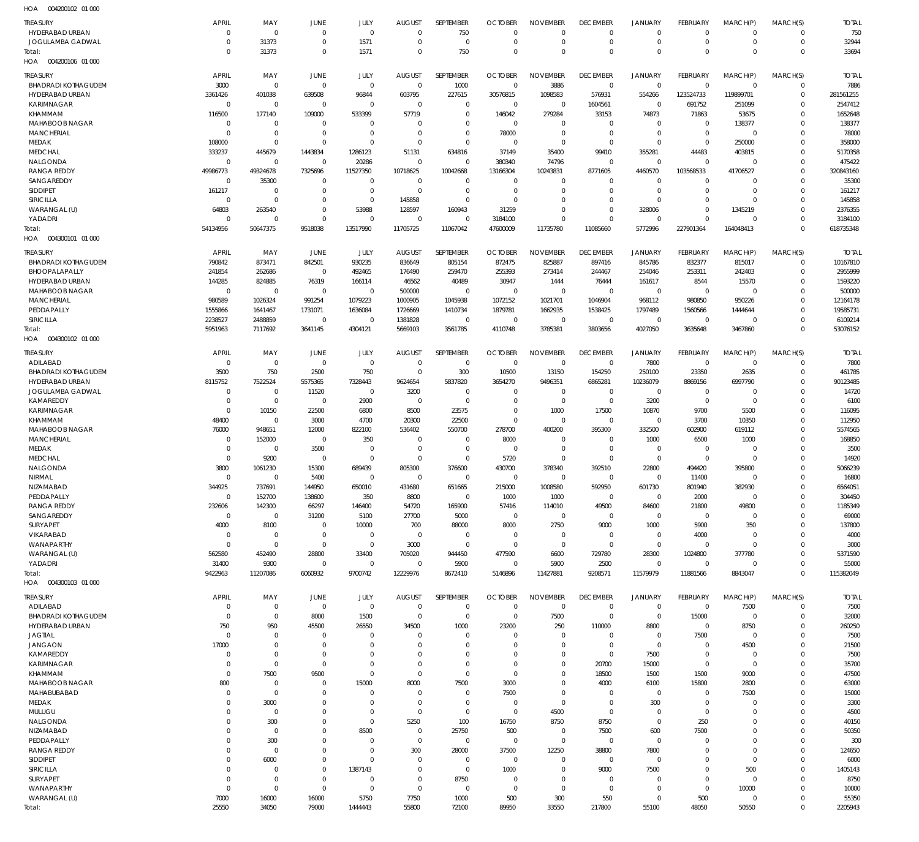HOA 004200102 01 000

| TREASURY | APRIL | MAY | JUNE | JULY | AUGUST | SEPTEMBER | OCTOBER | NOVEMBER | DECEMBER | JANUARY | FEBRUARY | MARCH(P) | MARCH(S) | TOTAL |
|---|---|---|---|---|---|---|---|---|---|---|---|---|---|---|
| HYDERABAD URBAN | 0 | 0 | 0 | 0 | 0 | 750 | 0 | 0 | 0 | 0 | 0 | 0 | 0 | 750 |
| JOGULAMBA GADWAL | 0 | 31373 | 0 | 1571 | 0 | 0 | 0 | 0 | 0 | 0 | 0 | 0 | 0 | 32944 |
| Total: | 0 | 31373 | 0 | 1571 | 0 | 750 | 0 | 0 | 0 | 0 | 0 | 0 | 0 | 33694 |

HOA 004200106 01 000

| TREASURY | APRIL | MAY | JUNE | JULY | AUGUST | SEPTEMBER | OCTOBER | NOVEMBER | DECEMBER | JANUARY | FEBRUARY | MARCH(P) | MARCH(S) | TOTAL |
|---|---|---|---|---|---|---|---|---|---|---|---|---|---|---|
| BHADRADI KOTHAGUDEM | 3000 | 0 | 0 | 0 | 0 | 1000 | 0 | 3886 | 0 | 0 | 0 | 0 | 0 | 7886 |
| HYDERABAD URBAN | 3361426 | 401038 | 639508 | 96844 | 603795 | 227615 | 30576815 | 1098583 | 576931 | 554266 | 123524733 | 119899701 | 0 | 281561255 |
| KARIMNAGAR | 0 | 0 | 0 | 0 | 0 | 0 | 0 | 0 | 1604561 | 0 | 691752 | 251099 | 0 | 2547412 |
| KHAMMAM | 116500 | 177140 | 109000 | 533399 | 57719 | 0 | 146042 | 279284 | 33153 | 74873 | 71863 | 53675 | 0 | 1652648 |
| MAHABOOB NAGAR | 0 | 0 | 0 | 0 | 0 | 0 | 0 | 0 | 0 | 0 | 0 | 138377 | 0 | 138377 |
| MANCHERIAL | 0 | 0 | 0 | 0 | 0 | 0 | 78000 | 0 | 0 | 0 | 0 | 0 | 0 | 78000 |
| MEDAK | 108000 | 0 | 0 | 0 | 0 | 0 | 0 | 0 | 0 | 0 | 0 | 250000 | 0 | 358000 |
| MEDCHAL | 333237 | 445679 | 1443834 | 1286123 | 51131 | 634816 | 37149 | 35400 | 99410 | 355281 | 44483 | 403815 | 0 | 5170358 |
| NALGONDA | 0 | 0 | 0 | 20286 | 0 | 0 | 380340 | 74796 | 0 | 0 | 0 | 0 | 0 | 475422 |
| RANGA REDDY | 49986773 | 49324678 | 7325696 | 11527350 | 10718625 | 10042668 | 13166304 | 10243831 | 8771605 | 4460570 | 103568533 | 41706527 | 0 | 320843160 |
| SANGAREDDY | 0 | 35300 | 0 | 0 | 0 | 0 | 0 | 0 | 0 | 0 | 0 | 0 | 0 | 35300 |
| SIDDIPET | 161217 | 0 | 0 | 0 | 0 | 0 | 0 | 0 | 0 | 0 | 0 | 0 | 0 | 161217 |
| SIRICILLA | 0 | 0 | 0 | 0 | 145858 | 0 | 0 | 0 | 0 | 0 | 0 | 0 | 0 | 145858 |
| WARANGAL (U) | 64803 | 263540 | 0 | 53988 | 128597 | 160943 | 31259 | 0 | 0 | 328006 | 0 | 1345219 | 0 | 2376355 |
| YADADRI | 0 | 0 | 0 | 0 | 0 | 0 | 3184100 | 0 | 0 | 0 | 0 | 0 | 0 | 3184100 |
| Total: | 54134956 | 50647375 | 9518038 | 13517990 | 11705725 | 11067042 | 47600009 | 11735780 | 11085660 | 5772996 | 227901364 | 164048413 | 0 | 618735348 |

HOA 004300101 01 000

| TREASURY | APRIL | MAY | JUNE | JULY | AUGUST | SEPTEMBER | OCTOBER | NOVEMBER | DECEMBER | JANUARY | FEBRUARY | MARCH(P) | MARCH(S) | TOTAL |
|---|---|---|---|---|---|---|---|---|---|---|---|---|---|---|
| BHADRADI KOTHAGUDEM | 790842 | 873471 | 842501 | 930235 | 836649 | 805154 | 872475 | 825887 | 897416 | 845786 | 832377 | 815017 | 0 | 10167810 |
| BHOOPALAPALLY | 241854 | 262686 | 0 | 492465 | 176490 | 259470 | 255393 | 273414 | 244467 | 254046 | 253311 | 242403 | 0 | 2955999 |
| HYDERABAD URBAN | 144285 | 824885 | 76319 | 166114 | 46562 | 40489 | 30947 | 1444 | 76444 | 161617 | 8544 | 15570 | 0 | 1593220 |
| MAHABOOB NAGAR | 0 | 0 | 0 | 0 | 500000 | 0 | 0 | 0 | 0 | 0 | 0 | 0 | 0 | 500000 |
| MANCHERIAL | 980589 | 1026324 | 991254 | 1079223 | 1000905 | 1045938 | 1072152 | 1021701 | 1046904 | 968112 | 980850 | 950226 | 0 | 12164178 |
| PEDDAPALLY | 1555866 | 1641467 | 1731071 | 1636084 | 1726669 | 1410734 | 1879781 | 1662935 | 1538425 | 1797489 | 1560566 | 1444644 | 0 | 19585731 |
| SIRICILLA | 2238527 | 2488859 | 0 | 0 | 1381828 | 0 | 0 | 0 | 0 | 0 | 0 | 0 | 0 | 6109214 |
| Total: | 5951963 | 7117692 | 3641145 | 4304121 | 5669103 | 3561785 | 4110748 | 3785381 | 3803656 | 4027050 | 3635648 | 3467860 | 0 | 53076152 |

HOA 004300102 01 000

| TREASURY | APRIL | MAY | JUNE | JULY | AUGUST | SEPTEMBER | OCTOBER | NOVEMBER | DECEMBER | JANUARY | FEBRUARY | MARCH(P) | MARCH(S) | TOTAL |
|---|---|---|---|---|---|---|---|---|---|---|---|---|---|---|
| ADILABAD | 0 | 0 | 0 | 0 | 0 | 0 | 0 | 0 | 0 | 7800 | 0 | 0 | 0 | 7800 |
| BHADRADI KOTHAGUDEM | 3500 | 750 | 2500 | 750 | 0 | 300 | 10500 | 13150 | 154250 | 250100 | 23350 | 2635 | 0 | 461785 |
| HYDERABAD URBAN | 8115752 | 7522524 | 5575365 | 7328443 | 9624654 | 5837820 | 3654270 | 9496351 | 6865281 | 10236079 | 8869156 | 6997790 | 0 | 90123485 |
| JOGULAMBA GADWAL | 0 | 0 | 11520 | 0 | 3200 | 0 | 0 | 0 | 0 | 0 | 0 | 0 | 0 | 14720 |
| KAMAREDDY | 0 | 0 | 0 | 2900 | 0 | 0 | 0 | 0 | 0 | 3200 | 0 | 0 | 0 | 6100 |
| KARIMNAGAR | 0 | 10150 | 22500 | 6800 | 8500 | 23575 | 0 | 1000 | 17500 | 10870 | 9700 | 5500 | 0 | 116095 |
| KHAMMAM | 48400 | 0 | 3000 | 4700 | 20300 | 22500 | 0 | 0 | 0 | 0 | 3700 | 10350 | 0 | 112950 |
| MAHABOOB NAGAR | 76000 | 948651 | 12000 | 822100 | 536402 | 550700 | 278700 | 400200 | 395300 | 332500 | 602900 | 619112 | 0 | 5574565 |
| MANCHERIAL | 0 | 152000 | 0 | 350 | 0 | 0 | 8000 | 0 | 0 | 1000 | 6500 | 1000 | 0 | 168850 |
| MEDAK | 0 | 0 | 3500 | 0 | 0 | 0 | 0 | 0 | 0 | 0 | 0 | 0 | 0 | 3500 |
| MEDCHAL | 0 | 9200 | 0 | 0 | 0 | 0 | 5720 | 0 | 0 | 0 | 0 | 0 | 0 | 14920 |
| NALGONDA | 3800 | 1061230 | 15300 | 689439 | 805300 | 376600 | 430700 | 378340 | 392510 | 22800 | 494420 | 395800 | 0 | 5066239 |
| NIRMAL | 0 | 0 | 5400 | 0 | 0 | 0 | 0 | 0 | 0 | 0 | 11400 | 0 | 0 | 16800 |
| NIZAMABAD | 344925 | 737691 | 144950 | 650010 | 431680 | 651665 | 215000 | 1008580 | 592950 | 601730 | 801940 | 382930 | 0 | 6564051 |
| PEDDAPALLY | 0 | 152700 | 138600 | 350 | 8800 | 0 | 1000 | 1000 | 0 | 0 | 2000 | 0 | 0 | 304450 |
| RANGA REDDY | 232606 | 142300 | 66297 | 146400 | 54720 | 165900 | 57416 | 114010 | 49500 | 84600 | 21800 | 49800 | 0 | 1185349 |
| SANGAREDDY | 0 | 0 | 31200 | 5100 | 27700 | 5000 | 0 | 0 | 0 | 0 | 0 | 0 | 0 | 69000 |
| SURYAPET | 4000 | 8100 | 0 | 10000 | 700 | 88000 | 8000 | 2750 | 9000 | 1000 | 5900 | 350 | 0 | 137800 |
| VIKARABAD | 0 | 0 | 0 | 0 | 0 | 0 | 0 | 0 | 0 | 0 | 4000 | 0 | 0 | 4000 |
| WANAPARTHY | 0 | 0 | 0 | 0 | 3000 | 0 | 0 | 0 | 0 | 0 | 0 | 0 | 0 | 3000 |
| WARANGAL (U) | 562580 | 452490 | 28800 | 33400 | 705020 | 944450 | 477590 | 6600 | 729780 | 28300 | 1024800 | 377780 | 0 | 5371590 |
| YADADRI | 31400 | 9300 | 0 | 0 | 0 | 5900 | 0 | 5900 | 2500 | 0 | 0 | 0 | 0 | 55000 |
| Total: | 9422963 | 11207086 | 6060932 | 9700742 | 12229976 | 8672410 | 5146896 | 11427881 | 9208571 | 11579979 | 11881566 | 8843047 | 0 | 115382049 |

HOA 004300103 01 000

| TREASURY | APRIL | MAY | JUNE | JULY | AUGUST | SEPTEMBER | OCTOBER | NOVEMBER | DECEMBER | JANUARY | FEBRUARY | MARCH(P) | MARCH(S) | TOTAL |
|---|---|---|---|---|---|---|---|---|---|---|---|---|---|---|
| ADILABAD | 0 | 0 | 0 | 0 | 0 | 0 | 0 | 0 | 0 | 0 | 0 | 7500 | 0 | 7500 |
| BHADRADI KOTHAGUDEM | 0 | 0 | 8000 | 1500 | 0 | 0 | 0 | 7500 | 0 | 0 | 15000 | 0 | 0 | 32000 |
| HYDERABAD URBAN | 750 | 950 | 45500 | 26550 | 34500 | 1000 | 23200 | 250 | 110000 | 8800 | 0 | 8750 | 0 | 260250 |
| JAGTIAL | 0 | 0 | 0 | 0 | 0 | 0 | 0 | 0 | 0 | 0 | 7500 | 0 | 0 | 7500 |
| JANGAON | 17000 | 0 | 0 | 0 | 0 | 0 | 0 | 0 | 0 | 0 | 0 | 4500 | 0 | 21500 |
| KAMAREDDY | 0 | 0 | 0 | 0 | 0 | 0 | 0 | 0 | 0 | 7500 | 0 | 0 | 0 | 7500 |
| KARIMNAGAR | 0 | 0 | 0 | 0 | 0 | 0 | 0 | 0 | 20700 | 15000 | 0 | 0 | 0 | 35700 |
| KHAMMAM | 0 | 7500 | 9500 | 0 | 0 | 0 | 0 | 0 | 18500 | 1500 | 1500 | 9000 | 0 | 47500 |
| MAHABOOB NAGAR | 800 | 0 | 0 | 15000 | 8000 | 7500 | 3000 | 0 | 4000 | 6100 | 15800 | 2800 | 0 | 63000 |
| MAHABUBABAD | 0 | 0 | 0 | 0 | 0 | 0 | 7500 | 0 | 0 | 0 | 0 | 7500 | 0 | 15000 |
| MEDAK | 0 | 3000 | 0 | 0 | 0 | 0 | 0 | 0 | 0 | 300 | 0 | 0 | 0 | 3300 |
| MULUGU | 0 | 0 | 0 | 0 | 0 | 0 | 0 | 4500 | 0 | 0 | 0 | 0 | 0 | 4500 |
| NALGONDA | 0 | 300 | 0 | 0 | 5250 | 100 | 16750 | 8750 | 8750 | 0 | 250 | 0 | 0 | 40150 |
| NIZAMABAD | 0 | 0 | 0 | 8500 | 0 | 25750 | 500 | 0 | 7500 | 600 | 7500 | 0 | 0 | 50350 |
| PEDDAPALLY | 0 | 300 | 0 | 0 | 0 | 0 | 0 | 0 | 0 | 0 | 0 | 0 | 0 | 300 |
| RANGA REDDY | 0 | 0 | 0 | 0 | 300 | 28000 | 37500 | 12250 | 38800 | 7800 | 0 | 0 | 0 | 124650 |
| SIDDIPET | 0 | 6000 | 0 | 0 | 0 | 0 | 0 | 0 | 0 | 0 | 0 | 0 | 0 | 6000 |
| SIRICILLA | 0 | 0 | 0 | 1387143 | 0 | 0 | 1000 | 0 | 9000 | 7500 | 0 | 500 | 0 | 1405143 |
| SURYAPET | 0 | 0 | 0 | 0 | 0 | 8750 | 0 | 0 | 0 | 0 | 0 | 0 | 0 | 8750 |
| WANAPARTHY | 0 | 0 | 0 | 0 | 0 | 0 | 0 | 0 | 0 | 0 | 0 | 10000 | 0 | 10000 |
| WARANGAL (U) | 7000 | 16000 | 16000 | 5750 | 7750 | 1000 | 500 | 300 | 550 | 0 | 500 | 0 | 0 | 55350 |
| Total: | 25550 | 34050 | 79000 | 1444443 | 55800 | 72100 | 89950 | 33550 | 217800 | 55100 | 48050 | 50550 | 0 | 2205943 |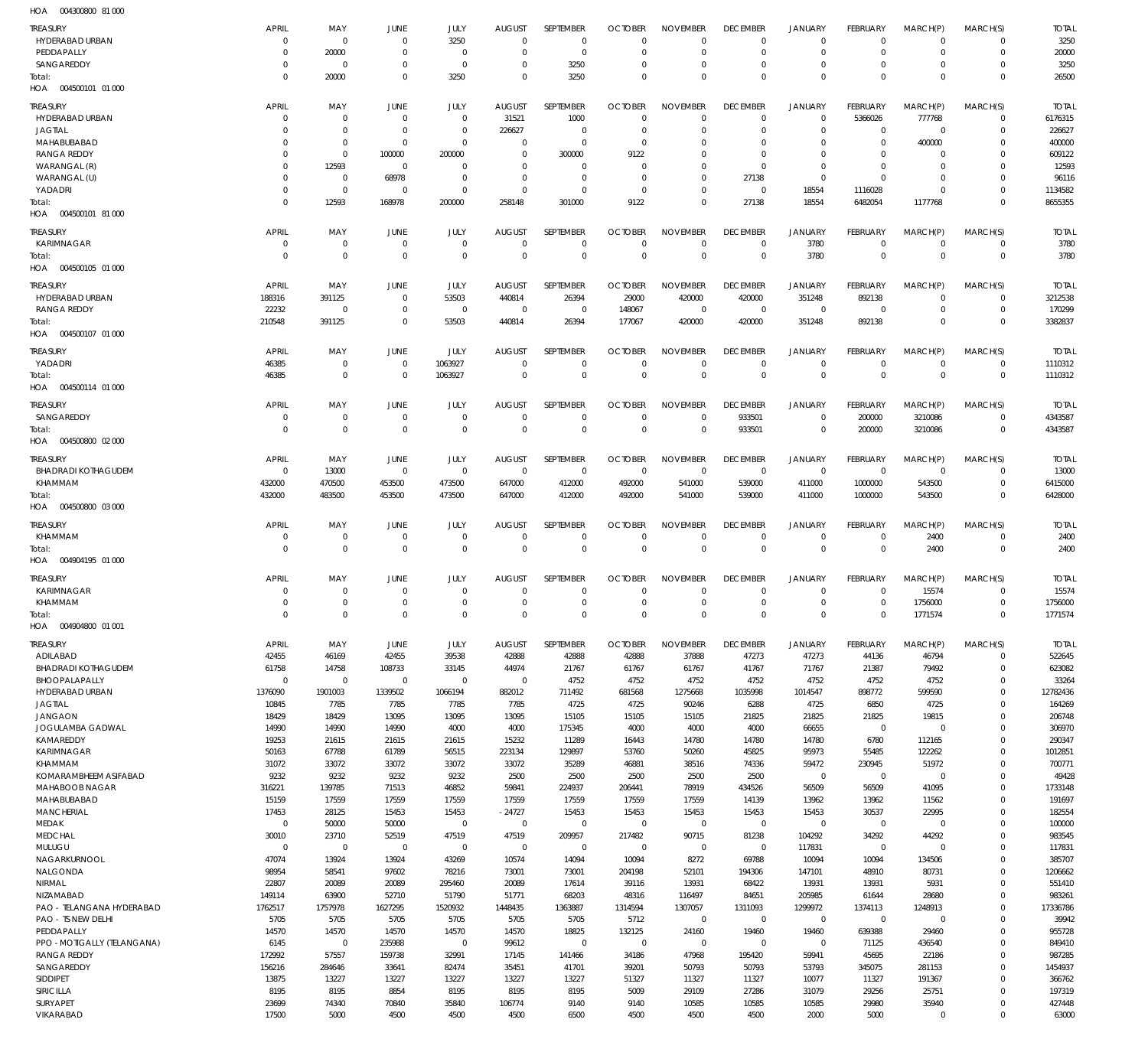HOA 004300800 81 000

| TREASURY | APRIL | MAY | JUNE | JULY | AUGUST | SEPTEMBER | OCTOBER | NOVEMBER | DECEMBER | JANUARY | FEBRUARY | MARCH(P) | MARCH(S) | TOTAL |
|---|---|---|---|---|---|---|---|---|---|---|---|---|---|---|
| HYDERABAD URBAN | 0 | 0 | 0 | 3250 | 0 | 0 | 0 | 0 | 0 | 0 | 0 | 0 | 0 | 3250 |
| PEDDAPALLY | 0 | 20000 | 0 | 0 | 0 | 0 | 0 | 0 | 0 | 0 | 0 | 0 | 0 | 20000 |
| SANGAREDDY | 0 | 0 | 0 | 0 | 0 | 3250 | 0 | 0 | 0 | 0 | 0 | 0 | 0 | 3250 |
| Total: | 0 | 20000 | 0 | 3250 | 0 | 3250 | 0 | 0 | 0 | 0 | 0 | 0 | 0 | 26500 |

HOA 004500101 01 000

| TREASURY | APRIL | MAY | JUNE | JULY | AUGUST | SEPTEMBER | OCTOBER | NOVEMBER | DECEMBER | JANUARY | FEBRUARY | MARCH(P) | MARCH(S) | TOTAL |
|---|---|---|---|---|---|---|---|---|---|---|---|---|---|---|
| HYDERABAD URBAN | 0 | 0 | 0 | 0 | 31521 | 1000 | 0 | 0 | 0 | 0 | 5366026 | 777768 | 0 | 6176315 |
| JAGTIAL | 0 | 0 | 0 | 0 | 226627 | 0 | 0 | 0 | 0 | 0 | 0 | 0 | 0 | 226627 |
| MAHABUBABAD | 0 | 0 | 0 | 0 | 0 | 0 | 0 | 0 | 0 | 0 | 0 | 400000 | 0 | 400000 |
| RANGA REDDY | 0 | 0 | 100000 | 200000 | 0 | 300000 | 9122 | 0 | 0 | 0 | 0 | 0 | 0 | 609122 |
| WARANGAL (R) | 0 | 12593 | 0 | 0 | 0 | 0 | 0 | 0 | 0 | 0 | 0 | 0 | 0 | 12593 |
| WARANGAL (U) | 0 | 0 | 68978 | 0 | 0 | 0 | 0 | 0 | 27138 | 0 | 0 | 0 | 0 | 96116 |
| YADADRI | 0 | 0 | 0 | 0 | 0 | 0 | 0 | 0 | 0 | 18554 | 1116028 | 0 | 0 | 1134582 |
| Total: | 0 | 12593 | 168978 | 200000 | 258148 | 301000 | 9122 | 0 | 27138 | 18554 | 6482054 | 1177768 | 0 | 8655355 |

HOA 004500101 81 000

| TREASURY | APRIL | MAY | JUNE | JULY | AUGUST | SEPTEMBER | OCTOBER | NOVEMBER | DECEMBER | JANUARY | FEBRUARY | MARCH(P) | MARCH(S) | TOTAL |
|---|---|---|---|---|---|---|---|---|---|---|---|---|---|---|
| KARIMNAGAR | 0 | 0 | 0 | 0 | 0 | 0 | 0 | 0 | 0 | 3780 | 0 | 0 | 0 | 3780 |
| Total: | 0 | 0 | 0 | 0 | 0 | 0 | 0 | 0 | 0 | 3780 | 0 | 0 | 0 | 3780 |

HOA 004500105 01 000

| TREASURY | APRIL | MAY | JUNE | JULY | AUGUST | SEPTEMBER | OCTOBER | NOVEMBER | DECEMBER | JANUARY | FEBRUARY | MARCH(P) | MARCH(S) | TOTAL |
|---|---|---|---|---|---|---|---|---|---|---|---|---|---|---|
| HYDERABAD URBAN | 188316 | 391125 | 0 | 53503 | 440814 | 26394 | 29000 | 420000 | 420000 | 351248 | 892138 | 0 | 0 | 3212538 |
| RANGA REDDY | 22232 | 0 | 0 | 0 | 0 | 0 | 148067 | 0 | 0 | 0 | 0 | 0 | 0 | 170299 |
| Total: | 210548 | 391125 | 0 | 53503 | 440814 | 26394 | 177067 | 420000 | 420000 | 351248 | 892138 | 0 | 0 | 3382837 |

HOA 004500107 01 000

| TREASURY | APRIL | MAY | JUNE | JULY | AUGUST | SEPTEMBER | OCTOBER | NOVEMBER | DECEMBER | JANUARY | FEBRUARY | MARCH(P) | MARCH(S) | TOTAL |
|---|---|---|---|---|---|---|---|---|---|---|---|---|---|---|
| YADADRI | 46385 | 0 | 0 | 1063927 | 0 | 0 | 0 | 0 | 0 | 0 | 0 | 0 | 0 | 1110312 |
| Total: | 46385 | 0 | 0 | 1063927 | 0 | 0 | 0 | 0 | 0 | 0 | 0 | 0 | 0 | 1110312 |

HOA 004500114 01 000

| TREASURY | APRIL | MAY | JUNE | JULY | AUGUST | SEPTEMBER | OCTOBER | NOVEMBER | DECEMBER | JANUARY | FEBRUARY | MARCH(P) | MARCH(S) | TOTAL |
|---|---|---|---|---|---|---|---|---|---|---|---|---|---|---|
| SANGAREDDY | 0 | 0 | 0 | 0 | 0 | 0 | 0 | 0 | 933501 | 0 | 200000 | 3210086 | 0 | 4343587 |
| Total: | 0 | 0 | 0 | 0 | 0 | 0 | 0 | 0 | 933501 | 0 | 200000 | 3210086 | 0 | 4343587 |

HOA 004500800 02 000

| TREASURY | APRIL | MAY | JUNE | JULY | AUGUST | SEPTEMBER | OCTOBER | NOVEMBER | DECEMBER | JANUARY | FEBRUARY | MARCH(P) | MARCH(S) | TOTAL |
|---|---|---|---|---|---|---|---|---|---|---|---|---|---|---|
| BHADRADI KOTHAGUDEM | 0 | 13000 | 0 | 0 | 0 | 0 | 0 | 0 | 0 | 0 | 0 | 0 | 0 | 13000 |
| KHAMMAM | 432000 | 470500 | 453500 | 473500 | 647000 | 412000 | 492000 | 541000 | 539000 | 411000 | 1000000 | 543500 | 0 | 6415000 |
| Total: | 432000 | 483500 | 453500 | 473500 | 647000 | 412000 | 492000 | 541000 | 539000 | 411000 | 1000000 | 543500 | 0 | 6428000 |

HOA 004500800 03 000

| TREASURY | APRIL | MAY | JUNE | JULY | AUGUST | SEPTEMBER | OCTOBER | NOVEMBER | DECEMBER | JANUARY | FEBRUARY | MARCH(P) | MARCH(S) | TOTAL |
|---|---|---|---|---|---|---|---|---|---|---|---|---|---|---|
| KHAMMAM | 0 | 0 | 0 | 0 | 0 | 0 | 0 | 0 | 0 | 0 | 0 | 2400 | 0 | 2400 |
| Total: | 0 | 0 | 0 | 0 | 0 | 0 | 0 | 0 | 0 | 0 | 0 | 2400 | 0 | 2400 |

HOA 004904195 01 000

| TREASURY | APRIL | MAY | JUNE | JULY | AUGUST | SEPTEMBER | OCTOBER | NOVEMBER | DECEMBER | JANUARY | FEBRUARY | MARCH(P) | MARCH(S) | TOTAL |
|---|---|---|---|---|---|---|---|---|---|---|---|---|---|---|
| KARIMNAGAR | 0 | 0 | 0 | 0 | 0 | 0 | 0 | 0 | 0 | 0 | 0 | 15574 | 0 | 15574 |
| KHAMMAM | 0 | 0 | 0 | 0 | 0 | 0 | 0 | 0 | 0 | 0 | 0 | 1756000 | 0 | 1756000 |
| Total: | 0 | 0 | 0 | 0 | 0 | 0 | 0 | 0 | 0 | 0 | 0 | 1771574 | 0 | 1771574 |

HOA 004904800 01 001

| TREASURY | APRIL | MAY | JUNE | JULY | AUGUST | SEPTEMBER | OCTOBER | NOVEMBER | DECEMBER | JANUARY | FEBRUARY | MARCH(P) | MARCH(S) | TOTAL |
|---|---|---|---|---|---|---|---|---|---|---|---|---|---|---|
| ADILABAD | 42455 | 46169 | 42455 | 39538 | 42888 | 42888 | 42888 | 37888 | 47273 | 47273 | 44136 | 46794 | 0 | 522645 |
| BHADRADI KOTHAGUDEM | 61758 | 14758 | 108733 | 33145 | 44974 | 21767 | 61767 | 61767 | 41767 | 71767 | 21387 | 79492 | 0 | 623082 |
| BHOOPALAPALLY | 0 | 0 | 0 | 0 | 0 | 4752 | 4752 | 4752 | 4752 | 4752 | 4752 | 4752 | 0 | 33264 |
| HYDERABAD URBAN | 1376090 | 1901003 | 1339502 | 1066194 | 882012 | 711492 | 681568 | 1275668 | 1035998 | 1014547 | 898772 | 599590 | 0 | 12782436 |
| JAGTIAL | 10845 | 7785 | 7785 | 7785 | 7785 | 4725 | 4725 | 90246 | 6288 | 4725 | 6850 | 4725 | 0 | 164269 |
| JANGAON | 18429 | 18429 | 13095 | 13095 | 13095 | 15105 | 15105 | 15105 | 21825 | 21825 | 21825 | 19815 | 0 | 206748 |
| JOGULAMBA GADWAL | 14990 | 14990 | 14990 | 4000 | 4000 | 175345 | 4000 | 4000 | 4000 | 66655 | 0 | 0 | 0 | 306970 |
| KAMAREDDY | 19253 | 21615 | 21615 | 21615 | 15232 | 11289 | 16443 | 14780 | 14780 | 14780 | 6780 | 112165 | 0 | 290347 |
| KARIMNAGAR | 50163 | 67788 | 61789 | 56515 | 223134 | 129897 | 53760 | 50260 | 45825 | 95973 | 55485 | 122262 | 0 | 1012851 |
| KHAMMAM | 31072 | 33072 | 33072 | 33072 | 33072 | 35289 | 46881 | 38516 | 74336 | 59472 | 230945 | 51972 | 0 | 700771 |
| KOMARAMBHEEM ASIFABAD | 9232 | 9232 | 9232 | 9232 | 2500 | 2500 | 2500 | 2500 | 2500 | 0 | 0 | 0 | 0 | 49428 |
| MAHABOOB NAGAR | 316221 | 139785 | 71513 | 46852 | 59841 | 224937 | 206441 | 78919 | 434526 | 56509 | 56509 | 41095 | 0 | 1733148 |
| MAHABUBABAD | 15159 | 17559 | 17559 | 17559 | 17559 | 17559 | 17559 | 17559 | 14139 | 13962 | 13962 | 11562 | 0 | 191697 |
| MANCHERIAL | 17453 | 28125 | 15453 | 15453 | -24727 | 15453 | 15453 | 15453 | 15453 | 15453 | 30537 | 22995 | 0 | 182554 |
| MEDAK | 0 | 50000 | 50000 | 0 | 0 | 0 | 0 | 0 | 0 | 0 | 0 | 0 | 0 | 100000 |
| MEDCHAL | 30010 | 23710 | 52519 | 47519 | 47519 | 209957 | 217482 | 90715 | 81238 | 104292 | 34292 | 44292 | 0 | 983545 |
| MULUGU | 0 | 0 | 0 | 0 | 0 | 0 | 0 | 0 | 0 | 117831 | 0 | 0 | 0 | 117831 |
| NAGARKURNOOL | 47074 | 13924 | 13924 | 43269 | 10574 | 14094 | 10094 | 8272 | 69788 | 10094 | 10094 | 134506 | 0 | 385707 |
| NALGONDA | 98954 | 58541 | 97602 | 78216 | 73001 | 73001 | 204198 | 52101 | 194306 | 147101 | 48910 | 80731 | 0 | 1206662 |
| NIRMAL | 22807 | 20089 | 20089 | 295460 | 20089 | 17614 | 39116 | 13931 | 68422 | 13931 | 13931 | 5931 | 0 | 551410 |
| NIZAMABAD | 149114 | 63900 | 52710 | 51790 | 51771 | 68203 | 48316 | 116497 | 84651 | 205985 | 61644 | 28680 | 0 | 983261 |
| PAO - TELANGANA HYDERABAD | 1762517 | 1757978 | 1627295 | 1520932 | 1448435 | 1363887 | 1314594 | 1307057 | 1311093 | 1299972 | 1374113 | 1248913 | 0 | 17336786 |
| PAO - TS NEW DELHI | 5705 | 5705 | 5705 | 5705 | 5705 | 5705 | 5712 | 0 | 0 | 0 | 0 | 0 | 0 | 39942 |
| PEDDAPALLY | 14570 | 14570 | 14570 | 14570 | 14570 | 18825 | 132125 | 24160 | 19460 | 19460 | 639388 | 29460 | 0 | 955728 |
| PPO - MOTIGALLY (TELANGANA) | 6145 | 0 | 235988 | 0 | 99612 | 0 | 0 | 0 | 0 | 0 | 71125 | 436540 | 0 | 849410 |
| RANGA REDDY | 172992 | 57557 | 159738 | 32991 | 17145 | 141466 | 34186 | 47968 | 195420 | 59941 | 45695 | 22186 | 0 | 987285 |
| SANGAREDDY | 156216 | 284646 | 33641 | 82474 | 35451 | 41701 | 39201 | 50793 | 50793 | 53793 | 345075 | 281153 | 0 | 1454937 |
| SIDDIPET | 13875 | 13227 | 13227 | 13227 | 13227 | 13227 | 51327 | 11327 | 11327 | 10077 | 11327 | 191367 | 0 | 366762 |
| SIRICILLA | 8195 | 8195 | 8854 | 8195 | 8195 | 8195 | 5009 | 29109 | 27286 | 31079 | 29256 | 25751 | 0 | 197319 |
| SURYAPET | 23699 | 74340 | 70840 | 35840 | 106774 | 9140 | 9140 | 10585 | 10585 | 10585 | 29980 | 35940 | 0 | 427448 |
| VIKARABAD | 17500 | 5000 | 4500 | 4500 | 4500 | 6500 | 4500 | 4500 | 4500 | 2000 | 5000 | 0 | 0 | 63000 |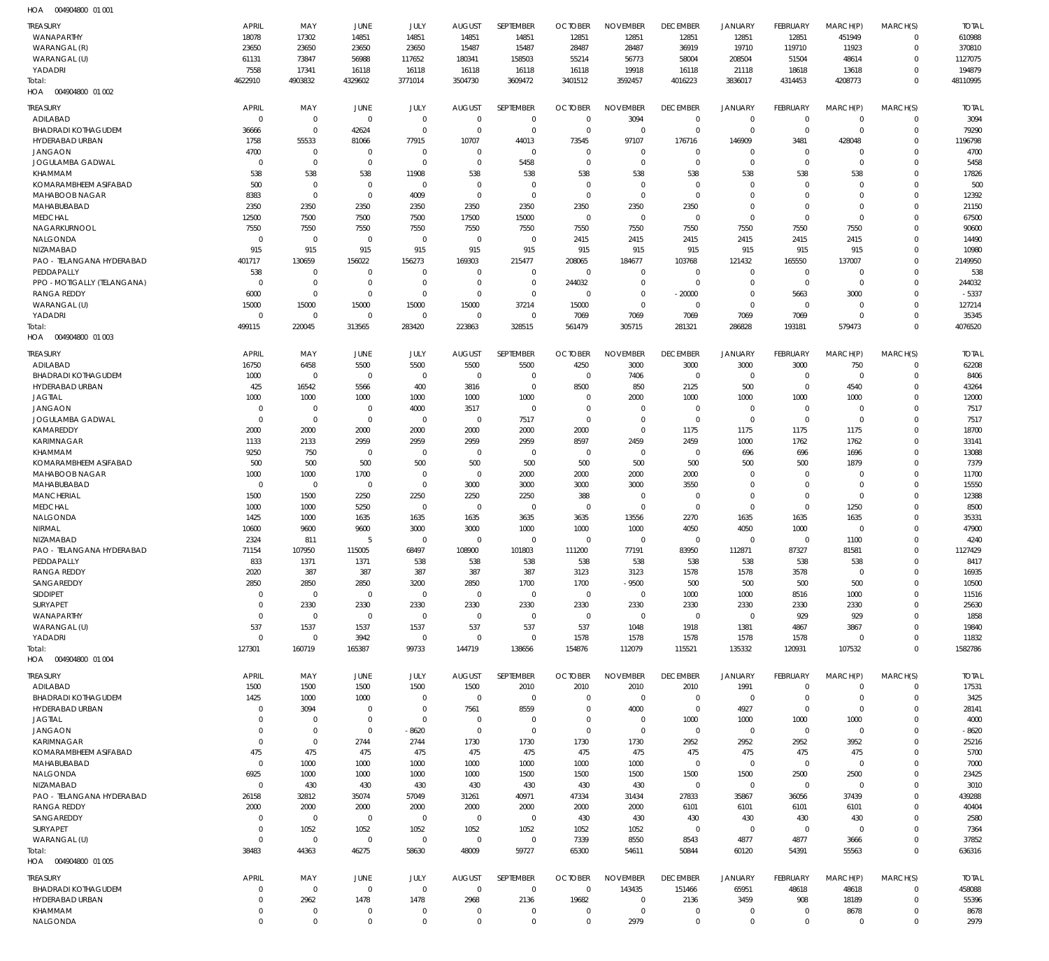HOA 004904800 01 001

| TREASURY | APRIL | MAY | JUNE | JULY | AUGUST | SEPTEMBER | OCTOBER | NOVEMBER | DECEMBER | JANUARY | FEBRUARY | MARCH(P) | MARCH(S) | TOTAL |
|---|---|---|---|---|---|---|---|---|---|---|---|---|---|---|
| WANAPARTHY | 18078 | 17302 | 14851 | 14851 | 14851 | 14851 | 12851 | 12851 | 12851 | 12851 | 12851 | 451949 | 0 | 610988 |
| WARANGAL (R) | 23650 | 23650 | 23650 | 23650 | 15487 | 15487 | 28487 | 28487 | 36919 | 19710 | 119710 | 11923 | 0 | 370810 |
| WARANGAL (U) | 61131 | 73847 | 56988 | 117652 | 180341 | 158503 | 55214 | 56773 | 58004 | 208504 | 51504 | 48614 | 0 | 1127075 |
| YADADRI | 7558 | 17341 | 16118 | 16118 | 16118 | 16118 | 16118 | 19918 | 16118 | 21118 | 18618 | 13618 | 0 | 194879 |
| Total: | 4622910 | 4903832 | 4329602 | 3771014 | 3504730 | 3609472 | 3401512 | 3592457 | 4016223 | 3836017 | 4314453 | 4208773 | 0 | 48110995 |

HOA 004904800 01 002

| TREASURY | APRIL | MAY | JUNE | JULY | AUGUST | SEPTEMBER | OCTOBER | NOVEMBER | DECEMBER | JANUARY | FEBRUARY | MARCH(P) | MARCH(S) | TOTAL |
|---|---|---|---|---|---|---|---|---|---|---|---|---|---|---|
| ADILABAD | 0 | 0 | 0 | 0 | 0 | 0 | 0 | 3094 | 0 | 0 | 0 | 0 | 0 | 3094 |
| BHADRADI KOTHAGUDEM | 36666 | 0 | 42624 | 0 | 0 | 0 | 0 | 0 | 0 | 0 | 0 | 0 | 0 | 79290 |
| HYDERABAD URBAN | 1758 | 55533 | 81066 | 77915 | 10707 | 44013 | 73545 | 97107 | 176716 | 146909 | 3481 | 428048 | 0 | 1196798 |
| JANGAON | 4700 | 0 | 0 | 0 | 0 | 0 | 0 | 0 | 0 | 0 | 0 | 0 | 0 | 4700 |
| JOGULAMBA GADWAL | 0 | 0 | 0 | 0 | 0 | 5458 | 0 | 0 | 0 | 0 | 0 | 0 | 0 | 5458 |
| KHAMMAM | 538 | 538 | 538 | 11908 | 538 | 538 | 538 | 538 | 538 | 538 | 538 | 538 | 0 | 17826 |
| KOMARAMBHEEM ASIFABAD | 500 | 0 | 0 | 0 | 0 | 0 | 0 | 0 | 0 | 0 | 0 | 0 | 0 | 500 |
| MAHABOOB NAGAR | 8383 | 0 | 0 | 4009 | 0 | 0 | 0 | 0 | 0 | 0 | 0 | 0 | 0 | 12392 |
| MAHABUBABAD | 2350 | 2350 | 2350 | 2350 | 2350 | 2350 | 2350 | 2350 | 2350 | 0 | 0 | 0 | 0 | 21150 |
| MEDCHAL | 12500 | 7500 | 7500 | 7500 | 17500 | 15000 | 0 | 0 | 0 | 0 | 0 | 0 | 0 | 67500 |
| NAGARKURNOOL | 7550 | 7550 | 7550 | 7550 | 7550 | 7550 | 7550 | 7550 | 7550 | 7550 | 7550 | 7550 | 0 | 90600 |
| NALGONDA | 0 | 0 | 0 | 0 | 0 | 0 | 2415 | 2415 | 2415 | 2415 | 2415 | 2415 | 0 | 14490 |
| NIZAMABAD | 915 | 915 | 915 | 915 | 915 | 915 | 915 | 915 | 915 | 915 | 915 | 915 | 0 | 10980 |
| PAO - TELANGANA HYDERABAD | 401717 | 130659 | 156022 | 156273 | 169303 | 215477 | 208065 | 184677 | 103768 | 121432 | 165550 | 137007 | 0 | 2149950 |
| PEDDAPALLY | 538 | 0 | 0 | 0 | 0 | 0 | 0 | 0 | 0 | 0 | 0 | 0 | 0 | 538 |
| PPO - MOTIGALLY (TELANGANA) | 0 | 0 | 0 | 0 | 0 | 0 | 244032 | 0 | 0 | 0 | 0 | 0 | 0 | 244032 |
| RANGA REDDY | 6000 | 0 | 0 | 0 | 0 | 0 | 0 | 0 | -20000 | 0 | 5663 | 3000 | 0 | -5337 |
| WARANGAL (U) | 15000 | 15000 | 15000 | 15000 | 15000 | 37214 | 15000 | 0 | 0 | 0 | 0 | 0 | 0 | 127214 |
| YADADRI | 0 | 0 | 0 | 0 | 0 | 0 | 7069 | 7069 | 7069 | 7069 | 7069 | 0 | 0 | 35345 |
| Total: | 499115 | 220045 | 313565 | 283420 | 223863 | 328515 | 561479 | 305715 | 281321 | 286828 | 193181 | 579473 | 0 | 4076520 |

HOA 004904800 01 003

| TREASURY | APRIL | MAY | JUNE | JULY | AUGUST | SEPTEMBER | OCTOBER | NOVEMBER | DECEMBER | JANUARY | FEBRUARY | MARCH(P) | MARCH(S) | TOTAL |
|---|---|---|---|---|---|---|---|---|---|---|---|---|---|---|
| ADILABAD | 16750 | 6458 | 5500 | 5500 | 5500 | 5500 | 4250 | 3000 | 3000 | 3000 | 3000 | 750 | 0 | 62208 |
| BHADRADI KOTHAGUDEM | 1000 | 0 | 0 | 0 | 0 | 0 | 0 | 7406 | 0 | 0 | 0 | 0 | 0 | 8406 |
| HYDERABAD URBAN | 425 | 16542 | 5566 | 400 | 3816 | 0 | 8500 | 850 | 2125 | 500 | 0 | 4540 | 0 | 43264 |
| JAGTIAL | 1000 | 1000 | 1000 | 1000 | 1000 | 1000 | 0 | 2000 | 1000 | 1000 | 1000 | 1000 | 0 | 12000 |
| JANGAON | 0 | 0 | 0 | 4000 | 3517 | 0 | 0 | 0 | 0 | 0 | 0 | 0 | 0 | 7517 |
| JOGULAMBA GADWAL | 0 | 0 | 0 | 0 | 0 | 7517 | 0 | 0 | 0 | 0 | 0 | 0 | 0 | 7517 |
| KAMAREDDY | 2000 | 2000 | 2000 | 2000 | 2000 | 2000 | 2000 | 0 | 1175 | 1175 | 1175 | 1175 | 0 | 18700 |
| KARIMNAGAR | 1133 | 2133 | 2959 | 2959 | 2959 | 2959 | 8597 | 2459 | 2459 | 1000 | 1762 | 1762 | 0 | 33141 |
| KHAMMAM | 9250 | 750 | 0 | 0 | 0 | 0 | 0 | 0 | 0 | 696 | 696 | 1696 | 0 | 13088 |
| KOMARAMBHEEM ASIFABAD | 500 | 500 | 500 | 500 | 500 | 500 | 500 | 500 | 500 | 500 | 500 | 1879 | 0 | 7379 |
| MAHABOOB NAGAR | 1000 | 1000 | 1700 | 0 | 0 | 2000 | 2000 | 2000 | 2000 | 0 | 0 | 0 | 0 | 11700 |
| MAHABUBABAD | 0 | 0 | 0 | 0 | 3000 | 3000 | 3000 | 3000 | 3550 | 0 | 0 | 0 | 0 | 15550 |
| MANCHERIAL | 1500 | 1500 | 2250 | 2250 | 2250 | 2250 | 388 | 0 | 0 | 0 | 0 | 0 | 0 | 12388 |
| MEDCHAL | 1000 | 1000 | 5250 | 0 | 0 | 0 | 0 | 0 | 0 | 0 | 0 | 1250 | 0 | 8500 |
| NALGONDA | 1425 | 1000 | 1635 | 1635 | 1635 | 3635 | 3635 | 13556 | 2270 | 1635 | 1635 | 1635 | 0 | 35331 |
| NIRMAL | 10600 | 9600 | 9600 | 3000 | 3000 | 1000 | 1000 | 1000 | 4050 | 4050 | 1000 | 0 | 0 | 47900 |
| NIZAMABAD | 2324 | 811 | 5 | 0 | 0 | 0 | 0 | 0 | 0 | 0 | 0 | 1100 | 0 | 4240 |
| PAO - TELANGANA HYDERABAD | 71154 | 107950 | 115005 | 68497 | 108900 | 101803 | 111200 | 77191 | 83950 | 112871 | 87327 | 81581 | 0 | 1127429 |
| PEDDAPALLY | 833 | 1371 | 1371 | 538 | 538 | 538 | 538 | 538 | 538 | 538 | 538 | 538 | 0 | 8417 |
| RANGA REDDY | 2020 | 387 | 387 | 387 | 387 | 387 | 3123 | 3123 | 1578 | 1578 | 3578 | 0 | 0 | 16935 |
| SANGAREDDY | 2850 | 2850 | 2850 | 3200 | 2850 | 1700 | 1700 | -9500 | 500 | 500 | 500 | 500 | 0 | 10500 |
| SIDDIPET | 0 | 0 | 0 | 0 | 0 | 0 | 0 | 0 | 1000 | 1000 | 8516 | 1000 | 0 | 11516 |
| SURYAPET | 0 | 2330 | 2330 | 2330 | 2330 | 2330 | 2330 | 2330 | 2330 | 2330 | 2330 | 2330 | 0 | 25630 |
| WANAPARTHY | 0 | 0 | 0 | 0 | 0 | 0 | 0 | 0 | 0 | 0 | 929 | 929 | 0 | 1858 |
| WARANGAL (U) | 537 | 1537 | 1537 | 1537 | 537 | 537 | 537 | 1048 | 1918 | 1381 | 4867 | 3867 | 0 | 19840 |
| YADADRI | 0 | 0 | 3942 | 0 | 0 | 0 | 1578 | 1578 | 1578 | 1578 | 1578 | 0 | 0 | 11832 |
| Total: | 127301 | 160719 | 165387 | 99733 | 144719 | 138656 | 154876 | 112079 | 115521 | 135332 | 120931 | 107532 | 0 | 1582786 |

HOA 004904800 01 004

| TREASURY | APRIL | MAY | JUNE | JULY | AUGUST | SEPTEMBER | OCTOBER | NOVEMBER | DECEMBER | JANUARY | FEBRUARY | MARCH(P) | MARCH(S) | TOTAL |
|---|---|---|---|---|---|---|---|---|---|---|---|---|---|---|
| ADILABAD | 1500 | 1500 | 1500 | 1500 | 1500 | 2010 | 2010 | 2010 | 2010 | 1991 | 0 | 0 | 0 | 17531 |
| BHADRADI KOTHAGUDEM | 1425 | 1000 | 1000 | 0 | 0 | 0 | 0 | 0 | 0 | 0 | 0 | 0 | 0 | 3425 |
| HYDERABAD URBAN | 0 | 3094 | 0 | 0 | 7561 | 8559 | 0 | 4000 | 0 | 4927 | 0 | 0 | 0 | 28141 |
| JAGTIAL | 0 | 0 | 0 | 0 | 0 | 0 | 0 | 0 | 1000 | 1000 | 1000 | 1000 | 0 | 4000 |
| JANGAON | 0 | 0 | 0 | -8620 | 0 | 0 | 0 | 0 | 0 | 0 | 0 | 0 | 0 | -8620 |
| KARIMNAGAR | 0 | 0 | 2744 | 2744 | 1730 | 1730 | 1730 | 1730 | 2952 | 2952 | 2952 | 3952 | 0 | 25216 |
| KOMARAMBHEEM ASIFABAD | 475 | 475 | 475 | 475 | 475 | 475 | 475 | 475 | 475 | 475 | 475 | 475 | 0 | 5700 |
| MAHABUBABAD | 0 | 1000 | 1000 | 1000 | 1000 | 1000 | 1000 | 1000 | 0 | 0 | 0 | 0 | 0 | 7000 |
| NALGONDA | 6925 | 1000 | 1000 | 1000 | 1000 | 1500 | 1500 | 1500 | 1500 | 1500 | 2500 | 2500 | 0 | 23425 |
| NIZAMABAD | 0 | 430 | 430 | 430 | 430 | 430 | 430 | 430 | 0 | 0 | 0 | 0 | 0 | 3010 |
| PAO - TELANGANA HYDERABAD | 26158 | 32812 | 35074 | 57049 | 31261 | 40971 | 47334 | 31434 | 27833 | 35867 | 36056 | 37439 | 0 | 439288 |
| RANGA REDDY | 2000 | 2000 | 2000 | 2000 | 2000 | 2000 | 2000 | 2000 | 6101 | 6101 | 6101 | 6101 | 0 | 40404 |
| SANGAREDDY | 0 | 0 | 0 | 0 | 0 | 0 | 430 | 430 | 430 | 430 | 430 | 430 | 0 | 2580 |
| SURYAPET | 0 | 1052 | 1052 | 1052 | 1052 | 1052 | 1052 | 1052 | 0 | 0 | 0 | 0 | 0 | 7364 |
| WARANGAL (U) | 0 | 0 | 0 | 0 | 0 | 0 | 7339 | 8550 | 8543 | 4877 | 4877 | 3666 | 0 | 37852 |
| Total: | 38483 | 44363 | 46275 | 58630 | 48009 | 59727 | 65300 | 54611 | 50844 | 60120 | 54391 | 55563 | 0 | 636316 |

HOA 004904800 01 005

| TREASURY | APRIL | MAY | JUNE | JULY | AUGUST | SEPTEMBER | OCTOBER | NOVEMBER | DECEMBER | JANUARY | FEBRUARY | MARCH(P) | MARCH(S) | TOTAL |
|---|---|---|---|---|---|---|---|---|---|---|---|---|---|---|
| BHADRADI KOTHAGUDEM | 0 | 0 | 0 | 0 | 0 | 0 | 0 | 143435 | 151466 | 65951 | 48618 | 48618 | 0 | 458088 |
| HYDERABAD URBAN | 0 | 2962 | 1478 | 1478 | 2968 | 2136 | 19682 | 0 | 2136 | 3459 | 908 | 18189 | 0 | 55396 |
| KHAMMAM | 0 | 0 | 0 | 0 | 0 | 0 | 0 | 0 | 0 | 0 | 0 | 8678 | 0 | 8678 |
| NALGONDA | 0 | 0 | 0 | 0 | 0 | 0 | 0 | 2979 | 0 | 0 | 0 | 0 | 0 | 2979 |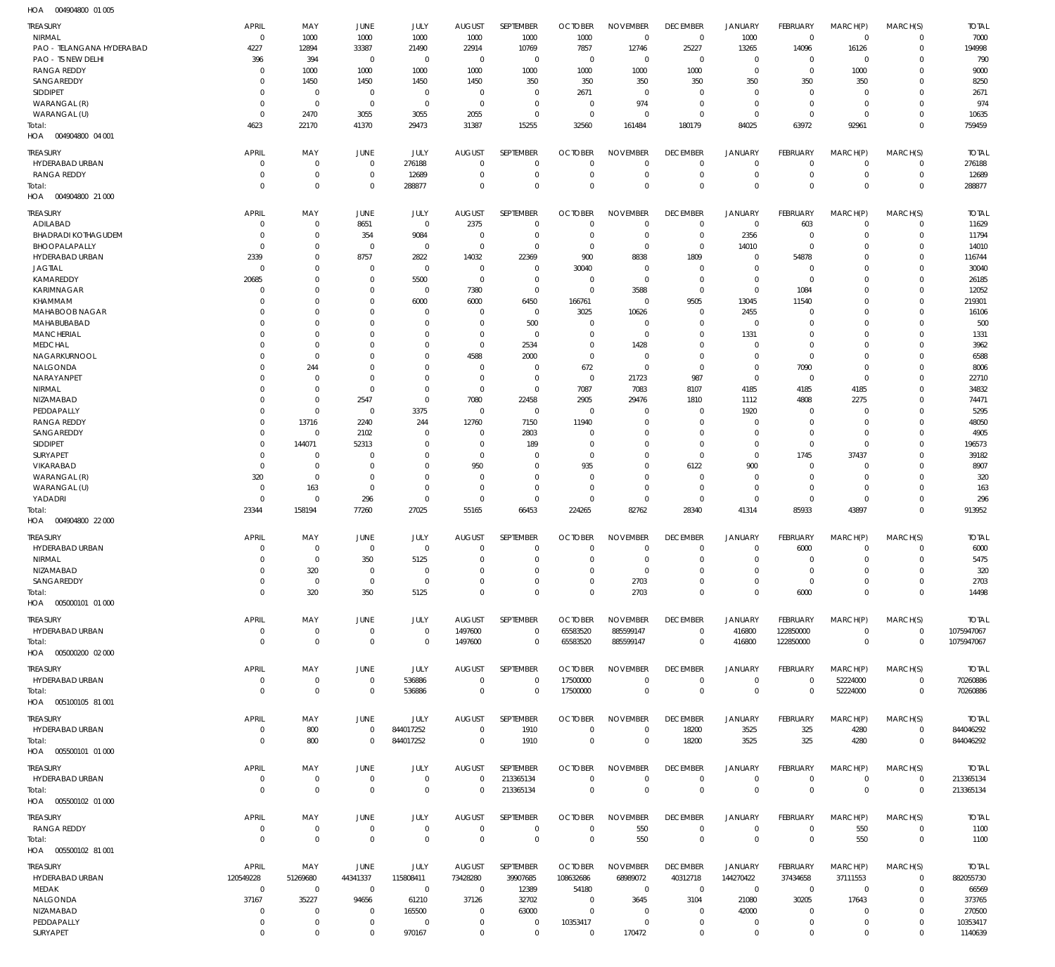HOA 004904800 01 005

| TREASURY | APRIL | MAY | JUNE | JULY | AUGUST | SEPTEMBER | OCTOBER | NOVEMBER | DECEMBER | JANUARY | FEBRUARY | MARCH(P) | MARCH(S) | TOTAL |
|---|---|---|---|---|---|---|---|---|---|---|---|---|---|---|
| NIRMAL | 0 | 1000 | 1000 | 1000 | 1000 | 1000 | 1000 | 0 | 0 | 1000 | 0 | 0 | 0 | 7000 |
| PAO - TELANGANA HYDERABAD | 4227 | 12894 | 33387 | 21490 | 22914 | 10769 | 7857 | 12746 | 25227 | 13265 | 14096 | 16126 | 0 | 194998 |
| PAO - TS NEW DELHI | 396 | 394 | 0 | 0 | 0 | 0 | 0 | 0 | 0 | 0 | 0 | 0 | 0 | 790 |
| RANGA REDDY | 0 | 1000 | 1000 | 1000 | 1000 | 1000 | 1000 | 1000 | 1000 | 0 | 0 | 1000 | 0 | 9000 |
| SANGAREDDY | 0 | 1450 | 1450 | 1450 | 1450 | 350 | 350 | 350 | 350 | 350 | 350 | 350 | 0 | 8250 |
| SIDDIPET | 0 | 0 | 0 | 0 | 0 | 0 | 2671 | 0 | 0 | 0 | 0 | 0 | 0 | 2671 |
| WARANGAL (R) | 0 | 0 | 0 | 0 | 0 | 0 | 0 | 974 | 0 | 0 | 0 | 0 | 0 | 974 |
| WARANGAL (U) | 0 | 2470 | 3055 | 3055 | 2055 | 0 | 0 | 0 | 0 | 0 | 0 | 0 | 0 | 10635 |
| Total: | 4623 | 22170 | 41370 | 29473 | 31387 | 15255 | 32560 | 161484 | 180179 | 84025 | 63972 | 92961 | 0 | 759459 |

HOA 004904800 04 001

| TREASURY | APRIL | MAY | JUNE | JULY | AUGUST | SEPTEMBER | OCTOBER | NOVEMBER | DECEMBER | JANUARY | FEBRUARY | MARCH(P) | MARCH(S) | TOTAL |
|---|---|---|---|---|---|---|---|---|---|---|---|---|---|---|
| HYDERABAD URBAN | 0 | 0 | 0 | 276188 | 0 | 0 | 0 | 0 | 0 | 0 | 0 | 0 | 0 | 276188 |
| RANGA REDDY | 0 | 0 | 0 | 12689 | 0 | 0 | 0 | 0 | 0 | 0 | 0 | 0 | 0 | 12689 |
| Total: | 0 | 0 | 0 | 288877 | 0 | 0 | 0 | 0 | 0 | 0 | 0 | 0 | 0 | 288877 |

HOA 004904800 21 000

| TREASURY | APRIL | MAY | JUNE | JULY | AUGUST | SEPTEMBER | OCTOBER | NOVEMBER | DECEMBER | JANUARY | FEBRUARY | MARCH(P) | MARCH(S) | TOTAL |
|---|---|---|---|---|---|---|---|---|---|---|---|---|---|---|
| ADILABAD | 0 | 0 | 8651 | 0 | 2375 | 0 | 0 | 0 | 0 | 0 | 603 | 0 | 0 | 11629 |
| BHADRADI KOTHAGUDEM | 0 | 0 | 354 | 9084 | 0 | 0 | 0 | 0 | 0 | 2356 | 0 | 0 | 0 | 11794 |
| BHOOPALAPALLY | 0 | 0 | 0 | 0 | 0 | 0 | 0 | 0 | 0 | 14010 | 0 | 0 | 0 | 14010 |
| HYDERABAD URBAN | 2339 | 0 | 8757 | 2822 | 14032 | 22369 | 900 | 8838 | 1809 | 0 | 54878 | 0 | 0 | 116744 |
| JAGTIAL | 0 | 0 | 0 | 0 | 0 | 0 | 30040 | 0 | 0 | 0 | 0 | 0 | 0 | 30040 |
| KAMAREDDY | 20685 | 0 | 0 | 5500 | 0 | 0 | 0 | 0 | 0 | 0 | 0 | 0 | 0 | 26185 |
| KARIMNAGAR | 0 | 0 | 0 | 0 | 7380 | 0 | 0 | 3588 | 0 | 0 | 1084 | 0 | 0 | 12052 |
| KHAMMAM | 0 | 0 | 0 | 6000 | 6000 | 6450 | 166761 | 0 | 9505 | 13045 | 11540 | 0 | 0 | 219301 |
| MAHABOOB NAGAR | 0 | 0 | 0 | 0 | 0 | 0 | 3025 | 10626 | 0 | 2455 | 0 | 0 | 0 | 16106 |
| MAHABUBABAD | 0 | 0 | 0 | 0 | 0 | 500 | 0 | 0 | 0 | 0 | 0 | 0 | 0 | 500 |
| MANCHERIAL | 0 | 0 | 0 | 0 | 0 | 0 | 0 | 0 | 0 | 1331 | 0 | 0 | 0 | 1331 |
| MEDCHAL | 0 | 0 | 0 | 0 | 0 | 2534 | 0 | 1428 | 0 | 0 | 0 | 0 | 0 | 3962 |
| NAGARKURNOOL | 0 | 0 | 0 | 0 | 4588 | 2000 | 0 | 0 | 0 | 0 | 0 | 0 | 0 | 6588 |
| NALGONDA | 0 | 244 | 0 | 0 | 0 | 0 | 672 | 0 | 0 | 0 | 7090 | 0 | 0 | 8006 |
| NARAYANPET | 0 | 0 | 0 | 0 | 0 | 0 | 0 | 21723 | 987 | 0 | 0 | 0 | 0 | 22710 |
| NIRMAL | 0 | 0 | 0 | 0 | 0 | 0 | 7087 | 7083 | 8107 | 4185 | 4185 | 4185 | 0 | 34832 |
| NIZAMABAD | 0 | 0 | 2547 | 0 | 7080 | 22458 | 2905 | 29476 | 1810 | 1112 | 4808 | 2275 | 0 | 74471 |
| PEDDAPALLY | 0 | 0 | 0 | 3375 | 0 | 0 | 0 | 0 | 0 | 1920 | 0 | 0 | 0 | 5295 |
| RANGA REDDY | 0 | 13716 | 2240 | 244 | 12760 | 7150 | 11940 | 0 | 0 | 0 | 0 | 0 | 0 | 48050 |
| SANGAREDDY | 0 | 0 | 2102 | 0 | 0 | 2803 | 0 | 0 | 0 | 0 | 0 | 0 | 0 | 4905 |
| SIDDIPET | 0 | 144071 | 52313 | 0 | 0 | 189 | 0 | 0 | 0 | 0 | 0 | 0 | 0 | 196573 |
| SURYAPET | 0 | 0 | 0 | 0 | 0 | 0 | 0 | 0 | 0 | 0 | 1745 | 37437 | 0 | 39182 |
| VIKARABAD | 0 | 0 | 0 | 0 | 950 | 0 | 935 | 0 | 6122 | 900 | 0 | 0 | 0 | 8907 |
| WARANGAL (R) | 320 | 0 | 0 | 0 | 0 | 0 | 0 | 0 | 0 | 0 | 0 | 0 | 0 | 320 |
| WARANGAL (U) | 0 | 163 | 0 | 0 | 0 | 0 | 0 | 0 | 0 | 0 | 0 | 0 | 0 | 163 |
| YADADRI | 0 | 0 | 296 | 0 | 0 | 0 | 0 | 0 | 0 | 0 | 0 | 0 | 0 | 296 |
| Total: | 23344 | 158194 | 77260 | 27025 | 55165 | 66453 | 224265 | 82762 | 28340 | 41314 | 85933 | 43897 | 0 | 913952 |

HOA 004904800 22 000

| TREASURY | APRIL | MAY | JUNE | JULY | AUGUST | SEPTEMBER | OCTOBER | NOVEMBER | DECEMBER | JANUARY | FEBRUARY | MARCH(P) | MARCH(S) | TOTAL |
|---|---|---|---|---|---|---|---|---|---|---|---|---|---|---|
| HYDERABAD URBAN | 0 | 0 | 0 | 0 | 0 | 0 | 0 | 0 | 0 | 0 | 6000 | 0 | 0 | 6000 |
| NIRMAL | 0 | 0 | 350 | 5125 | 0 | 0 | 0 | 0 | 0 | 0 | 0 | 0 | 0 | 5475 |
| NIZAMABAD | 0 | 320 | 0 | 0 | 0 | 0 | 0 | 0 | 0 | 0 | 0 | 0 | 0 | 320 |
| SANGAREDDY | 0 | 0 | 0 | 0 | 0 | 0 | 0 | 2703 | 0 | 0 | 0 | 0 | 0 | 2703 |
| Total: | 0 | 320 | 350 | 5125 | 0 | 0 | 0 | 2703 | 0 | 0 | 6000 | 0 | 0 | 14498 |

HOA 005000101 01 000

| TREASURY | APRIL | MAY | JUNE | JULY | AUGUST | SEPTEMBER | OCTOBER | NOVEMBER | DECEMBER | JANUARY | FEBRUARY | MARCH(P) | MARCH(S) | TOTAL |
|---|---|---|---|---|---|---|---|---|---|---|---|---|---|---|
| HYDERABAD URBAN | 0 | 0 | 0 | 0 | 1497600 | 0 | 65583520 | 885599147 | 0 | 416800 | 122850000 | 0 | 0 | 1075947067 |
| Total: | 0 | 0 | 0 | 0 | 1497600 | 0 | 65583520 | 885599147 | 0 | 416800 | 122850000 | 0 | 0 | 1075947067 |

HOA 005000200 02 000

| TREASURY | APRIL | MAY | JUNE | JULY | AUGUST | SEPTEMBER | OCTOBER | NOVEMBER | DECEMBER | JANUARY | FEBRUARY | MARCH(P) | MARCH(S) | TOTAL |
|---|---|---|---|---|---|---|---|---|---|---|---|---|---|---|
| HYDERABAD URBAN | 0 | 0 | 0 | 536886 | 0 | 0 | 17500000 | 0 | 0 | 0 | 0 | 52224000 | 0 | 70260886 |
| Total: | 0 | 0 | 0 | 536886 | 0 | 0 | 17500000 | 0 | 0 | 0 | 0 | 52224000 | 0 | 70260886 |

HOA 005100105 81 001

| TREASURY | APRIL | MAY | JUNE | JULY | AUGUST | SEPTEMBER | OCTOBER | NOVEMBER | DECEMBER | JANUARY | FEBRUARY | MARCH(P) | MARCH(S) | TOTAL |
|---|---|---|---|---|---|---|---|---|---|---|---|---|---|---|
| HYDERABAD URBAN | 0 | 800 | 0 | 844017252 | 0 | 1910 | 0 | 0 | 18200 | 3525 | 325 | 4280 | 0 | 844046292 |
| Total: | 0 | 800 | 0 | 844017252 | 0 | 1910 | 0 | 0 | 18200 | 3525 | 325 | 4280 | 0 | 844046292 |

HOA 005500101 01 000

| TREASURY | APRIL | MAY | JUNE | JULY | AUGUST | SEPTEMBER | OCTOBER | NOVEMBER | DECEMBER | JANUARY | FEBRUARY | MARCH(P) | MARCH(S) | TOTAL |
|---|---|---|---|---|---|---|---|---|---|---|---|---|---|---|
| HYDERABAD URBAN | 0 | 0 | 0 | 0 | 0 | 213365134 | 0 | 0 | 0 | 0 | 0 | 0 | 0 | 213365134 |
| Total: | 0 | 0 | 0 | 0 | 0 | 213365134 | 0 | 0 | 0 | 0 | 0 | 0 | 0 | 213365134 |

HOA 005500102 01 000

| TREASURY | APRIL | MAY | JUNE | JULY | AUGUST | SEPTEMBER | OCTOBER | NOVEMBER | DECEMBER | JANUARY | FEBRUARY | MARCH(P) | MARCH(S) | TOTAL |
|---|---|---|---|---|---|---|---|---|---|---|---|---|---|---|
| RANGA REDDY | 0 | 0 | 0 | 0 | 0 | 0 | 0 | 550 | 0 | 0 | 0 | 550 | 0 | 1100 |
| Total: | 0 | 0 | 0 | 0 | 0 | 0 | 0 | 550 | 0 | 0 | 0 | 550 | 0 | 1100 |

HOA 005500102 81 001

| TREASURY | APRIL | MAY | JUNE | JULY | AUGUST | SEPTEMBER | OCTOBER | NOVEMBER | DECEMBER | JANUARY | FEBRUARY | MARCH(P) | MARCH(S) | TOTAL |
|---|---|---|---|---|---|---|---|---|---|---|---|---|---|---|
| HYDERABAD URBAN | 120549228 | 51269680 | 44341337 | 115808411 | 73428280 | 39907685 | 108632686 | 68989072 | 40312718 | 144270422 | 37434658 | 37111553 | 0 | 882055730 |
| MEDAK | 0 | 0 | 0 | 0 | 0 | 12389 | 54180 | 0 | 0 | 0 | 0 | 0 | 0 | 66569 |
| NALGONDA | 37167 | 35227 | 94656 | 61210 | 37126 | 32702 | 0 | 3645 | 3104 | 21080 | 30205 | 17643 | 0 | 373765 |
| NIZAMABAD | 0 | 0 | 0 | 165500 | 0 | 63000 | 0 | 0 | 0 | 42000 | 0 | 0 | 0 | 270500 |
| PEDDAPALLY | 0 | 0 | 0 | 0 | 0 | 0 | 10353417 | 0 | 0 | 0 | 0 | 0 | 0 | 10353417 |
| SURYAPET | 0 | 0 | 0 | 970167 | 0 | 0 | 0 | 170472 | 0 | 0 | 0 | 0 | 0 | 1140639 |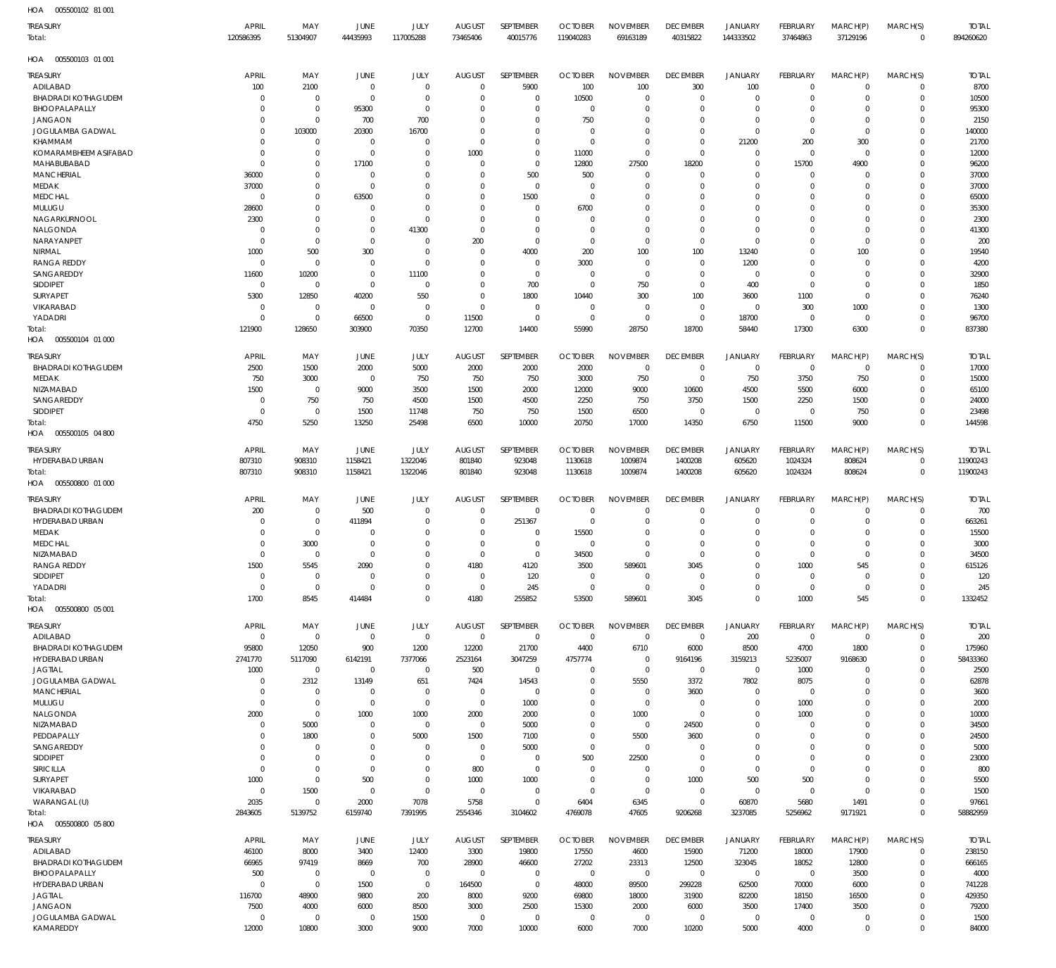HOA 005500102 81 001

| TREASURY | APRIL | MAY | JUNE | JULY | AUGUST | SEPTEMBER | OCTOBER | NOVEMBER | DECEMBER | JANUARY | FEBRUARY | MARCH(P) | MARCH(S) | TOTAL |
|---|---|---|---|---|---|---|---|---|---|---|---|---|---|---|
| Total: | 120586395 | 51304907 | 44435993 | 117005288 | 73465406 | 40015776 | 119040283 | 69163189 | 40315822 | 144333502 | 37464863 | 37129196 | 0 | 894260620 |

HOA 005500103 01 001

| TREASURY | APRIL | MAY | JUNE | JULY | AUGUST | SEPTEMBER | OCTOBER | NOVEMBER | DECEMBER | JANUARY | FEBRUARY | MARCH(P) | MARCH(S) | TOTAL |
|---|---|---|---|---|---|---|---|---|---|---|---|---|---|---|
| ADILABAD | 100 | 2100 | 0 | 0 | 0 | 5900 | 100 | 100 | 300 | 100 | 0 | 0 | 0 | 8700 |
| BHADRADI KOTHAGUDEM | 0 | 0 | 0 | 0 | 0 | 0 | 10500 | 0 | 0 | 0 | 0 | 0 | 0 | 10500 |
| BHOOPALAPALLY | 0 | 0 | 95300 | 0 | 0 | 0 | 0 | 0 | 0 | 0 | 0 | 0 | 0 | 95300 |
| JANGAON | 0 | 0 | 700 | 700 | 0 | 0 | 750 | 0 | 0 | 0 | 0 | 0 | 0 | 2150 |
| JOGULAMBA GADWAL | 0 | 103000 | 20300 | 16700 | 0 | 0 | 0 | 0 | 0 | 0 | 0 | 0 | 0 | 140000 |
| KHAMMAM | 0 | 0 | 0 | 0 | 0 | 0 | 0 | 0 | 0 | 21200 | 200 | 300 | 0 | 21700 |
| KOMARAMBHEEM ASIFABAD | 0 | 0 | 0 | 0 | 1000 | 0 | 11000 | 0 | 0 | 0 | 0 | 0 | 0 | 12000 |
| MAHABUBABAD | 0 | 0 | 17100 | 0 | 0 | 0 | 12800 | 27500 | 18200 | 0 | 15700 | 4900 | 0 | 96200 |
| MANCHERIAL | 36000 | 0 | 0 | 0 | 0 | 500 | 500 | 0 | 0 | 0 | 0 | 0 | 0 | 37000 |
| MEDAK | 37000 | 0 | 0 | 0 | 0 | 0 | 0 | 0 | 0 | 0 | 0 | 0 | 0 | 37000 |
| MEDCHAL | 0 | 0 | 63500 | 0 | 0 | 1500 | 0 | 0 | 0 | 0 | 0 | 0 | 0 | 65000 |
| MULUGU | 28600 | 0 | 0 | 0 | 0 | 0 | 6700 | 0 | 0 | 0 | 0 | 0 | 0 | 35300 |
| NAGARKURNOOL | 2300 | 0 | 0 | 0 | 0 | 0 | 0 | 0 | 0 | 0 | 0 | 0 | 0 | 2300 |
| NALGONDA | 0 | 0 | 0 | 41300 | 0 | 0 | 0 | 0 | 0 | 0 | 0 | 0 | 0 | 41300 |
| NARAYANPET | 0 | 0 | 0 | 0 | 200 | 0 | 0 | 0 | 0 | 0 | 0 | 0 | 0 | 200 |
| NIRMAL | 1000 | 500 | 300 | 0 | 0 | 4000 | 200 | 100 | 100 | 13240 | 0 | 100 | 0 | 19540 |
| RANGA REDDY | 0 | 0 | 0 | 0 | 0 | 0 | 3000 | 0 | 0 | 1200 | 0 | 0 | 0 | 4200 |
| SANGAREDDY | 11600 | 10200 | 0 | 11100 | 0 | 0 | 0 | 0 | 0 | 0 | 0 | 0 | 0 | 32900 |
| SIDDIPET | 0 | 0 | 0 | 0 | 0 | 700 | 0 | 750 | 0 | 400 | 0 | 0 | 0 | 1850 |
| SURYAPET | 5300 | 12850 | 40200 | 550 | 0 | 1800 | 10440 | 300 | 100 | 3600 | 1100 | 0 | 0 | 76240 |
| VIKARABAD | 0 | 0 | 0 | 0 | 0 | 0 | 0 | 0 | 0 | 0 | 300 | 1000 | 0 | 1300 |
| YADADRI | 0 | 0 | 66500 | 0 | 11500 | 0 | 0 | 0 | 0 | 18700 | 0 | 0 | 0 | 96700 |
| Total: | 121900 | 128650 | 303900 | 70350 | 12700 | 14400 | 55990 | 28750 | 18700 | 58440 | 17300 | 6300 | 0 | 837380 |

HOA 005500104 01 000

| TREASURY | APRIL | MAY | JUNE | JULY | AUGUST | SEPTEMBER | OCTOBER | NOVEMBER | DECEMBER | JANUARY | FEBRUARY | MARCH(P) | MARCH(S) | TOTAL |
|---|---|---|---|---|---|---|---|---|---|---|---|---|---|---|
| BHADRADI KOTHAGUDEM | 2500 | 1500 | 2000 | 5000 | 2000 | 2000 | 2000 | 0 | 0 | 0 | 0 | 0 | 0 | 17000 |
| MEDAK | 750 | 3000 | 0 | 750 | 750 | 750 | 3000 | 750 | 0 | 750 | 3750 | 750 | 0 | 15000 |
| NIZAMABAD | 1500 | 0 | 9000 | 3500 | 1500 | 2000 | 12000 | 9000 | 10600 | 4500 | 5500 | 6000 | 0 | 65100 |
| SANGAREDDY | 0 | 750 | 750 | 4500 | 1500 | 4500 | 2250 | 750 | 3750 | 1500 | 2250 | 1500 | 0 | 24000 |
| SIDDIPET | 0 | 0 | 1500 | 11748 | 750 | 750 | 1500 | 6500 | 0 | 0 | 0 | 750 | 0 | 23498 |
| Total: | 4750 | 5250 | 13250 | 25498 | 6500 | 10000 | 20750 | 17000 | 14350 | 6750 | 11500 | 9000 | 0 | 144598 |

HOA 005500105 04 800

| TREASURY | APRIL | MAY | JUNE | JULY | AUGUST | SEPTEMBER | OCTOBER | NOVEMBER | DECEMBER | JANUARY | FEBRUARY | MARCH(P) | MARCH(S) | TOTAL |
|---|---|---|---|---|---|---|---|---|---|---|---|---|---|---|
| HYDERABAD URBAN | 807310 | 908310 | 1158421 | 1322046 | 801840 | 923048 | 1130618 | 1009874 | 1400208 | 605620 | 1024324 | 808624 | 0 | 11900243 |
| Total: | 807310 | 908310 | 1158421 | 1322046 | 801840 | 923048 | 1130618 | 1009874 | 1400208 | 605620 | 1024324 | 808624 | 0 | 11900243 |

HOA 005500800 01 000

| TREASURY | APRIL | MAY | JUNE | JULY | AUGUST | SEPTEMBER | OCTOBER | NOVEMBER | DECEMBER | JANUARY | FEBRUARY | MARCH(P) | MARCH(S) | TOTAL |
|---|---|---|---|---|---|---|---|---|---|---|---|---|---|---|
| BHADRADI KOTHAGUDEM | 200 | 0 | 500 | 0 | 0 | 0 | 0 | 0 | 0 | 0 | 0 | 0 | 0 | 700 |
| HYDERABAD URBAN | 0 | 0 | 411894 | 0 | 0 | 251367 | 0 | 0 | 0 | 0 | 0 | 0 | 0 | 663261 |
| MEDAK | 0 | 0 | 0 | 0 | 0 | 0 | 15500 | 0 | 0 | 0 | 0 | 0 | 0 | 15500 |
| MEDCHAL | 0 | 3000 | 0 | 0 | 0 | 0 | 0 | 0 | 0 | 0 | 0 | 0 | 0 | 3000 |
| NIZAMABAD | 0 | 0 | 0 | 0 | 0 | 0 | 34500 | 0 | 0 | 0 | 0 | 0 | 0 | 34500 |
| RANGA REDDY | 1500 | 5545 | 2090 | 0 | 4180 | 4120 | 3500 | 589601 | 3045 | 0 | 1000 | 545 | 0 | 615126 |
| SIDDIPET | 0 | 0 | 0 | 0 | 0 | 120 | 0 | 0 | 0 | 0 | 0 | 0 | 0 | 120 |
| YADADRI | 0 | 0 | 0 | 0 | 0 | 245 | 0 | 0 | 0 | 0 | 0 | 0 | 0 | 245 |
| Total: | 1700 | 8545 | 414484 | 0 | 4180 | 255852 | 53500 | 589601 | 3045 | 0 | 1000 | 545 | 0 | 1332452 |

HOA 005500800 05 001

| TREASURY | APRIL | MAY | JUNE | JULY | AUGUST | SEPTEMBER | OCTOBER | NOVEMBER | DECEMBER | JANUARY | FEBRUARY | MARCH(P) | MARCH(S) | TOTAL |
|---|---|---|---|---|---|---|---|---|---|---|---|---|---|---|
| ADILABAD | 0 | 0 | 0 | 0 | 0 | 0 | 0 | 0 | 0 | 200 | 0 | 0 | 0 | 200 |
| BHADRADI KOTHAGUDEM | 95800 | 12050 | 900 | 1200 | 12200 | 21700 | 4400 | 6710 | 6000 | 8500 | 4700 | 1800 | 0 | 175960 |
| HYDERABAD URBAN | 2741770 | 5117090 | 6142191 | 7377066 | 2523164 | 3047259 | 4757774 | 0 | 9164196 | 3159213 | 5235007 | 9168630 | 0 | 58433360 |
| JAGTIAL | 1000 | 0 | 0 | 0 | 500 | 0 | 0 | 0 | 0 | 0 | 1000 | 0 | 0 | 2500 |
| JOGULAMBA GADWAL | 0 | 2312 | 13149 | 651 | 7424 | 14543 | 0 | 5550 | 3372 | 7802 | 8075 | 0 | 0 | 62878 |
| MANCHERIAL | 0 | 0 | 0 | 0 | 0 | 0 | 0 | 0 | 3600 | 0 | 0 | 0 | 0 | 3600 |
| MULUGU | 0 | 0 | 0 | 0 | 0 | 1000 | 0 | 0 | 0 | 0 | 1000 | 0 | 0 | 2000 |
| NALGONDA | 2000 | 0 | 1000 | 1000 | 2000 | 2000 | 0 | 1000 | 0 | 0 | 1000 | 0 | 0 | 10000 |
| NIZAMABAD | 0 | 5000 | 0 | 0 | 0 | 5000 | 0 | 0 | 24500 | 0 | 0 | 0 | 0 | 34500 |
| PEDDAPALLY | 0 | 1800 | 0 | 5000 | 1500 | 7100 | 0 | 5500 | 3600 | 0 | 0 | 0 | 0 | 24500 |
| SANGAREDDY | 0 | 0 | 0 | 0 | 0 | 5000 | 0 | 0 | 0 | 0 | 0 | 0 | 0 | 5000 |
| SIDDIPET | 0 | 0 | 0 | 0 | 0 | 0 | 500 | 22500 | 0 | 0 | 0 | 0 | 0 | 23000 |
| SIRICILLA | 0 | 0 | 0 | 0 | 800 | 0 | 0 | 0 | 0 | 0 | 0 | 0 | 0 | 800 |
| SURYAPET | 1000 | 0 | 500 | 0 | 1000 | 1000 | 0 | 0 | 1000 | 500 | 500 | 0 | 0 | 5500 |
| VIKARABAD | 0 | 1500 | 0 | 0 | 0 | 0 | 0 | 0 | 0 | 0 | 0 | 0 | 0 | 1500 |
| WARANGAL (U) | 2035 | 0 | 2000 | 7078 | 5758 | 0 | 6404 | 6345 | 0 | 60870 | 5680 | 1491 | 0 | 97661 |
| Total: | 2843605 | 5139752 | 6159740 | 7391995 | 2554346 | 3104602 | 4769078 | 47605 | 9206268 | 3237085 | 5256962 | 9171921 | 0 | 58882959 |

HOA 005500800 05 800

| TREASURY | APRIL | MAY | JUNE | JULY | AUGUST | SEPTEMBER | OCTOBER | NOVEMBER | DECEMBER | JANUARY | FEBRUARY | MARCH(P) | MARCH(S) | TOTAL |
|---|---|---|---|---|---|---|---|---|---|---|---|---|---|---|
| ADILABAD | 46100 | 8000 | 3400 | 12400 | 3300 | 19800 | 17550 | 4600 | 15900 | 71200 | 18000 | 17900 | 0 | 238150 |
| BHADRADI KOTHAGUDEM | 66965 | 97419 | 8669 | 700 | 28900 | 46600 | 27202 | 23313 | 12500 | 323045 | 18052 | 12800 | 0 | 666165 |
| BHOOPALAPALLY | 500 | 0 | 0 | 0 | 0 | 0 | 0 | 0 | 0 | 0 | 0 | 3500 | 0 | 4000 |
| HYDERABAD URBAN | 0 | 0 | 1500 | 0 | 164500 | 0 | 48000 | 89500 | 299228 | 62500 | 70000 | 6000 | 0 | 741228 |
| JAGTIAL | 116700 | 48900 | 9800 | 200 | 8000 | 9200 | 69800 | 18000 | 31900 | 82200 | 18150 | 16500 | 0 | 429350 |
| JANGAON | 7500 | 4000 | 6000 | 8500 | 3000 | 2500 | 15300 | 2000 | 6000 | 3500 | 17400 | 3500 | 0 | 79200 |
| JOGULAMBA GADWAL | 0 | 0 | 0 | 1500 | 0 | 0 | 0 | 0 | 0 | 0 | 0 | 0 | 0 | 1500 |
| KAMAREDDY | 12000 | 10800 | 3000 | 9000 | 7000 | 10000 | 6000 | 7000 | 10200 | 5000 | 4000 | 0 | 0 | 84000 |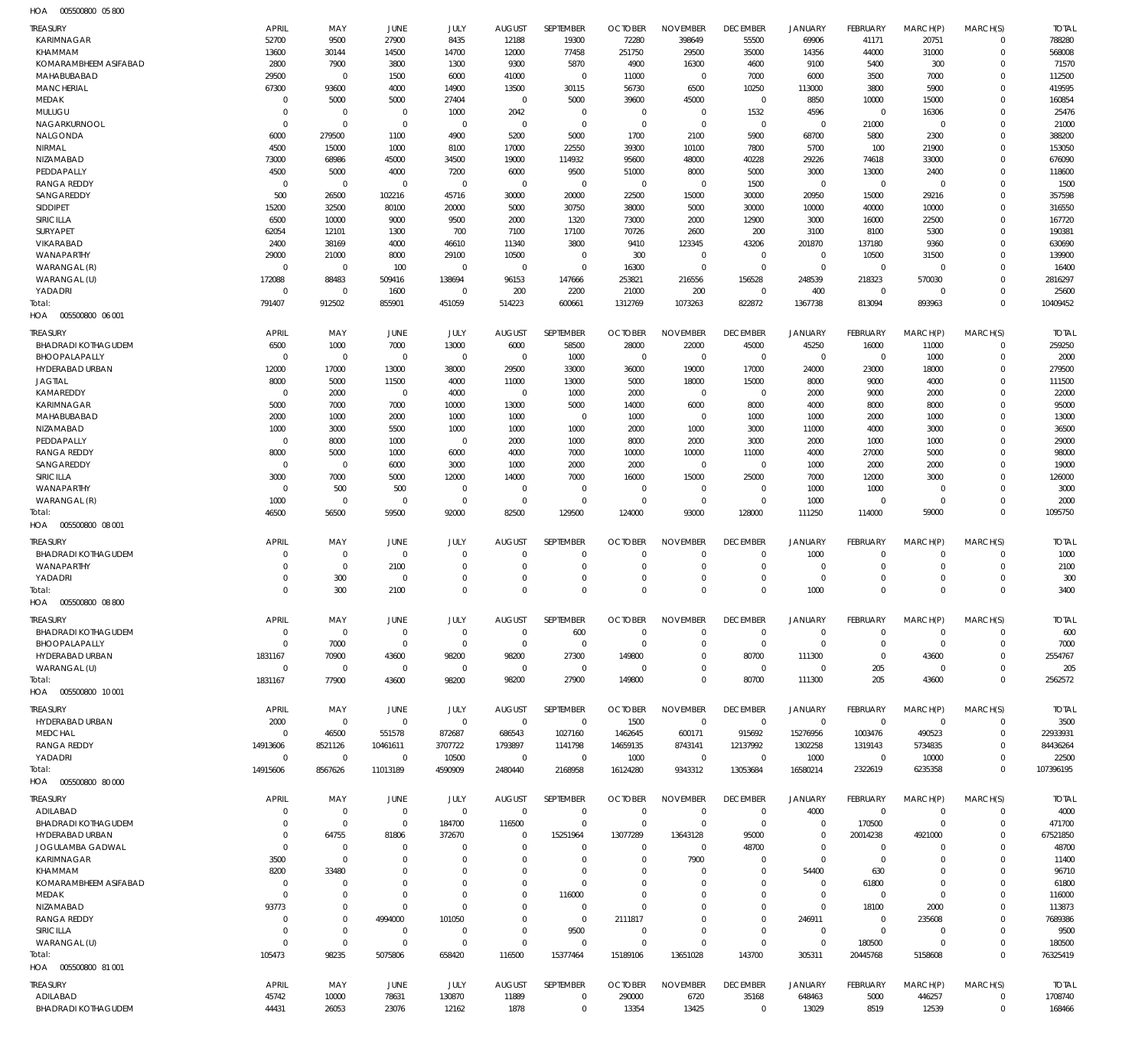HOA 005500800 05 800

| TREASURY | APRIL | MAY | JUNE | JULY | AUGUST | SEPTEMBER | OCTOBER | NOVEMBER | DECEMBER | JANUARY | FEBRUARY | MARCH(P) | MARCH(S) | TOTAL |
|---|---|---|---|---|---|---|---|---|---|---|---|---|---|---|
| KARIMNAGAR | 52700 | 9500 | 27900 | 8435 | 12188 | 19300 | 72280 | 398649 | 55500 | 69906 | 41171 | 20751 | 0 | 788280 |
| KHAMMAM | 13600 | 30144 | 14500 | 14700 | 12000 | 77458 | 251750 | 29500 | 35000 | 14356 | 44000 | 31000 | 0 | 568008 |
| KOMARAMBHEEM ASIFABAD | 2800 | 7900 | 3800 | 1300 | 9300 | 5870 | 4900 | 16300 | 4600 | 9100 | 5400 | 300 | 0 | 71570 |
| MAHABUBABAD | 29500 | 0 | 1500 | 6000 | 41000 | 0 | 11000 | 0 | 7000 | 6000 | 3500 | 7000 | 0 | 112500 |
| MANCHERIAL | 67300 | 93600 | 4000 | 14900 | 13500 | 30115 | 56730 | 6500 | 10250 | 113000 | 3800 | 5900 | 0 | 419595 |
| MEDAK | 0 | 5000 | 5000 | 27404 | 0 | 5000 | 39600 | 45000 | 0 | 8850 | 10000 | 15000 | 0 | 160854 |
| MULUGU | 0 | 0 | 0 | 1000 | 2042 | 0 | 0 | 0 | 1532 | 4596 | 0 | 16306 | 0 | 25476 |
| NAGARKURNOOL | 0 | 0 | 0 | 0 | 0 | 0 | 0 | 0 | 0 | 0 | 21000 | 0 | 0 | 21000 |
| NALGONDA | 6000 | 279500 | 1100 | 4900 | 5200 | 5000 | 1700 | 2100 | 5900 | 68700 | 5800 | 2300 | 0 | 388200 |
| NIRMAL | 4500 | 15000 | 1000 | 8100 | 17000 | 22550 | 39300 | 10100 | 7800 | 5700 | 100 | 21900 | 0 | 153050 |
| NIZAMABAD | 73000 | 68986 | 45000 | 34500 | 19000 | 114932 | 95600 | 48000 | 40228 | 29226 | 74618 | 33000 | 0 | 676090 |
| PEDDAPALLY | 4500 | 5000 | 4000 | 7200 | 6000 | 9500 | 51000 | 8000 | 5000 | 3000 | 13000 | 2400 | 0 | 118600 |
| RANGA REDDY | 0 | 0 | 0 | 0 | 0 | 0 | 0 | 0 | 1500 | 0 | 0 | 0 | 0 | 1500 |
| SANGAREDDY | 500 | 26500 | 102216 | 45716 | 30000 | 20000 | 22500 | 15000 | 30000 | 20950 | 15000 | 29216 | 0 | 357598 |
| SIDDIPET | 15200 | 32500 | 80100 | 20000 | 5000 | 30750 | 38000 | 5000 | 30000 | 10000 | 40000 | 10000 | 0 | 316550 |
| SIRICILLA | 6500 | 10000 | 9000 | 9500 | 2000 | 1320 | 73000 | 2000 | 12900 | 3000 | 16000 | 22500 | 0 | 167720 |
| SURYAPET | 62054 | 12101 | 1300 | 700 | 7100 | 17100 | 70726 | 2600 | 200 | 3100 | 8100 | 5300 | 0 | 190381 |
| VIKARABAD | 2400 | 38169 | 4000 | 46610 | 11340 | 3800 | 9410 | 123345 | 43206 | 201870 | 137180 | 9360 | 0 | 630690 |
| WANAPARTHY | 29000 | 21000 | 8000 | 29100 | 10500 | 0 | 300 | 0 | 0 | 0 | 10500 | 31500 | 0 | 139900 |
| WARANGAL (R) | 0 | 0 | 100 | 0 | 0 | 0 | 16300 | 0 | 0 | 0 | 0 | 0 | 0 | 16400 |
| WARANGAL (U) | 172088 | 88483 | 509416 | 138694 | 96153 | 147666 | 253821 | 216556 | 156528 | 248539 | 218323 | 570030 | 0 | 2816297 |
| YADADRI | 0 | 0 | 1600 | 0 | 200 | 2200 | 21000 | 200 | 0 | 400 | 0 | 0 | 0 | 25600 |
| Total: | 791407 | 912502 | 855901 | 451059 | 514223 | 600661 | 1312769 | 1073263 | 822872 | 1367738 | 813094 | 893963 | 0 | 10409452 |

HOA 005500800 06 001

| TREASURY | APRIL | MAY | JUNE | JULY | AUGUST | SEPTEMBER | OCTOBER | NOVEMBER | DECEMBER | JANUARY | FEBRUARY | MARCH(P) | MARCH(S) | TOTAL |
|---|---|---|---|---|---|---|---|---|---|---|---|---|---|---|
| BHADRADI KOTHAGUDEM | 6500 | 1000 | 7000 | 13000 | 6000 | 58500 | 28000 | 22000 | 45000 | 45250 | 16000 | 11000 | 0 | 259250 |
| BHOOPALAPALLY | 0 | 0 | 0 | 0 | 0 | 1000 | 0 | 0 | 0 | 0 | 0 | 1000 | 0 | 2000 |
| HYDERABAD URBAN | 12000 | 17000 | 13000 | 38000 | 29500 | 33000 | 36000 | 19000 | 17000 | 24000 | 23000 | 18000 | 0 | 279500 |
| JAGTIAL | 8000 | 5000 | 11500 | 4000 | 11000 | 13000 | 5000 | 18000 | 15000 | 8000 | 9000 | 4000 | 0 | 111500 |
| KAMAREDDY | 0 | 2000 | 0 | 4000 | 0 | 1000 | 2000 | 0 | 0 | 2000 | 9000 | 2000 | 0 | 22000 |
| KARIMNAGAR | 5000 | 7000 | 7000 | 10000 | 13000 | 5000 | 14000 | 6000 | 8000 | 4000 | 8000 | 8000 | 0 | 95000 |
| MAHABUBABAD | 2000 | 1000 | 2000 | 1000 | 1000 | 0 | 1000 | 0 | 1000 | 1000 | 2000 | 1000 | 0 | 13000 |
| NIZAMABAD | 1000 | 3000 | 5500 | 1000 | 1000 | 1000 | 2000 | 1000 | 3000 | 11000 | 4000 | 3000 | 0 | 36500 |
| PEDDAPALLY | 0 | 8000 | 1000 | 0 | 2000 | 1000 | 8000 | 2000 | 3000 | 2000 | 1000 | 1000 | 0 | 29000 |
| RANGA REDDY | 8000 | 5000 | 1000 | 6000 | 4000 | 7000 | 10000 | 10000 | 11000 | 4000 | 27000 | 5000 | 0 | 98000 |
| SANGAREDDY | 0 | 0 | 6000 | 3000 | 1000 | 2000 | 2000 | 0 | 0 | 1000 | 2000 | 2000 | 0 | 19000 |
| SIRICILLA | 3000 | 7000 | 5000 | 12000 | 14000 | 7000 | 16000 | 15000 | 25000 | 7000 | 12000 | 3000 | 0 | 126000 |
| WANAPARTHY | 0 | 500 | 500 | 0 | 0 | 0 | 0 | 0 | 0 | 1000 | 1000 | 0 | 0 | 3000 |
| WARANGAL (R) | 1000 | 0 | 0 | 0 | 0 | 0 | 0 | 0 | 0 | 1000 | 0 | 0 | 0 | 2000 |
| Total: | 46500 | 56500 | 59500 | 92000 | 82500 | 129500 | 124000 | 93000 | 128000 | 111250 | 114000 | 59000 | 0 | 1095750 |

HOA 005500800 08 001

| TREASURY | APRIL | MAY | JUNE | JULY | AUGUST | SEPTEMBER | OCTOBER | NOVEMBER | DECEMBER | JANUARY | FEBRUARY | MARCH(P) | MARCH(S) | TOTAL |
|---|---|---|---|---|---|---|---|---|---|---|---|---|---|---|
| BHADRADI KOTHAGUDEM | 0 | 0 | 0 | 0 | 0 | 0 | 0 | 0 | 0 | 1000 | 0 | 0 | 0 | 1000 |
| WANAPARTHY | 0 | 0 | 2100 | 0 | 0 | 0 | 0 | 0 | 0 | 0 | 0 | 0 | 0 | 2100 |
| YADADRI | 0 | 300 | 0 | 0 | 0 | 0 | 0 | 0 | 0 | 0 | 0 | 0 | 0 | 300 |
| Total: | 0 | 300 | 2100 | 0 | 0 | 0 | 0 | 0 | 0 | 1000 | 0 | 0 | 0 | 3400 |

HOA 005500800 08 800

| TREASURY | APRIL | MAY | JUNE | JULY | AUGUST | SEPTEMBER | OCTOBER | NOVEMBER | DECEMBER | JANUARY | FEBRUARY | MARCH(P) | MARCH(S) | TOTAL |
|---|---|---|---|---|---|---|---|---|---|---|---|---|---|---|
| BHADRADI KOTHAGUDEM | 0 | 0 | 0 | 0 | 0 | 600 | 0 | 0 | 0 | 0 | 0 | 0 | 0 | 600 |
| BHOOPALAPALLY | 0 | 7000 | 0 | 0 | 0 | 0 | 0 | 0 | 0 | 0 | 0 | 0 | 0 | 7000 |
| HYDERABAD URBAN | 1831167 | 70900 | 43600 | 98200 | 98200 | 27300 | 149800 | 0 | 80700 | 111300 | 0 | 43600 | 0 | 2554767 |
| WARANGAL (U) | 0 | 0 | 0 | 0 | 0 | 0 | 0 | 0 | 0 | 0 | 205 | 0 | 0 | 205 |
| Total: | 1831167 | 77900 | 43600 | 98200 | 98200 | 27900 | 149800 | 0 | 80700 | 111300 | 205 | 43600 | 0 | 2562572 |

HOA 005500800 10 001

| TREASURY | APRIL | MAY | JUNE | JULY | AUGUST | SEPTEMBER | OCTOBER | NOVEMBER | DECEMBER | JANUARY | FEBRUARY | MARCH(P) | MARCH(S) | TOTAL |
|---|---|---|---|---|---|---|---|---|---|---|---|---|---|---|
| HYDERABAD URBAN | 2000 | 0 | 0 | 0 | 0 | 0 | 1500 | 0 | 0 | 0 | 0 | 0 | 0 | 3500 |
| MEDCHAL | 0 | 46500 | 551578 | 872687 | 686543 | 1027160 | 1462645 | 600171 | 915692 | 15276956 | 1003476 | 490523 | 0 | 22933931 |
| RANGA REDDY | 14913606 | 8521126 | 10461611 | 3707722 | 1793897 | 1141798 | 14659135 | 8743141 | 12137992 | 1302258 | 1319143 | 5734835 | 0 | 84436264 |
| YADADRI | 0 | 0 | 0 | 10500 | 0 | 0 | 1000 | 0 | 0 | 1000 | 0 | 10000 | 0 | 22500 |
| Total: | 14915606 | 8567626 | 11013189 | 4590909 | 2480440 | 2168958 | 16124280 | 9343312 | 13053684 | 16580214 | 2322619 | 6235358 | 0 | 107396195 |

HOA 005500800 80 000

| TREASURY | APRIL | MAY | JUNE | JULY | AUGUST | SEPTEMBER | OCTOBER | NOVEMBER | DECEMBER | JANUARY | FEBRUARY | MARCH(P) | MARCH(S) | TOTAL |
|---|---|---|---|---|---|---|---|---|---|---|---|---|---|---|
| ADILABAD | 0 | 0 | 0 | 0 | 0 | 0 | 0 | 0 | 0 | 4000 | 0 | 0 | 0 | 4000 |
| BHADRADI KOTHAGUDEM | 0 | 0 | 0 | 184700 | 116500 | 0 | 0 | 0 | 0 | 0 | 170500 | 0 | 0 | 471700 |
| HYDERABAD URBAN | 0 | 64755 | 81806 | 372670 | 0 | 15251964 | 13077289 | 13643128 | 95000 | 0 | 20014238 | 4921000 | 0 | 67521850 |
| JOGULAMBA GADWAL | 0 | 0 | 0 | 0 | 0 | 0 | 0 | 0 | 48700 | 0 | 0 | 0 | 0 | 48700 |
| KARIMNAGAR | 3500 | 0 | 0 | 0 | 0 | 0 | 0 | 7900 | 0 | 0 | 0 | 0 | 0 | 11400 |
| KHAMMAM | 8200 | 33480 | 0 | 0 | 0 | 0 | 0 | 0 | 0 | 54400 | 630 | 0 | 0 | 96710 |
| KOMARAMBHEEM ASIFABAD | 0 | 0 | 0 | 0 | 0 | 0 | 0 | 0 | 0 | 0 | 61800 | 0 | 0 | 61800 |
| MEDAK | 0 | 0 | 0 | 0 | 0 | 116000 | 0 | 0 | 0 | 0 | 0 | 0 | 0 | 116000 |
| NIZAMABAD | 93773 | 0 | 0 | 0 | 0 | 0 | 0 | 0 | 0 | 0 | 18100 | 2000 | 0 | 113873 |
| RANGA REDDY | 0 | 0 | 4994000 | 101050 | 0 | 0 | 2111817 | 0 | 0 | 246911 | 0 | 235608 | 0 | 7689386 |
| SIRICILLA | 0 | 0 | 0 | 0 | 0 | 9500 | 0 | 0 | 0 | 0 | 0 | 0 | 0 | 9500 |
| WARANGAL (U) | 0 | 0 | 0 | 0 | 0 | 0 | 0 | 0 | 0 | 0 | 180500 | 0 | 0 | 180500 |
| Total: | 105473 | 98235 | 5075806 | 658420 | 116500 | 15377464 | 15189106 | 13651028 | 143700 | 305311 | 20445768 | 5158608 | 0 | 76325419 |

HOA 005500800 81 001

| TREASURY | APRIL | MAY | JUNE | JULY | AUGUST | SEPTEMBER | OCTOBER | NOVEMBER | DECEMBER | JANUARY | FEBRUARY | MARCH(P) | MARCH(S) | TOTAL |
|---|---|---|---|---|---|---|---|---|---|---|---|---|---|---|
| ADILABAD | 45742 | 10000 | 78631 | 130870 | 11889 | 0 | 290000 | 6720 | 35168 | 648463 | 5000 | 446257 | 0 | 1708740 |
| BHADRADI KOTHAGUDEM | 44431 | 26053 | 23076 | 12162 | 1878 | 0 | 13354 | 13425 | 0 | 13029 | 8519 | 12539 | 0 | 168466 |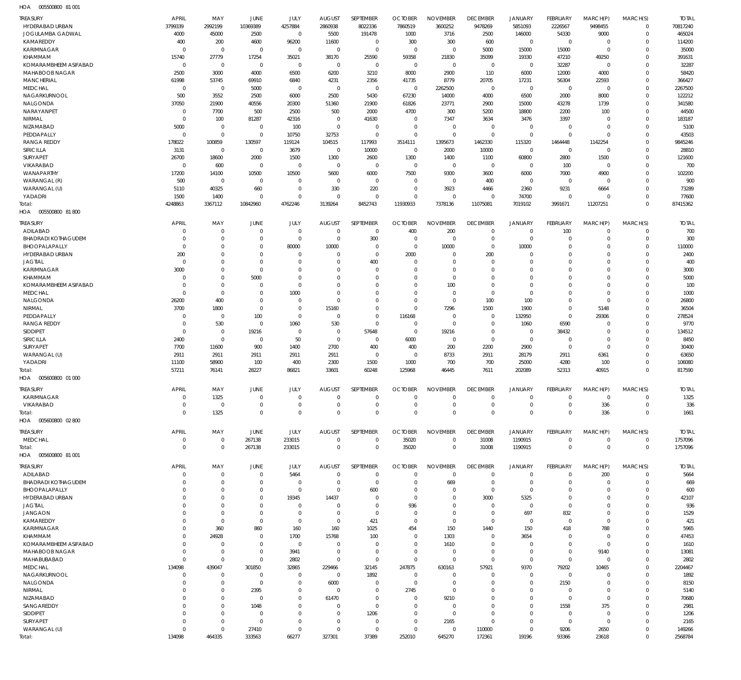HOA 005500800 81 001

| TREASURY | APRIL | MAY | JUNE | JULY | AUGUST | SEPTEMBER | OCTOBER | NOVEMBER | DECEMBER | JANUARY | FEBRUARY | MARCH(P) | MARCH(S) | TOTAL |
|---|---|---|---|---|---|---|---|---|---|---|---|---|---|---|
| HYDERABAD URBAN | 3799339 | 2992199 | 10369389 | 4257884 | 2860938 | 8022336 | 7860519 | 3600252 | 9478269 | 5851093 | 2226567 | 9498455 | 0 | 70817240 |
| JOGULAMBA GADWAL | 4000 | 45000 | 2500 | 0 | 5500 | 191478 | 1000 | 3716 | 2500 | 146000 | 54330 | 9000 | 0 | 465024 |
| KAMAREDDY | 400 | 200 | 4600 | 96200 | 11600 | 0 | 300 | 300 | 600 | 0 | 0 | 0 | 0 | 114200 |
| KARIMNAGAR | 0 | 0 | 0 | 0 | 0 | 0 | 0 | 0 | 5000 | 15000 | 15000 | 0 | 0 | 35000 |
| KHAMMAM | 15740 | 27779 | 17254 | 35021 | 38170 | 25590 | 59358 | 21830 | 35099 | 19330 | 47210 | 49250 | 0 | 391631 |
| KOMARAMBHEEM ASIFABAD | 0 | 0 | 0 | 0 | 0 | 0 | 0 | 0 | 0 | 0 | 32287 | 0 | 0 | 32287 |
| MAHABOOB NAGAR | 2500 | 3000 | 4000 | 6500 | 6200 | 3210 | 8000 | 2900 | 110 | 6000 | 12000 | 4000 | 0 | 58420 |
| MANCHERIAL | 61998 | 53745 | 69910 | 6840 | 4231 | 2356 | 41735 | 8779 | 20705 | 17231 | 56304 | 22593 | 0 | 366427 |
| MEDCHAL | 0 | 0 | 5000 | 0 | 0 | 0 | 0 | 2262500 | 0 | 0 | 0 | 0 | 0 | 2267500 |
| NAGARKURNOOL | 500 | 3552 | 2500 | 6000 | 2500 | 5430 | 67230 | 14000 | 4000 | 6500 | 2000 | 8000 | 0 | 122212 |
| NALGONDA | 37050 | 21900 | 40556 | 20300 | 51360 | 21900 | 61826 | 23771 | 2900 | 15000 | 43278 | 1739 | 0 | 341580 |
| NARAYANPET | 0 | 7700 | 500 | 2500 | 500 | 2000 | 4700 | 300 | 5200 | 18800 | 2200 | 100 | 0 | 44500 |
| NIRMAL | 0 | 100 | 81287 | 42316 | 0 | 41630 | 0 | 7347 | 3634 | 3476 | 3397 | 0 | 0 | 183187 |
| NIZAMABAD | 5000 | 0 | 0 | 100 | 0 | 0 | 0 | 0 | 0 | 0 | 0 | 0 | 0 | 5100 |
| PEDDAPALLY | 0 | 0 | 0 | 10750 | 32753 | 0 | 0 | 0 | 0 | 0 | 0 | 0 | 0 | 43503 |
| RANGA REDDY | 178022 | 100859 | 130597 | 119124 | 104515 | 117993 | 3514111 | 1395673 | 1462330 | 115320 | 1464448 | 1142254 | 0 | 9845246 |
| SIRICILLA | 3131 | 0 | 0 | 3679 | 0 | 10000 | 0 | 2000 | 10000 | 0 | 0 | 0 | 0 | 28810 |
| SURYAPET | 26700 | 18600 | 2000 | 1500 | 1300 | 2600 | 1300 | 1400 | 1100 | 60800 | 2800 | 1500 | 0 | 121600 |
| VIKARABAD | 0 | 600 | 0 | 0 | 0 | 0 | 0 | 0 | 0 | 0 | 100 | 0 | 0 | 700 |
| WANAPARTHY | 17200 | 14100 | 10500 | 10500 | 5600 | 6000 | 7500 | 9300 | 3600 | 6000 | 7000 | 4900 | 0 | 102200 |
| WARANGAL (R) | 500 | 0 | 0 | 0 | 0 | 0 | 0 | 0 | 400 | 0 | 0 | 0 | 0 | 900 |
| WARANGAL (U) | 5110 | 40325 | 660 | 0 | 330 | 220 | 0 | 3923 | 4466 | 2360 | 9231 | 6664 | 0 | 73289 |
| YADADRI | 1500 | 1400 | 0 | 0 | 0 | 0 | 0 | 0 | 0 | 74700 | 0 | 0 | 0 | 77600 |
| Total: | 4248863 | 3367112 | 10842960 | 4762246 | 3139264 | 8452743 | 11930933 | 7378136 | 11075081 | 7019102 | 3991671 | 11207251 | 0 | 87415362 |

HOA 005500800 81 800

| TREASURY | APRIL | MAY | JUNE | JULY | AUGUST | SEPTEMBER | OCTOBER | NOVEMBER | DECEMBER | JANUARY | FEBRUARY | MARCH(P) | MARCH(S) | TOTAL |
|---|---|---|---|---|---|---|---|---|---|---|---|---|---|---|
| ADILABAD | 0 | 0 | 0 | 0 | 0 | 0 | 400 | 200 | 0 | 0 | 100 | 0 | 0 | 700 |
| BHADRADI KOTHAGUDEM | 0 | 0 | 0 | 0 | 0 | 300 | 0 | 0 | 0 | 0 | 0 | 0 | 0 | 300 |
| BHOOPALAPALLY | 0 | 0 | 0 | 80000 | 10000 | 0 | 0 | 10000 | 0 | 10000 | 0 | 0 | 0 | 110000 |
| HYDERABAD URBAN | 200 | 0 | 0 | 0 | 0 | 0 | 2000 | 0 | 200 | 0 | 0 | 0 | 0 | 2400 |
| JAGTIAL | 0 | 0 | 0 | 0 | 0 | 400 | 0 | 0 | 0 | 0 | 0 | 0 | 0 | 400 |
| KARIMNAGAR | 3000 | 0 | 0 | 0 | 0 | 0 | 0 | 0 | 0 | 0 | 0 | 0 | 0 | 3000 |
| KHAMMAM | 0 | 0 | 5000 | 0 | 0 | 0 | 0 | 0 | 0 | 0 | 0 | 0 | 0 | 5000 |
| KOMARAMBHEEM ASIFABAD | 0 | 0 | 0 | 0 | 0 | 0 | 0 | 100 | 0 | 0 | 0 | 0 | 0 | 100 |
| MEDCHAL | 0 | 0 | 0 | 1000 | 0 | 0 | 0 | 0 | 0 | 0 | 0 | 0 | 0 | 1000 |
| NALGONDA | 26200 | 400 | 0 | 0 | 0 | 0 | 0 | 0 | 100 | 100 | 0 | 0 | 0 | 26800 |
| NIRMAL | 3700 | 1800 | 0 | 0 | 15160 | 0 | 0 | 7296 | 1500 | 1900 | 0 | 5148 | 0 | 36504 |
| PEDDAPALLY | 0 | 0 | 100 | 0 | 0 | 0 | 116168 | 0 | 0 | 132950 | 0 | 29306 | 0 | 278524 |
| RANGA REDDY | 0 | 530 | 0 | 1060 | 530 | 0 | 0 | 0 | 0 | 1060 | 6590 | 0 | 0 | 9770 |
| SIDDIPET | 0 | 0 | 19216 | 0 | 0 | 57648 | 0 | 19216 | 0 | 0 | 38432 | 0 | 0 | 134512 |
| SIRICILLA | 2400 | 0 | 0 | 50 | 0 | 0 | 6000 | 0 | 0 | 0 | 0 | 0 | 0 | 8450 |
| SURYAPET | 7700 | 11600 | 900 | 1400 | 2700 | 400 | 400 | 200 | 2200 | 2900 | 0 | 0 | 0 | 30400 |
| WARANGAL (U) | 2911 | 2911 | 2911 | 2911 | 2911 | 0 | 0 | 8733 | 2911 | 28179 | 2911 | 6361 | 0 | 63650 |
| YADADRI | 11100 | 58900 | 100 | 400 | 2300 | 1500 | 1000 | 700 | 700 | 25000 | 4280 | 100 | 0 | 106080 |
| Total: | 57211 | 76141 | 28227 | 86821 | 33601 | 60248 | 125968 | 46445 | 7611 | 202089 | 52313 | 40915 | 0 | 817590 |

HOA 005600800 01 000

| TREASURY | APRIL | MAY | JUNE | JULY | AUGUST | SEPTEMBER | OCTOBER | NOVEMBER | DECEMBER | JANUARY | FEBRUARY | MARCH(P) | MARCH(S) | TOTAL |
|---|---|---|---|---|---|---|---|---|---|---|---|---|---|---|
| KARIMNAGAR | 0 | 1325 | 0 | 0 | 0 | 0 | 0 | 0 | 0 | 0 | 0 | 0 | 0 | 1325 |
| VIKARABAD | 0 | 0 | 0 | 0 | 0 | 0 | 0 | 0 | 0 | 0 | 0 | 336 | 0 | 336 |
| Total: | 0 | 1325 | 0 | 0 | 0 | 0 | 0 | 0 | 0 | 0 | 0 | 336 | 0 | 1661 |

HOA 005600800 02 800

| TREASURY | APRIL | MAY | JUNE | JULY | AUGUST | SEPTEMBER | OCTOBER | NOVEMBER | DECEMBER | JANUARY | FEBRUARY | MARCH(P) | MARCH(S) | TOTAL |
|---|---|---|---|---|---|---|---|---|---|---|---|---|---|---|
| MEDCHAL | 0 | 0 | 267138 | 233015 | 0 | 0 | 35020 | 0 | 31008 | 1190915 | 0 | 0 | 0 | 1757096 |
| Total: | 0 | 0 | 267138 | 233015 | 0 | 0 | 35020 | 0 | 31008 | 1190915 | 0 | 0 | 0 | 1757096 |

HOA 005600800 81 001

| TREASURY | APRIL | MAY | JUNE | JULY | AUGUST | SEPTEMBER | OCTOBER | NOVEMBER | DECEMBER | JANUARY | FEBRUARY | MARCH(P) | MARCH(S) | TOTAL |
|---|---|---|---|---|---|---|---|---|---|---|---|---|---|---|
| ADILABAD | 0 | 0 | 0 | 5464 | 0 | 0 | 0 | 0 | 0 | 0 | 0 | 200 | 0 | 5664 |
| BHADRADI KOTHAGUDEM | 0 | 0 | 0 | 0 | 0 | 0 | 0 | 669 | 0 | 0 | 0 | 0 | 0 | 669 |
| BHOOPALAPALLY | 0 | 0 | 0 | 0 | 0 | 600 | 0 | 0 | 0 | 0 | 0 | 0 | 0 | 600 |
| HYDERABAD URBAN | 0 | 0 | 0 | 19345 | 14437 | 0 | 0 | 0 | 3000 | 5325 | 0 | 0 | 0 | 42107 |
| JAGTIAL | 0 | 0 | 0 | 0 | 0 | 0 | 936 | 0 | 0 | 0 | 0 | 0 | 0 | 936 |
| JANGAON | 0 | 0 | 0 | 0 | 0 | 0 | 0 | 0 | 0 | 697 | 832 | 0 | 0 | 1529 |
| KAMAREDDY | 0 | 0 | 0 | 0 | 0 | 421 | 0 | 0 | 0 | 0 | 0 | 0 | 0 | 421 |
| KARIMNAGAR | 0 | 360 | 860 | 160 | 160 | 1025 | 454 | 150 | 1440 | 150 | 418 | 788 | 0 | 5965 |
| KHAMMAM | 0 | 24928 | 0 | 1700 | 15768 | 100 | 0 | 1303 | 0 | 3654 | 0 | 0 | 0 | 47453 |
| KOMARAMBHEEM ASIFABAD | 0 | 0 | 0 | 0 | 0 | 0 | 0 | 1610 | 0 | 0 | 0 | 0 | 0 | 1610 |
| MAHABOOB NAGAR | 0 | 0 | 0 | 3941 | 0 | 0 | 0 | 0 | 0 | 0 | 0 | 9140 | 0 | 13081 |
| MAHABUBABAD | 0 | 0 | 0 | 2802 | 0 | 0 | 0 | 0 | 0 | 0 | 0 | 0 | 0 | 2802 |
| MEDCHAL | 134098 | 439047 | 301850 | 32865 | 229466 | 32145 | 247875 | 630163 | 57921 | 9370 | 79202 | 10465 | 0 | 2204467 |
| NAGARKURNOOL | 0 | 0 | 0 | 0 | 0 | 1892 | 0 | 0 | 0 | 0 | 0 | 0 | 0 | 1892 |
| NALGONDA | 0 | 0 | 0 | 0 | 6000 | 0 | 0 | 0 | 0 | 0 | 2150 | 0 | 0 | 8150 |
| NIRMAL | 0 | 0 | 2395 | 0 | 0 | 0 | 2745 | 0 | 0 | 0 | 0 | 0 | 0 | 5140 |
| NIZAMABAD | 0 | 0 | 0 | 0 | 61470 | 0 | 0 | 9210 | 0 | 0 | 0 | 0 | 0 | 70680 |
| SANGAREDDY | 0 | 0 | 1048 | 0 | 0 | 0 | 0 | 0 | 0 | 0 | 1558 | 375 | 0 | 2981 |
| SIDDIPET | 0 | 0 | 0 | 0 | 0 | 1206 | 0 | 0 | 0 | 0 | 0 | 0 | 0 | 1206 |
| SURYAPET | 0 | 0 | 0 | 0 | 0 | 0 | 0 | 2165 | 0 | 0 | 0 | 0 | 0 | 2165 |
| WARANGAL (U) | 0 | 0 | 27410 | 0 | 0 | 0 | 0 | 0 | 110000 | 0 | 9206 | 2650 | 0 | 149266 |
| Total: | 134098 | 464335 | 333563 | 66277 | 327301 | 37389 | 252010 | 645270 | 172361 | 19196 | 93366 | 23618 | 0 | 2568784 |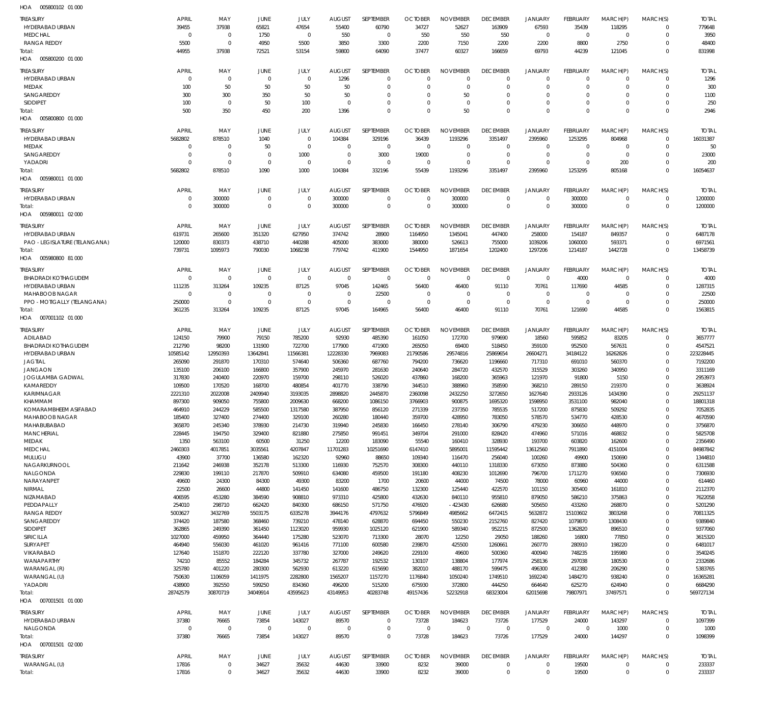HOA 005800102 01 000

| TREASURY | APRIL | MAY | JUNE | JULY | AUGUST | SEPTEMBER | OCTOBER | NOVEMBER | DECEMBER | JANUARY | FEBRUARY | MARCH(P) | MARCH(S) | TOTAL |
|---|---|---|---|---|---|---|---|---|---|---|---|---|---|---|
| HYDERABAD URBAN | 39455 | 37938 | 65821 | 47654 | 55400 | 60790 | 34727 | 52627 | 163909 | 67593 | 35439 | 118295 | 0 | 779648 |
| MEDCHAL | 0 | 0 | 1750 | 0 | 550 | 0 | 550 | 550 | 550 | 0 | 0 | 0 | 0 | 3950 |
| RANGA REDDY | 5500 | 0 | 4950 | 5500 | 3850 | 3300 | 2200 | 7150 | 2200 | 2200 | 8800 | 2750 | 0 | 48400 |
| Total: | 44955 | 37938 | 72521 | 53154 | 59800 | 64090 | 37477 | 60327 | 166659 | 69793 | 44239 | 121045 | 0 | 831998 |

HOA 005800200 01 000

| TREASURY | APRIL | MAY | JUNE | JULY | AUGUST | SEPTEMBER | OCTOBER | NOVEMBER | DECEMBER | JANUARY | FEBRUARY | MARCH(P) | MARCH(S) | TOTAL |
|---|---|---|---|---|---|---|---|---|---|---|---|---|---|---|
| HYDERABAD URBAN | 0 | 0 | 0 | 0 | 1296 | 0 | 0 | 0 | 0 | 0 | 0 | 0 | 0 | 1296 |
| MEDAK | 100 | 50 | 50 | 50 | 50 | 0 | 0 | 0 | 0 | 0 | 0 | 0 | 0 | 300 |
| SANGAREDDY | 300 | 300 | 350 | 50 | 50 | 0 | 0 | 50 | 0 | 0 | 0 | 0 | 0 | 1100 |
| SIDDIPET | 100 | 0 | 50 | 100 | 0 | 0 | 0 | 0 | 0 | 0 | 0 | 0 | 0 | 250 |
| Total: | 500 | 350 | 450 | 200 | 1396 | 0 | 0 | 50 | 0 | 0 | 0 | 0 | 0 | 2946 |

HOA 005800800 01 000

| TREASURY | APRIL | MAY | JUNE | JULY | AUGUST | SEPTEMBER | OCTOBER | NOVEMBER | DECEMBER | JANUARY | FEBRUARY | MARCH(P) | MARCH(S) | TOTAL |
|---|---|---|---|---|---|---|---|---|---|---|---|---|---|---|
| HYDERABAD URBAN | 5682802 | 878510 | 1040 | 0 | 104384 | 329196 | 36439 | 1193296 | 3351497 | 2395960 | 1253295 | 804968 | 0 | 16031387 |
| MEDAK | 0 | 0 | 50 | 0 | 0 | 0 | 0 | 0 | 0 | 0 | 0 | 0 | 0 | 50 |
| SANGAREDDY | 0 | 0 | 0 | 1000 | 0 | 3000 | 19000 | 0 | 0 | 0 | 0 | 0 | 0 | 23000 |
| YADADRI | 0 | 0 | 0 | 0 | 0 | 0 | 0 | 0 | 0 | 0 | 0 | 200 | 0 | 200 |
| Total: | 5682802 | 878510 | 1090 | 1000 | 104384 | 332196 | 55439 | 1193296 | 3351497 | 2395960 | 1253295 | 805168 | 0 | 16054637 |

HOA 005980011 01 000

| TREASURY | APRIL | MAY | JUNE | JULY | AUGUST | SEPTEMBER | OCTOBER | NOVEMBER | DECEMBER | JANUARY | FEBRUARY | MARCH(P) | MARCH(S) | TOTAL |
|---|---|---|---|---|---|---|---|---|---|---|---|---|---|---|
| HYDERABAD URBAN | 0 | 300000 | 0 | 0 | 300000 | 0 | 0 | 300000 | 0 | 0 | 300000 | 0 | 0 | 1200000 |
| Total: | 0 | 300000 | 0 | 0 | 300000 | 0 | 0 | 300000 | 0 | 0 | 300000 | 0 | 0 | 1200000 |

HOA 005980011 02 000

| TREASURY | APRIL | MAY | JUNE | JULY | AUGUST | SEPTEMBER | OCTOBER | NOVEMBER | DECEMBER | JANUARY | FEBRUARY | MARCH(P) | MARCH(S) | TOTAL |
|---|---|---|---|---|---|---|---|---|---|---|---|---|---|---|
| HYDERABAD URBAN | 619731 | 265600 | 351320 | 627950 | 374742 | 28900 | 1164950 | 1345041 | 447400 | 258000 | 154187 | 849357 | 0 | 6487178 |
| PAO - LEGISLATURE (TELANGANA) | 120000 | 830373 | 438710 | 440288 | 405000 | 383000 | 380000 | 526613 | 755000 | 1039206 | 1060000 | 593371 | 0 | 6971561 |
| Total: | 739731 | 1095973 | 790030 | 1068238 | 779742 | 411900 | 1544950 | 1871654 | 1202400 | 1297206 | 1214187 | 1442728 | 0 | 13458739 |

HOA 005980800 81 000

| TREASURY | APRIL | MAY | JUNE | JULY | AUGUST | SEPTEMBER | OCTOBER | NOVEMBER | DECEMBER | JANUARY | FEBRUARY | MARCH(P) | MARCH(S) | TOTAL |
|---|---|---|---|---|---|---|---|---|---|---|---|---|---|---|
| BHADRADI KOTHAGUDEM | 0 | 0 | 0 | 0 | 0 | 0 | 0 | 0 | 0 | 0 | 4000 | 0 | 0 | 4000 |
| HYDERABAD URBAN | 111235 | 313264 | 109235 | 87125 | 97045 | 142465 | 56400 | 46400 | 91110 | 70761 | 117690 | 44585 | 0 | 1287315 |
| MAHABOOB NAGAR | 0 | 0 | 0 | 0 | 0 | 22500 | 0 | 0 | 0 | 0 | 0 | 0 | 0 | 22500 |
| PPO - MOTIGALLY (TELANGANA) | 250000 | 0 | 0 | 0 | 0 | 0 | 0 | 0 | 0 | 0 | 0 | 0 | 0 | 250000 |
| Total: | 361235 | 313264 | 109235 | 87125 | 97045 | 164965 | 56400 | 46400 | 91110 | 70761 | 121690 | 44585 | 0 | 1563815 |

HOA 007001102 01 000

| TREASURY | APRIL | MAY | JUNE | JULY | AUGUST | SEPTEMBER | OCTOBER | NOVEMBER | DECEMBER | JANUARY | FEBRUARY | MARCH(P) | MARCH(S) | TOTAL |
|---|---|---|---|---|---|---|---|---|---|---|---|---|---|---|
| ADILABAD | 124150 | 79900 | 79150 | 785200 | 92930 | 485390 | 161050 | 172700 | 979690 | 18560 | 595852 | 83205 | 0 | 3657777 |
| BHADRADI KOTHAGUDEM | 212790 | 98200 | 131900 | 722700 | 177900 | 471900 | 265050 | 69400 | 518450 | 359100 | 952500 | 567631 | 0 | 4547521 |
| HYDERABAD URBAN | 10585142 | 12950393 | 13642841 | 11566381 | 12228330 | 7969083 | 21790586 | 29574816 | 25869654 | 26604271 | 34184122 | 16262826 | 0 | 223228445 |
| JAGTIAL | 265090 | 291870 | 170310 | 574640 | 506360 | 687760 | 794200 | 736620 | 1196660 | 717310 | 691010 | 560370 | 0 | 7192200 |
| JANGAON | 135100 | 206100 | 166800 | 357900 | 245970 | 281630 | 240640 | 284720 | 432570 | 315529 | 303260 | 340950 | 0 | 3311169 |
| JOGULAMBA GADWAL | 317830 | 240400 | 220970 | 159700 | 298110 | 526020 | 437860 | 168200 | 365963 | 121970 | 91800 | 5150 | 0 | 2953973 |
| KAMAREDDY | 109500 | 170520 | 168700 | 480854 | 401770 | 338790 | 344510 | 388960 | 358590 | 368210 | 289150 | 219370 | 0 | 3638924 |
| KARIMNAGAR | 2221310 | 2022008 | 2409940 | 3193035 | 2898820 | 2445870 | 2360098 | 2432250 | 3272650 | 1627640 | 2933126 | 1434390 | 0 | 29251137 |
| KHAMMAM | 897300 | 909050 | 755800 | 2009630 | 668200 | 1086150 | 3766903 | 900875 | 1695320 | 1598950 | 3531100 | 982040 | 0 | 18801318 |
| KOMARAMBHEEM ASIFABAD | 464910 | 244229 | 585500 | 1317580 | 387950 | 856120 | 271339 | 237350 | 785535 | 517200 | 875830 | 509292 | 0 | 7052835 |
| MAHABOOB NAGAR | 185400 | 327400 | 274400 | 329100 | 260280 | 180440 | 359700 | 428950 | 783050 | 578570 | 534770 | 428530 | 0 | 4670590 |
| MAHABUBABAD | 365870 | 245340 | 378930 | 214730 | 319940 | 245830 | 166450 | 278140 | 306790 | 479230 | 306650 | 448970 | 0 | 3756870 |
| MANCHERIAL | 228445 | 194750 | 329400 | 821880 | 275850 | 991451 | 349704 | 291000 | 828420 | 474960 | 571016 | 468832 | 0 | 5825708 |
| MEDAK | 1350 | 563100 | 60500 | 31250 | 12200 | 183090 | 55540 | 160410 | 328930 | 193700 | 603820 | 162600 | 0 | 2356490 |
| MEDCHAL | 2460303 | 4017851 | 3035561 | 4207847 | 11701283 | 10251690 | 6147410 | 5895001 | 11595442 | 13612560 | 7911890 | 4151004 | 0 | 84987842 |
| MULUGU | 43900 | 37700 | 136580 | 162320 | 92960 | 88650 | 109340 | 116470 | 256040 | 100260 | 49900 | 150690 | 0 | 1344810 |
| NAGARKURNOOL | 211642 | 246938 | 352178 | 513300 | 116930 | 752570 | 308300 | 440110 | 1318330 | 673050 | 873880 | 504360 | 0 | 6311588 |
| NALGONDA | 229830 | 199110 | 217870 | 509910 | 634080 | 459500 | 191180 | 408230 | 1012690 | 796700 | 1711270 | 936560 | 0 | 7306930 |
| NARAYANPET | 49600 | 24300 | 84300 | 49300 | 83200 | 1700 | 20600 | 44000 | 74500 | 78000 | 60960 | 44000 | 0 | 614460 |
| NIRMAL | 22500 | 26600 | 44800 | 141450 | 141600 | 486750 | 132300 | 125440 | 422570 | 101150 | 305400 | 161810 | 0 | 2112370 |
| NIZAMABAD | 406595 | 453280 | 384590 | 908810 | 973310 | 425800 | 432630 | 840110 | 955810 | 879050 | 586210 | 375863 | 0 | 7622058 |
| PEDDAPALLY | 254010 | 298710 | 662420 | 840300 | 686150 | 571750 | 476920 | -423430 | 626680 | 505650 | 433260 | 268870 | 0 | 5201290 |
| RANGA REDDY | 5003627 | 3432769 | 5503175 | 6335278 | 3944176 | 4797632 | 5796849 | 4985662 | 6472415 | 5632872 | 15103602 | 3803268 | 0 | 70811325 |
| SANGAREDDY | 374420 | 187580 | 368460 | 739210 | 478140 | 628870 | 694450 | 550230 | 2152760 | 827420 | 1079870 | 1308430 | 0 | 9389840 |
| SIDDIPET | 362865 | 249390 | 361450 | 1123020 | 959930 | 1025120 | 621900 | 589340 | 952215 | 872500 | 1362820 | 896510 | 0 | 9377060 |
| SIRICILLA | 1027000 | 459950 | 364440 | 175280 | 523070 | 713300 | 28070 | 12250 | 29050 | 188260 | 16800 | 77850 | 0 | 3615320 |
| SURYAPET | 464940 | 556030 | 461020 | 961416 | 771100 | 600580 | 239870 | 425500 | 1260661 | 260770 | 280910 | 198220 | 0 | 6481017 |
| VIKARABAD | 127640 | 151870 | 222120 | 337780 | 327000 | 249620 | 229100 | 49600 | 500360 | 400940 | 748235 | 195980 | 0 | 3540245 |
| WANAPARTHY | 74210 | 85552 | 184284 | 345732 | 267787 | 192532 | 130107 | 138804 | 177974 | 258136 | 297038 | 180530 | 0 | 2332686 |
| WARANGAL (R) | 325780 | 401220 | 280300 | 562930 | 613220 | 615690 | 382010 | 488170 | 599475 | 496300 | 412380 | 206290 | 0 | 5383765 |
| WARANGAL (U) | 750630 | 1106059 | 1411975 | 2282800 | 1565207 | 1157270 | 1176840 | 1050240 | 1749510 | 1692240 | 1484270 | 938240 | 0 | 16365281 |
| YADADRI | 438900 | 392550 | 599250 | 834360 | 496200 | 515200 | 675930 | 372800 | 444250 | 664640 | 625270 | 624940 | 0 | 6684290 |
| Total: | 28742579 | 30870719 | 34049914 | 43595623 | 43149953 | 40283748 | 49157436 | 52232918 | 68323004 | 62015698 | 79807971 | 37497571 | 0 | 569727134 |

HOA 007001501 01 000

| TREASURY | APRIL | MAY | JUNE | JULY | AUGUST | SEPTEMBER | OCTOBER | NOVEMBER | DECEMBER | JANUARY | FEBRUARY | MARCH(P) | MARCH(S) | TOTAL |
|---|---|---|---|---|---|---|---|---|---|---|---|---|---|---|
| HYDERABAD URBAN | 37380 | 76665 | 73854 | 143027 | 89570 | 0 | 73728 | 184623 | 73726 | 177529 | 24000 | 143297 | 0 | 1097399 |
| NALGONDA | 0 | 0 | 0 | 0 | 0 | 0 | 0 | 0 | 0 | 0 | 0 | 1000 | 0 | 1000 |
| Total: | 37380 | 76665 | 73854 | 143027 | 89570 | 0 | 73728 | 184623 | 73726 | 177529 | 24000 | 144297 | 0 | 1098399 |

HOA 007001501 02 000

| TREASURY | APRIL | MAY | JUNE | JULY | AUGUST | SEPTEMBER | OCTOBER | NOVEMBER | DECEMBER | JANUARY | FEBRUARY | MARCH(P) | MARCH(S) | TOTAL |
|---|---|---|---|---|---|---|---|---|---|---|---|---|---|---|
| WARANGAL (U) | 17816 | 0 | 34627 | 35632 | 44630 | 33900 | 8232 | 39000 | 0 | 0 | 19500 | 0 | 0 | 233337 |
| Total: | 17816 | 0 | 34627 | 35632 | 44630 | 33900 | 8232 | 39000 | 0 | 0 | 19500 | 0 | 0 | 233337 |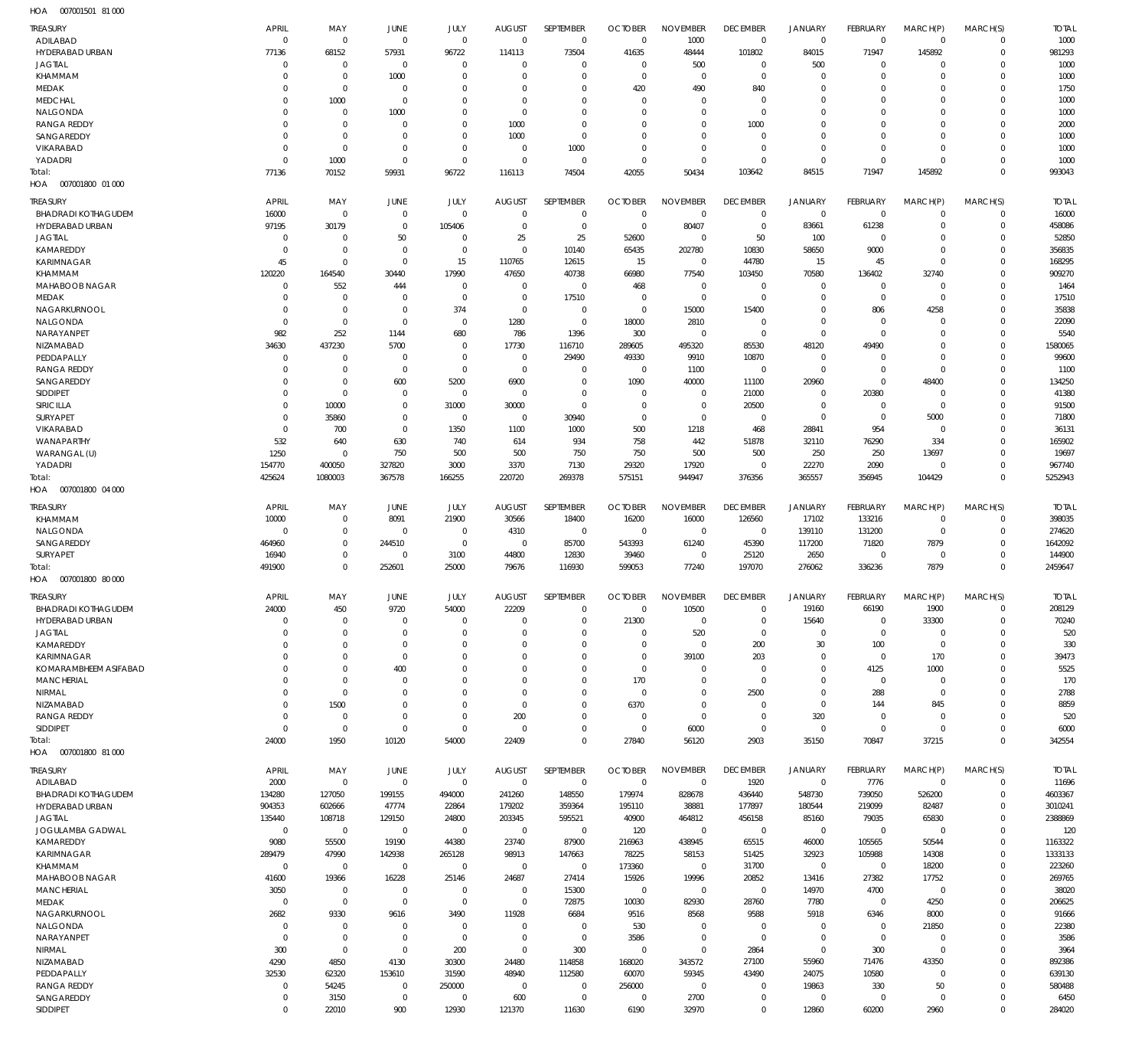HOA 007001501 81 000

| TREASURY | APRIL | MAY | JUNE | JULY | AUGUST | SEPTEMBER | OCTOBER | NOVEMBER | DECEMBER | JANUARY | FEBRUARY | MARCH(P) | MARCH(S) | TOTAL |
|---|---|---|---|---|---|---|---|---|---|---|---|---|---|---|
| ADILABAD | 0 | 0 | 0 | 0 | 0 | 0 | 0 | 1000 | 0 | 0 | 0 | 0 | 0 | 1000 |
| HYDERABAD URBAN | 77136 | 68152 | 57931 | 96722 | 114113 | 73504 | 41635 | 48444 | 101802 | 84015 | 71947 | 145892 | 0 | 981293 |
| JAGTIAL | 0 | 0 | 0 | 0 | 0 | 0 | 0 | 500 | 0 | 500 | 0 | 0 | 0 | 1000 |
| KHAMMAM | 0 | 0 | 1000 | 0 | 0 | 0 | 0 | 0 | 0 | 0 | 0 | 0 | 0 | 1000 |
| MEDAK | 0 | 0 | 0 | 0 | 0 | 0 | 420 | 490 | 840 | 0 | 0 | 0 | 0 | 1750 |
| MEDCHAL | 0 | 1000 | 0 | 0 | 0 | 0 | 0 | 0 | 0 | 0 | 0 | 0 | 0 | 1000 |
| NALGONDA | 0 | 0 | 1000 | 0 | 0 | 0 | 0 | 0 | 0 | 0 | 0 | 0 | 0 | 1000 |
| RANGA REDDY | 0 | 0 | 0 | 0 | 1000 | 0 | 0 | 0 | 1000 | 0 | 0 | 0 | 0 | 2000 |
| SANGAREDDY | 0 | 0 | 0 | 0 | 1000 | 0 | 0 | 0 | 0 | 0 | 0 | 0 | 0 | 1000 |
| VIKARABAD | 0 | 0 | 0 | 0 | 0 | 1000 | 0 | 0 | 0 | 0 | 0 | 0 | 0 | 1000 |
| YADADRI | 0 | 1000 | 0 | 0 | 0 | 0 | 0 | 0 | 0 | 0 | 0 | 0 | 0 | 1000 |
| Total: | 77136 | 70152 | 59931 | 96722 | 116113 | 74504 | 42055 | 50434 | 103642 | 84515 | 71947 | 145892 | 0 | 993043 |

HOA 007001800 01 000

| TREASURY | APRIL | MAY | JUNE | JULY | AUGUST | SEPTEMBER | OCTOBER | NOVEMBER | DECEMBER | JANUARY | FEBRUARY | MARCH(P) | MARCH(S) | TOTAL |
|---|---|---|---|---|---|---|---|---|---|---|---|---|---|---|
| BHADRADI KOTHAGUDEM | 16000 | 0 | 0 | 0 | 0 | 0 | 0 | 0 | 0 | 0 | 0 | 0 | 0 | 16000 |
| HYDERABAD URBAN | 97195 | 30179 | 0 | 105406 | 0 | 0 | 0 | 80407 | 0 | 83661 | 61238 | 0 | 0 | 458086 |
| JAGTIAL | 0 | 0 | 50 | 0 | 25 | 25 | 52600 | 0 | 50 | 100 | 0 | 0 | 0 | 52850 |
| KAMAREDDY | 0 | 0 | 0 | 0 | 0 | 10140 | 65435 | 202780 | 10830 | 58650 | 9000 | 0 | 0 | 356835 |
| KARIMNAGAR | 45 | 0 | 0 | 15 | 110765 | 12615 | 15 | 0 | 44780 | 15 | 45 | 0 | 0 | 168295 |
| KHAMMAM | 120220 | 164540 | 30440 | 17990 | 47650 | 40738 | 66980 | 77540 | 103450 | 70580 | 136402 | 32740 | 0 | 909270 |
| MAHABOOB NAGAR | 0 | 552 | 444 | 0 | 0 | 0 | 468 | 0 | 0 | 0 | 0 | 0 | 0 | 1464 |
| MEDAK | 0 | 0 | 0 | 0 | 0 | 17510 | 0 | 0 | 0 | 0 | 0 | 0 | 0 | 17510 |
| NAGARKURNOOL | 0 | 0 | 0 | 374 | 0 | 0 | 0 | 15000 | 15400 | 0 | 806 | 4258 | 0 | 35838 |
| NALGONDA | 0 | 0 | 0 | 0 | 1280 | 0 | 18000 | 2810 | 0 | 0 | 0 | 0 | 0 | 22090 |
| NARAYANPET | 982 | 252 | 1144 | 680 | 786 | 1396 | 300 | 0 | 0 | 0 | 0 | 0 | 0 | 5540 |
| NIZAMABAD | 34630 | 437230 | 5700 | 0 | 17730 | 116710 | 289605 | 495320 | 85530 | 48120 | 49490 | 0 | 0 | 1580065 |
| PEDDAPALLY | 0 | 0 | 0 | 0 | 0 | 29490 | 49330 | 9910 | 10870 | 0 | 0 | 0 | 0 | 99600 |
| RANGA REDDY | 0 | 0 | 0 | 0 | 0 | 0 | 0 | 1100 | 0 | 0 | 0 | 0 | 0 | 1100 |
| SANGAREDDY | 0 | 0 | 600 | 5200 | 6900 | 0 | 1090 | 40000 | 11100 | 20960 | 0 | 48400 | 0 | 134250 |
| SIDDIPET | 0 | 0 | 0 | 0 | 0 | 0 | 0 | 0 | 21000 | 0 | 20380 | 0 | 0 | 41380 |
| SIRICILLA | 0 | 10000 | 0 | 31000 | 30000 | 0 | 0 | 0 | 20500 | 0 | 0 | 0 | 0 | 91500 |
| SURYAPET | 0 | 35860 | 0 | 0 | 0 | 30940 | 0 | 0 | 0 | 0 | 0 | 5000 | 0 | 71800 |
| VIKARABAD | 0 | 700 | 0 | 1350 | 1100 | 1000 | 500 | 1218 | 468 | 28841 | 954 | 0 | 0 | 36131 |
| WANAPARTHY | 532 | 640 | 630 | 740 | 614 | 934 | 758 | 442 | 51878 | 32110 | 76290 | 334 | 0 | 165902 |
| WARANGAL (U) | 1250 | 0 | 750 | 500 | 500 | 750 | 750 | 500 | 500 | 250 | 250 | 13697 | 0 | 19697 |
| YADADRI | 154770 | 400050 | 327820 | 3000 | 3370 | 7130 | 29320 | 17920 | 0 | 22270 | 2090 | 0 | 0 | 967740 |
| Total: | 425624 | 1080003 | 367578 | 166255 | 220720 | 269378 | 575151 | 944947 | 376356 | 365557 | 356945 | 104429 | 0 | 5252943 |

HOA 007001800 04 000

| TREASURY | APRIL | MAY | JUNE | JULY | AUGUST | SEPTEMBER | OCTOBER | NOVEMBER | DECEMBER | JANUARY | FEBRUARY | MARCH(P) | MARCH(S) | TOTAL |
|---|---|---|---|---|---|---|---|---|---|---|---|---|---|---|
| KHAMMAM | 10000 | 0 | 8091 | 21900 | 30566 | 18400 | 16200 | 16000 | 126560 | 17102 | 133216 | 0 | 0 | 398035 |
| NALGONDA | 0 | 0 | 0 | 0 | 4310 | 0 | 0 | 0 | 0 | 139110 | 131200 | 0 | 0 | 274620 |
| SANGAREDDY | 464960 | 0 | 244510 | 0 | 0 | 85700 | 543393 | 61240 | 45390 | 117200 | 71820 | 7879 | 0 | 1642092 |
| SURYAPET | 16940 | 0 | 0 | 3100 | 44800 | 12830 | 39460 | 0 | 25120 | 2650 | 0 | 0 | 0 | 144900 |
| Total: | 491900 | 0 | 252601 | 25000 | 79676 | 116930 | 599053 | 77240 | 197070 | 276062 | 336236 | 7879 | 0 | 2459647 |

HOA 007001800 80 000

| TREASURY | APRIL | MAY | JUNE | JULY | AUGUST | SEPTEMBER | OCTOBER | NOVEMBER | DECEMBER | JANUARY | FEBRUARY | MARCH(P) | MARCH(S) | TOTAL |
|---|---|---|---|---|---|---|---|---|---|---|---|---|---|---|
| BHADRADI KOTHAGUDEM | 24000 | 450 | 9720 | 54000 | 22209 | 0 | 0 | 10500 | 0 | 19160 | 66190 | 1900 | 0 | 208129 |
| HYDERABAD URBAN | 0 | 0 | 0 | 0 | 0 | 0 | 21300 | 0 | 0 | 15640 | 0 | 33300 | 0 | 70240 |
| JAGTIAL | 0 | 0 | 0 | 0 | 0 | 0 | 0 | 520 | 0 | 0 | 0 | 0 | 0 | 520 |
| KAMAREDDY | 0 | 0 | 0 | 0 | 0 | 0 | 0 | 0 | 200 | 30 | 100 | 0 | 0 | 330 |
| KARIMNAGAR | 0 | 0 | 0 | 0 | 0 | 0 | 0 | 39100 | 203 | 0 | 0 | 170 | 0 | 39473 |
| KOMARAMBHEEM ASIFABAD | 0 | 0 | 400 | 0 | 0 | 0 | 0 | 0 | 0 | 0 | 4125 | 1000 | 0 | 5525 |
| MANCHERIAL | 0 | 0 | 0 | 0 | 0 | 0 | 170 | 0 | 0 | 0 | 0 | 0 | 0 | 170 |
| NIRMAL | 0 | 0 | 0 | 0 | 0 | 0 | 0 | 0 | 2500 | 0 | 288 | 0 | 0 | 2788 |
| NIZAMABAD | 0 | 1500 | 0 | 0 | 0 | 0 | 6370 | 0 | 0 | 0 | 144 | 845 | 0 | 8859 |
| RANGA REDDY | 0 | 0 | 0 | 0 | 200 | 0 | 0 | 0 | 0 | 320 | 0 | 0 | 0 | 520 |
| SIDDIPET | 0 | 0 | 0 | 0 | 0 | 0 | 0 | 6000 | 0 | 0 | 0 | 0 | 0 | 6000 |
| Total: | 24000 | 1950 | 10120 | 54000 | 22409 | 0 | 27840 | 56120 | 2903 | 35150 | 70847 | 37215 | 0 | 342554 |

HOA 007001800 81 000

| TREASURY | APRIL | MAY | JUNE | JULY | AUGUST | SEPTEMBER | OCTOBER | NOVEMBER | DECEMBER | JANUARY | FEBRUARY | MARCH(P) | MARCH(S) | TOTAL |
|---|---|---|---|---|---|---|---|---|---|---|---|---|---|---|
| ADILABAD | 2000 | 0 | 0 | 0 | 0 | 0 | 0 | 0 | 1920 | 0 | 7776 | 0 | 0 | 11696 |
| BHADRADI KOTHAGUDEM | 134280 | 127050 | 199155 | 494000 | 241260 | 148550 | 179974 | 828678 | 436440 | 548730 | 739050 | 526200 | 0 | 4603367 |
| HYDERABAD URBAN | 904353 | 602666 | 47774 | 22864 | 179202 | 359364 | 195110 | 38881 | 177897 | 180544 | 219099 | 82487 | 0 | 3010241 |
| JAGTIAL | 135440 | 108718 | 129150 | 24800 | 203345 | 595521 | 40900 | 464812 | 456158 | 85160 | 79035 | 65830 | 0 | 2388869 |
| JOGULAMBA GADWAL | 0 | 0 | 0 | 0 | 0 | 0 | 120 | 0 | 0 | 0 | 0 | 0 | 0 | 120 |
| KAMAREDDY | 9080 | 55500 | 19190 | 44380 | 23740 | 87900 | 216963 | 438945 | 65515 | 46000 | 105565 | 50544 | 0 | 1163322 |
| KARIMNAGAR | 289479 | 47990 | 142938 | 265128 | 98913 | 147663 | 78225 | 58153 | 51425 | 32923 | 105988 | 14308 | 0 | 1333133 |
| KHAMMAM | 0 | 0 | 0 | 0 | 0 | 0 | 173360 | 0 | 31700 | 0 | 0 | 18200 | 0 | 223260 |
| MAHABOOB NAGAR | 41600 | 19366 | 16228 | 25146 | 24687 | 27414 | 15926 | 19996 | 20852 | 13416 | 27382 | 17752 | 0 | 269765 |
| MANCHERIAL | 3050 | 0 | 0 | 0 | 0 | 15300 | 0 | 0 | 0 | 14970 | 4700 | 0 | 0 | 38020 |
| MEDAK | 0 | 0 | 0 | 0 | 0 | 72875 | 10030 | 82930 | 28760 | 7780 | 0 | 4250 | 0 | 206625 |
| NAGARKURNOOL | 2682 | 9330 | 9616 | 3490 | 11928 | 6684 | 9516 | 8568 | 9588 | 5918 | 6346 | 8000 | 0 | 91666 |
| NALGONDA | 0 | 0 | 0 | 0 | 0 | 0 | 530 | 0 | 0 | 0 | 0 | 21850 | 0 | 22380 |
| NARAYANPET | 0 | 0 | 0 | 0 | 0 | 0 | 3586 | 0 | 0 | 0 | 0 | 0 | 0 | 3586 |
| NIRMAL | 300 | 0 | 0 | 200 | 0 | 300 | 0 | 0 | 2864 | 0 | 300 | 0 | 0 | 3964 |
| NIZAMABAD | 4290 | 4850 | 4130 | 30300 | 24480 | 114858 | 168020 | 343572 | 27100 | 55960 | 71476 | 43350 | 0 | 892386 |
| PEDDAPALLY | 32530 | 62320 | 153610 | 31590 | 48940 | 112580 | 60070 | 59345 | 43490 | 24075 | 10580 | 0 | 0 | 639130 |
| RANGA REDDY | 0 | 54245 | 0 | 250000 | 0 | 0 | 256000 | 0 | 0 | 19863 | 330 | 50 | 0 | 580488 |
| SANGAREDDY | 0 | 3150 | 0 | 0 | 600 | 0 | 0 | 2700 | 0 | 0 | 0 | 0 | 0 | 6450 |
| SIDDIPET | 0 | 22010 | 900 | 12930 | 121370 | 11630 | 6190 | 32970 | 0 | 12860 | 60200 | 2960 | 0 | 284020 |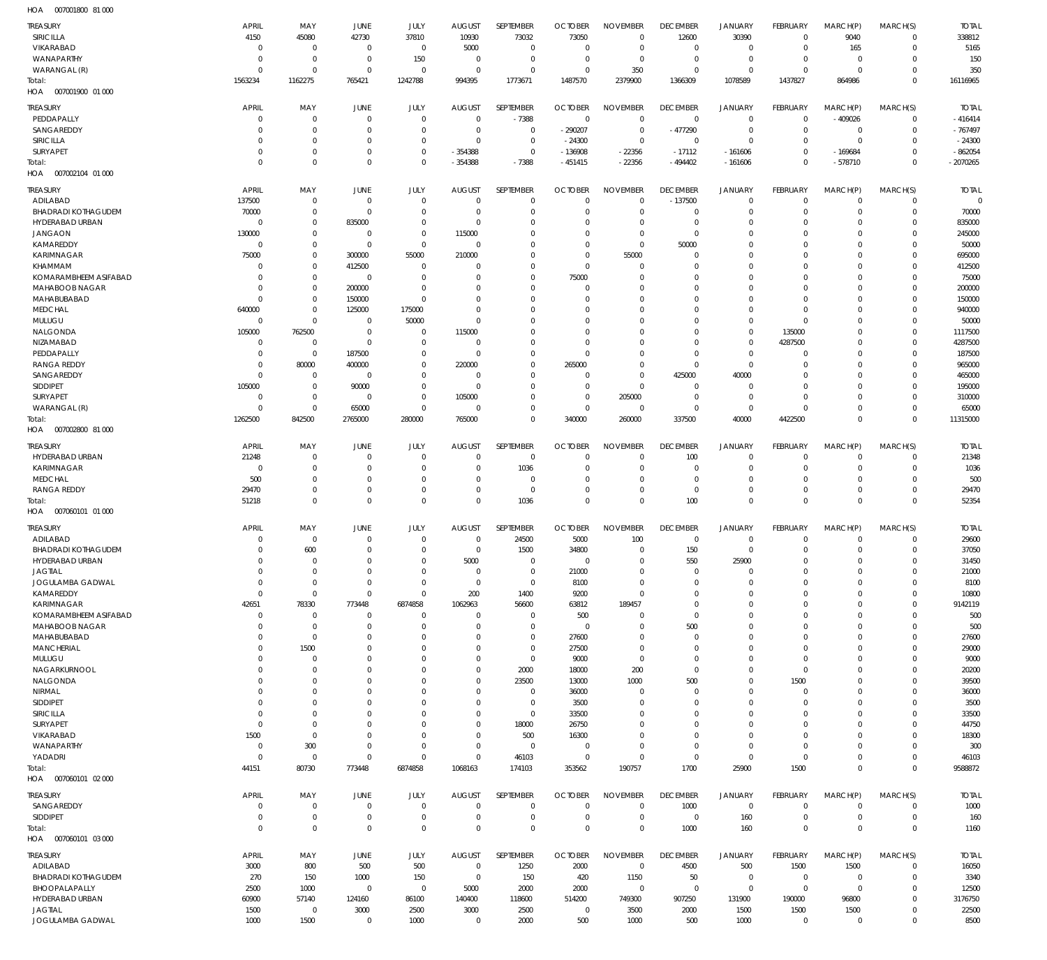HOA 007001800 81 000

| TREASURY | APRIL | MAY | JUNE | JULY | AUGUST | SEPTEMBER | OCTOBER | NOVEMBER | DECEMBER | JANUARY | FEBRUARY | MARCH(P) | MARCH(S) | TOTAL |
|---|---|---|---|---|---|---|---|---|---|---|---|---|---|---|
| SIRICILLA | 4150 | 45080 | 42730 | 37810 | 10930 | 73032 | 73050 | 0 | 12600 | 30390 | 0 | 9040 | 0 | 338812 |
| VIKARABAD | 0 | 0 | 0 | 0 | 5000 | 0 | 0 | 0 | 0 | 0 | 0 | 165 | 0 | 5165 |
| WANAPARTHY | 0 | 0 | 0 | 150 | 0 | 0 | 0 | 0 | 0 | 0 | 0 | 0 | 0 | 150 |
| WARANGAL (R) | 0 | 0 | 0 | 0 | 0 | 0 | 0 | 350 | 0 | 0 | 0 | 0 | 0 | 350 |
| Total: | 1563234 | 1162275 | 765421 | 1242788 | 994395 | 1773671 | 1487570 | 2379900 | 1366309 | 1078589 | 1437827 | 864986 | 0 | 16116965 |

HOA 007001900 01 000

| TREASURY | APRIL | MAY | JUNE | JULY | AUGUST | SEPTEMBER | OCTOBER | NOVEMBER | DECEMBER | JANUARY | FEBRUARY | MARCH(P) | MARCH(S) | TOTAL |
|---|---|---|---|---|---|---|---|---|---|---|---|---|---|---|
| PEDDAPALLY | 0 | 0 | 0 | 0 | 0 | -7388 | 0 | 0 | 0 | 0 | 0 | -409026 | 0 | -416414 |
| SANGAREDDY | 0 | 0 | 0 | 0 | 0 | 0 | -290207 | 0 | -477290 | 0 | 0 | 0 | 0 | -767497 |
| SIRICILLA | 0 | 0 | 0 | 0 | 0 | 0 | -24300 | 0 | 0 | 0 | 0 | 0 | 0 | -24300 |
| SURYAPET | 0 | 0 | 0 | 0 | -354388 | 0 | -136908 | -22356 | -17112 | -161606 | 0 | -169684 | 0 | -862054 |
| Total: | 0 | 0 | 0 | 0 | -354388 | -7388 | -451415 | -22356 | -494402 | -161606 | 0 | -578710 | 0 | -2070265 |

HOA 007002104 01 000

| TREASURY | APRIL | MAY | JUNE | JULY | AUGUST | SEPTEMBER | OCTOBER | NOVEMBER | DECEMBER | JANUARY | FEBRUARY | MARCH(P) | MARCH(S) | TOTAL |
|---|---|---|---|---|---|---|---|---|---|---|---|---|---|---|
| ADILABAD | 137500 | 0 | 0 | 0 | 0 | 0 | 0 | 0 | -137500 | 0 | 0 | 0 | 0 | 0 |
| BHADRADI KOTHAGUDEM | 70000 | 0 | 0 | 0 | 0 | 0 | 0 | 0 | 0 | 0 | 0 | 0 | 0 | 70000 |
| HYDERABAD URBAN | 0 | 0 | 835000 | 0 | 0 | 0 | 0 | 0 | 0 | 0 | 0 | 0 | 0 | 835000 |
| JANGAON | 130000 | 0 | 0 | 0 | 115000 | 0 | 0 | 0 | 0 | 0 | 0 | 0 | 0 | 245000 |
| KAMAREDDY | 0 | 0 | 0 | 0 | 0 | 0 | 0 | 0 | 50000 | 0 | 0 | 0 | 0 | 50000 |
| KARIMNAGAR | 75000 | 0 | 300000 | 55000 | 210000 | 0 | 0 | 55000 | 0 | 0 | 0 | 0 | 0 | 695000 |
| KHAMMAM | 0 | 0 | 412500 | 0 | 0 | 0 | 0 | 0 | 0 | 0 | 0 | 0 | 0 | 412500 |
| KOMARAMBHEEM ASIFABAD | 0 | 0 | 0 | 0 | 0 | 0 | 75000 | 0 | 0 | 0 | 0 | 0 | 0 | 75000 |
| MAHABOOB NAGAR | 0 | 0 | 200000 | 0 | 0 | 0 | 0 | 0 | 0 | 0 | 0 | 0 | 0 | 200000 |
| MAHABUBABAD | 0 | 0 | 150000 | 0 | 0 | 0 | 0 | 0 | 0 | 0 | 0 | 0 | 0 | 150000 |
| MEDCHAL | 640000 | 0 | 125000 | 175000 | 0 | 0 | 0 | 0 | 0 | 0 | 0 | 0 | 0 | 940000 |
| MULUGU | 0 | 0 | 0 | 50000 | 0 | 0 | 0 | 0 | 0 | 0 | 0 | 0 | 0 | 50000 |
| NALGONDA | 105000 | 762500 | 0 | 0 | 115000 | 0 | 0 | 0 | 0 | 0 | 135000 | 0 | 0 | 1117500 |
| NIZAMABAD | 0 | 0 | 0 | 0 | 0 | 0 | 0 | 0 | 0 | 0 | 4287500 | 0 | 0 | 4287500 |
| PEDDAPALLY | 0 | 0 | 187500 | 0 | 0 | 0 | 0 | 0 | 0 | 0 | 0 | 0 | 0 | 187500 |
| RANGA REDDY | 0 | 80000 | 400000 | 0 | 220000 | 0 | 265000 | 0 | 0 | 0 | 0 | 0 | 0 | 965000 |
| SANGAREDDY | 0 | 0 | 0 | 0 | 0 | 0 | 0 | 0 | 425000 | 40000 | 0 | 0 | 0 | 465000 |
| SIDDIPET | 105000 | 0 | 90000 | 0 | 0 | 0 | 0 | 0 | 0 | 0 | 0 | 0 | 0 | 195000 |
| SURYAPET | 0 | 0 | 0 | 0 | 105000 | 0 | 0 | 205000 | 0 | 0 | 0 | 0 | 0 | 310000 |
| WARANGAL (R) | 0 | 0 | 65000 | 0 | 0 | 0 | 0 | 0 | 0 | 0 | 0 | 0 | 0 | 65000 |
| Total: | 1262500 | 842500 | 2765000 | 280000 | 765000 | 0 | 340000 | 260000 | 337500 | 40000 | 4422500 | 0 | 0 | 11315000 |

HOA 007002800 81 000

| TREASURY | APRIL | MAY | JUNE | JULY | AUGUST | SEPTEMBER | OCTOBER | NOVEMBER | DECEMBER | JANUARY | FEBRUARY | MARCH(P) | MARCH(S) | TOTAL |
|---|---|---|---|---|---|---|---|---|---|---|---|---|---|---|
| HYDERABAD URBAN | 21248 | 0 | 0 | 0 | 0 | 0 | 0 | 0 | 100 | 0 | 0 | 0 | 0 | 21348 |
| KARIMNAGAR | 0 | 0 | 0 | 0 | 0 | 1036 | 0 | 0 | 0 | 0 | 0 | 0 | 0 | 1036 |
| MEDCHAL | 500 | 0 | 0 | 0 | 0 | 0 | 0 | 0 | 0 | 0 | 0 | 0 | 0 | 500 |
| RANGA REDDY | 29470 | 0 | 0 | 0 | 0 | 0 | 0 | 0 | 0 | 0 | 0 | 0 | 0 | 29470 |
| Total: | 51218 | 0 | 0 | 0 | 0 | 1036 | 0 | 0 | 100 | 0 | 0 | 0 | 0 | 52354 |

HOA 007060101 01 000

| TREASURY | APRIL | MAY | JUNE | JULY | AUGUST | SEPTEMBER | OCTOBER | NOVEMBER | DECEMBER | JANUARY | FEBRUARY | MARCH(P) | MARCH(S) | TOTAL |
|---|---|---|---|---|---|---|---|---|---|---|---|---|---|---|
| ADILABAD | 0 | 0 | 0 | 0 | 0 | 24500 | 5000 | 100 | 0 | 0 | 0 | 0 | 0 | 29600 |
| BHADRADI KOTHAGUDEM | 0 | 600 | 0 | 0 | 0 | 1500 | 34800 | 0 | 150 | 0 | 0 | 0 | 0 | 37050 |
| HYDERABAD URBAN | 0 | 0 | 0 | 0 | 5000 | 0 | 0 | 0 | 550 | 25900 | 0 | 0 | 0 | 31450 |
| JAGTIAL | 0 | 0 | 0 | 0 | 0 | 0 | 21000 | 0 | 0 | 0 | 0 | 0 | 0 | 21000 |
| JOGULAMBA GADWAL | 0 | 0 | 0 | 0 | 0 | 0 | 8100 | 0 | 0 | 0 | 0 | 0 | 0 | 8100 |
| KAMAREDDY | 0 | 0 | 0 | 0 | 200 | 1400 | 9200 | 0 | 0 | 0 | 0 | 0 | 0 | 10800 |
| KARIMNAGAR | 42651 | 78330 | 773448 | 6874858 | 1062963 | 56600 | 63812 | 189457 | 0 | 0 | 0 | 0 | 0 | 9142119 |
| KOMARAMBHEEM ASIFABAD | 0 | 0 | 0 | 0 | 0 | 0 | 500 | 0 | 0 | 0 | 0 | 0 | 0 | 500 |
| MAHABOOB NAGAR | 0 | 0 | 0 | 0 | 0 | 0 | 0 | 0 | 500 | 0 | 0 | 0 | 0 | 500 |
| MAHABUBABAD | 0 | 0 | 0 | 0 | 0 | 0 | 27600 | 0 | 0 | 0 | 0 | 0 | 0 | 27600 |
| MANCHERIAL | 0 | 1500 | 0 | 0 | 0 | 0 | 27500 | 0 | 0 | 0 | 0 | 0 | 0 | 29000 |
| MULUGU | 0 | 0 | 0 | 0 | 0 | 0 | 9000 | 0 | 0 | 0 | 0 | 0 | 0 | 9000 |
| NAGARKURNOOL | 0 | 0 | 0 | 0 | 0 | 2000 | 18000 | 200 | 0 | 0 | 0 | 0 | 0 | 20200 |
| NALGONDA | 0 | 0 | 0 | 0 | 0 | 23500 | 13000 | 1000 | 500 | 0 | 1500 | 0 | 0 | 39500 |
| NIRMAL | 0 | 0 | 0 | 0 | 0 | 0 | 36000 | 0 | 0 | 0 | 0 | 0 | 0 | 36000 |
| SIDDIPET | 0 | 0 | 0 | 0 | 0 | 0 | 3500 | 0 | 0 | 0 | 0 | 0 | 0 | 3500 |
| SIRICILLA | 0 | 0 | 0 | 0 | 0 | 0 | 33500 | 0 | 0 | 0 | 0 | 0 | 0 | 33500 |
| SURYAPET | 0 | 0 | 0 | 0 | 0 | 18000 | 26750 | 0 | 0 | 0 | 0 | 0 | 0 | 44750 |
| VIKARABAD | 1500 | 0 | 0 | 0 | 0 | 500 | 16300 | 0 | 0 | 0 | 0 | 0 | 0 | 18300 |
| WANAPARTHY | 0 | 300 | 0 | 0 | 0 | 0 | 0 | 0 | 0 | 0 | 0 | 0 | 0 | 300 |
| YADADRI | 0 | 0 | 0 | 0 | 0 | 46103 | 0 | 0 | 0 | 0 | 0 | 0 | 0 | 46103 |
| Total: | 44151 | 80730 | 773448 | 6874858 | 1068163 | 174103 | 353562 | 190757 | 1700 | 25900 | 1500 | 0 | 0 | 9588872 |

HOA 007060101 02 000

| TREASURY | APRIL | MAY | JUNE | JULY | AUGUST | SEPTEMBER | OCTOBER | NOVEMBER | DECEMBER | JANUARY | FEBRUARY | MARCH(P) | MARCH(S) | TOTAL |
|---|---|---|---|---|---|---|---|---|---|---|---|---|---|---|
| SANGAREDDY | 0 | 0 | 0 | 0 | 0 | 0 | 0 | 0 | 1000 | 0 | 0 | 0 | 0 | 1000 |
| SIDDIPET | 0 | 0 | 0 | 0 | 0 | 0 | 0 | 0 | 0 | 160 | 0 | 0 | 0 | 160 |
| Total: | 0 | 0 | 0 | 0 | 0 | 0 | 0 | 0 | 1000 | 160 | 0 | 0 | 0 | 1160 |

HOA 007060101 03 000

| TREASURY | APRIL | MAY | JUNE | JULY | AUGUST | SEPTEMBER | OCTOBER | NOVEMBER | DECEMBER | JANUARY | FEBRUARY | MARCH(P) | MARCH(S) | TOTAL |
|---|---|---|---|---|---|---|---|---|---|---|---|---|---|---|
| ADILABAD | 3000 | 800 | 500 | 500 | 0 | 1250 | 2000 | 0 | 4500 | 500 | 1500 | 1500 | 0 | 16050 |
| BHADRADI KOTHAGUDEM | 270 | 150 | 1000 | 150 | 0 | 150 | 420 | 1150 | 50 | 0 | 0 | 0 | 0 | 3340 |
| BHOOPALAPALLY | 2500 | 1000 | 0 | 0 | 5000 | 2000 | 2000 | 0 | 0 | 0 | 0 | 0 | 0 | 12500 |
| HYDERABAD URBAN | 60900 | 57140 | 124160 | 86100 | 140400 | 118600 | 514200 | 749300 | 907250 | 131900 | 190000 | 96800 | 0 | 3176750 |
| JAGTIAL | 1500 | 0 | 3000 | 2500 | 3000 | 2500 | 0 | 3500 | 2000 | 1500 | 1500 | 1500 | 0 | 22500 |
| JOGULAMBA GADWAL | 1000 | 1500 | 0 | 1000 | 0 | 2000 | 500 | 1000 | 500 | 1000 | 0 | 0 | 0 | 8500 |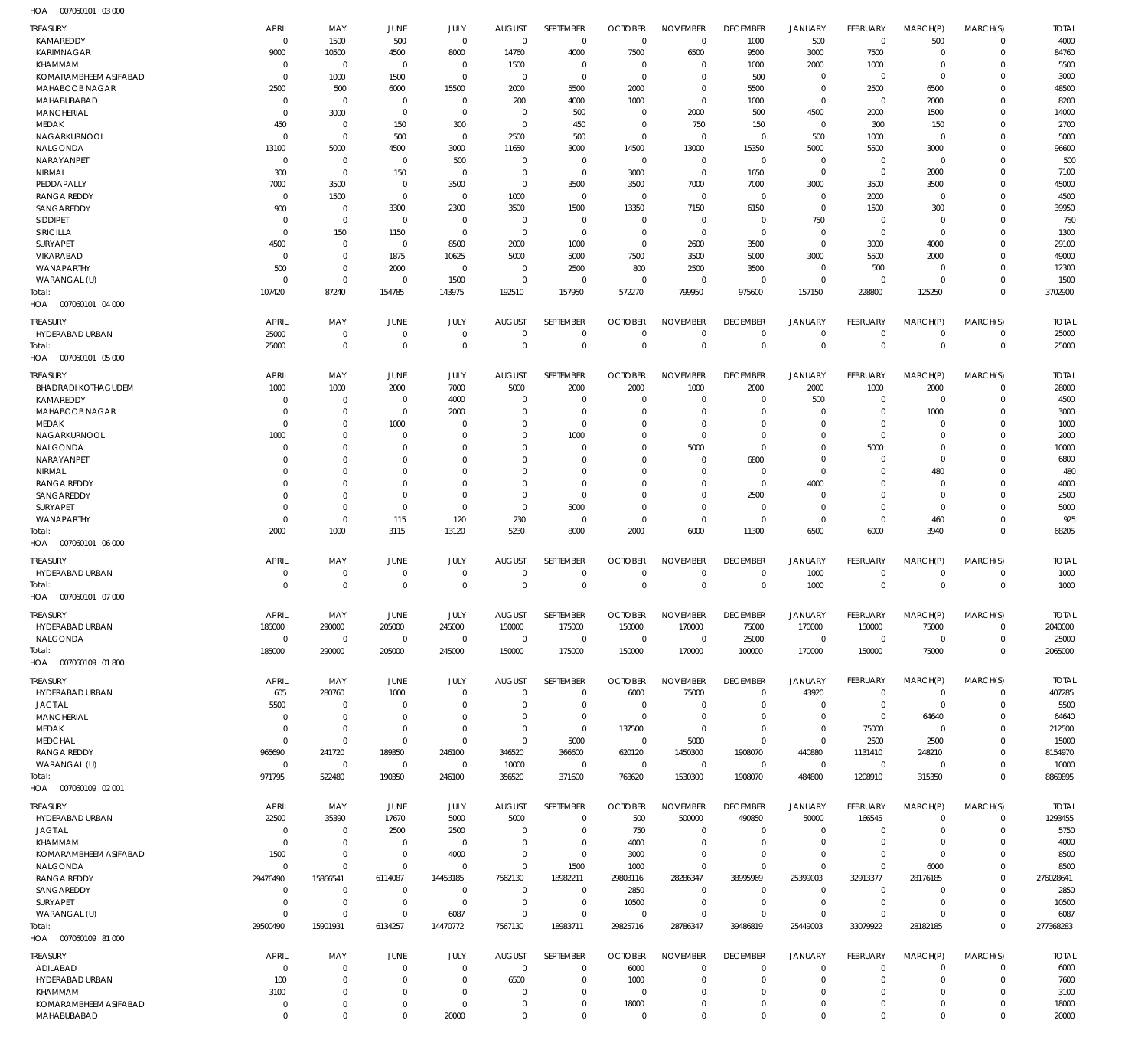HOA 007060101 03 000

| TREASURY | APRIL | MAY | JUNE | JULY | AUGUST | SEPTEMBER | OCTOBER | NOVEMBER | DECEMBER | JANUARY | FEBRUARY | MARCH(P) | MARCH(S) | TOTAL |
|---|---|---|---|---|---|---|---|---|---|---|---|---|---|---|
| KAMAREDDY | 0 | 1500 | 500 | 0 | 0 | 0 | 0 | 0 | 1000 | 500 | 0 | 500 | 0 | 4000 |
| KARIMNAGAR | 9000 | 10500 | 4500 | 8000 | 14760 | 4000 | 7500 | 6500 | 9500 | 3000 | 7500 | 0 | 0 | 84760 |
| KHAMMAM | 0 | 0 | 0 | 0 | 1500 | 0 | 0 | 0 | 1000 | 2000 | 1000 | 0 | 0 | 5500 |
| KOMARAMBHEEM ASIFABAD | 0 | 1000 | 1500 | 0 | 0 | 0 | 0 | 0 | 500 | 0 | 0 | 0 | 0 | 3000 |
| MAHABOOB NAGAR | 2500 | 500 | 6000 | 15500 | 2000 | 5500 | 2000 | 0 | 5500 | 0 | 2500 | 6500 | 0 | 48500 |
| MAHABUBABAD | 0 | 0 | 0 | 0 | 200 | 4000 | 1000 | 0 | 1000 | 0 | 0 | 2000 | 0 | 8200 |
| MANCHERIAL | 0 | 3000 | 0 | 0 | 0 | 500 | 0 | 2000 | 500 | 4500 | 2000 | 1500 | 0 | 14000 |
| MEDAK | 450 | 0 | 150 | 300 | 0 | 450 | 0 | 750 | 150 | 0 | 300 | 150 | 0 | 2700 |
| NAGARKURNOOL | 0 | 0 | 500 | 0 | 2500 | 500 | 0 | 0 | 0 | 500 | 1000 | 0 | 0 | 5000 |
| NALGONDA | 13100 | 5000 | 4500 | 3000 | 11650 | 3000 | 14500 | 13000 | 15350 | 5000 | 5500 | 3000 | 0 | 96600 |
| NARAYANPET | 0 | 0 | 0 | 500 | 0 | 0 | 0 | 0 | 0 | 0 | 0 | 0 | 0 | 500 |
| NIRMAL | 300 | 0 | 150 | 0 | 0 | 0 | 3000 | 0 | 1650 | 0 | 0 | 2000 | 0 | 7100 |
| PEDDAPALLY | 7000 | 3500 | 0 | 3500 | 0 | 3500 | 3500 | 7000 | 7000 | 3000 | 3500 | 3500 | 0 | 45000 |
| RANGA REDDY | 0 | 1500 | 0 | 0 | 1000 | 0 | 0 | 0 | 0 | 0 | 2000 | 0 | 0 | 4500 |
| SANGAREDDY | 900 | 0 | 3300 | 2300 | 3500 | 1500 | 13350 | 7150 | 6150 | 0 | 1500 | 300 | 0 | 39950 |
| SIDDIPET | 0 | 0 | 0 | 0 | 0 | 0 | 0 | 0 | 0 | 750 | 0 | 0 | 0 | 750 |
| SIRICILLA | 0 | 150 | 1150 | 0 | 0 | 0 | 0 | 0 | 0 | 0 | 0 | 0 | 0 | 1300 |
| SURYAPET | 4500 | 0 | 0 | 8500 | 2000 | 1000 | 0 | 2600 | 3500 | 0 | 3000 | 4000 | 0 | 29100 |
| VIKARABAD | 0 | 0 | 1875 | 10625 | 5000 | 5000 | 7500 | 3500 | 5000 | 3000 | 5500 | 2000 | 0 | 49000 |
| WANAPARTHY | 500 | 0 | 2000 | 0 | 0 | 2500 | 800 | 2500 | 3500 | 0 | 500 | 0 | 0 | 12300 |
| WARANGAL (U) | 0 | 0 | 0 | 1500 | 0 | 0 | 0 | 0 | 0 | 0 | 0 | 0 | 0 | 1500 |
| Total: | 107420 | 87240 | 154785 | 143975 | 192510 | 157950 | 572270 | 799950 | 975600 | 157150 | 228800 | 125250 | 0 | 3702900 |

HOA 007060101 04 000

| TREASURY | APRIL | MAY | JUNE | JULY | AUGUST | SEPTEMBER | OCTOBER | NOVEMBER | DECEMBER | JANUARY | FEBRUARY | MARCH(P) | MARCH(S) | TOTAL |
|---|---|---|---|---|---|---|---|---|---|---|---|---|---|---|
| HYDERABAD URBAN | 25000 | 0 | 0 | 0 | 0 | 0 | 0 | 0 | 0 | 0 | 0 | 0 | 0 | 25000 |
| Total: | 25000 | 0 | 0 | 0 | 0 | 0 | 0 | 0 | 0 | 0 | 0 | 0 | 0 | 25000 |

HOA 007060101 05 000

| TREASURY | APRIL | MAY | JUNE | JULY | AUGUST | SEPTEMBER | OCTOBER | NOVEMBER | DECEMBER | JANUARY | FEBRUARY | MARCH(P) | MARCH(S) | TOTAL |
|---|---|---|---|---|---|---|---|---|---|---|---|---|---|---|
| BHADRADI KOTHAGUDEM | 1000 | 1000 | 2000 | 7000 | 5000 | 2000 | 2000 | 1000 | 2000 | 2000 | 1000 | 2000 | 0 | 28000 |
| KAMAREDDY | 0 | 0 | 0 | 4000 | 0 | 0 | 0 | 0 | 0 | 500 | 0 | 0 | 0 | 4500 |
| MAHABOOB NAGAR | 0 | 0 | 0 | 2000 | 0 | 0 | 0 | 0 | 0 | 0 | 0 | 1000 | 0 | 3000 |
| MEDAK | 0 | 0 | 1000 | 0 | 0 | 0 | 0 | 0 | 0 | 0 | 0 | 0 | 0 | 1000 |
| NAGARKURNOOL | 1000 | 0 | 0 | 0 | 0 | 1000 | 0 | 0 | 0 | 0 | 0 | 0 | 0 | 2000 |
| NALGONDA | 0 | 0 | 0 | 0 | 0 | 0 | 0 | 5000 | 0 | 0 | 5000 | 0 | 0 | 10000 |
| NARAYANPET | 0 | 0 | 0 | 0 | 0 | 0 | 0 | 0 | 6800 | 0 | 0 | 0 | 0 | 6800 |
| NIRMAL | 0 | 0 | 0 | 0 | 0 | 0 | 0 | 0 | 0 | 0 | 0 | 480 | 0 | 480 |
| RANGA REDDY | 0 | 0 | 0 | 0 | 0 | 0 | 0 | 0 | 0 | 4000 | 0 | 0 | 0 | 4000 |
| SANGAREDDY | 0 | 0 | 0 | 0 | 0 | 0 | 0 | 0 | 2500 | 0 | 0 | 0 | 0 | 2500 |
| SURYAPET | 0 | 0 | 0 | 0 | 0 | 5000 | 0 | 0 | 0 | 0 | 0 | 0 | 0 | 5000 |
| WANAPARTHY | 0 | 0 | 115 | 120 | 230 | 0 | 0 | 0 | 0 | 0 | 0 | 460 | 0 | 925 |
| Total: | 2000 | 1000 | 3115 | 13120 | 5230 | 8000 | 2000 | 6000 | 11300 | 6500 | 6000 | 3940 | 0 | 68205 |

HOA 007060101 06 000

| TREASURY | APRIL | MAY | JUNE | JULY | AUGUST | SEPTEMBER | OCTOBER | NOVEMBER | DECEMBER | JANUARY | FEBRUARY | MARCH(P) | MARCH(S) | TOTAL |
|---|---|---|---|---|---|---|---|---|---|---|---|---|---|---|
| HYDERABAD URBAN | 0 | 0 | 0 | 0 | 0 | 0 | 0 | 0 | 0 | 1000 | 0 | 0 | 0 | 1000 |
| Total: | 0 | 0 | 0 | 0 | 0 | 0 | 0 | 0 | 0 | 1000 | 0 | 0 | 0 | 1000 |

HOA 007060101 07 000

| TREASURY | APRIL | MAY | JUNE | JULY | AUGUST | SEPTEMBER | OCTOBER | NOVEMBER | DECEMBER | JANUARY | FEBRUARY | MARCH(P) | MARCH(S) | TOTAL |
|---|---|---|---|---|---|---|---|---|---|---|---|---|---|---|
| HYDERABAD URBAN | 185000 | 290000 | 205000 | 245000 | 150000 | 175000 | 150000 | 170000 | 75000 | 170000 | 150000 | 75000 | 0 | 2040000 |
| NALGONDA | 0 | 0 | 0 | 0 | 0 | 0 | 0 | 0 | 25000 | 0 | 0 | 0 | 0 | 25000 |
| Total: | 185000 | 290000 | 205000 | 245000 | 150000 | 175000 | 150000 | 170000 | 100000 | 170000 | 150000 | 75000 | 0 | 2065000 |

HOA 007060109 01 800

| TREASURY | APRIL | MAY | JUNE | JULY | AUGUST | SEPTEMBER | OCTOBER | NOVEMBER | DECEMBER | JANUARY | FEBRUARY | MARCH(P) | MARCH(S) | TOTAL |
|---|---|---|---|---|---|---|---|---|---|---|---|---|---|---|
| HYDERABAD URBAN | 605 | 280760 | 1000 | 0 | 0 | 0 | 6000 | 75000 | 0 | 43920 | 0 | 0 | 0 | 407285 |
| JAGTIAL | 5500 | 0 | 0 | 0 | 0 | 0 | 0 | 0 | 0 | 0 | 0 | 0 | 0 | 5500 |
| MANCHERIAL | 0 | 0 | 0 | 0 | 0 | 0 | 0 | 0 | 0 | 0 | 0 | 64640 | 0 | 64640 |
| MEDAK | 0 | 0 | 0 | 0 | 0 | 0 | 137500 | 0 | 0 | 0 | 75000 | 0 | 0 | 212500 |
| MEDCHAL | 0 | 0 | 0 | 0 | 0 | 5000 | 0 | 5000 | 0 | 0 | 2500 | 2500 | 0 | 15000 |
| RANGA REDDY | 965690 | 241720 | 189350 | 246100 | 346520 | 366600 | 620120 | 1450300 | 1908070 | 440880 | 1131410 | 248210 | 0 | 8154970 |
| WARANGAL (U) | 0 | 0 | 0 | 0 | 10000 | 0 | 0 | 0 | 0 | 0 | 0 | 0 | 0 | 10000 |
| Total: | 971795 | 522480 | 190350 | 246100 | 356520 | 371600 | 763620 | 1530300 | 1908070 | 484800 | 1208910 | 315350 | 0 | 8869895 |

HOA 007060109 02 001

| TREASURY | APRIL | MAY | JUNE | JULY | AUGUST | SEPTEMBER | OCTOBER | NOVEMBER | DECEMBER | JANUARY | FEBRUARY | MARCH(P) | MARCH(S) | TOTAL |
|---|---|---|---|---|---|---|---|---|---|---|---|---|---|---|
| HYDERABAD URBAN | 22500 | 35390 | 17670 | 5000 | 5000 | 0 | 500 | 500000 | 490850 | 50000 | 166545 | 0 | 0 | 1293455 |
| JAGTIAL | 0 | 0 | 2500 | 2500 | 0 | 0 | 750 | 0 | 0 | 0 | 0 | 0 | 0 | 5750 |
| KHAMMAM | 0 | 0 | 0 | 0 | 0 | 0 | 4000 | 0 | 0 | 0 | 0 | 0 | 0 | 4000 |
| KOMARAMBHEEM ASIFABAD | 1500 | 0 | 0 | 4000 | 0 | 0 | 3000 | 0 | 0 | 0 | 0 | 0 | 0 | 8500 |
| NALGONDA | 0 | 0 | 0 | 0 | 0 | 1500 | 1000 | 0 | 0 | 0 | 0 | 6000 | 0 | 8500 |
| RANGA REDDY | 29476490 | 15866541 | 6114087 | 14453185 | 7562130 | 18982211 | 29803116 | 28286347 | 38995969 | 25399003 | 32913377 | 28176185 | 0 | 276028641 |
| SANGAREDDY | 0 | 0 | 0 | 0 | 0 | 0 | 2850 | 0 | 0 | 0 | 0 | 0 | 0 | 2850 |
| SURYAPET | 0 | 0 | 0 | 0 | 0 | 0 | 10500 | 0 | 0 | 0 | 0 | 0 | 0 | 10500 |
| WARANGAL (U) | 0 | 0 | 0 | 6087 | 0 | 0 | 0 | 0 | 0 | 0 | 0 | 0 | 0 | 6087 |
| Total: | 29500490 | 15901931 | 6134257 | 14470772 | 7567130 | 18983711 | 29825716 | 28786347 | 39486819 | 25449003 | 33079922 | 28182185 | 0 | 277368283 |

HOA 007060109 81 000

| TREASURY | APRIL | MAY | JUNE | JULY | AUGUST | SEPTEMBER | OCTOBER | NOVEMBER | DECEMBER | JANUARY | FEBRUARY | MARCH(P) | MARCH(S) | TOTAL |
|---|---|---|---|---|---|---|---|---|---|---|---|---|---|---|
| ADILABAD | 0 | 0 | 0 | 0 | 0 | 0 | 6000 | 0 | 0 | 0 | 0 | 0 | 0 | 6000 |
| HYDERABAD URBAN | 100 | 0 | 0 | 0 | 6500 | 0 | 1000 | 0 | 0 | 0 | 0 | 0 | 0 | 7600 |
| KHAMMAM | 3100 | 0 | 0 | 0 | 0 | 0 | 0 | 0 | 0 | 0 | 0 | 0 | 0 | 3100 |
| KOMARAMBHEEM ASIFABAD | 0 | 0 | 0 | 0 | 0 | 0 | 18000 | 0 | 0 | 0 | 0 | 0 | 0 | 18000 |
| MAHABUBABAD | 0 | 0 | 0 | 20000 | 0 | 0 | 0 | 0 | 0 | 0 | 0 | 0 | 0 | 20000 |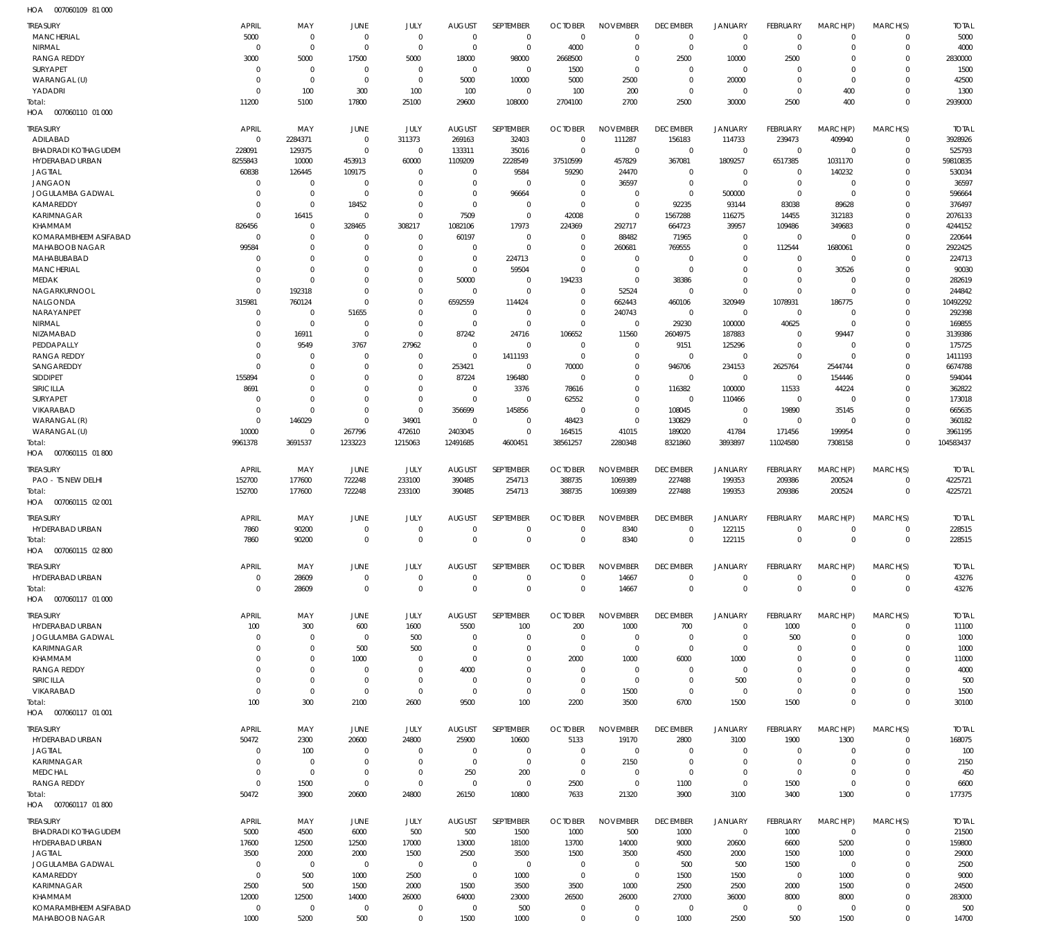HOA 007060109 81 000

| TREASURY | APRIL | MAY | JUNE | JULY | AUGUST | SEPTEMBER | OCTOBER | NOVEMBER | DECEMBER | JANUARY | FEBRUARY | MARCH(P) | MARCH(S) | TOTAL |
|---|---|---|---|---|---|---|---|---|---|---|---|---|---|---|
| MANCHERIAL | 5000 | 0 | 0 | 0 | 0 | 0 | 0 | 0 | 0 | 0 | 0 | 0 | 0 | 5000 |
| NIRMAL | 0 | 0 | 0 | 0 | 0 | 0 | 4000 | 0 | 0 | 0 | 0 | 0 | 0 | 4000 |
| RANGA REDDY | 3000 | 5000 | 17500 | 5000 | 18000 | 98000 | 2668500 | 0 | 2500 | 10000 | 2500 | 0 | 0 | 2830000 |
| SURYAPET | 0 | 0 | 0 | 0 | 0 | 0 | 1500 | 0 | 0 | 0 | 0 | 0 | 0 | 1500 |
| WARANGAL (U) | 0 | 0 | 0 | 0 | 5000 | 10000 | 5000 | 2500 | 0 | 20000 | 0 | 0 | 0 | 42500 |
| YADADRI | 0 | 100 | 300 | 100 | 100 | 0 | 100 | 200 | 0 | 0 | 0 | 400 | 0 | 1300 |
| Total: | 11200 | 5100 | 17800 | 25100 | 29600 | 108000 | 2704100 | 2700 | 2500 | 30000 | 2500 | 400 | 0 | 2939000 |

HOA 007060110 01 000

| TREASURY | APRIL | MAY | JUNE | JULY | AUGUST | SEPTEMBER | OCTOBER | NOVEMBER | DECEMBER | JANUARY | FEBRUARY | MARCH(P) | MARCH(S) | TOTAL |
|---|---|---|---|---|---|---|---|---|---|---|---|---|---|---|
| ADILABAD | 0 | 2284371 | 0 | 311373 | 269163 | 32403 | 0 | 111287 | 156183 | 114733 | 239473 | 409940 | 0 | 3928926 |
| BHADRADI KOTHAGUDEM | 228091 | 129375 | 0 | 0 | 133311 | 35016 | 0 | 0 | 0 | 0 | 0 | 0 | 0 | 525793 |
| HYDERABAD URBAN | 8255843 | 10000 | 453913 | 60000 | 1109209 | 2228549 | 37510599 | 457829 | 367081 | 1809257 | 6517385 | 1031170 | 0 | 59810835 |
| JAGTIAL | 60838 | 126445 | 109175 | 0 | 0 | 9584 | 59290 | 24470 | 0 | 0 | 0 | 140232 | 0 | 530034 |
| JANGAON | 0 | 0 | 0 | 0 | 0 | 0 | 0 | 36597 | 0 | 0 | 0 | 0 | 0 | 36597 |
| JOGULAMBA GADWAL | 0 | 0 | 0 | 0 | 0 | 96664 | 0 | 0 | 0 | 500000 | 0 | 0 | 0 | 596664 |
| KAMAREDDY | 0 | 0 | 18452 | 0 | 0 | 0 | 0 | 0 | 92235 | 93144 | 83038 | 89628 | 0 | 376497 |
| KARIMNAGAR | 0 | 16415 | 0 | 0 | 7509 | 0 | 42008 | 0 | 1567288 | 116275 | 14455 | 312183 | 0 | 2076133 |
| KHAMMAM | 826456 | 0 | 328465 | 308217 | 1082106 | 17973 | 224369 | 292717 | 664723 | 39957 | 109486 | 349683 | 0 | 4244152 |
| KOMARAMBHEEM ASIFABAD | 0 | 0 | 0 | 0 | 60197 | 0 | 0 | 88482 | 71965 | 0 | 0 | 0 | 0 | 220644 |
| MAHABOOB NAGAR | 99584 | 0 | 0 | 0 | 0 | 0 | 0 | 260681 | 769555 | 0 | 112544 | 1680061 | 0 | 2922425 |
| MAHABUBABAD | 0 | 0 | 0 | 0 | 0 | 224713 | 0 | 0 | 0 | 0 | 0 | 0 | 0 | 224713 |
| MANCHERIAL | 0 | 0 | 0 | 0 | 0 | 59504 | 0 | 0 | 0 | 0 | 0 | 30526 | 0 | 90030 |
| MEDAK | 0 | 0 | 0 | 0 | 50000 | 0 | 194233 | 0 | 38386 | 0 | 0 | 0 | 0 | 282619 |
| NAGARKURNOOL | 0 | 192318 | 0 | 0 | 0 | 0 | 0 | 52524 | 0 | 0 | 0 | 0 | 0 | 244842 |
| NALGONDA | 315981 | 760124 | 0 | 0 | 6592559 | 114424 | 0 | 662443 | 460106 | 320949 | 1078931 | 186775 | 0 | 10492292 |
| NARAYANPET | 0 | 0 | 51655 | 0 | 0 | 0 | 0 | 240743 | 0 | 0 | 0 | 0 | 0 | 292398 |
| NIRMAL | 0 | 0 | 0 | 0 | 0 | 0 | 0 | 0 | 29230 | 100000 | 40625 | 0 | 0 | 169855 |
| NIZAMABAD | 0 | 16911 | 0 | 0 | 87242 | 24716 | 106652 | 11560 | 2604975 | 187883 | 0 | 99447 | 0 | 3139386 |
| PEDDAPALLY | 0 | 9549 | 3767 | 27962 | 0 | 0 | 0 | 0 | 9151 | 125296 | 0 | 0 | 0 | 175725 |
| RANGA REDDY | 0 | 0 | 0 | 0 | 0 | 1411193 | 0 | 0 | 0 | 0 | 0 | 0 | 0 | 1411193 |
| SANGAREDDY | 0 | 0 | 0 | 0 | 253421 | 0 | 70000 | 0 | 946706 | 234153 | 2625764 | 2544744 | 0 | 6674788 |
| SIDDIPET | 155894 | 0 | 0 | 0 | 87224 | 196480 | 0 | 0 | 0 | 0 | 0 | 154446 | 0 | 594044 |
| SIRICILLA | 8691 | 0 | 0 | 0 | 0 | 3376 | 78616 | 0 | 116382 | 100000 | 11533 | 44224 | 0 | 362822 |
| SURYAPET | 0 | 0 | 0 | 0 | 0 | 0 | 62552 | 0 | 0 | 110466 | 0 | 0 | 0 | 173018 |
| VIKARABAD | 0 | 0 | 0 | 0 | 356699 | 145856 | 0 | 0 | 108045 | 0 | 19890 | 35145 | 0 | 665635 |
| WARANGAL (R) | 0 | 146029 | 0 | 34901 | 0 | 0 | 48423 | 0 | 130829 | 0 | 0 | 0 | 0 | 360182 |
| WARANGAL (U) | 10000 | 0 | 267796 | 472610 | 2403045 | 0 | 164515 | 41015 | 189020 | 41784 | 171456 | 199954 | 0 | 3961195 |
| Total: | 9961378 | 3691537 | 1233223 | 1215063 | 12491685 | 4600451 | 38561257 | 2280348 | 8321860 | 3893897 | 11024580 | 7308158 | 0 | 104583437 |

HOA 007060115 01 800

| TREASURY | APRIL | MAY | JUNE | JULY | AUGUST | SEPTEMBER | OCTOBER | NOVEMBER | DECEMBER | JANUARY | FEBRUARY | MARCH(P) | MARCH(S) | TOTAL |
|---|---|---|---|---|---|---|---|---|---|---|---|---|---|---|
| PAO - TS NEW DELHI | 152700 | 177600 | 722248 | 233100 | 390485 | 254713 | 388735 | 1069389 | 227488 | 199353 | 209386 | 200524 | 0 | 4225721 |
| Total: | 152700 | 177600 | 722248 | 233100 | 390485 | 254713 | 388735 | 1069389 | 227488 | 199353 | 209386 | 200524 | 0 | 4225721 |

HOA 007060115 02 001

| TREASURY | APRIL | MAY | JUNE | JULY | AUGUST | SEPTEMBER | OCTOBER | NOVEMBER | DECEMBER | JANUARY | FEBRUARY | MARCH(P) | MARCH(S) | TOTAL |
|---|---|---|---|---|---|---|---|---|---|---|---|---|---|---|
| HYDERABAD URBAN | 7860 | 90200 | 0 | 0 | 0 | 0 | 0 | 8340 | 0 | 122115 | 0 | 0 | 0 | 228515 |
| Total: | 7860 | 90200 | 0 | 0 | 0 | 0 | 0 | 8340 | 0 | 122115 | 0 | 0 | 0 | 228515 |

HOA 007060115 02 800

| TREASURY | APRIL | MAY | JUNE | JULY | AUGUST | SEPTEMBER | OCTOBER | NOVEMBER | DECEMBER | JANUARY | FEBRUARY | MARCH(P) | MARCH(S) | TOTAL |
|---|---|---|---|---|---|---|---|---|---|---|---|---|---|---|
| HYDERABAD URBAN | 0 | 28609 | 0 | 0 | 0 | 0 | 0 | 14667 | 0 | 0 | 0 | 0 | 0 | 43276 |
| Total: | 0 | 28609 | 0 | 0 | 0 | 0 | 0 | 14667 | 0 | 0 | 0 | 0 | 0 | 43276 |

HOA 007060117 01 000

| TREASURY | APRIL | MAY | JUNE | JULY | AUGUST | SEPTEMBER | OCTOBER | NOVEMBER | DECEMBER | JANUARY | FEBRUARY | MARCH(P) | MARCH(S) | TOTAL |
|---|---|---|---|---|---|---|---|---|---|---|---|---|---|---|
| HYDERABAD URBAN | 100 | 300 | 600 | 1600 | 5500 | 100 | 200 | 1000 | 700 | 0 | 1000 | 0 | 0 | 11100 |
| JOGULAMBA GADWAL | 0 | 0 | 0 | 500 | 0 | 0 | 0 | 0 | 0 | 0 | 500 | 0 | 0 | 1000 |
| KARIMNAGAR | 0 | 0 | 500 | 500 | 0 | 0 | 0 | 0 | 0 | 0 | 0 | 0 | 0 | 1000 |
| KHAMMAM | 0 | 0 | 1000 | 0 | 0 | 0 | 2000 | 1000 | 6000 | 1000 | 0 | 0 | 0 | 11000 |
| RANGA REDDY | 0 | 0 | 0 | 0 | 4000 | 0 | 0 | 0 | 0 | 0 | 0 | 0 | 0 | 4000 |
| SIRICILLA | 0 | 0 | 0 | 0 | 0 | 0 | 0 | 0 | 0 | 500 | 0 | 0 | 0 | 500 |
| VIKARABAD | 0 | 0 | 0 | 0 | 0 | 0 | 0 | 1500 | 0 | 0 | 0 | 0 | 0 | 1500 |
| Total: | 100 | 300 | 2100 | 2600 | 9500 | 100 | 2200 | 3500 | 6700 | 1500 | 1500 | 0 | 0 | 30100 |

HOA 007060117 01 001

| TREASURY | APRIL | MAY | JUNE | JULY | AUGUST | SEPTEMBER | OCTOBER | NOVEMBER | DECEMBER | JANUARY | FEBRUARY | MARCH(P) | MARCH(S) | TOTAL |
|---|---|---|---|---|---|---|---|---|---|---|---|---|---|---|
| HYDERABAD URBAN | 50472 | 2300 | 20600 | 24800 | 25900 | 10600 | 5133 | 19170 | 2800 | 3100 | 1900 | 1300 | 0 | 168075 |
| JAGTIAL | 0 | 100 | 0 | 0 | 0 | 0 | 0 | 0 | 0 | 0 | 0 | 0 | 0 | 100 |
| KARIMNAGAR | 0 | 0 | 0 | 0 | 0 | 0 | 0 | 2150 | 0 | 0 | 0 | 0 | 0 | 2150 |
| MEDCHAL | 0 | 0 | 0 | 0 | 250 | 200 | 0 | 0 | 0 | 0 | 0 | 0 | 0 | 450 |
| RANGA REDDY | 0 | 1500 | 0 | 0 | 0 | 0 | 2500 | 0 | 1100 | 0 | 1500 | 0 | 0 | 6600 |
| Total: | 50472 | 3900 | 20600 | 24800 | 26150 | 10800 | 7633 | 21320 | 3900 | 3100 | 3400 | 1300 | 0 | 177375 |

HOA 007060117 01 800

| TREASURY | APRIL | MAY | JUNE | JULY | AUGUST | SEPTEMBER | OCTOBER | NOVEMBER | DECEMBER | JANUARY | FEBRUARY | MARCH(P) | MARCH(S) | TOTAL |
|---|---|---|---|---|---|---|---|---|---|---|---|---|---|---|
| BHADRADI KOTHAGUDEM | 5000 | 4500 | 6000 | 500 | 500 | 1500 | 1000 | 500 | 1000 | 0 | 1000 | 0 | 0 | 21500 |
| HYDERABAD URBAN | 17600 | 12500 | 12500 | 17000 | 13000 | 18100 | 13700 | 14000 | 9000 | 20600 | 6600 | 5200 | 0 | 159800 |
| JAGTIAL | 3500 | 2000 | 2000 | 1500 | 2500 | 3500 | 1500 | 3500 | 4500 | 2000 | 1500 | 1000 | 0 | 29000 |
| JOGULAMBA GADWAL | 0 | 0 | 0 | 0 | 0 | 0 | 0 | 0 | 500 | 500 | 1500 | 0 | 0 | 2500 |
| KAMAREDDY | 0 | 500 | 1000 | 2500 | 0 | 1000 | 0 | 0 | 1500 | 1500 | 0 | 1000 | 0 | 9000 |
| KARIMNAGAR | 2500 | 500 | 1500 | 2000 | 1500 | 3500 | 3500 | 1000 | 2500 | 2500 | 2000 | 1500 | 0 | 24500 |
| KHAMMAM | 12000 | 12500 | 14000 | 26000 | 64000 | 23000 | 26500 | 26000 | 27000 | 36000 | 8000 | 8000 | 0 | 283000 |
| KOMARAMBHEEM ASIFABAD | 0 | 0 | 0 | 0 | 0 | 500 | 0 | 0 | 0 | 0 | 0 | 0 | 0 | 500 |
| MAHABOOB NAGAR | 1000 | 5200 | 500 | 0 | 1500 | 1000 | 0 | 0 | 1000 | 2500 | 500 | 1500 | 0 | 14700 |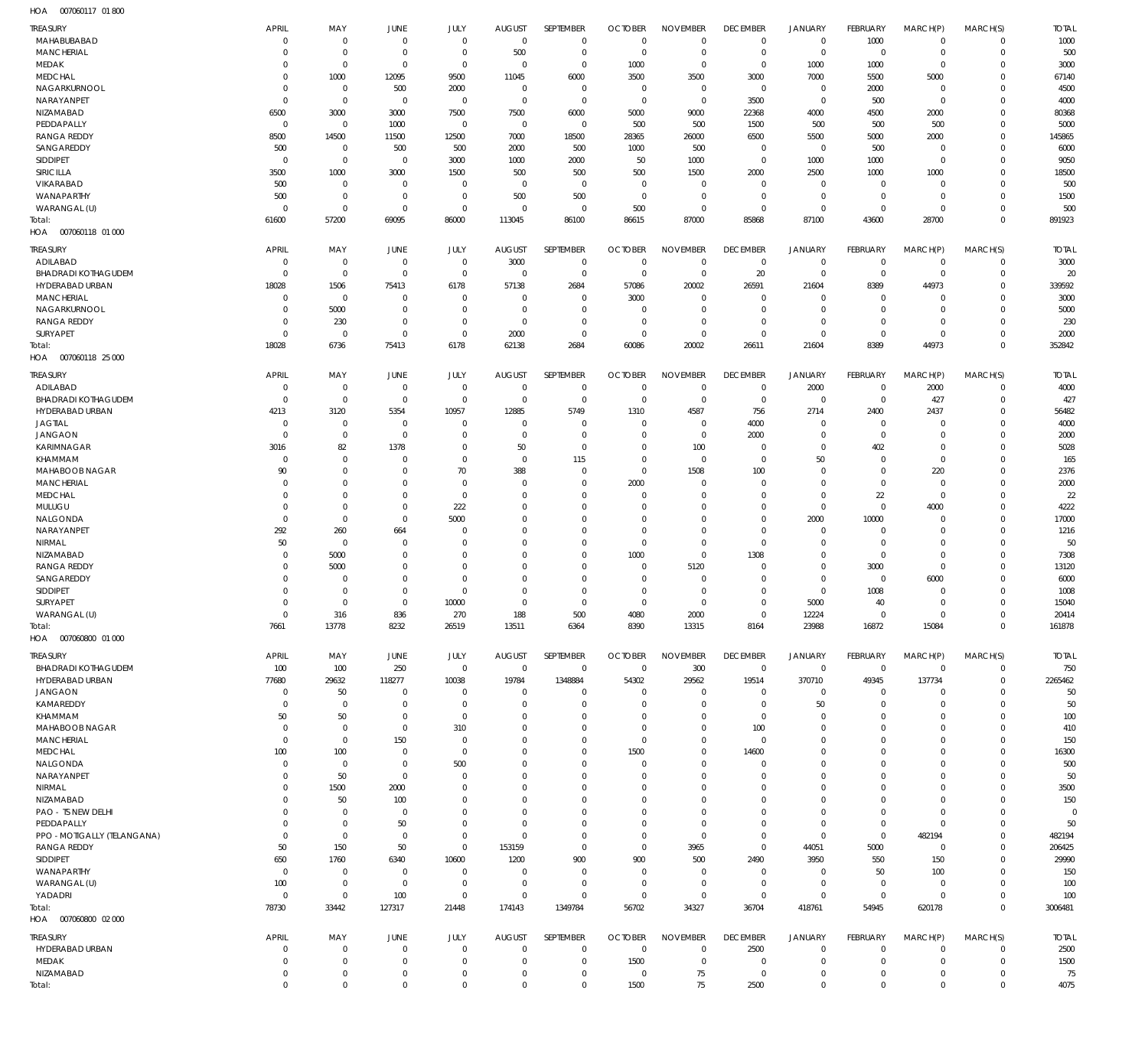HOA 007060117 01 800

| TREASURY | APRIL | MAY | JUNE | JULY | AUGUST | SEPTEMBER | OCTOBER | NOVEMBER | DECEMBER | JANUARY | FEBRUARY | MARCH(P) | MARCH(S) | TOTAL |
|---|---|---|---|---|---|---|---|---|---|---|---|---|---|---|
| MAHABUBABAD | 0 | 0 | 0 | 0 | 0 | 0 | 0 | 0 | 0 | 0 | 1000 | 0 | 0 | 1000 |
| MANCHERIAL | 0 | 0 | 0 | 0 | 500 | 0 | 0 | 0 | 0 | 0 | 0 | 0 | 0 | 500 |
| MEDAK | 0 | 0 | 0 | 0 | 0 | 0 | 1000 | 0 | 0 | 1000 | 1000 | 0 | 0 | 3000 |
| MEDCHAL | 0 | 1000 | 12095 | 9500 | 11045 | 6000 | 3500 | 3500 | 3000 | 7000 | 5500 | 5000 | 0 | 67140 |
| NAGARKURNOOL | 0 | 0 | 500 | 2000 | 0 | 0 | 0 | 0 | 0 | 0 | 2000 | 0 | 0 | 4500 |
| NARAYANPET | 0 | 0 | 0 | 0 | 0 | 0 | 0 | 0 | 3500 | 0 | 500 | 0 | 0 | 4000 |
| NIZAMABAD | 6500 | 3000 | 3000 | 7500 | 7500 | 6000 | 5000 | 9000 | 22368 | 4000 | 4500 | 2000 | 0 | 80368 |
| PEDDAPALLY | 0 | 0 | 1000 | 0 | 0 | 0 | 500 | 500 | 1500 | 500 | 500 | 500 | 0 | 5000 |
| RANGA REDDY | 8500 | 14500 | 11500 | 12500 | 7000 | 18500 | 28365 | 26000 | 6500 | 5500 | 5000 | 2000 | 0 | 145865 |
| SANGAREDDY | 500 | 0 | 500 | 500 | 2000 | 500 | 1000 | 500 | 0 | 0 | 500 | 0 | 0 | 6000 |
| SIDDIPET | 0 | 0 | 0 | 3000 | 1000 | 2000 | 50 | 1000 | 0 | 1000 | 1000 | 0 | 0 | 9050 |
| SIRICILLA | 3500 | 1000 | 3000 | 1500 | 500 | 500 | 500 | 1500 | 2000 | 2500 | 1000 | 1000 | 0 | 18500 |
| VIKARABAD | 500 | 0 | 0 | 0 | 0 | 0 | 0 | 0 | 0 | 0 | 0 | 0 | 0 | 500 |
| WANAPARTHY | 500 | 0 | 0 | 0 | 500 | 500 | 0 | 0 | 0 | 0 | 0 | 0 | 0 | 1500 |
| WARANGAL (U) | 0 | 0 | 0 | 0 | 0 | 0 | 500 | 0 | 0 | 0 | 0 | 0 | 0 | 500 |
| Total: | 61600 | 57200 | 69095 | 86000 | 113045 | 86100 | 86615 | 87000 | 85868 | 87100 | 43600 | 28700 | 0 | 891923 |

HOA 007060118 01 000

| TREASURY | APRIL | MAY | JUNE | JULY | AUGUST | SEPTEMBER | OCTOBER | NOVEMBER | DECEMBER | JANUARY | FEBRUARY | MARCH(P) | MARCH(S) | TOTAL |
|---|---|---|---|---|---|---|---|---|---|---|---|---|---|---|
| ADILABAD | 0 | 0 | 0 | 0 | 3000 | 0 | 0 | 0 | 0 | 0 | 0 | 0 | 0 | 3000 |
| BHADRADI KOTHAGUDEM | 0 | 0 | 0 | 0 | 0 | 0 | 0 | 0 | 20 | 0 | 0 | 0 | 0 | 20 |
| HYDERABAD URBAN | 18028 | 1506 | 75413 | 6178 | 57138 | 2684 | 57086 | 20002 | 26591 | 21604 | 8389 | 44973 | 0 | 339592 |
| MANCHERIAL | 0 | 0 | 0 | 0 | 0 | 0 | 3000 | 0 | 0 | 0 | 0 | 0 | 0 | 3000 |
| NAGARKURNOOL | 0 | 5000 | 0 | 0 | 0 | 0 | 0 | 0 | 0 | 0 | 0 | 0 | 0 | 5000 |
| RANGA REDDY | 0 | 230 | 0 | 0 | 0 | 0 | 0 | 0 | 0 | 0 | 0 | 0 | 0 | 230 |
| SURYAPET | 0 | 0 | 0 | 0 | 2000 | 0 | 0 | 0 | 0 | 0 | 0 | 0 | 0 | 2000 |
| Total: | 18028 | 6736 | 75413 | 6178 | 62138 | 2684 | 60086 | 20002 | 26611 | 21604 | 8389 | 44973 | 0 | 352842 |

HOA 007060118 25 000

| TREASURY | APRIL | MAY | JUNE | JULY | AUGUST | SEPTEMBER | OCTOBER | NOVEMBER | DECEMBER | JANUARY | FEBRUARY | MARCH(P) | MARCH(S) | TOTAL |
|---|---|---|---|---|---|---|---|---|---|---|---|---|---|---|
| ADILABAD | 0 | 0 | 0 | 0 | 0 | 0 | 0 | 0 | 0 | 2000 | 0 | 2000 | 0 | 4000 |
| BHADRADI KOTHAGUDEM | 0 | 0 | 0 | 0 | 0 | 0 | 0 | 0 | 0 | 0 | 0 | 427 | 0 | 427 |
| HYDERABAD URBAN | 4213 | 3120 | 5354 | 10957 | 12885 | 5749 | 1310 | 4587 | 756 | 2714 | 2400 | 2437 | 0 | 56482 |
| JAGTIAL | 0 | 0 | 0 | 0 | 0 | 0 | 0 | 0 | 4000 | 0 | 0 | 0 | 0 | 4000 |
| JANGAON | 0 | 0 | 0 | 0 | 0 | 0 | 0 | 0 | 2000 | 0 | 0 | 0 | 0 | 2000 |
| KARIMNAGAR | 3016 | 82 | 1378 | 0 | 50 | 0 | 0 | 100 | 0 | 0 | 402 | 0 | 0 | 5028 |
| KHAMMAM | 0 | 0 | 0 | 0 | 0 | 115 | 0 | 0 | 0 | 50 | 0 | 0 | 0 | 165 |
| MAHABOOB NAGAR | 90 | 0 | 0 | 70 | 388 | 0 | 0 | 1508 | 100 | 0 | 0 | 220 | 0 | 2376 |
| MANCHERIAL | 0 | 0 | 0 | 0 | 0 | 0 | 2000 | 0 | 0 | 0 | 0 | 0 | 0 | 2000 |
| MEDCHAL | 0 | 0 | 0 | 0 | 0 | 0 | 0 | 0 | 0 | 0 | 22 | 0 | 0 | 22 |
| MULUGU | 0 | 0 | 0 | 222 | 0 | 0 | 0 | 0 | 0 | 0 | 0 | 4000 | 0 | 4222 |
| NALGONDA | 0 | 0 | 0 | 5000 | 0 | 0 | 0 | 0 | 0 | 2000 | 10000 | 0 | 0 | 17000 |
| NARAYANPET | 292 | 260 | 664 | 0 | 0 | 0 | 0 | 0 | 0 | 0 | 0 | 0 | 0 | 1216 |
| NIRMAL | 50 | 0 | 0 | 0 | 0 | 0 | 0 | 0 | 0 | 0 | 0 | 0 | 0 | 50 |
| NIZAMABAD | 0 | 5000 | 0 | 0 | 0 | 0 | 1000 | 0 | 1308 | 0 | 0 | 0 | 0 | 7308 |
| RANGA REDDY | 0 | 5000 | 0 | 0 | 0 | 0 | 0 | 5120 | 0 | 0 | 3000 | 0 | 0 | 13120 |
| SANGAREDDY | 0 | 0 | 0 | 0 | 0 | 0 | 0 | 0 | 0 | 0 | 0 | 6000 | 0 | 6000 |
| SIDDIPET | 0 | 0 | 0 | 0 | 0 | 0 | 0 | 0 | 0 | 0 | 1008 | 0 | 0 | 1008 |
| SURYAPET | 0 | 0 | 0 | 10000 | 0 | 0 | 0 | 0 | 0 | 5000 | 40 | 0 | 0 | 15040 |
| WARANGAL (U) | 0 | 316 | 836 | 270 | 188 | 500 | 4080 | 2000 | 0 | 12224 | 0 | 0 | 0 | 20414 |
| Total: | 7661 | 13778 | 8232 | 26519 | 13511 | 6364 | 8390 | 13315 | 8164 | 23988 | 16872 | 15084 | 0 | 161878 |

HOA 007060800 01 000

| TREASURY | APRIL | MAY | JUNE | JULY | AUGUST | SEPTEMBER | OCTOBER | NOVEMBER | DECEMBER | JANUARY | FEBRUARY | MARCH(P) | MARCH(S) | TOTAL |
|---|---|---|---|---|---|---|---|---|---|---|---|---|---|---|
| BHADRADI KOTHAGUDEM | 100 | 100 | 250 | 0 | 0 | 0 | 0 | 300 | 0 | 0 | 0 | 0 | 0 | 750 |
| HYDERABAD URBAN | 77680 | 29632 | 118277 | 10038 | 19784 | 1348884 | 54302 | 29562 | 19514 | 370710 | 49345 | 137734 | 0 | 2265462 |
| JANGAON | 0 | 50 | 0 | 0 | 0 | 0 | 0 | 0 | 0 | 0 | 0 | 0 | 0 | 50 |
| KAMAREDDY | 0 | 0 | 0 | 0 | 0 | 0 | 0 | 0 | 0 | 50 | 0 | 0 | 0 | 50 |
| KHAMMAM | 50 | 50 | 0 | 0 | 0 | 0 | 0 | 0 | 0 | 0 | 0 | 0 | 0 | 100 |
| MAHABOOB NAGAR | 0 | 0 | 0 | 310 | 0 | 0 | 0 | 0 | 100 | 0 | 0 | 0 | 0 | 410 |
| MANCHERIAL | 0 | 0 | 150 | 0 | 0 | 0 | 0 | 0 | 0 | 0 | 0 | 0 | 0 | 150 |
| MEDCHAL | 100 | 100 | 0 | 0 | 0 | 0 | 1500 | 0 | 14600 | 0 | 0 | 0 | 0 | 16300 |
| NALGONDA | 0 | 0 | 0 | 500 | 0 | 0 | 0 | 0 | 0 | 0 | 0 | 0 | 0 | 500 |
| NARAYANPET | 0 | 50 | 0 | 0 | 0 | 0 | 0 | 0 | 0 | 0 | 0 | 0 | 0 | 50 |
| NIRMAL | 0 | 1500 | 2000 | 0 | 0 | 0 | 0 | 0 | 0 | 0 | 0 | 0 | 0 | 3500 |
| NIZAMABAD | 0 | 50 | 100 | 0 | 0 | 0 | 0 | 0 | 0 | 0 | 0 | 0 | 0 | 150 |
| PAO - TS NEW DELHI | 0 | 0 | 0 | 0 | 0 | 0 | 0 | 0 | 0 | 0 | 0 | 0 | 0 | 0 |
| PEDDAPALLY | 0 | 0 | 50 | 0 | 0 | 0 | 0 | 0 | 0 | 0 | 0 | 0 | 0 | 50 |
| PPO - MOTIGALLY (TELANGANA) | 0 | 0 | 0 | 0 | 0 | 0 | 0 | 0 | 0 | 0 | 0 | 482194 | 0 | 482194 |
| RANGA REDDY | 50 | 150 | 50 | 0 | 153159 | 0 | 0 | 3965 | 0 | 44051 | 5000 | 0 | 0 | 206425 |
| SIDDIPET | 650 | 1760 | 6340 | 10600 | 1200 | 900 | 900 | 500 | 2490 | 3950 | 550 | 150 | 0 | 29990 |
| WANAPARTHY | 0 | 0 | 0 | 0 | 0 | 0 | 0 | 0 | 0 | 0 | 50 | 100 | 0 | 150 |
| WARANGAL (U) | 100 | 0 | 0 | 0 | 0 | 0 | 0 | 0 | 0 | 0 | 0 | 0 | 0 | 100 |
| YADADRI | 0 | 0 | 100 | 0 | 0 | 0 | 0 | 0 | 0 | 0 | 0 | 0 | 0 | 100 |
| Total: | 78730 | 33442 | 127317 | 21448 | 174143 | 1349784 | 56702 | 34327 | 36704 | 418761 | 54945 | 620178 | 0 | 3006481 |

HOA 007060800 02 000

| TREASURY | APRIL | MAY | JUNE | JULY | AUGUST | SEPTEMBER | OCTOBER | NOVEMBER | DECEMBER | JANUARY | FEBRUARY | MARCH(P) | MARCH(S) | TOTAL |
|---|---|---|---|---|---|---|---|---|---|---|---|---|---|---|
| HYDERABAD URBAN | 0 | 0 | 0 | 0 | 0 | 0 | 0 | 0 | 2500 | 0 | 0 | 0 | 0 | 2500 |
| MEDAK | 0 | 0 | 0 | 0 | 0 | 0 | 1500 | 0 | 0 | 0 | 0 | 0 | 0 | 1500 |
| NIZAMABAD | 0 | 0 | 0 | 0 | 0 | 0 | 0 | 75 | 0 | 0 | 0 | 0 | 0 | 75 |
| Total: | 0 | 0 | 0 | 0 | 0 | 0 | 1500 | 75 | 2500 | 0 | 0 | 0 | 0 | 4075 |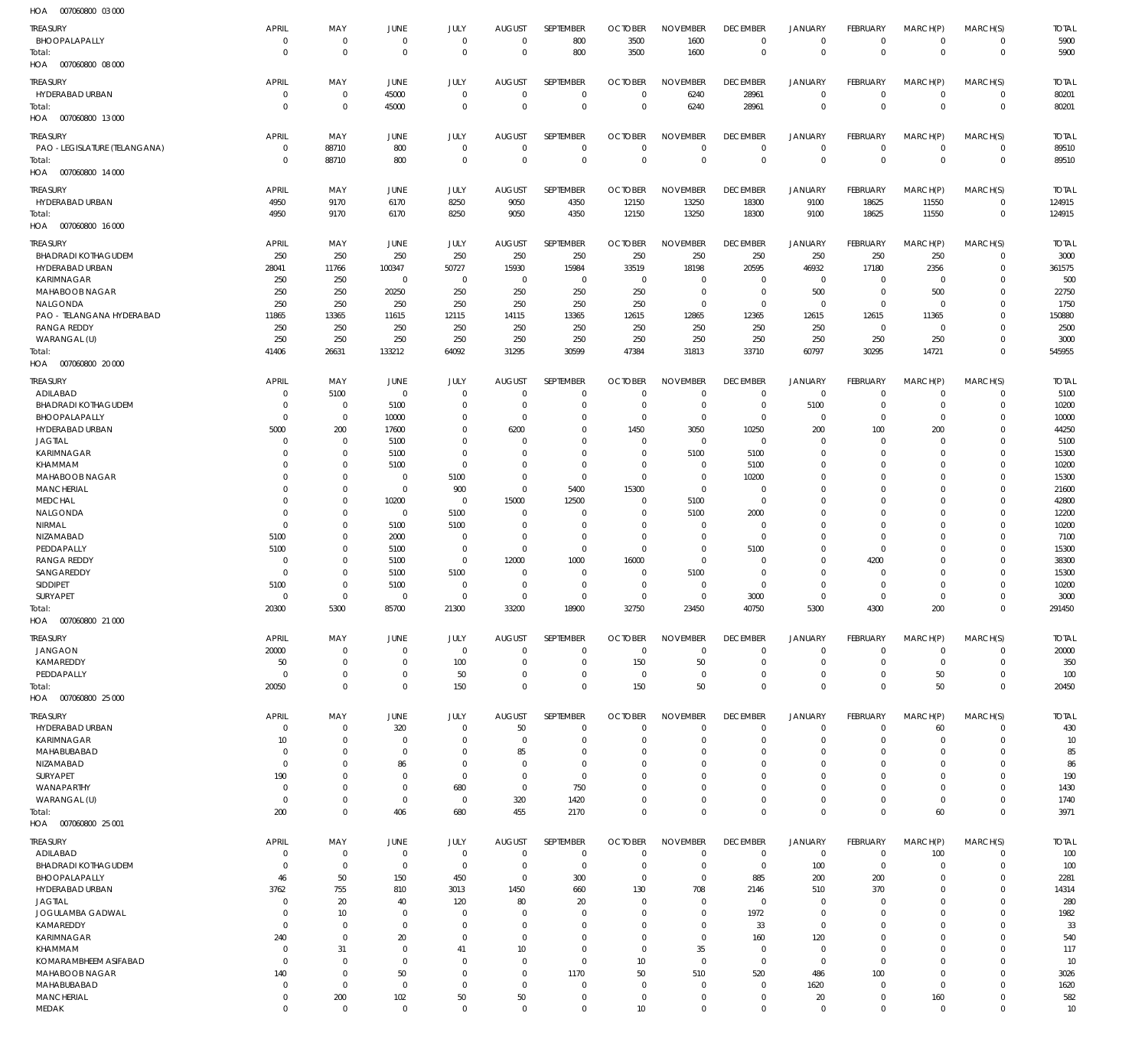HOA 007060800 03 000

| TREASURY | APRIL | MAY | JUNE | JULY | AUGUST | SEPTEMBER | OCTOBER | NOVEMBER | DECEMBER | JANUARY | FEBRUARY | MARCH(P) | MARCH(S) | TOTAL |
|---|---|---|---|---|---|---|---|---|---|---|---|---|---|---|
| BHOOPALAPALLY | 0 | 0 | 0 | 0 | 0 | 800 | 3500 | 1600 | 0 | 0 | 0 | 0 | 0 | 5900 |
| Total: | 0 | 0 | 0 | 0 | 0 | 800 | 3500 | 1600 | 0 | 0 | 0 | 0 | 0 | 5900 |

HOA 007060800 08 000

| TREASURY | APRIL | MAY | JUNE | JULY | AUGUST | SEPTEMBER | OCTOBER | NOVEMBER | DECEMBER | JANUARY | FEBRUARY | MARCH(P) | MARCH(S) | TOTAL |
|---|---|---|---|---|---|---|---|---|---|---|---|---|---|---|
| HYDERABAD URBAN | 0 | 0 | 45000 | 0 | 0 | 0 | 0 | 6240 | 28961 | 0 | 0 | 0 | 0 | 80201 |
| Total: | 0 | 0 | 45000 | 0 | 0 | 0 | 0 | 6240 | 28961 | 0 | 0 | 0 | 0 | 80201 |

HOA 007060800 13 000

| TREASURY | APRIL | MAY | JUNE | JULY | AUGUST | SEPTEMBER | OCTOBER | NOVEMBER | DECEMBER | JANUARY | FEBRUARY | MARCH(P) | MARCH(S) | TOTAL |
|---|---|---|---|---|---|---|---|---|---|---|---|---|---|---|
| PAO - LEGISLATURE (TELANGANA) | 0 | 88710 | 800 | 0 | 0 | 0 | 0 | 0 | 0 | 0 | 0 | 0 | 0 | 89510 |
| Total: | 0 | 88710 | 800 | 0 | 0 | 0 | 0 | 0 | 0 | 0 | 0 | 0 | 0 | 89510 |

HOA 007060800 14 000

| TREASURY | APRIL | MAY | JUNE | JULY | AUGUST | SEPTEMBER | OCTOBER | NOVEMBER | DECEMBER | JANUARY | FEBRUARY | MARCH(P) | MARCH(S) | TOTAL |
|---|---|---|---|---|---|---|---|---|---|---|---|---|---|---|
| HYDERABAD URBAN | 4950 | 9170 | 6170 | 8250 | 9050 | 4350 | 12150 | 13250 | 18300 | 9100 | 18625 | 11550 | 0 | 124915 |
| Total: | 4950 | 9170 | 6170 | 8250 | 9050 | 4350 | 12150 | 13250 | 18300 | 9100 | 18625 | 11550 | 0 | 124915 |

HOA 007060800 16 000

| TREASURY | APRIL | MAY | JUNE | JULY | AUGUST | SEPTEMBER | OCTOBER | NOVEMBER | DECEMBER | JANUARY | FEBRUARY | MARCH(P) | MARCH(S) | TOTAL |
|---|---|---|---|---|---|---|---|---|---|---|---|---|---|---|
| BHADRADI KOTHAGUDEM | 250 | 250 | 250 | 250 | 250 | 250 | 250 | 250 | 250 | 250 | 250 | 250 | 0 | 3000 |
| HYDERABAD URBAN | 28041 | 11766 | 100347 | 50727 | 15930 | 15984 | 33519 | 18198 | 20595 | 46932 | 17180 | 2356 | 0 | 361575 |
| KARIMNAGAR | 250 | 250 | 0 | 0 | 0 | 0 | 0 | 0 | 0 | 0 | 0 | 0 | 0 | 500 |
| MAHABOOB NAGAR | 250 | 250 | 20250 | 250 | 250 | 250 | 250 | 0 | 0 | 500 | 0 | 500 | 0 | 22750 |
| NALGONDA | 250 | 250 | 250 | 250 | 250 | 250 | 250 | 0 | 0 | 0 | 0 | 0 | 0 | 1750 |
| PAO - TELANGANA HYDERABAD | 11865 | 13365 | 11615 | 12115 | 14115 | 13365 | 12615 | 12865 | 12365 | 12615 | 12615 | 11365 | 0 | 150880 |
| RANGA REDDY | 250 | 250 | 250 | 250 | 250 | 250 | 250 | 250 | 250 | 250 | 0 | 0 | 0 | 2500 |
| WARANGAL (U) | 250 | 250 | 250 | 250 | 250 | 250 | 250 | 250 | 250 | 250 | 250 | 250 | 0 | 3000 |
| Total: | 41406 | 26631 | 133212 | 64092 | 31295 | 30599 | 47384 | 31813 | 33710 | 60797 | 30295 | 14721 | 0 | 545955 |

HOA 007060800 20 000

| TREASURY | APRIL | MAY | JUNE | JULY | AUGUST | SEPTEMBER | OCTOBER | NOVEMBER | DECEMBER | JANUARY | FEBRUARY | MARCH(P) | MARCH(S) | TOTAL |
|---|---|---|---|---|---|---|---|---|---|---|---|---|---|---|
| ADILABAD | 0 | 5100 | 0 | 0 | 0 | 0 | 0 | 0 | 0 | 0 | 0 | 0 | 0 | 5100 |
| BHADRADI KOTHAGUDEM | 0 | 0 | 5100 | 0 | 0 | 0 | 0 | 0 | 0 | 5100 | 0 | 0 | 0 | 10200 |
| BHOOPALAPALLY | 0 | 0 | 10000 | 0 | 0 | 0 | 0 | 0 | 0 | 0 | 0 | 0 | 0 | 10000 |
| HYDERABAD URBAN | 5000 | 200 | 17600 | 0 | 6200 | 0 | 1450 | 3050 | 10250 | 200 | 100 | 200 | 0 | 44250 |
| JAGTIAL | 0 | 0 | 5100 | 0 | 0 | 0 | 0 | 0 | 0 | 0 | 0 | 0 | 0 | 5100 |
| KARIMNAGAR | 0 | 0 | 5100 | 0 | 0 | 0 | 0 | 5100 | 5100 | 0 | 0 | 0 | 0 | 15300 |
| KHAMMAM | 0 | 0 | 5100 | 0 | 0 | 0 | 0 | 0 | 5100 | 0 | 0 | 0 | 0 | 10200 |
| MAHABOOB NAGAR | 0 | 0 | 0 | 5100 | 0 | 0 | 0 | 0 | 10200 | 0 | 0 | 0 | 0 | 15300 |
| MANCHERIAL | 0 | 0 | 0 | 900 | 0 | 5400 | 15300 | 0 | 0 | 0 | 0 | 0 | 0 | 21600 |
| MEDCHAL | 0 | 0 | 10200 | 0 | 15000 | 12500 | 0 | 5100 | 0 | 0 | 0 | 0 | 0 | 42800 |
| NALGONDA | 0 | 0 | 0 | 5100 | 0 | 0 | 0 | 5100 | 2000 | 0 | 0 | 0 | 0 | 12200 |
| NIRMAL | 0 | 0 | 5100 | 5100 | 0 | 0 | 0 | 0 | 0 | 0 | 0 | 0 | 0 | 10200 |
| NIZAMABAD | 5100 | 0 | 2000 | 0 | 0 | 0 | 0 | 0 | 0 | 0 | 0 | 0 | 0 | 7100 |
| PEDDAPALLY | 5100 | 0 | 5100 | 0 | 0 | 0 | 0 | 0 | 5100 | 0 | 0 | 0 | 0 | 15300 |
| RANGA REDDY | 0 | 0 | 5100 | 0 | 12000 | 1000 | 16000 | 0 | 0 | 0 | 4200 | 0 | 0 | 38300 |
| SANGAREDDY | 0 | 0 | 5100 | 5100 | 0 | 0 | 0 | 5100 | 0 | 0 | 0 | 0 | 0 | 15300 |
| SIDDIPET | 5100 | 0 | 5100 | 0 | 0 | 0 | 0 | 0 | 0 | 0 | 0 | 0 | 0 | 10200 |
| SURYAPET | 0 | 0 | 0 | 0 | 0 | 0 | 0 | 0 | 3000 | 0 | 0 | 0 | 0 | 3000 |
| Total: | 20300 | 5300 | 85700 | 21300 | 33200 | 18900 | 32750 | 23450 | 40750 | 5300 | 4300 | 200 | 0 | 291450 |

HOA 007060800 21 000

| TREASURY | APRIL | MAY | JUNE | JULY | AUGUST | SEPTEMBER | OCTOBER | NOVEMBER | DECEMBER | JANUARY | FEBRUARY | MARCH(P) | MARCH(S) | TOTAL |
|---|---|---|---|---|---|---|---|---|---|---|---|---|---|---|
| JANGAON | 20000 | 0 | 0 | 0 | 0 | 0 | 0 | 0 | 0 | 0 | 0 | 0 | 0 | 20000 |
| KAMAREDDY | 50 | 0 | 0 | 100 | 0 | 0 | 150 | 50 | 0 | 0 | 0 | 0 | 0 | 350 |
| PEDDAPALLY | 0 | 0 | 0 | 50 | 0 | 0 | 0 | 0 | 0 | 0 | 0 | 50 | 0 | 100 |
| Total: | 20050 | 0 | 0 | 150 | 0 | 0 | 150 | 50 | 0 | 0 | 0 | 50 | 0 | 20450 |

HOA 007060800 25 000

| TREASURY | APRIL | MAY | JUNE | JULY | AUGUST | SEPTEMBER | OCTOBER | NOVEMBER | DECEMBER | JANUARY | FEBRUARY | MARCH(P) | MARCH(S) | TOTAL |
|---|---|---|---|---|---|---|---|---|---|---|---|---|---|---|
| HYDERABAD URBAN | 0 | 0 | 320 | 0 | 50 | 0 | 0 | 0 | 0 | 0 | 0 | 60 | 0 | 430 |
| KARIMNAGAR | 10 | 0 | 0 | 0 | 0 | 0 | 0 | 0 | 0 | 0 | 0 | 0 | 0 | 10 |
| MAHABUBABAD | 0 | 0 | 0 | 0 | 85 | 0 | 0 | 0 | 0 | 0 | 0 | 0 | 0 | 85 |
| NIZAMABAD | 0 | 0 | 86 | 0 | 0 | 0 | 0 | 0 | 0 | 0 | 0 | 0 | 0 | 86 |
| SURYAPET | 190 | 0 | 0 | 0 | 0 | 0 | 0 | 0 | 0 | 0 | 0 | 0 | 0 | 190 |
| WANAPARTHY | 0 | 0 | 0 | 680 | 0 | 750 | 0 | 0 | 0 | 0 | 0 | 0 | 0 | 1430 |
| WARANGAL (U) | 0 | 0 | 0 | 0 | 320 | 1420 | 0 | 0 | 0 | 0 | 0 | 0 | 0 | 1740 |
| Total: | 200 | 0 | 406 | 680 | 455 | 2170 | 0 | 0 | 0 | 0 | 0 | 60 | 0 | 3971 |

HOA 007060800 25 001

| TREASURY | APRIL | MAY | JUNE | JULY | AUGUST | SEPTEMBER | OCTOBER | NOVEMBER | DECEMBER | JANUARY | FEBRUARY | MARCH(P) | MARCH(S) | TOTAL |
|---|---|---|---|---|---|---|---|---|---|---|---|---|---|---|
| ADILABAD | 0 | 0 | 0 | 0 | 0 | 0 | 0 | 0 | 0 | 0 | 0 | 100 | 0 | 100 |
| BHADRADI KOTHAGUDEM | 0 | 0 | 0 | 0 | 0 | 0 | 0 | 0 | 0 | 100 | 0 | 0 | 0 | 100 |
| BHOOPALAPALLY | 46 | 50 | 150 | 450 | 0 | 300 | 0 | 0 | 885 | 200 | 200 | 0 | 0 | 2281 |
| HYDERABAD URBAN | 3762 | 755 | 810 | 3013 | 1450 | 660 | 130 | 708 | 2146 | 510 | 370 | 0 | 0 | 14314 |
| JAGTIAL | 0 | 20 | 40 | 120 | 80 | 20 | 0 | 0 | 0 | 0 | 0 | 0 | 0 | 280 |
| JOGULAMBA GADWAL | 0 | 10 | 0 | 0 | 0 | 0 | 0 | 0 | 1972 | 0 | 0 | 0 | 0 | 1982 |
| KAMAREDDY | 0 | 0 | 0 | 0 | 0 | 0 | 0 | 0 | 33 | 0 | 0 | 0 | 0 | 33 |
| KARIMNAGAR | 240 | 0 | 20 | 0 | 0 | 0 | 0 | 0 | 160 | 120 | 0 | 0 | 0 | 540 |
| KHAMMAM | 0 | 31 | 0 | 41 | 10 | 0 | 0 | 35 | 0 | 0 | 0 | 0 | 0 | 117 |
| KOMARAMBHEEM ASIFABAD | 0 | 0 | 0 | 0 | 0 | 0 | 10 | 0 | 0 | 0 | 0 | 0 | 0 | 10 |
| MAHABOOB NAGAR | 140 | 0 | 50 | 0 | 0 | 1170 | 50 | 510 | 520 | 486 | 100 | 0 | 0 | 3026 |
| MAHABUBABAD | 0 | 0 | 0 | 0 | 0 | 0 | 0 | 0 | 0 | 1620 | 0 | 0 | 0 | 1620 |
| MANCHERIAL | 0 | 200 | 102 | 50 | 50 | 0 | 0 | 0 | 0 | 20 | 0 | 160 | 0 | 582 |
| MEDAK | 0 | 0 | 0 | 0 | 0 | 0 | 10 | 0 | 0 | 0 | 0 | 0 | 0 | 10 |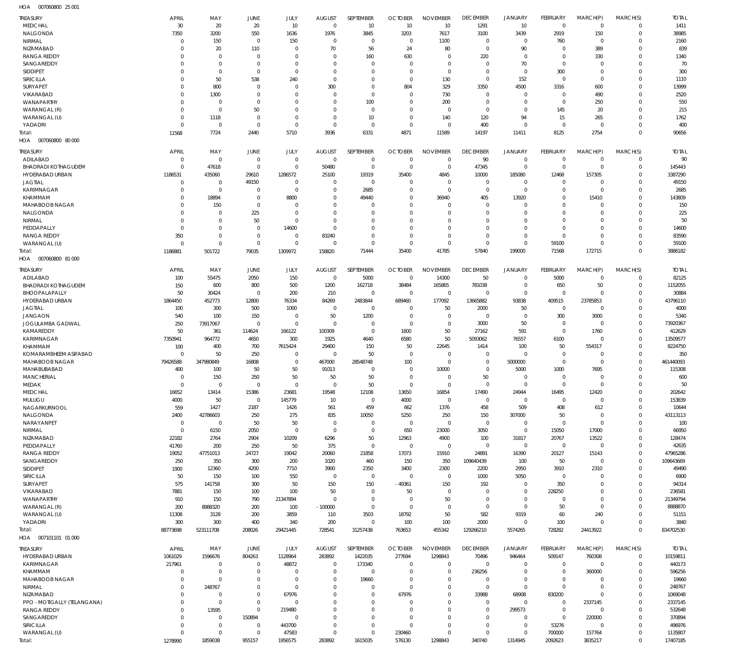HOA 007060800 25 001

| TREASURY | APRIL | MAY | JUNE | JULY | AUGUST | SEPTEMBER | OCTOBER | NOVEMBER | DECEMBER | JANUARY | FEBRUARY | MARCH(P) | MARCH(S) | TOTAL |
|---|---|---|---|---|---|---|---|---|---|---|---|---|---|---|
| MEDCHAL | 30 | 20 | 20 | 10 | 0 | 10 | 10 | 10 | 1291 | 10 | 0 | 0 | 0 | 1411 |
| NALGONDA | 7350 | 3200 | 550 | 1636 | 1976 | 3845 | 3203 | 7617 | 3100 | 3439 | 2919 | 150 | 0 | 38985 |
| NIRMAL | 0 | 150 | 0 | 150 | 0 | 0 | 0 | 1100 | 0 | 0 | 760 | 0 | 0 | 2160 |
| NIZAMABAD | 0 | 20 | 110 | 0 | 70 | 56 | 24 | 80 | 0 | 90 | 0 | 389 | 0 | 839 |
| RANGA REDDY | 0 | 0 | 0 | 0 | 0 | 160 | 630 | 0 | 220 | 0 | 0 | 330 | 0 | 1340 |
| SANGAREDDY | 0 | 0 | 0 | 0 | 0 | 0 | 0 | 0 | 0 | 70 | 0 | 0 | 0 | 70 |
| SIDDIPET | 0 | 0 | 0 | 0 | 0 | 0 | 0 | 0 | 0 | 0 | 300 | 0 | 0 | 300 |
| SIRICILLA | 0 | 50 | 538 | 240 | 0 | 0 | 0 | 130 | 0 | 152 | 0 | 0 | 0 | 1110 |
| SURYAPET | 0 | 800 | 0 | 0 | 300 | 0 | 804 | 329 | 3350 | 4500 | 3316 | 600 | 0 | 13999 |
| VIKARABAD | 0 | 1300 | 0 | 0 | 0 | 0 | 0 | 730 | 0 | 0 | 0 | 490 | 0 | 2520 |
| WANAPARTHY | 0 | 0 | 0 | 0 | 0 | 100 | 0 | 200 | 0 | 0 | 0 | 250 | 0 | 550 |
| WARANGAL (R) | 0 | 0 | 50 | 0 | 0 | 0 | 0 | 0 | 0 | 0 | 145 | 20 | 0 | 215 |
| WARANGAL (U) | 0 | 1118 | 0 | 0 | 0 | 10 | 0 | 140 | 120 | 94 | 15 | 265 | 0 | 1762 |
| YADADRI | 0 | 0 | 0 | 0 | 0 | 0 | 0 | 0 | 400 | 0 | 0 | 0 | 0 | 400 |
| Total: | 11568 | 7724 | 2440 | 5710 | 3936 | 6331 | 4871 | 11589 | 14197 | 11411 | 8125 | 2754 | 0 | 90656 |

HOA 007060800 80 000

| TREASURY | APRIL | MAY | JUNE | JULY | AUGUST | SEPTEMBER | OCTOBER | NOVEMBER | DECEMBER | JANUARY | FEBRUARY | MARCH(P) | MARCH(S) | TOTAL |
|---|---|---|---|---|---|---|---|---|---|---|---|---|---|---|
| ADILABAD | 0 | 0 | 0 | 0 | 0 | 0 | 0 | 0 | 90 | 0 | 0 | 0 | 0 | 90 |
| BHADRADI KOTHAGUDEM | 0 | 47618 | 0 | 0 | 50480 | 0 | 0 | 0 | 47345 | 0 | 0 | 0 | 0 | 145443 |
| HYDERABAD URBAN | 1186531 | 435060 | 29610 | 1286572 | 25100 | 19319 | 35400 | 4845 | 10000 | 185080 | 12468 | 157305 | 0 | 3387290 |
| JAGTIAL | 0 | 0 | 49150 | 0 | 0 | 0 | 0 | 0 | 0 | 0 | 0 | 0 | 0 | 49150 |
| KARIMNAGAR | 0 | 0 | 0 | 0 | 0 | 2685 | 0 | 0 | 0 | 0 | 0 | 0 | 0 | 2685 |
| KHAMMAM | 0 | 18894 | 0 | 8800 | 0 | 49440 | 0 | 36940 | 405 | 13920 | 0 | 15410 | 0 | 143809 |
| MAHABOOB NAGAR | 0 | 150 | 0 | 0 | 0 | 0 | 0 | 0 | 0 | 0 | 0 | 0 | 0 | 150 |
| NALGONDA | 0 | 0 | 225 | 0 | 0 | 0 | 0 | 0 | 0 | 0 | 0 | 0 | 0 | 225 |
| NIRMAL | 0 | 0 | 50 | 0 | 0 | 0 | 0 | 0 | 0 | 0 | 0 | 0 | 0 | 50 |
| PEDDAPALLY | 0 | 0 | 0 | 14600 | 0 | 0 | 0 | 0 | 0 | 0 | 0 | 0 | 0 | 14600 |
| RANGA REDDY | 350 | 0 | 0 | 0 | 83240 | 0 | 0 | 0 | 0 | 0 | 0 | 0 | 0 | 83590 |
| WARANGAL (U) | 0 | 0 | 0 | 0 | 0 | 0 | 0 | 0 | 0 | 0 | 59100 | 0 | 0 | 59100 |
| Total: | 1186881 | 501722 | 79035 | 1309972 | 158820 | 71444 | 35400 | 41785 | 57840 | 199000 | 71568 | 172715 | 0 | 3886182 |

HOA 007060800 81 000

| TREASURY | APRIL | MAY | JUNE | JULY | AUGUST | SEPTEMBER | OCTOBER | NOVEMBER | DECEMBER | JANUARY | FEBRUARY | MARCH(P) | MARCH(S) | TOTAL |
|---|---|---|---|---|---|---|---|---|---|---|---|---|---|---|
| ADILABAD | 100 | 55475 | 2050 | 150 | 0 | 5000 | 0 | 14300 | 50 | 0 | 5000 | 0 | 0 | 82125 |
| BHADRADI KOTHAGUDEM | 150 | 600 | 800 | 500 | 1200 | 162718 | 38484 | 165865 | 781038 | 0 | 650 | 50 | 0 | 1152055 |
| BHOOPALAPALLY | 50 | 30424 | 0 | 200 | 210 | 0 | 0 | 0 | 0 | 0 | 0 | 0 | 0 | 30884 |
| HYDERABAD URBAN | 1864450 | 452773 | 12800 | 76334 | 84269 | 2483844 | 689460 | 177092 | 13665882 | 93838 | 409515 | 23785853 | 0 | 43796110 |
| JAGTIAL | 100 | 300 | 500 | 1000 | 0 | 0 | 0 | 50 | 2000 | 50 | 0 | 0 | 0 | 4000 |
| JANGAON | 540 | 100 | 150 | 0 | 50 | 1200 | 0 | 0 | 0 | 0 | 300 | 3000 | 0 | 5340 |
| JOGULAMBA GADWAL | 250 | 73917067 | 0 | 0 | 0 | 0 | 0 | 0 | 3000 | 50 | 0 | 0 | 0 | 73920367 |
| KAMAREDDY | 50 | 361 | 114624 | 166122 | 100309 | 0 | 1600 | 50 | 27162 | 591 | 0 | 1760 | 0 | 412629 |
| KARIMNAGAR | 7350941 | 964772 | 4650 | 300 | 1925 | 4640 | 6580 | 50 | 5093062 | 76557 | 6100 | 0 | 0 | 13509577 |
| KHAMMAM | 100 | 400 | 700 | 7615424 | 29400 | 150 | 50 | 22645 | 1414 | 100 | 50 | 554317 | 0 | 8224750 |
| KOMARAMBHEEM ASIFABAD | 0 | 50 | 250 | 0 | 0 | 50 | 0 | 0 | 0 | 0 | 0 | 0 | 0 | 350 |
| MAHABOOB NAGAR | 79426588 | 347980849 | 16808 | 0 | 467000 | 28548748 | 100 | 0 | 0 | 5000000 | 0 | 0 | 0 | 461440093 |
| MAHABUBABAD | 400 | 100 | 50 | 50 | 91013 | 0 | 0 | 10000 | 0 | 5000 | 1000 | 7695 | 0 | 115308 |
| MANCHERIAL | 0 | 150 | 250 | 50 | 50 | 50 | 0 | 0 | 50 | 0 | 0 | 0 | 0 | 600 |
| MEDAK | 0 | 0 | 0 | 0 | 0 | 50 | 0 | 0 | 0 | 0 | 0 | 0 | 0 | 50 |
| MEDCHAL | 16652 | 13414 | 15386 | 23681 | 19548 | 12108 | 13650 | 16854 | 17490 | 24944 | 16495 | 12420 | 0 | 202642 |
| MULUGU | 4000 | 50 | 0 | 145779 | 10 | 0 | 4000 | 0 | 0 | 0 | 0 | 0 | 0 | 153839 |
| NAGARKURNOOL | 559 | 1427 | 2187 | 1426 | 561 | 459 | 662 | 1376 | 458 | 509 | 408 | 612 | 0 | 10644 |
| NALGONDA | 2400 | 42786603 | 250 | 275 | 835 | 10050 | 5250 | 250 | 150 | 307000 | 50 | 0 | 0 | 43113113 |
| NARAYANPET | 0 | 0 | 50 | 50 | 0 | 0 | 0 | 0 | 0 | 0 | 0 | 0 | 0 | 100 |
| NIRMAL | 0 | 6150 | 2050 | 0 | 0 | 0 | 650 | 23000 | 3050 | 0 | 15050 | 17000 | 0 | 66950 |
| NIZAMABAD | 22182 | 2764 | 2904 | 10209 | 6296 | 50 | 12963 | 4900 | 100 | 31817 | 20767 | 13522 | 0 | 128474 |
| PEDDAPALLY | 41760 | 200 | 250 | 50 | 375 | 0 | 0 | 0 | 0 | 0 | 0 | 0 | 0 | 42635 |
| RANGA REDDY | 19052 | 47751013 | 24727 | 19042 | 20060 | 21858 | 17073 | 15910 | 24891 | 16390 | 20127 | 15143 | 0 | 47965286 |
| SANGAREDDY | 250 | 350 | 300 | 200 | 1020 | 460 | 150 | 350 | 109640439 | 100 | 50 | 0 | 0 | 109643669 |
| SIDDIPET | 1900 | 12360 | 4200 | 7710 | 3900 | 2350 | 3400 | 2300 | 2200 | 2950 | 3910 | 2310 | 0 | 49490 |
| SIRICILLA | 50 | 150 | 100 | 550 | 0 | 0 | 0 | 0 | 1000 | 5050 | 0 | 0 | 0 | 6900 |
| SURYAPET | 575 | 141758 | 300 | 50 | 150 | 150 | -49361 | 150 | 192 | 0 | 350 | 0 | 0 | 94314 |
| VIKARABAD | 7881 | 150 | 100 | 100 | 50 | 0 | 50 | 0 | 0 | 0 | 228250 | 0 | 0 | 236581 |
| WANAPARTHY | 910 | 150 | 790 | 21347894 | 0 | 0 | 0 | 50 | 0 | 0 | 0 | 0 | 0 | 21349794 |
| WARANGAL (R) | 200 | 8988320 | 200 | 100 | -100000 | 0 | 0 | 0 | 0 | 0 | 50 | 0 | 0 | 8888870 |
| WARANGAL (U) | 11308 | 3128 | 200 | 3859 | 110 | 3503 | 18792 | 50 | 582 | 9319 | 60 | 240 | 0 | 51151 |
| YADADRI | 300 | 300 | 400 | 340 | 200 | 0 | 100 | 100 | 2000 | 0 | 100 | 0 | 0 | 3840 |
| Total: | 88773698 | 523111708 | 208026 | 29421445 | 728541 | 31257438 | 763653 | 455342 | 129266210 | 5574265 | 728282 | 24413922 | 0 | 834702530 |

HOA 007101101 01 000

| TREASURY | APRIL | MAY | JUNE | JULY | AUGUST | SEPTEMBER | OCTOBER | NOVEMBER | DECEMBER | JANUARY | FEBRUARY | MARCH(P) | MARCH(S) | TOTAL |
|---|---|---|---|---|---|---|---|---|---|---|---|---|---|---|
| HYDERABAD URBAN | 1061029 | 1596676 | 804263 | 1128964 | 283892 | 1422035 | 277694 | 1298843 | 70496 | 946464 | 509147 | 760308 | 0 | 10159811 |
| KARIMNAGAR | 217961 | 0 | 0 | 48872 | 0 | 173340 | 0 | 0 | 0 | 0 | 0 | 0 | 0 | 440173 |
| KHAMMAM | 0 | 0 | 0 | 0 | 0 | 0 | 0 | 0 | 236256 | 0 | 0 | 360000 | 0 | 596256 |
| MAHABOOB NAGAR | 0 | 0 | 0 | 0 | 0 | 19660 | 0 | 0 | 0 | 0 | 0 | 0 | 0 | 19660 |
| NIRMAL | 0 | 248767 | 0 | 0 | 0 | 0 | 0 | 0 | 0 | 0 | 0 | 0 | 0 | 248767 |
| NIZAMABAD | 0 | 0 | 0 | 67976 | 0 | 0 | 67976 | 0 | 33988 | 68908 | 830200 | 0 | 0 | 1069048 |
| PPO - MOTIGALLY (TELANGANA) | 0 | 0 | 0 | 0 | 0 | 0 | 0 | 0 | 0 | 0 | 0 | 2337145 | 0 | 2337145 |
| RANGA REDDY | 0 | 13595 | 0 | 219480 | 0 | 0 | 0 | 0 | 0 | 299573 | 0 | 0 | 0 | 532648 |
| SANGAREDDY | 0 | 0 | 150894 | 0 | 0 | 0 | 0 | 0 | 0 | 0 | 0 | 220000 | 0 | 370894 |
| SIRICILLA | 0 | 0 | 0 | 443700 | 0 | 0 | 0 | 0 | 0 | 0 | 53276 | 0 | 0 | 496976 |
| WARANGAL (U) | 0 | 0 | 0 | 47583 | 0 | 0 | 230460 | 0 | 0 | 0 | 700000 | 157764 | 0 | 1135807 |
| Total: | 1278990 | 1859038 | 955157 | 1956575 | 283892 | 1615035 | 576130 | 1298843 | 340740 | 1314945 | 2092623 | 3835217 | 0 | 17407185 |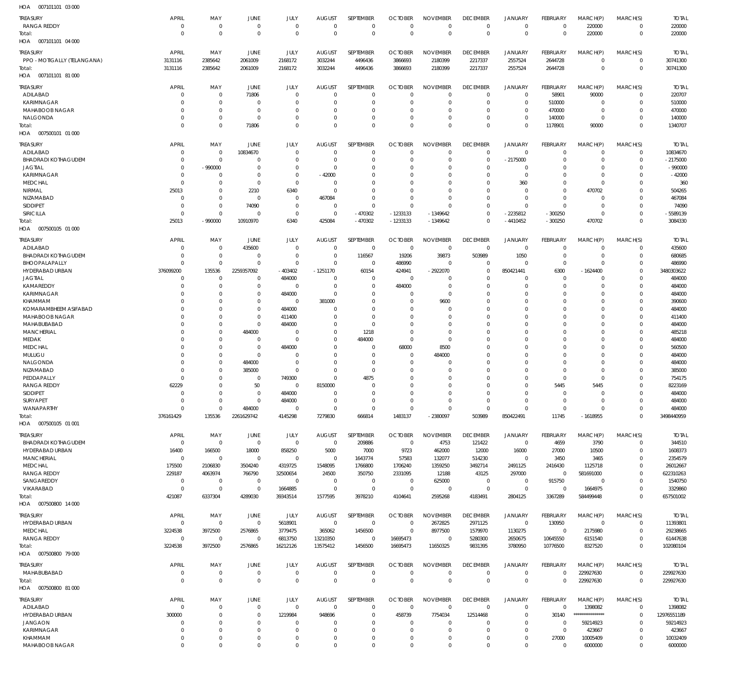HOA 007101101 03 000

| TREASURY | APRIL | MAY | JUNE | JULY | AUGUST | SEPTEMBER | OCTOBER | NOVEMBER | DECEMBER | JANUARY | FEBRUARY | MARCH(P) | MARCH(S) | TOTAL |
|---|---|---|---|---|---|---|---|---|---|---|---|---|---|---|
| RANGA REDDY | 0 | 0 | 0 | 0 | 0 | 0 | 0 | 0 | 0 | 0 | 0 | 220000 | 0 | 220000 |
| Total: | 0 | 0 | 0 | 0 | 0 | 0 | 0 | 0 | 0 | 0 | 0 | 220000 | 0 | 220000 |

HOA 007101101 04 000

| TREASURY | APRIL | MAY | JUNE | JULY | AUGUST | SEPTEMBER | OCTOBER | NOVEMBER | DECEMBER | JANUARY | FEBRUARY | MARCH(P) | MARCH(S) | TOTAL |
|---|---|---|---|---|---|---|---|---|---|---|---|---|---|---|
| PPO - MOTIGALLY (TELANGANA) | 3131116 | 2385642 | 2061009 | 2168172 | 3032244 | 4496436 | 3866693 | 2180399 | 2217337 | 2557524 | 2644728 | 0 | 0 | 30741300 |
| Total: | 3131116 | 2385642 | 2061009 | 2168172 | 3032244 | 4496436 | 3866693 | 2180399 | 2217337 | 2557524 | 2644728 | 0 | 0 | 30741300 |

HOA 007101101 81 000

| TREASURY | APRIL | MAY | JUNE | JULY | AUGUST | SEPTEMBER | OCTOBER | NOVEMBER | DECEMBER | JANUARY | FEBRUARY | MARCH(P) | MARCH(S) | TOTAL |
|---|---|---|---|---|---|---|---|---|---|---|---|---|---|---|
| ADILABAD | 0 | 0 | 71806 | 0 | 0 | 0 | 0 | 0 | 0 | 0 | 58901 | 90000 | 0 | 220707 |
| KARIMNAGAR | 0 | 0 | 0 | 0 | 0 | 0 | 0 | 0 | 0 | 0 | 510000 | 0 | 0 | 510000 |
| MAHABOOB NAGAR | 0 | 0 | 0 | 0 | 0 | 0 | 0 | 0 | 0 | 0 | 470000 | 0 | 0 | 470000 |
| NALGONDA | 0 | 0 | 0 | 0 | 0 | 0 | 0 | 0 | 0 | 0 | 140000 | 0 | 0 | 140000 |
| Total: | 0 | 0 | 71806 | 0 | 0 | 0 | 0 | 0 | 0 | 0 | 1178901 | 90000 | 0 | 1340707 |

HOA 007500101 01 000

| TREASURY | APRIL | MAY | JUNE | JULY | AUGUST | SEPTEMBER | OCTOBER | NOVEMBER | DECEMBER | JANUARY | FEBRUARY | MARCH(P) | MARCH(S) | TOTAL |
|---|---|---|---|---|---|---|---|---|---|---|---|---|---|---|
| ADILABAD | 0 | 0 | 10834670 | 0 | 0 | 0 | 0 | 0 | 0 | 0 | 0 | 0 | 0 | 10834670 |
| BHADRADI KOTHAGUDEM | 0 | 0 | 0 | 0 | 0 | 0 | 0 | 0 | 0 | -2175000 | 0 | 0 | 0 | -2175000 |
| JAGTIAL | 0 | -990000 | 0 | 0 | 0 | 0 | 0 | 0 | 0 | 0 | 0 | 0 | 0 | -990000 |
| KARIMNAGAR | 0 | 0 | 0 | 0 | -42000 | 0 | 0 | 0 | 0 | 0 | 0 | 0 | 0 | -42000 |
| MEDCHAL | 0 | 0 | 0 | 0 | 0 | 0 | 0 | 0 | 0 | 360 | 0 | 0 | 0 | 360 |
| NIRMAL | 25013 | 0 | 2210 | 6340 | 0 | 0 | 0 | 0 | 0 | 0 | 0 | 470702 | 0 | 504265 |
| NIZAMABAD | 0 | 0 | 0 | 0 | 467084 | 0 | 0 | 0 | 0 | 0 | 0 | 0 | 0 | 467084 |
| SIDDIPET | 0 | 0 | 74090 | 0 | 0 | 0 | 0 | 0 | 0 | 0 | 0 | 0 | 0 | 74090 |
| SIRICILLA | 0 | 0 | 0 | 0 | 0 | -470302 | -1233133 | -1349642 | 0 | -2235812 | -300250 | 0 | 0 | -5589139 |
| Total: | 25013 | -990000 | 10910970 | 6340 | 425084 | -470302 | -1233133 | -1349642 | 0 | -4410452 | -300250 | 470702 | 0 | 3084330 |

HOA 007500105 01 000

| TREASURY | APRIL | MAY | JUNE | JULY | AUGUST | SEPTEMBER | OCTOBER | NOVEMBER | DECEMBER | JANUARY | FEBRUARY | MARCH(P) | MARCH(S) | TOTAL |
|---|---|---|---|---|---|---|---|---|---|---|---|---|---|---|
| ADILABAD | 0 | 0 | 435600 | 0 | 0 | 0 | 0 | 0 | 0 | 0 | 0 | 0 | 0 | 435600 |
| BHADRADI KOTHAGUDEM | 0 | 0 | 0 | 0 | 0 | 116567 | 19206 | 39873 | 503989 | 1050 | 0 | 0 | 0 | 680685 |
| BHOOPALAPALLY | 0 | 0 | 0 | 0 | 0 | 0 | 486990 | 0 | 0 | 0 | 0 | 0 | 0 | 486990 |
| HYDERABAD URBAN | 376099200 | 135536 | 2259357092 | -403402 | -1251170 | 60154 | 424941 | -2922070 | 0 | 850421441 | 6300 | -1624400 | 0 | 3480303622 |
| JAGTIAL | 0 | 0 | 0 | 484000 | 0 | 0 | 0 | 0 | 0 | 0 | 0 | 0 | 0 | 484000 |
| KAMAREDDY | 0 | 0 | 0 | 0 | 0 | 0 | 484000 | 0 | 0 | 0 | 0 | 0 | 0 | 484000 |
| KARIMNAGAR | 0 | 0 | 0 | 484000 | 0 | 0 | 0 | 0 | 0 | 0 | 0 | 0 | 0 | 484000 |
| KHAMMAM | 0 | 0 | 0 | 0 | 381000 | 0 | 0 | 9600 | 0 | 0 | 0 | 0 | 0 | 390600 |
| KOMARAMBHEEM ASIFABAD | 0 | 0 | 0 | 484000 | 0 | 0 | 0 | 0 | 0 | 0 | 0 | 0 | 0 | 484000 |
| MAHABOOB NAGAR | 0 | 0 | 0 | 411400 | 0 | 0 | 0 | 0 | 0 | 0 | 0 | 0 | 0 | 411400 |
| MAHABUBABAD | 0 | 0 | 0 | 484000 | 0 | 0 | 0 | 0 | 0 | 0 | 0 | 0 | 0 | 484000 |
| MANCHERIAL | 0 | 0 | 484000 | 0 | 0 | 1218 | 0 | 0 | 0 | 0 | 0 | 0 | 0 | 485218 |
| MEDAK | 0 | 0 | 0 | 0 | 0 | 484000 | 0 | 0 | 0 | 0 | 0 | 0 | 0 | 484000 |
| MEDCHAL | 0 | 0 | 0 | 484000 | 0 | 0 | 68000 | 8500 | 0 | 0 | 0 | 0 | 0 | 560500 |
| MULUGU | 0 | 0 | 0 | 0 | 0 | 0 | 0 | 484000 | 0 | 0 | 0 | 0 | 0 | 484000 |
| NALGONDA | 0 | 0 | 484000 | 0 | 0 | 0 | 0 | 0 | 0 | 0 | 0 | 0 | 0 | 484000 |
| NIZAMABAD | 0 | 0 | 385000 | 0 | 0 | 0 | 0 | 0 | 0 | 0 | 0 | 0 | 0 | 385000 |
| PEDDAPALLY | 0 | 0 | 0 | 749300 | 0 | 4875 | 0 | 0 | 0 | 0 | 0 | 0 | 0 | 754175 |
| RANGA REDDY | 62229 | 0 | 50 | 0 | 8150000 | 0 | 0 | 0 | 0 | 0 | 5445 | 5445 | 0 | 8223169 |
| SIDDIPET | 0 | 0 | 0 | 484000 | 0 | 0 | 0 | 0 | 0 | 0 | 0 | 0 | 0 | 484000 |
| SURYAPET | 0 | 0 | 0 | 484000 | 0 | 0 | 0 | 0 | 0 | 0 | 0 | 0 | 0 | 484000 |
| WANAPARTHY | 0 | 0 | 484000 | 0 | 0 | 0 | 0 | 0 | 0 | 0 | 0 | 0 | 0 | 484000 |
| Total: | 376161429 | 135536 | 2261629742 | 4145298 | 7279830 | 666814 | 1483137 | -2380097 | 503989 | 850422491 | 11745 | -1618955 | 0 | 3498440959 |

HOA 007500105 01 001

| TREASURY | APRIL | MAY | JUNE | JULY | AUGUST | SEPTEMBER | OCTOBER | NOVEMBER | DECEMBER | JANUARY | FEBRUARY | MARCH(P) | MARCH(S) | TOTAL |
|---|---|---|---|---|---|---|---|---|---|---|---|---|---|---|
| BHADRADI KOTHAGUDEM | 0 | 0 | 0 | 0 | 0 | 209886 | 0 | 4753 | 121422 | 0 | 4659 | 3790 | 0 | 344510 |
| HYDERABAD URBAN | 16400 | 166500 | 18000 | 858250 | 5000 | 7000 | 9723 | 462000 | 12000 | 16000 | 27000 | 10500 | 0 | 1608373 |
| MANCHERIAL | 0 | 0 | 0 | 0 | 0 | 1643774 | 57583 | 132077 | 514230 | 0 | 3450 | 3465 | 0 | 2354579 |
| MEDCHAL | 175500 | 2106830 | 3504240 | 4319725 | 1548095 | 1766800 | 1706240 | 1359250 | 3492714 | 2491125 | 2416430 | 1125718 | 0 | 26012667 |
| RANGA REDDY | 229187 | 4063974 | 766790 | 32500654 | 24500 | 350750 | 2331095 | 12188 | 43125 | 297000 | 0 | 581691000 | 0 | 622310263 |
| SANGAREDDY | 0 | 0 | 0 | 0 | 0 | 0 | 0 | 625000 | 0 | 0 | 915750 | 0 | 0 | 1540750 |
| VIKARABAD | 0 | 0 | 0 | 1664885 | 0 | 0 | 0 | 0 | 0 | 0 | 0 | 1664975 | 0 | 3329860 |
| Total: | 421087 | 6337304 | 4289030 | 39343514 | 1577595 | 3978210 | 4104641 | 2595268 | 4183491 | 2804125 | 3367289 | 584499448 | 0 | 657501002 |

HOA 007500800 14 000

| TREASURY | APRIL | MAY | JUNE | JULY | AUGUST | SEPTEMBER | OCTOBER | NOVEMBER | DECEMBER | JANUARY | FEBRUARY | MARCH(P) | MARCH(S) | TOTAL |
|---|---|---|---|---|---|---|---|---|---|---|---|---|---|---|
| HYDERABAD URBAN | 0 | 0 | 0 | 5618901 | 0 | 0 | 0 | 2672825 | 2971125 | 0 | 130950 | 0 | 0 | 11393801 |
| MEDCHAL | 3224538 | 3972500 | 2576865 | 3779475 | 365062 | 1456500 | 0 | 8977500 | 1579970 | 1130275 | 0 | 2175980 | 0 | 29238665 |
| RANGA REDDY | 0 | 0 | 0 | 6813750 | 13210350 | 0 | 16695473 | 0 | 5280300 | 2650675 | 10645550 | 6151540 | 0 | 61447638 |
| Total: | 3224538 | 3972500 | 2576865 | 16212126 | 13575412 | 1456500 | 16695473 | 11650325 | 9831395 | 3780950 | 10776500 | 8327520 | 0 | 102080104 |

HOA 007500800 79 000

| TREASURY | APRIL | MAY | JUNE | JULY | AUGUST | SEPTEMBER | OCTOBER | NOVEMBER | DECEMBER | JANUARY | FEBRUARY | MARCH(P) | MARCH(S) | TOTAL |
|---|---|---|---|---|---|---|---|---|---|---|---|---|---|---|
| MAHABUBABAD | 0 | 0 | 0 | 0 | 0 | 0 | 0 | 0 | 0 | 0 | 0 | 229927630 | 0 | 229927630 |
| Total: | 0 | 0 | 0 | 0 | 0 | 0 | 0 | 0 | 0 | 0 | 0 | 229927630 | 0 | 229927630 |

HOA 007500800 81 000

| TREASURY | APRIL | MAY | JUNE | JULY | AUGUST | SEPTEMBER | OCTOBER | NOVEMBER | DECEMBER | JANUARY | FEBRUARY | MARCH(P) | MARCH(S) | TOTAL |
|---|---|---|---|---|---|---|---|---|---|---|---|---|---|---|
| ADILABAD | 0 | 0 | 0 | 0 | 0 | 0 | 0 | 0 | 0 | 0 | 0 | 1398082 | 0 | 1398082 |
| HYDERABAD URBAN | 300000 | 0 | 0 | 1219984 | 948696 | 0 | 458739 | 7754034 | 12514468 | 0 | 30140 | *************** | 0 | 12976551189 |
| JANGAON | 0 | 0 | 0 | 0 | 0 | 0 | 0 | 0 | 0 | 0 | 0 | 59214923 | 0 | 59214923 |
| KARIMNAGAR | 0 | 0 | 0 | 0 | 0 | 0 | 0 | 0 | 0 | 0 | 0 | 423667 | 0 | 423667 |
| KHAMMAM | 0 | 0 | 0 | 0 | 0 | 0 | 0 | 0 | 0 | 0 | 27000 | 10005409 | 0 | 10032409 |
| MAHABOOB NAGAR | 0 | 0 | 0 | 0 | 0 | 0 | 0 | 0 | 0 | 0 | 0 | 6000000 | 0 | 6000000 |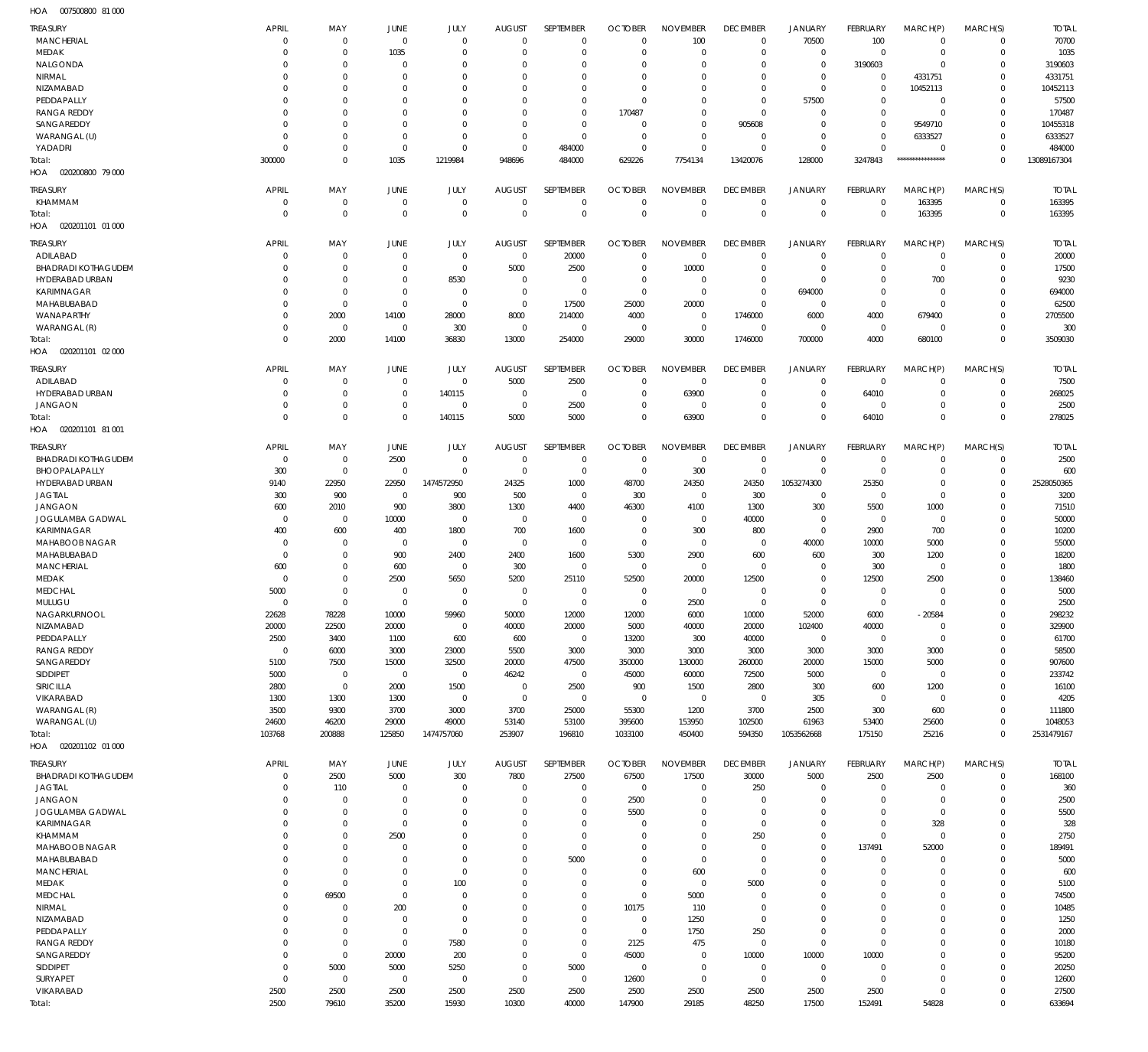HOA 007500800 81 000

| TREASURY | APRIL | MAY | JUNE | JULY | AUGUST | SEPTEMBER | OCTOBER | NOVEMBER | DECEMBER | JANUARY | FEBRUARY | MARCH(P) | MARCH(S) | TOTAL |
|---|---|---|---|---|---|---|---|---|---|---|---|---|---|---|
| MANCHERIAL | 0 | 0 | 0 | 0 | 0 | 0 | 0 | 100 | 0 | 70500 | 100 | 0 | 0 | 70700 |
| MEDAK | 0 | 0 | 1035 | 0 | 0 | 0 | 0 | 0 | 0 | 0 | 0 | 0 | 0 | 1035 |
| NALGONDA | 0 | 0 | 0 | 0 | 0 | 0 | 0 | 0 | 0 | 0 | 3190603 | 0 | 0 | 3190603 |
| NIRMAL | 0 | 0 | 0 | 0 | 0 | 0 | 0 | 0 | 0 | 0 | 0 | 4331751 | 0 | 4331751 |
| NIZAMABAD | 0 | 0 | 0 | 0 | 0 | 0 | 0 | 0 | 0 | 0 | 0 | 10452113 | 0 | 10452113 |
| PEDDAPALLY | 0 | 0 | 0 | 0 | 0 | 0 | 0 | 0 | 0 | 57500 | 0 | 0 | 0 | 57500 |
| RANGA REDDY | 0 | 0 | 0 | 0 | 0 | 0 | 170487 | 0 | 0 | 0 | 0 | 0 | 0 | 170487 |
| SANGAREDDY | 0 | 0 | 0 | 0 | 0 | 0 | 0 | 0 | 905608 | 0 | 0 | 9549710 | 0 | 10455318 |
| WARANGAL (U) | 0 | 0 | 0 | 0 | 0 | 0 | 0 | 0 | 0 | 0 | 0 | 6333527 | 0 | 6333527 |
| YADADRI | 0 | 0 | 0 | 0 | 0 | 484000 | 0 | 0 | 0 | 0 | 0 | 0 | 0 | 484000 |
| Total: | 300000 | 0 | 1035 | 1219984 | 948696 | 484000 | 629226 | 7754134 | 13420076 | 128000 | 3247843 | *************** | 0 | 13089167304 |

HOA 020200800 79 000

| TREASURY | APRIL | MAY | JUNE | JULY | AUGUST | SEPTEMBER | OCTOBER | NOVEMBER | DECEMBER | JANUARY | FEBRUARY | MARCH(P) | MARCH(S) | TOTAL |
|---|---|---|---|---|---|---|---|---|---|---|---|---|---|---|
| KHAMMAM | 0 | 0 | 0 | 0 | 0 | 0 | 0 | 0 | 0 | 0 | 0 | 163395 | 0 | 163395 |
| Total: | 0 | 0 | 0 | 0 | 0 | 0 | 0 | 0 | 0 | 0 | 0 | 163395 | 0 | 163395 |

HOA 020201101 01 000

| TREASURY | APRIL | MAY | JUNE | JULY | AUGUST | SEPTEMBER | OCTOBER | NOVEMBER | DECEMBER | JANUARY | FEBRUARY | MARCH(P) | MARCH(S) | TOTAL |
|---|---|---|---|---|---|---|---|---|---|---|---|---|---|---|
| ADILABAD | 0 | 0 | 0 | 0 | 0 | 20000 | 0 | 0 | 0 | 0 | 0 | 0 | 0 | 20000 |
| BHADRADI KOTHAGUDEM | 0 | 0 | 0 | 0 | 5000 | 2500 | 0 | 10000 | 0 | 0 | 0 | 0 | 0 | 17500 |
| HYDERABAD URBAN | 0 | 0 | 0 | 8530 | 0 | 0 | 0 | 0 | 0 | 0 | 0 | 700 | 0 | 9230 |
| KARIMNAGAR | 0 | 0 | 0 | 0 | 0 | 0 | 0 | 0 | 0 | 694000 | 0 | 0 | 0 | 694000 |
| MAHABUBABAD | 0 | 0 | 0 | 0 | 0 | 17500 | 25000 | 20000 | 0 | 0 | 0 | 0 | 0 | 62500 |
| WANAPARTHY | 0 | 2000 | 14100 | 28000 | 8000 | 214000 | 4000 | 0 | 1746000 | 6000 | 4000 | 679400 | 0 | 2705500 |
| WARANGAL (R) | 0 | 0 | 0 | 300 | 0 | 0 | 0 | 0 | 0 | 0 | 0 | 0 | 0 | 300 |
| Total: | 0 | 2000 | 14100 | 36830 | 13000 | 254000 | 29000 | 30000 | 1746000 | 700000 | 4000 | 680100 | 0 | 3509030 |

HOA 020201101 02 000

| TREASURY | APRIL | MAY | JUNE | JULY | AUGUST | SEPTEMBER | OCTOBER | NOVEMBER | DECEMBER | JANUARY | FEBRUARY | MARCH(P) | MARCH(S) | TOTAL |
|---|---|---|---|---|---|---|---|---|---|---|---|---|---|---|
| ADILABAD | 0 | 0 | 0 | 0 | 5000 | 2500 | 0 | 0 | 0 | 0 | 0 | 0 | 0 | 7500 |
| HYDERABAD URBAN | 0 | 0 | 0 | 140115 | 0 | 0 | 0 | 63900 | 0 | 0 | 64010 | 0 | 0 | 268025 |
| JANGAON | 0 | 0 | 0 | 0 | 0 | 2500 | 0 | 0 | 0 | 0 | 0 | 0 | 0 | 2500 |
| Total: | 0 | 0 | 0 | 140115 | 5000 | 5000 | 0 | 63900 | 0 | 0 | 64010 | 0 | 0 | 278025 |

HOA 020201101 81 001

| TREASURY | APRIL | MAY | JUNE | JULY | AUGUST | SEPTEMBER | OCTOBER | NOVEMBER | DECEMBER | JANUARY | FEBRUARY | MARCH(P) | MARCH(S) | TOTAL |
|---|---|---|---|---|---|---|---|---|---|---|---|---|---|---|
| BHADRADI KOTHAGUDEM | 0 | 0 | 2500 | 0 | 0 | 0 | 0 | 0 | 0 | 0 | 0 | 0 | 0 | 2500 |
| BHOOPALAPALLY | 300 | 0 | 0 | 0 | 0 | 0 | 0 | 300 | 0 | 0 | 0 | 0 | 0 | 600 |
| HYDERABAD URBAN | 9140 | 22950 | 22950 | 1474572950 | 24325 | 1000 | 48700 | 24350 | 24350 | 1053274300 | 25350 | 0 | 0 | 2528050365 |
| JAGTIAL | 300 | 900 | 0 | 900 | 500 | 0 | 300 | 0 | 300 | 0 | 0 | 0 | 0 | 3200 |
| JANGAON | 600 | 2010 | 900 | 3800 | 1300 | 4400 | 46300 | 4100 | 1300 | 300 | 5500 | 1000 | 0 | 71510 |
| JOGULAMBA GADWAL | 0 | 0 | 10000 | 0 | 0 | 0 | 0 | 0 | 40000 | 0 | 0 | 0 | 0 | 50000 |
| KARIMNAGAR | 400 | 600 | 400 | 1800 | 700 | 1600 | 0 | 300 | 800 | 0 | 2900 | 700 | 0 | 10200 |
| MAHABOOB NAGAR | 0 | 0 | 0 | 0 | 0 | 0 | 0 | 0 | 0 | 40000 | 10000 | 5000 | 0 | 55000 |
| MAHABUBABAD | 0 | 0 | 900 | 2400 | 2400 | 1600 | 5300 | 2900 | 600 | 600 | 300 | 1200 | 0 | 18200 |
| MANCHERIAL | 600 | 0 | 600 | 0 | 300 | 0 | 0 | 0 | 0 | 0 | 300 | 0 | 0 | 1800 |
| MEDAK | 0 | 0 | 2500 | 5650 | 5200 | 25110 | 52500 | 20000 | 12500 | 0 | 12500 | 2500 | 0 | 138460 |
| MEDCHAL | 5000 | 0 | 0 | 0 | 0 | 0 | 0 | 0 | 0 | 0 | 0 | 0 | 0 | 5000 |
| MULUGU | 0 | 0 | 0 | 0 | 0 | 0 | 0 | 2500 | 0 | 0 | 0 | 0 | 0 | 2500 |
| NAGARKURNOOL | 22628 | 78228 | 10000 | 59960 | 50000 | 12000 | 12000 | 6000 | 10000 | 52000 | 6000 | - 20584 | 0 | 298232 |
| NIZAMABAD | 20000 | 22500 | 20000 | 0 | 40000 | 20000 | 5000 | 40000 | 20000 | 102400 | 40000 | 0 | 0 | 329900 |
| PEDDAPALLY | 2500 | 3400 | 1100 | 600 | 600 | 0 | 13200 | 300 | 40000 | 0 | 0 | 0 | 0 | 61700 |
| RANGA REDDY | 0 | 6000 | 3000 | 23000 | 5500 | 3000 | 3000 | 3000 | 3000 | 3000 | 3000 | 3000 | 0 | 58500 |
| SANGAREDDY | 5100 | 7500 | 15000 | 32500 | 20000 | 47500 | 350000 | 130000 | 260000 | 20000 | 15000 | 5000 | 0 | 907600 |
| SIDDIPET | 5000 | 0 | 0 | 0 | 46242 | 0 | 45000 | 60000 | 72500 | 5000 | 0 | 0 | 0 | 233742 |
| SIRICILLA | 2800 | 0 | 2000 | 1500 | 0 | 2500 | 900 | 1500 | 2800 | 300 | 600 | 1200 | 0 | 16100 |
| VIKARABAD | 1300 | 1300 | 1300 | 0 | 0 | 0 | 0 | 0 | 0 | 305 | 0 | 0 | 0 | 4205 |
| WARANGAL (R) | 3500 | 9300 | 3700 | 3000 | 3700 | 25000 | 55300 | 1200 | 3700 | 2500 | 300 | 600 | 0 | 111800 |
| WARANGAL (U) | 24600 | 46200 | 29000 | 49000 | 53140 | 53100 | 395600 | 153950 | 102500 | 61963 | 53400 | 25600 | 0 | 1048053 |
| Total: | 103768 | 200888 | 125850 | 1474757060 | 253907 | 196810 | 1033100 | 450400 | 594350 | 1053562668 | 175150 | 25216 | 0 | 2531479167 |

HOA 020201102 01 000

| TREASURY | APRIL | MAY | JUNE | JULY | AUGUST | SEPTEMBER | OCTOBER | NOVEMBER | DECEMBER | JANUARY | FEBRUARY | MARCH(P) | MARCH(S) | TOTAL |
|---|---|---|---|---|---|---|---|---|---|---|---|---|---|---|
| BHADRADI KOTHAGUDEM | 0 | 2500 | 5000 | 300 | 7800 | 27500 | 67500 | 17500 | 30000 | 5000 | 2500 | 2500 | 0 | 168100 |
| JAGTIAL | 0 | 110 | 0 | 0 | 0 | 0 | 0 | 0 | 250 | 0 | 0 | 0 | 0 | 360 |
| JANGAON | 0 | 0 | 0 | 0 | 0 | 0 | 2500 | 0 | 0 | 0 | 0 | 0 | 0 | 2500 |
| JOGULAMBA GADWAL | 0 | 0 | 0 | 0 | 0 | 0 | 5500 | 0 | 0 | 0 | 0 | 0 | 0 | 5500 |
| KARIMNAGAR | 0 | 0 | 0 | 0 | 0 | 0 | 0 | 0 | 0 | 0 | 0 | 328 | 0 | 328 |
| KHAMMAM | 0 | 0 | 2500 | 0 | 0 | 0 | 0 | 0 | 250 | 0 | 0 | 0 | 0 | 2750 |
| MAHABOOB NAGAR | 0 | 0 | 0 | 0 | 0 | 0 | 0 | 0 | 0 | 0 | 137491 | 52000 | 0 | 189491 |
| MAHABUBABAD | 0 | 0 | 0 | 0 | 0 | 5000 | 0 | 0 | 0 | 0 | 0 | 0 | 0 | 5000 |
| MANCHERIAL | 0 | 0 | 0 | 0 | 0 | 0 | 0 | 600 | 0 | 0 | 0 | 0 | 0 | 600 |
| MEDAK | 0 | 0 | 0 | 100 | 0 | 0 | 0 | 0 | 5000 | 0 | 0 | 0 | 0 | 5100 |
| MEDCHAL | 0 | 69500 | 0 | 0 | 0 | 0 | 0 | 5000 | 0 | 0 | 0 | 0 | 0 | 74500 |
| NIRMAL | 0 | 0 | 200 | 0 | 0 | 0 | 10175 | 110 | 0 | 0 | 0 | 0 | 0 | 10485 |
| NIZAMABAD | 0 | 0 | 0 | 0 | 0 | 0 | 0 | 1250 | 0 | 0 | 0 | 0 | 0 | 1250 |
| PEDDAPALLY | 0 | 0 | 0 | 0 | 0 | 0 | 0 | 1750 | 250 | 0 | 0 | 0 | 0 | 2000 |
| RANGA REDDY | 0 | 0 | 0 | 7580 | 0 | 0 | 2125 | 475 | 0 | 0 | 0 | 0 | 0 | 10180 |
| SANGAREDDY | 0 | 0 | 20000 | 200 | 0 | 0 | 45000 | 0 | 10000 | 10000 | 10000 | 0 | 0 | 95200 |
| SIDDIPET | 0 | 5000 | 5000 | 5250 | 0 | 5000 | 0 | 0 | 0 | 0 | 0 | 0 | 0 | 20250 |
| SURYAPET | 0 | 0 | 0 | 0 | 0 | 0 | 12600 | 0 | 0 | 0 | 0 | 0 | 0 | 12600 |
| VIKARABAD | 2500 | 2500 | 2500 | 2500 | 2500 | 2500 | 2500 | 2500 | 2500 | 2500 | 2500 | 0 | 0 | 27500 |
| Total: | 2500 | 79610 | 35200 | 15930 | 10300 | 40000 | 147900 | 29185 | 48250 | 17500 | 152491 | 54828 | 0 | 633694 |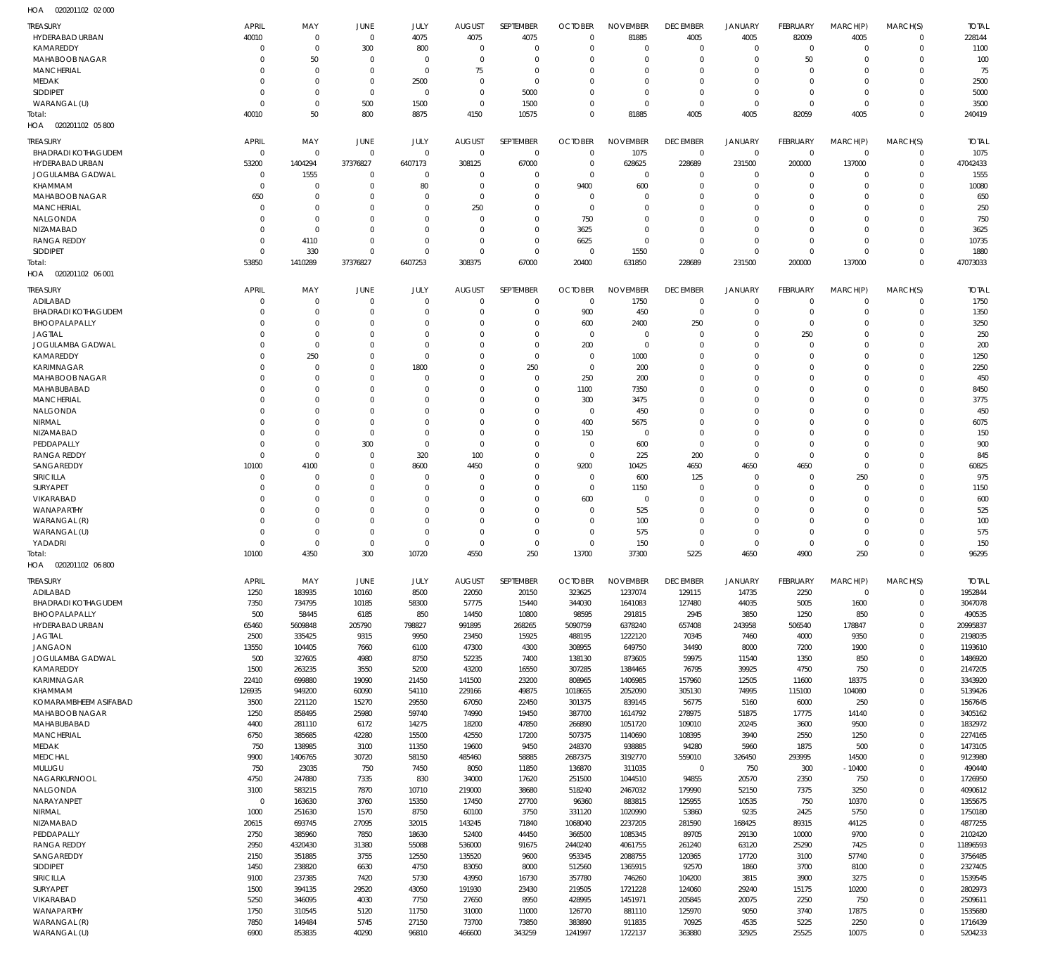HOA 020201102 02 000

| TREASURY | APRIL | MAY | JUNE | JULY | AUGUST | SEPTEMBER | OCTOBER | NOVEMBER | DECEMBER | JANUARY | FEBRUARY | MARCH(P) | MARCH(S) | TOTAL |
|---|---|---|---|---|---|---|---|---|---|---|---|---|---|---|
| HYDERABAD URBAN | 40010 | 0 | 0 | 4075 | 4075 | 4075 | 0 | 81885 | 4005 | 4005 | 82009 | 4005 | 0 | 228144 |
| KAMAREDDY | 0 | 0 | 300 | 800 | 0 | 0 | 0 | 0 | 0 | 0 | 0 | 0 | 0 | 1100 |
| MAHABOOB NAGAR | 0 | 50 | 0 | 0 | 0 | 0 | 0 | 0 | 0 | 0 | 50 | 0 | 0 | 100 |
| MANCHERIAL | 0 | 0 | 0 | 0 | 75 | 0 | 0 | 0 | 0 | 0 | 0 | 0 | 0 | 75 |
| MEDAK | 0 | 0 | 0 | 2500 | 0 | 0 | 0 | 0 | 0 | 0 | 0 | 0 | 0 | 2500 |
| SIDDIPET | 0 | 0 | 0 | 0 | 0 | 5000 | 0 | 0 | 0 | 0 | 0 | 0 | 0 | 5000 |
| WARANGAL (U) | 0 | 0 | 500 | 1500 | 0 | 1500 | 0 | 0 | 0 | 0 | 0 | 0 | 0 | 3500 |
| Total: | 40010 | 50 | 800 | 8875 | 4150 | 10575 | 0 | 81885 | 4005 | 4005 | 82059 | 4005 | 0 | 240419 |

HOA 020201102 05 800

| TREASURY | APRIL | MAY | JUNE | JULY | AUGUST | SEPTEMBER | OCTOBER | NOVEMBER | DECEMBER | JANUARY | FEBRUARY | MARCH(P) | MARCH(S) | TOTAL |
|---|---|---|---|---|---|---|---|---|---|---|---|---|---|---|
| BHADRADI KOTHAGUDEM | 0 | 0 | 0 | 0 | 0 | 0 | 0 | 1075 | 0 | 0 | 0 | 0 | 0 | 1075 |
| HYDERABAD URBAN | 53200 | 1404294 | 37376827 | 6407173 | 308125 | 67000 | 0 | 628625 | 228689 | 231500 | 200000 | 137000 | 0 | 47042433 |
| JOGULAMBA GADWAL | 0 | 1555 | 0 | 0 | 0 | 0 | 0 | 0 | 0 | 0 | 0 | 0 | 0 | 1555 |
| KHAMMAM | 0 | 0 | 0 | 80 | 0 | 0 | 9400 | 600 | 0 | 0 | 0 | 0 | 0 | 10080 |
| MAHABOOB NAGAR | 650 | 0 | 0 | 0 | 0 | 0 | 0 | 0 | 0 | 0 | 0 | 0 | 0 | 650 |
| MANCHERIAL | 0 | 0 | 0 | 0 | 250 | 0 | 0 | 0 | 0 | 0 | 0 | 0 | 0 | 250 |
| NALGONDA | 0 | 0 | 0 | 0 | 0 | 0 | 750 | 0 | 0 | 0 | 0 | 0 | 0 | 750 |
| NIZAMABAD | 0 | 0 | 0 | 0 | 0 | 0 | 3625 | 0 | 0 | 0 | 0 | 0 | 0 | 3625 |
| RANGA REDDY | 0 | 4110 | 0 | 0 | 0 | 0 | 6625 | 0 | 0 | 0 | 0 | 0 | 0 | 10735 |
| SIDDIPET | 0 | 330 | 0 | 0 | 0 | 0 | 0 | 1550 | 0 | 0 | 0 | 0 | 0 | 1880 |
| Total: | 53850 | 1410289 | 37376827 | 6407253 | 308375 | 67000 | 20400 | 631850 | 228689 | 231500 | 200000 | 137000 | 0 | 47073033 |

HOA 020201102 06 001

| TREASURY | APRIL | MAY | JUNE | JULY | AUGUST | SEPTEMBER | OCTOBER | NOVEMBER | DECEMBER | JANUARY | FEBRUARY | MARCH(P) | MARCH(S) | TOTAL |
|---|---|---|---|---|---|---|---|---|---|---|---|---|---|---|
| ADILABAD | 0 | 0 | 0 | 0 | 0 | 0 | 0 | 1750 | 0 | 0 | 0 | 0 | 0 | 1750 |
| BHADRADI KOTHAGUDEM | 0 | 0 | 0 | 0 | 0 | 0 | 900 | 450 | 0 | 0 | 0 | 0 | 0 | 1350 |
| BHOOPALAPALLY | 0 | 0 | 0 | 0 | 0 | 0 | 600 | 2400 | 250 | 0 | 0 | 0 | 0 | 3250 |
| JAGTIAL | 0 | 0 | 0 | 0 | 0 | 0 | 0 | 0 | 0 | 0 | 250 | 0 | 0 | 250 |
| JOGULAMBA GADWAL | 0 | 0 | 0 | 0 | 0 | 0 | 200 | 0 | 0 | 0 | 0 | 0 | 0 | 200 |
| KAMAREDDY | 0 | 250 | 0 | 0 | 0 | 0 | 0 | 1000 | 0 | 0 | 0 | 0 | 0 | 1250 |
| KARIMNAGAR | 0 | 0 | 0 | 1800 | 0 | 250 | 0 | 200 | 0 | 0 | 0 | 0 | 0 | 2250 |
| MAHABOOB NAGAR | 0 | 0 | 0 | 0 | 0 | 0 | 250 | 200 | 0 | 0 | 0 | 0 | 0 | 450 |
| MAHABUBABAD | 0 | 0 | 0 | 0 | 0 | 0 | 1100 | 7350 | 0 | 0 | 0 | 0 | 0 | 8450 |
| MANCHERIAL | 0 | 0 | 0 | 0 | 0 | 0 | 300 | 3475 | 0 | 0 | 0 | 0 | 0 | 3775 |
| NALGONDA | 0 | 0 | 0 | 0 | 0 | 0 | 0 | 450 | 0 | 0 | 0 | 0 | 0 | 450 |
| NIRMAL | 0 | 0 | 0 | 0 | 0 | 0 | 400 | 5675 | 0 | 0 | 0 | 0 | 0 | 6075 |
| NIZAMABAD | 0 | 0 | 0 | 0 | 0 | 0 | 150 | 0 | 0 | 0 | 0 | 0 | 0 | 150 |
| PEDDAPALLY | 0 | 0 | 300 | 0 | 0 | 0 | 0 | 600 | 0 | 0 | 0 | 0 | 0 | 900 |
| RANGA REDDY | 0 | 0 | 0 | 320 | 100 | 0 | 0 | 225 | 200 | 0 | 0 | 0 | 0 | 845 |
| SANGAREDDY | 10100 | 4100 | 0 | 8600 | 4450 | 0 | 9200 | 10425 | 4650 | 4650 | 4650 | 0 | 0 | 60825 |
| SIRICILLA | 0 | 0 | 0 | 0 | 0 | 0 | 0 | 600 | 125 | 0 | 0 | 250 | 0 | 975 |
| SURYAPET | 0 | 0 | 0 | 0 | 0 | 0 | 0 | 1150 | 0 | 0 | 0 | 0 | 0 | 1150 |
| VIKARABAD | 0 | 0 | 0 | 0 | 0 | 0 | 600 | 0 | 0 | 0 | 0 | 0 | 0 | 600 |
| WANAPARTHY | 0 | 0 | 0 | 0 | 0 | 0 | 0 | 525 | 0 | 0 | 0 | 0 | 0 | 525 |
| WARANGAL (R) | 0 | 0 | 0 | 0 | 0 | 0 | 0 | 100 | 0 | 0 | 0 | 0 | 0 | 100 |
| WARANGAL (U) | 0 | 0 | 0 | 0 | 0 | 0 | 0 | 575 | 0 | 0 | 0 | 0 | 0 | 575 |
| YADADRI | 0 | 0 | 0 | 0 | 0 | 0 | 0 | 150 | 0 | 0 | 0 | 0 | 0 | 150 |
| Total: | 10100 | 4350 | 300 | 10720 | 4550 | 250 | 13700 | 37300 | 5225 | 4650 | 4900 | 250 | 0 | 96295 |

HOA 020201102 06 800

| TREASURY | APRIL | MAY | JUNE | JULY | AUGUST | SEPTEMBER | OCTOBER | NOVEMBER | DECEMBER | JANUARY | FEBRUARY | MARCH(P) | MARCH(S) | TOTAL |
|---|---|---|---|---|---|---|---|---|---|---|---|---|---|---|
| ADILABAD | 1250 | 183935 | 10160 | 8500 | 22050 | 20150 | 323625 | 1237074 | 129115 | 14735 | 2250 | 0 | 0 | 1952844 |
| BHADRADI KOTHAGUDEM | 7350 | 734795 | 10185 | 58300 | 57775 | 15440 | 344030 | 1641083 | 127480 | 44035 | 5005 | 1600 | 0 | 3047078 |
| BHOOPALAPALLY | 500 | 58445 | 6185 | 850 | 14450 | 10800 | 98595 | 291815 | 2945 | 3850 | 1250 | 850 | 0 | 490535 |
| HYDERABAD URBAN | 65460 | 5609848 | 205790 | 798827 | 991895 | 268265 | 5090759 | 6378240 | 657408 | 243958 | 506540 | 178847 | 0 | 20995837 |
| JAGTIAL | 2500 | 335425 | 9315 | 9950 | 23450 | 15925 | 488195 | 1222120 | 70345 | 7460 | 4000 | 9350 | 0 | 2198035 |
| JANGAON | 13550 | 104405 | 7660 | 6100 | 47300 | 4300 | 308955 | 649750 | 34490 | 8000 | 7200 | 1900 | 0 | 1193610 |
| JOGULAMBA GADWAL | 500 | 327605 | 4980 | 8750 | 52235 | 7400 | 138130 | 873605 | 59975 | 11540 | 1350 | 850 | 0 | 1486920 |
| KAMAREDDY | 1500 | 263235 | 3550 | 5200 | 43200 | 16550 | 307285 | 1384465 | 76795 | 39925 | 4750 | 750 | 0 | 2147205 |
| KARIMNAGAR | 22410 | 699880 | 19090 | 21450 | 141500 | 23200 | 808965 | 1406985 | 157960 | 12505 | 11600 | 18375 | 0 | 3343920 |
| KHAMMAM | 126935 | 949200 | 60090 | 54110 | 229166 | 49875 | 1018655 | 2052090 | 305130 | 74995 | 115100 | 104080 | 0 | 5139426 |
| KOMARAMBHEEM ASIFABAD | 3500 | 221120 | 15270 | 29550 | 67050 | 22450 | 301375 | 839145 | 56775 | 5160 | 6000 | 250 | 0 | 1567645 |
| MAHABOOB NAGAR | 1250 | 858495 | 25980 | 59740 | 74990 | 19450 | 387700 | 1614792 | 278975 | 51875 | 17775 | 14140 | 0 | 3405162 |
| MAHABUBABAD | 4400 | 281110 | 6172 | 14275 | 18200 | 47850 | 266890 | 1051720 | 109010 | 20245 | 3600 | 9500 | 0 | 1832972 |
| MANCHERIAL | 6750 | 385685 | 42280 | 15500 | 42550 | 17200 | 507375 | 1140690 | 108395 | 3940 | 2550 | 1250 | 0 | 2274165 |
| MEDAK | 750 | 138985 | 3100 | 11350 | 19600 | 9450 | 248370 | 938885 | 94280 | 5960 | 1875 | 500 | 0 | 1473105 |
| MEDCHAL | 9900 | 1406765 | 30720 | 58150 | 485460 | 58885 | 2687375 | 3192770 | 559010 | 326450 | 293995 | 14500 | 0 | 9123980 |
| MULUGU | 750 | 23035 | 750 | 7450 | 8050 | 11850 | 136870 | 311035 | 0 | 750 | 300 | - 10400 | 0 | 490440 |
| NAGARKURNOOL | 4750 | 247880 | 7335 | 830 | 34000 | 17620 | 251500 | 1044510 | 94855 | 20570 | 2350 | 750 | 0 | 1726950 |
| NALGONDA | 3100 | 583215 | 7870 | 10710 | 219000 | 38680 | 518240 | 2467032 | 179990 | 52150 | 7375 | 3250 | 0 | 4090612 |
| NARAYANPET | 0 | 163630 | 3760 | 15350 | 17450 | 27700 | 96360 | 883815 | 125955 | 10535 | 750 | 10370 | 0 | 1355675 |
| NIRMAL | 1000 | 251630 | 1570 | 8750 | 60100 | 3750 | 331120 | 1020990 | 53860 | 9235 | 2425 | 5750 | 0 | 1750180 |
| NIZAMABAD | 20615 | 693745 | 27095 | 32015 | 143245 | 71840 | 1068040 | 2237205 | 281590 | 168425 | 89315 | 44125 | 0 | 4877255 |
| PEDDAPALLY | 2750 | 385960 | 7850 | 18630 | 52400 | 44450 | 366500 | 1085345 | 89705 | 29130 | 10000 | 9700 | 0 | 2102420 |
| RANGA REDDY | 2950 | 4320430 | 31380 | 55088 | 536000 | 91675 | 2440240 | 4061755 | 261240 | 63120 | 25290 | 7425 | 0 | 11896593 |
| SANGAREDDY | 2150 | 351885 | 3755 | 12550 | 135520 | 9600 | 953345 | 2088755 | 120365 | 17720 | 3100 | 57740 | 0 | 3756485 |
| SIDDIPET | 1450 | 238820 | 6630 | 4750 | 83050 | 8000 | 512560 | 1365915 | 92570 | 1860 | 3700 | 8100 | 0 | 2327405 |
| SIRICILLA | 9100 | 237385 | 7420 | 5730 | 43950 | 16730 | 357780 | 746260 | 104200 | 3815 | 3900 | 3275 | 0 | 1539545 |
| SURYAPET | 1500 | 394135 | 29520 | 43050 | 191930 | 23430 | 219505 | 1721228 | 124060 | 29240 | 15175 | 10200 | 0 | 2802973 |
| VIKARABAD | 5250 | 346095 | 4030 | 7750 | 27650 | 8950 | 428995 | 1451971 | 205845 | 20075 | 2250 | 750 | 0 | 2509611 |
| WANAPARTHY | 1750 | 310545 | 5120 | 11750 | 31000 | 11000 | 126770 | 881110 | 125970 | 9050 | 3740 | 17875 | 0 | 1535680 |
| WARANGAL (R) | 7850 | 149484 | 5745 | 27150 | 73700 | 73850 | 383890 | 911835 | 70925 | 4535 | 5225 | 2250 | 0 | 1716439 |
| WARANGAL (U) | 6900 | 853835 | 40290 | 96810 | 466600 | 343259 | 1241997 | 1722137 | 363880 | 32925 | 25525 | 10075 | 0 | 5204233 |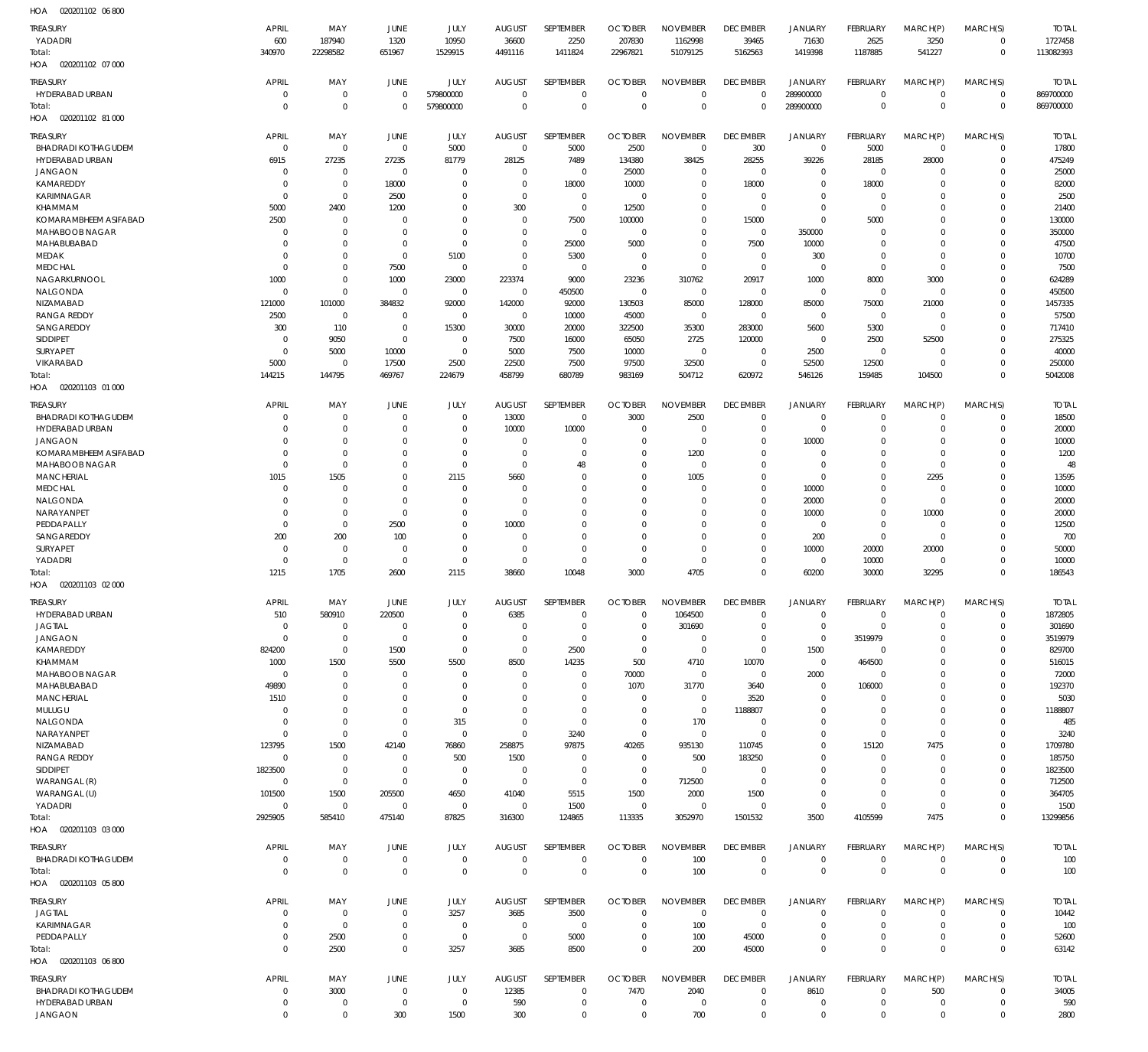HOA 020201102 06 800

| TREASURY | APRIL | MAY | JUNE | JULY | AUGUST | SEPTEMBER | OCTOBER | NOVEMBER | DECEMBER | JANUARY | FEBRUARY | MARCH(P) | MARCH(S) | TOTAL |
|---|---|---|---|---|---|---|---|---|---|---|---|---|---|---|
| YADADRI | 600 | 187940 | 1320 | 10950 | 36600 | 2250 | 207830 | 1162998 | 39465 | 71630 | 2625 | 3250 | 0 | 1727458 |
| Total: | 340970 | 22298582 | 651967 | 1529915 | 4491116 | 1411824 | 22967821 | 51079125 | 5162563 | 1419398 | 1187885 | 541227 | 0 | 113082393 |

HOA 020201102 07 000

| TREASURY | APRIL | MAY | JUNE | JULY | AUGUST | SEPTEMBER | OCTOBER | NOVEMBER | DECEMBER | JANUARY | FEBRUARY | MARCH(P) | MARCH(S) | TOTAL |
|---|---|---|---|---|---|---|---|---|---|---|---|---|---|---|
| HYDERABAD URBAN | 0 | 0 | 0 | 579800000 | 0 | 0 | 0 | 0 | 0 | 289900000 | 0 | 0 | 0 | 869700000 |
| Total: | 0 | 0 | 0 | 579800000 | 0 | 0 | 0 | 0 | 0 | 289900000 | 0 | 0 | 0 | 869700000 |

HOA 020201102 81 000

| TREASURY | APRIL | MAY | JUNE | JULY | AUGUST | SEPTEMBER | OCTOBER | NOVEMBER | DECEMBER | JANUARY | FEBRUARY | MARCH(P) | MARCH(S) | TOTAL |
|---|---|---|---|---|---|---|---|---|---|---|---|---|---|---|
| BHADRADI KOTHAGUDEM | 0 | 0 | 0 | 5000 | 0 | 5000 | 2500 | 0 | 300 | 0 | 5000 | 0 | 0 | 17800 |
| HYDERABAD URBAN | 6915 | 27235 | 27235 | 81779 | 28125 | 7489 | 134380 | 38425 | 28255 | 39226 | 28185 | 28000 | 0 | 475249 |
| JANGAON | 0 | 0 | 0 | 0 | 0 | 0 | 25000 | 0 | 0 | 0 | 0 | 0 | 0 | 25000 |
| KAMAREDDY | 0 | 0 | 18000 | 0 | 0 | 18000 | 10000 | 0 | 18000 | 0 | 18000 | 0 | 0 | 82000 |
| KARIMNAGAR | 0 | 0 | 2500 | 0 | 0 | 0 | 0 | 0 | 0 | 0 | 0 | 0 | 0 | 2500 |
| KHAMMAM | 5000 | 2400 | 1200 | 0 | 300 | 0 | 12500 | 0 | 0 | 0 | 0 | 0 | 0 | 21400 |
| KOMARAMBHEEM ASIFABAD | 2500 | 0 | 0 | 0 | 0 | 7500 | 100000 | 0 | 15000 | 0 | 5000 | 0 | 0 | 130000 |
| MAHABOOB NAGAR | 0 | 0 | 0 | 0 | 0 | 0 | 0 | 0 | 0 | 350000 | 0 | 0 | 0 | 350000 |
| MAHABUBABAD | 0 | 0 | 0 | 0 | 0 | 25000 | 5000 | 0 | 7500 | 10000 | 0 | 0 | 0 | 47500 |
| MEDAK | 0 | 0 | 0 | 5100 | 0 | 5300 | 0 | 0 | 0 | 300 | 0 | 0 | 0 | 10700 |
| MEDCHAL | 0 | 0 | 7500 | 0 | 0 | 0 | 0 | 0 | 0 | 0 | 0 | 0 | 0 | 7500 |
| NAGARKURNOOL | 1000 | 0 | 1000 | 23000 | 223374 | 9000 | 23236 | 310762 | 20917 | 1000 | 8000 | 3000 | 0 | 624289 |
| NALGONDA | 0 | 0 | 0 | 0 | 0 | 450500 | 0 | 0 | 0 | 0 | 0 | 0 | 0 | 450500 |
| NIZAMABAD | 121000 | 101000 | 384832 | 92000 | 142000 | 92000 | 130503 | 85000 | 128000 | 85000 | 75000 | 21000 | 0 | 1457335 |
| RANGA REDDY | 2500 | 0 | 0 | 0 | 0 | 10000 | 45000 | 0 | 0 | 0 | 0 | 0 | 0 | 57500 |
| SANGAREDDY | 300 | 110 | 0 | 15300 | 30000 | 20000 | 322500 | 35300 | 283000 | 5600 | 5300 | 0 | 0 | 717410 |
| SIDDIPET | 0 | 9050 | 0 | 0 | 7500 | 16000 | 65050 | 2725 | 120000 | 0 | 2500 | 52500 | 0 | 275325 |
| SURYAPET | 0 | 5000 | 10000 | 0 | 5000 | 7500 | 10000 | 0 | 0 | 2500 | 0 | 0 | 0 | 40000 |
| VIKARABAD | 5000 | 0 | 17500 | 2500 | 22500 | 7500 | 97500 | 32500 | 0 | 52500 | 12500 | 0 | 0 | 250000 |
| Total: | 144215 | 144795 | 469767 | 224679 | 458799 | 680789 | 983169 | 504712 | 620972 | 546126 | 159485 | 104500 | 0 | 5042008 |

HOA 020201103 01 000

| TREASURY | APRIL | MAY | JUNE | JULY | AUGUST | SEPTEMBER | OCTOBER | NOVEMBER | DECEMBER | JANUARY | FEBRUARY | MARCH(P) | MARCH(S) | TOTAL |
|---|---|---|---|---|---|---|---|---|---|---|---|---|---|---|
| BHADRADI KOTHAGUDEM | 0 | 0 | 0 | 0 | 13000 | 0 | 3000 | 2500 | 0 | 0 | 0 | 0 | 0 | 18500 |
| HYDERABAD URBAN | 0 | 0 | 0 | 0 | 10000 | 10000 | 0 | 0 | 0 | 0 | 0 | 0 | 0 | 20000 |
| JANGAON | 0 | 0 | 0 | 0 | 0 | 0 | 0 | 0 | 0 | 10000 | 0 | 0 | 0 | 10000 |
| KOMARAMBHEEM ASIFABAD | 0 | 0 | 0 | 0 | 0 | 0 | 0 | 1200 | 0 | 0 | 0 | 0 | 0 | 1200 |
| MAHABOOB NAGAR | 0 | 0 | 0 | 0 | 0 | 48 | 0 | 0 | 0 | 0 | 0 | 0 | 0 | 48 |
| MANCHERIAL | 1015 | 1505 | 0 | 2115 | 5660 | 0 | 0 | 1005 | 0 | 0 | 0 | 2295 | 0 | 13595 |
| MEDCHAL | 0 | 0 | 0 | 0 | 0 | 0 | 0 | 0 | 0 | 10000 | 0 | 0 | 0 | 10000 |
| NALGONDA | 0 | 0 | 0 | 0 | 0 | 0 | 0 | 0 | 0 | 20000 | 0 | 0 | 0 | 20000 |
| NARAYANPET | 0 | 0 | 0 | 0 | 0 | 0 | 0 | 0 | 0 | 10000 | 0 | 10000 | 0 | 20000 |
| PEDDAPALLY | 0 | 0 | 2500 | 0 | 10000 | 0 | 0 | 0 | 0 | 0 | 0 | 0 | 0 | 12500 |
| SANGAREDDY | 200 | 200 | 100 | 0 | 0 | 0 | 0 | 0 | 0 | 200 | 0 | 0 | 0 | 700 |
| SURYAPET | 0 | 0 | 0 | 0 | 0 | 0 | 0 | 0 | 0 | 10000 | 20000 | 20000 | 0 | 50000 |
| YADADRI | 0 | 0 | 0 | 0 | 0 | 0 | 0 | 0 | 0 | 0 | 10000 | 0 | 0 | 10000 |
| Total: | 1215 | 1705 | 2600 | 2115 | 38660 | 10048 | 3000 | 4705 | 0 | 60200 | 30000 | 32295 | 0 | 186543 |

HOA 020201103 02 000

| TREASURY | APRIL | MAY | JUNE | JULY | AUGUST | SEPTEMBER | OCTOBER | NOVEMBER | DECEMBER | JANUARY | FEBRUARY | MARCH(P) | MARCH(S) | TOTAL |
|---|---|---|---|---|---|---|---|---|---|---|---|---|---|---|
| HYDERABAD URBAN | 510 | 580910 | 220500 | 0 | 6385 | 0 | 0 | 1064500 | 0 | 0 | 0 | 0 | 0 | 1872805 |
| JAGTIAL | 0 | 0 | 0 | 0 | 0 | 0 | 0 | 301690 | 0 | 0 | 0 | 0 | 0 | 301690 |
| JANGAON | 0 | 0 | 0 | 0 | 0 | 0 | 0 | 0 | 0 | 0 | 3519979 | 0 | 0 | 3519979 |
| KAMAREDDY | 824200 | 0 | 1500 | 0 | 0 | 2500 | 0 | 0 | 0 | 1500 | 0 | 0 | 0 | 829700 |
| KHAMMAM | 1000 | 1500 | 5500 | 5500 | 8500 | 14235 | 500 | 4710 | 10070 | 0 | 464500 | 0 | 0 | 516015 |
| MAHABOOB NAGAR | 0 | 0 | 0 | 0 | 0 | 0 | 70000 | 0 | 0 | 2000 | 0 | 0 | 0 | 72000 |
| MAHABUBABAD | 49890 | 0 | 0 | 0 | 0 | 0 | 1070 | 31770 | 3640 | 0 | 106000 | 0 | 0 | 192370 |
| MANCHERIAL | 1510 | 0 | 0 | 0 | 0 | 0 | 0 | 0 | 3520 | 0 | 0 | 0 | 0 | 5030 |
| MULUGU | 0 | 0 | 0 | 0 | 0 | 0 | 0 | 0 | 1188807 | 0 | 0 | 0 | 0 | 1188807 |
| NALGONDA | 0 | 0 | 0 | 315 | 0 | 0 | 0 | 170 | 0 | 0 | 0 | 0 | 0 | 485 |
| NARAYANPET | 0 | 0 | 0 | 0 | 0 | 3240 | 0 | 0 | 0 | 0 | 0 | 0 | 0 | 3240 |
| NIZAMABAD | 123795 | 1500 | 42140 | 76860 | 258875 | 97875 | 40265 | 935130 | 110745 | 0 | 15120 | 7475 | 0 | 1709780 |
| RANGA REDDY | 0 | 0 | 0 | 500 | 1500 | 0 | 0 | 500 | 183250 | 0 | 0 | 0 | 0 | 185750 |
| SIDDIPET | 1823500 | 0 | 0 | 0 | 0 | 0 | 0 | 0 | 0 | 0 | 0 | 0 | 0 | 1823500 |
| WARANGAL (R) | 0 | 0 | 0 | 0 | 0 | 0 | 0 | 712500 | 0 | 0 | 0 | 0 | 0 | 712500 |
| WARANGAL (U) | 101500 | 1500 | 205500 | 4650 | 41040 | 5515 | 1500 | 2000 | 1500 | 0 | 0 | 0 | 0 | 364705 |
| YADADRI | 0 | 0 | 0 | 0 | 0 | 1500 | 0 | 0 | 0 | 0 | 0 | 0 | 0 | 1500 |
| Total: | 2925905 | 585410 | 475140 | 87825 | 316300 | 124865 | 113335 | 3052970 | 1501532 | 3500 | 4105599 | 7475 | 0 | 13299856 |

HOA 020201103 03 000

| TREASURY | APRIL | MAY | JUNE | JULY | AUGUST | SEPTEMBER | OCTOBER | NOVEMBER | DECEMBER | JANUARY | FEBRUARY | MARCH(P) | MARCH(S) | TOTAL |
|---|---|---|---|---|---|---|---|---|---|---|---|---|---|---|
| BHADRADI KOTHAGUDEM | 0 | 0 | 0 | 0 | 0 | 0 | 0 | 100 | 0 | 0 | 0 | 0 | 0 | 100 |
| Total: | 0 | 0 | 0 | 0 | 0 | 0 | 0 | 100 | 0 | 0 | 0 | 0 | 0 | 100 |

HOA 020201103 05 800

| TREASURY | APRIL | MAY | JUNE | JULY | AUGUST | SEPTEMBER | OCTOBER | NOVEMBER | DECEMBER | JANUARY | FEBRUARY | MARCH(P) | MARCH(S) | TOTAL |
|---|---|---|---|---|---|---|---|---|---|---|---|---|---|---|
| JAGTIAL | 0 | 0 | 0 | 3257 | 3685 | 3500 | 0 | 0 | 0 | 0 | 0 | 0 | 0 | 10442 |
| KARIMNAGAR | 0 | 0 | 0 | 0 | 0 | 0 | 0 | 100 | 0 | 0 | 0 | 0 | 0 | 100 |
| PEDDAPALLY | 0 | 2500 | 0 | 0 | 0 | 5000 | 0 | 100 | 45000 | 0 | 0 | 0 | 0 | 52600 |
| Total: | 0 | 2500 | 0 | 3257 | 3685 | 8500 | 0 | 200 | 45000 | 0 | 0 | 0 | 0 | 63142 |

HOA 020201103 06 800

| TREASURY | APRIL | MAY | JUNE | JULY | AUGUST | SEPTEMBER | OCTOBER | NOVEMBER | DECEMBER | JANUARY | FEBRUARY | MARCH(P) | MARCH(S) | TOTAL |
|---|---|---|---|---|---|---|---|---|---|---|---|---|---|---|
| BHADRADI KOTHAGUDEM | 0 | 3000 | 0 | 0 | 12385 | 0 | 7470 | 2040 | 0 | 8610 | 0 | 500 | 0 | 34005 |
| HYDERABAD URBAN | 0 | 0 | 0 | 0 | 590 | 0 | 0 | 0 | 0 | 0 | 0 | 0 | 0 | 590 |
| JANGAON | 0 | 0 | 300 | 1500 | 300 | 0 | 0 | 700 | 0 | 0 | 0 | 0 | 0 | 2800 |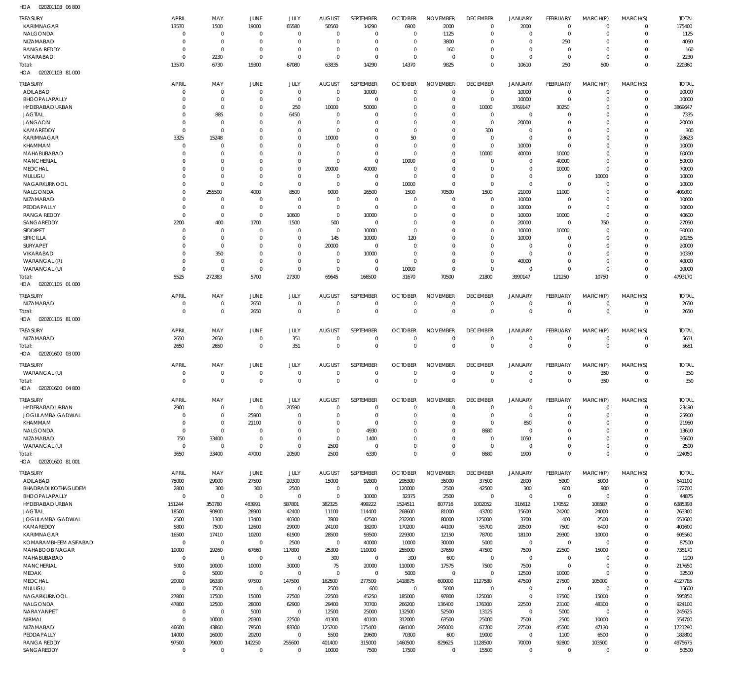HOA 020201103 06 800

| TREASURY | APRIL | MAY | JUNE | JULY | AUGUST | SEPTEMBER | OCTOBER | NOVEMBER | DECEMBER | JANUARY | FEBRUARY | MARCH(P) | MARCH(S) | TOTAL |
|---|---|---|---|---|---|---|---|---|---|---|---|---|---|---|
| KARIMNAGAR | 13570 | 1500 | 19000 | 65580 | 50560 | 14290 | 6900 | 2000 | 0 | 2000 | 0 | 0 | 0 | 175400 |
| NALGONDA | 0 | 0 | 0 | 0 | 0 | 0 | 0 | 1125 | 0 | 0 | 0 | 0 | 0 | 1125 |
| NIZAMABAD | 0 | 0 | 0 | 0 | 0 | 0 | 0 | 3800 | 0 | 0 | 250 | 0 | 0 | 4050 |
| RANGA REDDY | 0 | 0 | 0 | 0 | 0 | 0 | 0 | 160 | 0 | 0 | 0 | 0 | 0 | 160 |
| VIKARABAD | 0 | 2230 | 0 | 0 | 0 | 0 | 0 | 0 | 0 | 0 | 0 | 0 | 0 | 2230 |
| Total: | 13570 | 6730 | 19300 | 67080 | 63835 | 14290 | 14370 | 9825 | 0 | 10610 | 250 | 500 | 0 | 220360 |

HOA 020201103 81 000

| TREASURY | APRIL | MAY | JUNE | JULY | AUGUST | SEPTEMBER | OCTOBER | NOVEMBER | DECEMBER | JANUARY | FEBRUARY | MARCH(P) | MARCH(S) | TOTAL |
|---|---|---|---|---|---|---|---|---|---|---|---|---|---|---|
| ADILABAD | 0 | 0 | 0 | 0 | 0 | 10000 | 0 | 0 | 0 | 10000 | 0 | 0 | 0 | 20000 |
| BHOOPALAPALLY | 0 | 0 | 0 | 0 | 0 | 0 | 0 | 0 | 0 | 10000 | 0 | 0 | 0 | 10000 |
| HYDERABAD URBAN | 0 | 0 | 0 | 250 | 10000 | 50000 | 0 | 0 | 10000 | 3769147 | 30250 | 0 | 0 | 3869647 |
| JAGTIAL | 0 | 885 | 0 | 6450 | 0 | 0 | 0 | 0 | 0 | 0 | 0 | 0 | 0 | 7335 |
| JANGAON | 0 | 0 | 0 | 0 | 0 | 0 | 0 | 0 | 0 | 20000 | 0 | 0 | 0 | 20000 |
| KAMAREDDY | 0 | 0 | 0 | 0 | 0 | 0 | 0 | 0 | 300 | 0 | 0 | 0 | 0 | 300 |
| KARIMNAGAR | 3325 | 15248 | 0 | 0 | 10000 | 0 | 50 | 0 | 0 | 0 | 0 | 0 | 0 | 28623 |
| KHAMMAM | 0 | 0 | 0 | 0 | 0 | 0 | 0 | 0 | 0 | 10000 | 0 | 0 | 0 | 10000 |
| MAHABUBABAD | 0 | 0 | 0 | 0 | 0 | 0 | 0 | 0 | 10000 | 40000 | 10000 | 0 | 0 | 60000 |
| MANCHERIAL | 0 | 0 | 0 | 0 | 0 | 0 | 10000 | 0 | 0 | 0 | 40000 | 0 | 0 | 50000 |
| MEDCHAL | 0 | 0 | 0 | 0 | 20000 | 40000 | 0 | 0 | 0 | 0 | 10000 | 0 | 0 | 70000 |
| MULUGU | 0 | 0 | 0 | 0 | 0 | 0 | 0 | 0 | 0 | 0 | 0 | 10000 | 0 | 10000 |
| NAGARKURNOOL | 0 | 0 | 0 | 0 | 0 | 0 | 10000 | 0 | 0 | 0 | 0 | 0 | 0 | 10000 |
| NALGONDA | 0 | 255500 | 4000 | 8500 | 9000 | 26500 | 1500 | 70500 | 1500 | 21000 | 11000 | 0 | 0 | 409000 |
| NIZAMABAD | 0 | 0 | 0 | 0 | 0 | 0 | 0 | 0 | 0 | 10000 | 0 | 0 | 0 | 10000 |
| PEDDAPALLY | 0 | 0 | 0 | 0 | 0 | 0 | 0 | 0 | 0 | 10000 | 0 | 0 | 0 | 10000 |
| RANGA REDDY | 0 | 0 | 0 | 10600 | 0 | 10000 | 0 | 0 | 0 | 10000 | 10000 | 0 | 0 | 40600 |
| SANGAREDDY | 2200 | 400 | 1700 | 1500 | 500 | 0 | 0 | 0 | 0 | 20000 | 0 | 750 | 0 | 27050 |
| SIDDIPET | 0 | 0 | 0 | 0 | 0 | 10000 | 0 | 0 | 0 | 10000 | 10000 | 0 | 0 | 30000 |
| SIRICILLA | 0 | 0 | 0 | 0 | 145 | 10000 | 120 | 0 | 0 | 10000 | 0 | 0 | 0 | 20265 |
| SURYAPET | 0 | 0 | 0 | 0 | 20000 | 0 | 0 | 0 | 0 | 0 | 0 | 0 | 0 | 20000 |
| VIKARABAD | 0 | 350 | 0 | 0 | 0 | 10000 | 0 | 0 | 0 | 0 | 0 | 0 | 0 | 10350 |
| WARANGAL (R) | 0 | 0 | 0 | 0 | 0 | 0 | 0 | 0 | 0 | 40000 | 0 | 0 | 0 | 40000 |
| WARANGAL (U) | 0 | 0 | 0 | 0 | 0 | 0 | 10000 | 0 | 0 | 0 | 0 | 0 | 0 | 10000 |
| Total: | 5525 | 272383 | 5700 | 27300 | 69645 | 166500 | 31670 | 70500 | 21800 | 3990147 | 121250 | 10750 | 0 | 4793170 |

HOA 020201105 01 000

| TREASURY | APRIL | MAY | JUNE | JULY | AUGUST | SEPTEMBER | OCTOBER | NOVEMBER | DECEMBER | JANUARY | FEBRUARY | MARCH(P) | MARCH(S) | TOTAL |
|---|---|---|---|---|---|---|---|---|---|---|---|---|---|---|
| NIZAMABAD | 0 | 0 | 2650 | 0 | 0 | 0 | 0 | 0 | 0 | 0 | 0 | 0 | 0 | 2650 |
| Total: | 0 | 0 | 2650 | 0 | 0 | 0 | 0 | 0 | 0 | 0 | 0 | 0 | 0 | 2650 |

HOA 020201105 81 000

| TREASURY | APRIL | MAY | JUNE | JULY | AUGUST | SEPTEMBER | OCTOBER | NOVEMBER | DECEMBER | JANUARY | FEBRUARY | MARCH(P) | MARCH(S) | TOTAL |
|---|---|---|---|---|---|---|---|---|---|---|---|---|---|---|
| NIZAMABAD | 2650 | 2650 | 0 | 351 | 0 | 0 | 0 | 0 | 0 | 0 | 0 | 0 | 0 | 5651 |
| Total: | 2650 | 2650 | 0 | 351 | 0 | 0 | 0 | 0 | 0 | 0 | 0 | 0 | 0 | 5651 |

HOA 020201600 03 000

| TREASURY | APRIL | MAY | JUNE | JULY | AUGUST | SEPTEMBER | OCTOBER | NOVEMBER | DECEMBER | JANUARY | FEBRUARY | MARCH(P) | MARCH(S) | TOTAL |
|---|---|---|---|---|---|---|---|---|---|---|---|---|---|---|
| WARANGAL (U) | 0 | 0 | 0 | 0 | 0 | 0 | 0 | 0 | 0 | 0 | 0 | 350 | 0 | 350 |
| Total: | 0 | 0 | 0 | 0 | 0 | 0 | 0 | 0 | 0 | 0 | 0 | 350 | 0 | 350 |

HOA 020201600 04 800

| TREASURY | APRIL | MAY | JUNE | JULY | AUGUST | SEPTEMBER | OCTOBER | NOVEMBER | DECEMBER | JANUARY | FEBRUARY | MARCH(P) | MARCH(S) | TOTAL |
|---|---|---|---|---|---|---|---|---|---|---|---|---|---|---|
| HYDERABAD URBAN | 2900 | 0 | 0 | 20590 | 0 | 0 | 0 | 0 | 0 | 0 | 0 | 0 | 0 | 23490 |
| JOGULAMBA GADWAL | 0 | 0 | 25900 | 0 | 0 | 0 | 0 | 0 | 0 | 0 | 0 | 0 | 0 | 25900 |
| KHAMMAM | 0 | 0 | 21100 | 0 | 0 | 0 | 0 | 0 | 0 | 850 | 0 | 0 | 0 | 21950 |
| NALGONDA | 0 | 0 | 0 | 0 | 0 | 4930 | 0 | 0 | 8680 | 0 | 0 | 0 | 0 | 13610 |
| NIZAMABAD | 750 | 33400 | 0 | 0 | 0 | 1400 | 0 | 0 | 0 | 1050 | 0 | 0 | 0 | 36600 |
| WARANGAL (U) | 0 | 0 | 0 | 0 | 2500 | 0 | 0 | 0 | 0 | 0 | 0 | 0 | 0 | 2500 |
| Total: | 3650 | 33400 | 47000 | 20590 | 2500 | 6330 | 0 | 0 | 8680 | 1900 | 0 | 0 | 0 | 124050 |

HOA 020201600 81 001

| TREASURY | APRIL | MAY | JUNE | JULY | AUGUST | SEPTEMBER | OCTOBER | NOVEMBER | DECEMBER | JANUARY | FEBRUARY | MARCH(P) | MARCH(S) | TOTAL |
|---|---|---|---|---|---|---|---|---|---|---|---|---|---|---|
| ADILABAD | 75000 | 29000 | 27500 | 20300 | 15000 | 92800 | 295300 | 35000 | 37500 | 2800 | 5900 | 5000 | 0 | 641100 |
| BHADRADI KOTHAGUDEM | 2800 | 300 | 300 | 2500 | 0 | 0 | 120000 | 2500 | 42500 | 300 | 600 | 900 | 0 | 172700 |
| BHOOPALAPALLY | 0 | 0 | 0 | 0 | 0 | 10000 | 32375 | 2500 | 0 | 0 | 0 | 0 | 0 | 44875 |
| HYDERABAD URBAN | 151244 | 350780 | 483991 | 587801 | 382325 | 499222 | 1524511 | 807716 | 1002052 | 316612 | 170552 | 108587 | 0 | 6385393 |
| JAGTIAL | 18500 | 90900 | 28900 | 42400 | 11100 | 114400 | 268600 | 81000 | 43700 | 15600 | 24200 | 24000 | 0 | 763300 |
| JOGULAMBA GADWAL | 2500 | 1300 | 13400 | 40300 | 7800 | 42500 | 232200 | 80000 | 125000 | 3700 | 400 | 2500 | 0 | 551600 |
| KAMAREDDY | 5800 | 7500 | 12600 | 29000 | 24100 | 18200 | 170200 | 44100 | 55700 | 20500 | 7500 | 6400 | 0 | 401600 |
| KARIMNAGAR | 16500 | 17410 | 10200 | 61900 | 28500 | 93500 | 229300 | 12150 | 78700 | 18100 | 29300 | 10000 | 0 | 605560 |
| KOMARAMBHEEM ASIFABAD | 0 | 0 | 0 | 2500 | 0 | 40000 | 10000 | 30000 | 5000 | 0 | 0 | 0 | 0 | 87500 |
| MAHABOOB NAGAR | 10000 | 19260 | 67660 | 117800 | 25300 | 110000 | 255000 | 37650 | 47500 | 7500 | 22500 | 15000 | 0 | 735170 |
| MAHABUBABAD | 0 | 0 | 0 | 0 | 300 | 0 | 300 | 600 | 0 | 0 | 0 | 0 | 0 | 1200 |
| MANCHERIAL | 5000 | 10000 | 10000 | 30000 | 75 | 20000 | 110000 | 17575 | 7500 | 7500 | 0 | 0 | 0 | 217650 |
| MEDAK | 0 | 5000 | 0 | 0 | 0 | 0 | 5000 | 0 | 0 | 12500 | 10000 | 0 | 0 | 32500 |
| MEDCHAL | 20000 | 96330 | 97500 | 147500 | 162500 | 277500 | 1418875 | 600000 | 1127580 | 47500 | 27500 | 105000 | 0 | 4127785 |
| MULUGU | 0 | 7500 | 0 | 0 | 2500 | 600 | 0 | 5000 | 0 | 0 | 0 | 0 | 0 | 15600 |
| NAGARKURNOOL | 27800 | 17500 | 15000 | 27500 | 22500 | 45250 | 185000 | 97800 | 125000 | 0 | 17500 | 15000 | 0 | 595850 |
| NALGONDA | 47800 | 12500 | 28000 | 62900 | 29400 | 70700 | 266200 | 136400 | 176300 | 22500 | 23100 | 48300 | 0 | 924100 |
| NARAYANPET | 0 | 0 | 5000 | 0 | 12500 | 25000 | 132500 | 52500 | 13125 | 0 | 5000 | 0 | 0 | 245625 |
| NIRMAL | 0 | 10000 | 20300 | 22500 | 41300 | 40100 | 312000 | 63500 | 25000 | 7500 | 2500 | 10000 | 0 | 554700 |
| NIZAMABAD | 46600 | 43860 | 79500 | 83300 | 125700 | 175400 | 684100 | 295000 | 67700 | 27500 | 45500 | 47130 | 0 | 1721290 |
| PEDDAPALLY | 14000 | 16000 | 20200 | 0 | 5500 | 29600 | 70300 | 600 | 19000 | 0 | 1100 | 6500 | 0 | 182800 |
| RANGA REDDY | 97500 | 79000 | 142250 | 255600 | 401400 | 315000 | 1460500 | 829625 | 1128500 | 70000 | 92800 | 103500 | 0 | 4975675 |
| SANGAREDDY | 0 | 0 | 0 | 0 | 10000 | 7500 | 17500 | 0 | 15500 | 0 | 0 | 0 | 0 | 50500 |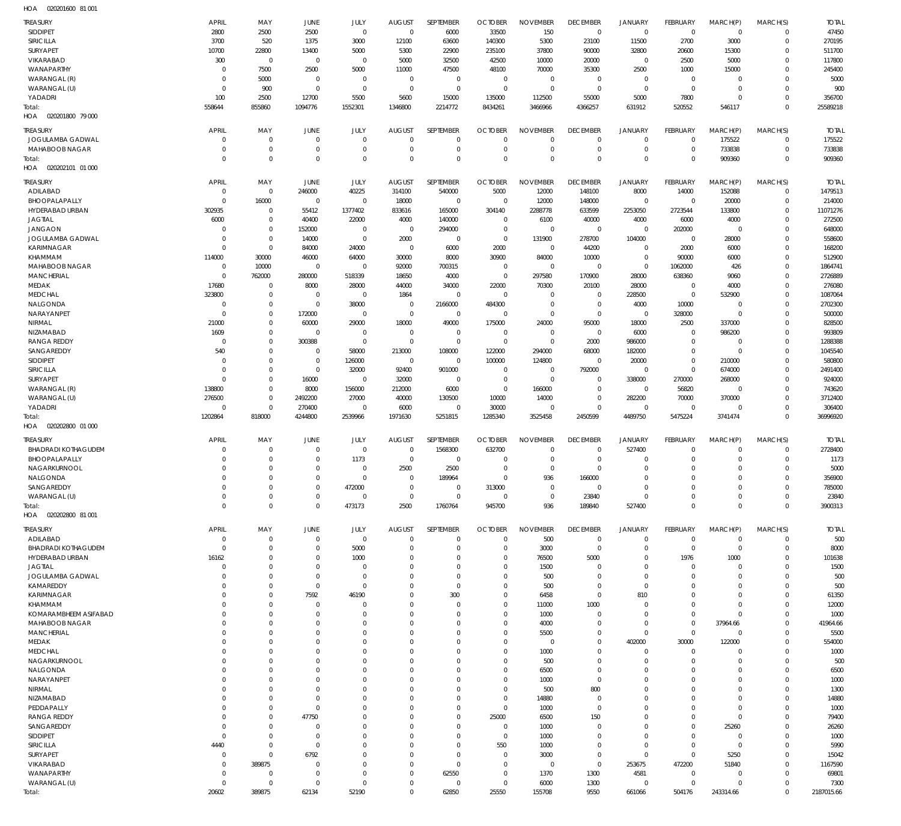HOA 020201600 81 001

| TREASURY | APRIL | MAY | JUNE | JULY | AUGUST | SEPTEMBER | OCTOBER | NOVEMBER | DECEMBER | JANUARY | FEBRUARY | MARCH(P) | MARCH(S) | TOTAL |
|---|---|---|---|---|---|---|---|---|---|---|---|---|---|---|
| SIDDIPET | 2800 | 2500 | 2500 | 0 | 0 | 6000 | 33500 | 150 | 0 | 0 | 0 | 0 | 0 | 47450 |
| SIRICILLA | 3700 | 520 | 1375 | 3000 | 12100 | 63600 | 140300 | 5300 | 23100 | 11500 | 2700 | 3000 | 0 | 270195 |
| SURYAPET | 10700 | 22800 | 13400 | 5000 | 5300 | 22900 | 235100 | 37800 | 90000 | 32800 | 20600 | 15300 | 0 | 511700 |
| VIKARABAD | 300 | 0 | 0 | 0 | 5000 | 32500 | 42500 | 10000 | 20000 | 0 | 2500 | 5000 | 0 | 117800 |
| WANAPARTHY | 0 | 7500 | 2500 | 5000 | 11000 | 47500 | 48100 | 70000 | 35300 | 2500 | 1000 | 15000 | 0 | 245400 |
| WARANGAL (R) | 0 | 5000 | 0 | 0 | 0 | 0 | 0 | 0 | 0 | 0 | 0 | 0 | 0 | 5000 |
| WARANGAL (U) | 0 | 900 | 0 | 0 | 0 | 0 | 0 | 0 | 0 | 0 | 0 | 0 | 0 | 900 |
| YADADRI | 100 | 2500 | 12700 | 5500 | 5600 | 15000 | 135000 | 112500 | 55000 | 5000 | 7800 | 0 | 0 | 356700 |
| Total: | 558644 | 855860 | 1094776 | 1552301 | 1346800 | 2214772 | 8434261 | 3466966 | 4366257 | 631912 | 520552 | 546117 | 0 | 25589218 |

HOA 020201800 79 000

| TREASURY | APRIL | MAY | JUNE | JULY | AUGUST | SEPTEMBER | OCTOBER | NOVEMBER | DECEMBER | JANUARY | FEBRUARY | MARCH(P) | MARCH(S) | TOTAL |
|---|---|---|---|---|---|---|---|---|---|---|---|---|---|---|
| JOGULAMBA GADWAL | 0 | 0 | 0 | 0 | 0 | 0 | 0 | 0 | 0 | 0 | 0 | 175522 | 0 | 175522 |
| MAHABOOB NAGAR | 0 | 0 | 0 | 0 | 0 | 0 | 0 | 0 | 0 | 0 | 0 | 733838 | 0 | 733838 |
| Total: | 0 | 0 | 0 | 0 | 0 | 0 | 0 | 0 | 0 | 0 | 0 | 909360 | 0 | 909360 |

HOA 020202101 01 000

| TREASURY | APRIL | MAY | JUNE | JULY | AUGUST | SEPTEMBER | OCTOBER | NOVEMBER | DECEMBER | JANUARY | FEBRUARY | MARCH(P) | MARCH(S) | TOTAL |
|---|---|---|---|---|---|---|---|---|---|---|---|---|---|---|
| ADILABAD | 0 | 0 | 246000 | 40225 | 314100 | 540000 | 5000 | 12000 | 148100 | 8000 | 14000 | 152088 | 0 | 1479513 |
| BHOOPALAPALLY | 0 | 16000 | 0 | 0 | 18000 | 0 | 0 | 12000 | 148000 | 0 | 0 | 20000 | 0 | 214000 |
| HYDERABAD URBAN | 302935 | 0 | 55412 | 1377402 | 833616 | 165000 | 304140 | 2288778 | 633599 | 2253050 | 2723544 | 133800 | 0 | 11071276 |
| JAGTIAL | 6000 | 0 | 40400 | 22000 | 4000 | 140000 | 0 | 6100 | 40000 | 4000 | 6000 | 4000 | 0 | 272500 |
| JANGAON | 0 | 0 | 152000 | 0 | 0 | 294000 | 0 | 0 | 0 | 0 | 202000 | 0 | 0 | 648000 |
| JOGULAMBA GADWAL | 0 | 0 | 14000 | 0 | 2000 | 0 | 0 | 131900 | 278700 | 104000 | 0 | 28000 | 0 | 558600 |
| KARIMNAGAR | 0 | 0 | 84000 | 24000 | 0 | 6000 | 2000 | 0 | 44200 | 0 | 2000 | 6000 | 0 | 168200 |
| KHAMMAM | 114000 | 30000 | 46000 | 64000 | 30000 | 8000 | 30900 | 84000 | 10000 | 0 | 90000 | 6000 | 0 | 512900 |
| MAHABOOB NAGAR | 0 | 10000 | 0 | 0 | 92000 | 700315 | 0 | 0 | 0 | 0 | 1062000 | 426 | 0 | 1864741 |
| MANCHERIAL | 0 | 762000 | 280000 | 518339 | 18650 | 4000 | 0 | 297580 | 170900 | 28000 | 638360 | 9060 | 0 | 2726889 |
| MEDAK | 17680 | 0 | 8000 | 28000 | 44000 | 34000 | 22000 | 70300 | 20100 | 28000 | 0 | 4000 | 0 | 276080 |
| MEDCHAL | 323800 | 0 | 0 | 0 | 1864 | 0 | 0 | 0 | 0 | 228500 | 0 | 532900 | 0 | 1087064 |
| NALGONDA | 0 | 0 | 0 | 38000 | 0 | 2166000 | 484300 | 0 | 0 | 4000 | 10000 | 0 | 0 | 2702300 |
| NARAYANPET | 0 | 0 | 172000 | 0 | 0 | 0 | 0 | 0 | 0 | 0 | 328000 | 0 | 0 | 500000 |
| NIRMAL | 21000 | 0 | 60000 | 29000 | 18000 | 49000 | 175000 | 24000 | 95000 | 18000 | 2500 | 337000 | 0 | 828500 |
| NIZAMABAD | 1609 | 0 | 0 | 0 | 0 | 0 | 0 | 0 | 0 | 6000 | 0 | 986200 | 0 | 993809 |
| RANGA REDDY | 0 | 0 | 300388 | 0 | 0 | 0 | 0 | 0 | 2000 | 986000 | 0 | 0 | 0 | 1288388 |
| SANGAREDDY | 540 | 0 | 0 | 58000 | 213000 | 108000 | 122000 | 294000 | 68000 | 182000 | 0 | 0 | 0 | 1045540 |
| SIDDIPET | 0 | 0 | 0 | 126000 | 0 | 0 | 100000 | 124800 | 0 | 20000 | 0 | 210000 | 0 | 580800 |
| SIRICILLA | 0 | 0 | 0 | 32000 | 92400 | 901000 | 0 | 0 | 792000 | 0 | 0 | 674000 | 0 | 2491400 |
| SURYAPET | 0 | 0 | 16000 | 0 | 32000 | 0 | 0 | 0 | 0 | 338000 | 270000 | 268000 | 0 | 924000 |
| WARANGAL (R) | 138800 | 0 | 8000 | 156000 | 212000 | 6000 | 0 | 166000 | 0 | 0 | 56820 | 0 | 0 | 743620 |
| WARANGAL (U) | 276500 | 0 | 2492200 | 27000 | 40000 | 130500 | 10000 | 14000 | 0 | 282200 | 70000 | 370000 | 0 | 3712400 |
| YADADRI | 0 | 0 | 270400 | 0 | 6000 | 0 | 30000 | 0 | 0 | 0 | 0 | 0 | 0 | 306400 |
| Total: | 1202864 | 818000 | 4244800 | 2539966 | 1971630 | 5251815 | 1285340 | 3525458 | 2450599 | 4489750 | 5475224 | 3741474 | 0 | 36996920 |

HOA 020202800 01 000

| TREASURY | APRIL | MAY | JUNE | JULY | AUGUST | SEPTEMBER | OCTOBER | NOVEMBER | DECEMBER | JANUARY | FEBRUARY | MARCH(P) | MARCH(S) | TOTAL |
|---|---|---|---|---|---|---|---|---|---|---|---|---|---|---|
| BHADRADI KOTHAGUDEM | 0 | 0 | 0 | 0 | 0 | 1568300 | 632700 | 0 | 0 | 527400 | 0 | 0 | 0 | 2728400 |
| BHOOPALAPALLY | 0 | 0 | 0 | 1173 | 0 | 0 | 0 | 0 | 0 | 0 | 0 | 0 | 0 | 1173 |
| NAGARKURNOOL | 0 | 0 | 0 | 0 | 2500 | 2500 | 0 | 0 | 0 | 0 | 0 | 0 | 0 | 5000 |
| NALGONDA | 0 | 0 | 0 | 0 | 0 | 189964 | 0 | 936 | 166000 | 0 | 0 | 0 | 0 | 356900 |
| SANGAREDDY | 0 | 0 | 0 | 472000 | 0 | 0 | 313000 | 0 | 0 | 0 | 0 | 0 | 0 | 785000 |
| WARANGAL (U) | 0 | 0 | 0 | 0 | 0 | 0 | 0 | 0 | 23840 | 0 | 0 | 0 | 0 | 23840 |
| Total: | 0 | 0 | 0 | 473173 | 2500 | 1760764 | 945700 | 936 | 189840 | 527400 | 0 | 0 | 0 | 3900313 |

HOA 020202800 81 001

| TREASURY | APRIL | MAY | JUNE | JULY | AUGUST | SEPTEMBER | OCTOBER | NOVEMBER | DECEMBER | JANUARY | FEBRUARY | MARCH(P) | MARCH(S) | TOTAL |
|---|---|---|---|---|---|---|---|---|---|---|---|---|---|---|
| ADILABAD | 0 | 0 | 0 | 0 | 0 | 0 | 0 | 500 | 0 | 0 | 0 | 0 | 0 | 500 |
| BHADRADI KOTHAGUDEM | 0 | 0 | 0 | 5000 | 0 | 0 | 0 | 3000 | 0 | 0 | 0 | 0 | 0 | 8000 |
| HYDERABAD URBAN | 16162 | 0 | 0 | 1000 | 0 | 0 | 0 | 76500 | 5000 | 0 | 1976 | 1000 | 0 | 101638 |
| JAGTIAL | 0 | 0 | 0 | 0 | 0 | 0 | 0 | 1500 | 0 | 0 | 0 | 0 | 0 | 1500 |
| JOGULAMBA GADWAL | 0 | 0 | 0 | 0 | 0 | 0 | 0 | 500 | 0 | 0 | 0 | 0 | 0 | 500 |
| KAMAREDDY | 0 | 0 | 0 | 0 | 0 | 0 | 0 | 500 | 0 | 0 | 0 | 0 | 0 | 500 |
| KARIMNAGAR | 0 | 0 | 7592 | 46190 | 0 | 300 | 0 | 6458 | 0 | 810 | 0 | 0 | 0 | 61350 |
| KHAMMAM | 0 | 0 | 0 | 0 | 0 | 0 | 0 | 11000 | 1000 | 0 | 0 | 0 | 0 | 12000 |
| KOMARAMBHEEM ASIFABAD | 0 | 0 | 0 | 0 | 0 | 0 | 0 | 1000 | 0 | 0 | 0 | 0 | 0 | 1000 |
| MAHABOOB NAGAR | 0 | 0 | 0 | 0 | 0 | 0 | 0 | 4000 | 0 | 0 | 0 | 37964.66 | 0 | 41964.66 |
| MANCHERIAL | 0 | 0 | 0 | 0 | 0 | 0 | 0 | 5500 | 0 | 0 | 0 | 0 | 0 | 5500 |
| MEDAK | 0 | 0 | 0 | 0 | 0 | 0 | 0 | 0 | 0 | 402000 | 30000 | 122000 | 0 | 554000 |
| MEDCHAL | 0 | 0 | 0 | 0 | 0 | 0 | 0 | 1000 | 0 | 0 | 0 | 0 | 0 | 1000 |
| NAGARKURNOOL | 0 | 0 | 0 | 0 | 0 | 0 | 0 | 500 | 0 | 0 | 0 | 0 | 0 | 500 |
| NALGONDA | 0 | 0 | 0 | 0 | 0 | 0 | 0 | 6500 | 0 | 0 | 0 | 0 | 0 | 6500 |
| NARAYANPET | 0 | 0 | 0 | 0 | 0 | 0 | 0 | 1000 | 0 | 0 | 0 | 0 | 0 | 1000 |
| NIRMAL | 0 | 0 | 0 | 0 | 0 | 0 | 0 | 500 | 800 | 0 | 0 | 0 | 0 | 1300 |
| NIZAMABAD | 0 | 0 | 0 | 0 | 0 | 0 | 0 | 14880 | 0 | 0 | 0 | 0 | 0 | 14880 |
| PEDDAPALLY | 0 | 0 | 0 | 0 | 0 | 0 | 0 | 1000 | 0 | 0 | 0 | 0 | 0 | 1000 |
| RANGA REDDY | 0 | 0 | 47750 | 0 | 0 | 0 | 25000 | 6500 | 150 | 0 | 0 | 0 | 0 | 79400 |
| SANGAREDDY | 0 | 0 | 0 | 0 | 0 | 0 | 0 | 1000 | 0 | 0 | 0 | 25260 | 0 | 26260 |
| SIDDIPET | 0 | 0 | 0 | 0 | 0 | 0 | 0 | 1000 | 0 | 0 | 0 | 0 | 0 | 1000 |
| SIRICILLA | 4440 | 0 | 0 | 0 | 0 | 0 | 550 | 1000 | 0 | 0 | 0 | 0 | 0 | 5990 |
| SURYAPET | 0 | 0 | 6792 | 0 | 0 | 0 | 0 | 3000 | 0 | 0 | 0 | 5250 | 0 | 15042 |
| VIKARABAD | 0 | 389875 | 0 | 0 | 0 | 0 | 0 | 0 | 0 | 253675 | 472200 | 51840 | 0 | 1167590 |
| WANAPARTHY | 0 | 0 | 0 | 0 | 0 | 62550 | 0 | 1370 | 1300 | 4581 | 0 | 0 | 0 | 69801 |
| WARANGAL (U) | 0 | 0 | 0 | 0 | 0 | 0 | 0 | 6000 | 1300 | 0 | 0 | 0 | 0 | 7300 |
| Total: | 20602 | 389875 | 62134 | 52190 | 0 | 62850 | 25550 | 155708 | 9550 | 661066 | 504176 | 243314.66 | 0 | 2187015.66 |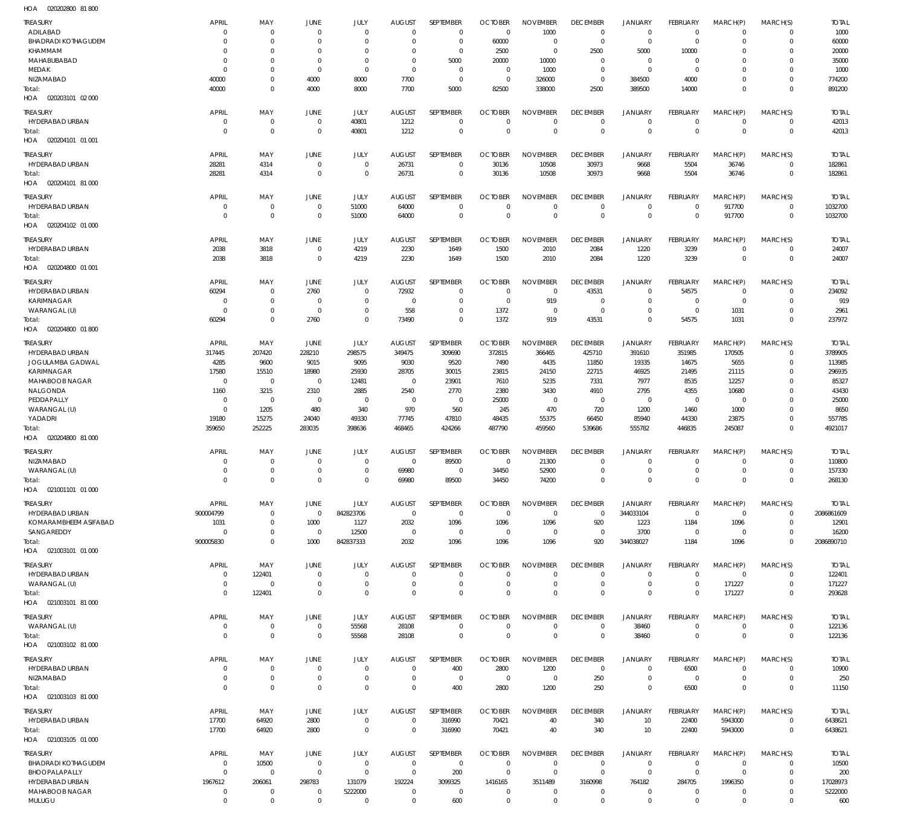HOA 020202800 81 800

| TREASURY | APRIL | MAY | JUNE | JULY | AUGUST | SEPTEMBER | OCTOBER | NOVEMBER | DECEMBER | JANUARY | FEBRUARY | MARCH(P) | MARCH(S) | TOTAL |
|---|---|---|---|---|---|---|---|---|---|---|---|---|---|---|
| ADILABAD | 0 | 0 | 0 | 0 | 0 | 0 | 0 | 1000 | 0 | 0 | 0 | 0 | 0 | 1000 |
| BHADRADI KOTHAGUDEM | 0 | 0 | 0 | 0 | 0 | 0 | 60000 | 0 | 0 | 0 | 0 | 0 | 0 | 60000 |
| KHAMMAM | 0 | 0 | 0 | 0 | 0 | 0 | 2500 | 0 | 2500 | 5000 | 10000 | 0 | 0 | 20000 |
| MAHABUBABAD | 0 | 0 | 0 | 0 | 0 | 5000 | 20000 | 10000 | 0 | 0 | 0 | 0 | 0 | 35000 |
| MEDAK | 0 | 0 | 0 | 0 | 0 | 0 | 0 | 1000 | 0 | 0 | 0 | 0 | 0 | 1000 |
| NIZAMABAD | 40000 | 0 | 4000 | 8000 | 7700 | 0 | 0 | 326000 | 0 | 384500 | 4000 | 0 | 0 | 774200 |
| Total: | 40000 | 0 | 4000 | 8000 | 7700 | 5000 | 82500 | 338000 | 2500 | 389500 | 14000 | 0 | 0 | 891200 |

HOA 020203101 02 000

| TREASURY | APRIL | MAY | JUNE | JULY | AUGUST | SEPTEMBER | OCTOBER | NOVEMBER | DECEMBER | JANUARY | FEBRUARY | MARCH(P) | MARCH(S) | TOTAL |
|---|---|---|---|---|---|---|---|---|---|---|---|---|---|---|
| HYDERABAD URBAN | 0 | 0 | 0 | 40801 | 1212 | 0 | 0 | 0 | 0 | 0 | 0 | 0 | 0 | 42013 |
| Total: | 0 | 0 | 0 | 40801 | 1212 | 0 | 0 | 0 | 0 | 0 | 0 | 0 | 0 | 42013 |

HOA 020204101 01 001

| TREASURY | APRIL | MAY | JUNE | JULY | AUGUST | SEPTEMBER | OCTOBER | NOVEMBER | DECEMBER | JANUARY | FEBRUARY | MARCH(P) | MARCH(S) | TOTAL |
|---|---|---|---|---|---|---|---|---|---|---|---|---|---|---|
| HYDERABAD URBAN | 28281 | 4314 | 0 | 0 | 26731 | 0 | 30136 | 10508 | 30973 | 9668 | 5504 | 36746 | 0 | 182861 |
| Total: | 28281 | 4314 | 0 | 0 | 26731 | 0 | 30136 | 10508 | 30973 | 9668 | 5504 | 36746 | 0 | 182861 |

HOA 020204101 81 000

| TREASURY | APRIL | MAY | JUNE | JULY | AUGUST | SEPTEMBER | OCTOBER | NOVEMBER | DECEMBER | JANUARY | FEBRUARY | MARCH(P) | MARCH(S) | TOTAL |
|---|---|---|---|---|---|---|---|---|---|---|---|---|---|---|
| HYDERABAD URBAN | 0 | 0 | 0 | 51000 | 64000 | 0 | 0 | 0 | 0 | 0 | 0 | 917700 | 0 | 1032700 |
| Total: | 0 | 0 | 0 | 51000 | 64000 | 0 | 0 | 0 | 0 | 0 | 0 | 917700 | 0 | 1032700 |

HOA 020204102 01 000

| TREASURY | APRIL | MAY | JUNE | JULY | AUGUST | SEPTEMBER | OCTOBER | NOVEMBER | DECEMBER | JANUARY | FEBRUARY | MARCH(P) | MARCH(S) | TOTAL |
|---|---|---|---|---|---|---|---|---|---|---|---|---|---|---|
| HYDERABAD URBAN | 2038 | 3818 | 0 | 4219 | 2230 | 1649 | 1500 | 2010 | 2084 | 1220 | 3239 | 0 | 0 | 24007 |
| Total: | 2038 | 3818 | 0 | 4219 | 2230 | 1649 | 1500 | 2010 | 2084 | 1220 | 3239 | 0 | 0 | 24007 |

HOA 020204800 01 001

| TREASURY | APRIL | MAY | JUNE | JULY | AUGUST | SEPTEMBER | OCTOBER | NOVEMBER | DECEMBER | JANUARY | FEBRUARY | MARCH(P) | MARCH(S) | TOTAL |
|---|---|---|---|---|---|---|---|---|---|---|---|---|---|---|
| HYDERABAD URBAN | 60294 | 0 | 2760 | 0 | 72932 | 0 | 0 | 0 | 43531 | 0 | 54575 | 0 | 0 | 234092 |
| KARIMNAGAR | 0 | 0 | 0 | 0 | 0 | 0 | 0 | 919 | 0 | 0 | 0 | 0 | 0 | 919 |
| WARANGAL (U) | 0 | 0 | 0 | 0 | 558 | 0 | 1372 | 0 | 0 | 0 | 0 | 1031 | 0 | 2961 |
| Total: | 60294 | 0 | 2760 | 0 | 73490 | 0 | 1372 | 919 | 43531 | 0 | 54575 | 1031 | 0 | 237972 |

HOA 020204800 01 800

| TREASURY | APRIL | MAY | JUNE | JULY | AUGUST | SEPTEMBER | OCTOBER | NOVEMBER | DECEMBER | JANUARY | FEBRUARY | MARCH(P) | MARCH(S) | TOTAL |
|---|---|---|---|---|---|---|---|---|---|---|---|---|---|---|
| HYDERABAD URBAN | 317445 | 207420 | 228210 | 298575 | 349475 | 309690 | 372815 | 366465 | 425710 | 391610 | 351985 | 170505 | 0 | 3789905 |
| JOGULAMBA GADWAL | 4285 | 9600 | 9015 | 9095 | 9030 | 9520 | 7490 | 4435 | 11850 | 19335 | 14675 | 5655 | 0 | 113985 |
| KARIMNAGAR | 17580 | 15510 | 18980 | 25930 | 28705 | 30015 | 23815 | 24150 | 22715 | 46925 | 21495 | 21115 | 0 | 296935 |
| MAHABOOB NAGAR | 0 | 0 | 0 | 12481 | 0 | 23901 | 7610 | 5235 | 7331 | 7977 | 8535 | 12257 | 0 | 85327 |
| NALGONDA | 1160 | 3215 | 2310 | 2885 | 2540 | 2770 | 2380 | 3430 | 4910 | 2795 | 4355 | 10680 | 0 | 43430 |
| PEDDAPALLY | 0 | 0 | 0 | 0 | 0 | 0 | 25000 | 0 | 0 | 0 | 0 | 0 | 0 | 25000 |
| WARANGAL (U) | 0 | 1205 | 480 | 340 | 970 | 560 | 245 | 470 | 720 | 1200 | 1460 | 1000 | 0 | 8650 |
| YADADRI | 19180 | 15275 | 24040 | 49330 | 77745 | 47810 | 48435 | 55375 | 66450 | 85940 | 44330 | 23875 | 0 | 557785 |
| Total: | 359650 | 252225 | 283035 | 398636 | 468465 | 424266 | 487790 | 459560 | 539686 | 555782 | 446835 | 245087 | 0 | 4921017 |

HOA 020204800 81 000

| TREASURY | APRIL | MAY | JUNE | JULY | AUGUST | SEPTEMBER | OCTOBER | NOVEMBER | DECEMBER | JANUARY | FEBRUARY | MARCH(P) | MARCH(S) | TOTAL |
|---|---|---|---|---|---|---|---|---|---|---|---|---|---|---|
| NIZAMABAD | 0 | 0 | 0 | 0 | 0 | 89500 | 0 | 21300 | 0 | 0 | 0 | 0 | 0 | 110800 |
| WARANGAL (U) | 0 | 0 | 0 | 0 | 69980 | 0 | 34450 | 52900 | 0 | 0 | 0 | 0 | 0 | 157330 |
| Total: | 0 | 0 | 0 | 0 | 69980 | 89500 | 34450 | 74200 | 0 | 0 | 0 | 0 | 0 | 268130 |

HOA 021001101 01 000

| TREASURY | APRIL | MAY | JUNE | JULY | AUGUST | SEPTEMBER | OCTOBER | NOVEMBER | DECEMBER | JANUARY | FEBRUARY | MARCH(P) | MARCH(S) | TOTAL |
|---|---|---|---|---|---|---|---|---|---|---|---|---|---|---|
| HYDERABAD URBAN | 900004799 | 0 | 0 | 842823706 | 0 | 0 | 0 | 0 | 0 | 344033104 | 0 | 0 | 0 | 2086861609 |
| KOMARAMBHEEM ASIFABAD | 1031 | 0 | 1000 | 1127 | 2032 | 1096 | 1096 | 1096 | 920 | 1223 | 1184 | 1096 | 0 | 12901 |
| SANGAREDDY | 0 | 0 | 0 | 12500 | 0 | 0 | 0 | 0 | 0 | 3700 | 0 | 0 | 0 | 16200 |
| Total: | 900005830 | 0 | 1000 | 842837333 | 2032 | 1096 | 1096 | 1096 | 920 | 344038027 | 1184 | 1096 | 0 | 2086890710 |

HOA 021003101 01 000

| TREASURY | APRIL | MAY | JUNE | JULY | AUGUST | SEPTEMBER | OCTOBER | NOVEMBER | DECEMBER | JANUARY | FEBRUARY | MARCH(P) | MARCH(S) | TOTAL |
|---|---|---|---|---|---|---|---|---|---|---|---|---|---|---|
| HYDERABAD URBAN | 0 | 122401 | 0 | 0 | 0 | 0 | 0 | 0 | 0 | 0 | 0 | 0 | 0 | 122401 |
| WARANGAL (U) | 0 | 0 | 0 | 0 | 0 | 0 | 0 | 0 | 0 | 0 | 0 | 171227 | 0 | 171227 |
| Total: | 0 | 122401 | 0 | 0 | 0 | 0 | 0 | 0 | 0 | 0 | 0 | 171227 | 0 | 293628 |

HOA 021003101 81 000

| TREASURY | APRIL | MAY | JUNE | JULY | AUGUST | SEPTEMBER | OCTOBER | NOVEMBER | DECEMBER | JANUARY | FEBRUARY | MARCH(P) | MARCH(S) | TOTAL |
|---|---|---|---|---|---|---|---|---|---|---|---|---|---|---|
| WARANGAL (U) | 0 | 0 | 0 | 55568 | 28108 | 0 | 0 | 0 | 0 | 38460 | 0 | 0 | 0 | 122136 |
| Total: | 0 | 0 | 0 | 55568 | 28108 | 0 | 0 | 0 | 0 | 38460 | 0 | 0 | 0 | 122136 |

HOA 021003102 81 000

| TREASURY | APRIL | MAY | JUNE | JULY | AUGUST | SEPTEMBER | OCTOBER | NOVEMBER | DECEMBER | JANUARY | FEBRUARY | MARCH(P) | MARCH(S) | TOTAL |
|---|---|---|---|---|---|---|---|---|---|---|---|---|---|---|
| HYDERABAD URBAN | 0 | 0 | 0 | 0 | 0 | 400 | 2800 | 1200 | 0 | 0 | 6500 | 0 | 0 | 10900 |
| NIZAMABAD | 0 | 0 | 0 | 0 | 0 | 0 | 0 | 0 | 250 | 0 | 0 | 0 | 0 | 250 |
| Total: | 0 | 0 | 0 | 0 | 0 | 400 | 2800 | 1200 | 250 | 0 | 6500 | 0 | 0 | 11150 |

HOA 021003103 81 000

| TREASURY | APRIL | MAY | JUNE | JULY | AUGUST | SEPTEMBER | OCTOBER | NOVEMBER | DECEMBER | JANUARY | FEBRUARY | MARCH(P) | MARCH(S) | TOTAL |
|---|---|---|---|---|---|---|---|---|---|---|---|---|---|---|
| HYDERABAD URBAN | 17700 | 64920 | 2800 | 0 | 0 | 316990 | 70421 | 40 | 340 | 10 | 22400 | 5943000 | 0 | 6438621 |
| Total: | 17700 | 64920 | 2800 | 0 | 0 | 316990 | 70421 | 40 | 340 | 10 | 22400 | 5943000 | 0 | 6438621 |

HOA 021003105 01 000

| TREASURY | APRIL | MAY | JUNE | JULY | AUGUST | SEPTEMBER | OCTOBER | NOVEMBER | DECEMBER | JANUARY | FEBRUARY | MARCH(P) | MARCH(S) | TOTAL |
|---|---|---|---|---|---|---|---|---|---|---|---|---|---|---|
| BHADRADI KOTHAGUDEM | 0 | 10500 | 0 | 0 | 0 | 0 | 0 | 0 | 0 | 0 | 0 | 0 | 0 | 10500 |
| BHOOPALAPALLY | 0 | 0 | 0 | 0 | 0 | 200 | 0 | 0 | 0 | 0 | 0 | 0 | 0 | 200 |
| HYDERABAD URBAN | 1967612 | 206061 | 298783 | 131079 | 192224 | 3099325 | 1416165 | 3511489 | 3160998 | 764182 | 284705 | 1996350 | 0 | 17028973 |
| MAHABOOB NAGAR | 0 | 0 | 0 | 5222000 | 0 | 0 | 0 | 0 | 0 | 0 | 0 | 0 | 0 | 5222000 |
| MULUGU | 0 | 0 | 0 | 0 | 0 | 600 | 0 | 0 | 0 | 0 | 0 | 0 | 0 | 600 |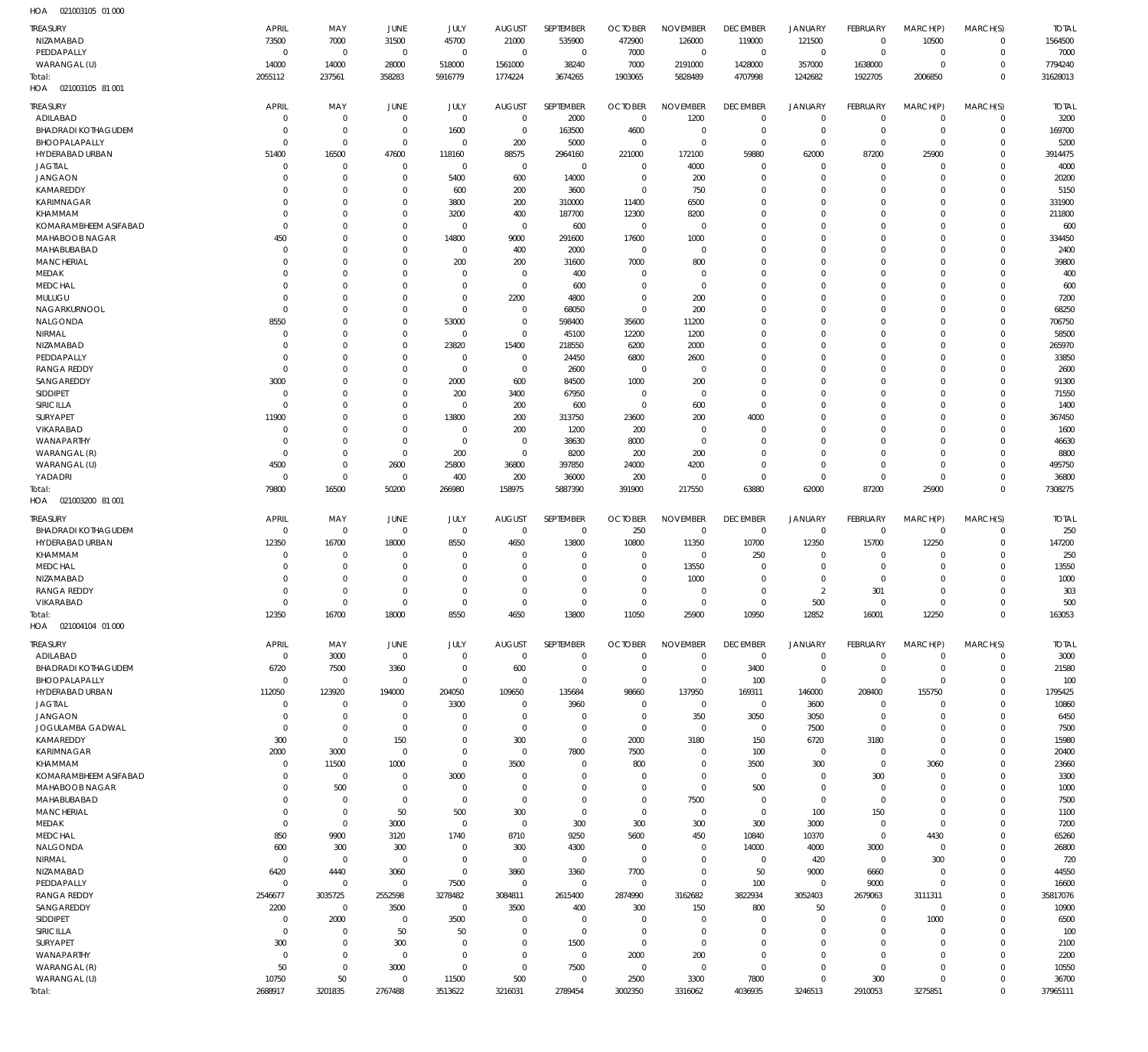HOA 021003105 01 000

| TREASURY | APRIL | MAY | JUNE | JULY | AUGUST | SEPTEMBER | OCTOBER | NOVEMBER | DECEMBER | JANUARY | FEBRUARY | MARCH(P) | MARCH(S) | TOTAL |
|---|---|---|---|---|---|---|---|---|---|---|---|---|---|---|
| NIZAMABAD | 73500 | 7000 | 31500 | 45700 | 21000 | 535900 | 472900 | 126000 | 119000 | 121500 | 0 | 10500 | 0 | 1564500 |
| PEDDAPALLY | 0 | 0 | 0 | 0 | 0 | 0 | 7000 | 0 | 0 | 0 | 0 | 0 | 0 | 7000 |
| WARANGAL (U) | 14000 | 14000 | 28000 | 518000 | 1561000 | 38240 | 7000 | 2191000 | 1428000 | 357000 | 1638000 | 0 | 0 | 7794240 |
| Total: | 2055112 | 237561 | 358283 | 5916779 | 1774224 | 3674265 | 1903065 | 5828489 | 4707998 | 1242682 | 1922705 | 2006850 | 0 | 31628013 |

HOA 021003105 81 001

| TREASURY | APRIL | MAY | JUNE | JULY | AUGUST | SEPTEMBER | OCTOBER | NOVEMBER | DECEMBER | JANUARY | FEBRUARY | MARCH(P) | MARCH(S) | TOTAL |
|---|---|---|---|---|---|---|---|---|---|---|---|---|---|---|
| ADILABAD | 0 | 0 | 0 | 0 | 0 | 2000 | 0 | 1200 | 0 | 0 | 0 | 0 | 0 | 3200 |
| BHADRADI KOTHAGUDEM | 0 | 0 | 0 | 1600 | 0 | 163500 | 4600 | 0 | 0 | 0 | 0 | 0 | 0 | 169700 |
| BHOOPALAPALLY | 0 | 0 | 0 | 0 | 200 | 5000 | 0 | 0 | 0 | 0 | 0 | 0 | 0 | 5200 |
| HYDERABAD URBAN | 51400 | 16500 | 47600 | 118160 | 88575 | 2964160 | 221000 | 172100 | 59880 | 62000 | 87200 | 25900 | 0 | 3914475 |
| JAGTIAL | 0 | 0 | 0 | 0 | 0 | 0 | 0 | 4000 | 0 | 0 | 0 | 0 | 0 | 4000 |
| JANGAON | 0 | 0 | 0 | 5400 | 600 | 14000 | 0 | 200 | 0 | 0 | 0 | 0 | 0 | 20200 |
| KAMAREDDY | 0 | 0 | 0 | 600 | 200 | 3600 | 0 | 750 | 0 | 0 | 0 | 0 | 0 | 5150 |
| KARIMNAGAR | 0 | 0 | 0 | 3800 | 200 | 310000 | 11400 | 6500 | 0 | 0 | 0 | 0 | 0 | 331900 |
| KHAMMAM | 0 | 0 | 0 | 3200 | 400 | 187700 | 12300 | 8200 | 0 | 0 | 0 | 0 | 0 | 211800 |
| KOMARAMBHEEM ASIFABAD | 0 | 0 | 0 | 0 | 0 | 600 | 0 | 0 | 0 | 0 | 0 | 0 | 0 | 600 |
| MAHABOOB NAGAR | 450 | 0 | 0 | 14800 | 9000 | 291600 | 17600 | 1000 | 0 | 0 | 0 | 0 | 0 | 334450 |
| MAHABUBABAD | 0 | 0 | 0 | 0 | 400 | 2000 | 0 | 0 | 0 | 0 | 0 | 0 | 0 | 2400 |
| MANCHERIAL | 0 | 0 | 0 | 200 | 200 | 31600 | 7000 | 800 | 0 | 0 | 0 | 0 | 0 | 39800 |
| MEDAK | 0 | 0 | 0 | 0 | 0 | 400 | 0 | 0 | 0 | 0 | 0 | 0 | 0 | 400 |
| MEDCHAL | 0 | 0 | 0 | 0 | 0 | 600 | 0 | 0 | 0 | 0 | 0 | 0 | 0 | 600 |
| MULUGU | 0 | 0 | 0 | 0 | 2200 | 4800 | 0 | 200 | 0 | 0 | 0 | 0 | 0 | 7200 |
| NAGARKURNOOL | 0 | 0 | 0 | 0 | 0 | 68050 | 0 | 200 | 0 | 0 | 0 | 0 | 0 | 68250 |
| NALGONDA | 8550 | 0 | 0 | 53000 | 0 | 598400 | 35600 | 11200 | 0 | 0 | 0 | 0 | 0 | 706750 |
| NIRMAL | 0 | 0 | 0 | 0 | 0 | 45100 | 12200 | 1200 | 0 | 0 | 0 | 0 | 0 | 58500 |
| NIZAMABAD | 0 | 0 | 0 | 23820 | 15400 | 218550 | 6200 | 2000 | 0 | 0 | 0 | 0 | 0 | 265970 |
| PEDDAPALLY | 0 | 0 | 0 | 0 | 0 | 24450 | 6800 | 2600 | 0 | 0 | 0 | 0 | 0 | 33850 |
| RANGA REDDY | 0 | 0 | 0 | 0 | 0 | 2600 | 0 | 0 | 0 | 0 | 0 | 0 | 0 | 2600 |
| SANGAREDDY | 3000 | 0 | 0 | 2000 | 600 | 84500 | 1000 | 200 | 0 | 0 | 0 | 0 | 0 | 91300 |
| SIDDIPET | 0 | 0 | 0 | 200 | 3400 | 67950 | 0 | 0 | 0 | 0 | 0 | 0 | 0 | 71550 |
| SIRICILLA | 0 | 0 | 0 | 0 | 200 | 600 | 0 | 600 | 0 | 0 | 0 | 0 | 0 | 1400 |
| SURYAPET | 11900 | 0 | 0 | 13800 | 200 | 313750 | 23600 | 200 | 4000 | 0 | 0 | 0 | 0 | 367450 |
| VIKARABAD | 0 | 0 | 0 | 0 | 200 | 1200 | 200 | 0 | 0 | 0 | 0 | 0 | 0 | 1600 |
| WANAPARTHY | 0 | 0 | 0 | 0 | 0 | 38630 | 8000 | 0 | 0 | 0 | 0 | 0 | 0 | 46630 |
| WARANGAL (R) | 0 | 0 | 0 | 200 | 0 | 8200 | 200 | 200 | 0 | 0 | 0 | 0 | 0 | 8800 |
| WARANGAL (U) | 4500 | 0 | 2600 | 25800 | 36800 | 397850 | 24000 | 4200 | 0 | 0 | 0 | 0 | 0 | 495750 |
| YADADRI | 0 | 0 | 0 | 400 | 200 | 36000 | 200 | 0 | 0 | 0 | 0 | 0 | 0 | 36800 |
| Total: | 79800 | 16500 | 50200 | 266980 | 158975 | 5887390 | 391900 | 217550 | 63880 | 62000 | 87200 | 25900 | 0 | 7308275 |

HOA 021003200 81 001

| TREASURY | APRIL | MAY | JUNE | JULY | AUGUST | SEPTEMBER | OCTOBER | NOVEMBER | DECEMBER | JANUARY | FEBRUARY | MARCH(P) | MARCH(S) | TOTAL |
|---|---|---|---|---|---|---|---|---|---|---|---|---|---|---|
| BHADRADI KOTHAGUDEM | 0 | 0 | 0 | 0 | 0 | 0 | 250 | 0 | 0 | 0 | 0 | 0 | 0 | 250 |
| HYDERABAD URBAN | 12350 | 16700 | 18000 | 8550 | 4650 | 13800 | 10800 | 11350 | 10700 | 12350 | 15700 | 12250 | 0 | 147200 |
| KHAMMAM | 0 | 0 | 0 | 0 | 0 | 0 | 0 | 0 | 250 | 0 | 0 | 0 | 0 | 250 |
| MEDCHAL | 0 | 0 | 0 | 0 | 0 | 0 | 0 | 13550 | 0 | 0 | 0 | 0 | 0 | 13550 |
| NIZAMABAD | 0 | 0 | 0 | 0 | 0 | 0 | 0 | 1000 | 0 | 0 | 0 | 0 | 0 | 1000 |
| RANGA REDDY | 0 | 0 | 0 | 0 | 0 | 0 | 0 | 0 | 0 | 2 | 301 | 0 | 0 | 303 |
| VIKARABAD | 0 | 0 | 0 | 0 | 0 | 0 | 0 | 0 | 0 | 500 | 0 | 0 | 0 | 500 |
| Total: | 12350 | 16700 | 18000 | 8550 | 4650 | 13800 | 11050 | 25900 | 10950 | 12852 | 16001 | 12250 | 0 | 163053 |

HOA 021004104 01 000

| TREASURY | APRIL | MAY | JUNE | JULY | AUGUST | SEPTEMBER | OCTOBER | NOVEMBER | DECEMBER | JANUARY | FEBRUARY | MARCH(P) | MARCH(S) | TOTAL |
|---|---|---|---|---|---|---|---|---|---|---|---|---|---|---|
| ADILABAD | 0 | 3000 | 0 | 0 | 0 | 0 | 0 | 0 | 0 | 0 | 0 | 0 | 0 | 3000 |
| BHADRADI KOTHAGUDEM | 6720 | 7500 | 3360 | 0 | 600 | 0 | 0 | 0 | 3400 | 0 | 0 | 0 | 0 | 21580 |
| BHOOPALAPALLY | 0 | 0 | 0 | 0 | 0 | 0 | 0 | 0 | 100 | 0 | 0 | 0 | 0 | 100 |
| HYDERABAD URBAN | 112050 | 123920 | 194000 | 204050 | 109650 | 135684 | 98660 | 137950 | 169311 | 146000 | 208400 | 155750 | 0 | 1795425 |
| JAGTIAL | 0 | 0 | 0 | 3300 | 0 | 3960 | 0 | 0 | 0 | 3600 | 0 | 0 | 0 | 10860 |
| JANGAON | 0 | 0 | 0 | 0 | 0 | 0 | 0 | 350 | 3050 | 3050 | 0 | 0 | 0 | 6450 |
| JOGULAMBA GADWAL | 0 | 0 | 0 | 0 | 0 | 0 | 0 | 0 | 0 | 7500 | 0 | 0 | 0 | 7500 |
| KAMAREDDY | 300 | 0 | 150 | 0 | 300 | 0 | 2000 | 3180 | 150 | 6720 | 3180 | 0 | 0 | 15980 |
| KARIMNAGAR | 2000 | 3000 | 0 | 0 | 0 | 7800 | 7500 | 0 | 100 | 0 | 0 | 0 | 0 | 20400 |
| KHAMMAM | 0 | 11500 | 1000 | 0 | 3500 | 0 | 800 | 0 | 3500 | 300 | 0 | 3060 | 0 | 23660 |
| KOMARAMBHEEM ASIFABAD | 0 | 0 | 0 | 3000 | 0 | 0 | 0 | 0 | 0 | 0 | 300 | 0 | 0 | 3300 |
| MAHABOOB NAGAR | 0 | 500 | 0 | 0 | 0 | 0 | 0 | 0 | 500 | 0 | 0 | 0 | 0 | 1000 |
| MAHABUBABAD | 0 | 0 | 0 | 0 | 0 | 0 | 0 | 7500 | 0 | 0 | 0 | 0 | 0 | 7500 |
| MANCHERIAL | 0 | 0 | 50 | 500 | 300 | 0 | 0 | 0 | 0 | 100 | 150 | 0 | 0 | 1100 |
| MEDAK | 0 | 0 | 3000 | 0 | 0 | 300 | 300 | 300 | 300 | 3000 | 0 | 0 | 0 | 7200 |
| MEDCHAL | 850 | 9900 | 3120 | 1740 | 8710 | 9250 | 5600 | 450 | 10840 | 10370 | 0 | 4430 | 0 | 65260 |
| NALGONDA | 600 | 300 | 300 | 0 | 300 | 4300 | 0 | 0 | 14000 | 4000 | 3000 | 0 | 0 | 26800 |
| NIRMAL | 0 | 0 | 0 | 0 | 0 | 0 | 0 | 0 | 0 | 420 | 0 | 300 | 0 | 720 |
| NIZAMABAD | 6420 | 4440 | 3060 | 0 | 3860 | 3360 | 7700 | 0 | 50 | 9000 | 6660 | 0 | 0 | 44550 |
| PEDDAPALLY | 0 | 0 | 0 | 7500 | 0 | 0 | 0 | 0 | 100 | 0 | 9000 | 0 | 0 | 16600 |
| RANGA REDDY | 2546677 | 3035725 | 2552598 | 3278482 | 3084811 | 2615400 | 2874990 | 3162682 | 3822934 | 3052403 | 2679063 | 3111311 | 0 | 35817076 |
| SANGAREDDY | 2200 | 0 | 3500 | 0 | 3500 | 400 | 300 | 150 | 800 | 50 | 0 | 0 | 0 | 10900 |
| SIDDIPET | 0 | 2000 | 0 | 3500 | 0 | 0 | 0 | 0 | 0 | 0 | 0 | 1000 | 0 | 6500 |
| SIRICILLA | 0 | 0 | 50 | 50 | 0 | 0 | 0 | 0 | 0 | 0 | 0 | 0 | 0 | 100 |
| SURYAPET | 300 | 0 | 300 | 0 | 0 | 1500 | 0 | 0 | 0 | 0 | 0 | 0 | 0 | 2100 |
| WANAPARTHY | 0 | 0 | 0 | 0 | 0 | 0 | 2000 | 200 | 0 | 0 | 0 | 0 | 0 | 2200 |
| WARANGAL (R) | 50 | 0 | 3000 | 0 | 0 | 7500 | 0 | 0 | 0 | 0 | 0 | 0 | 0 | 10550 |
| WARANGAL (U) | 10750 | 50 | 0 | 11500 | 500 | 0 | 2500 | 3300 | 7800 | 0 | 300 | 0 | 0 | 36700 |
| Total: | 2688917 | 3201835 | 2767488 | 3513622 | 3216031 | 2789454 | 3002350 | 3316062 | 4036935 | 3246513 | 2910053 | 3275851 | 0 | 37965111 |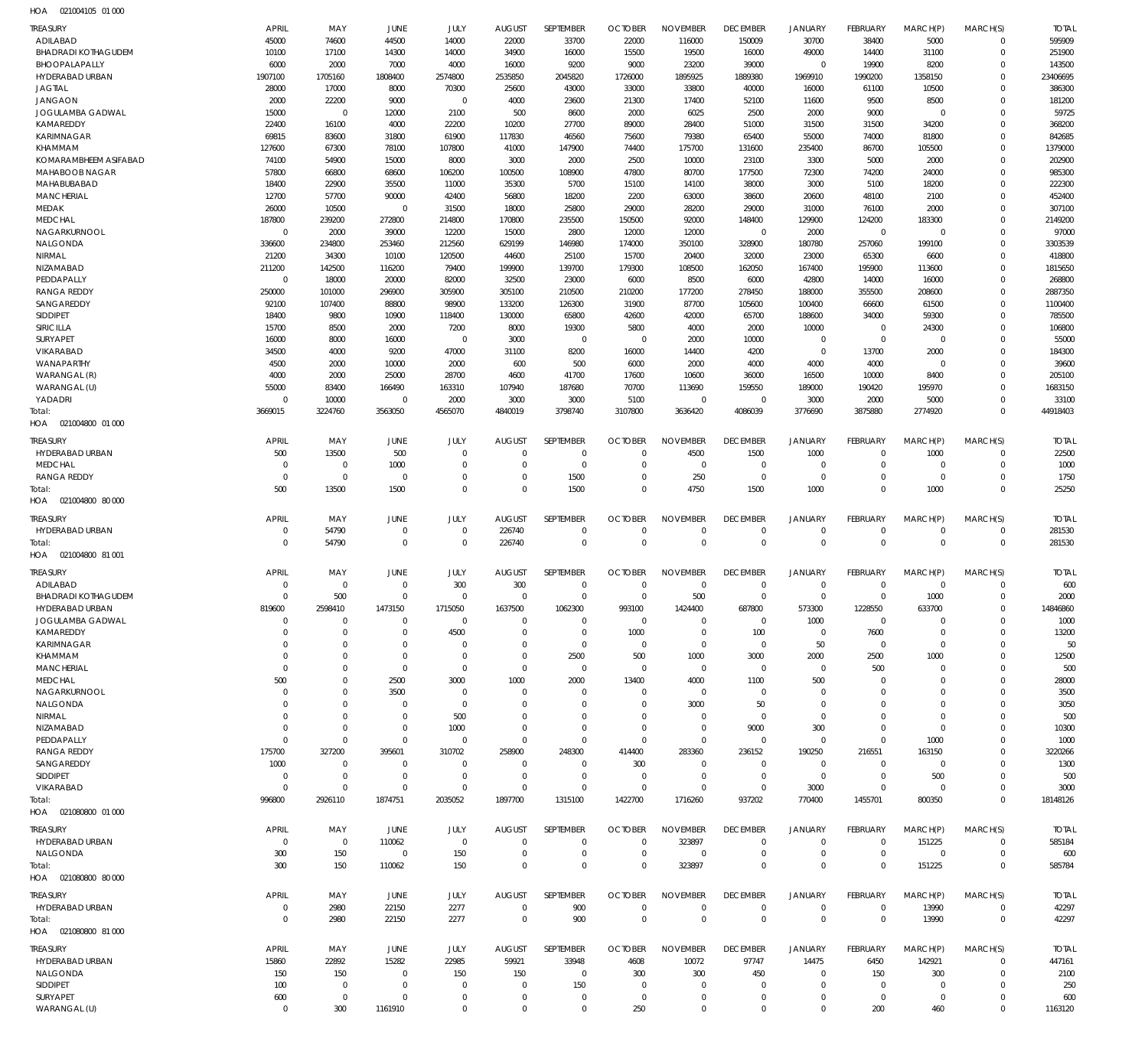HOA 021004105 01 000

| TREASURY | APRIL | MAY | JUNE | JULY | AUGUST | SEPTEMBER | OCTOBER | NOVEMBER | DECEMBER | JANUARY | FEBRUARY | MARCH(P) | MARCH(S) | TOTAL |
|---|---|---|---|---|---|---|---|---|---|---|---|---|---|---|
| ADILABAD | 45000 | 74600 | 44500 | 14000 | 22000 | 33700 | 22000 | 116000 | 150009 | 30700 | 38400 | 5000 | 0 | 595909 |
| BHADRADI KOTHAGUDEM | 10100 | 17100 | 14300 | 14000 | 34900 | 16000 | 15500 | 19500 | 16000 | 49000 | 14400 | 31100 | 0 | 251900 |
| BHOOPALAPALLY | 6000 | 2000 | 7000 | 4000 | 16000 | 9200 | 9000 | 23200 | 39000 | 0 | 19900 | 8200 | 0 | 143500 |
| HYDERABAD URBAN | 1907100 | 1705160 | 1808400 | 2574800 | 2535850 | 2045820 | 1726000 | 1895925 | 1889380 | 1969910 | 1990200 | 1358150 | 0 | 23406695 |
| JAGTIAL | 28000 | 17000 | 8000 | 70300 | 25600 | 43000 | 33000 | 33800 | 40000 | 16000 | 61100 | 10500 | 0 | 386300 |
| JANGAON | 2000 | 22200 | 9000 | 0 | 4000 | 23600 | 21300 | 17400 | 52100 | 11600 | 9500 | 8500 | 0 | 181200 |
| JOGULAMBA GADWAL | 15000 | 0 | 12000 | 2100 | 500 | 8600 | 2000 | 6025 | 2500 | 2000 | 9000 | 0 | 0 | 59725 |
| KAMAREDDY | 22400 | 16100 | 4000 | 22200 | 10200 | 27700 | 89000 | 28400 | 51000 | 31500 | 31500 | 34200 | 0 | 368200 |
| KARIMNAGAR | 69815 | 83600 | 31800 | 61900 | 117830 | 46560 | 75600 | 79380 | 65400 | 55000 | 74000 | 81800 | 0 | 842685 |
| KHAMMAM | 127600 | 67300 | 78100 | 107800 | 41000 | 147900 | 74400 | 175700 | 131600 | 235400 | 86700 | 105500 | 0 | 1379000 |
| KOMARAMBHEEM ASIFABAD | 74100 | 54900 | 15000 | 8000 | 3000 | 2000 | 2500 | 10000 | 23100 | 3300 | 5000 | 2000 | 0 | 202900 |
| MAHABOOB NAGAR | 57800 | 66800 | 68600 | 106200 | 100500 | 108900 | 47800 | 80700 | 177500 | 72300 | 74200 | 24000 | 0 | 985300 |
| MAHABUBABAD | 18400 | 22900 | 35500 | 11000 | 35300 | 5700 | 15100 | 14100 | 38000 | 3000 | 5100 | 18200 | 0 | 222300 |
| MANCHERIAL | 12700 | 57700 | 90000 | 42400 | 56800 | 18200 | 2200 | 63000 | 38600 | 20600 | 48100 | 2100 | 0 | 452400 |
| MEDAK | 26000 | 10500 | 0 | 31500 | 18000 | 25800 | 29000 | 28200 | 29000 | 31000 | 76100 | 2000 | 0 | 307100 |
| MEDCHAL | 187800 | 239200 | 272800 | 214800 | 170800 | 235500 | 150500 | 92000 | 148400 | 129900 | 124200 | 183300 | 0 | 2149200 |
| NAGARKURNOOL | 0 | 2000 | 39000 | 12200 | 15000 | 2800 | 12000 | 12000 | 0 | 2000 | 0 | 0 | 0 | 97000 |
| NALGONDA | 336600 | 234800 | 253460 | 212560 | 629199 | 146980 | 174000 | 350100 | 328900 | 180780 | 257060 | 199100 | 0 | 3303539 |
| NIRMAL | 21200 | 34300 | 10100 | 120500 | 44600 | 25100 | 15700 | 20400 | 32000 | 23000 | 65300 | 6600 | 0 | 418800 |
| NIZAMABAD | 211200 | 142500 | 116200 | 79400 | 199900 | 139700 | 179300 | 108500 | 162050 | 167400 | 195900 | 113600 | 0 | 1815650 |
| PEDDAPALLY | 0 | 18000 | 20000 | 82000 | 32500 | 23000 | 6000 | 8500 | 6000 | 42800 | 14000 | 16000 | 0 | 268800 |
| RANGA REDDY | 250000 | 101000 | 296900 | 305900 | 305100 | 210500 | 210200 | 177200 | 278450 | 188000 | 355500 | 208600 | 0 | 2887350 |
| SANGAREDDY | 92100 | 107400 | 88800 | 98900 | 133200 | 126300 | 31900 | 87700 | 105600 | 100400 | 66600 | 61500 | 0 | 1100400 |
| SIDDIPET | 18400 | 9800 | 10900 | 118400 | 130000 | 65800 | 42600 | 42000 | 65700 | 188600 | 34000 | 59300 | 0 | 785500 |
| SIRICILLA | 15700 | 8500 | 2000 | 7200 | 8000 | 19300 | 5800 | 4000 | 2000 | 10000 | 0 | 24300 | 0 | 106800 |
| SURYAPET | 16000 | 8000 | 16000 | 0 | 3000 | 0 | 0 | 2000 | 10000 | 0 | 0 | 0 | 0 | 55000 |
| VIKARABAD | 34500 | 4000 | 9200 | 47000 | 31100 | 8200 | 16000 | 14400 | 4200 | 0 | 13700 | 2000 | 0 | 184300 |
| WANAPARTHY | 4500 | 2000 | 10000 | 2000 | 600 | 500 | 6000 | 2000 | 4000 | 4000 | 4000 | 0 | 0 | 39600 |
| WARANGAL (R) | 4000 | 2000 | 25000 | 28700 | 4600 | 41700 | 17600 | 10600 | 36000 | 16500 | 10000 | 8400 | 0 | 205100 |
| WARANGAL (U) | 55000 | 83400 | 166490 | 163310 | 107940 | 187680 | 70700 | 113690 | 159550 | 189000 | 190420 | 195970 | 0 | 1683150 |
| YADADRI | 0 | 10000 | 0 | 2000 | 3000 | 3000 | 5100 | 0 | 0 | 3000 | 2000 | 5000 | 0 | 33100 |
| Total: | 3669015 | 3224760 | 3563050 | 4565070 | 4840019 | 3798740 | 3107800 | 3636420 | 4086039 | 3776690 | 3875880 | 2774920 | 0 | 44918403 |

HOA 021004800 01 000

| TREASURY | APRIL | MAY | JUNE | JULY | AUGUST | SEPTEMBER | OCTOBER | NOVEMBER | DECEMBER | JANUARY | FEBRUARY | MARCH(P) | MARCH(S) | TOTAL |
|---|---|---|---|---|---|---|---|---|---|---|---|---|---|---|
| HYDERABAD URBAN | 500 | 13500 | 500 | 0 | 0 | 0 | 0 | 4500 | 1500 | 1000 | 0 | 1000 | 0 | 22500 |
| MEDCHAL | 0 | 0 | 1000 | 0 | 0 | 0 | 0 | 0 | 0 | 0 | 0 | 0 | 0 | 1000 |
| RANGA REDDY | 0 | 0 | 0 | 0 | 0 | 1500 | 0 | 250 | 0 | 0 | 0 | 0 | 0 | 1750 |
| Total: | 500 | 13500 | 1500 | 0 | 0 | 1500 | 0 | 4750 | 1500 | 1000 | 0 | 1000 | 0 | 25250 |

HOA 021004800 80 000

| TREASURY | APRIL | MAY | JUNE | JULY | AUGUST | SEPTEMBER | OCTOBER | NOVEMBER | DECEMBER | JANUARY | FEBRUARY | MARCH(P) | MARCH(S) | TOTAL |
|---|---|---|---|---|---|---|---|---|---|---|---|---|---|---|
| HYDERABAD URBAN | 0 | 54790 | 0 | 0 | 226740 | 0 | 0 | 0 | 0 | 0 | 0 | 0 | 0 | 281530 |
| Total: | 0 | 54790 | 0 | 0 | 226740 | 0 | 0 | 0 | 0 | 0 | 0 | 0 | 0 | 281530 |

HOA 021004800 81 001

| TREASURY | APRIL | MAY | JUNE | JULY | AUGUST | SEPTEMBER | OCTOBER | NOVEMBER | DECEMBER | JANUARY | FEBRUARY | MARCH(P) | MARCH(S) | TOTAL |
|---|---|---|---|---|---|---|---|---|---|---|---|---|---|---|
| ADILABAD | 0 | 0 | 0 | 300 | 300 | 0 | 0 | 0 | 0 | 0 | 0 | 0 | 0 | 600 |
| BHADRADI KOTHAGUDEM | 0 | 500 | 0 | 0 | 0 | 0 | 0 | 500 | 0 | 0 | 0 | 1000 | 0 | 2000 |
| HYDERABAD URBAN | 819600 | 2598410 | 1473150 | 1715050 | 1637500 | 1062300 | 993100 | 1424400 | 687800 | 573300 | 1228550 | 633700 | 0 | 14846860 |
| JOGULAMBA GADWAL | 0 | 0 | 0 | 0 | 0 | 0 | 0 | 0 | 0 | 1000 | 0 | 0 | 0 | 1000 |
| KAMAREDDY | 0 | 0 | 0 | 4500 | 0 | 0 | 1000 | 0 | 100 | 0 | 7600 | 0 | 0 | 13200 |
| KARIMNAGAR | 0 | 0 | 0 | 0 | 0 | 0 | 0 | 0 | 0 | 50 | 0 | 0 | 0 | 50 |
| KHAMMAM | 0 | 0 | 0 | 0 | 0 | 2500 | 500 | 1000 | 3000 | 2000 | 2500 | 1000 | 0 | 12500 |
| MANCHERIAL | 0 | 0 | 0 | 0 | 0 | 0 | 0 | 0 | 0 | 0 | 500 | 0 | 0 | 500 |
| MEDCHAL | 500 | 0 | 2500 | 3000 | 1000 | 2000 | 13400 | 4000 | 1100 | 500 | 0 | 0 | 0 | 28000 |
| NAGARKURNOOL | 0 | 0 | 3500 | 0 | 0 | 0 | 0 | 0 | 0 | 0 | 0 | 0 | 0 | 3500 |
| NALGONDA | 0 | 0 | 0 | 0 | 0 | 0 | 0 | 3000 | 50 | 0 | 0 | 0 | 0 | 3050 |
| NIRMAL | 0 | 0 | 0 | 500 | 0 | 0 | 0 | 0 | 0 | 0 | 0 | 0 | 0 | 500 |
| NIZAMABAD | 0 | 0 | 0 | 1000 | 0 | 0 | 0 | 0 | 9000 | 300 | 0 | 0 | 0 | 10300 |
| PEDDAPALLY | 0 | 0 | 0 | 0 | 0 | 0 | 0 | 0 | 0 | 0 | 0 | 1000 | 0 | 1000 |
| RANGA REDDY | 175700 | 327200 | 395601 | 310702 | 258900 | 248300 | 414400 | 283360 | 236152 | 190250 | 216551 | 163150 | 0 | 3220266 |
| SANGAREDDY | 1000 | 0 | 0 | 0 | 0 | 0 | 300 | 0 | 0 | 0 | 0 | 0 | 0 | 1300 |
| SIDDIPET | 0 | 0 | 0 | 0 | 0 | 0 | 0 | 0 | 0 | 0 | 0 | 500 | 0 | 500 |
| VIKARABAD | 0 | 0 | 0 | 0 | 0 | 0 | 0 | 0 | 0 | 3000 | 0 | 0 | 0 | 3000 |
| Total: | 996800 | 2926110 | 1874751 | 2035052 | 1897700 | 1315100 | 1422700 | 1716260 | 937202 | 770400 | 1455701 | 800350 | 0 | 18148126 |

HOA 021080800 01 000

| TREASURY | APRIL | MAY | JUNE | JULY | AUGUST | SEPTEMBER | OCTOBER | NOVEMBER | DECEMBER | JANUARY | FEBRUARY | MARCH(P) | MARCH(S) | TOTAL |
|---|---|---|---|---|---|---|---|---|---|---|---|---|---|---|
| HYDERABAD URBAN | 0 | 0 | 110062 | 0 | 0 | 0 | 0 | 323897 | 0 | 0 | 0 | 151225 | 0 | 585184 |
| NALGONDA | 300 | 150 | 0 | 150 | 0 | 0 | 0 | 0 | 0 | 0 | 0 | 0 | 0 | 600 |
| Total: | 300 | 150 | 110062 | 150 | 0 | 0 | 0 | 323897 | 0 | 0 | 0 | 151225 | 0 | 585784 |

HOA 021080800 80 000

| TREASURY | APRIL | MAY | JUNE | JULY | AUGUST | SEPTEMBER | OCTOBER | NOVEMBER | DECEMBER | JANUARY | FEBRUARY | MARCH(P) | MARCH(S) | TOTAL |
|---|---|---|---|---|---|---|---|---|---|---|---|---|---|---|
| HYDERABAD URBAN | 0 | 2980 | 22150 | 2277 | 0 | 900 | 0 | 0 | 0 | 0 | 0 | 13990 | 0 | 42297 |
| Total: | 0 | 2980 | 22150 | 2277 | 0 | 900 | 0 | 0 | 0 | 0 | 0 | 13990 | 0 | 42297 |

HOA 021080800 81 000

| TREASURY | APRIL | MAY | JUNE | JULY | AUGUST | SEPTEMBER | OCTOBER | NOVEMBER | DECEMBER | JANUARY | FEBRUARY | MARCH(P) | MARCH(S) | TOTAL |
|---|---|---|---|---|---|---|---|---|---|---|---|---|---|---|
| HYDERABAD URBAN | 15860 | 22892 | 15282 | 22985 | 59921 | 33948 | 4608 | 10072 | 97747 | 14475 | 6450 | 142921 | 0 | 447161 |
| NALGONDA | 150 | 150 | 0 | 150 | 150 | 0 | 300 | 300 | 450 | 0 | 150 | 300 | 0 | 2100 |
| SIDDIPET | 100 | 0 | 0 | 0 | 0 | 150 | 0 | 0 | 0 | 0 | 0 | 0 | 0 | 250 |
| SURYAPET | 600 | 0 | 0 | 0 | 0 | 0 | 0 | 0 | 0 | 0 | 0 | 0 | 0 | 600 |
| WARANGAL (U) | 0 | 300 | 1161910 | 0 | 0 | 0 | 250 | 0 | 0 | 0 | 200 | 460 | 0 | 1163120 |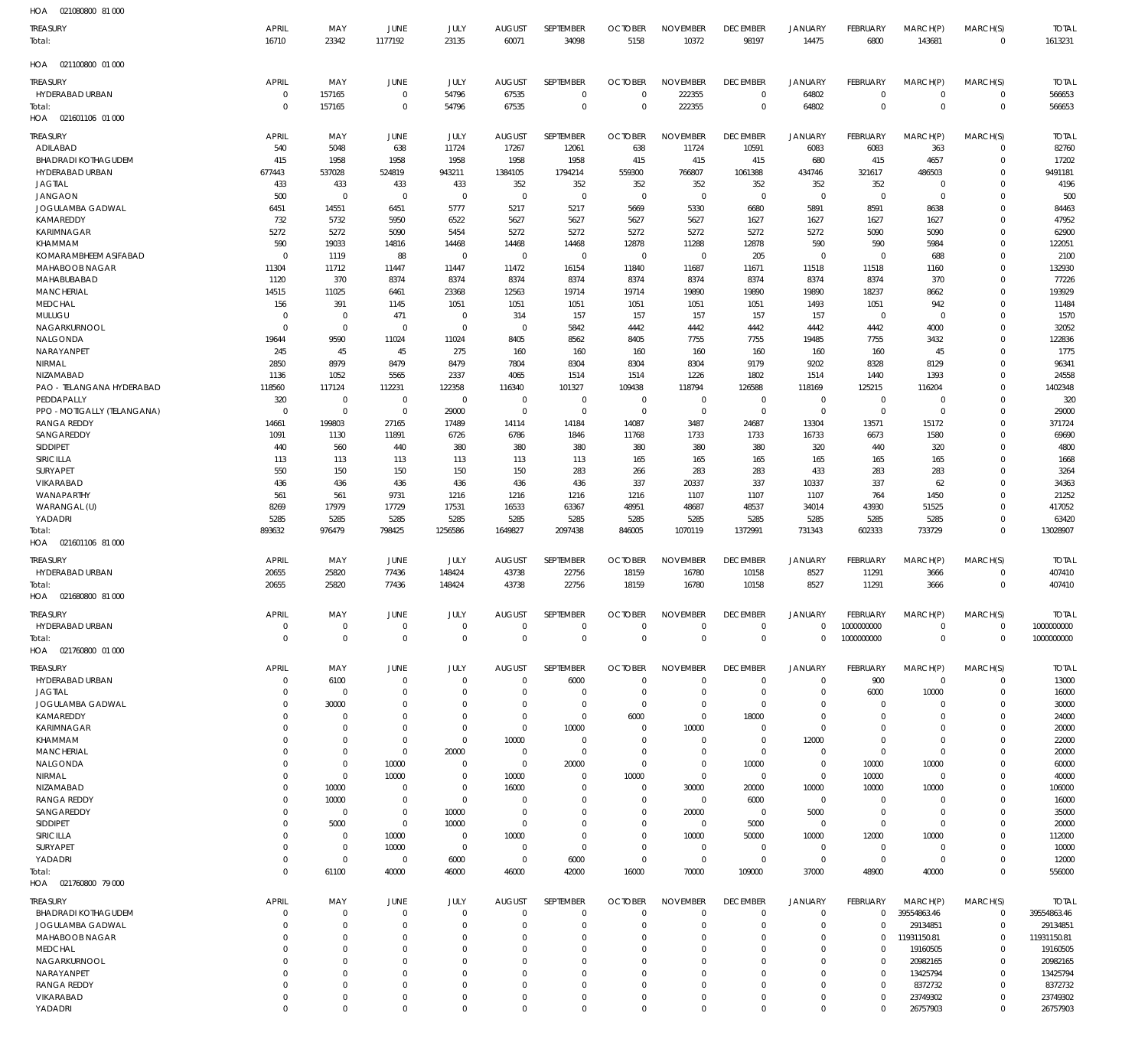HOA 021080800 81 000

| TREASURY | APRIL | MAY | JUNE | JULY | AUGUST | SEPTEMBER | OCTOBER | NOVEMBER | DECEMBER | JANUARY | FEBRUARY | MARCH(P) | MARCH(S) | TOTAL |
|---|---|---|---|---|---|---|---|---|---|---|---|---|---|---|
| Total: | 16710 | 23342 | 1177192 | 23135 | 60071 | 34098 | 5158 | 10372 | 98197 | 14475 | 6800 | 143681 | 0 | 1613231 |

HOA 021100800 01 000

| TREASURY | APRIL | MAY | JUNE | JULY | AUGUST | SEPTEMBER | OCTOBER | NOVEMBER | DECEMBER | JANUARY | FEBRUARY | MARCH(P) | MARCH(S) | TOTAL |
|---|---|---|---|---|---|---|---|---|---|---|---|---|---|---|
| HYDERABAD URBAN | 0 | 157165 | 0 | 54796 | 67535 | 0 | 0 | 222355 | 0 | 64802 | 0 | 0 | 0 | 566653 |
| Total: | 0 | 157165 | 0 | 54796 | 67535 | 0 | 0 | 222355 | 0 | 64802 | 0 | 0 | 0 | 566653 |

HOA 021601106 01 000

| TREASURY | APRIL | MAY | JUNE | JULY | AUGUST | SEPTEMBER | OCTOBER | NOVEMBER | DECEMBER | JANUARY | FEBRUARY | MARCH(P) | MARCH(S) | TOTAL |
|---|---|---|---|---|---|---|---|---|---|---|---|---|---|---|
| ADILABAD | 540 | 5048 | 638 | 11724 | 17267 | 12061 | 638 | 11724 | 10591 | 6083 | 6083 | 363 | 0 | 82760 |
| BHADRADI KOTHAGUDEM | 415 | 1958 | 1958 | 1958 | 1958 | 1958 | 415 | 415 | 415 | 680 | 415 | 4657 | 0 | 17202 |
| HYDERABAD URBAN | 677443 | 537028 | 524819 | 943211 | 1384105 | 1794214 | 559300 | 766807 | 1061388 | 434746 | 321617 | 486503 | 0 | 9491181 |
| JAGTIAL | 433 | 433 | 433 | 433 | 352 | 352 | 352 | 352 | 352 | 352 | 352 | 0 | 0 | 4196 |
| JANGAON | 500 | 0 | 0 | 0 | 0 | 0 | 0 | 0 | 0 | 0 | 0 | 0 | 0 | 500 |
| JOGULAMBA GADWAL | 6451 | 14551 | 6451 | 5777 | 5217 | 5217 | 5669 | 5330 | 6680 | 5891 | 8591 | 8638 | 0 | 84463 |
| KAMAREDDY | 732 | 5732 | 5950 | 6522 | 5627 | 5627 | 5627 | 5627 | 1627 | 1627 | 1627 | 1627 | 0 | 47952 |
| KARIMNAGAR | 5272 | 5272 | 5090 | 5454 | 5272 | 5272 | 5272 | 5272 | 5272 | 5272 | 5090 | 5090 | 0 | 62900 |
| KHAMMAM | 590 | 19033 | 14816 | 14468 | 14468 | 14468 | 12878 | 11288 | 12878 | 590 | 590 | 5984 | 0 | 122051 |
| KOMARAMBHEEM ASIFABAD | 0 | 1119 | 88 | 0 | 0 | 0 | 0 | 0 | 205 | 0 | 0 | 688 | 0 | 2100 |
| MAHABOOB NAGAR | 11304 | 11712 | 11447 | 11447 | 11472 | 16154 | 11840 | 11687 | 11671 | 11518 | 11518 | 1160 | 0 | 132930 |
| MAHABUBABAD | 1120 | 370 | 8374 | 8374 | 8374 | 8374 | 8374 | 8374 | 8374 | 8374 | 8374 | 370 | 0 | 77226 |
| MANCHERIAL | 14515 | 11025 | 6461 | 23368 | 12563 | 19714 | 19714 | 19890 | 19890 | 19890 | 18237 | 8662 | 0 | 193929 |
| MEDCHAL | 156 | 391 | 1145 | 1051 | 1051 | 1051 | 1051 | 1051 | 1051 | 1493 | 1051 | 942 | 0 | 11484 |
| MULUGU | 0 | 0 | 471 | 0 | 314 | 157 | 157 | 157 | 157 | 157 | 0 | 0 | 0 | 1570 |
| NAGARKURNOOL | 0 | 0 | 0 | 0 | 0 | 5842 | 4442 | 4442 | 4442 | 4442 | 4442 | 4000 | 0 | 32052 |
| NALGONDA | 19644 | 9590 | 11024 | 11024 | 8405 | 8562 | 8405 | 7755 | 7755 | 19485 | 7755 | 3432 | 0 | 122836 |
| NARAYANPET | 245 | 45 | 45 | 275 | 160 | 160 | 160 | 160 | 160 | 160 | 160 | 45 | 0 | 1775 |
| NIRMAL | 2850 | 8979 | 8479 | 8479 | 7804 | 8304 | 8304 | 8304 | 9179 | 9202 | 8328 | 8129 | 0 | 96341 |
| NIZAMABAD | 1136 | 1052 | 5565 | 2337 | 4065 | 1514 | 1514 | 1226 | 1802 | 1514 | 1440 | 1393 | 0 | 24558 |
| PAO - TELANGANA HYDERABAD | 118560 | 117124 | 112231 | 122358 | 116340 | 101327 | 109438 | 118794 | 126588 | 118169 | 125215 | 116204 | 0 | 1402348 |
| PEDDAPALLY | 320 | 0 | 0 | 0 | 0 | 0 | 0 | 0 | 0 | 0 | 0 | 0 | 0 | 320 |
| PPO - MOTIGALLY (TELANGANA) | 0 | 0 | 0 | 29000 | 0 | 0 | 0 | 0 | 0 | 0 | 0 | 0 | 0 | 29000 |
| RANGA REDDY | 14661 | 199803 | 27165 | 17489 | 14114 | 14184 | 14087 | 3487 | 24687 | 13304 | 13571 | 15172 | 0 | 371724 |
| SANGAREDDY | 1091 | 1130 | 11891 | 6726 | 6786 | 1846 | 11768 | 1733 | 1733 | 16733 | 6673 | 1580 | 0 | 69690 |
| SIDDIPET | 440 | 560 | 440 | 380 | 380 | 380 | 380 | 380 | 380 | 320 | 440 | 320 | 0 | 4800 |
| SIRICILLA | 113 | 113 | 113 | 113 | 113 | 113 | 165 | 165 | 165 | 165 | 165 | 165 | 0 | 1668 |
| SURYAPET | 550 | 150 | 150 | 150 | 150 | 283 | 266 | 283 | 283 | 433 | 283 | 283 | 0 | 3264 |
| VIKARABAD | 436 | 436 | 436 | 436 | 436 | 436 | 337 | 20337 | 337 | 10337 | 337 | 62 | 0 | 34363 |
| WANAPARTHY | 561 | 561 | 9731 | 1216 | 1216 | 1216 | 1216 | 1107 | 1107 | 1107 | 764 | 1450 | 0 | 21252 |
| WARANGAL (U) | 8269 | 17979 | 17729 | 17531 | 16533 | 63367 | 48951 | 48687 | 48537 | 34014 | 43930 | 51525 | 0 | 417052 |
| YADADRI | 5285 | 5285 | 5285 | 5285 | 5285 | 5285 | 5285 | 5285 | 5285 | 5285 | 5285 | 5285 | 0 | 63420 |
| Total: | 893632 | 976479 | 798425 | 1256586 | 1649827 | 2097438 | 846005 | 1070119 | 1372991 | 731343 | 602333 | 733729 | 0 | 13028907 |

HOA 021601106 81 000

| TREASURY | APRIL | MAY | JUNE | JULY | AUGUST | SEPTEMBER | OCTOBER | NOVEMBER | DECEMBER | JANUARY | FEBRUARY | MARCH(P) | MARCH(S) | TOTAL |
|---|---|---|---|---|---|---|---|---|---|---|---|---|---|---|
| HYDERABAD URBAN | 20655 | 25820 | 77436 | 148424 | 43738 | 22756 | 18159 | 16780 | 10158 | 8527 | 11291 | 3666 | 0 | 407410 |
| Total: | 20655 | 25820 | 77436 | 148424 | 43738 | 22756 | 18159 | 16780 | 10158 | 8527 | 11291 | 3666 | 0 | 407410 |

HOA 021680800 81 000

| TREASURY | APRIL | MAY | JUNE | JULY | AUGUST | SEPTEMBER | OCTOBER | NOVEMBER | DECEMBER | JANUARY | FEBRUARY | MARCH(P) | MARCH(S) | TOTAL |
|---|---|---|---|---|---|---|---|---|---|---|---|---|---|---|
| HYDERABAD URBAN | 0 | 0 | 0 | 0 | 0 | 0 | 0 | 0 | 0 | 0 | 1000000000 | 0 | 0 | 1000000000 |
| Total: | 0 | 0 | 0 | 0 | 0 | 0 | 0 | 0 | 0 | 0 | 1000000000 | 0 | 0 | 1000000000 |

HOA 021760800 01 000

| TREASURY | APRIL | MAY | JUNE | JULY | AUGUST | SEPTEMBER | OCTOBER | NOVEMBER | DECEMBER | JANUARY | FEBRUARY | MARCH(P) | MARCH(S) | TOTAL |
|---|---|---|---|---|---|---|---|---|---|---|---|---|---|---|
| HYDERABAD URBAN | 0 | 6100 | 0 | 0 | 0 | 6000 | 0 | 0 | 0 | 0 | 900 | 0 | 0 | 13000 |
| JAGTIAL | 0 | 0 | 0 | 0 | 0 | 0 | 0 | 0 | 0 | 0 | 6000 | 10000 | 0 | 16000 |
| JOGULAMBA GADWAL | 0 | 30000 | 0 | 0 | 0 | 0 | 0 | 0 | 0 | 0 | 0 | 0 | 0 | 30000 |
| KAMAREDDY | 0 | 0 | 0 | 0 | 0 | 0 | 6000 | 0 | 18000 | 0 | 0 | 0 | 0 | 24000 |
| KARIMNAGAR | 0 | 0 | 0 | 0 | 0 | 10000 | 0 | 10000 | 0 | 0 | 0 | 0 | 0 | 20000 |
| KHAMMAM | 0 | 0 | 0 | 0 | 10000 | 0 | 0 | 0 | 0 | 12000 | 0 | 0 | 0 | 22000 |
| MANCHERIAL | 0 | 0 | 0 | 20000 | 0 | 0 | 0 | 0 | 0 | 0 | 0 | 0 | 0 | 20000 |
| NALGONDA | 0 | 0 | 10000 | 0 | 0 | 20000 | 0 | 0 | 10000 | 0 | 10000 | 10000 | 0 | 60000 |
| NIRMAL | 0 | 0 | 10000 | 0 | 10000 | 0 | 10000 | 0 | 0 | 0 | 10000 | 0 | 0 | 40000 |
| NIZAMABAD | 0 | 10000 | 0 | 0 | 16000 | 0 | 0 | 30000 | 20000 | 10000 | 10000 | 10000 | 0 | 106000 |
| RANGA REDDY | 0 | 10000 | 0 | 0 | 0 | 0 | 0 | 0 | 6000 | 0 | 0 | 0 | 0 | 16000 |
| SANGAREDDY | 0 | 0 | 0 | 10000 | 0 | 0 | 0 | 20000 | 0 | 5000 | 0 | 0 | 0 | 35000 |
| SIDDIPET | 0 | 5000 | 0 | 10000 | 0 | 0 | 0 | 0 | 5000 | 0 | 0 | 0 | 0 | 20000 |
| SIRICILLA | 0 | 0 | 10000 | 0 | 10000 | 0 | 0 | 10000 | 50000 | 10000 | 12000 | 10000 | 0 | 112000 |
| SURYAPET | 0 | 0 | 10000 | 0 | 0 | 0 | 0 | 0 | 0 | 0 | 0 | 0 | 0 | 10000 |
| YADADRI | 0 | 0 | 0 | 6000 | 0 | 6000 | 0 | 0 | 0 | 0 | 0 | 0 | 0 | 12000 |
| Total: | 0 | 61100 | 40000 | 46000 | 46000 | 42000 | 16000 | 70000 | 109000 | 37000 | 48900 | 40000 | 0 | 556000 |

HOA 021760800 79 000

| TREASURY | APRIL | MAY | JUNE | JULY | AUGUST | SEPTEMBER | OCTOBER | NOVEMBER | DECEMBER | JANUARY | FEBRUARY | MARCH(P) | MARCH(S) | TOTAL |
|---|---|---|---|---|---|---|---|---|---|---|---|---|---|---|
| BHADRADI KOTHAGUDEM | 0 | 0 | 0 | 0 | 0 | 0 | 0 | 0 | 0 | 0 | 0 | 39554863.46 | 0 | 39554863.46 |
| JOGULAMBA GADWAL | 0 | 0 | 0 | 0 | 0 | 0 | 0 | 0 | 0 | 0 | 0 | 29134851 | 0 | 29134851 |
| MAHABOOB NAGAR | 0 | 0 | 0 | 0 | 0 | 0 | 0 | 0 | 0 | 0 | 0 | 11931150.81 | 0 | 11931150.81 |
| MEDCHAL | 0 | 0 | 0 | 0 | 0 | 0 | 0 | 0 | 0 | 0 | 0 | 19160505 | 0 | 19160505 |
| NAGARKURNOOL | 0 | 0 | 0 | 0 | 0 | 0 | 0 | 0 | 0 | 0 | 0 | 20982165 | 0 | 20982165 |
| NARAYANPET | 0 | 0 | 0 | 0 | 0 | 0 | 0 | 0 | 0 | 0 | 0 | 13425794 | 0 | 13425794 |
| RANGA REDDY | 0 | 0 | 0 | 0 | 0 | 0 | 0 | 0 | 0 | 0 | 0 | 8372732 | 0 | 8372732 |
| VIKARABAD | 0 | 0 | 0 | 0 | 0 | 0 | 0 | 0 | 0 | 0 | 0 | 23749302 | 0 | 23749302 |
| YADADRI | 0 | 0 | 0 | 0 | 0 | 0 | 0 | 0 | 0 | 0 | 0 | 26757903 | 0 | 26757903 |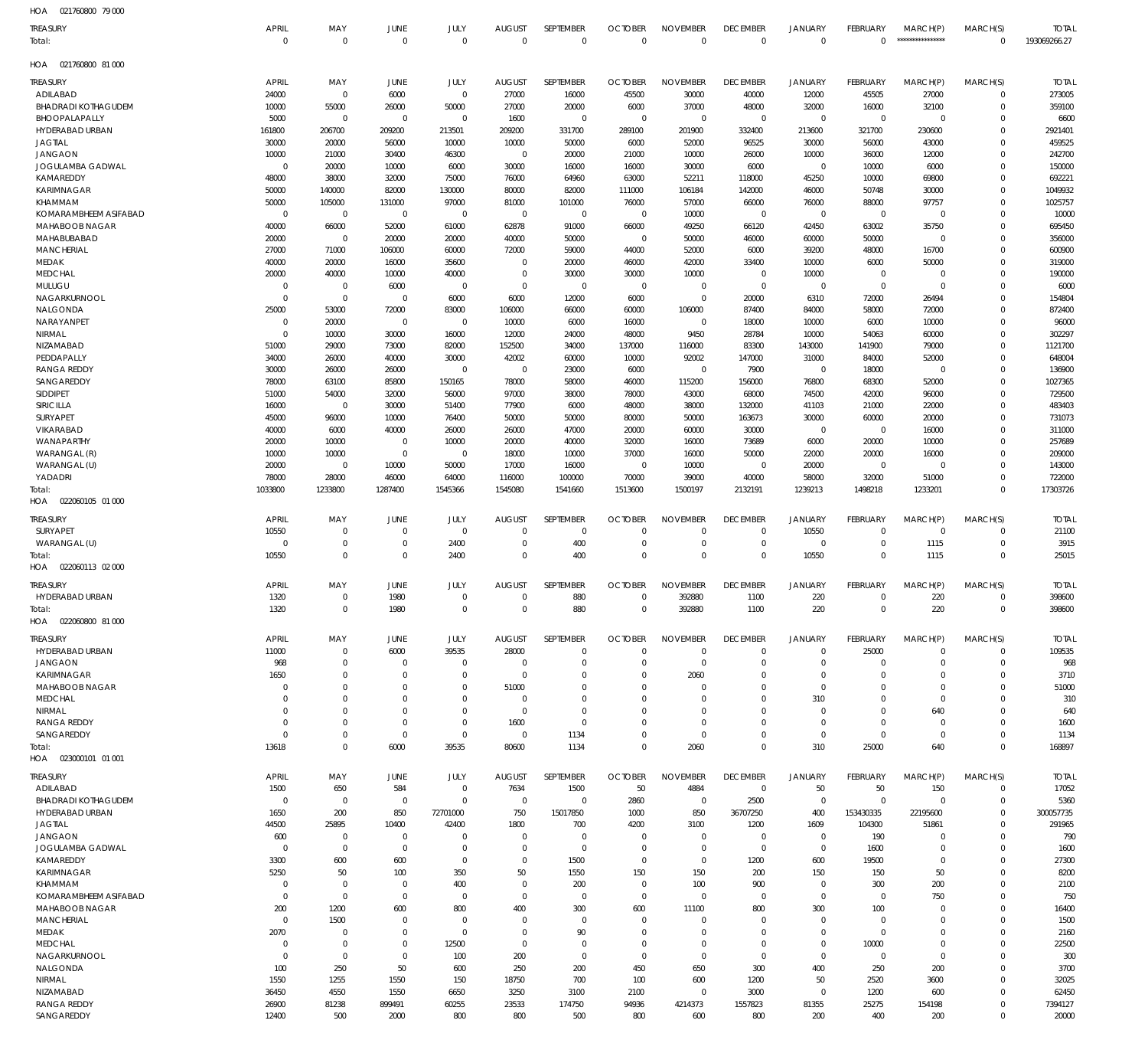HOA 021760800 79 000

| TREASURY | APRIL | MAY | JUNE | JULY | AUGUST | SEPTEMBER | OCTOBER | NOVEMBER | DECEMBER | JANUARY | FEBRUARY | MARCH(P) | MARCH(S) | TOTAL |
|---|---|---|---|---|---|---|---|---|---|---|---|---|---|---|
| Total: | 0 | 0 | 0 | 0 | 0 | 0 | 0 | 0 | 0 | 0 | 0 | *************** | 0 | 193069266.27 |

HOA 021760800 81 000

| TREASURY | APRIL | MAY | JUNE | JULY | AUGUST | SEPTEMBER | OCTOBER | NOVEMBER | DECEMBER | JANUARY | FEBRUARY | MARCH(P) | MARCH(S) | TOTAL |
|---|---|---|---|---|---|---|---|---|---|---|---|---|---|---|
| ADILABAD | 24000 | 0 | 6000 | 0 | 27000 | 16000 | 45500 | 30000 | 40000 | 12000 | 45505 | 27000 | 0 | 273005 |
| BHADRADI KOTHAGUDEM | 10000 | 55000 | 26000 | 50000 | 27000 | 20000 | 6000 | 37000 | 48000 | 32000 | 16000 | 32100 | 0 | 359100 |
| BHOOPALAPALLY | 5000 | 0 | 0 | 0 | 1600 | 0 | 0 | 0 | 0 | 0 | 0 | 0 | 0 | 6600 |
| HYDERABAD URBAN | 161800 | 206700 | 209200 | 213501 | 209200 | 331700 | 289100 | 201900 | 332400 | 213600 | 321700 | 230600 | 0 | 2921401 |
| JAGTIAL | 30000 | 20000 | 56000 | 10000 | 10000 | 50000 | 6000 | 52000 | 96525 | 30000 | 56000 | 43000 | 0 | 459525 |
| JANGAON | 10000 | 21000 | 30400 | 46300 | 0 | 20000 | 21000 | 10000 | 26000 | 10000 | 36000 | 12000 | 0 | 242700 |
| JOGULAMBA GADWAL | 0 | 20000 | 10000 | 6000 | 30000 | 16000 | 16000 | 30000 | 6000 | 0 | 10000 | 6000 | 0 | 150000 |
| KAMAREDDY | 48000 | 38000 | 32000 | 75000 | 76000 | 64960 | 63000 | 52211 | 118000 | 45250 | 10000 | 69800 | 0 | 692221 |
| KARIMNAGAR | 50000 | 140000 | 82000 | 130000 | 80000 | 82000 | 111000 | 106184 | 142000 | 46000 | 50748 | 30000 | 0 | 1049932 |
| KHAMMAM | 50000 | 105000 | 131000 | 97000 | 81000 | 101000 | 76000 | 57000 | 66000 | 76000 | 88000 | 97757 | 0 | 1025757 |
| KOMARAMBHEEM ASIFABAD | 0 | 0 | 0 | 0 | 0 | 0 | 0 | 10000 | 0 | 0 | 0 | 0 | 0 | 10000 |
| MAHABOOB NAGAR | 40000 | 66000 | 52000 | 61000 | 62878 | 91000 | 66000 | 49250 | 66120 | 42450 | 63002 | 35750 | 0 | 695450 |
| MAHABUBABAD | 20000 | 0 | 20000 | 20000 | 40000 | 50000 | 0 | 50000 | 46000 | 60000 | 50000 | 0 | 0 | 356000 |
| MANCHERIAL | 27000 | 71000 | 106000 | 60000 | 72000 | 59000 | 44000 | 52000 | 6000 | 39200 | 48000 | 16700 | 0 | 600900 |
| MEDAK | 40000 | 20000 | 16000 | 35600 | 0 | 20000 | 46000 | 42000 | 33400 | 10000 | 6000 | 50000 | 0 | 319000 |
| MEDCHAL | 20000 | 40000 | 10000 | 40000 | 0 | 30000 | 30000 | 10000 | 0 | 10000 | 0 | 0 | 0 | 190000 |
| MULUGU | 0 | 0 | 6000 | 0 | 0 | 0 | 0 | 0 | 0 | 0 | 0 | 0 | 0 | 6000 |
| NAGARKURNOOL | 0 | 0 | 0 | 6000 | 6000 | 12000 | 6000 | 0 | 20000 | 6310 | 72000 | 26494 | 0 | 154804 |
| NALGONDA | 25000 | 53000 | 72000 | 83000 | 106000 | 66000 | 60000 | 106000 | 87400 | 84000 | 58000 | 72000 | 0 | 872400 |
| NARAYANPET | 0 | 20000 | 0 | 0 | 10000 | 6000 | 16000 | 0 | 18000 | 10000 | 6000 | 10000 | 0 | 96000 |
| NIRMAL | 0 | 10000 | 30000 | 16000 | 12000 | 24000 | 48000 | 9450 | 28784 | 10000 | 54063 | 60000 | 0 | 302297 |
| NIZAMABAD | 51000 | 29000 | 73000 | 82000 | 152500 | 34000 | 137000 | 116000 | 83300 | 143000 | 141900 | 79000 | 0 | 1121700 |
| PEDDAPALLY | 34000 | 26000 | 40000 | 30000 | 42002 | 60000 | 10000 | 92002 | 147000 | 31000 | 84000 | 52000 | 0 | 648004 |
| RANGA REDDY | 30000 | 26000 | 26000 | 0 | 0 | 23000 | 6000 | 0 | 7900 | 0 | 18000 | 0 | 0 | 136900 |
| SANGAREDDY | 78000 | 63100 | 85800 | 150165 | 78000 | 58000 | 46000 | 115200 | 156000 | 76800 | 68300 | 52000 | 0 | 1027365 |
| SIDDIPET | 51000 | 54000 | 32000 | 56000 | 97000 | 38000 | 78000 | 43000 | 68000 | 74500 | 42000 | 96000 | 0 | 729500 |
| SIRICILLA | 16000 | 0 | 30000 | 51400 | 77900 | 6000 | 48000 | 38000 | 132000 | 41103 | 21000 | 22000 | 0 | 483403 |
| SURYAPET | 45000 | 96000 | 10000 | 76400 | 50000 | 50000 | 80000 | 50000 | 163673 | 30000 | 60000 | 20000 | 0 | 731073 |
| VIKARABAD | 40000 | 6000 | 40000 | 26000 | 26000 | 47000 | 20000 | 60000 | 30000 | 0 | 0 | 16000 | 0 | 311000 |
| WANAPARTHY | 20000 | 10000 | 0 | 10000 | 20000 | 40000 | 32000 | 16000 | 73689 | 6000 | 20000 | 10000 | 0 | 257689 |
| WARANGAL (R) | 10000 | 10000 | 0 | 0 | 18000 | 10000 | 37000 | 16000 | 50000 | 22000 | 20000 | 16000 | 0 | 209000 |
| WARANGAL (U) | 20000 | 0 | 10000 | 50000 | 17000 | 16000 | 0 | 10000 | 0 | 20000 | 0 | 0 | 0 | 143000 |
| YADADRI | 78000 | 28000 | 46000 | 64000 | 116000 | 100000 | 70000 | 39000 | 40000 | 58000 | 32000 | 51000 | 0 | 722000 |
| Total: | 1033800 | 1233800 | 1287400 | 1545366 | 1545080 | 1541660 | 1513600 | 1500197 | 2132191 | 1239213 | 1498218 | 1233201 | 0 | 17303726 |

HOA 022060105 01 000

| TREASURY | APRIL | MAY | JUNE | JULY | AUGUST | SEPTEMBER | OCTOBER | NOVEMBER | DECEMBER | JANUARY | FEBRUARY | MARCH(P) | MARCH(S) | TOTAL |
|---|---|---|---|---|---|---|---|---|---|---|---|---|---|---|
| SURYAPET | 10550 | 0 | 0 | 0 | 0 | 0 | 0 | 0 | 0 | 10550 | 0 | 0 | 0 | 21100 |
| WARANGAL (U) | 0 | 0 | 0 | 2400 | 0 | 400 | 0 | 0 | 0 | 0 | 0 | 1115 | 0 | 3915 |
| Total: | 10550 | 0 | 0 | 2400 | 0 | 400 | 0 | 0 | 0 | 10550 | 0 | 1115 | 0 | 25015 |

HOA 022060113 02 000

| TREASURY | APRIL | MAY | JUNE | JULY | AUGUST | SEPTEMBER | OCTOBER | NOVEMBER | DECEMBER | JANUARY | FEBRUARY | MARCH(P) | MARCH(S) | TOTAL |
|---|---|---|---|---|---|---|---|---|---|---|---|---|---|---|
| HYDERABAD URBAN | 1320 | 0 | 1980 | 0 | 0 | 880 | 0 | 392880 | 1100 | 220 | 0 | 220 | 0 | 398600 |
| Total: | 1320 | 0 | 1980 | 0 | 0 | 880 | 0 | 392880 | 1100 | 220 | 0 | 220 | 0 | 398600 |

HOA 022060800 81 000

| TREASURY | APRIL | MAY | JUNE | JULY | AUGUST | SEPTEMBER | OCTOBER | NOVEMBER | DECEMBER | JANUARY | FEBRUARY | MARCH(P) | MARCH(S) | TOTAL |
|---|---|---|---|---|---|---|---|---|---|---|---|---|---|---|
| HYDERABAD URBAN | 11000 | 0 | 6000 | 39535 | 28000 | 0 | 0 | 0 | 0 | 0 | 25000 | 0 | 0 | 109535 |
| JANGAON | 968 | 0 | 0 | 0 | 0 | 0 | 0 | 0 | 0 | 0 | 0 | 0 | 0 | 968 |
| KARIMNAGAR | 1650 | 0 | 0 | 0 | 0 | 0 | 0 | 2060 | 0 | 0 | 0 | 0 | 0 | 3710 |
| MAHABOOB NAGAR | 0 | 0 | 0 | 0 | 51000 | 0 | 0 | 0 | 0 | 0 | 0 | 0 | 0 | 51000 |
| MEDCHAL | 0 | 0 | 0 | 0 | 0 | 0 | 0 | 0 | 0 | 310 | 0 | 0 | 0 | 310 |
| NIRMAL | 0 | 0 | 0 | 0 | 0 | 0 | 0 | 0 | 0 | 0 | 0 | 640 | 0 | 640 |
| RANGA REDDY | 0 | 0 | 0 | 0 | 1600 | 0 | 0 | 0 | 0 | 0 | 0 | 0 | 0 | 1600 |
| SANGAREDDY | 0 | 0 | 0 | 0 | 0 | 1134 | 0 | 0 | 0 | 0 | 0 | 0 | 0 | 1134 |
| Total: | 13618 | 0 | 6000 | 39535 | 80600 | 1134 | 0 | 2060 | 0 | 310 | 25000 | 640 | 0 | 168897 |

HOA 023000101 01 001

| TREASURY | APRIL | MAY | JUNE | JULY | AUGUST | SEPTEMBER | OCTOBER | NOVEMBER | DECEMBER | JANUARY | FEBRUARY | MARCH(P) | MARCH(S) | TOTAL |
|---|---|---|---|---|---|---|---|---|---|---|---|---|---|---|
| ADILABAD | 1500 | 650 | 584 | 0 | 7634 | 1500 | 50 | 4884 | 0 | 50 | 50 | 150 | 0 | 17052 |
| BHADRADI KOTHAGUDEM | 0 | 0 | 0 | 0 | 0 | 0 | 2860 | 0 | 2500 | 0 | 0 | 0 | 0 | 5360 |
| HYDERABAD URBAN | 1650 | 200 | 850 | 72701000 | 750 | 15017850 | 1000 | 850 | 36707250 | 400 | 153430335 | 22195600 | 0 | 300057735 |
| JAGTIAL | 44500 | 25895 | 10400 | 42400 | 1800 | 700 | 4200 | 3100 | 1200 | 1609 | 104300 | 51861 | 0 | 291965 |
| JANGAON | 600 | 0 | 0 | 0 | 0 | 0 | 0 | 0 | 0 | 0 | 190 | 0 | 0 | 790 |
| JOGULAMBA GADWAL | 0 | 0 | 0 | 0 | 0 | 0 | 0 | 0 | 0 | 0 | 1600 | 0 | 0 | 1600 |
| KAMAREDDY | 3300 | 600 | 600 | 0 | 0 | 1500 | 0 | 0 | 1200 | 600 | 19500 | 0 | 0 | 27300 |
| KARIMNAGAR | 5250 | 50 | 100 | 350 | 50 | 1550 | 150 | 150 | 200 | 150 | 150 | 50 | 0 | 8200 |
| KHAMMAM | 0 | 0 | 0 | 400 | 0 | 200 | 0 | 100 | 900 | 0 | 300 | 200 | 0 | 2100 |
| KOMARAMBHEEM ASIFABAD | 0 | 0 | 0 | 0 | 0 | 0 | 0 | 0 | 0 | 0 | 0 | 750 | 0 | 750 |
| MAHABOOB NAGAR | 200 | 1200 | 600 | 800 | 400 | 300 | 600 | 11100 | 800 | 300 | 100 | 0 | 0 | 16400 |
| MANCHERIAL | 0 | 1500 | 0 | 0 | 0 | 0 | 0 | 0 | 0 | 0 | 0 | 0 | 0 | 1500 |
| MEDAK | 2070 | 0 | 0 | 0 | 0 | 90 | 0 | 0 | 0 | 0 | 0 | 0 | 0 | 2160 |
| MEDCHAL | 0 | 0 | 0 | 12500 | 0 | 0 | 0 | 0 | 0 | 0 | 10000 | 0 | 0 | 22500 |
| NAGARKURNOOL | 0 | 0 | 0 | 100 | 200 | 0 | 0 | 0 | 0 | 0 | 0 | 0 | 0 | 300 |
| NALGONDA | 100 | 250 | 50 | 600 | 250 | 200 | 450 | 650 | 300 | 400 | 250 | 200 | 0 | 3700 |
| NIRMAL | 1550 | 1255 | 1550 | 150 | 18750 | 700 | 100 | 600 | 1200 | 50 | 2520 | 3600 | 0 | 32025 |
| NIZAMABAD | 36450 | 4550 | 1550 | 6650 | 3250 | 3100 | 2100 | 0 | 3000 | 0 | 1200 | 600 | 0 | 62450 |
| RANGA REDDY | 26900 | 81238 | 899491 | 60255 | 23533 | 174750 | 94936 | 4214373 | 1557823 | 81355 | 25275 | 154198 | 0 | 7394127 |
| SANGAREDDY | 12400 | 500 | 2000 | 800 | 800 | 500 | 800 | 600 | 800 | 200 | 400 | 200 | 0 | 20000 |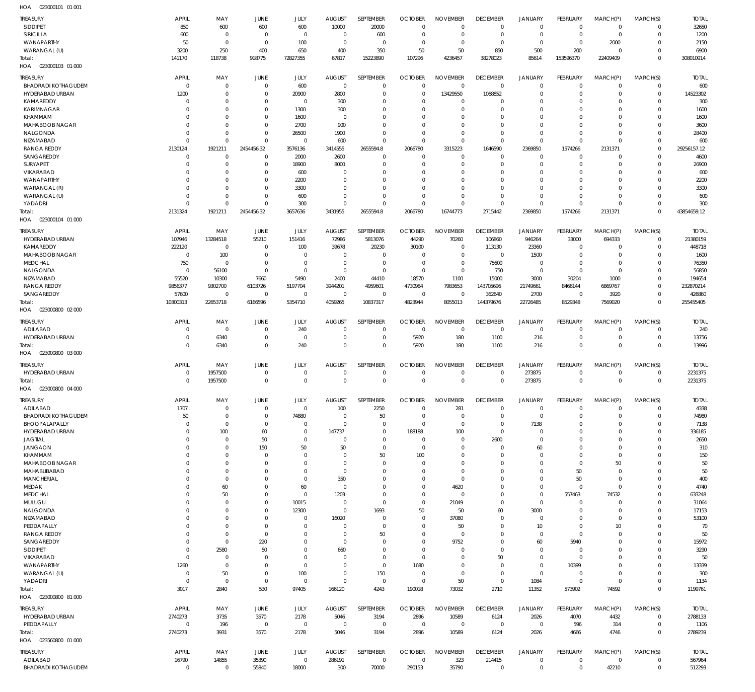HOA 023000101 01 001

| TREASURY | APRIL | MAY | JUNE | JULY | AUGUST | SEPTEMBER | OCTOBER | NOVEMBER | DECEMBER | JANUARY | FEBRUARY | MARCH(P) | MARCH(S) | TOTAL |
|---|---|---|---|---|---|---|---|---|---|---|---|---|---|---|
| SIDDIPET | 850 | 600 | 600 | 600 | 10000 | 20000 | 0 | 0 | 0 | 0 | 0 | 0 | 0 | 32650 |
| SIRICILLA | 600 | 0 | 0 | 0 | 0 | 600 | 0 | 0 | 0 | 0 | 0 | 0 | 0 | 1200 |
| WANAPARTHY | 50 | 0 | 0 | 100 | 0 | 0 | 0 | 0 | 0 | 0 | 0 | 2000 | 0 | 2150 |
| WARANGAL (U) | 3200 | 250 | 400 | 650 | 400 | 350 | 50 | 50 | 850 | 500 | 200 | 0 | 0 | 6900 |
| Total: | 141170 | 118738 | 918775 | 72827355 | 67817 | 15223890 | 107296 | 4236457 | 38278023 | 85614 | 153596370 | 22409409 | 0 | 308010914 |

HOA 023000103 01 000

| TREASURY | APRIL | MAY | JUNE | JULY | AUGUST | SEPTEMBER | OCTOBER | NOVEMBER | DECEMBER | JANUARY | FEBRUARY | MARCH(P) | MARCH(S) | TOTAL |
|---|---|---|---|---|---|---|---|---|---|---|---|---|---|---|
| BHADRADI KOTHAGUDEM | 0 | 0 | 0 | 600 | 0 | 0 | 0 | 0 | 0 | 0 | 0 | 0 | 0 | 600 |
| HYDERABAD URBAN | 1200 | 0 | 0 | 20900 | 2800 | 0 | 0 | 13429550 | 1068852 | 0 | 0 | 0 | 0 | 14523302 |
| KAMAREDDY | 0 | 0 | 0 | 0 | 300 | 0 | 0 | 0 | 0 | 0 | 0 | 0 | 0 | 300 |
| KARIMNAGAR | 0 | 0 | 0 | 1300 | 300 | 0 | 0 | 0 | 0 | 0 | 0 | 0 | 0 | 1600 |
| KHAMMAM | 0 | 0 | 0 | 1600 | 0 | 0 | 0 | 0 | 0 | 0 | 0 | 0 | 0 | 1600 |
| MAHABOOB NAGAR | 0 | 0 | 0 | 2700 | 900 | 0 | 0 | 0 | 0 | 0 | 0 | 0 | 0 | 3600 |
| NALGONDA | 0 | 0 | 0 | 26500 | 1900 | 0 | 0 | 0 | 0 | 0 | 0 | 0 | 0 | 28400 |
| NIZAMABAD | 0 | 0 | 0 | 0 | 600 | 0 | 0 | 0 | 0 | 0 | 0 | 0 | 0 | 600 |
| RANGA REDDY | 2130124 | 1921211 | 2454456.32 | 3576136 | 3414555 | 2655594.8 | 2066780 | 3315223 | 1646590 | 2369850 | 1574266 | 2131371 | 0 | 29256157.12 |
| SANGAREDDY | 0 | 0 | 0 | 2000 | 2600 | 0 | 0 | 0 | 0 | 0 | 0 | 0 | 0 | 4600 |
| SURYAPET | 0 | 0 | 0 | 18900 | 8000 | 0 | 0 | 0 | 0 | 0 | 0 | 0 | 0 | 26900 |
| VIKARABAD | 0 | 0 | 0 | 600 | 0 | 0 | 0 | 0 | 0 | 0 | 0 | 0 | 0 | 600 |
| WANAPARTHY | 0 | 0 | 0 | 2200 | 0 | 0 | 0 | 0 | 0 | 0 | 0 | 0 | 0 | 2200 |
| WARANGAL (R) | 0 | 0 | 0 | 3300 | 0 | 0 | 0 | 0 | 0 | 0 | 0 | 0 | 0 | 3300 |
| WARANGAL (U) | 0 | 0 | 0 | 600 | 0 | 0 | 0 | 0 | 0 | 0 | 0 | 0 | 0 | 600 |
| YADADRI | 0 | 0 | 0 | 300 | 0 | 0 | 0 | 0 | 0 | 0 | 0 | 0 | 0 | 300 |
| Total: | 2131324 | 1921211 | 2454456.32 | 3657636 | 3431955 | 2655594.8 | 2066780 | 16744773 | 2715442 | 2369850 | 1574266 | 2131371 | 0 | 43854659.12 |

HOA 023000104 01 000

| TREASURY | APRIL | MAY | JUNE | JULY | AUGUST | SEPTEMBER | OCTOBER | NOVEMBER | DECEMBER | JANUARY | FEBRUARY | MARCH(P) | MARCH(S) | TOTAL |
|---|---|---|---|---|---|---|---|---|---|---|---|---|---|---|
| HYDERABAD URBAN | 107946 | 13284518 | 55210 | 151416 | 72986 | 5813076 | 44290 | 70260 | 106860 | 946264 | 33000 | 694333 | 0 | 21380159 |
| KAMAREDDY | 222120 | 0 | 0 | 100 | 39678 | 20230 | 30100 | 0 | 113130 | 23360 | 0 | 0 | 0 | 448718 |
| MAHABOOB NAGAR | 0 | 100 | 0 | 0 | 0 | 0 | 0 | 0 | 0 | 1500 | 0 | 0 | 0 | 1600 |
| MEDCHAL | 750 | 0 | 0 | 0 | 0 | 0 | 0 | 0 | 75600 | 0 | 0 | 0 | 0 | 76350 |
| NALGONDA | 0 | 56100 | 0 | 0 | 0 | 0 | 0 | 0 | 750 | 0 | 0 | 0 | 0 | 56850 |
| NIZAMABAD | 55520 | 10300 | 7660 | 5490 | 2400 | 44410 | 18570 | 1100 | 15000 | 3000 | 30204 | 1000 | 0 | 194654 |
| RANGA REDDY | 9856377 | 9302700 | 6103726 | 5197704 | 3944201 | 4959601 | 4730984 | 7983653 | 143705696 | 21749661 | 8466144 | 6869767 | 0 | 232870214 |
| SANGAREDDY | 57600 | 0 | 0 | 0 | 0 | 0 | 0 | 0 | 362640 | 2700 | 0 | 3920 | 0 | 426860 |
| Total: | 10300313 | 22653718 | 6166596 | 5354710 | 4059265 | 10837317 | 4823944 | 8055013 | 144379676 | 22726485 | 8529348 | 7569020 | 0 | 255455405 |

HOA 023000800 02 000

| TREASURY | APRIL | MAY | JUNE | JULY | AUGUST | SEPTEMBER | OCTOBER | NOVEMBER | DECEMBER | JANUARY | FEBRUARY | MARCH(P) | MARCH(S) | TOTAL |
|---|---|---|---|---|---|---|---|---|---|---|---|---|---|---|
| ADILABAD | 0 | 0 | 0 | 240 | 0 | 0 | 0 | 0 | 0 | 0 | 0 | 0 | 0 | 240 |
| HYDERABAD URBAN | 0 | 6340 | 0 | 0 | 0 | 0 | 5920 | 180 | 1100 | 216 | 0 | 0 | 0 | 13756 |
| Total: | 0 | 6340 | 0 | 240 | 0 | 0 | 5920 | 180 | 1100 | 216 | 0 | 0 | 0 | 13996 |

HOA 023000800 03 000

| TREASURY | APRIL | MAY | JUNE | JULY | AUGUST | SEPTEMBER | OCTOBER | NOVEMBER | DECEMBER | JANUARY | FEBRUARY | MARCH(P) | MARCH(S) | TOTAL |
|---|---|---|---|---|---|---|---|---|---|---|---|---|---|---|
| HYDERABAD URBAN | 0 | 1957500 | 0 | 0 | 0 | 0 | 0 | 0 | 0 | 273875 | 0 | 0 | 0 | 2231375 |
| Total: | 0 | 1957500 | 0 | 0 | 0 | 0 | 0 | 0 | 0 | 273875 | 0 | 0 | 0 | 2231375 |

HOA 023000800 04 000

| TREASURY | APRIL | MAY | JUNE | JULY | AUGUST | SEPTEMBER | OCTOBER | NOVEMBER | DECEMBER | JANUARY | FEBRUARY | MARCH(P) | MARCH(S) | TOTAL |
|---|---|---|---|---|---|---|---|---|---|---|---|---|---|---|
| ADILABAD | 1707 | 0 | 0 | 0 | 100 | 2250 | 0 | 281 | 0 | 0 | 0 | 0 | 0 | 4338 |
| BHADRADI KOTHAGUDEM | 50 | 0 | 0 | 74880 | 0 | 50 | 0 | 0 | 0 | 0 | 0 | 0 | 0 | 74980 |
| BHOOPALAPALLY | 0 | 0 | 0 | 0 | 0 | 0 | 0 | 0 | 0 | 7138 | 0 | 0 | 0 | 7138 |
| HYDERABAD URBAN | 0 | 100 | 60 | 0 | 147737 | 0 | 188188 | 100 | 0 | 0 | 0 | 0 | 0 | 336185 |
| JAGTIAL | 0 | 0 | 50 | 0 | 0 | 0 | 0 | 0 | 2600 | 0 | 0 | 0 | 0 | 2650 |
| JANGAON | 0 | 0 | 150 | 50 | 50 | 0 | 0 | 0 | 0 | 60 | 0 | 0 | 0 | 310 |
| KHAMMAM | 0 | 0 | 0 | 0 | 0 | 50 | 100 | 0 | 0 | 0 | 0 | 0 | 0 | 150 |
| MAHABOOB NAGAR | 0 | 0 | 0 | 0 | 0 | 0 | 0 | 0 | 0 | 0 | 0 | 50 | 0 | 50 |
| MAHABUBABAD | 0 | 0 | 0 | 0 | 0 | 0 | 0 | 0 | 0 | 0 | 50 | 0 | 0 | 50 |
| MANCHERIAL | 0 | 0 | 0 | 0 | 350 | 0 | 0 | 0 | 0 | 0 | 50 | 0 | 0 | 400 |
| MEDAK | 0 | 60 | 0 | 60 | 0 | 0 | 0 | 4620 | 0 | 0 | 0 | 0 | 0 | 4740 |
| MEDCHAL | 0 | 50 | 0 | 0 | 1203 | 0 | 0 | 0 | 0 | 0 | 557463 | 74532 | 0 | 633248 |
| MULUGU | 0 | 0 | 0 | 10015 | 0 | 0 | 0 | 21049 | 0 | 0 | 0 | 0 | 0 | 31064 |
| NALGONDA | 0 | 0 | 0 | 12300 | 0 | 1693 | 50 | 50 | 60 | 3000 | 0 | 0 | 0 | 17153 |
| NIZAMABAD | 0 | 0 | 0 | 0 | 16020 | 0 | 0 | 37080 | 0 | 0 | 0 | 0 | 0 | 53100 |
| PEDDAPALLY | 0 | 0 | 0 | 0 | 0 | 0 | 0 | 50 | 0 | 10 | 0 | 10 | 0 | 70 |
| RANGA REDDY | 0 | 0 | 0 | 0 | 0 | 50 | 0 | 0 | 0 | 0 | 0 | 0 | 0 | 50 |
| SANGAREDDY | 0 | 0 | 220 | 0 | 0 | 0 | 0 | 9752 | 0 | 60 | 5940 | 0 | 0 | 15972 |
| SIDDIPET | 0 | 2580 | 50 | 0 | 660 | 0 | 0 | 0 | 0 | 0 | 0 | 0 | 0 | 3290 |
| VIKARABAD | 0 | 0 | 0 | 0 | 0 | 0 | 0 | 0 | 50 | 0 | 0 | 0 | 0 | 50 |
| WANAPARTHY | 1260 | 0 | 0 | 0 | 0 | 0 | 1680 | 0 | 0 | 0 | 10399 | 0 | 0 | 13339 |
| WARANGAL (U) | 0 | 50 | 0 | 100 | 0 | 150 | 0 | 0 | 0 | 0 | 0 | 0 | 0 | 300 |
| YADADRI | 0 | 0 | 0 | 0 | 0 | 0 | 0 | 50 | 0 | 1084 | 0 | 0 | 0 | 1134 |
| Total: | 3017 | 2840 | 530 | 97405 | 166120 | 4243 | 190018 | 73032 | 2710 | 11352 | 573902 | 74592 | 0 | 1199761 |

HOA 023000800 81 000

| TREASURY | APRIL | MAY | JUNE | JULY | AUGUST | SEPTEMBER | OCTOBER | NOVEMBER | DECEMBER | JANUARY | FEBRUARY | MARCH(P) | MARCH(S) | TOTAL |
|---|---|---|---|---|---|---|---|---|---|---|---|---|---|---|
| HYDERABAD URBAN | 2740273 | 3735 | 3570 | 2178 | 5046 | 3194 | 2896 | 10589 | 6124 | 2026 | 4070 | 4432 | 0 | 2788133 |
| PEDDAPALLY | 0 | 196 | 0 | 0 | 0 | 0 | 0 | 0 | 0 | 0 | 596 | 314 | 0 | 1106 |
| Total: | 2740273 | 3931 | 3570 | 2178 | 5046 | 3194 | 2896 | 10589 | 6124 | 2026 | 4666 | 4746 | 0 | 2789239 |

HOA 023560800 01 000

| TREASURY | APRIL | MAY | JUNE | JULY | AUGUST | SEPTEMBER | OCTOBER | NOVEMBER | DECEMBER | JANUARY | FEBRUARY | MARCH(P) | MARCH(S) | TOTAL |
|---|---|---|---|---|---|---|---|---|---|---|---|---|---|---|
| ADILABAD | 16790 | 14855 | 35390 | 0 | 286191 | 0 | 0 | 323 | 214415 | 0 | 0 | 0 | 0 | 567964 |
| BHADRADI KOTHAGUDEM | 0 | 0 | 55840 | 18000 | 300 | 70000 | 290153 | 35790 | 0 | 0 | 0 | 42210 | 0 | 512293 |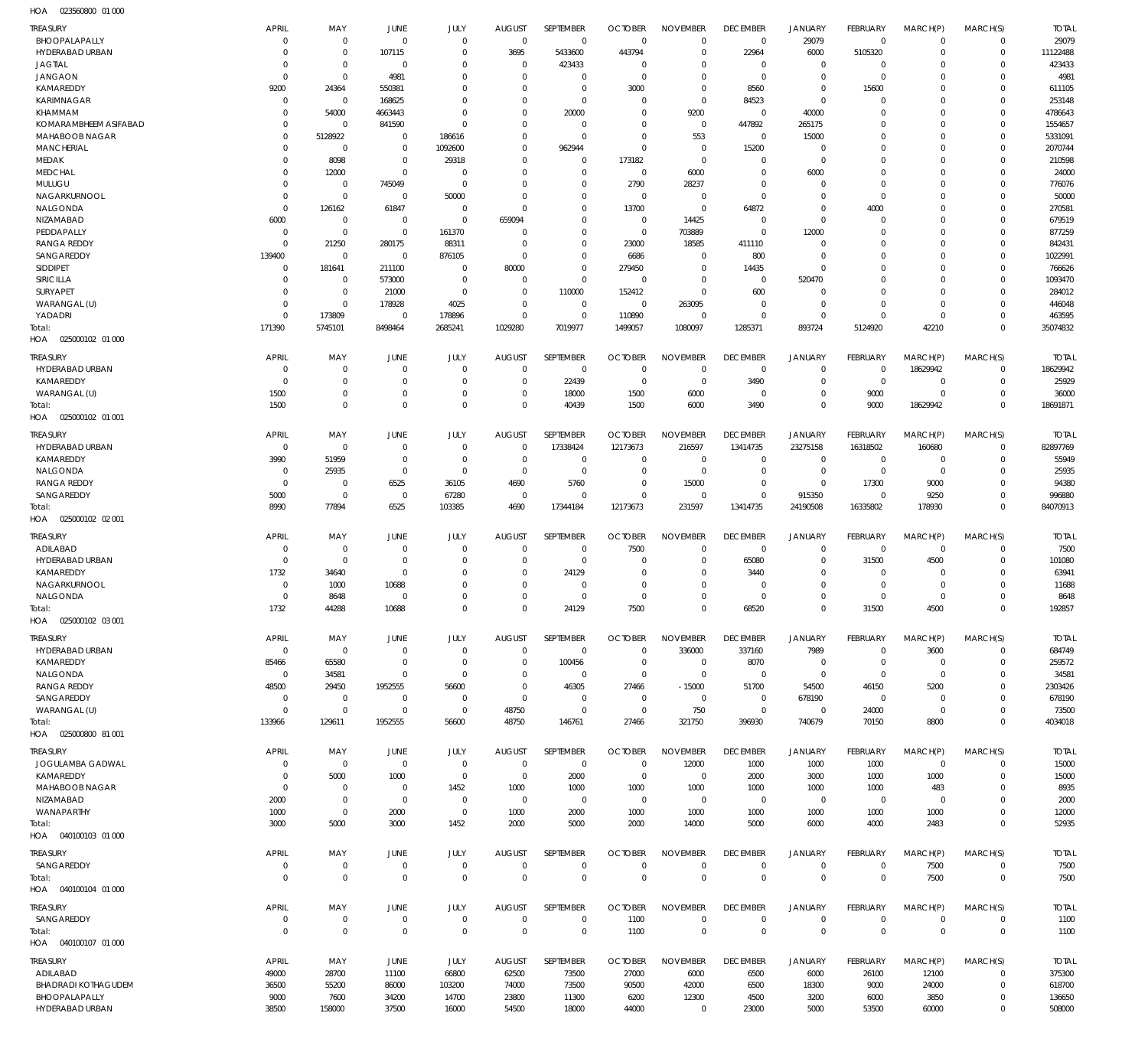HOA 023560800 01 000

| TREASURY | APRIL | MAY | JUNE | JULY | AUGUST | SEPTEMBER | OCTOBER | NOVEMBER | DECEMBER | JANUARY | FEBRUARY | MARCH(P) | MARCH(S) | TOTAL |
|---|---|---|---|---|---|---|---|---|---|---|---|---|---|---|
| BHOOPALAPALLY | 0 | 0 | 0 | 0 | 0 | 0 | 0 | 0 | 0 | 29079 | 0 | 0 | 0 | 29079 |
| HYDERABAD URBAN | 0 | 0 | 107115 | 0 | 3695 | 5433600 | 443794 | 0 | 22964 | 6000 | 5105320 | 0 | 0 | 11122488 |
| JAGTIAL | 0 | 0 | 0 | 0 | 0 | 423433 | 0 | 0 | 0 | 0 | 0 | 0 | 0 | 423433 |
| JANGAON | 0 | 0 | 4981 | 0 | 0 | 0 | 0 | 0 | 0 | 0 | 0 | 0 | 0 | 4981 |
| KAMAREDDY | 9200 | 24364 | 550381 | 0 | 0 | 0 | 3000 | 0 | 8560 | 0 | 15600 | 0 | 0 | 611105 |
| KARIMNAGAR | 0 | 0 | 168625 | 0 | 0 | 0 | 0 | 0 | 84523 | 0 | 0 | 0 | 0 | 253148 |
| KHAMMAM | 0 | 54000 | 4663443 | 0 | 0 | 20000 | 0 | 9200 | 0 | 40000 | 0 | 0 | 0 | 4786643 |
| KOMARAMBHEEM ASIFABAD | 0 | 0 | 841590 | 0 | 0 | 0 | 0 | 0 | 447892 | 265175 | 0 | 0 | 0 | 1554657 |
| MAHABOOB NAGAR | 0 | 5128922 | 0 | 186616 | 0 | 0 | 0 | 553 | 0 | 15000 | 0 | 0 | 0 | 5331091 |
| MANCHERIAL | 0 | 0 | 0 | 1092600 | 0 | 962944 | 0 | 0 | 15200 | 0 | 0 | 0 | 0 | 2070744 |
| MEDAK | 0 | 8098 | 0 | 29318 | 0 | 0 | 173182 | 0 | 0 | 0 | 0 | 0 | 0 | 210598 |
| MEDCHAL | 0 | 12000 | 0 | 0 | 0 | 0 | 0 | 6000 | 0 | 6000 | 0 | 0 | 0 | 24000 |
| MULUGU | 0 | 0 | 745049 | 0 | 0 | 0 | 2790 | 28237 | 0 | 0 | 0 | 0 | 0 | 776076 |
| NAGARKURNOOL | 0 | 0 | 0 | 50000 | 0 | 0 | 0 | 0 | 0 | 0 | 0 | 0 | 0 | 50000 |
| NALGONDA | 0 | 126162 | 61847 | 0 | 0 | 0 | 13700 | 0 | 64872 | 0 | 4000 | 0 | 0 | 270581 |
| NIZAMABAD | 6000 | 0 | 0 | 0 | 659094 | 0 | 0 | 14425 | 0 | 0 | 0 | 0 | 0 | 679519 |
| PEDDAPALLY | 0 | 0 | 0 | 161370 | 0 | 0 | 0 | 703889 | 0 | 12000 | 0 | 0 | 0 | 877259 |
| RANGA REDDY | 0 | 21250 | 280175 | 88311 | 0 | 0 | 23000 | 18585 | 411110 | 0 | 0 | 0 | 0 | 842431 |
| SANGAREDDY | 139400 | 0 | 0 | 876105 | 0 | 0 | 6686 | 0 | 800 | 0 | 0 | 0 | 0 | 1022991 |
| SIDDIPET | 0 | 181641 | 211100 | 0 | 80000 | 0 | 279450 | 0 | 14435 | 0 | 0 | 0 | 0 | 766626 |
| SIRICILLA | 0 | 0 | 573000 | 0 | 0 | 0 | 0 | 0 | 0 | 520470 | 0 | 0 | 0 | 1093470 |
| SURYAPET | 0 | 0 | 21000 | 0 | 0 | 110000 | 152412 | 0 | 600 | 0 | 0 | 0 | 0 | 284012 |
| WARANGAL (U) | 0 | 0 | 178928 | 4025 | 0 | 0 | 0 | 263095 | 0 | 0 | 0 | 0 | 0 | 446048 |
| YADADRI | 0 | 173809 | 0 | 178896 | 0 | 0 | 110890 | 0 | 0 | 0 | 0 | 0 | 0 | 463595 |
| Total: | 171390 | 5745101 | 8498464 | 2685241 | 1029280 | 7019977 | 1499057 | 1080097 | 1285371 | 893724 | 5124920 | 42210 | 0 | 35074832 |

HOA 025000102 01 000

| TREASURY | APRIL | MAY | JUNE | JULY | AUGUST | SEPTEMBER | OCTOBER | NOVEMBER | DECEMBER | JANUARY | FEBRUARY | MARCH(P) | MARCH(S) | TOTAL |
|---|---|---|---|---|---|---|---|---|---|---|---|---|---|---|
| HYDERABAD URBAN | 0 | 0 | 0 | 0 | 0 | 0 | 0 | 0 | 0 | 0 | 0 | 18629942 | 0 | 18629942 |
| KAMAREDDY | 0 | 0 | 0 | 0 | 0 | 22439 | 0 | 0 | 3490 | 0 | 0 | 0 | 0 | 25929 |
| WARANGAL (U) | 1500 | 0 | 0 | 0 | 0 | 18000 | 1500 | 6000 | 0 | 0 | 9000 | 0 | 0 | 36000 |
| Total: | 1500 | 0 | 0 | 0 | 0 | 40439 | 1500 | 6000 | 3490 | 0 | 9000 | 18629942 | 0 | 18691871 |

HOA 025000102 01 001

| TREASURY | APRIL | MAY | JUNE | JULY | AUGUST | SEPTEMBER | OCTOBER | NOVEMBER | DECEMBER | JANUARY | FEBRUARY | MARCH(P) | MARCH(S) | TOTAL |
|---|---|---|---|---|---|---|---|---|---|---|---|---|---|---|
| HYDERABAD URBAN | 0 | 0 | 0 | 0 | 0 | 17338424 | 12173673 | 216597 | 13414735 | 23275158 | 16318502 | 160680 | 0 | 82897769 |
| KAMAREDDY | 3990 | 51959 | 0 | 0 | 0 | 0 | 0 | 0 | 0 | 0 | 0 | 0 | 0 | 55949 |
| NALGONDA | 0 | 25935 | 0 | 0 | 0 | 0 | 0 | 0 | 0 | 0 | 0 | 0 | 0 | 25935 |
| RANGA REDDY | 0 | 0 | 6525 | 36105 | 4690 | 5760 | 0 | 15000 | 0 | 0 | 17300 | 9000 | 0 | 94380 |
| SANGAREDDY | 5000 | 0 | 0 | 67280 | 0 | 0 | 0 | 0 | 0 | 915350 | 0 | 9250 | 0 | 996880 |
| Total: | 8990 | 77894 | 6525 | 103385 | 4690 | 17344184 | 12173673 | 231597 | 13414735 | 24190508 | 16335802 | 178930 | 0 | 84070913 |

HOA 025000102 02 001

| TREASURY | APRIL | MAY | JUNE | JULY | AUGUST | SEPTEMBER | OCTOBER | NOVEMBER | DECEMBER | JANUARY | FEBRUARY | MARCH(P) | MARCH(S) | TOTAL |
|---|---|---|---|---|---|---|---|---|---|---|---|---|---|---|
| ADILABAD | 0 | 0 | 0 | 0 | 0 | 0 | 7500 | 0 | 0 | 0 | 0 | 0 | 0 | 7500 |
| HYDERABAD URBAN | 0 | 0 | 0 | 0 | 0 | 0 | 0 | 0 | 65080 | 0 | 31500 | 4500 | 0 | 101080 |
| KAMAREDDY | 1732 | 34640 | 0 | 0 | 0 | 24129 | 0 | 0 | 3440 | 0 | 0 | 0 | 0 | 63941 |
| NAGARKURNOOL | 0 | 1000 | 10688 | 0 | 0 | 0 | 0 | 0 | 0 | 0 | 0 | 0 | 0 | 11688 |
| NALGONDA | 0 | 8648 | 0 | 0 | 0 | 0 | 0 | 0 | 0 | 0 | 0 | 0 | 0 | 8648 |
| Total: | 1732 | 44288 | 10688 | 0 | 0 | 24129 | 7500 | 0 | 68520 | 0 | 31500 | 4500 | 0 | 192857 |

HOA 025000102 03 001

| TREASURY | APRIL | MAY | JUNE | JULY | AUGUST | SEPTEMBER | OCTOBER | NOVEMBER | DECEMBER | JANUARY | FEBRUARY | MARCH(P) | MARCH(S) | TOTAL |
|---|---|---|---|---|---|---|---|---|---|---|---|---|---|---|
| HYDERABAD URBAN | 0 | 0 | 0 | 0 | 0 | 0 | 0 | 336000 | 337160 | 7989 | 0 | 3600 | 0 | 684749 |
| KAMAREDDY | 85466 | 65580 | 0 | 0 | 0 | 100456 | 0 | 0 | 8070 | 0 | 0 | 0 | 0 | 259572 |
| NALGONDA | 0 | 34581 | 0 | 0 | 0 | 0 | 0 | 0 | 0 | 0 | 0 | 0 | 0 | 34581 |
| RANGA REDDY | 48500 | 29450 | 1952555 | 56600 | 0 | 46305 | 27466 | -15000 | 51700 | 54500 | 46150 | 5200 | 0 | 2303426 |
| SANGAREDDY | 0 | 0 | 0 | 0 | 0 | 0 | 0 | 0 | 0 | 678190 | 0 | 0 | 0 | 678190 |
| WARANGAL (U) | 0 | 0 | 0 | 0 | 48750 | 0 | 0 | 750 | 0 | 0 | 24000 | 0 | 0 | 73500 |
| Total: | 133966 | 129611 | 1952555 | 56600 | 48750 | 146761 | 27466 | 321750 | 396930 | 740679 | 70150 | 8800 | 0 | 4034018 |

HOA 025000800 81 001

| TREASURY | APRIL | MAY | JUNE | JULY | AUGUST | SEPTEMBER | OCTOBER | NOVEMBER | DECEMBER | JANUARY | FEBRUARY | MARCH(P) | MARCH(S) | TOTAL |
|---|---|---|---|---|---|---|---|---|---|---|---|---|---|---|
| JOGULAMBA GADWAL | 0 | 0 | 0 | 0 | 0 | 0 | 0 | 12000 | 1000 | 1000 | 1000 | 0 | 0 | 15000 |
| KAMAREDDY | 0 | 5000 | 1000 | 0 | 0 | 2000 | 0 | 0 | 2000 | 3000 | 1000 | 1000 | 0 | 15000 |
| MAHABOOB NAGAR | 0 | 0 | 0 | 1452 | 1000 | 1000 | 1000 | 1000 | 1000 | 1000 | 1000 | 483 | 0 | 8935 |
| NIZAMABAD | 2000 | 0 | 0 | 0 | 0 | 0 | 0 | 0 | 0 | 0 | 0 | 0 | 0 | 2000 |
| WANAPARTHY | 1000 | 0 | 2000 | 0 | 1000 | 2000 | 1000 | 1000 | 1000 | 1000 | 1000 | 1000 | 0 | 12000 |
| Total: | 3000 | 5000 | 3000 | 1452 | 2000 | 5000 | 2000 | 14000 | 5000 | 6000 | 4000 | 2483 | 0 | 52935 |

HOA 040100103 01 000

| TREASURY | APRIL | MAY | JUNE | JULY | AUGUST | SEPTEMBER | OCTOBER | NOVEMBER | DECEMBER | JANUARY | FEBRUARY | MARCH(P) | MARCH(S) | TOTAL |
|---|---|---|---|---|---|---|---|---|---|---|---|---|---|---|
| SANGAREDDY | 0 | 0 | 0 | 0 | 0 | 0 | 0 | 0 | 0 | 0 | 0 | 7500 | 0 | 7500 |
| Total: | 0 | 0 | 0 | 0 | 0 | 0 | 0 | 0 | 0 | 0 | 0 | 7500 | 0 | 7500 |

HOA 040100104 01 000

| TREASURY | APRIL | MAY | JUNE | JULY | AUGUST | SEPTEMBER | OCTOBER | NOVEMBER | DECEMBER | JANUARY | FEBRUARY | MARCH(P) | MARCH(S) | TOTAL |
|---|---|---|---|---|---|---|---|---|---|---|---|---|---|---|
| SANGAREDDY | 0 | 0 | 0 | 0 | 0 | 0 | 1100 | 0 | 0 | 0 | 0 | 0 | 0 | 1100 |
| Total: | 0 | 0 | 0 | 0 | 0 | 0 | 1100 | 0 | 0 | 0 | 0 | 0 | 0 | 1100 |

HOA 040100107 01 000

| TREASURY | APRIL | MAY | JUNE | JULY | AUGUST | SEPTEMBER | OCTOBER | NOVEMBER | DECEMBER | JANUARY | FEBRUARY | MARCH(P) | MARCH(S) | TOTAL |
|---|---|---|---|---|---|---|---|---|---|---|---|---|---|---|
| ADILABAD | 49000 | 28700 | 11100 | 66800 | 62500 | 73500 | 27000 | 6000 | 6500 | 6000 | 26100 | 12100 | 0 | 375300 |
| BHADRADI KOTHAGUDEM | 36500 | 55200 | 86000 | 103200 | 74000 | 73500 | 90500 | 42000 | 6500 | 18300 | 9000 | 24000 | 0 | 618700 |
| BHOOPALAPALLY | 9000 | 7600 | 34200 | 14700 | 23800 | 11300 | 6200 | 12300 | 4500 | 3200 | 6000 | 3850 | 0 | 136650 |
| HYDERABAD URBAN | 38500 | 158000 | 37500 | 16000 | 54500 | 18000 | 44000 | 0 | 23000 | 5000 | 53500 | 60000 | 0 | 508000 |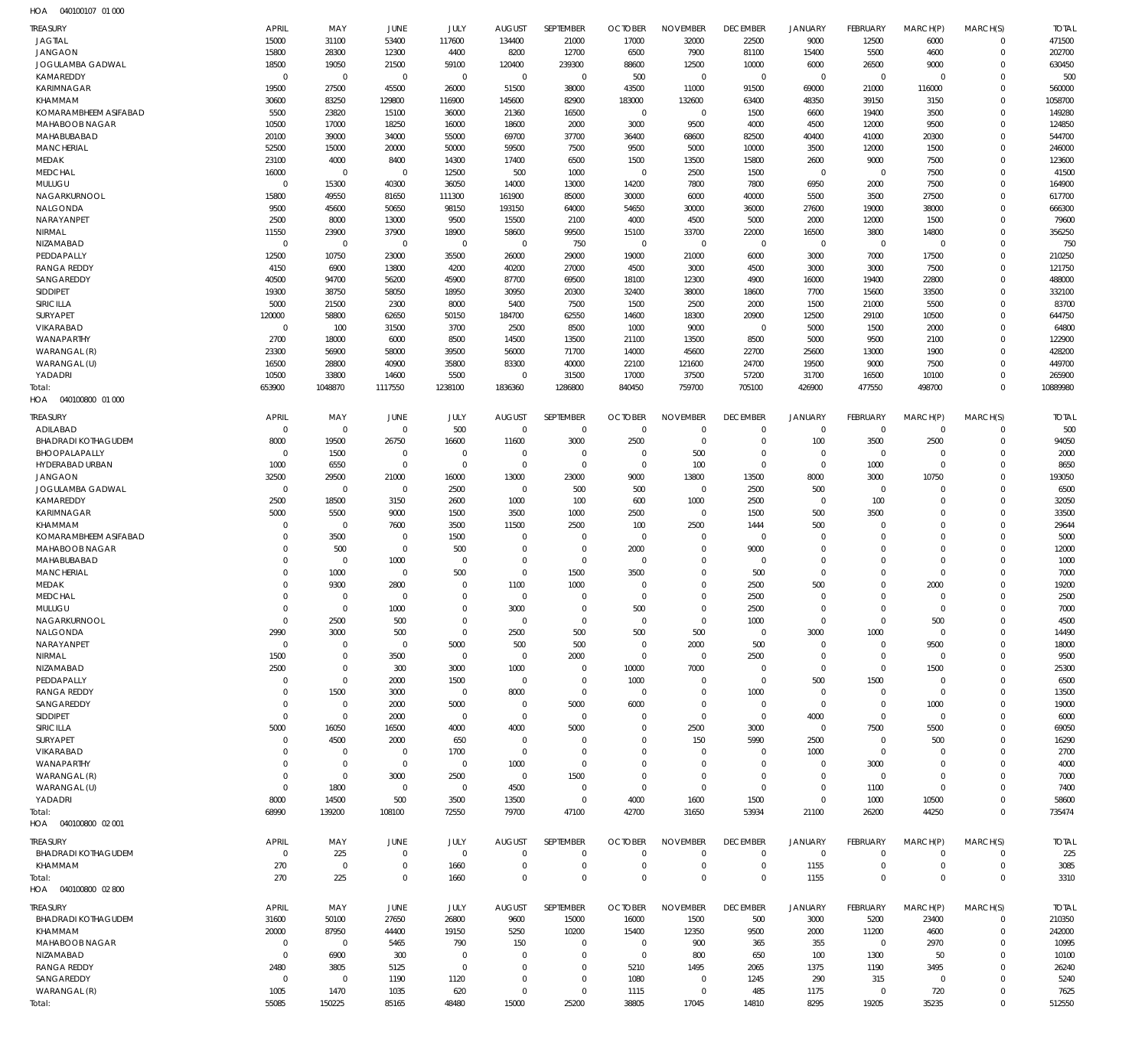HOA 040100107 01 000

| TREASURY | APRIL | MAY | JUNE | JULY | AUGUST | SEPTEMBER | OCTOBER | NOVEMBER | DECEMBER | JANUARY | FEBRUARY | MARCH(P) | MARCH(S) | TOTAL |
|---|---|---|---|---|---|---|---|---|---|---|---|---|---|---|
| JAGTIAL | 15000 | 31100 | 53400 | 117600 | 134400 | 21000 | 17000 | 32000 | 22500 | 9000 | 12500 | 6000 | 0 | 471500 |
| JANGAON | 15800 | 28300 | 12300 | 4400 | 8200 | 12700 | 6500 | 7900 | 81100 | 15400 | 5500 | 4600 | 0 | 202700 |
| JOGULAMBA GADWAL | 18500 | 19050 | 21500 | 59100 | 120400 | 239300 | 88600 | 12500 | 10000 | 6000 | 26500 | 9000 | 0 | 630450 |
| KAMAREDDY | 0 | 0 | 0 | 0 | 0 | 0 | 500 | 0 | 0 | 0 | 0 | 0 | 0 | 500 |
| KARIMNAGAR | 19500 | 27500 | 45500 | 26000 | 51500 | 38000 | 43500 | 11000 | 91500 | 69000 | 21000 | 116000 | 0 | 560000 |
| KHAMMAM | 30600 | 83250 | 129800 | 116900 | 145600 | 82900 | 183000 | 132600 | 63400 | 48350 | 39150 | 3150 | 0 | 1058700 |
| KOMARAMBHEEM ASIFABAD | 5500 | 23820 | 15100 | 36000 | 21360 | 16500 | 0 | 0 | 1500 | 6600 | 19400 | 3500 | 0 | 149280 |
| MAHABOOB NAGAR | 10500 | 17000 | 18250 | 16000 | 18600 | 2000 | 3000 | 9500 | 4000 | 4500 | 12000 | 9500 | 0 | 124850 |
| MAHABUBABAD | 20100 | 39000 | 34000 | 55000 | 69700 | 37700 | 36400 | 68600 | 82500 | 40400 | 41000 | 20300 | 0 | 544700 |
| MANCHERIAL | 52500 | 15000 | 20000 | 50000 | 59500 | 7500 | 9500 | 5000 | 10000 | 3500 | 12000 | 1500 | 0 | 246000 |
| MEDAK | 23100 | 4000 | 8400 | 14300 | 17400 | 6500 | 1500 | 13500 | 15800 | 2600 | 9000 | 7500 | 0 | 123600 |
| MEDCHAL | 16000 | 0 | 0 | 12500 | 500 | 1000 | 0 | 2500 | 1500 | 0 | 0 | 7500 | 0 | 41500 |
| MULUGU | 0 | 15300 | 40300 | 36050 | 14000 | 13000 | 14200 | 7800 | 7800 | 6950 | 2000 | 7500 | 0 | 164900 |
| NAGARKURNOOL | 15800 | 49550 | 81650 | 111300 | 161900 | 85000 | 30000 | 6000 | 40000 | 5500 | 3500 | 27500 | 0 | 617700 |
| NALGONDA | 9500 | 45600 | 50650 | 98150 | 193150 | 64000 | 54650 | 30000 | 36000 | 27600 | 19000 | 38000 | 0 | 666300 |
| NARAYANPET | 2500 | 8000 | 13000 | 9500 | 15500 | 2100 | 4000 | 4500 | 5000 | 2000 | 12000 | 1500 | 0 | 79600 |
| NIRMAL | 11550 | 23900 | 37900 | 18900 | 58600 | 99500 | 15100 | 33700 | 22000 | 16500 | 3800 | 14800 | 0 | 356250 |
| NIZAMABAD | 0 | 0 | 0 | 0 | 0 | 750 | 0 | 0 | 0 | 0 | 0 | 0 | 0 | 750 |
| PEDDAPALLY | 12500 | 10750 | 23000 | 35500 | 26000 | 29000 | 19000 | 21000 | 6000 | 3000 | 7000 | 17500 | 0 | 210250 |
| RANGA REDDY | 4150 | 6900 | 13800 | 4200 | 40200 | 27000 | 4500 | 3000 | 4500 | 3000 | 3000 | 7500 | 0 | 121750 |
| SANGAREDDY | 40500 | 94700 | 56200 | 45900 | 87700 | 69500 | 18100 | 12300 | 4900 | 16000 | 19400 | 22800 | 0 | 488000 |
| SIDDIPET | 19300 | 38750 | 58050 | 18950 | 30950 | 20300 | 32400 | 38000 | 18600 | 7700 | 15600 | 33500 | 0 | 332100 |
| SIRICILLA | 5000 | 21500 | 2300 | 8000 | 5400 | 7500 | 1500 | 2500 | 2000 | 1500 | 21000 | 5500 | 0 | 83700 |
| SURYAPET | 120000 | 58800 | 62650 | 50150 | 184700 | 62550 | 14600 | 18300 | 20900 | 12500 | 29100 | 10500 | 0 | 644750 |
| VIKARABAD | 0 | 100 | 31500 | 3700 | 2500 | 8500 | 1000 | 9000 | 0 | 5000 | 1500 | 2000 | 0 | 64800 |
| WANAPARTHY | 2700 | 18000 | 6000 | 8500 | 14500 | 13500 | 21100 | 13500 | 8500 | 5000 | 9500 | 2100 | 0 | 122900 |
| WARANGAL (R) | 23300 | 56900 | 58000 | 39500 | 56000 | 71700 | 14000 | 45600 | 22700 | 25600 | 13000 | 1900 | 0 | 428200 |
| WARANGAL (U) | 16500 | 28800 | 40900 | 35800 | 83300 | 40000 | 22100 | 121600 | 24700 | 19500 | 9000 | 7500 | 0 | 449700 |
| YADADRI | 10500 | 33800 | 14600 | 5500 | 0 | 31500 | 17000 | 37500 | 57200 | 31700 | 16500 | 10100 | 0 | 265900 |
| Total: | 653900 | 1048870 | 1117550 | 1238100 | 1836360 | 1286800 | 840450 | 759700 | 705100 | 426900 | 477550 | 498700 | 0 | 10889980 |

HOA 040100800 01 000

| TREASURY | APRIL | MAY | JUNE | JULY | AUGUST | SEPTEMBER | OCTOBER | NOVEMBER | DECEMBER | JANUARY | FEBRUARY | MARCH(P) | MARCH(S) | TOTAL |
|---|---|---|---|---|---|---|---|---|---|---|---|---|---|---|
| ADILABAD | 0 | 0 | 0 | 500 | 0 | 0 | 0 | 0 | 0 | 0 | 0 | 0 | 0 | 500 |
| BHADRADI KOTHAGUDEM | 8000 | 19500 | 26750 | 16600 | 11600 | 3000 | 2500 | 0 | 0 | 100 | 3500 | 2500 | 0 | 94050 |
| BHOOPALAPALLY | 0 | 1500 | 0 | 0 | 0 | 0 | 0 | 500 | 0 | 0 | 0 | 0 | 0 | 2000 |
| HYDERABAD URBAN | 1000 | 6550 | 0 | 0 | 0 | 0 | 0 | 100 | 0 | 0 | 1000 | 0 | 0 | 8650 |
| JANGAON | 32500 | 29500 | 21000 | 16000 | 13000 | 23000 | 9000 | 13800 | 13500 | 8000 | 3000 | 10750 | 0 | 193050 |
| JOGULAMBA GADWAL | 0 | 0 | 0 | 2500 | 0 | 500 | 500 | 0 | 2500 | 500 | 0 | 0 | 0 | 6500 |
| KAMAREDDY | 2500 | 18500 | 3150 | 2600 | 1000 | 100 | 600 | 1000 | 2500 | 0 | 100 | 0 | 0 | 32050 |
| KARIMNAGAR | 5000 | 5500 | 9000 | 1500 | 3500 | 1000 | 2500 | 0 | 1500 | 500 | 3500 | 0 | 0 | 33500 |
| KHAMMAM | 0 | 0 | 7600 | 3500 | 11500 | 2500 | 100 | 2500 | 1444 | 500 | 0 | 0 | 0 | 29644 |
| KOMARAMBHEEM ASIFABAD | 0 | 3500 | 0 | 1500 | 0 | 0 | 0 | 0 | 0 | 0 | 0 | 0 | 0 | 5000 |
| MAHABOOB NAGAR | 0 | 500 | 0 | 500 | 0 | 0 | 2000 | 0 | 9000 | 0 | 0 | 0 | 0 | 12000 |
| MAHABUBABAD | 0 | 0 | 1000 | 0 | 0 | 0 | 0 | 0 | 0 | 0 | 0 | 0 | 0 | 1000 |
| MANCHERIAL | 0 | 1000 | 0 | 500 | 0 | 1500 | 3500 | 0 | 500 | 0 | 0 | 0 | 0 | 7000 |
| MEDAK | 0 | 9300 | 2800 | 0 | 1100 | 1000 | 0 | 0 | 2500 | 500 | 0 | 2000 | 0 | 19200 |
| MEDCHAL | 0 | 0 | 0 | 0 | 0 | 0 | 0 | 0 | 2500 | 0 | 0 | 0 | 0 | 2500 |
| MULUGU | 0 | 0 | 1000 | 0 | 3000 | 0 | 500 | 0 | 2500 | 0 | 0 | 0 | 0 | 7000 |
| NAGARKURNOOL | 0 | 2500 | 500 | 0 | 0 | 0 | 0 | 0 | 1000 | 0 | 0 | 500 | 0 | 4500 |
| NALGONDA | 2990 | 3000 | 500 | 0 | 2500 | 500 | 500 | 500 | 0 | 3000 | 1000 | 0 | 0 | 14490 |
| NARAYANPET | 0 | 0 | 0 | 5000 | 500 | 500 | 0 | 2000 | 500 | 0 | 0 | 9500 | 0 | 18000 |
| NIRMAL | 1500 | 0 | 3500 | 0 | 0 | 2000 | 0 | 0 | 2500 | 0 | 0 | 0 | 0 | 9500 |
| NIZAMABAD | 2500 | 0 | 300 | 3000 | 1000 | 0 | 10000 | 7000 | 0 | 0 | 0 | 1500 | 0 | 25300 |
| PEDDAPALLY | 0 | 0 | 2000 | 1500 | 0 | 0 | 1000 | 0 | 0 | 500 | 1500 | 0 | 0 | 6500 |
| RANGA REDDY | 0 | 1500 | 3000 | 0 | 8000 | 0 | 0 | 0 | 1000 | 0 | 0 | 0 | 0 | 13500 |
| SANGAREDDY | 0 | 0 | 2000 | 5000 | 0 | 5000 | 6000 | 0 | 0 | 0 | 0 | 1000 | 0 | 19000 |
| SIDDIPET | 0 | 0 | 2000 | 0 | 0 | 0 | 0 | 0 | 0 | 4000 | 0 | 0 | 0 | 6000 |
| SIRICILLA | 5000 | 16050 | 16500 | 4000 | 4000 | 5000 | 0 | 2500 | 3000 | 0 | 7500 | 5500 | 0 | 69050 |
| SURYAPET | 0 | 4500 | 2000 | 650 | 0 | 0 | 0 | 150 | 5990 | 2500 | 0 | 500 | 0 | 16290 |
| VIKARABAD | 0 | 0 | 0 | 1700 | 0 | 0 | 0 | 0 | 0 | 1000 | 0 | 0 | 0 | 2700 |
| WANAPARTHY | 0 | 0 | 0 | 0 | 1000 | 0 | 0 | 0 | 0 | 0 | 3000 | 0 | 0 | 4000 |
| WARANGAL (R) | 0 | 0 | 3000 | 2500 | 0 | 1500 | 0 | 0 | 0 | 0 | 0 | 0 | 0 | 7000 |
| WARANGAL (U) | 0 | 1800 | 0 | 0 | 4500 | 0 | 0 | 0 | 0 | 0 | 1100 | 0 | 0 | 7400 |
| YADADRI | 8000 | 14500 | 500 | 3500 | 13500 | 0 | 4000 | 1600 | 1500 | 0 | 1000 | 10500 | 0 | 58600 |
| Total: | 68990 | 139200 | 108100 | 72550 | 79700 | 47100 | 42700 | 31650 | 53934 | 21100 | 26200 | 44250 | 0 | 735474 |

HOA 040100800 02 001

| TREASURY | APRIL | MAY | JUNE | JULY | AUGUST | SEPTEMBER | OCTOBER | NOVEMBER | DECEMBER | JANUARY | FEBRUARY | MARCH(P) | MARCH(S) | TOTAL |
|---|---|---|---|---|---|---|---|---|---|---|---|---|---|---|
| BHADRADI KOTHAGUDEM | 0 | 225 | 0 | 0 | 0 | 0 | 0 | 0 | 0 | 0 | 0 | 0 | 0 | 225 |
| KHAMMAM | 270 | 0 | 0 | 1660 | 0 | 0 | 0 | 0 | 0 | 1155 | 0 | 0 | 0 | 3085 |
| Total: | 270 | 225 | 0 | 1660 | 0 | 0 | 0 | 0 | 0 | 1155 | 0 | 0 | 0 | 3310 |

HOA 040100800 02 800

| TREASURY | APRIL | MAY | JUNE | JULY | AUGUST | SEPTEMBER | OCTOBER | NOVEMBER | DECEMBER | JANUARY | FEBRUARY | MARCH(P) | MARCH(S) | TOTAL |
|---|---|---|---|---|---|---|---|---|---|---|---|---|---|---|
| BHADRADI KOTHAGUDEM | 31600 | 50100 | 27650 | 26800 | 9600 | 15000 | 16000 | 1500 | 500 | 3000 | 5200 | 23400 | 0 | 210350 |
| KHAMMAM | 20000 | 87950 | 44400 | 19150 | 5250 | 10200 | 15400 | 12350 | 9500 | 2000 | 11200 | 4600 | 0 | 242000 |
| MAHABOOB NAGAR | 0 | 0 | 5465 | 790 | 150 | 0 | 0 | 900 | 365 | 355 | 0 | 2970 | 0 | 10995 |
| NIZAMABAD | 0 | 6900 | 300 | 0 | 0 | 0 | 0 | 800 | 650 | 100 | 1300 | 50 | 0 | 10100 |
| RANGA REDDY | 2480 | 3805 | 5125 | 0 | 0 | 0 | 5210 | 1495 | 2065 | 1375 | 1190 | 3495 | 0 | 26240 |
| SANGAREDDY | 0 | 0 | 1190 | 1120 | 0 | 0 | 1080 | 0 | 1245 | 290 | 315 | 0 | 0 | 5240 |
| WARANGAL (R) | 1005 | 1470 | 1035 | 620 | 0 | 0 | 1115 | 0 | 485 | 1175 | 0 | 720 | 0 | 7625 |
| Total: | 55085 | 150225 | 85165 | 48480 | 15000 | 25200 | 38805 | 17045 | 14810 | 8295 | 19205 | 35235 | 0 | 512550 |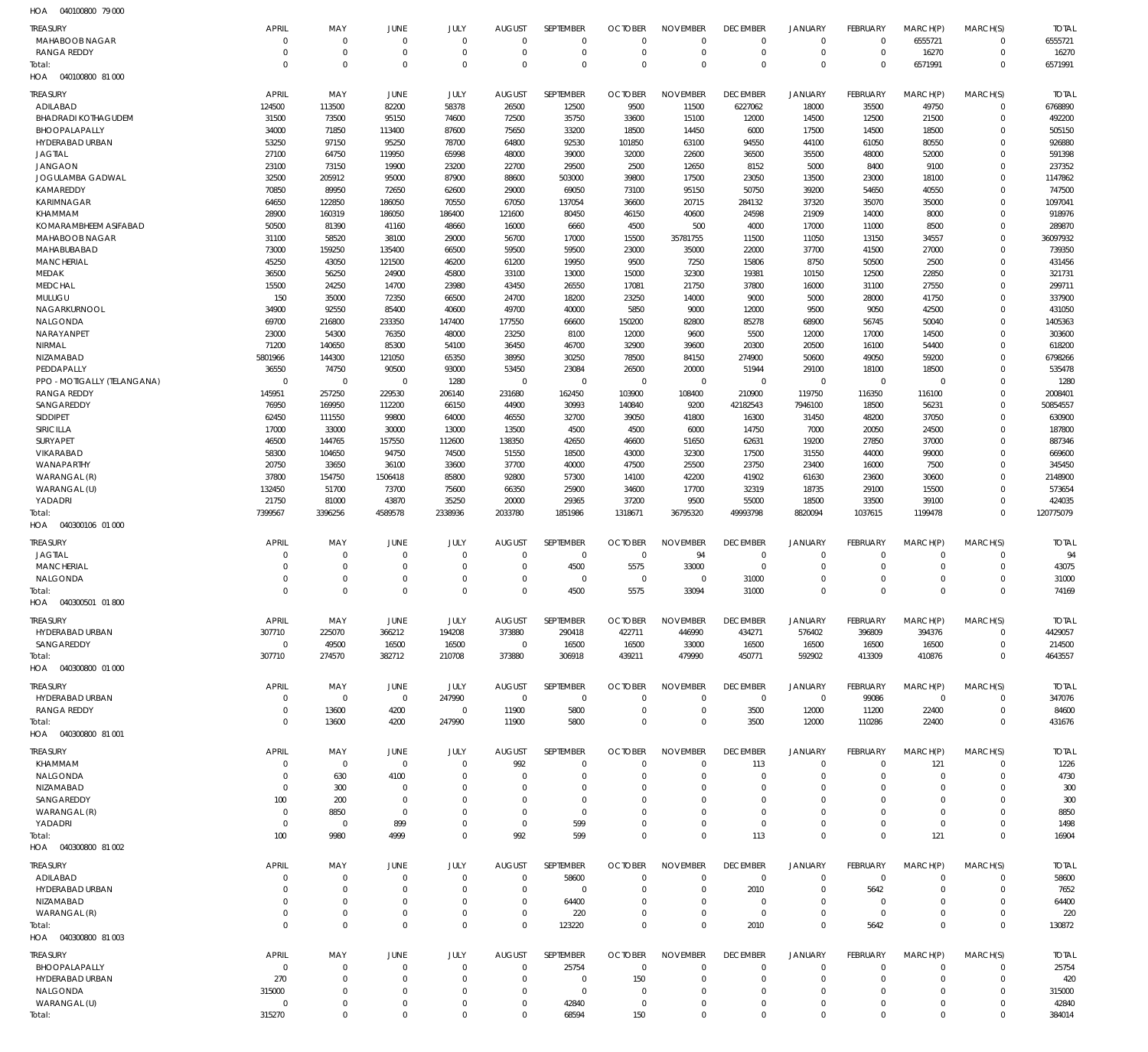HOA 040100800 79 000

| TREASURY | APRIL | MAY | JUNE | JULY | AUGUST | SEPTEMBER | OCTOBER | NOVEMBER | DECEMBER | JANUARY | FEBRUARY | MARCH(P) | MARCH(S) | TOTAL |
|---|---|---|---|---|---|---|---|---|---|---|---|---|---|---|
| MAHABOOB NAGAR | 0 | 0 | 0 | 0 | 0 | 0 | 0 | 0 | 0 | 0 | 0 | 6555721 | 0 | 6555721 |
| RANGA REDDY | 0 | 0 | 0 | 0 | 0 | 0 | 0 | 0 | 0 | 0 | 0 | 16270 | 0 | 16270 |
| Total: | 0 | 0 | 0 | 0 | 0 | 0 | 0 | 0 | 0 | 0 | 0 | 6571991 | 0 | 6571991 |

HOA 040100800 81 000

| TREASURY | APRIL | MAY | JUNE | JULY | AUGUST | SEPTEMBER | OCTOBER | NOVEMBER | DECEMBER | JANUARY | FEBRUARY | MARCH(P) | MARCH(S) | TOTAL |
|---|---|---|---|---|---|---|---|---|---|---|---|---|---|---|
| ADILABAD | 124500 | 113500 | 82200 | 58378 | 26500 | 12500 | 9500 | 11500 | 6227062 | 18000 | 35500 | 49750 | 0 | 6768890 |
| BHADRADI KOTHAGUDEM | 31500 | 73500 | 95150 | 74600 | 72500 | 35750 | 33600 | 15100 | 12000 | 14500 | 12500 | 21500 | 0 | 492200 |
| BHOOPALAPALLY | 34000 | 71850 | 113400 | 87600 | 75650 | 33200 | 18500 | 14450 | 6000 | 17500 | 14500 | 18500 | 0 | 505150 |
| HYDERABAD URBAN | 53250 | 97150 | 95250 | 78700 | 64800 | 92530 | 101850 | 63100 | 94550 | 44100 | 61050 | 80550 | 0 | 926880 |
| JAGTIAL | 27100 | 64750 | 119950 | 65998 | 48000 | 39000 | 32000 | 22600 | 36500 | 35500 | 48000 | 52000 | 0 | 591398 |
| JANGAON | 23100 | 73150 | 19900 | 23200 | 22700 | 29500 | 2500 | 12650 | 8152 | 5000 | 8400 | 9100 | 0 | 237352 |
| JOGULAMBA GADWAL | 32500 | 205912 | 95000 | 87900 | 88600 | 503000 | 39800 | 17500 | 23050 | 13500 | 23000 | 18100 | 0 | 1147862 |
| KAMAREDDY | 70850 | 89950 | 72650 | 62600 | 29000 | 69050 | 73100 | 95150 | 50750 | 39200 | 54650 | 40550 | 0 | 747500 |
| KARIMNAGAR | 64650 | 122850 | 186050 | 70550 | 67050 | 137054 | 36600 | 20715 | 284132 | 37320 | 35070 | 35000 | 0 | 1097041 |
| KHAMMAM | 28900 | 160319 | 186050 | 186400 | 121600 | 80450 | 46150 | 40600 | 24598 | 21909 | 14000 | 8000 | 0 | 918976 |
| KOMARAMBHEEM ASIFABAD | 50500 | 81390 | 41160 | 48660 | 16000 | 6660 | 4500 | 500 | 4000 | 17000 | 11000 | 8500 | 0 | 289870 |
| MAHABOOB NAGAR | 31100 | 58520 | 38100 | 29000 | 56700 | 17000 | 15500 | 35781755 | 11500 | 11050 | 13150 | 34557 | 0 | 36097932 |
| MAHABUBABAD | 73000 | 159250 | 135400 | 66500 | 59500 | 59500 | 23000 | 35000 | 22000 | 37700 | 41500 | 27000 | 0 | 739350 |
| MANCHERIAL | 45250 | 43050 | 121500 | 46200 | 61200 | 19950 | 9500 | 7250 | 15806 | 8750 | 50500 | 2500 | 0 | 431456 |
| MEDAK | 36500 | 56250 | 24900 | 45800 | 33100 | 13000 | 15000 | 32300 | 19381 | 10150 | 12500 | 22850 | 0 | 321731 |
| MEDCHAL | 15500 | 24250 | 14700 | 23980 | 43450 | 26550 | 17081 | 21750 | 37800 | 16000 | 31100 | 27550 | 0 | 299711 |
| MULUGU | 150 | 35000 | 72350 | 66500 | 24700 | 18200 | 23250 | 14000 | 9000 | 5000 | 28000 | 41750 | 0 | 337900 |
| NAGARKURNOOL | 34900 | 92550 | 85400 | 40600 | 49700 | 40000 | 5850 | 9000 | 12000 | 9500 | 9050 | 42500 | 0 | 431050 |
| NALGONDA | 69700 | 216800 | 233350 | 147400 | 177550 | 66600 | 150200 | 82800 | 85278 | 68900 | 56745 | 50040 | 0 | 1405363 |
| NARAYANPET | 23000 | 54300 | 76350 | 48000 | 23250 | 8100 | 12000 | 9600 | 5500 | 12000 | 17000 | 14500 | 0 | 303600 |
| NIRMAL | 71200 | 140650 | 85300 | 54100 | 36450 | 46700 | 32900 | 39600 | 20300 | 20500 | 16100 | 54400 | 0 | 618200 |
| NIZAMABAD | 5801966 | 144300 | 121050 | 65350 | 38950 | 30250 | 78500 | 84150 | 274900 | 50600 | 49050 | 59200 | 0 | 6798266 |
| PEDDAPALLY | 36550 | 74750 | 90500 | 93000 | 53450 | 23084 | 26500 | 20000 | 51944 | 29100 | 18100 | 18500 | 0 | 535478 |
| PPO - MOTIGALLY (TELANGANA) | 0 | 0 | 0 | 1280 | 0 | 0 | 0 | 0 | 0 | 0 | 0 | 0 | 0 | 1280 |
| RANGA REDDY | 145951 | 257250 | 229530 | 206140 | 231680 | 162450 | 103900 | 108400 | 210900 | 119750 | 116350 | 116100 | 0 | 2008401 |
| SANGAREDDY | 76950 | 169950 | 112200 | 66150 | 44900 | 30993 | 140840 | 9200 | 42182543 | 7946100 | 18500 | 56231 | 0 | 50854557 |
| SIDDIPET | 62450 | 111550 | 99800 | 64000 | 46550 | 32700 | 39050 | 41800 | 16300 | 31450 | 48200 | 37050 | 0 | 630900 |
| SIRICILLA | 17000 | 33000 | 30000 | 13000 | 13500 | 4500 | 4500 | 6000 | 14750 | 7000 | 20050 | 24500 | 0 | 187800 |
| SURYAPET | 46500 | 144765 | 157550 | 112600 | 138350 | 42650 | 46600 | 51650 | 62631 | 19200 | 27850 | 37000 | 0 | 887346 |
| VIKARABAD | 58300 | 104650 | 94750 | 74500 | 51550 | 18500 | 43000 | 32300 | 17500 | 31550 | 44000 | 99000 | 0 | 669600 |
| WANAPARTHY | 20750 | 33650 | 36100 | 33600 | 37700 | 40000 | 47500 | 25500 | 23750 | 23400 | 16000 | 7500 | 0 | 345450 |
| WARANGAL (R) | 37800 | 154750 | 1506418 | 85800 | 92800 | 57300 | 14100 | 42200 | 41902 | 61630 | 23600 | 30600 | 0 | 2148900 |
| WARANGAL (U) | 132450 | 51700 | 73700 | 75600 | 66350 | 25900 | 34600 | 17700 | 32319 | 18735 | 29100 | 15500 | 0 | 573654 |
| YADADRI | 21750 | 81000 | 43870 | 35250 | 20000 | 29365 | 37200 | 9500 | 55000 | 18500 | 33500 | 39100 | 0 | 424035 |
| Total: | 7399567 | 3396256 | 4589578 | 2338936 | 2033780 | 1851986 | 1318671 | 36795320 | 49993798 | 8820094 | 1037615 | 1199478 | 0 | 120775079 |

HOA 040300106 01 000

| TREASURY | APRIL | MAY | JUNE | JULY | AUGUST | SEPTEMBER | OCTOBER | NOVEMBER | DECEMBER | JANUARY | FEBRUARY | MARCH(P) | MARCH(S) | TOTAL |
|---|---|---|---|---|---|---|---|---|---|---|---|---|---|---|
| JAGTIAL | 0 | 0 | 0 | 0 | 0 | 0 | 0 | 94 | 0 | 0 | 0 | 0 | 0 | 94 |
| MANCHERIAL | 0 | 0 | 0 | 0 | 0 | 4500 | 5575 | 33000 | 0 | 0 | 0 | 0 | 0 | 43075 |
| NALGONDA | 0 | 0 | 0 | 0 | 0 | 0 | 0 | 0 | 31000 | 0 | 0 | 0 | 0 | 31000 |
| Total: | 0 | 0 | 0 | 0 | 0 | 4500 | 5575 | 33094 | 31000 | 0 | 0 | 0 | 0 | 74169 |

HOA 040300501 01 800

| TREASURY | APRIL | MAY | JUNE | JULY | AUGUST | SEPTEMBER | OCTOBER | NOVEMBER | DECEMBER | JANUARY | FEBRUARY | MARCH(P) | MARCH(S) | TOTAL |
|---|---|---|---|---|---|---|---|---|---|---|---|---|---|---|
| HYDERABAD URBAN | 307710 | 225070 | 366212 | 194208 | 373880 | 290418 | 422711 | 446990 | 434271 | 576402 | 396809 | 394376 | 0 | 4429057 |
| SANGAREDDY | 0 | 49500 | 16500 | 16500 | 0 | 16500 | 16500 | 33000 | 16500 | 16500 | 16500 | 16500 | 0 | 214500 |
| Total: | 307710 | 274570 | 382712 | 210708 | 373880 | 306918 | 439211 | 479990 | 450771 | 592902 | 413309 | 410876 | 0 | 4643557 |

HOA 040300800 01 000

| TREASURY | APRIL | MAY | JUNE | JULY | AUGUST | SEPTEMBER | OCTOBER | NOVEMBER | DECEMBER | JANUARY | FEBRUARY | MARCH(P) | MARCH(S) | TOTAL |
|---|---|---|---|---|---|---|---|---|---|---|---|---|---|---|
| HYDERABAD URBAN | 0 | 0 | 0 | 247990 | 0 | 0 | 0 | 0 | 0 | 0 | 99086 | 0 | 0 | 347076 |
| RANGA REDDY | 0 | 13600 | 4200 | 0 | 11900 | 5800 | 0 | 0 | 3500 | 12000 | 11200 | 22400 | 0 | 84600 |
| Total: | 0 | 13600 | 4200 | 247990 | 11900 | 5800 | 0 | 0 | 3500 | 12000 | 110286 | 22400 | 0 | 431676 |

HOA 040300800 81 001

| TREASURY | APRIL | MAY | JUNE | JULY | AUGUST | SEPTEMBER | OCTOBER | NOVEMBER | DECEMBER | JANUARY | FEBRUARY | MARCH(P) | MARCH(S) | TOTAL |
|---|---|---|---|---|---|---|---|---|---|---|---|---|---|---|
| KHAMMAM | 0 | 0 | 0 | 0 | 992 | 0 | 0 | 0 | 113 | 0 | 0 | 121 | 0 | 1226 |
| NALGONDA | 0 | 630 | 4100 | 0 | 0 | 0 | 0 | 0 | 0 | 0 | 0 | 0 | 0 | 4730 |
| NIZAMABAD | 0 | 300 | 0 | 0 | 0 | 0 | 0 | 0 | 0 | 0 | 0 | 0 | 0 | 300 |
| SANGAREDDY | 100 | 200 | 0 | 0 | 0 | 0 | 0 | 0 | 0 | 0 | 0 | 0 | 0 | 300 |
| WARANGAL (R) | 0 | 8850 | 0 | 0 | 0 | 0 | 0 | 0 | 0 | 0 | 0 | 0 | 0 | 8850 |
| YADADRI | 0 | 0 | 899 | 0 | 0 | 599 | 0 | 0 | 0 | 0 | 0 | 0 | 0 | 1498 |
| Total: | 100 | 9980 | 4999 | 0 | 992 | 599 | 0 | 0 | 113 | 0 | 0 | 121 | 0 | 16904 |

HOA 040300800 81 002

| TREASURY | APRIL | MAY | JUNE | JULY | AUGUST | SEPTEMBER | OCTOBER | NOVEMBER | DECEMBER | JANUARY | FEBRUARY | MARCH(P) | MARCH(S) | TOTAL |
|---|---|---|---|---|---|---|---|---|---|---|---|---|---|---|
| ADILABAD | 0 | 0 | 0 | 0 | 0 | 58600 | 0 | 0 | 0 | 0 | 0 | 0 | 0 | 58600 |
| HYDERABAD URBAN | 0 | 0 | 0 | 0 | 0 | 0 | 0 | 0 | 2010 | 0 | 5642 | 0 | 0 | 7652 |
| NIZAMABAD | 0 | 0 | 0 | 0 | 0 | 64400 | 0 | 0 | 0 | 0 | 0 | 0 | 0 | 64400 |
| WARANGAL (R) | 0 | 0 | 0 | 0 | 0 | 220 | 0 | 0 | 0 | 0 | 0 | 0 | 0 | 220 |
| Total: | 0 | 0 | 0 | 0 | 0 | 123220 | 0 | 0 | 2010 | 0 | 5642 | 0 | 0 | 130872 |

HOA 040300800 81 003

| TREASURY | APRIL | MAY | JUNE | JULY | AUGUST | SEPTEMBER | OCTOBER | NOVEMBER | DECEMBER | JANUARY | FEBRUARY | MARCH(P) | MARCH(S) | TOTAL |
|---|---|---|---|---|---|---|---|---|---|---|---|---|---|---|
| BHOOPALAPALLY | 0 | 0 | 0 | 0 | 0 | 25754 | 0 | 0 | 0 | 0 | 0 | 0 | 0 | 25754 |
| HYDERABAD URBAN | 270 | 0 | 0 | 0 | 0 | 0 | 150 | 0 | 0 | 0 | 0 | 0 | 0 | 420 |
| NALGONDA | 315000 | 0 | 0 | 0 | 0 | 0 | 0 | 0 | 0 | 0 | 0 | 0 | 0 | 315000 |
| WARANGAL (U) | 0 | 0 | 0 | 0 | 0 | 42840 | 0 | 0 | 0 | 0 | 0 | 0 | 0 | 42840 |
| Total: | 315270 | 0 | 0 | 0 | 0 | 68594 | 150 | 0 | 0 | 0 | 0 | 0 | 0 | 384014 |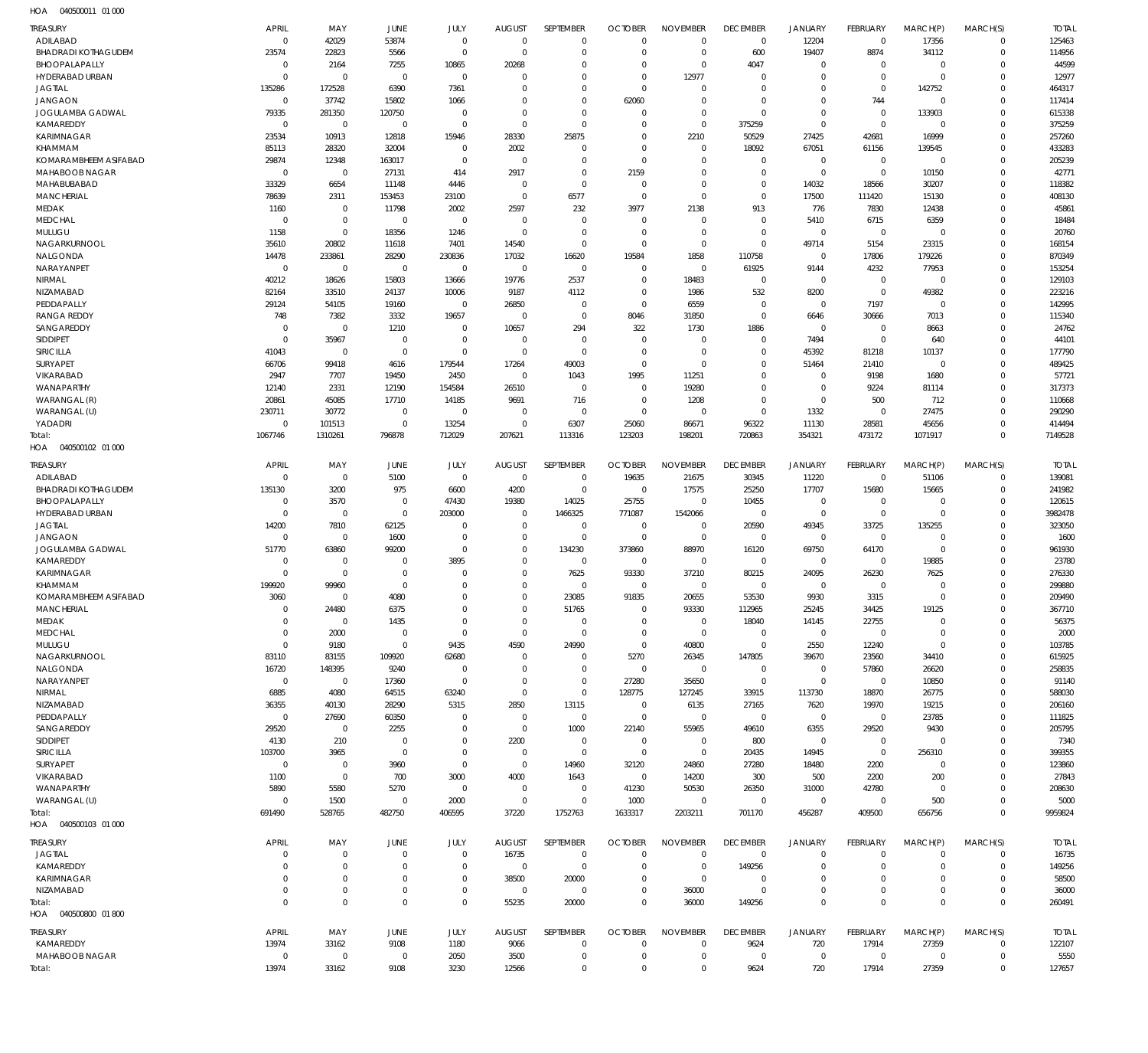HOA 040500011 01 000

| TREASURY | APRIL | MAY | JUNE | JULY | AUGUST | SEPTEMBER | OCTOBER | NOVEMBER | DECEMBER | JANUARY | FEBRUARY | MARCH(P) | MARCH(S) | TOTAL |
|---|---|---|---|---|---|---|---|---|---|---|---|---|---|---|
| ADILABAD | 0 | 42029 | 53874 | 0 | 0 | 0 | 0 | 0 | 0 | 12204 | 0 | 17356 | 0 | 125463 |
| BHADRADI KOTHAGUDEM | 23574 | 22823 | 5566 | 0 | 0 | 0 | 0 | 0 | 600 | 19407 | 8874 | 34112 | 0 | 114956 |
| BHOOPALAPALLY | 0 | 2164 | 7255 | 10865 | 20268 | 0 | 0 | 0 | 4047 | 0 | 0 | 0 | 0 | 44599 |
| HYDERABAD URBAN | 0 | 0 | 0 | 0 | 0 | 0 | 0 | 12977 | 0 | 0 | 0 | 0 | 0 | 12977 |
| JAGTIAL | 135286 | 172528 | 6390 | 7361 | 0 | 0 | 0 | 0 | 0 | 0 | 0 | 142752 | 0 | 464317 |
| JANGAON | 0 | 37742 | 15802 | 1066 | 0 | 0 | 62060 | 0 | 0 | 0 | 744 | 0 | 0 | 117414 |
| JOGULAMBA GADWAL | 79335 | 281350 | 120750 | 0 | 0 | 0 | 0 | 0 | 0 | 0 | 0 | 133903 | 0 | 615338 |
| KAMAREDDY | 0 | 0 | 0 | 0 | 0 | 0 | 0 | 0 | 375259 | 0 | 0 | 0 | 0 | 375259 |
| KARIMNAGAR | 23534 | 10913 | 12818 | 15946 | 28330 | 25875 | 0 | 2210 | 50529 | 27425 | 42681 | 16999 | 0 | 257260 |
| KHAMMAM | 85113 | 28320 | 32004 | 0 | 2002 | 0 | 0 | 0 | 18092 | 67051 | 61156 | 139545 | 0 | 433283 |
| KOMARAMBHEEM ASIFABAD | 29874 | 12348 | 163017 | 0 | 0 | 0 | 0 | 0 | 0 | 0 | 0 | 0 | 0 | 205239 |
| MAHABOOB NAGAR | 0 | 0 | 27131 | 414 | 2917 | 0 | 2159 | 0 | 0 | 0 | 0 | 10150 | 0 | 42771 |
| MAHABUBABAD | 33329 | 6654 | 11148 | 4446 | 0 | 0 | 0 | 0 | 0 | 14032 | 18566 | 30207 | 0 | 118382 |
| MANCHERIAL | 78639 | 2311 | 153453 | 23100 | 0 | 6577 | 0 | 0 | 0 | 17500 | 111420 | 15130 | 0 | 408130 |
| MEDAK | 1160 | 0 | 11798 | 2002 | 2597 | 232 | 3977 | 2138 | 913 | 776 | 7830 | 12438 | 0 | 45861 |
| MEDCHAL | 0 | 0 | 0 | 0 | 0 | 0 | 0 | 0 | 0 | 5410 | 6715 | 6359 | 0 | 18484 |
| MULUGU | 1158 | 0 | 18356 | 1246 | 0 | 0 | 0 | 0 | 0 | 0 | 0 | 0 | 0 | 20760 |
| NAGARKURNOOL | 35610 | 20802 | 11618 | 7401 | 14540 | 0 | 0 | 0 | 0 | 49714 | 5154 | 23315 | 0 | 168154 |
| NALGONDA | 14478 | 233861 | 28290 | 230836 | 17032 | 16620 | 19584 | 1858 | 110758 | 0 | 17806 | 179226 | 0 | 870349 |
| NARAYANPET | 0 | 0 | 0 | 0 | 0 | 0 | 0 | 0 | 61925 | 9144 | 4232 | 77953 | 0 | 153254 |
| NIRMAL | 40212 | 18626 | 15803 | 13666 | 19776 | 2537 | 0 | 18483 | 0 | 0 | 0 | 0 | 0 | 129103 |
| NIZAMABAD | 82164 | 33510 | 24137 | 10006 | 9187 | 4112 | 0 | 1986 | 532 | 8200 | 0 | 49382 | 0 | 223216 |
| PEDDAPALLY | 29124 | 54105 | 19160 | 0 | 26850 | 0 | 0 | 6559 | 0 | 0 | 7197 | 0 | 0 | 142995 |
| RANGA REDDY | 748 | 7382 | 3332 | 19657 | 0 | 0 | 8046 | 31850 | 0 | 6646 | 30666 | 7013 | 0 | 115340 |
| SANGAREDDY | 0 | 0 | 1210 | 0 | 10657 | 294 | 322 | 1730 | 1886 | 0 | 0 | 8663 | 0 | 24762 |
| SIDDIPET | 0 | 35967 | 0 | 0 | 0 | 0 | 0 | 0 | 0 | 7494 | 0 | 640 | 0 | 44101 |
| SIRICILLA | 41043 | 0 | 0 | 0 | 0 | 0 | 0 | 0 | 0 | 45392 | 81218 | 10137 | 0 | 177790 |
| SURYAPET | 66706 | 99418 | 4616 | 179544 | 17264 | 49003 | 0 | 0 | 0 | 51464 | 21410 | 0 | 0 | 489425 |
| VIKARABAD | 2947 | 7707 | 19450 | 2450 | 0 | 1043 | 1995 | 11251 | 0 | 0 | 9198 | 1680 | 0 | 57721 |
| WANAPARTHY | 12140 | 2331 | 12190 | 154584 | 26510 | 0 | 0 | 19280 | 0 | 0 | 9224 | 81114 | 0 | 317373 |
| WARANGAL (R) | 20861 | 45085 | 17710 | 14185 | 9691 | 716 | 0 | 1208 | 0 | 0 | 500 | 712 | 0 | 110668 |
| WARANGAL (U) | 230711 | 30772 | 0 | 0 | 0 | 0 | 0 | 0 | 0 | 1332 | 0 | 27475 | 0 | 290290 |
| YADADRI | 0 | 101513 | 0 | 13254 | 0 | 6307 | 25060 | 86671 | 96322 | 11130 | 28581 | 45656 | 0 | 414494 |
| Total: | 1067746 | 1310261 | 796878 | 712029 | 207621 | 113316 | 123203 | 198201 | 720863 | 354321 | 473172 | 1071917 | 0 | 7149528 |

HOA 040500102 01 000

| TREASURY | APRIL | MAY | JUNE | JULY | AUGUST | SEPTEMBER | OCTOBER | NOVEMBER | DECEMBER | JANUARY | FEBRUARY | MARCH(P) | MARCH(S) | TOTAL |
|---|---|---|---|---|---|---|---|---|---|---|---|---|---|---|
| ADILABAD | 0 | 0 | 5100 | 0 | 0 | 0 | 19635 | 21675 | 30345 | 11220 | 0 | 51106 | 0 | 139081 |
| BHADRADI KOTHAGUDEM | 135130 | 3200 | 975 | 6600 | 4200 | 0 | 0 | 17575 | 25250 | 17707 | 15680 | 15665 | 0 | 241982 |
| BHOOPALAPALLY | 0 | 3570 | 0 | 47430 | 19380 | 14025 | 25755 | 0 | 10455 | 0 | 0 | 0 | 0 | 120615 |
| HYDERABAD URBAN | 0 | 0 | 0 | 203000 | 0 | 1466325 | 771087 | 1542066 | 0 | 0 | 0 | 0 | 0 | 3982478 |
| JAGTIAL | 14200 | 7810 | 62125 | 0 | 0 | 0 | 0 | 0 | 20590 | 49345 | 33725 | 135255 | 0 | 323050 |
| JANGAON | 0 | 0 | 1600 | 0 | 0 | 0 | 0 | 0 | 0 | 0 | 0 | 0 | 0 | 1600 |
| JOGULAMBA GADWAL | 51770 | 63860 | 99200 | 0 | 0 | 134230 | 373860 | 88970 | 16120 | 69750 | 64170 | 0 | 0 | 961930 |
| KAMAREDDY | 0 | 0 | 0 | 3895 | 0 | 0 | 0 | 0 | 0 | 0 | 0 | 19885 | 0 | 23780 |
| KARIMNAGAR | 0 | 0 | 0 | 0 | 0 | 7625 | 93330 | 37210 | 80215 | 24095 | 26230 | 7625 | 0 | 276330 |
| KHAMMAM | 199920 | 99960 | 0 | 0 | 0 | 0 | 0 | 0 | 0 | 0 | 0 | 0 | 0 | 299880 |
| KOMARAMBHEEM ASIFABAD | 3060 | 0 | 4080 | 0 | 0 | 23085 | 91835 | 20655 | 53530 | 9930 | 3315 | 0 | 0 | 209490 |
| MANCHERIAL | 0 | 24480 | 6375 | 0 | 0 | 51765 | 0 | 93330 | 112965 | 25245 | 34425 | 19125 | 0 | 367710 |
| MEDAK | 0 | 0 | 1435 | 0 | 0 | 0 | 0 | 0 | 18040 | 14145 | 22755 | 0 | 0 | 56375 |
| MEDCHAL | 0 | 2000 | 0 | 0 | 0 | 0 | 0 | 0 | 0 | 0 | 0 | 0 | 0 | 2000 |
| MULUGU | 0 | 9180 | 0 | 9435 | 4590 | 24990 | 0 | 40800 | 0 | 2550 | 12240 | 0 | 0 | 103785 |
| NAGARKURNOOL | 83110 | 83155 | 109920 | 62680 | 0 | 0 | 5270 | 26345 | 147805 | 39670 | 23560 | 34410 | 0 | 615925 |
| NALGONDA | 16720 | 148395 | 9240 | 0 | 0 | 0 | 0 | 0 | 0 | 0 | 57860 | 26620 | 0 | 258835 |
| NARAYANPET | 0 | 0 | 17360 | 0 | 0 | 0 | 27280 | 35650 | 0 | 0 | 0 | 10850 | 0 | 91140 |
| NIRMAL | 6885 | 4080 | 64515 | 63240 | 0 | 0 | 128775 | 127245 | 33915 | 113730 | 18870 | 26775 | 0 | 588030 |
| NIZAMABAD | 36355 | 40130 | 28290 | 5315 | 2850 | 13115 | 0 | 6135 | 27165 | 7620 | 19970 | 19215 | 0 | 206160 |
| PEDDAPALLY | 0 | 27690 | 60350 | 0 | 0 | 0 | 0 | 0 | 0 | 0 | 0 | 23785 | 0 | 111825 |
| SANGAREDDY | 29520 | 0 | 2255 | 0 | 0 | 1000 | 22140 | 55965 | 49610 | 6355 | 29520 | 9430 | 0 | 205795 |
| SIDDIPET | 4130 | 210 | 0 | 0 | 2200 | 0 | 0 | 0 | 800 | 0 | 0 | 0 | 0 | 7340 |
| SIRICILLA | 103700 | 3965 | 0 | 0 | 0 | 0 | 0 | 0 | 20435 | 14945 | 0 | 256310 | 0 | 399355 |
| SURYAPET | 0 | 0 | 3960 | 0 | 0 | 14960 | 32120 | 24860 | 27280 | 18480 | 2200 | 0 | 0 | 123860 |
| VIKARABAD | 1100 | 0 | 700 | 3000 | 4000 | 1643 | 0 | 14200 | 300 | 500 | 2200 | 200 | 0 | 27843 |
| WANAPARTHY | 5890 | 5580 | 5270 | 0 | 0 | 0 | 41230 | 50530 | 26350 | 31000 | 42780 | 0 | 0 | 208630 |
| WARANGAL (U) | 0 | 1500 | 0 | 2000 | 0 | 0 | 1000 | 0 | 0 | 0 | 0 | 500 | 0 | 5000 |
| Total: | 691490 | 528765 | 482750 | 406595 | 37220 | 1752763 | 1633317 | 2203211 | 701170 | 456287 | 409500 | 656756 | 0 | 9959824 |

HOA 040500103 01 000

| TREASURY | APRIL | MAY | JUNE | JULY | AUGUST | SEPTEMBER | OCTOBER | NOVEMBER | DECEMBER | JANUARY | FEBRUARY | MARCH(P) | MARCH(S) | TOTAL |
|---|---|---|---|---|---|---|---|---|---|---|---|---|---|---|
| JAGTIAL | 0 | 0 | 0 | 0 | 16735 | 0 | 0 | 0 | 0 | 0 | 0 | 0 | 0 | 16735 |
| KAMAREDDY | 0 | 0 | 0 | 0 | 0 | 0 | 0 | 0 | 149256 | 0 | 0 | 0 | 0 | 149256 |
| KARIMNAGAR | 0 | 0 | 0 | 0 | 38500 | 20000 | 0 | 0 | 0 | 0 | 0 | 0 | 0 | 58500 |
| NIZAMABAD | 0 | 0 | 0 | 0 | 0 | 0 | 0 | 36000 | 0 | 0 | 0 | 0 | 0 | 36000 |
| Total: | 0 | 0 | 0 | 0 | 55235 | 20000 | 0 | 36000 | 149256 | 0 | 0 | 0 | 0 | 260491 |

HOA 040500800 01 800

| TREASURY | APRIL | MAY | JUNE | JULY | AUGUST | SEPTEMBER | OCTOBER | NOVEMBER | DECEMBER | JANUARY | FEBRUARY | MARCH(P) | MARCH(S) | TOTAL |
|---|---|---|---|---|---|---|---|---|---|---|---|---|---|---|
| KAMAREDDY | 13974 | 33162 | 9108 | 1180 | 9066 | 0 | 0 | 0 | 9624 | 720 | 17914 | 27359 | 0 | 122107 |
| MAHABOOB NAGAR | 0 | 0 | 0 | 2050 | 3500 | 0 | 0 | 0 | 0 | 0 | 0 | 0 | 0 | 5550 |
| Total: | 13974 | 33162 | 9108 | 3230 | 12566 | 0 | 0 | 0 | 9624 | 720 | 17914 | 27359 | 0 | 127657 |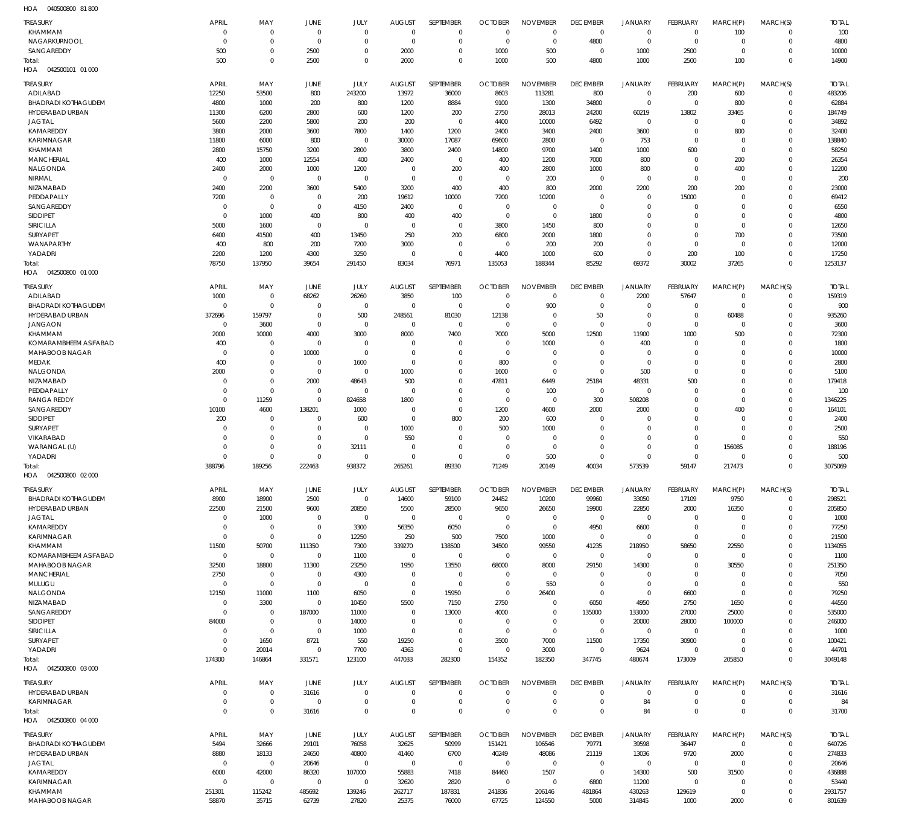HOA 040500800 81 800

| TREASURY | APRIL | MAY | JUNE | JULY | AUGUST | SEPTEMBER | OCTOBER | NOVEMBER | DECEMBER | JANUARY | FEBRUARY | MARCH(P) | MARCH(S) | TOTAL |
|---|---|---|---|---|---|---|---|---|---|---|---|---|---|---|
| KHAMMAM | 0 | 0 | 0 | 0 | 0 | 0 | 0 | 0 | 0 | 0 | 0 | 100 | 0 | 100 |
| NAGARKURNOOL | 0 | 0 | 0 | 0 | 0 | 0 | 0 | 0 | 4800 | 0 | 0 | 0 | 0 | 4800 |
| SANGAREDDY | 500 | 0 | 2500 | 0 | 2000 | 0 | 1000 | 500 | 0 | 1000 | 2500 | 0 | 0 | 10000 |
| Total: | 500 | 0 | 2500 | 0 | 2000 | 0 | 1000 | 500 | 4800 | 1000 | 2500 | 100 | 0 | 14900 |

HOA 042500101 01 000

| TREASURY | APRIL | MAY | JUNE | JULY | AUGUST | SEPTEMBER | OCTOBER | NOVEMBER | DECEMBER | JANUARY | FEBRUARY | MARCH(P) | MARCH(S) | TOTAL |
|---|---|---|---|---|---|---|---|---|---|---|---|---|---|---|
| ADILABAD | 12250 | 53500 | 800 | 243200 | 13972 | 36000 | 8603 | 113281 | 800 | 0 | 200 | 600 | 0 | 483206 |
| BHADRADI KOTHAGUDEM | 4800 | 1000 | 200 | 800 | 1200 | 8884 | 9100 | 1300 | 34800 | 0 | 0 | 800 | 0 | 62884 |
| HYDERABAD URBAN | 11300 | 6200 | 2800 | 600 | 1200 | 200 | 2750 | 28013 | 24200 | 60219 | 13802 | 33465 | 0 | 184749 |
| JAGTIAL | 5600 | 2200 | 5800 | 200 | 200 | 0 | 4400 | 10000 | 6492 | 0 | 0 | 0 | 0 | 34892 |
| KAMAREDDY | 3800 | 2000 | 3600 | 7800 | 1400 | 1200 | 2400 | 3400 | 2400 | 3600 | 0 | 800 | 0 | 32400 |
| KARIMNAGAR | 11800 | 6000 | 800 | 0 | 30000 | 17087 | 69600 | 2800 | 0 | 753 | 0 | 0 | 0 | 138840 |
| KHAMMAM | 2800 | 15750 | 3200 | 2800 | 3800 | 2400 | 14800 | 9700 | 1400 | 1000 | 600 | 0 | 0 | 58250 |
| MANCHERIAL | 400 | 1000 | 12554 | 400 | 2400 | 0 | 400 | 1200 | 7000 | 800 | 0 | 200 | 0 | 26354 |
| NALGONDA | 2400 | 2000 | 1000 | 1200 | 0 | 200 | 400 | 2800 | 1000 | 800 | 0 | 400 | 0 | 12200 |
| NIRMAL | 0 | 0 | 0 | 0 | 0 | 0 | 0 | 200 | 0 | 0 | 0 | 0 | 0 | 200 |
| NIZAMABAD | 2400 | 2200 | 3600 | 5400 | 3200 | 400 | 400 | 800 | 2000 | 2200 | 200 | 200 | 0 | 23000 |
| PEDDAPALLY | 7200 | 0 | 0 | 200 | 19612 | 10000 | 7200 | 10200 | 0 | 0 | 15000 | 0 | 0 | 69412 |
| SANGAREDDY | 0 | 0 | 0 | 4150 | 2400 | 0 | 0 | 0 | 0 | 0 | 0 | 0 | 0 | 6550 |
| SIDDIPET | 0 | 1000 | 400 | 800 | 400 | 400 | 0 | 0 | 1800 | 0 | 0 | 0 | 0 | 4800 |
| SIRICILLA | 5000 | 1600 | 0 | 0 | 0 | 0 | 3800 | 1450 | 800 | 0 | 0 | 0 | 0 | 12650 |
| SURYAPET | 6400 | 41500 | 400 | 13450 | 250 | 200 | 6800 | 2000 | 1800 | 0 | 0 | 700 | 0 | 73500 |
| WANAPARTHY | 400 | 800 | 200 | 7200 | 3000 | 0 | 0 | 200 | 200 | 0 | 0 | 0 | 0 | 12000 |
| YADADRI | 2200 | 1200 | 4300 | 3250 | 0 | 0 | 4400 | 1000 | 600 | 0 | 200 | 100 | 0 | 17250 |
| Total: | 78750 | 137950 | 39654 | 291450 | 83034 | 76971 | 135053 | 188344 | 85292 | 69372 | 30002 | 37265 | 0 | 1253137 |

HOA 042500800 01 000

| TREASURY | APRIL | MAY | JUNE | JULY | AUGUST | SEPTEMBER | OCTOBER | NOVEMBER | DECEMBER | JANUARY | FEBRUARY | MARCH(P) | MARCH(S) | TOTAL |
|---|---|---|---|---|---|---|---|---|---|---|---|---|---|---|
| ADILABAD | 1000 | 0 | 68262 | 26260 | 3850 | 100 | 0 | 0 | 0 | 2200 | 57647 | 0 | 0 | 159319 |
| BHADRADI KOTHAGUDEM | 0 | 0 | 0 | 0 | 0 | 0 | 0 | 900 | 0 | 0 | 0 | 0 | 0 | 900 |
| HYDERABAD URBAN | 372696 | 159797 | 0 | 500 | 248561 | 81030 | 12138 | 0 | 50 | 0 | 0 | 60488 | 0 | 935260 |
| JANGAON | 0 | 3600 | 0 | 0 | 0 | 0 | 0 | 0 | 0 | 0 | 0 | 0 | 0 | 3600 |
| KHAMMAM | 2000 | 10000 | 4000 | 3000 | 8000 | 7400 | 7000 | 5000 | 12500 | 11900 | 1000 | 500 | 0 | 72300 |
| KOMARAMBHEEM ASIFABAD | 400 | 0 | 0 | 0 | 0 | 0 | 0 | 1000 | 0 | 400 | 0 | 0 | 0 | 1800 |
| MAHABOOB NAGAR | 0 | 0 | 10000 | 0 | 0 | 0 | 0 | 0 | 0 | 0 | 0 | 0 | 0 | 10000 |
| MEDAK | 400 | 0 | 0 | 1600 | 0 | 0 | 800 | 0 | 0 | 0 | 0 | 0 | 0 | 2800 |
| NALGONDA | 2000 | 0 | 0 | 0 | 1000 | 0 | 1600 | 0 | 0 | 500 | 0 | 0 | 0 | 5100 |
| NIZAMABAD | 0 | 0 | 2000 | 48643 | 500 | 0 | 47811 | 6449 | 25184 | 48331 | 500 | 0 | 0 | 179418 |
| PEDDAPALLY | 0 | 0 | 0 | 0 | 0 | 0 | 0 | 100 | 0 | 0 | 0 | 0 | 0 | 100 |
| RANGA REDDY | 0 | 11259 | 0 | 824658 | 1800 | 0 | 0 | 0 | 300 | 508208 | 0 | 0 | 0 | 1346225 |
| SANGAREDDY | 10100 | 4600 | 138201 | 1000 | 0 | 0 | 1200 | 4600 | 2000 | 2000 | 0 | 400 | 0 | 164101 |
| SIDDIPET | 200 | 0 | 0 | 600 | 0 | 800 | 200 | 600 | 0 | 0 | 0 | 0 | 0 | 2400 |
| SURYAPET | 0 | 0 | 0 | 0 | 1000 | 0 | 500 | 1000 | 0 | 0 | 0 | 0 | 0 | 2500 |
| VIKARABAD | 0 | 0 | 0 | 0 | 550 | 0 | 0 | 0 | 0 | 0 | 0 | 0 | 0 | 550 |
| WARANGAL (U) | 0 | 0 | 0 | 32111 | 0 | 0 | 0 | 0 | 0 | 0 | 0 | 156085 | 0 | 188196 |
| YADADRI | 0 | 0 | 0 | 0 | 0 | 0 | 0 | 500 | 0 | 0 | 0 | 0 | 0 | 500 |
| Total: | 388796 | 189256 | 222463 | 938372 | 265261 | 89330 | 71249 | 20149 | 40034 | 573539 | 59147 | 217473 | 0 | 3075069 |

HOA 042500800 02 000

| TREASURY | APRIL | MAY | JUNE | JULY | AUGUST | SEPTEMBER | OCTOBER | NOVEMBER | DECEMBER | JANUARY | FEBRUARY | MARCH(P) | MARCH(S) | TOTAL |
|---|---|---|---|---|---|---|---|---|---|---|---|---|---|---|
| BHADRADI KOTHAGUDEM | 8900 | 18900 | 2500 | 0 | 14600 | 59100 | 24452 | 10200 | 99960 | 33050 | 17109 | 9750 | 0 | 298521 |
| HYDERABAD URBAN | 22500 | 21500 | 9600 | 20850 | 5500 | 28500 | 9650 | 26650 | 19900 | 22850 | 2000 | 16350 | 0 | 205850 |
| JAGTIAL | 0 | 1000 | 0 | 0 | 0 | 0 | 0 | 0 | 0 | 0 | 0 | 0 | 0 | 1000 |
| KAMAREDDY | 0 | 0 | 0 | 3300 | 56350 | 6050 | 0 | 0 | 4950 | 6600 | 0 | 0 | 0 | 77250 |
| KARIMNAGAR | 0 | 0 | 0 | 12250 | 250 | 500 | 7500 | 1000 | 0 | 0 | 0 | 0 | 0 | 21500 |
| KHAMMAM | 11500 | 50700 | 111350 | 7300 | 339270 | 138500 | 34500 | 99550 | 41235 | 218950 | 58650 | 22550 | 0 | 1134055 |
| KOMARAMBHEEM ASIFABAD | 0 | 0 | 0 | 1100 | 0 | 0 | 0 | 0 | 0 | 0 | 0 | 0 | 0 | 1100 |
| MAHABOOB NAGAR | 32500 | 18800 | 11300 | 23250 | 1950 | 13550 | 68000 | 8000 | 29150 | 14300 | 0 | 30550 | 0 | 251350 |
| MANCHERIAL | 2750 | 0 | 0 | 4300 | 0 | 0 | 0 | 0 | 0 | 0 | 0 | 0 | 0 | 7050 |
| MULUGU | 0 | 0 | 0 | 0 | 0 | 0 | 0 | 550 | 0 | 0 | 0 | 0 | 0 | 550 |
| NALGONDA | 12150 | 11000 | 1100 | 6050 | 0 | 15950 | 0 | 26400 | 0 | 0 | 6600 | 0 | 0 | 79250 |
| NIZAMABAD | 0 | 3300 | 0 | 10450 | 5500 | 7150 | 2750 | 0 | 6050 | 4950 | 2750 | 1650 | 0 | 44550 |
| SANGAREDDY | 0 | 0 | 187000 | 11000 | 0 | 13000 | 4000 | 0 | 135000 | 133000 | 27000 | 25000 | 0 | 535000 |
| SIDDIPET | 84000 | 0 | 0 | 14000 | 0 | 0 | 0 | 0 | 0 | 20000 | 28000 | 100000 | 0 | 246000 |
| SIRICILLA | 0 | 0 | 0 | 1000 | 0 | 0 | 0 | 0 | 0 | 0 | 0 | 0 | 0 | 1000 |
| SURYAPET | 0 | 1650 | 8721 | 550 | 19250 | 0 | 3500 | 7000 | 11500 | 17350 | 30900 | 0 | 0 | 100421 |
| YADADRI | 0 | 20014 | 0 | 7700 | 4363 | 0 | 0 | 3000 | 0 | 9624 | 0 | 0 | 0 | 44701 |
| Total: | 174300 | 146864 | 331571 | 123100 | 447033 | 282300 | 154352 | 182350 | 347745 | 480674 | 173009 | 205850 | 0 | 3049148 |

HOA 042500800 03 000

| TREASURY | APRIL | MAY | JUNE | JULY | AUGUST | SEPTEMBER | OCTOBER | NOVEMBER | DECEMBER | JANUARY | FEBRUARY | MARCH(P) | MARCH(S) | TOTAL |
|---|---|---|---|---|---|---|---|---|---|---|---|---|---|---|
| HYDERABAD URBAN | 0 | 0 | 31616 | 0 | 0 | 0 | 0 | 0 | 0 | 0 | 0 | 0 | 0 | 31616 |
| KARIMNAGAR | 0 | 0 | 0 | 0 | 0 | 0 | 0 | 0 | 0 | 84 | 0 | 0 | 0 | 84 |
| Total: | 0 | 0 | 31616 | 0 | 0 | 0 | 0 | 0 | 0 | 84 | 0 | 0 | 0 | 31700 |

HOA 042500800 04 000

| TREASURY | APRIL | MAY | JUNE | JULY | AUGUST | SEPTEMBER | OCTOBER | NOVEMBER | DECEMBER | JANUARY | FEBRUARY | MARCH(P) | MARCH(S) | TOTAL |
|---|---|---|---|---|---|---|---|---|---|---|---|---|---|---|
| BHADRADI KOTHAGUDEM | 5494 | 32666 | 29101 | 76058 | 32625 | 50999 | 151421 | 106546 | 79771 | 39598 | 36447 | 0 | 0 | 640726 |
| HYDERABAD URBAN | 8880 | 18133 | 24650 | 40800 | 41460 | 6700 | 40249 | 48086 | 21119 | 13036 | 9720 | 2000 | 0 | 274833 |
| JAGTIAL | 0 | 0 | 20646 | 0 | 0 | 0 | 0 | 0 | 0 | 0 | 0 | 0 | 0 | 20646 |
| KAMAREDDY | 6000 | 42000 | 86320 | 107000 | 55883 | 7418 | 84460 | 1507 | 0 | 14300 | 500 | 31500 | 0 | 436888 |
| KARIMNAGAR | 0 | 0 | 0 | 0 | 32620 | 2820 | 0 | 0 | 6800 | 11200 | 0 | 0 | 0 | 53440 |
| KHAMMAM | 251301 | 115242 | 485692 | 139246 | 262717 | 187831 | 241836 | 206146 | 481864 | 430263 | 129619 | 0 | 0 | 2931757 |
| MAHABOOB NAGAR | 58870 | 35715 | 62739 | 27820 | 25375 | 76000 | 67725 | 124550 | 5000 | 314845 | 1000 | 2000 | 0 | 801639 |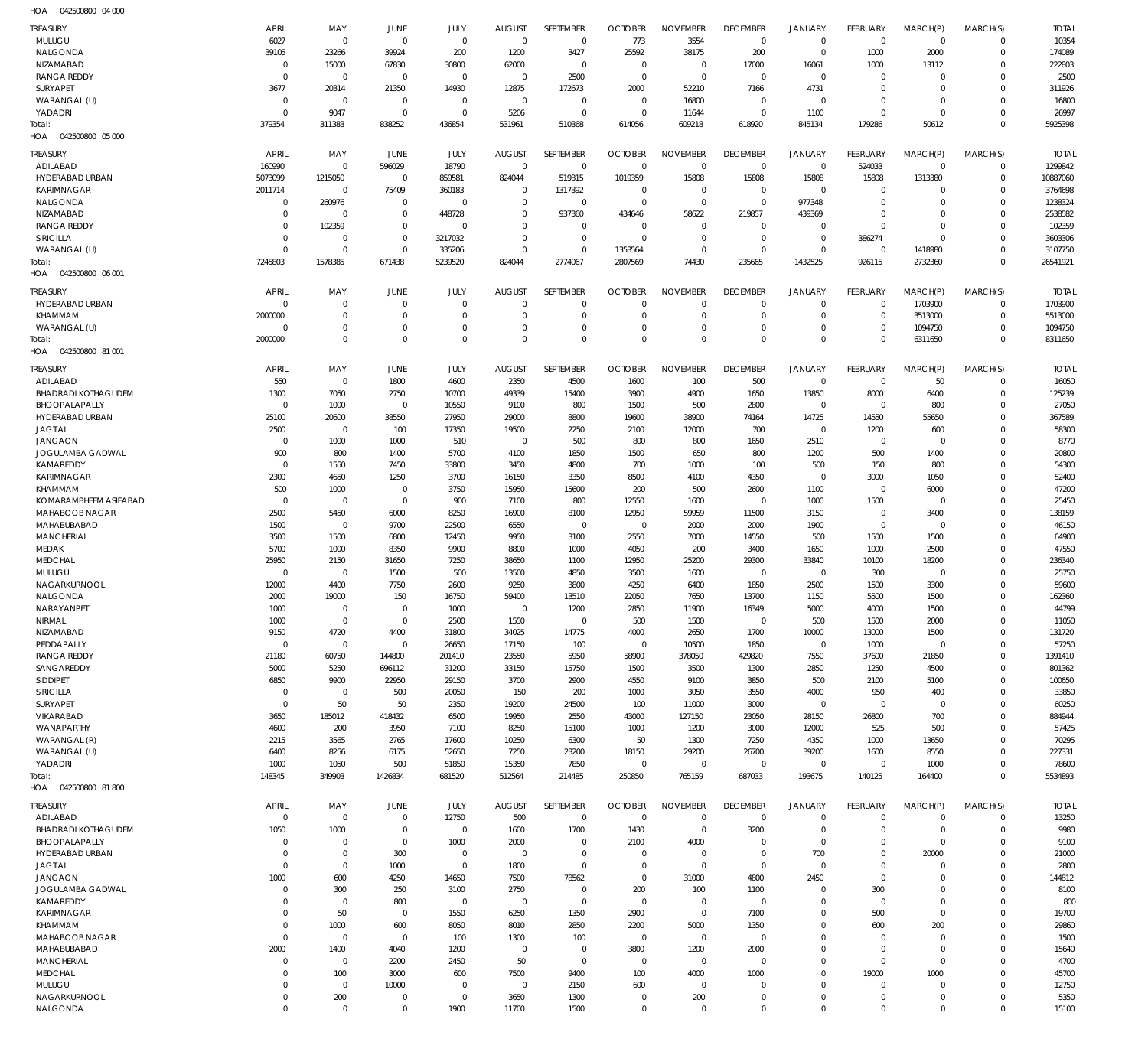HOA 042500800 04 000

| TREASURY | APRIL | MAY | JUNE | JULY | AUGUST | SEPTEMBER | OCTOBER | NOVEMBER | DECEMBER | JANUARY | FEBRUARY | MARCH(P) | MARCH(S) | TOTAL |
|---|---|---|---|---|---|---|---|---|---|---|---|---|---|---|
| MULUGU | 6027 | 0 | 0 | 0 | 0 | 0 | 773 | 3554 | 0 | 0 | 0 | 0 | 0 | 10354 |
| NALGONDA | 39105 | 23266 | 39924 | 200 | 1200 | 3427 | 25592 | 38175 | 200 | 0 | 1000 | 2000 | 0 | 174089 |
| NIZAMABAD | 0 | 15000 | 67830 | 30800 | 62000 | 0 | 0 | 0 | 17000 | 16061 | 1000 | 13112 | 0 | 222803 |
| RANGA REDDY | 0 | 0 | 0 | 0 | 0 | 2500 | 0 | 0 | 0 | 0 | 0 | 0 | 0 | 2500 |
| SURYAPET | 3677 | 20314 | 21350 | 14930 | 12875 | 172673 | 2000 | 52210 | 7166 | 4731 | 0 | 0 | 0 | 311926 |
| WARANGAL (U) | 0 | 0 | 0 | 0 | 0 | 0 | 0 | 16800 | 0 | 0 | 0 | 0 | 0 | 16800 |
| YADADRI | 0 | 9047 | 0 | 0 | 5206 | 0 | 0 | 11644 | 0 | 1100 | 0 | 0 | 0 | 26997 |
| Total: | 379354 | 311383 | 838252 | 436854 | 531961 | 510368 | 614056 | 609218 | 618920 | 845134 | 179286 | 50612 | 0 | 5925398 |

HOA 042500800 05 000

| TREASURY | APRIL | MAY | JUNE | JULY | AUGUST | SEPTEMBER | OCTOBER | NOVEMBER | DECEMBER | JANUARY | FEBRUARY | MARCH(P) | MARCH(S) | TOTAL |
|---|---|---|---|---|---|---|---|---|---|---|---|---|---|---|
| ADILABAD | 160990 | 0 | 596029 | 18790 | 0 | 0 | 0 | 0 | 0 | 0 | 524033 | 0 | 0 | 1299842 |
| HYDERABAD URBAN | 5073099 | 1215050 | 0 | 859581 | 824044 | 519315 | 1019359 | 15808 | 15808 | 15808 | 15808 | 1313380 | 0 | 10887060 |
| KARIMNAGAR | 2011714 | 0 | 75409 | 360183 | 0 | 1317392 | 0 | 0 | 0 | 0 | 0 | 0 | 0 | 3764698 |
| NALGONDA | 0 | 260976 | 0 | 0 | 0 | 0 | 0 | 0 | 0 | 977348 | 0 | 0 | 0 | 1238324 |
| NIZAMABAD | 0 | 0 | 0 | 448728 | 0 | 937360 | 434646 | 58622 | 219857 | 439369 | 0 | 0 | 0 | 2538582 |
| RANGA REDDY | 0 | 102359 | 0 | 0 | 0 | 0 | 0 | 0 | 0 | 0 | 0 | 0 | 0 | 102359 |
| SIRICILLA | 0 | 0 | 0 | 3217032 | 0 | 0 | 0 | 0 | 0 | 0 | 386274 | 0 | 0 | 3603306 |
| WARANGAL (U) | 0 | 0 | 0 | 335206 | 0 | 0 | 1353564 | 0 | 0 | 0 | 0 | 1418980 | 0 | 3107750 |
| Total: | 7245803 | 1578385 | 671438 | 5239520 | 824044 | 2774067 | 2807569 | 74430 | 235665 | 1432525 | 926115 | 2732360 | 0 | 26541921 |

HOA 042500800 06 001

| TREASURY | APRIL | MAY | JUNE | JULY | AUGUST | SEPTEMBER | OCTOBER | NOVEMBER | DECEMBER | JANUARY | FEBRUARY | MARCH(P) | MARCH(S) | TOTAL |
|---|---|---|---|---|---|---|---|---|---|---|---|---|---|---|
| HYDERABAD URBAN | 0 | 0 | 0 | 0 | 0 | 0 | 0 | 0 | 0 | 0 | 0 | 1703900 | 0 | 1703900 |
| KHAMMAM | 2000000 | 0 | 0 | 0 | 0 | 0 | 0 | 0 | 0 | 0 | 0 | 3513000 | 0 | 5513000 |
| WARANGAL (U) | 0 | 0 | 0 | 0 | 0 | 0 | 0 | 0 | 0 | 0 | 0 | 1094750 | 0 | 1094750 |
| Total: | 2000000 | 0 | 0 | 0 | 0 | 0 | 0 | 0 | 0 | 0 | 0 | 6311650 | 0 | 8311650 |

HOA 042500800 81 001

| TREASURY | APRIL | MAY | JUNE | JULY | AUGUST | SEPTEMBER | OCTOBER | NOVEMBER | DECEMBER | JANUARY | FEBRUARY | MARCH(P) | MARCH(S) | TOTAL |
|---|---|---|---|---|---|---|---|---|---|---|---|---|---|---|
| ADILABAD | 550 | 0 | 1800 | 4600 | 2350 | 4500 | 1600 | 100 | 500 | 0 | 0 | 50 | 0 | 16050 |
| BHADRADI KOTHAGUDEM | 1300 | 7050 | 2750 | 10700 | 49339 | 15400 | 3900 | 4900 | 1650 | 13850 | 8000 | 6400 | 0 | 125239 |
| BHOOPALAPALLY | 0 | 1000 | 0 | 10550 | 9100 | 800 | 1500 | 500 | 2800 | 0 | 0 | 800 | 0 | 27050 |
| HYDERABAD URBAN | 25100 | 20600 | 38550 | 27950 | 29000 | 8800 | 19600 | 38900 | 74164 | 14725 | 14550 | 55650 | 0 | 367589 |
| JAGTIAL | 2500 | 0 | 100 | 17350 | 19500 | 2250 | 2100 | 12000 | 700 | 0 | 1200 | 600 | 0 | 58300 |
| JANGAON | 0 | 1000 | 1000 | 510 | 0 | 500 | 800 | 800 | 1650 | 2510 | 0 | 0 | 0 | 8770 |
| JOGULAMBA GADWAL | 900 | 800 | 1400 | 5700 | 4100 | 1850 | 1500 | 650 | 800 | 1200 | 500 | 1400 | 0 | 20800 |
| KAMAREDDY | 0 | 1550 | 7450 | 33800 | 3450 | 4800 | 700 | 1000 | 100 | 500 | 150 | 800 | 0 | 54300 |
| KARIMNAGAR | 2300 | 4650 | 1250 | 3700 | 16150 | 3350 | 8500 | 4100 | 4350 | 0 | 3000 | 1050 | 0 | 52400 |
| KHAMMAM | 500 | 1000 | 0 | 3750 | 15950 | 15600 | 200 | 500 | 2600 | 1100 | 0 | 6000 | 0 | 47200 |
| KOMARAMBHEEM ASIFABAD | 0 | 0 | 0 | 900 | 7100 | 800 | 12550 | 1600 | 0 | 1000 | 1500 | 0 | 0 | 25450 |
| MAHABOOB NAGAR | 2500 | 5450 | 6000 | 8250 | 16900 | 8100 | 12950 | 59959 | 11500 | 3150 | 0 | 3400 | 0 | 138159 |
| MAHABUBABAD | 1500 | 0 | 9700 | 22500 | 6550 | 0 | 0 | 2000 | 2000 | 1900 | 0 | 0 | 0 | 46150 |
| MANCHERIAL | 3500 | 1500 | 6800 | 12450 | 9950 | 3100 | 2550 | 7000 | 14550 | 500 | 1500 | 1500 | 0 | 64900 |
| MEDAK | 5700 | 1000 | 8350 | 9900 | 8800 | 1000 | 4050 | 200 | 3400 | 1650 | 1000 | 2500 | 0 | 47550 |
| MEDCHAL | 25950 | 2150 | 31650 | 7250 | 38650 | 1100 | 12950 | 25200 | 29300 | 33840 | 10100 | 18200 | 0 | 236340 |
| MULUGU | 0 | 0 | 1500 | 500 | 13500 | 4850 | 3500 | 1600 | 0 | 0 | 300 | 0 | 0 | 25750 |
| NAGARKURNOOL | 12000 | 4400 | 7750 | 2600 | 9250 | 3800 | 4250 | 6400 | 1850 | 2500 | 1500 | 3300 | 0 | 59600 |
| NALGONDA | 2000 | 19000 | 150 | 16750 | 59400 | 13510 | 22050 | 7650 | 13700 | 1150 | 5500 | 1500 | 0 | 162360 |
| NARAYANPET | 1000 | 0 | 0 | 1000 | 0 | 1200 | 2850 | 11900 | 16349 | 5000 | 4000 | 1500 | 0 | 44799 |
| NIRMAL | 1000 | 0 | 0 | 2500 | 1550 | 0 | 500 | 1500 | 0 | 500 | 1500 | 2000 | 0 | 11050 |
| NIZAMABAD | 9150 | 4720 | 4400 | 31800 | 34025 | 14775 | 4000 | 2650 | 1700 | 10000 | 13000 | 1500 | 0 | 131720 |
| PEDDAPALLY | 0 | 0 | 0 | 26650 | 17150 | 100 | 0 | 10500 | 1850 | 0 | 1000 | 0 | 0 | 57250 |
| RANGA REDDY | 21180 | 60750 | 144800 | 201410 | 23550 | 5950 | 58900 | 378050 | 429820 | 7550 | 37600 | 21850 | 0 | 1391410 |
| SANGAREDDY | 5000 | 5250 | 696112 | 31200 | 33150 | 15750 | 1500 | 3500 | 1300 | 2850 | 1250 | 4500 | 0 | 801362 |
| SIDDIPET | 6850 | 9900 | 22950 | 29150 | 3700 | 2900 | 4550 | 9100 | 3850 | 500 | 2100 | 5100 | 0 | 100650 |
| SIRICILLA | 0 | 0 | 500 | 20050 | 150 | 200 | 1000 | 3050 | 3550 | 4000 | 950 | 400 | 0 | 33850 |
| SURYAPET | 0 | 50 | 50 | 2350 | 19200 | 24500 | 100 | 11000 | 3000 | 0 | 0 | 0 | 0 | 60250 |
| VIKARABAD | 3650 | 185012 | 418432 | 6500 | 19950 | 2550 | 43000 | 127150 | 23050 | 28150 | 26800 | 700 | 0 | 884944 |
| WANAPARTHY | 4600 | 200 | 3950 | 7100 | 8250 | 15100 | 1000 | 1200 | 3000 | 12000 | 525 | 500 | 0 | 57425 |
| WARANGAL (R) | 2215 | 3565 | 2765 | 17600 | 10250 | 6300 | 50 | 1300 | 7250 | 4350 | 1000 | 13650 | 0 | 70295 |
| WARANGAL (U) | 6400 | 8256 | 6175 | 52650 | 7250 | 23200 | 18150 | 29200 | 26700 | 39200 | 1600 | 8550 | 0 | 227331 |
| YADADRI | 1000 | 1050 | 500 | 51850 | 15350 | 7850 | 0 | 0 | 0 | 0 | 0 | 1000 | 0 | 78600 |
| Total: | 148345 | 349903 | 1426834 | 681520 | 512564 | 214485 | 250850 | 765159 | 687033 | 193675 | 140125 | 164400 | 0 | 5534893 |

HOA 042500800 81 800

| TREASURY | APRIL | MAY | JUNE | JULY | AUGUST | SEPTEMBER | OCTOBER | NOVEMBER | DECEMBER | JANUARY | FEBRUARY | MARCH(P) | MARCH(S) | TOTAL |
|---|---|---|---|---|---|---|---|---|---|---|---|---|---|---|
| ADILABAD | 0 | 0 | 0 | 12750 | 500 | 0 | 0 | 0 | 0 | 0 | 0 | 0 | 0 | 13250 |
| BHADRADI KOTHAGUDEM | 1050 | 1000 | 0 | 0 | 1600 | 1700 | 1430 | 0 | 3200 | 0 | 0 | 0 | 0 | 9980 |
| BHOOPALAPALLY | 0 | 0 | 0 | 1000 | 2000 | 0 | 2100 | 4000 | 0 | 0 | 0 | 0 | 0 | 9100 |
| HYDERABAD URBAN | 0 | 0 | 300 | 0 | 0 | 0 | 0 | 0 | 0 | 700 | 0 | 20000 | 0 | 21000 |
| JAGTIAL | 0 | 0 | 1000 | 0 | 1800 | 0 | 0 | 0 | 0 | 0 | 0 | 0 | 0 | 2800 |
| JANGAON | 1000 | 600 | 4250 | 14650 | 7500 | 78562 | 0 | 31000 | 4800 | 2450 | 0 | 0 | 0 | 144812 |
| JOGULAMBA GADWAL | 0 | 300 | 250 | 3100 | 2750 | 0 | 200 | 100 | 1100 | 0 | 300 | 0 | 0 | 8100 |
| KAMAREDDY | 0 | 0 | 800 | 0 | 0 | 0 | 0 | 0 | 0 | 0 | 0 | 0 | 0 | 800 |
| KARIMNAGAR | 0 | 50 | 0 | 1550 | 6250 | 1350 | 2900 | 0 | 7100 | 0 | 500 | 0 | 0 | 19700 |
| KHAMMAM | 0 | 1000 | 600 | 8050 | 8010 | 2850 | 2200 | 5000 | 1350 | 0 | 600 | 200 | 0 | 29860 |
| MAHABOOB NAGAR | 0 | 0 | 0 | 100 | 1300 | 100 | 0 | 0 | 0 | 0 | 0 | 0 | 0 | 1500 |
| MAHABUBABAD | 2000 | 1400 | 4040 | 1200 | 0 | 0 | 3800 | 1200 | 2000 | 0 | 0 | 0 | 0 | 15640 |
| MANCHERIAL | 0 | 0 | 2200 | 2450 | 50 | 0 | 0 | 0 | 0 | 0 | 0 | 0 | 0 | 4700 |
| MEDCHAL | 0 | 100 | 3000 | 600 | 7500 | 9400 | 100 | 4000 | 1000 | 0 | 19000 | 1000 | 0 | 45700 |
| MULUGU | 0 | 0 | 10000 | 0 | 0 | 2150 | 600 | 0 | 0 | 0 | 0 | 0 | 0 | 12750 |
| NAGARKURNOOL | 0 | 200 | 0 | 0 | 3650 | 1300 | 0 | 200 | 0 | 0 | 0 | 0 | 0 | 5350 |
| NALGONDA | 0 | 0 | 0 | 1900 | 11700 | 1500 | 0 | 0 | 0 | 0 | 0 | 0 | 0 | 15100 |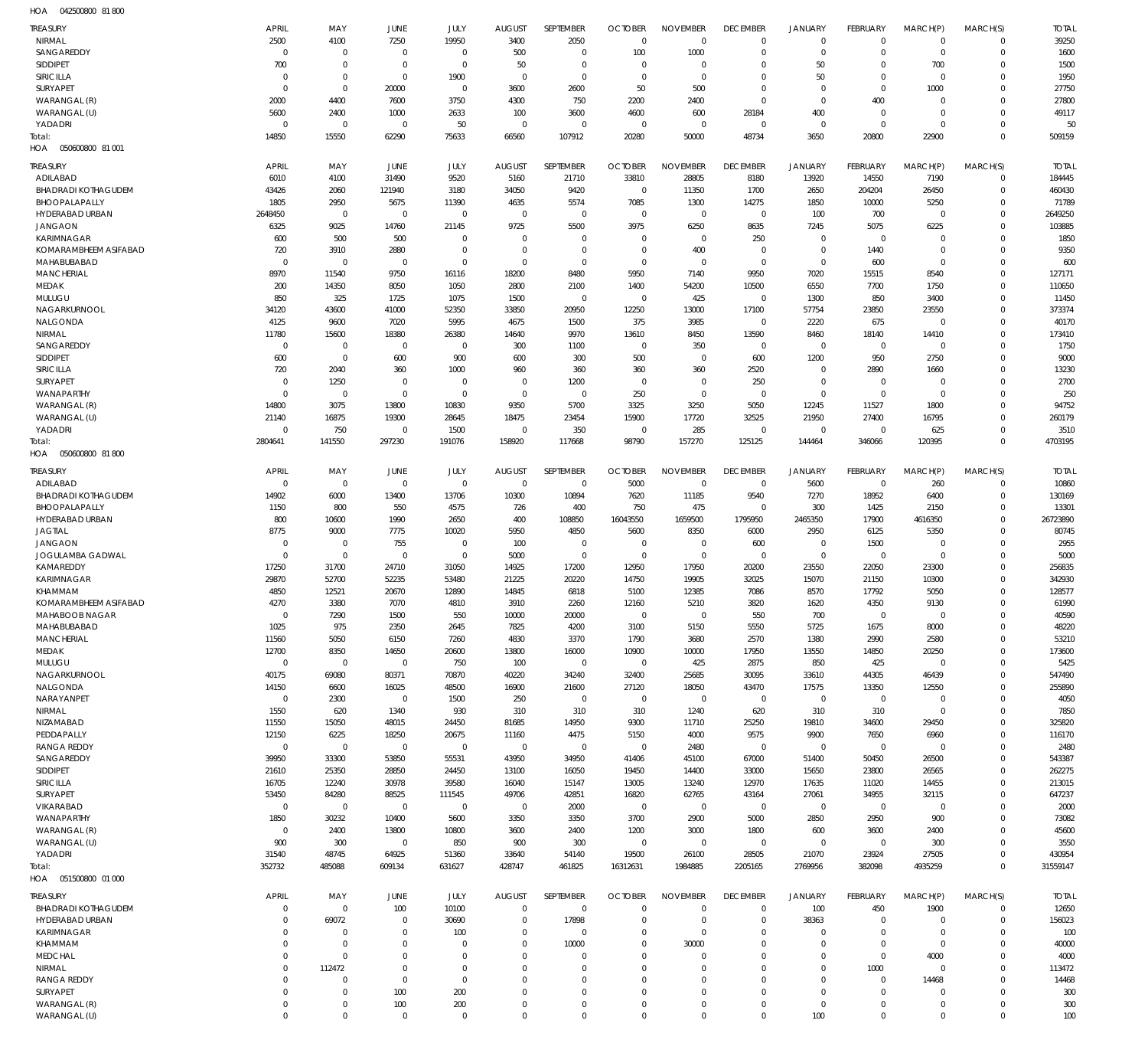HOA 042500800 81 800

| TREASURY | APRIL | MAY | JUNE | JULY | AUGUST | SEPTEMBER | OCTOBER | NOVEMBER | DECEMBER | JANUARY | FEBRUARY | MARCH(P) | MARCH(S) | TOTAL |
|---|---|---|---|---|---|---|---|---|---|---|---|---|---|---|
| NIRMAL | 2500 | 4100 | 7250 | 19950 | 3400 | 2050 | 0 | 0 | 0 | 0 | 0 | 0 | 0 | 39250 |
| SANGAREDDY | 0 | 0 | 0 | 0 | 500 | 0 | 100 | 1000 | 0 | 0 | 0 | 0 | 0 | 1600 |
| SIDDIPET | 700 | 0 | 0 | 0 | 50 | 0 | 0 | 0 | 0 | 50 | 0 | 700 | 0 | 1500 |
| SIRICILLA | 0 | 0 | 0 | 1900 | 0 | 0 | 0 | 0 | 0 | 50 | 0 | 0 | 0 | 1950 |
| SURYAPET | 0 | 0 | 20000 | 0 | 3600 | 2600 | 50 | 500 | 0 | 0 | 0 | 1000 | 0 | 27750 |
| WARANGAL (R) | 2000 | 4400 | 7600 | 3750 | 4300 | 750 | 2200 | 2400 | 0 | 0 | 400 | 0 | 0 | 27800 |
| WARANGAL (U) | 5600 | 2400 | 1000 | 2633 | 100 | 3600 | 4600 | 600 | 28184 | 400 | 0 | 0 | 0 | 49117 |
| YADADRI | 0 | 0 | 0 | 50 | 0 | 0 | 0 | 0 | 0 | 0 | 0 | 0 | 0 | 50 |
| Total: | 14850 | 15550 | 62290 | 75633 | 66560 | 107912 | 20280 | 50000 | 48734 | 3650 | 20800 | 22900 | 0 | 509159 |

HOA 050600800 81 001

| TREASURY | APRIL | MAY | JUNE | JULY | AUGUST | SEPTEMBER | OCTOBER | NOVEMBER | DECEMBER | JANUARY | FEBRUARY | MARCH(P) | MARCH(S) | TOTAL |
|---|---|---|---|---|---|---|---|---|---|---|---|---|---|---|
| ADILABAD | 6010 | 4100 | 31490 | 9520 | 5160 | 21710 | 33810 | 28805 | 8180 | 13920 | 14550 | 7190 | 0 | 184445 |
| BHADRADI KOTHAGUDEM | 43426 | 2060 | 121940 | 3180 | 34050 | 9420 | 0 | 11350 | 1700 | 2650 | 204204 | 26450 | 0 | 460430 |
| BHOOPALAPALLY | 1805 | 2950 | 5675 | 11390 | 4635 | 5574 | 7085 | 1300 | 14275 | 1850 | 10000 | 5250 | 0 | 71789 |
| HYDERABAD URBAN | 2648450 | 0 | 0 | 0 | 0 | 0 | 0 | 0 | 0 | 100 | 700 | 0 | 0 | 2649250 |
| JANGAON | 6325 | 9025 | 14760 | 21145 | 9725 | 5500 | 3975 | 6250 | 8635 | 7245 | 5075 | 6225 | 0 | 103885 |
| KARIMNAGAR | 600 | 500 | 500 | 0 | 0 | 0 | 0 | 0 | 250 | 0 | 0 | 0 | 0 | 1850 |
| KOMARAMBHEEM ASIFABAD | 720 | 3910 | 2880 | 0 | 0 | 0 | 0 | 400 | 0 | 0 | 1440 | 0 | 0 | 9350 |
| MAHABUBABAD | 0 | 0 | 0 | 0 | 0 | 0 | 0 | 0 | 0 | 0 | 600 | 0 | 0 | 600 |
| MANCHERIAL | 8970 | 11540 | 9750 | 16116 | 18200 | 8480 | 5950 | 7140 | 9950 | 7020 | 15515 | 8540 | 0 | 127171 |
| MEDAK | 200 | 14350 | 8050 | 1050 | 2800 | 2100 | 1400 | 54200 | 10500 | 6550 | 7700 | 1750 | 0 | 110650 |
| MULUGU | 850 | 325 | 1725 | 1075 | 1500 | 0 | 0 | 425 | 0 | 1300 | 850 | 3400 | 0 | 11450 |
| NAGARKURNOOL | 34120 | 43600 | 41000 | 52350 | 33850 | 20950 | 12250 | 13000 | 17100 | 57754 | 23850 | 23550 | 0 | 373374 |
| NALGONDA | 4125 | 9600 | 7020 | 5995 | 4675 | 1500 | 375 | 3985 | 0 | 2220 | 675 | 0 | 0 | 40170 |
| NIRMAL | 11780 | 15600 | 18380 | 26380 | 14640 | 9970 | 13610 | 8450 | 13590 | 8460 | 18140 | 14410 | 0 | 173410 |
| SANGAREDDY | 0 | 0 | 0 | 0 | 300 | 1100 | 0 | 350 | 0 | 0 | 0 | 0 | 0 | 1750 |
| SIDDIPET | 600 | 0 | 600 | 900 | 600 | 300 | 500 | 0 | 600 | 1200 | 950 | 2750 | 0 | 9000 |
| SIRICILLA | 720 | 2040 | 360 | 1000 | 960 | 360 | 360 | 360 | 2520 | 0 | 2890 | 1660 | 0 | 13230 |
| SURYAPET | 0 | 1250 | 0 | 0 | 0 | 1200 | 0 | 0 | 250 | 0 | 0 | 0 | 0 | 2700 |
| WANAPARTHY | 0 | 0 | 0 | 0 | 0 | 0 | 250 | 0 | 0 | 0 | 0 | 0 | 0 | 250 |
| WARANGAL (R) | 14800 | 3075 | 13800 | 10830 | 9350 | 5700 | 3325 | 3250 | 5050 | 12245 | 11527 | 1800 | 0 | 94752 |
| WARANGAL (U) | 21140 | 16875 | 19300 | 28645 | 18475 | 23454 | 15900 | 17720 | 32525 | 21950 | 27400 | 16795 | 0 | 260179 |
| YADADRI | 0 | 750 | 0 | 1500 | 0 | 350 | 0 | 285 | 0 | 0 | 0 | 625 | 0 | 3510 |
| Total: | 2804641 | 141550 | 297230 | 191076 | 158920 | 117668 | 98790 | 157270 | 125125 | 144464 | 346066 | 120395 | 0 | 4703195 |

HOA 050600800 81 800

| TREASURY | APRIL | MAY | JUNE | JULY | AUGUST | SEPTEMBER | OCTOBER | NOVEMBER | DECEMBER | JANUARY | FEBRUARY | MARCH(P) | MARCH(S) | TOTAL |
|---|---|---|---|---|---|---|---|---|---|---|---|---|---|---|
| ADILABAD | 0 | 0 | 0 | 0 | 0 | 0 | 5000 | 0 | 0 | 5600 | 0 | 260 | 0 | 10860 |
| BHADRADI KOTHAGUDEM | 14902 | 6000 | 13400 | 13706 | 10300 | 10894 | 7620 | 11185 | 9540 | 7270 | 18952 | 6400 | 0 | 130169 |
| BHOOPALAPALLY | 1150 | 800 | 550 | 4575 | 726 | 400 | 750 | 475 | 0 | 300 | 1425 | 2150 | 0 | 13301 |
| HYDERABAD URBAN | 800 | 10600 | 1990 | 2650 | 400 | 108850 | 16043550 | 1659500 | 1795950 | 2465350 | 17900 | 4616350 | 0 | 26723890 |
| JAGTIAL | 8775 | 9000 | 7775 | 10020 | 5950 | 4850 | 5600 | 8350 | 6000 | 2950 | 6125 | 5350 | 0 | 80745 |
| JANGAON | 0 | 0 | 755 | 0 | 100 | 0 | 0 | 0 | 600 | 0 | 1500 | 0 | 0 | 2955 |
| JOGULAMBA GADWAL | 0 | 0 | 0 | 0 | 5000 | 0 | 0 | 0 | 0 | 0 | 0 | 0 | 0 | 5000 |
| KAMAREDDY | 17250 | 31700 | 24710 | 31050 | 14925 | 17200 | 12950 | 17950 | 20200 | 23550 | 22050 | 23300 | 0 | 256835 |
| KARIMNAGAR | 29870 | 52700 | 52235 | 53480 | 21225 | 20220 | 14750 | 19905 | 32025 | 15070 | 21150 | 10300 | 0 | 342930 |
| KHAMMAM | 4850 | 12521 | 20670 | 12890 | 14845 | 6818 | 5100 | 12385 | 7086 | 8570 | 17792 | 5050 | 0 | 128577 |
| KOMARAMBHEEM ASIFABAD | 4270 | 3380 | 7070 | 4810 | 3910 | 2260 | 12160 | 5210 | 3820 | 1620 | 4350 | 9130 | 0 | 61990 |
| MAHABOOB NAGAR | 0 | 7290 | 1500 | 550 | 10000 | 20000 | 0 | 0 | 550 | 700 | 0 | 0 | 0 | 40590 |
| MAHABUBABAD | 1025 | 975 | 2350 | 2645 | 7825 | 4200 | 3100 | 5150 | 5550 | 5725 | 1675 | 8000 | 0 | 48220 |
| MANCHERIAL | 11560 | 5050 | 6150 | 7260 | 4830 | 3370 | 1790 | 3680 | 2570 | 1380 | 2990 | 2580 | 0 | 53210 |
| MEDAK | 12700 | 8350 | 14650 | 20600 | 13800 | 16000 | 10900 | 10000 | 17950 | 13550 | 14850 | 20250 | 0 | 173600 |
| MULUGU | 0 | 0 | 0 | 750 | 100 | 0 | 0 | 425 | 2875 | 850 | 425 | 0 | 0 | 5425 |
| NAGARKURNOOL | 40175 | 69080 | 80371 | 70870 | 40220 | 34240 | 32400 | 25685 | 30095 | 33610 | 44305 | 46439 | 0 | 547490 |
| NALGONDA | 14150 | 6600 | 16025 | 48500 | 16900 | 21600 | 27120 | 18050 | 43470 | 17575 | 13350 | 12550 | 0 | 255890 |
| NARAYANPET | 0 | 2300 | 0 | 1500 | 250 | 0 | 0 | 0 | 0 | 0 | 0 | 0 | 0 | 4050 |
| NIRMAL | 1550 | 620 | 1340 | 930 | 310 | 310 | 310 | 1240 | 620 | 310 | 310 | 0 | 0 | 7850 |
| NIZAMABAD | 11550 | 15050 | 48015 | 24450 | 81685 | 14950 | 9300 | 11710 | 25250 | 19810 | 34600 | 29450 | 0 | 325820 |
| PEDDAPALLY | 12150 | 6225 | 18250 | 20675 | 11160 | 4475 | 5150 | 4000 | 9575 | 9900 | 7650 | 6960 | 0 | 116170 |
| RANGA REDDY | 0 | 0 | 0 | 0 | 0 | 0 | 0 | 2480 | 0 | 0 | 0 | 0 | 0 | 2480 |
| SANGAREDDY | 39950 | 33300 | 53850 | 55531 | 43950 | 34950 | 41406 | 45100 | 67000 | 51400 | 50450 | 26500 | 0 | 543387 |
| SIDDIPET | 21610 | 25350 | 28850 | 24450 | 13100 | 16050 | 19450 | 14400 | 33000 | 15650 | 23800 | 26565 | 0 | 262275 |
| SIRICILLA | 16705 | 12240 | 30978 | 39580 | 16040 | 15147 | 13005 | 13240 | 12970 | 17635 | 11020 | 14455 | 0 | 213015 |
| SURYAPET | 53450 | 84280 | 88525 | 111545 | 49706 | 42851 | 16820 | 62765 | 43164 | 27061 | 34955 | 32115 | 0 | 647237 |
| VIKARABAD | 0 | 0 | 0 | 0 | 0 | 2000 | 0 | 0 | 0 | 0 | 0 | 0 | 0 | 2000 |
| WANAPARTHY | 1850 | 30232 | 10400 | 5600 | 3350 | 3350 | 3700 | 2900 | 5000 | 2850 | 2950 | 900 | 0 | 73082 |
| WARANGAL (R) | 0 | 2400 | 13800 | 10800 | 3600 | 2400 | 1200 | 3000 | 1800 | 600 | 3600 | 2400 | 0 | 45600 |
| WARANGAL (U) | 900 | 300 | 0 | 850 | 900 | 300 | 0 | 0 | 0 | 0 | 0 | 300 | 0 | 3550 |
| YADADRI | 31540 | 48745 | 64925 | 51360 | 33640 | 54140 | 19500 | 26100 | 28505 | 21070 | 23924 | 27505 | 0 | 430954 |
| Total: | 352732 | 485088 | 609134 | 631627 | 428747 | 461825 | 16312631 | 1984885 | 2205165 | 2769956 | 382098 | 4935259 | 0 | 31559147 |

HOA 051500800 01 000

| TREASURY | APRIL | MAY | JUNE | JULY | AUGUST | SEPTEMBER | OCTOBER | NOVEMBER | DECEMBER | JANUARY | FEBRUARY | MARCH(P) | MARCH(S) | TOTAL |
|---|---|---|---|---|---|---|---|---|---|---|---|---|---|---|
| BHADRADI KOTHAGUDEM | 0 | 0 | 100 | 10100 | 0 | 0 | 0 | 0 | 0 | 100 | 450 | 1900 | 0 | 12650 |
| HYDERABAD URBAN | 0 | 69072 | 0 | 30690 | 0 | 17898 | 0 | 0 | 0 | 38363 | 0 | 0 | 0 | 156023 |
| KARIMNAGAR | 0 | 0 | 0 | 100 | 0 | 0 | 0 | 0 | 0 | 0 | 0 | 0 | 0 | 100 |
| KHAMMAM | 0 | 0 | 0 | 0 | 0 | 10000 | 0 | 30000 | 0 | 0 | 0 | 0 | 0 | 40000 |
| MEDCHAL | 0 | 0 | 0 | 0 | 0 | 0 | 0 | 0 | 0 | 0 | 0 | 4000 | 0 | 4000 |
| NIRMAL | 0 | 112472 | 0 | 0 | 0 | 0 | 0 | 0 | 0 | 0 | 1000 | 0 | 0 | 113472 |
| RANGA REDDY | 0 | 0 | 0 | 0 | 0 | 0 | 0 | 0 | 0 | 0 | 0 | 14468 | 0 | 14468 |
| SURYAPET | 0 | 0 | 100 | 200 | 0 | 0 | 0 | 0 | 0 | 0 | 0 | 0 | 0 | 300 |
| WARANGAL (R) | 0 | 0 | 100 | 200 | 0 | 0 | 0 | 0 | 0 | 0 | 0 | 0 | 0 | 300 |
| WARANGAL (U) | 0 | 0 | 0 | 0 | 0 | 0 | 0 | 0 | 0 | 100 | 0 | 0 | 0 | 100 |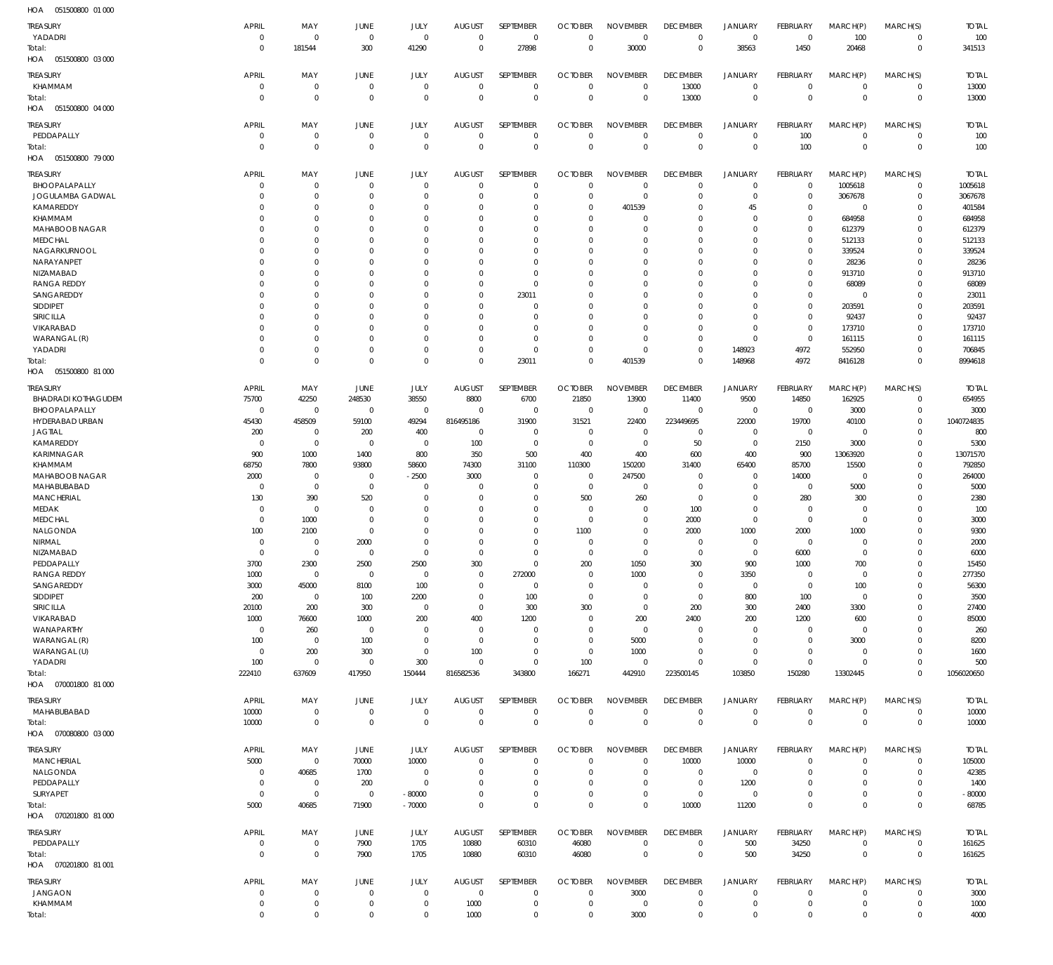HOA 051500800 01 000

| TREASURY | APRIL | MAY | JUNE | JULY | AUGUST | SEPTEMBER | OCTOBER | NOVEMBER | DECEMBER | JANUARY | FEBRUARY | MARCH(P) | MARCH(S) | TOTAL |
|---|---|---|---|---|---|---|---|---|---|---|---|---|---|---|
| YADADRI | 0 | 0 | 0 | 0 | 0 | 0 | 0 | 0 | 0 | 0 | 0 | 100 | 0 | 100 |
| Total: | 0 | 181544 | 300 | 41290 | 0 | 27898 | 0 | 30000 | 0 | 38563 | 1450 | 20468 | 0 | 341513 |

HOA 051500800 03 000

| TREASURY | APRIL | MAY | JUNE | JULY | AUGUST | SEPTEMBER | OCTOBER | NOVEMBER | DECEMBER | JANUARY | FEBRUARY | MARCH(P) | MARCH(S) | TOTAL |
|---|---|---|---|---|---|---|---|---|---|---|---|---|---|---|
| KHAMMAM | 0 | 0 | 0 | 0 | 0 | 0 | 0 | 0 | 13000 | 0 | 0 | 0 | 0 | 13000 |
| Total: | 0 | 0 | 0 | 0 | 0 | 0 | 0 | 0 | 13000 | 0 | 0 | 0 | 0 | 13000 |

HOA 051500800 04 000

| TREASURY | APRIL | MAY | JUNE | JULY | AUGUST | SEPTEMBER | OCTOBER | NOVEMBER | DECEMBER | JANUARY | FEBRUARY | MARCH(P) | MARCH(S) | TOTAL |
|---|---|---|---|---|---|---|---|---|---|---|---|---|---|---|
| PEDDAPALLY | 0 | 0 | 0 | 0 | 0 | 0 | 0 | 0 | 0 | 0 | 100 | 0 | 0 | 100 |
| Total: | 0 | 0 | 0 | 0 | 0 | 0 | 0 | 0 | 0 | 0 | 100 | 0 | 0 | 100 |

HOA 051500800 79 000

| TREASURY | APRIL | MAY | JUNE | JULY | AUGUST | SEPTEMBER | OCTOBER | NOVEMBER | DECEMBER | JANUARY | FEBRUARY | MARCH(P) | MARCH(S) | TOTAL |
|---|---|---|---|---|---|---|---|---|---|---|---|---|---|---|
| BHOOPALAPALLY | 0 | 0 | 0 | 0 | 0 | 0 | 0 | 0 | 0 | 0 | 0 | 1005618 | 0 | 1005618 |
| JOGULAMBA GADWAL | 0 | 0 | 0 | 0 | 0 | 0 | 0 | 0 | 0 | 0 | 0 | 3067678 | 0 | 3067678 |
| KAMAREDDY | 0 | 0 | 0 | 0 | 0 | 0 | 0 | 401539 | 0 | 45 | 0 | 0 | 0 | 401584 |
| KHAMMAM | 0 | 0 | 0 | 0 | 0 | 0 | 0 | 0 | 0 | 0 | 0 | 684958 | 0 | 684958 |
| MAHABOOB NAGAR | 0 | 0 | 0 | 0 | 0 | 0 | 0 | 0 | 0 | 0 | 0 | 612379 | 0 | 612379 |
| MEDCHAL | 0 | 0 | 0 | 0 | 0 | 0 | 0 | 0 | 0 | 0 | 0 | 512133 | 0 | 512133 |
| NAGARKURNOOL | 0 | 0 | 0 | 0 | 0 | 0 | 0 | 0 | 0 | 0 | 0 | 339524 | 0 | 339524 |
| NARAYANPET | 0 | 0 | 0 | 0 | 0 | 0 | 0 | 0 | 0 | 0 | 0 | 28236 | 0 | 28236 |
| NIZAMABAD | 0 | 0 | 0 | 0 | 0 | 0 | 0 | 0 | 0 | 0 | 0 | 913710 | 0 | 913710 |
| RANGA REDDY | 0 | 0 | 0 | 0 | 0 | 0 | 0 | 0 | 0 | 0 | 0 | 68089 | 0 | 68089 |
| SANGAREDDY | 0 | 0 | 0 | 0 | 0 | 23011 | 0 | 0 | 0 | 0 | 0 | 0 | 0 | 23011 |
| SIDDIPET | 0 | 0 | 0 | 0 | 0 | 0 | 0 | 0 | 0 | 0 | 0 | 203591 | 0 | 203591 |
| SIRICILLA | 0 | 0 | 0 | 0 | 0 | 0 | 0 | 0 | 0 | 0 | 0 | 92437 | 0 | 92437 |
| VIKARABAD | 0 | 0 | 0 | 0 | 0 | 0 | 0 | 0 | 0 | 0 | 0 | 173710 | 0 | 173710 |
| WARANGAL (R) | 0 | 0 | 0 | 0 | 0 | 0 | 0 | 0 | 0 | 0 | 0 | 161115 | 0 | 161115 |
| YADADRI | 0 | 0 | 0 | 0 | 0 | 0 | 0 | 0 | 0 | 148923 | 4972 | 552950 | 0 | 706845 |
| Total: | 0 | 0 | 0 | 0 | 0 | 23011 | 0 | 401539 | 0 | 148968 | 4972 | 8416128 | 0 | 8994618 |

HOA 051500800 81 000

| TREASURY | APRIL | MAY | JUNE | JULY | AUGUST | SEPTEMBER | OCTOBER | NOVEMBER | DECEMBER | JANUARY | FEBRUARY | MARCH(P) | MARCH(S) | TOTAL |
|---|---|---|---|---|---|---|---|---|---|---|---|---|---|---|
| BHADRADI KOTHAGUDEM | 75700 | 42250 | 248530 | 38550 | 8800 | 6700 | 21850 | 13900 | 11400 | 9500 | 14850 | 162925 | 0 | 654955 |
| BHOOPALAPALLY | 0 | 0 | 0 | 0 | 0 | 0 | 0 | 0 | 0 | 0 | 0 | 3000 | 0 | 3000 |
| HYDERABAD URBAN | 45430 | 458509 | 59100 | 49294 | 816495186 | 31900 | 31521 | 22400 | 223449695 | 22000 | 19700 | 40100 | 0 | 1040724835 |
| JAGTIAL | 200 | 0 | 200 | 400 | 0 | 0 | 0 | 0 | 0 | 0 | 0 | 0 | 0 | 800 |
| KAMAREDDY | 0 | 0 | 0 | 0 | 100 | 0 | 0 | 0 | 50 | 0 | 2150 | 3000 | 0 | 5300 |
| KARIMNAGAR | 900 | 1000 | 1400 | 800 | 350 | 500 | 400 | 400 | 600 | 400 | 900 | 13063920 | 0 | 13071570 |
| KHAMMAM | 68750 | 7800 | 93800 | 58600 | 74300 | 31100 | 110300 | 150200 | 31400 | 65400 | 85700 | 15500 | 0 | 792850 |
| MAHABOOB NAGAR | 2000 | 0 | 0 | -2500 | 3000 | 0 | 0 | 247500 | 0 | 0 | 14000 | 0 | 0 | 264000 |
| MAHABUBABAD | 0 | 0 | 0 | 0 | 0 | 0 | 0 | 0 | 0 | 0 | 0 | 5000 | 0 | 5000 |
| MANCHERIAL | 130 | 390 | 520 | 0 | 0 | 0 | 500 | 260 | 0 | 0 | 280 | 300 | 0 | 2380 |
| MEDAK | 0 | 0 | 0 | 0 | 0 | 0 | 0 | 0 | 100 | 0 | 0 | 0 | 0 | 100 |
| MEDCHAL | 0 | 1000 | 0 | 0 | 0 | 0 | 0 | 0 | 2000 | 0 | 0 | 0 | 0 | 3000 |
| NALGONDA | 100 | 2100 | 0 | 0 | 0 | 0 | 1100 | 0 | 2000 | 1000 | 2000 | 1000 | 0 | 9300 |
| NIRMAL | 0 | 0 | 2000 | 0 | 0 | 0 | 0 | 0 | 0 | 0 | 0 | 0 | 0 | 2000 |
| NIZAMABAD | 0 | 0 | 0 | 0 | 0 | 0 | 0 | 0 | 0 | 0 | 6000 | 0 | 0 | 6000 |
| PEDDAPALLY | 3700 | 2300 | 2500 | 2500 | 300 | 0 | 200 | 1050 | 300 | 900 | 1000 | 700 | 0 | 15450 |
| RANGA REDDY | 1000 | 0 | 0 | 0 | 0 | 272000 | 0 | 1000 | 0 | 3350 | 0 | 0 | 0 | 277350 |
| SANGAREDDY | 3000 | 45000 | 8100 | 100 | 0 | 0 | 0 | 0 | 0 | 0 | 0 | 100 | 0 | 56300 |
| SIDDIPET | 200 | 0 | 100 | 2200 | 0 | 100 | 0 | 0 | 0 | 800 | 100 | 0 | 0 | 3500 |
| SIRICILLA | 20100 | 200 | 300 | 0 | 0 | 300 | 300 | 0 | 200 | 300 | 2400 | 3300 | 0 | 27400 |
| VIKARABAD | 1000 | 76600 | 1000 | 200 | 400 | 1200 | 0 | 200 | 2400 | 200 | 1200 | 600 | 0 | 85000 |
| WANAPARTHY | 0 | 260 | 0 | 0 | 0 | 0 | 0 | 0 | 0 | 0 | 0 | 0 | 0 | 260 |
| WARANGAL (R) | 100 | 0 | 100 | 0 | 0 | 0 | 0 | 5000 | 0 | 0 | 0 | 3000 | 0 | 8200 |
| WARANGAL (U) | 0 | 200 | 300 | 0 | 100 | 0 | 0 | 1000 | 0 | 0 | 0 | 0 | 0 | 1600 |
| YADADRI | 100 | 0 | 0 | 300 | 0 | 0 | 100 | 0 | 0 | 0 | 0 | 0 | 0 | 500 |
| Total: | 222410 | 637609 | 417950 | 150444 | 816582536 | 343800 | 166271 | 442910 | 223500145 | 103850 | 150280 | 13302445 | 0 | 1056020650 |

HOA 070001800 81 000

| TREASURY | APRIL | MAY | JUNE | JULY | AUGUST | SEPTEMBER | OCTOBER | NOVEMBER | DECEMBER | JANUARY | FEBRUARY | MARCH(P) | MARCH(S) | TOTAL |
|---|---|---|---|---|---|---|---|---|---|---|---|---|---|---|
| MAHABUBABAD | 10000 | 0 | 0 | 0 | 0 | 0 | 0 | 0 | 0 | 0 | 0 | 0 | 0 | 10000 |
| Total: | 10000 | 0 | 0 | 0 | 0 | 0 | 0 | 0 | 0 | 0 | 0 | 0 | 0 | 10000 |

HOA 070080800 03 000

| TREASURY | APRIL | MAY | JUNE | JULY | AUGUST | SEPTEMBER | OCTOBER | NOVEMBER | DECEMBER | JANUARY | FEBRUARY | MARCH(P) | MARCH(S) | TOTAL |
|---|---|---|---|---|---|---|---|---|---|---|---|---|---|---|
| MANCHERIAL | 5000 | 0 | 70000 | 10000 | 0 | 0 | 0 | 0 | 10000 | 10000 | 0 | 0 | 0 | 105000 |
| NALGONDA | 0 | 40685 | 1700 | 0 | 0 | 0 | 0 | 0 | 0 | 0 | 0 | 0 | 0 | 42385 |
| PEDDAPALLY | 0 | 0 | 200 | 0 | 0 | 0 | 0 | 0 | 0 | 1200 | 0 | 0 | 0 | 1400 |
| SURYAPET | 0 | 0 | 0 | -80000 | 0 | 0 | 0 | 0 | 0 | 0 | 0 | 0 | 0 | -80000 |
| Total: | 5000 | 40685 | 71900 | -70000 | 0 | 0 | 0 | 0 | 10000 | 11200 | 0 | 0 | 0 | 68785 |

HOA 070201800 81 000

| TREASURY | APRIL | MAY | JUNE | JULY | AUGUST | SEPTEMBER | OCTOBER | NOVEMBER | DECEMBER | JANUARY | FEBRUARY | MARCH(P) | MARCH(S) | TOTAL |
|---|---|---|---|---|---|---|---|---|---|---|---|---|---|---|
| PEDDAPALLY | 0 | 0 | 7900 | 1705 | 10880 | 60310 | 46080 | 0 | 0 | 500 | 34250 | 0 | 0 | 161625 |
| Total: | 0 | 0 | 7900 | 1705 | 10880 | 60310 | 46080 | 0 | 0 | 500 | 34250 | 0 | 0 | 161625 |

HOA 070201800 81 001

| TREASURY | APRIL | MAY | JUNE | JULY | AUGUST | SEPTEMBER | OCTOBER | NOVEMBER | DECEMBER | JANUARY | FEBRUARY | MARCH(P) | MARCH(S) | TOTAL |
|---|---|---|---|---|---|---|---|---|---|---|---|---|---|---|
| JANGAON | 0 | 0 | 0 | 0 | 0 | 0 | 0 | 3000 | 0 | 0 | 0 | 0 | 0 | 3000 |
| KHAMMAM | 0 | 0 | 0 | 0 | 1000 | 0 | 0 | 0 | 0 | 0 | 0 | 0 | 0 | 1000 |
| Total: | 0 | 0 | 0 | 0 | 1000 | 0 | 0 | 3000 | 0 | 0 | 0 | 0 | 0 | 4000 |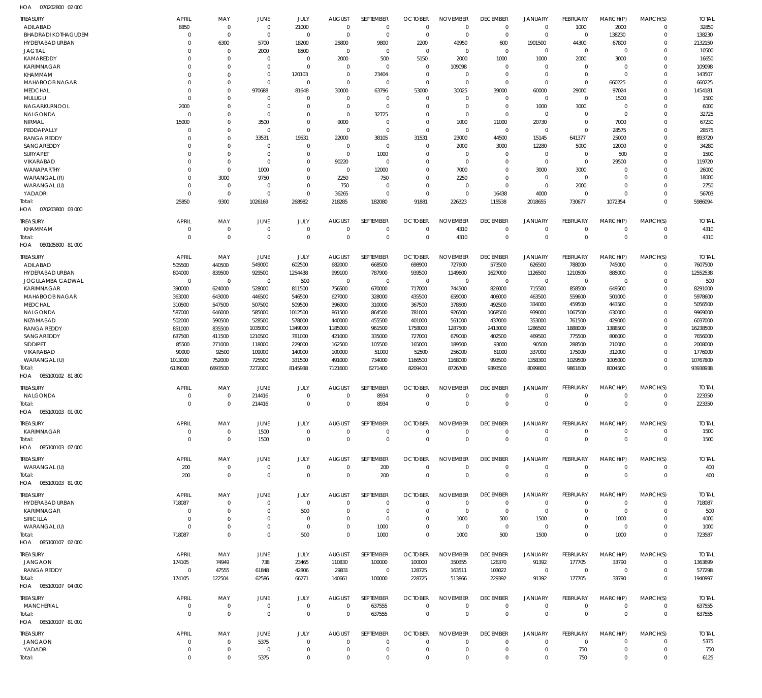HOA 070202800 02 000

| TREASURY | APRIL | MAY | JUNE | JULY | AUGUST | SEPTEMBER | OCTOBER | NOVEMBER | DECEMBER | JANUARY | FEBRUARY | MARCH(P) | MARCH(S) | TOTAL |
|---|---|---|---|---|---|---|---|---|---|---|---|---|---|---|
| ADILABAD | 8850 | 0 | 0 | 21000 | 0 | 0 | 0 | 0 | 0 | 0 | 1000 | 2000 | 0 | 32850 |
| BHADRADI KOTHAGUDEM | 0 | 0 | 0 | 0 | 0 | 0 | 0 | 0 | 0 | 0 | 0 | 138230 | 0 | 138230 |
| HYDERABAD URBAN | 0 | 6300 | 5700 | 18200 | 25800 | 9800 | 2200 | 49950 | 600 | 1901500 | 44300 | 67800 | 0 | 2132150 |
| JAGTIAL | 0 | 0 | 2000 | 8500 | 0 | 0 | 0 | 0 | 0 | 0 | 0 | 0 | 0 | 10500 |
| KAMAREDDY | 0 | 0 | 0 | 0 | 2000 | 500 | 5150 | 2000 | 1000 | 1000 | 2000 | 3000 | 0 | 16650 |
| KARIMNAGAR | 0 | 0 | 0 | 0 | 0 | 0 | 0 | 109098 | 0 | 0 | 0 | 0 | 0 | 109098 |
| KHAMMAM | 0 | 0 | 0 | 120103 | 0 | 23404 | 0 | 0 | 0 | 0 | 0 | 0 | 0 | 143507 |
| MAHABOOB NAGAR | 0 | 0 | 0 | 0 | 0 | 0 | 0 | 0 | 0 | 0 | 0 | 660225 | 0 | 660225 |
| MEDCHAL | 0 | 0 | 970688 | 81648 | 30000 | 63796 | 53000 | 30025 | 39000 | 60000 | 29000 | 97024 | 0 | 1454181 |
| MULUGU | 0 | 0 | 0 | 0 | 0 | 0 | 0 | 0 | 0 | 0 | 0 | 1500 | 0 | 1500 |
| NAGARKURNOOL | 2000 | 0 | 0 | 0 | 0 | 0 | 0 | 0 | 0 | 1000 | 3000 | 0 | 0 | 6000 |
| NALGONDA | 0 | 0 | 0 | 0 | 0 | 32725 | 0 | 0 | 0 | 0 | 0 | 0 | 0 | 32725 |
| NIRMAL | 15000 | 0 | 3500 | 0 | 9000 | 0 | 0 | 1000 | 11000 | 20730 | 0 | 7000 | 0 | 67230 |
| PEDDAPALLY | 0 | 0 | 0 | 0 | 0 | 0 | 0 | 0 | 0 | 0 | 0 | 28575 | 0 | 28575 |
| RANGA REDDY | 0 | 0 | 33531 | 19531 | 22000 | 38105 | 31531 | 23000 | 44500 | 15145 | 641377 | 25000 | 0 | 893720 |
| SANGAREDDY | 0 | 0 | 0 | 0 | 0 | 0 | 0 | 2000 | 3000 | 12280 | 5000 | 12000 | 0 | 34280 |
| SURYAPET | 0 | 0 | 0 | 0 | 0 | 1000 | 0 | 0 | 0 | 0 | 0 | 500 | 0 | 1500 |
| VIKARABAD | 0 | 0 | 0 | 0 | 90220 | 0 | 0 | 0 | 0 | 0 | 0 | 29500 | 0 | 119720 |
| WANAPARTHY | 0 | 0 | 1000 | 0 | 0 | 12000 | 0 | 7000 | 0 | 3000 | 3000 | 0 | 0 | 26000 |
| WARANGAL (R) | 0 | 3000 | 9750 | 0 | 2250 | 750 | 0 | 2250 | 0 | 0 | 0 | 0 | 0 | 18000 |
| WARANGAL (U) | 0 | 0 | 0 | 0 | 750 | 0 | 0 | 0 | 0 | 0 | 2000 | 0 | 0 | 2750 |
| YADADRI | 0 | 0 | 0 | 0 | 36265 | 0 | 0 | 0 | 16438 | 4000 | 0 | 0 | 0 | 56703 |
| Total: | 25850 | 9300 | 1026169 | 268982 | 218285 | 182080 | 91881 | 226323 | 115538 | 2018655 | 730677 | 1072354 | 0 | 5986094 |

HOA 070203800 03 000

| TREASURY | APRIL | MAY | JUNE | JULY | AUGUST | SEPTEMBER | OCTOBER | NOVEMBER | DECEMBER | JANUARY | FEBRUARY | MARCH(P) | MARCH(S) | TOTAL |
|---|---|---|---|---|---|---|---|---|---|---|---|---|---|---|
| KHAMMAM | 0 | 0 | 0 | 0 | 0 | 0 | 0 | 4310 | 0 | 0 | 0 | 0 | 0 | 4310 |
| Total: | 0 | 0 | 0 | 0 | 0 | 0 | 0 | 4310 | 0 | 0 | 0 | 0 | 0 | 4310 |

HOA 080105800 81 000

| TREASURY | APRIL | MAY | JUNE | JULY | AUGUST | SEPTEMBER | OCTOBER | NOVEMBER | DECEMBER | JANUARY | FEBRUARY | MARCH(P) | MARCH(S) | TOTAL |
|---|---|---|---|---|---|---|---|---|---|---|---|---|---|---|
| ADILABAD | 505500 | 440500 | 549000 | 602500 | 682000 | 668500 | 698900 | 727600 | 573500 | 626500 | 788000 | 745000 | 0 | 7607500 |
| HYDERABAD URBAN | 804000 | 839500 | 929500 | 1254438 | 999100 | 787900 | 939500 | 1149600 | 1627000 | 1126500 | 1210500 | 885000 | 0 | 12552538 |
| JOGULAMBA GADWAL | 0 | 0 | 0 | 500 | 0 | 0 | 0 | 0 | 0 | 0 | 0 | 0 | 0 | 500 |
| KARIMNAGAR | 390000 | 624000 | 528000 | 811500 | 756500 | 670000 | 717000 | 744500 | 826000 | 715500 | 858500 | 649500 | 0 | 8291000 |
| MAHABOOB NAGAR | 363000 | 643000 | 446500 | 546500 | 627000 | 328000 | 435500 | 659000 | 406000 | 463500 | 559600 | 501000 | 0 | 5978600 |
| MEDCHAL | 310500 | 547500 | 507500 | 509500 | 396000 | 310000 | 367500 | 378500 | 492500 | 334000 | 459500 | 443500 | 0 | 5056500 |
| NALGONDA | 587000 | 646000 | 585000 | 1012500 | 861500 | 864500 | 781000 | 926500 | 1068500 | 939000 | 1067500 | 630000 | 0 | 9969000 |
| NIZAMABAD | 502000 | 590500 | 528500 | 578000 | 440000 | 455500 | 401000 | 561000 | 437000 | 353000 | 761500 | 429000 | 0 | 6037000 |
| RANGA REDDY | 851000 | 835500 | 1035000 | 1349000 | 1185000 | 961500 | 1758000 | 1287500 | 2413000 | 1286500 | 1888000 | 1388500 | 0 | 16238500 |
| SANGAREDDY | 637500 | 411500 | 1210500 | 781000 | 421000 | 335000 | 727000 | 679000 | 402500 | 469500 | 775500 | 806000 | 0 | 7656000 |
| SIDDIPET | 85500 | 271000 | 118000 | 229000 | 162500 | 105500 | 165000 | 189500 | 93000 | 90500 | 288500 | 210000 | 0 | 2008000 |
| VIKARABAD | 90000 | 92500 | 109000 | 140000 | 100000 | 51000 | 52500 | 256000 | 61000 | 337000 | 175000 | 312000 | 0 | 1776000 |
| WARANGAL (U) | 1013000 | 752000 | 725500 | 331500 | 491000 | 734000 | 1166500 | 1168000 | 993500 | 1358300 | 1029500 | 1005000 | 0 | 10767800 |
| Total: | 6139000 | 6693500 | 7272000 | 8145938 | 7121600 | 6271400 | 8209400 | 8726700 | 9393500 | 8099800 | 9861600 | 8004500 | 0 | 93938938 |

HOA 085100102 81 800

| TREASURY | APRIL | MAY | JUNE | JULY | AUGUST | SEPTEMBER | OCTOBER | NOVEMBER | DECEMBER | JANUARY | FEBRUARY | MARCH(P) | MARCH(S) | TOTAL |
|---|---|---|---|---|---|---|---|---|---|---|---|---|---|---|
| NALGONDA | 0 | 0 | 214416 | 0 | 0 | 8934 | 0 | 0 | 0 | 0 | 0 | 0 | 0 | 223350 |
| Total: | 0 | 0 | 214416 | 0 | 0 | 8934 | 0 | 0 | 0 | 0 | 0 | 0 | 0 | 223350 |

HOA 085100103 01 000

| TREASURY | APRIL | MAY | JUNE | JULY | AUGUST | SEPTEMBER | OCTOBER | NOVEMBER | DECEMBER | JANUARY | FEBRUARY | MARCH(P) | MARCH(S) | TOTAL |
|---|---|---|---|---|---|---|---|---|---|---|---|---|---|---|
| KARIMNAGAR | 0 | 0 | 1500 | 0 | 0 | 0 | 0 | 0 | 0 | 0 | 0 | 0 | 0 | 1500 |
| Total: | 0 | 0 | 1500 | 0 | 0 | 0 | 0 | 0 | 0 | 0 | 0 | 0 | 0 | 1500 |

HOA 085100103 07 000

| TREASURY | APRIL | MAY | JUNE | JULY | AUGUST | SEPTEMBER | OCTOBER | NOVEMBER | DECEMBER | JANUARY | FEBRUARY | MARCH(P) | MARCH(S) | TOTAL |
|---|---|---|---|---|---|---|---|---|---|---|---|---|---|---|
| WARANGAL (U) | 200 | 0 | 0 | 0 | 0 | 200 | 0 | 0 | 0 | 0 | 0 | 0 | 0 | 400 |
| Total: | 200 | 0 | 0 | 0 | 0 | 200 | 0 | 0 | 0 | 0 | 0 | 0 | 0 | 400 |

HOA 085100103 81 000

| TREASURY | APRIL | MAY | JUNE | JULY | AUGUST | SEPTEMBER | OCTOBER | NOVEMBER | DECEMBER | JANUARY | FEBRUARY | MARCH(P) | MARCH(S) | TOTAL |
|---|---|---|---|---|---|---|---|---|---|---|---|---|---|---|
| HYDERABAD URBAN | 718087 | 0 | 0 | 0 | 0 | 0 | 0 | 0 | 0 | 0 | 0 | 0 | 0 | 718087 |
| KARIMNAGAR | 0 | 0 | 0 | 500 | 0 | 0 | 0 | 0 | 0 | 0 | 0 | 0 | 0 | 500 |
| SIRICILLA | 0 | 0 | 0 | 0 | 0 | 0 | 0 | 1000 | 500 | 1500 | 0 | 1000 | 0 | 4000 |
| WARANGAL (U) | 0 | 0 | 0 | 0 | 0 | 1000 | 0 | 0 | 0 | 0 | 0 | 0 | 0 | 1000 |
| Total: | 718087 | 0 | 0 | 500 | 0 | 1000 | 0 | 1000 | 500 | 1500 | 0 | 1000 | 0 | 723587 |

HOA 085100107 02 000

| TREASURY | APRIL | MAY | JUNE | JULY | AUGUST | SEPTEMBER | OCTOBER | NOVEMBER | DECEMBER | JANUARY | FEBRUARY | MARCH(P) | MARCH(S) | TOTAL |
|---|---|---|---|---|---|---|---|---|---|---|---|---|---|---|
| JANGAON | 174105 | 74949 | 738 | 23465 | 110830 | 100000 | 100000 | 350355 | 126370 | 91392 | 177705 | 33790 | 0 | 1363699 |
| RANGA REDDY | 0 | 47555 | 61848 | 42806 | 29831 | 0 | 128725 | 163511 | 103022 | 0 | 0 | 0 | 0 | 577298 |
| Total: | 174105 | 122504 | 62586 | 66271 | 140661 | 100000 | 228725 | 513866 | 229392 | 91392 | 177705 | 33790 | 0 | 1940997 |

HOA 085100107 04 000

| TREASURY | APRIL | MAY | JUNE | JULY | AUGUST | SEPTEMBER | OCTOBER | NOVEMBER | DECEMBER | JANUARY | FEBRUARY | MARCH(P) | MARCH(S) | TOTAL |
|---|---|---|---|---|---|---|---|---|---|---|---|---|---|---|
| MANCHERIAL | 0 | 0 | 0 | 0 | 0 | 637555 | 0 | 0 | 0 | 0 | 0 | 0 | 0 | 637555 |
| Total: | 0 | 0 | 0 | 0 | 0 | 637555 | 0 | 0 | 0 | 0 | 0 | 0 | 0 | 637555 |

HOA 085100107 81 001

| TREASURY | APRIL | MAY | JUNE | JULY | AUGUST | SEPTEMBER | OCTOBER | NOVEMBER | DECEMBER | JANUARY | FEBRUARY | MARCH(P) | MARCH(S) | TOTAL |
|---|---|---|---|---|---|---|---|---|---|---|---|---|---|---|
| JANGAON | 0 | 0 | 5375 | 0 | 0 | 0 | 0 | 0 | 0 | 0 | 0 | 0 | 0 | 5375 |
| YADADRI | 0 | 0 | 0 | 0 | 0 | 0 | 0 | 0 | 0 | 0 | 750 | 0 | 0 | 750 |
| Total: | 0 | 0 | 5375 | 0 | 0 | 0 | 0 | 0 | 0 | 0 | 750 | 0 | 0 | 6125 |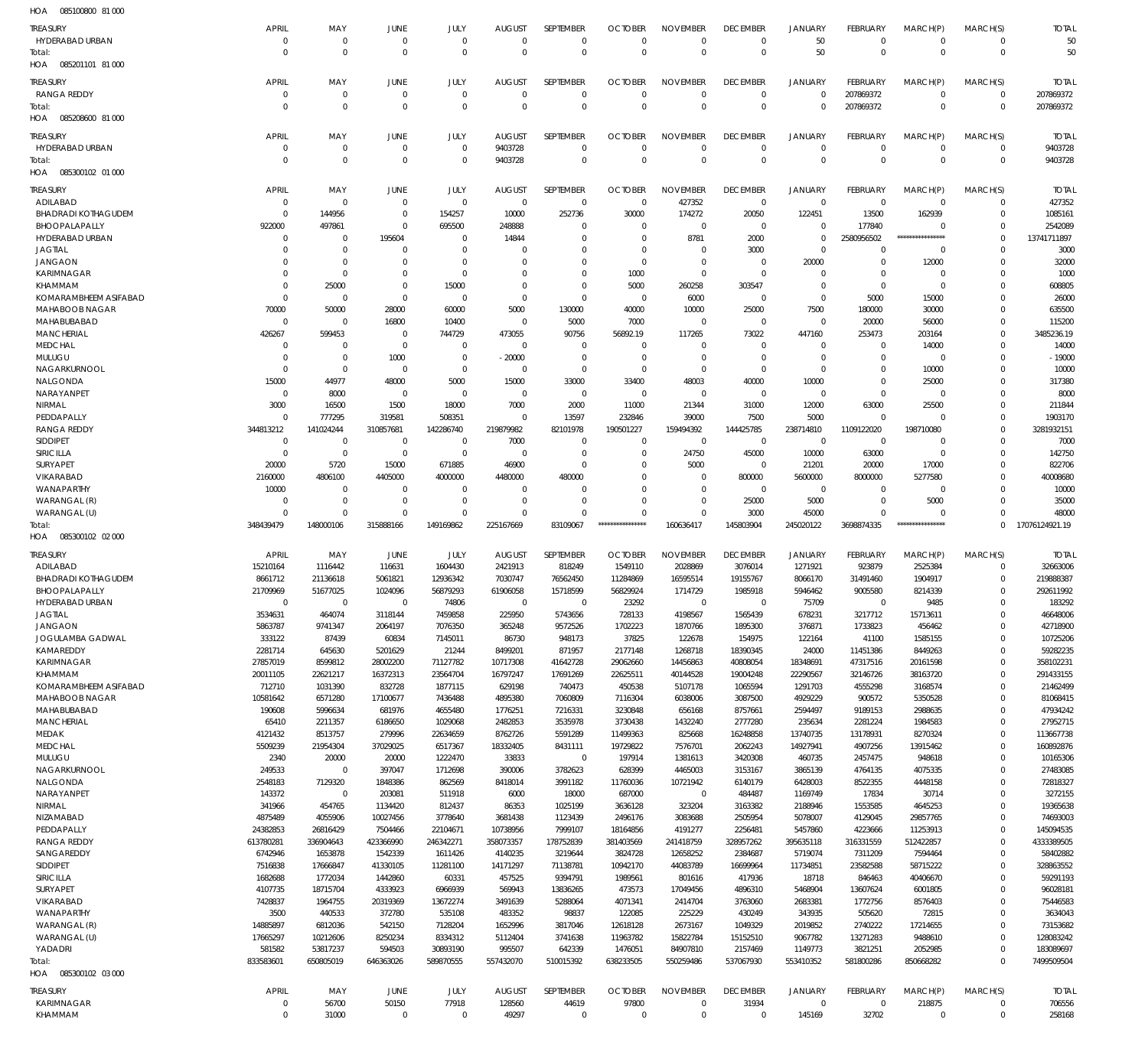HOA 085100800 81 000

| TREASURY | APRIL | MAY | JUNE | JULY | AUGUST | SEPTEMBER | OCTOBER | NOVEMBER | DECEMBER | JANUARY | FEBRUARY | MARCH(P) | MARCH(S) | TOTAL |
|---|---|---|---|---|---|---|---|---|---|---|---|---|---|---|
| HYDERABAD URBAN | 0 | 0 | 0 | 0 | 0 | 0 | 0 | 0 | 0 | 50 | 0 | 0 | 0 | 50 |
| Total: | 0 | 0 | 0 | 0 | 0 | 0 | 0 | 0 | 0 | 50 | 0 | 0 | 0 | 50 |

HOA 085201101 81 000

| TREASURY | APRIL | MAY | JUNE | JULY | AUGUST | SEPTEMBER | OCTOBER | NOVEMBER | DECEMBER | JANUARY | FEBRUARY | MARCH(P) | MARCH(S) | TOTAL |
|---|---|---|---|---|---|---|---|---|---|---|---|---|---|---|
| RANGA REDDY | 0 | 0 | 0 | 0 | 0 | 0 | 0 | 0 | 0 | 0 | 207869372 | 0 | 0 | 207869372 |
| Total: | 0 | 0 | 0 | 0 | 0 | 0 | 0 | 0 | 0 | 0 | 207869372 | 0 | 0 | 207869372 |

HOA 085208600 81 000

| TREASURY | APRIL | MAY | JUNE | JULY | AUGUST | SEPTEMBER | OCTOBER | NOVEMBER | DECEMBER | JANUARY | FEBRUARY | MARCH(P) | MARCH(S) | TOTAL |
|---|---|---|---|---|---|---|---|---|---|---|---|---|---|---|
| HYDERABAD URBAN | 0 | 0 | 0 | 0 | 9403728 | 0 | 0 | 0 | 0 | 0 | 0 | 0 | 0 | 9403728 |
| Total: | 0 | 0 | 0 | 0 | 9403728 | 0 | 0 | 0 | 0 | 0 | 0 | 0 | 0 | 9403728 |

HOA 085300102 01 000

| TREASURY | APRIL | MAY | JUNE | JULY | AUGUST | SEPTEMBER | OCTOBER | NOVEMBER | DECEMBER | JANUARY | FEBRUARY | MARCH(P) | MARCH(S) | TOTAL |
|---|---|---|---|---|---|---|---|---|---|---|---|---|---|---|
| ADILABAD | 0 | 0 | 0 | 0 | 0 | 0 | 0 | 427352 | 0 | 0 | 0 | 0 | 0 | 427352 |
| BHADRADI KOTHAGUDEM | 0 | 144956 | 0 | 154257 | 10000 | 252736 | 30000 | 174272 | 20050 | 122451 | 13500 | 162939 | 0 | 1085161 |
| BHOOPALAPALLY | 922000 | 497861 | 0 | 695500 | 248888 | 0 | 0 | 0 | 0 | 0 | 177840 | 0 | 0 | 2542089 |
| HYDERABAD URBAN | 0 | 0 | 195604 | 0 | 14844 | 0 | 0 | 8781 | 2000 | 0 | 2580956502 | *************** | 0 | 13741711897 |
| JAGTIAL | 0 | 0 | 0 | 0 | 0 | 0 | 0 | 0 | 3000 | 0 | 0 | 0 | 0 | 3000 |
| JANGAON | 0 | 0 | 0 | 0 | 0 | 0 | 0 | 0 | 0 | 20000 | 0 | 12000 | 0 | 32000 |
| KARIMNAGAR | 0 | 0 | 0 | 0 | 0 | 0 | 1000 | 0 | 0 | 0 | 0 | 0 | 0 | 1000 |
| KHAMMAM | 0 | 25000 | 0 | 15000 | 0 | 0 | 5000 | 260258 | 303547 | 0 | 0 | 0 | 0 | 608805 |
| KOMARAMBHEEM ASIFABAD | 0 | 0 | 0 | 0 | 0 | 0 | 0 | 6000 | 0 | 0 | 5000 | 15000 | 0 | 26000 |
| MAHABOOB NAGAR | 70000 | 50000 | 28000 | 60000 | 5000 | 130000 | 40000 | 10000 | 25000 | 7500 | 180000 | 30000 | 0 | 635500 |
| MAHABUBABAD | 0 | 0 | 16800 | 10400 | 0 | 5000 | 7000 | 0 | 0 | 0 | 20000 | 56000 | 0 | 115200 |
| MANCHERIAL | 426267 | 599453 | 0 | 744729 | 473055 | 90756 | 56892.19 | 117265 | 73022 | 447160 | 253473 | 203164 | 0 | 3485236.19 |
| MEDCHAL | 0 | 0 | 0 | 0 | 0 | 0 | 0 | 0 | 0 | 0 | 0 | 14000 | 0 | 14000 |
| MULUGU | 0 | 0 | 1000 | 0 | - 20000 | 0 | 0 | 0 | 0 | 0 | 0 | 0 | 0 | - 19000 |
| NAGARKURNOOL | 0 | 0 | 0 | 0 | 0 | 0 | 0 | 0 | 0 | 0 | 0 | 10000 | 0 | 10000 |
| NALGONDA | 15000 | 44977 | 48000 | 5000 | 15000 | 33000 | 33400 | 48003 | 40000 | 10000 | 0 | 25000 | 0 | 317380 |
| NARAYANPET | 0 | 8000 | 0 | 0 | 0 | 0 | 0 | 0 | 0 | 0 | 0 | 0 | 0 | 8000 |
| NIRMAL | 3000 | 16500 | 1500 | 18000 | 7000 | 2000 | 11000 | 21344 | 31000 | 12000 | 63000 | 25500 | 0 | 211844 |
| PEDDAPALLY | 0 | 777295 | 319581 | 508351 | 0 | 13597 | 232846 | 39000 | 7500 | 5000 | 0 | 0 | 0 | 1903170 |
| RANGA REDDY | 344813212 | 141024244 | 310857681 | 142286740 | 219879982 | 82101978 | 190501227 | 159494392 | 144425785 | 238714810 | 1109122020 | 198710080 | 0 | 3281932151 |
| SIDDIPET | 0 | 0 | 0 | 0 | 7000 | 0 | 0 | 0 | 0 | 0 | 0 | 0 | 0 | 7000 |
| SIRICILLA | 0 | 0 | 0 | 0 | 0 | 0 | 0 | 24750 | 45000 | 10000 | 63000 | 0 | 0 | 142750 |
| SURYAPET | 20000 | 5720 | 15000 | 671885 | 46900 | 0 | 0 | 5000 | 0 | 21201 | 20000 | 17000 | 0 | 822706 |
| VIKARABAD | 2160000 | 4806100 | 4405000 | 4000000 | 4480000 | 480000 | 0 | 0 | 800000 | 5600000 | 8000000 | 5277580 | 0 | 40008680 |
| WANAPARTHY | 10000 | 0 | 0 | 0 | 0 | 0 | 0 | 0 | 0 | 0 | 0 | 0 | 0 | 10000 |
| WARANGAL (R) | 0 | 0 | 0 | 0 | 0 | 0 | 0 | 0 | 25000 | 5000 | 0 | 5000 | 0 | 35000 |
| WARANGAL (U) | 0 | 0 | 0 | 0 | 0 | 0 | 0 | 0 | 3000 | 45000 | 0 | 0 | 0 | 48000 |
| Total: | 348439479 | 148000106 | 315888166 | 149169862 | 225167669 | 83109067 | *************** | 160636417 | 145803904 | 245020122 | 3698874335 | *************** | 0 | 17076124921.19 |

HOA 085300102 02 000

| TREASURY | APRIL | MAY | JUNE | JULY | AUGUST | SEPTEMBER | OCTOBER | NOVEMBER | DECEMBER | JANUARY | FEBRUARY | MARCH(P) | MARCH(S) | TOTAL |
|---|---|---|---|---|---|---|---|---|---|---|---|---|---|---|
| ADILABAD | 15210164 | 1116442 | 116631 | 1604430 | 2421913 | 818249 | 1549110 | 2028869 | 3076014 | 1271921 | 923879 | 2525384 | 0 | 32663006 |
| BHADRADI KOTHAGUDEM | 8661712 | 21136618 | 5061821 | 12936342 | 7030747 | 76562450 | 11284869 | 16595514 | 19155767 | 8066170 | 31491460 | 1904917 | 0 | 219888387 |
| BHOOPALAPALLY | 21709969 | 51677025 | 1024096 | 56879293 | 61906058 | 15718599 | 56829924 | 1714729 | 1985918 | 5946462 | 9005580 | 8214339 | 0 | 292611992 |
| HYDERABAD URBAN | 0 | 0 | 0 | 74806 | 0 | 0 | 23292 | 0 | 0 | 75709 | 0 | 9485 | 0 | 183292 |
| JAGTIAL | 3534631 | 464074 | 3118144 | 7459858 | 225950 | 5743656 | 728133 | 4198567 | 1565439 | 678231 | 3217712 | 15713611 | 0 | 46648006 |
| JANGAON | 5863787 | 9741347 | 2064197 | 7076350 | 365248 | 9572526 | 1702223 | 1870766 | 1895300 | 376871 | 1733823 | 456462 | 0 | 42718900 |
| JOGULAMBA GADWAL | 333122 | 87439 | 60834 | 7145011 | 86730 | 948173 | 37825 | 122678 | 154975 | 122164 | 41100 | 1585155 | 0 | 10725206 |
| KAMAREDDY | 2281714 | 645630 | 5201629 | 21244 | 8499201 | 871957 | 2177148 | 1268718 | 18390345 | 24000 | 11451386 | 8449263 | 0 | 59282235 |
| KARIMNAGAR | 27857019 | 8599812 | 28002200 | 71127782 | 10717308 | 41642728 | 29062660 | 14456863 | 40808054 | 18348691 | 47317516 | 20161598 | 0 | 358102231 |
| KHAMMAM | 20011105 | 22621217 | 16372313 | 23564704 | 16797247 | 17691269 | 22625511 | 40144528 | 19004248 | 22290567 | 32146726 | 38163720 | 0 | 291433155 |
| KOMARAMBHEEM ASIFABAD | 712710 | 1031390 | 832728 | 1877115 | 629198 | 740473 | 450538 | 5107178 | 1065594 | 1291703 | 4555298 | 3168574 | 0 | 21462499 |
| MAHABOOB NAGAR | 10581642 | 6571280 | 17100677 | 7436488 | 4895380 | 7060809 | 7116304 | 6038006 | 3087500 | 4929229 | 900572 | 5350528 | 0 | 81068415 |
| MAHABUBABAD | 190608 | 5996634 | 681976 | 4655480 | 1776251 | 7216331 | 3230848 | 656168 | 8757661 | 2594497 | 9189153 | 2988635 | 0 | 47934242 |
| MANCHERIAL | 65410 | 2211357 | 6186650 | 1029068 | 2482853 | 3535978 | 3730438 | 1432240 | 2777280 | 235634 | 2281224 | 1984583 | 0 | 27952715 |
| MEDAK | 4121432 | 8513757 | 279996 | 22634659 | 8762726 | 5591289 | 11499363 | 825668 | 16248858 | 13740735 | 13178931 | 8270324 | 0 | 113667738 |
| MEDCHAL | 5509239 | 21954304 | 37029025 | 6517367 | 18332405 | 8431111 | 19729822 | 7576701 | 2062243 | 14927941 | 4907256 | 13915462 | 0 | 160892876 |
| MULUGU | 2340 | 20000 | 20000 | 1222470 | 33833 | 0 | 197914 | 1381613 | 3420308 | 460735 | 2457475 | 948618 | 0 | 10165306 |
| NAGARKURNOOL | 249533 | 0 | 397047 | 1712698 | 390006 | 3782623 | 628399 | 4465003 | 3153167 | 3865139 | 4764135 | 4075335 | 0 | 27483085 |
| NALGONDA | 2548183 | 7129320 | 1848386 | 862569 | 8418014 | 3991182 | 11760036 | 10721942 | 6140179 | 6428003 | 8522355 | 4448158 | 0 | 72818327 |
| NARAYANPET | 143372 | 0 | 203081 | 511918 | 6000 | 18000 | 687000 | 0 | 484487 | 1169749 | 17834 | 30714 | 0 | 3272155 |
| NIRMAL | 341966 | 454765 | 1134420 | 812437 | 86353 | 1025199 | 3636128 | 323204 | 3163382 | 2188946 | 1553585 | 4645253 | 0 | 19365638 |
| NIZAMABAD | 4875489 | 4055906 | 10027456 | 3778640 | 3681438 | 1123439 | 2496176 | 3083688 | 2505954 | 5078007 | 4129045 | 29857765 | 0 | 74693003 |
| PEDDAPALLY | 24382853 | 26816429 | 7504466 | 22104671 | 10738956 | 7999107 | 18164856 | 4191277 | 2256481 | 5457860 | 4223666 | 11253913 | 0 | 145094535 |
| RANGA REDDY | 613780281 | 336904643 | 423366990 | 246342271 | 358073357 | 178752839 | 381403569 | 241418759 | 328957262 | 395635118 | 316331559 | 512422857 | 0 | 4333389505 |
| SANGAREDDY | 6742946 | 1653878 | 1542339 | 1611426 | 4140235 | 3219644 | 3824728 | 12658252 | 2384687 | 5719074 | 7311209 | 7594464 | 0 | 58402882 |
| SIDDIPET | 7516838 | 17666847 | 41330105 | 11281100 | 14171297 | 71138781 | 10942170 | 44083789 | 16699964 | 11734851 | 23582588 | 58715222 | 0 | 328863552 |
| SIRICILLA | 1682688 | 1772034 | 1442860 | 60331 | 457525 | 9394791 | 1989561 | 801616 | 417936 | 18718 | 846463 | 40406670 | 0 | 59291193 |
| SURYAPET | 4107735 | 18715704 | 4333923 | 6966939 | 569943 | 13836265 | 473573 | 17049456 | 4896310 | 5468904 | 13607624 | 6001805 | 0 | 96028181 |
| VIKARABAD | 7428837 | 1964755 | 20319369 | 13672274 | 3491639 | 5288064 | 4071341 | 2414704 | 3763060 | 2683381 | 1772756 | 8576403 | 0 | 75446583 |
| WANAPARTHY | 3500 | 440533 | 372780 | 535108 | 483352 | 98837 | 122085 | 225229 | 430249 | 343935 | 505620 | 72815 | 0 | 3634043 |
| WARANGAL (R) | 14885897 | 6812036 | 542150 | 7128204 | 1652996 | 3817046 | 12618128 | 2673167 | 1049329 | 2019852 | 2740222 | 17214655 | 0 | 73153682 |
| WARANGAL (U) | 17665297 | 10212606 | 8250234 | 8334312 | 5112404 | 3741638 | 11963782 | 15822784 | 15152510 | 9067782 | 13271283 | 9488610 | 0 | 128083242 |
| YADADRI | 581582 | 53817237 | 594503 | 30893190 | 995507 | 642339 | 1476051 | 84907810 | 2157469 | 1149773 | 3821251 | 2052985 | 0 | 183089697 |
| Total: | 833583601 | 650805019 | 646363026 | 589870555 | 557432070 | 510015392 | 638233505 | 550259486 | 537067930 | 553410352 | 581800286 | 850668282 | 0 | 7499509504 |

HOA 085300102 03 000

| TREASURY | APRIL | MAY | JUNE | JULY | AUGUST | SEPTEMBER | OCTOBER | NOVEMBER | DECEMBER | JANUARY | FEBRUARY | MARCH(P) | MARCH(S) | TOTAL |
|---|---|---|---|---|---|---|---|---|---|---|---|---|---|---|
| KARIMNAGAR | 0 | 56700 | 50150 | 77918 | 128560 | 44619 | 97800 | 0 | 31934 | 0 | 0 | 218875 | 0 | 706556 |
| KHAMMAM | 0 | 31000 | 0 | 0 | 49297 | 0 | 0 | 0 | 0 | 145169 | 32702 | 0 | 0 | 258168 |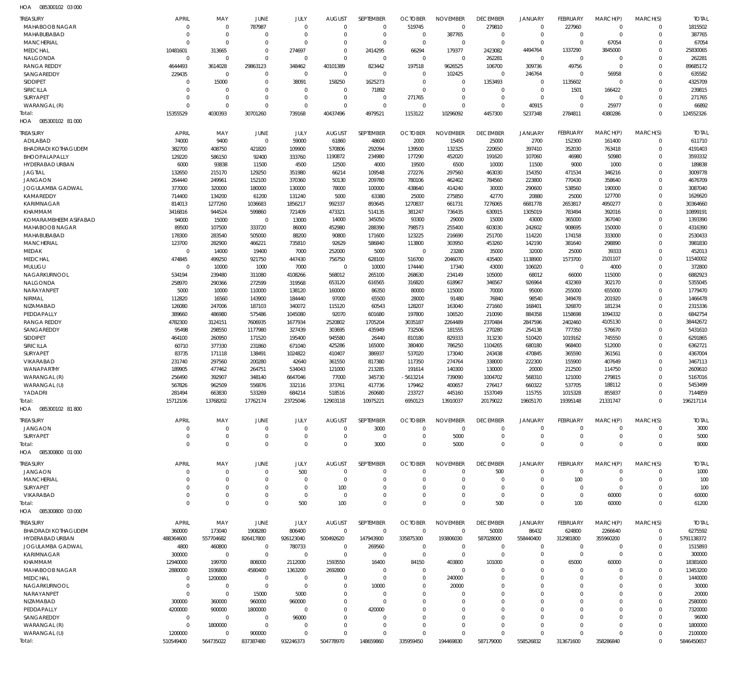HOA 085300102 03 000

| TREASURY | APRIL | MAY | JUNE | JULY | AUGUST | SEPTEMBER | OCTOBER | NOVEMBER | DECEMBER | JANUARY | FEBRUARY | MARCH(P) | MARCH(S) | TOTAL |
|---|---|---|---|---|---|---|---|---|---|---|---|---|---|---|
| MAHABOOB NAGAR | 0 | 0 | 787987 | 0 | 0 | 0 | 519745 | 0 | 279810 | 0 | 227960 | 0 | 0 | 1815502 |
| MAHABUBABAD | 0 | 0 | 0 | 0 | 0 | 0 | 0 | 387765 | 0 | 0 | 0 | 0 | 0 | 387765 |
| MANCHERIAL | 0 | 0 | 0 | 0 | 0 | 0 | 0 | 0 | 0 | 0 | 0 | 67054 | 0 | 67054 |
| MEDCHAL | 10481601 | 313665 | 0 | 274697 | 0 | 2414295 | 66294 | 179377 | 2423082 | 4494764 | 1337290 | 3845000 | 0 | 25830065 |
| NALGONDA | 0 | 0 | 0 | 0 | 0 | 0 | 0 | 0 | 262281 | 0 | 0 | 0 | 0 | 262281 |
| RANGA REDDY | 4644493 | 3614028 | 29863123 | 348462 | 40101389 | 823442 | 197518 | 9626525 | 106700 | 309736 | 49756 | 0 | 0 | 89685172 |
| SANGAREDDY | 229435 | 0 | 0 | 0 | 0 | 0 | 0 | 102425 | 0 | 246764 | 0 | 56958 | 0 | 635582 |
| SIDDIPET | 0 | 15000 | 0 | 38091 | 158250 | 1625273 | 0 | 0 | 1353493 | 0 | 1135602 | 0 | 0 | 4325709 |
| SIRICILLA | 0 | 0 | 0 | 0 | 0 | 71892 | 0 | 0 | 0 | 0 | 1501 | 166422 | 0 | 239815 |
| SURYAPET | 0 | 0 | 0 | 0 | 0 | 0 | 271765 | 0 | 0 | 0 | 0 | 0 | 0 | 271765 |
| WARANGAL (R) | 0 | 0 | 0 | 0 | 0 | 0 | 0 | 0 | 0 | 40915 | 0 | 25977 | 0 | 66892 |
| Total: | 15355529 | 4030393 | 30701260 | 739168 | 40437496 | 4979521 | 1153122 | 10296092 | 4457300 | 5237348 | 2784811 | 4380286 | 0 | 124552326 |

HOA 085300102 81 000

| TREASURY | APRIL | MAY | JUNE | JULY | AUGUST | SEPTEMBER | OCTOBER | NOVEMBER | DECEMBER | JANUARY | FEBRUARY | MARCH(P) | MARCH(S) | TOTAL |
|---|---|---|---|---|---|---|---|---|---|---|---|---|---|---|
| ADILABAD | 74000 | 9400 | 0 | 59000 | 61860 | 48600 | 2000 | 15450 | 25000 | 2700 | 152300 | 161400 | 0 | 611710 |
| BHADRADI KOTHAGUDEM | 382700 | 408750 | 421820 | 109900 | 570806 | 292094 | 139500 | 132325 | 220650 | 397410 | 352030 | 763418 | 0 | 4191403 |
| BHOOPALAPALLY | 129220 | 586150 | 92400 | 333760 | 1190872 | 234980 | 177290 | 452020 | 191620 | 107060 | 46980 | 50980 | 0 | 3593332 |
| HYDERABAD URBAN | 6000 | 93838 | 11500 | 4500 | 12500 | 4000 | 19500 | 6500 | 10000 | 11500 | 9000 | 1000 | 0 | 189838 |
| JAGTIAL | 132650 | 215170 | 129250 | 351980 | 66214 | 109548 | 272276 | 297560 | 463030 | 154350 | 471534 | 346216 | 0 | 3009778 |
| JANGAON | 264440 | 249961 | 152100 | 370360 | 50130 | 209780 | 780106 | 462402 | 784560 | 223800 | 770430 | 358640 | 0 | 4676709 |
| JOGULAMBA GADWAL | 377000 | 320000 | 180000 | 130000 | 78000 | 100000 | 438640 | 414240 | 30000 | 290600 | 538560 | 190000 | 0 | 3087040 |
| KAMAREDDY | 714400 | 134200 | 61200 | 131240 | 5000 | 63380 | 25000 | 275850 | 42770 | 20880 | 25000 | 127700 | 0 | 1626620 |
| KARIMNAGAR | 814013 | 1277260 | 1036683 | 1856217 | 992337 | 893645 | 1270837 | 661731 | 7276065 | 6681778 | 2653817 | 4950277 | 0 | 30364660 |
| KHAMMAM | 3416816 | 944524 | 599860 | 721409 | 473321 | 514135 | 381247 | 736435 | 630915 | 1305019 | 783494 | 392016 | 0 | 10899191 |
| KOMARAMBHEEM ASIFABAD | 94000 | 15000 | 0 | 13000 | 14000 | 345050 | 93300 | 29000 | 15000 | 43000 | 365000 | 367040 | 0 | 1393390 |
| MAHABOOB NAGAR | 89500 | 107500 | 333720 | 86000 | 452980 | 288390 | 798573 | 255400 | 603030 | 242602 | 908695 | 150000 | 0 | 4316390 |
| MAHABUBABAD | 178300 | 283540 | 505000 | 88200 | 90800 | 171600 | 123225 | 216690 | 251700 | 114220 | 174158 | 333000 | 0 | 2530433 |
| MANCHERIAL | 123700 | 282900 | 466221 | 735810 | 92629 | 586840 | 113800 | 303950 | 453260 | 142190 | 381640 | 298890 | 0 | 3981830 |
| MEDAK | 0 | 14000 | 19400 | 7000 | 252000 | 5000 | 0 | 23280 | 35000 | 32000 | 25000 | 39333 | 0 | 452013 |
| MEDCHAL | 474845 | 499250 | 921750 | 447430 | 756750 | 628100 | 516700 | 2046070 | 435400 | 1138900 | 1573700 | 2101107 | 0 | 11540002 |
| MULUGU | 0 | 10000 | 1000 | 7000 | 0 | 10000 | 174440 | 17340 | 43000 | 106020 | 0 | 4000 | 0 | 372800 |
| NAGARKURNOOL | 534194 | 239480 | 311080 | 4108266 | 568012 | 265100 | 268630 | 234149 | 105000 | 68012 | 66000 | 115000 | 0 | 6882923 |
| NALGONDA | 258970 | 290366 | 272599 | 319568 | 653120 | 616565 | 316820 | 618967 | 346567 | 926964 | 432369 | 302170 | 0 | 5355045 |
| NARAYANPET | 5000 | 10000 | 110000 | 138120 | 160000 | 86350 | 80000 | 115000 | 70000 | 95000 | 255000 | 655000 | 0 | 1779470 |
| NIRMAL | 112820 | 16560 | 143900 | 184440 | 97000 | 65500 | 28000 | 91480 | 76840 | 98540 | 349478 | 201920 | 0 | 1466478 |
| NIZAMABAD | 126080 | 247006 | 187103 | 340072 | 115120 | 60543 | 128207 | 163040 | 271660 | 168401 | 326870 | 181234 | 0 | 2315336 |
| PEDDAPALLY | 389660 | 486980 | 575486 | 1045080 | 92070 | 601680 | 197800 | 106520 | 210090 | 884358 | 1158698 | 1094332 | 0 | 6842754 |
| RANGA REDDY | 4782300 | 3124151 | 7606935 | 1677934 | 2520802 | 1705204 | 3035187 | 2264489 | 2370484 | 2847596 | 2402460 | 4105130 | 0 | 38442672 |
| SANGAREDDY | 95498 | 298550 | 1177980 | 327439 | 303695 | 435949 | 732506 | 181555 | 270280 | 254138 | 777350 | 576670 | 0 | 5431610 |
| SIDDIPET | 464100 | 260950 | 171520 | 195400 | 945580 | 26440 | 810180 | 829333 | 313230 | 510420 | 1019162 | 745550 | 0 | 6291865 |
| SIRICILLA | 60710 | 377330 | 231860 | 671040 | 425286 | 165000 | 380400 | 786250 | 1104265 | 680180 | 968400 | 512000 | 0 | 6362721 |
| SURYAPET | 83735 | 171118 | 138491 | 1024822 | 410407 | 386937 | 537020 | 173040 | 243438 | 470845 | 365590 | 361561 | 0 | 4367004 |
| VIKARABAD | 231740 | 297560 | 200280 | 42640 | 361550 | 817380 | 117350 | 274764 | 338000 | 222300 | 155900 | 407649 | 0 | 3467113 |
| WANAPARTHY | 189905 | 477462 | 264751 | 534043 | 121000 | 213285 | 191614 | 140300 | 130000 | 20000 | 212500 | 114750 | 0 | 2609610 |
| WARANGAL (R) | 256490 | 392907 | 348140 | 6647046 | 77000 | 345730 | - 5613214 | 739090 | 1004702 | 568310 | 121000 | 279815 | 0 | 5167016 |
| WARANGAL (U) | 567826 | 962509 | 556876 | 332116 | 373761 | 417736 | 179462 | 400657 | 276417 | 660322 | 537705 | 188112 | 0 | 5453499 |
| YADADRI | 281494 | 663830 | 533269 | 684214 | 518516 | 260680 | 233727 | 445160 | 1537049 | 115755 | 1015328 | 855837 | 0 | 7144859 |
| Total: | 15712106 | 13768202 | 17762174 | 23725046 | 12903118 | 10975221 | 6950123 | 13910037 | 20179022 | 19605170 | 19395148 | 21331747 | 0 | 196217114 |

HOA 085300102 81 800

| TREASURY | APRIL | MAY | JUNE | JULY | AUGUST | SEPTEMBER | OCTOBER | NOVEMBER | DECEMBER | JANUARY | FEBRUARY | MARCH(P) | MARCH(S) | TOTAL |
|---|---|---|---|---|---|---|---|---|---|---|---|---|---|---|
| JANGAON | 0 | 0 | 0 | 0 | 0 | 3000 | 0 | 0 | 0 | 0 | 0 | 0 | 0 | 3000 |
| SURYAPET | 0 | 0 | 0 | 0 | 0 | 0 | 0 | 5000 | 0 | 0 | 0 | 0 | 0 | 5000 |
| Total: | 0 | 0 | 0 | 0 | 0 | 3000 | 0 | 5000 | 0 | 0 | 0 | 0 | 0 | 8000 |

HOA 085300800 01 000

| TREASURY | APRIL | MAY | JUNE | JULY | AUGUST | SEPTEMBER | OCTOBER | NOVEMBER | DECEMBER | JANUARY | FEBRUARY | MARCH(P) | MARCH(S) | TOTAL |
|---|---|---|---|---|---|---|---|---|---|---|---|---|---|---|
| JANGAON | 0 | 0 | 0 | 500 | 0 | 0 | 0 | 0 | 500 | 0 | 0 | 0 | 0 | 1000 |
| MANCHERIAL | 0 | 0 | 0 | 0 | 0 | 0 | 0 | 0 | 0 | 0 | 100 | 0 | 0 | 100 |
| SURYAPET | 0 | 0 | 0 | 0 | 100 | 0 | 0 | 0 | 0 | 0 | 0 | 0 | 0 | 100 |
| VIKARABAD | 0 | 0 | 0 | 0 | 0 | 0 | 0 | 0 | 0 | 0 | 0 | 60000 | 0 | 60000 |
| Total: | 0 | 0 | 0 | 500 | 100 | 0 | 0 | 0 | 500 | 0 | 100 | 60000 | 0 | 61200 |

HOA 085300800 03 000

| TREASURY | APRIL | MAY | JUNE | JULY | AUGUST | SEPTEMBER | OCTOBER | NOVEMBER | DECEMBER | JANUARY | FEBRUARY | MARCH(P) | MARCH(S) | TOTAL |
|---|---|---|---|---|---|---|---|---|---|---|---|---|---|---|
| BHADRADI KOTHAGUDEM | 360000 | 173040 | 1908280 | 806400 | 0 | 0 | 0 | 0 | 50000 | 86432 | 624800 | 2266640 | 0 | 6275592 |
| HYDERABAD URBAN | 488364600 | 557704682 | 826417800 | 926123040 | 500492620 | 147943900 | 335875300 | 193806030 | 587028000 | 558440400 | 312981800 | 355960200 | 0 | 5791138372 |
| JOGULAMBA GADWAL | 4800 | 460800 | 0 | 780733 | 0 | 269560 | 0 | 0 | 0 | 0 | 0 | 0 | 0 | 1515893 |
| KARIMNAGAR | 300000 | 0 | 0 | 0 | 0 | 0 | 0 | 0 | 0 | 0 | 0 | 0 | 0 | 300000 |
| KHAMMAM | 12940000 | 199700 | 806000 | 2112000 | 1593550 | 16400 | 84150 | 403800 | 101000 | 0 | 65000 | 60000 | 0 | 18381600 |
| MAHABOOB NAGAR | 2880000 | 1936800 | 4580400 | 1363200 | 2692800 | 0 | 0 | 0 | 0 | 0 | 0 | 0 | 0 | 13453200 |
| MEDCHAL | 0 | 1200000 | 0 | 0 | 0 | 0 | 0 | 240000 | 0 | 0 | 0 | 0 | 0 | 1440000 |
| NAGARKURNOOL | 0 | 0 | 0 | 0 | 0 | 10000 | 0 | 20000 | 0 | 0 | 0 | 0 | 0 | 30000 |
| NARAYANPET | 0 | 0 | 15000 | 5000 | 0 | 0 | 0 | 0 | 0 | 0 | 0 | 0 | 0 | 20000 |
| NIZAMABAD | 300000 | 360000 | 960000 | 960000 | 0 | 0 | 0 | 0 | 0 | 0 | 0 | 0 | 0 | 2580000 |
| PEDDAPALLY | 4200000 | 900000 | 1800000 | 0 | 0 | 420000 | 0 | 0 | 0 | 0 | 0 | 0 | 0 | 7320000 |
| SANGAREDDY | 0 | 0 | 0 | 96000 | 0 | 0 | 0 | 0 | 0 | 0 | 0 | 0 | 0 | 96000 |
| WARANGAL (R) | 0 | 1800000 | 0 | 0 | 0 | 0 | 0 | 0 | 0 | 0 | 0 | 0 | 0 | 1800000 |
| WARANGAL (U) | 1200000 | 0 | 900000 | 0 | 0 | 0 | 0 | 0 | 0 | 0 | 0 | 0 | 0 | 2100000 |
| Total: | 510549400 | 564735022 | 837387480 | 932246373 | 504778970 | 148659860 | 335959450 | 194469830 | 587179000 | 558526832 | 313671600 | 358286840 | 0 | 5846450657 |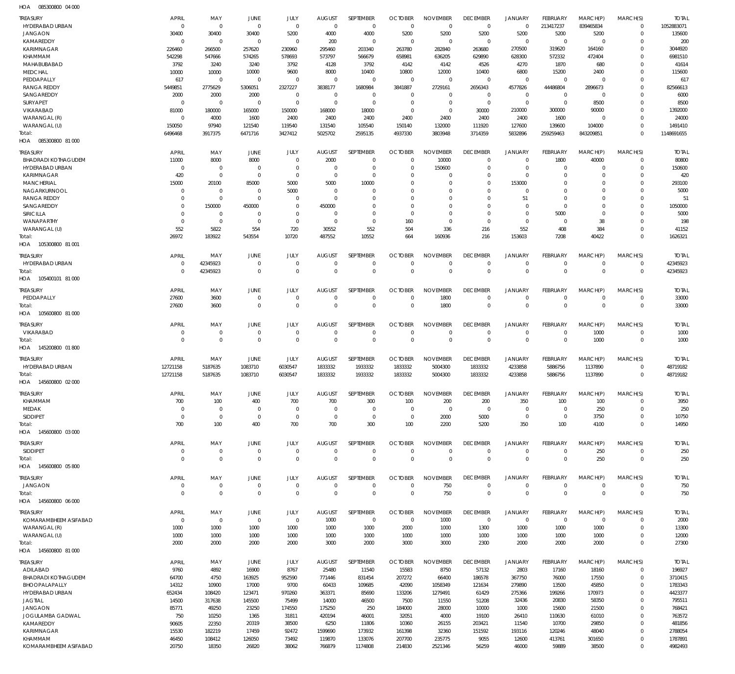HOA 085300800 04 000

| TREASURY | APRIL | MAY | JUNE | JULY | AUGUST | SEPTEMBER | OCTOBER | NOVEMBER | DECEMBER | JANUARY | FEBRUARY | MARCH(P) | MARCH(S) | TOTAL |
|---|---|---|---|---|---|---|---|---|---|---|---|---|---|---|
| HYDERABAD URBAN | 0 | 0 | 0 | 0 | 0 | 0 | 0 | 0 | 0 | 0 | 213417237 | 839465834 | 0 | 1052883071 |
| JANGAON | 30400 | 30400 | 30400 | 5200 | 4000 | 4000 | 5200 | 5200 | 5200 | 5200 | 5200 | 5200 | 0 | 135600 |
| KAMAREDDY | 0 | 0 | 0 | 0 | 200 | 0 | 0 | 0 | 0 | 0 | 0 | 0 | 0 | 200 |
| KARIMNAGAR | 226460 | 266500 | 257620 | 230960 | 295460 | 203340 | 263780 | 282840 | 263680 | 270500 | 319620 | 164160 | 0 | 3044920 |
| KHAMMAM | 542298 | 547666 | 574265 | 578693 | 573797 | 566679 | 658981 | 636205 | 629890 | 628300 | 572332 | 472404 | 0 | 6981510 |
| MAHABUBABAD | 3792 | 3240 | 3240 | 3792 | 4128 | 3792 | 4142 | 4142 | 4526 | 4270 | 1870 | 680 | 0 | 41614 |
| MEDCHAL | 10000 | 10000 | 10000 | 9600 | 8000 | 10400 | 10800 | 12000 | 10400 | 6800 | 15200 | 2400 | 0 | 115600 |
| PEDDAPALLY | 617 | 0 | 0 | 0 | 0 | 0 | 0 | 0 | 0 | 0 | 0 | 0 | 0 | 617 |
| RANGA REDDY | 5449851 | 2775629 | 5306051 | 2327227 | 3838177 | 1680984 | 3841887 | 2729161 | 2656343 | 4577826 | 44486804 | 2896673 | 0 | 82566613 |
| SANGAREDDY | 2000 | 2000 | 2000 | 0 | 0 | 0 | 0 | 0 | 0 | 0 | 0 | 0 | 0 | 6000 |
| SURYAPET | 0 | 0 | 0 | 0 | 0 | 0 | 0 | 0 | 0 | 0 | 0 | 8500 | 0 | 8500 |
| VIKARABAD | 81000 | 180000 | 165000 | 150000 | 168000 | 18000 | 0 | 0 | 30000 | 210000 | 300000 | 90000 | 0 | 1392000 |
| WARANGAL (R) | 0 | 4000 | 1600 | 2400 | 2400 | 2400 | 2400 | 2400 | 2400 | 2400 | 1600 | 0 | 0 | 24000 |
| WARANGAL (U) | 150050 | 97940 | 121540 | 119540 | 131540 | 105540 | 150140 | 132000 | 111920 | 127600 | 139600 | 104000 | 0 | 1491410 |
| Total: | 6496468 | 3917375 | 6471716 | 3427412 | 5025702 | 2595135 | 4937330 | 3803948 | 3714359 | 5832896 | 259259463 | 843209851 | 0 | 1148691655 |

HOA 085300800 81 000

| TREASURY | APRIL | MAY | JUNE | JULY | AUGUST | SEPTEMBER | OCTOBER | NOVEMBER | DECEMBER | JANUARY | FEBRUARY | MARCH(P) | MARCH(S) | TOTAL |
|---|---|---|---|---|---|---|---|---|---|---|---|---|---|---|
| BHADRADI KOTHAGUDEM | 11000 | 8000 | 8000 | 0 | 2000 | 0 | 0 | 10000 | 0 | 0 | 1800 | 40000 | 0 | 80800 |
| HYDERABAD URBAN | 0 | 0 | 0 | 0 | 0 | 0 | 0 | 150600 | 0 | 0 | 0 | 0 | 0 | 150600 |
| KARIMNAGAR | 420 | 0 | 0 | 0 | 0 | 0 | 0 | 0 | 0 | 0 | 0 | 0 | 0 | 420 |
| MANCHERIAL | 15000 | 20100 | 85000 | 5000 | 5000 | 10000 | 0 | 0 | 0 | 153000 | 0 | 0 | 0 | 293100 |
| NAGARKURNOOL | 0 | 0 | 0 | 5000 | 0 | 0 | 0 | 0 | 0 | 0 | 0 | 0 | 0 | 5000 |
| RANGA REDDY | 0 | 0 | 0 | 0 | 0 | 0 | 0 | 0 | 0 | 51 | 0 | 0 | 0 | 51 |
| SANGAREDDY | 0 | 150000 | 450000 | 0 | 450000 | 0 | 0 | 0 | 0 | 0 | 0 | 0 | 0 | 1050000 |
| SIRICILLA | 0 | 0 | 0 | 0 | 0 | 0 | 0 | 0 | 0 | 0 | 5000 | 0 | 0 | 5000 |
| WANAPARTHY | 0 | 0 | 0 | 0 | 0 | 0 | 160 | 0 | 0 | 0 | 0 | 38 | 0 | 198 |
| WARANGAL (U) | 552 | 5822 | 554 | 720 | 30552 | 552 | 504 | 336 | 216 | 552 | 408 | 384 | 0 | 41152 |
| Total: | 26972 | 183922 | 543554 | 10720 | 487552 | 10552 | 664 | 160936 | 216 | 153603 | 7208 | 40422 | 0 | 1626321 |

HOA 105300800 81 001

| TREASURY | APRIL | MAY | JUNE | JULY | AUGUST | SEPTEMBER | OCTOBER | NOVEMBER | DECEMBER | JANUARY | FEBRUARY | MARCH(P) | MARCH(S) | TOTAL |
|---|---|---|---|---|---|---|---|---|---|---|---|---|---|---|
| HYDERABAD URBAN | 0 | 42345923 | 0 | 0 | 0 | 0 | 0 | 0 | 0 | 0 | 0 | 0 | 0 | 42345923 |
| Total: | 0 | 42345923 | 0 | 0 | 0 | 0 | 0 | 0 | 0 | 0 | 0 | 0 | 0 | 42345923 |

HOA 105400101 81 000

| TREASURY | APRIL | MAY | JUNE | JULY | AUGUST | SEPTEMBER | OCTOBER | NOVEMBER | DECEMBER | JANUARY | FEBRUARY | MARCH(P) | MARCH(S) | TOTAL |
|---|---|---|---|---|---|---|---|---|---|---|---|---|---|---|
| PEDDAPALLY | 27600 | 3600 | 0 | 0 | 0 | 0 | 0 | 1800 | 0 | 0 | 0 | 0 | 0 | 33000 |
| Total: | 27600 | 3600 | 0 | 0 | 0 | 0 | 0 | 1800 | 0 | 0 | 0 | 0 | 0 | 33000 |

HOA 105600800 81 000

| TREASURY | APRIL | MAY | JUNE | JULY | AUGUST | SEPTEMBER | OCTOBER | NOVEMBER | DECEMBER | JANUARY | FEBRUARY | MARCH(P) | MARCH(S) | TOTAL |
|---|---|---|---|---|---|---|---|---|---|---|---|---|---|---|
| VIKARABAD | 0 | 0 | 0 | 0 | 0 | 0 | 0 | 0 | 0 | 0 | 0 | 1000 | 0 | 1000 |
| Total: | 0 | 0 | 0 | 0 | 0 | 0 | 0 | 0 | 0 | 0 | 0 | 1000 | 0 | 1000 |

HOA 145200800 01 800

| TREASURY | APRIL | MAY | JUNE | JULY | AUGUST | SEPTEMBER | OCTOBER | NOVEMBER | DECEMBER | JANUARY | FEBRUARY | MARCH(P) | MARCH(S) | TOTAL |
|---|---|---|---|---|---|---|---|---|---|---|---|---|---|---|
| HYDERABAD URBAN | 12721158 | 5187635 | 1083710 | 6030547 | 1833332 | 1933332 | 1833332 | 5004300 | 1833332 | 4233858 | 5886756 | 1137890 | 0 | 48719182 |
| Total: | 12721158 | 5187635 | 1083710 | 6030547 | 1833332 | 1933332 | 1833332 | 5004300 | 1833332 | 4233858 | 5886756 | 1137890 | 0 | 48719182 |

HOA 145600800 02 000

| TREASURY | APRIL | MAY | JUNE | JULY | AUGUST | SEPTEMBER | OCTOBER | NOVEMBER | DECEMBER | JANUARY | FEBRUARY | MARCH(P) | MARCH(S) | TOTAL |
|---|---|---|---|---|---|---|---|---|---|---|---|---|---|---|
| KHAMMAM | 700 | 100 | 400 | 700 | 700 | 300 | 100 | 200 | 200 | 350 | 100 | 100 | 0 | 3950 |
| MEDAK | 0 | 0 | 0 | 0 | 0 | 0 | 0 | 0 | 0 | 0 | 0 | 250 | 0 | 250 |
| SIDDIPET | 0 | 0 | 0 | 0 | 0 | 0 | 0 | 2000 | 5000 | 0 | 0 | 3750 | 0 | 10750 |
| Total: | 700 | 100 | 400 | 700 | 700 | 300 | 100 | 2200 | 5200 | 350 | 100 | 4100 | 0 | 14950 |

HOA 145600800 03 000

| TREASURY | APRIL | MAY | JUNE | JULY | AUGUST | SEPTEMBER | OCTOBER | NOVEMBER | DECEMBER | JANUARY | FEBRUARY | MARCH(P) | MARCH(S) | TOTAL |
|---|---|---|---|---|---|---|---|---|---|---|---|---|---|---|
| SIDDIPET | 0 | 0 | 0 | 0 | 0 | 0 | 0 | 0 | 0 | 0 | 0 | 250 | 0 | 250 |
| Total: | 0 | 0 | 0 | 0 | 0 | 0 | 0 | 0 | 0 | 0 | 0 | 250 | 0 | 250 |

HOA 145600800 05 800

| TREASURY | APRIL | MAY | JUNE | JULY | AUGUST | SEPTEMBER | OCTOBER | NOVEMBER | DECEMBER | JANUARY | FEBRUARY | MARCH(P) | MARCH(S) | TOTAL |
|---|---|---|---|---|---|---|---|---|---|---|---|---|---|---|
| JANGAON | 0 | 0 | 0 | 0 | 0 | 0 | 0 | 750 | 0 | 0 | 0 | 0 | 0 | 750 |
| Total: | 0 | 0 | 0 | 0 | 0 | 0 | 0 | 750 | 0 | 0 | 0 | 0 | 0 | 750 |

HOA 145600800 06 000

| TREASURY | APRIL | MAY | JUNE | JULY | AUGUST | SEPTEMBER | OCTOBER | NOVEMBER | DECEMBER | JANUARY | FEBRUARY | MARCH(P) | MARCH(S) | TOTAL |
|---|---|---|---|---|---|---|---|---|---|---|---|---|---|---|
| KOMARAMBHEEM ASIFABAD | 0 | 0 | 0 | 0 | 1000 | 0 | 0 | 1000 | 0 | 0 | 0 | 0 | 0 | 2000 |
| WARANGAL (R) | 1000 | 1000 | 1000 | 1000 | 1000 | 1000 | 2000 | 1000 | 1300 | 1000 | 1000 | 1000 | 0 | 13300 |
| WARANGAL (U) | 1000 | 1000 | 1000 | 1000 | 1000 | 1000 | 1000 | 1000 | 1000 | 1000 | 1000 | 1000 | 0 | 12000 |
| Total: | 2000 | 2000 | 2000 | 2000 | 3000 | 2000 | 3000 | 3000 | 2300 | 2000 | 2000 | 2000 | 0 | 27300 |

HOA 145600800 81 000

| TREASURY | APRIL | MAY | JUNE | JULY | AUGUST | SEPTEMBER | OCTOBER | NOVEMBER | DECEMBER | JANUARY | FEBRUARY | MARCH(P) | MARCH(S) | TOTAL |
|---|---|---|---|---|---|---|---|---|---|---|---|---|---|---|
| ADILABAD | 9760 | 4892 | 16900 | 8767 | 25480 | 11540 | 15583 | 8750 | 57132 | 2803 | 17160 | 18160 | 0 | 196927 |
| BHADRADI KOTHAGUDEM | 64700 | 4750 | 163925 | 952590 | 771446 | 831454 | 207272 | 66400 | 186578 | 367750 | 76000 | 17550 | 0 | 3710415 |
| BHOOPALAPALLY | 14312 | 10900 | 17000 | 9700 | 60433 | 109685 | 42090 | 1058349 | 121634 | 279890 | 13500 | 45850 | 0 | 1783343 |
| HYDERABAD URBAN | 652434 | 108420 | 123471 | 970260 | 363371 | 85690 | 133206 | 1279491 | 61429 | 275366 | 199266 | 170973 | 0 | 4423377 |
| JAGTIAL | 14500 | 317638 | 145500 | 75499 | 14000 | 46500 | 7500 | 11550 | 51208 | 32436 | 20830 | 58350 | 0 | 795511 |
| JANGAON | 85771 | 49250 | 23250 | 174550 | 175250 | 250 | 184000 | 28000 | 10000 | 1000 | 15600 | 21500 | 0 | 768421 |
| JOGULAMBA GADWAL | 750 | 10250 | 1365 | 31811 | 420194 | 46001 | 32051 | 4000 | 19100 | 26410 | 110630 | 61010 | 0 | 763572 |
| KAMAREDDY | 90605 | 22350 | 20319 | 38500 | 6250 | 11806 | 10360 | 26155 | 203421 | 11540 | 10700 | 29850 | 0 | 481856 |
| KARIMNAGAR | 15530 | 182219 | 17459 | 92472 | 1599690 | 173932 | 161398 | 32360 | 151592 | 193116 | 120246 | 48040 | 0 | 2788054 |
| KHAMMAM | 46450 | 108412 | 126050 | 73492 | 119870 | 133076 | 207700 | 235775 | 9055 | 12600 | 413761 | 301650 | 0 | 1787891 |
| KOMARAMBHEEM ASIFABAD | 20750 | 18350 | 26820 | 38062 | 766879 | 1174808 | 214830 | 2521346 | 56259 | 46000 | 59889 | 38500 | 0 | 4982493 |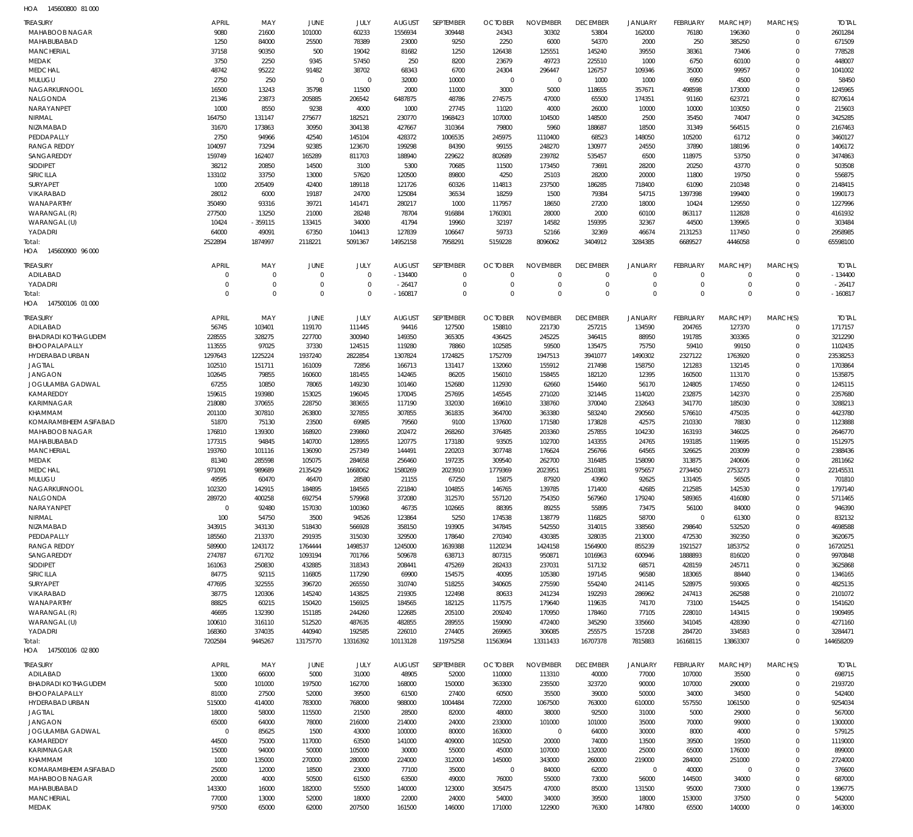HOA 145600800 81 000

| TREASURY | APRIL | MAY | JUNE | JULY | AUGUST | SEPTEMBER | OCTOBER | NOVEMBER | DECEMBER | JANUARY | FEBRUARY | MARCH(P) | MARCH(S) | TOTAL |
|---|---|---|---|---|---|---|---|---|---|---|---|---|---|---|
| MAHABOOB NAGAR | 9080 | 21600 | 101000 | 60233 | 1556934 | 309448 | 24343 | 30302 | 53804 | 162000 | 76180 | 196360 | 0 | 2601284 |
| MAHABUBABAD | 1250 | 84000 | 25500 | 78389 | 23000 | 9250 | 2250 | 6000 | 54370 | 2000 | 250 | 385250 | 0 | 671509 |
| MANCHERIAL | 37158 | 90350 | 500 | 19042 | 81682 | 1250 | 126438 | 125551 | 145240 | 39550 | 38361 | 73406 | 0 | 778528 |
| MEDAK | 3750 | 2250 | 9345 | 57450 | 250 | 8200 | 23679 | 49723 | 225510 | 1000 | 6750 | 60100 | 0 | 448007 |
| MEDCHAL | 48742 | 95222 | 91482 | 38702 | 68343 | 6700 | 24304 | 296447 | 126757 | 109346 | 35000 | 99957 | 0 | 1041002 |
| MULUGU | 2750 | 250 | 0 | 0 | 32000 | 10000 | 0 | 0 | 1000 | 1000 | 6950 | 4500 | 0 | 58450 |
| NAGARKURNOOL | 16500 | 13243 | 35798 | 11500 | 2000 | 11000 | 3000 | 5000 | 118655 | 357671 | 498598 | 173000 | 0 | 1245965 |
| NALGONDA | 21346 | 23873 | 205885 | 206542 | 6487875 | 48786 | 274575 | 47000 | 65500 | 174351 | 91160 | 623721 | 0 | 8270614 |
| NARAYANPET | 1000 | 8550 | 9238 | 4000 | 1000 | 27745 | 11020 | 4000 | 26000 | 10000 | 10000 | 103050 | 0 | 215603 |
| NIRMAL | 164750 | 131147 | 275677 | 182521 | 230770 | 1968423 | 107000 | 104500 | 148500 | 2500 | 35450 | 74047 | 0 | 3425285 |
| NIZAMABAD | 31670 | 173863 | 30950 | 304138 | 427667 | 310364 | 79800 | 5960 | 188687 | 18500 | 31349 | 564515 | 0 | 2167463 |
| PEDDAPALLY | 2750 | 94966 | 42540 | 145104 | 428372 | 1006535 | 245975 | 1110400 | 68523 | 148050 | 105200 | 61712 | 0 | 3460127 |
| RANGA REDDY | 104097 | 73294 | 92385 | 123670 | 199298 | 84390 | 99155 | 248270 | 130977 | 24550 | 37890 | 188196 | 0 | 1406172 |
| SANGAREDDY | 159749 | 162407 | 165289 | 811703 | 188940 | 229622 | 802689 | 239782 | 535457 | 6500 | 118975 | 53750 | 0 | 3474863 |
| SIDDIPET | 38212 | 20850 | 14500 | 3100 | 5300 | 70685 | 11500 | 173450 | 73691 | 28200 | 20250 | 43770 | 0 | 503508 |
| SIRICILLA | 133102 | 33750 | 13000 | 57620 | 120500 | 89800 | 4250 | 25103 | 28200 | 20000 | 11800 | 19750 | 0 | 556875 |
| SURYAPET | 1000 | 205409 | 42400 | 189118 | 121726 | 60326 | 114813 | 237500 | 186285 | 718400 | 61090 | 210348 | 0 | 2148415 |
| VIKARABAD | 28012 | 6000 | 19187 | 24700 | 125084 | 36534 | 18259 | 1500 | 79384 | 54715 | 1397398 | 199400 | 0 | 1990173 |
| WANAPARTHY | 350490 | 93316 | 39721 | 141471 | 280217 | 1000 | 117957 | 18650 | 27200 | 18000 | 10424 | 129550 | 0 | 1227996 |
| WARANGAL (R) | 277500 | 13250 | 21000 | 28248 | 78704 | 916884 | 1760301 | 28000 | 2000 | 60100 | 863117 | 112828 | 0 | 4161932 |
| WARANGAL (U) | 10424 | -359115 | 133415 | 34000 | 41794 | 19960 | 32197 | 14582 | 159395 | 32367 | 44500 | 139965 | 0 | 303484 |
| YADADRI | 64000 | 49091 | 67350 | 104413 | 127839 | 106647 | 59733 | 52166 | 32369 | 46674 | 2131253 | 117450 | 0 | 2958985 |
| Total: | 2522894 | 1874997 | 2118221 | 5091367 | 14952158 | 7958291 | 5159228 | 8096062 | 3404912 | 3284385 | 6689527 | 4446058 | 0 | 65598100 |

HOA 145600900 96 000

| TREASURY | APRIL | MAY | JUNE | JULY | AUGUST | SEPTEMBER | OCTOBER | NOVEMBER | DECEMBER | JANUARY | FEBRUARY | MARCH(P) | MARCH(S) | TOTAL |
|---|---|---|---|---|---|---|---|---|---|---|---|---|---|---|
| ADILABAD | 0 | 0 | 0 | 0 | -134400 | 0 | 0 | 0 | 0 | 0 | 0 | 0 | 0 | -134400 |
| YADADRI | 0 | 0 | 0 | 0 | -26417 | 0 | 0 | 0 | 0 | 0 | 0 | 0 | 0 | -26417 |
| Total: | 0 | 0 | 0 | 0 | -160817 | 0 | 0 | 0 | 0 | 0 | 0 | 0 | 0 | -160817 |

HOA 147500106 01 000

| TREASURY | APRIL | MAY | JUNE | JULY | AUGUST | SEPTEMBER | OCTOBER | NOVEMBER | DECEMBER | JANUARY | FEBRUARY | MARCH(P) | MARCH(S) | TOTAL |
|---|---|---|---|---|---|---|---|---|---|---|---|---|---|---|
| ADILABAD | 56745 | 103401 | 119170 | 111445 | 94416 | 127500 | 158810 | 221730 | 257215 | 134590 | 204765 | 127370 | 0 | 1717157 |
| BHADRADI KOTHAGUDEM | 228555 | 328275 | 227700 | 300940 | 149350 | 365305 | 436425 | 245225 | 346415 | 88950 | 191785 | 303365 | 0 | 3212290 |
| BHOOPALAPALLY | 113555 | 97025 | 37330 | 124515 | 119280 | 78860 | 102585 | 59500 | 135475 | 75750 | 59410 | 99150 | 0 | 1102435 |
| HYDERABAD URBAN | 1297643 | 1225224 | 1937240 | 2822854 | 1307824 | 1724825 | 1752709 | 1947513 | 3941077 | 1490302 | 2327122 | 1763920 | 0 | 23538253 |
| JAGTIAL | 102510 | 151711 | 161009 | 72856 | 166713 | 131417 | 132060 | 155912 | 217498 | 158750 | 121283 | 132145 | 0 | 1703864 |
| JANGAON | 102645 | 79855 | 160600 | 181455 | 142465 | 86205 | 156010 | 158455 | 182120 | 12395 | 160500 | 113170 | 0 | 1535875 |
| JOGULAMBA GADWAL | 67255 | 10850 | 78065 | 149230 | 101460 | 152680 | 112930 | 62660 | 154460 | 56170 | 124805 | 174550 | 0 | 1245115 |
| KAMAREDDY | 159615 | 193980 | 153025 | 196045 | 170045 | 257695 | 145545 | 271020 | 321445 | 114020 | 232875 | 142370 | 0 | 2357680 |
| KARIMNAGAR | 218080 | 370655 | 228750 | 383655 | 117190 | 332030 | 169610 | 338760 | 370040 | 232643 | 341770 | 185030 | 0 | 3288213 |
| KHAMMAM | 201100 | 307810 | 263800 | 327855 | 307855 | 361835 | 364700 | 363380 | 583240 | 290560 | 576610 | 475035 | 0 | 4423780 |
| KOMARAMBHEEM ASIFABAD | 51870 | 75130 | 23500 | 69985 | 79560 | 9100 | 137600 | 171580 | 173828 | 42575 | 210330 | 78830 | 0 | 1123888 |
| MAHABOOB NAGAR | 176810 | 139300 | 168920 | 239860 | 202472 | 268260 | 376485 | 203360 | 257855 | 104230 | 163193 | 346025 | 0 | 2646770 |
| MAHABUBABAD | 177315 | 94845 | 140700 | 128955 | 120775 | 173180 | 93505 | 102700 | 143355 | 24765 | 193185 | 119695 | 0 | 1512975 |
| MANCHERIAL | 193760 | 101116 | 136090 | 257349 | 144491 | 220203 | 307748 | 176624 | 256766 | 64565 | 326625 | 203099 | 0 | 2388436 |
| MEDAK | 81340 | 285598 | 105075 | 284658 | 256460 | 197235 | 309540 | 262700 | 316485 | 158090 | 313875 | 240606 | 0 | 2811662 |
| MEDCHAL | 971091 | 989689 | 2135429 | 1668062 | 1580269 | 2023910 | 1779369 | 2023951 | 2510381 | 975657 | 2734450 | 2753273 | 0 | 22145531 |
| MULUGU | 49595 | 60470 | 46470 | 28580 | 21155 | 67250 | 15875 | 87920 | 43960 | 92625 | 131405 | 56505 | 0 | 701810 |
| NAGARKURNOOL | 102320 | 142915 | 184895 | 184565 | 221840 | 104855 | 146765 | 139785 | 171400 | 42685 | 212585 | 142530 | 0 | 1797140 |
| NALGONDA | 289720 | 400258 | 692754 | 579968 | 372080 | 312570 | 557120 | 754350 | 567960 | 179240 | 589365 | 416080 | 0 | 5711465 |
| NARAYANPET | 0 | 92480 | 157030 | 100360 | 46735 | 102665 | 88395 | 89255 | 55895 | 73475 | 56100 | 84000 | 0 | 946390 |
| NIRMAL | 100 | 54750 | 3500 | 94526 | 123864 | 5250 | 174538 | 138779 | 116825 | 58700 | 0 | 61300 | 0 | 832132 |
| NIZAMABAD | 343915 | 343130 | 518430 | 566928 | 358150 | 193905 | 347845 | 542550 | 314015 | 338560 | 298640 | 532520 | 0 | 4698588 |
| PEDDAPALLY | 185560 | 213370 | 291935 | 315030 | 329500 | 178640 | 270340 | 430385 | 328035 | 213000 | 472530 | 392350 | 0 | 3620675 |
| RANGA REDDY | 589900 | 1243172 | 1764444 | 1498537 | 1245000 | 1639388 | 1120234 | 1424158 | 1564900 | 855239 | 1921527 | 1853752 | 0 | 16720251 |
| SANGAREDDY | 274787 | 671702 | 1093194 | 701766 | 509678 | 638713 | 807315 | 950871 | 1016963 | 600946 | 1888893 | 816020 | 0 | 9970848 |
| SIDDIPET | 161063 | 250830 | 432885 | 318343 | 208441 | 475269 | 282433 | 237031 | 517132 | 68571 | 428159 | 245711 | 0 | 3625868 |
| SIRICILLA | 84775 | 92115 | 116805 | 117290 | 69900 | 154575 | 40095 | 105380 | 197145 | 96580 | 183065 | 88440 | 0 | 1346165 |
| SURYAPET | 477695 | 322555 | 396720 | 265550 | 310740 | 518255 | 340605 | 275590 | 554240 | 241145 | 528975 | 593065 | 0 | 4825135 |
| VIKARABAD | 38775 | 120306 | 145240 | 143825 | 219305 | 122498 | 80633 | 241234 | 192293 | 286962 | 247413 | 262588 | 0 | 2101072 |
| WANAPARTHY | 88825 | 60215 | 150420 | 156925 | 184565 | 182125 | 117575 | 179640 | 119635 | 74170 | 73100 | 154425 | 0 | 1541620 |
| WARANGAL (R) | 46695 | 132390 | 151185 | 244260 | 122685 | 205100 | 209240 | 170950 | 178460 | 77105 | 228010 | 143415 | 0 | 1909495 |
| WARANGAL (U) | 100610 | 316110 | 512520 | 487635 | 482855 | 289555 | 159090 | 472400 | 345290 | 335660 | 341045 | 428390 | 0 | 4271160 |
| YADADRI | 168360 | 374035 | 440940 | 192585 | 226010 | 274405 | 269965 | 306085 | 255575 | 157208 | 284720 | 334583 | 0 | 3284471 |
| Total: | 7202584 | 9445267 | 13175770 | 13316392 | 10113128 | 11975258 | 11563694 | 13311433 | 16707378 | 7815883 | 16168115 | 13863307 | 0 | 144658209 |

HOA 147500106 02 800

| TREASURY | APRIL | MAY | JUNE | JULY | AUGUST | SEPTEMBER | OCTOBER | NOVEMBER | DECEMBER | JANUARY | FEBRUARY | MARCH(P) | MARCH(S) | TOTAL |
|---|---|---|---|---|---|---|---|---|---|---|---|---|---|---|
| ADILABAD | 13000 | 66000 | 5000 | 31000 | 48905 | 52000 | 110000 | 113310 | 40000 | 77000 | 107000 | 35500 | 0 | 698715 |
| BHADRADI KOTHAGUDEM | 5000 | 101000 | 197500 | 162700 | 168000 | 150000 | 363300 | 235500 | 323720 | 90000 | 107000 | 290000 | 0 | 2193720 |
| BHOOPALAPALLY | 81000 | 27500 | 52000 | 39500 | 61500 | 27400 | 60500 | 35500 | 39000 | 50000 | 34000 | 34500 | 0 | 542400 |
| HYDERABAD URBAN | 515000 | 414000 | 783000 | 768000 | 988000 | 1004484 | 722000 | 1067500 | 763000 | 610000 | 557550 | 1061500 | 0 | 9254034 |
| JAGTIAL | 18000 | 58000 | 115500 | 21500 | 28500 | 82000 | 48000 | 38000 | 92500 | 31000 | 5000 | 29000 | 0 | 567000 |
| JANGAON | 65000 | 64000 | 78000 | 216000 | 214000 | 24000 | 233000 | 101000 | 101000 | 35000 | 70000 | 99000 | 0 | 1300000 |
| JOGULAMBA GADWAL | 0 | 85625 | 1500 | 43000 | 100000 | 80000 | 163000 | 0 | 64000 | 30000 | 8000 | 4000 | 0 | 579125 |
| KAMAREDDY | 44500 | 75000 | 117000 | 63500 | 141000 | 409000 | 102500 | 20000 | 74000 | 13500 | 39500 | 19500 | 0 | 1119000 |
| KARIMNAGAR | 15000 | 94000 | 50000 | 105000 | 30000 | 55000 | 45000 | 107000 | 132000 | 25000 | 65000 | 176000 | 0 | 899000 |
| KHAMMAM | 1000 | 135000 | 270000 | 280000 | 224000 | 312000 | 145000 | 343000 | 260000 | 219000 | 284000 | 251000 | 0 | 2724000 |
| KOMARAMBHEEM ASIFABAD | 25000 | 12000 | 18500 | 23000 | 77100 | 35000 | 0 | 84000 | 62000 | 0 | 40000 | 0 | 0 | 376600 |
| MAHABOOB NAGAR | 20000 | 4000 | 50500 | 61500 | 63500 | 49000 | 76000 | 55000 | 73000 | 56000 | 144500 | 34000 | 0 | 687000 |
| MAHABUBABAD | 143300 | 16000 | 182000 | 55500 | 140000 | 123000 | 305475 | 47000 | 85000 | 131500 | 95000 | 73000 | 0 | 1396775 |
| MANCHERIAL | 77000 | 13000 | 52000 | 18000 | 22000 | 24000 | 54000 | 34000 | 39500 | 18000 | 153000 | 37500 | 0 | 542000 |
| MEDAK | 97500 | 65000 | 62000 | 207500 | 161500 | 146000 | 171000 | 122900 | 76300 | 147800 | 65500 | 140000 | 0 | 1463000 |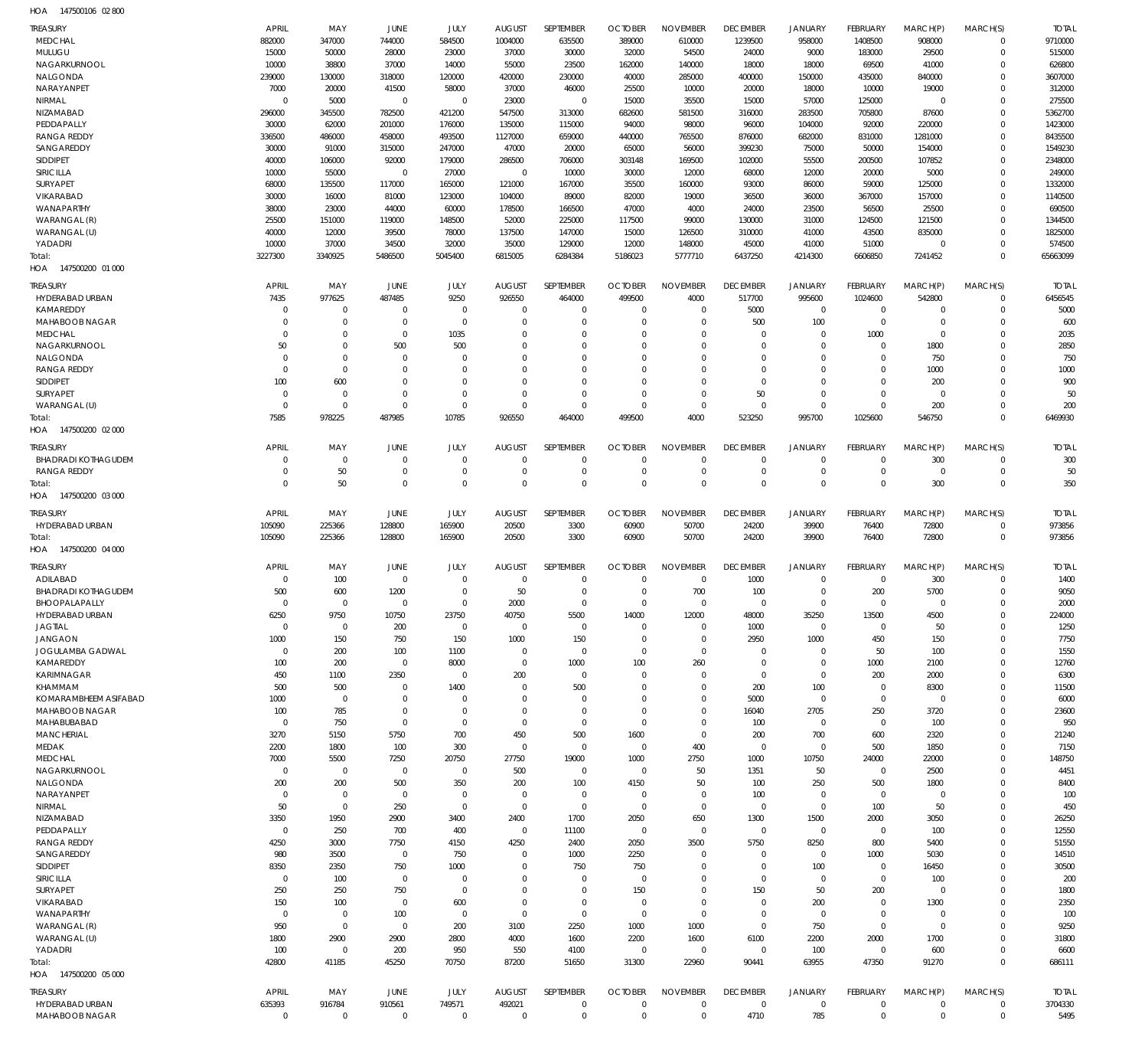HOA 147500106 02 800

| TREASURY | APRIL | MAY | JUNE | JULY | AUGUST | SEPTEMBER | OCTOBER | NOVEMBER | DECEMBER | JANUARY | FEBRUARY | MARCH(P) | MARCH(S) | TOTAL |
|---|---|---|---|---|---|---|---|---|---|---|---|---|---|---|
| MEDCHAL | 882000 | 347000 | 744000 | 584500 | 1004000 | 635500 | 389000 | 610000 | 1239500 | 958000 | 1408500 | 908000 | 0 | 9710000 |
| MULUGU | 15000 | 50000 | 28000 | 23000 | 37000 | 30000 | 32000 | 54500 | 24000 | 9000 | 183000 | 29500 | 0 | 515000 |
| NAGARKURNOOL | 10000 | 38800 | 37000 | 14000 | 55000 | 23500 | 162000 | 140000 | 18000 | 18000 | 69500 | 41000 | 0 | 626800 |
| NALGONDA | 239000 | 130000 | 318000 | 120000 | 420000 | 230000 | 40000 | 285000 | 400000 | 150000 | 435000 | 840000 | 0 | 3607000 |
| NARAYANPET | 7000 | 20000 | 41500 | 58000 | 37000 | 46000 | 25500 | 10000 | 20000 | 18000 | 10000 | 19000 | 0 | 312000 |
| NIRMAL | 0 | 5000 | 0 | 0 | 23000 | 0 | 15000 | 35500 | 15000 | 57000 | 125000 | 0 | 0 | 275500 |
| NIZAMABAD | 296000 | 345500 | 782500 | 421200 | 547500 | 313000 | 682600 | 581500 | 316000 | 283500 | 705800 | 87600 | 0 | 5362700 |
| PEDDAPALLY | 30000 | 62000 | 201000 | 176000 | 135000 | 115000 | 94000 | 98000 | 96000 | 104000 | 92000 | 220000 | 0 | 1423000 |
| RANGA REDDY | 336500 | 486000 | 458000 | 493500 | 1127000 | 659000 | 440000 | 765500 | 876000 | 682000 | 831000 | 1281000 | 0 | 8435500 |
| SANGAREDDY | 30000 | 91000 | 315000 | 247000 | 47000 | 20000 | 65000 | 56000 | 399230 | 75000 | 50000 | 154000 | 0 | 1549230 |
| SIDDIPET | 40000 | 106000 | 92000 | 179000 | 286500 | 706000 | 303148 | 169500 | 102000 | 55500 | 200500 | 107852 | 0 | 2348000 |
| SIRICILLA | 10000 | 55000 | 0 | 27000 | 0 | 10000 | 30000 | 12000 | 68000 | 12000 | 20000 | 5000 | 0 | 249000 |
| SURYAPET | 68000 | 135500 | 117000 | 165000 | 121000 | 167000 | 35500 | 160000 | 93000 | 86000 | 59000 | 125000 | 0 | 1332000 |
| VIKARABAD | 30000 | 16000 | 81000 | 123000 | 104000 | 89000 | 82000 | 19000 | 36500 | 36000 | 367000 | 157000 | 0 | 1140500 |
| WANAPARTHY | 38000 | 23000 | 44000 | 60000 | 178500 | 166500 | 47000 | 4000 | 24000 | 23500 | 56500 | 25500 | 0 | 690500 |
| WARANGAL (R) | 25500 | 151000 | 119000 | 148500 | 52000 | 225000 | 117500 | 99000 | 130000 | 31000 | 124500 | 121500 | 0 | 1344500 |
| WARANGAL (U) | 40000 | 12000 | 39500 | 78000 | 137500 | 147000 | 15000 | 126500 | 310000 | 41000 | 43500 | 835000 | 0 | 1825000 |
| YADADRI | 10000 | 37000 | 34500 | 32000 | 35000 | 129000 | 12000 | 148000 | 45000 | 41000 | 51000 | 0 | 0 | 574500 |
| Total: | 3227300 | 3340925 | 5486500 | 5045400 | 6815005 | 6284384 | 5186023 | 5777710 | 6437250 | 4214300 | 6606850 | 7241452 | 0 | 65663099 |

HOA 147500200 01 000

| TREASURY | APRIL | MAY | JUNE | JULY | AUGUST | SEPTEMBER | OCTOBER | NOVEMBER | DECEMBER | JANUARY | FEBRUARY | MARCH(P) | MARCH(S) | TOTAL |
|---|---|---|---|---|---|---|---|---|---|---|---|---|---|---|
| HYDERABAD URBAN | 7435 | 977625 | 487485 | 9250 | 926550 | 464000 | 499500 | 4000 | 517700 | 995600 | 1024600 | 542800 | 0 | 6456545 |
| KAMAREDDY | 0 | 0 | 0 | 0 | 0 | 0 | 0 | 0 | 5000 | 0 | 0 | 0 | 0 | 5000 |
| MAHABOOB NAGAR | 0 | 0 | 0 | 0 | 0 | 0 | 0 | 0 | 500 | 100 | 0 | 0 | 0 | 600 |
| MEDCHAL | 0 | 0 | 0 | 1035 | 0 | 0 | 0 | 0 | 0 | 0 | 1000 | 0 | 0 | 2035 |
| NAGARKURNOOL | 50 | 0 | 500 | 500 | 0 | 0 | 0 | 0 | 0 | 0 | 0 | 1800 | 0 | 2850 |
| NALGONDA | 0 | 0 | 0 | 0 | 0 | 0 | 0 | 0 | 0 | 0 | 0 | 750 | 0 | 750 |
| RANGA REDDY | 0 | 0 | 0 | 0 | 0 | 0 | 0 | 0 | 0 | 0 | 0 | 1000 | 0 | 1000 |
| SIDDIPET | 100 | 600 | 0 | 0 | 0 | 0 | 0 | 0 | 0 | 0 | 0 | 200 | 0 | 900 |
| SURYAPET | 0 | 0 | 0 | 0 | 0 | 0 | 0 | 0 | 50 | 0 | 0 | 0 | 0 | 50 |
| WARANGAL (U) | 0 | 0 | 0 | 0 | 0 | 0 | 0 | 0 | 0 | 0 | 0 | 200 | 0 | 200 |
| Total: | 7585 | 978225 | 487985 | 10785 | 926550 | 464000 | 499500 | 4000 | 523250 | 995700 | 1025600 | 546750 | 0 | 6469930 |

HOA 147500200 02 000

| TREASURY | APRIL | MAY | JUNE | JULY | AUGUST | SEPTEMBER | OCTOBER | NOVEMBER | DECEMBER | JANUARY | FEBRUARY | MARCH(P) | MARCH(S) | TOTAL |
|---|---|---|---|---|---|---|---|---|---|---|---|---|---|---|
| BHADRADI KOTHAGUDEM | 0 | 0 | 0 | 0 | 0 | 0 | 0 | 0 | 0 | 0 | 0 | 300 | 0 | 300 |
| RANGA REDDY | 0 | 50 | 0 | 0 | 0 | 0 | 0 | 0 | 0 | 0 | 0 | 0 | 0 | 50 |
| Total: | 0 | 50 | 0 | 0 | 0 | 0 | 0 | 0 | 0 | 0 | 0 | 300 | 0 | 350 |

HOA 147500200 03 000

| TREASURY | APRIL | MAY | JUNE | JULY | AUGUST | SEPTEMBER | OCTOBER | NOVEMBER | DECEMBER | JANUARY | FEBRUARY | MARCH(P) | MARCH(S) | TOTAL |
|---|---|---|---|---|---|---|---|---|---|---|---|---|---|---|
| HYDERABAD URBAN | 105090 | 225366 | 128800 | 165900 | 20500 | 3300 | 60900 | 50700 | 24200 | 39900 | 76400 | 72800 | 0 | 973856 |
| Total: | 105090 | 225366 | 128800 | 165900 | 20500 | 3300 | 60900 | 50700 | 24200 | 39900 | 76400 | 72800 | 0 | 973856 |

HOA 147500200 04 000

| TREASURY | APRIL | MAY | JUNE | JULY | AUGUST | SEPTEMBER | OCTOBER | NOVEMBER | DECEMBER | JANUARY | FEBRUARY | MARCH(P) | MARCH(S) | TOTAL |
|---|---|---|---|---|---|---|---|---|---|---|---|---|---|---|
| ADILABAD | 0 | 100 | 0 | 0 | 0 | 0 | 0 | 0 | 1000 | 0 | 0 | 300 | 0 | 1400 |
| BHADRADI KOTHAGUDEM | 500 | 600 | 1200 | 0 | 50 | 0 | 0 | 700 | 100 | 0 | 200 | 5700 | 0 | 9050 |
| BHOOPALAPALLY | 0 | 0 | 0 | 0 | 2000 | 0 | 0 | 0 | 0 | 0 | 0 | 0 | 0 | 2000 |
| HYDERABAD URBAN | 6250 | 9750 | 10750 | 23750 | 40750 | 5500 | 14000 | 12000 | 48000 | 35250 | 13500 | 4500 | 0 | 224000 |
| JAGTIAL | 0 | 0 | 200 | 0 | 0 | 0 | 0 | 0 | 1000 | 0 | 0 | 50 | 0 | 1250 |
| JANGAON | 1000 | 150 | 750 | 150 | 1000 | 150 | 0 | 0 | 2950 | 1000 | 450 | 150 | 0 | 7750 |
| JOGULAMBA GADWAL | 0 | 200 | 100 | 1100 | 0 | 0 | 0 | 0 | 0 | 0 | 50 | 100 | 0 | 1550 |
| KAMAREDDY | 100 | 200 | 0 | 8000 | 0 | 1000 | 100 | 260 | 0 | 0 | 1000 | 2100 | 0 | 12760 |
| KARIMNAGAR | 450 | 1100 | 2350 | 0 | 200 | 0 | 0 | 0 | 0 | 0 | 200 | 2000 | 0 | 6300 |
| KHAMMAM | 500 | 500 | 0 | 1400 | 0 | 500 | 0 | 0 | 200 | 100 | 0 | 8300 | 0 | 11500 |
| KOMARAMBHEEM ASIFABAD | 1000 | 0 | 0 | 0 | 0 | 0 | 0 | 0 | 5000 | 0 | 0 | 0 | 0 | 6000 |
| MAHABOOB NAGAR | 100 | 785 | 0 | 0 | 0 | 0 | 0 | 0 | 16040 | 2705 | 250 | 3720 | 0 | 23600 |
| MAHABUBABAD | 0 | 750 | 0 | 0 | 0 | 0 | 0 | 0 | 100 | 0 | 0 | 100 | 0 | 950 |
| MANCHERIAL | 3270 | 5150 | 5750 | 700 | 450 | 500 | 1600 | 0 | 200 | 700 | 600 | 2320 | 0 | 21240 |
| MEDAK | 2200 | 1800 | 100 | 300 | 0 | 0 | 0 | 400 | 0 | 0 | 500 | 1850 | 0 | 7150 |
| MEDCHAL | 7000 | 5500 | 7250 | 20750 | 27750 | 19000 | 1000 | 2750 | 1000 | 10750 | 24000 | 22000 | 0 | 148750 |
| NAGARKURNOOL | 0 | 0 | 0 | 0 | 500 | 0 | 0 | 50 | 1351 | 50 | 0 | 2500 | 0 | 4451 |
| NALGONDA | 200 | 200 | 500 | 350 | 200 | 100 | 4150 | 50 | 100 | 250 | 500 | 1800 | 0 | 8400 |
| NARAYANPET | 0 | 0 | 0 | 0 | 0 | 0 | 0 | 0 | 100 | 0 | 0 | 0 | 0 | 100 |
| NIRMAL | 50 | 0 | 250 | 0 | 0 | 0 | 0 | 0 | 0 | 0 | 100 | 50 | 0 | 450 |
| NIZAMABAD | 3350 | 1950 | 2900 | 3400 | 2400 | 1700 | 2050 | 650 | 1300 | 1500 | 2000 | 3050 | 0 | 26250 |
| PEDDAPALLY | 0 | 250 | 700 | 400 | 0 | 11100 | 0 | 0 | 0 | 0 | 0 | 100 | 0 | 12550 |
| RANGA REDDY | 4250 | 3000 | 7750 | 4150 | 4250 | 2400 | 2050 | 3500 | 5750 | 8250 | 800 | 5400 | 0 | 51550 |
| SANGAREDDY | 980 | 3500 | 0 | 750 | 0 | 1000 | 2250 | 0 | 0 | 0 | 1000 | 5030 | 0 | 14510 |
| SIDDIPET | 8350 | 2350 | 750 | 1000 | 0 | 750 | 750 | 0 | 0 | 100 | 0 | 16450 | 0 | 30500 |
| SIRICILLA | 0 | 100 | 0 | 0 | 0 | 0 | 0 | 0 | 0 | 0 | 0 | 100 | 0 | 200 |
| SURYAPET | 250 | 250 | 750 | 0 | 0 | 0 | 150 | 0 | 150 | 50 | 200 | 0 | 0 | 1800 |
| VIKARABAD | 150 | 100 | 0 | 600 | 0 | 0 | 0 | 0 | 0 | 200 | 0 | 1300 | 0 | 2350 |
| WANAPARTHY | 0 | 0 | 100 | 0 | 0 | 0 | 0 | 0 | 0 | 0 | 0 | 0 | 0 | 100 |
| WARANGAL (R) | 950 | 0 | 0 | 200 | 3100 | 2250 | 1000 | 1000 | 0 | 750 | 0 | 0 | 0 | 9250 |
| WARANGAL (U) | 1800 | 2900 | 2900 | 2800 | 4000 | 1600 | 2200 | 1600 | 6100 | 2200 | 2000 | 1700 | 0 | 31800 |
| YADADRI | 100 | 0 | 200 | 950 | 550 | 4100 | 0 | 0 | 0 | 100 | 0 | 600 | 0 | 6600 |
| Total: | 42800 | 41185 | 45250 | 70750 | 87200 | 51650 | 31300 | 22960 | 90441 | 63955 | 47350 | 91270 | 0 | 686111 |

HOA 147500200 05 000

| TREASURY | APRIL | MAY | JUNE | JULY | AUGUST | SEPTEMBER | OCTOBER | NOVEMBER | DECEMBER | JANUARY | FEBRUARY | MARCH(P) | MARCH(S) | TOTAL |
|---|---|---|---|---|---|---|---|---|---|---|---|---|---|---|
| HYDERABAD URBAN | 635393 | 916784 | 910561 | 749571 | 492021 | 0 | 0 | 0 | 0 | 0 | 0 | 0 | 0 | 3704330 |
| MAHABOOB NAGAR | 0 | 0 | 0 | 0 | 0 | 0 | 0 | 0 | 4710 | 785 | 0 | 0 | 0 | 5495 |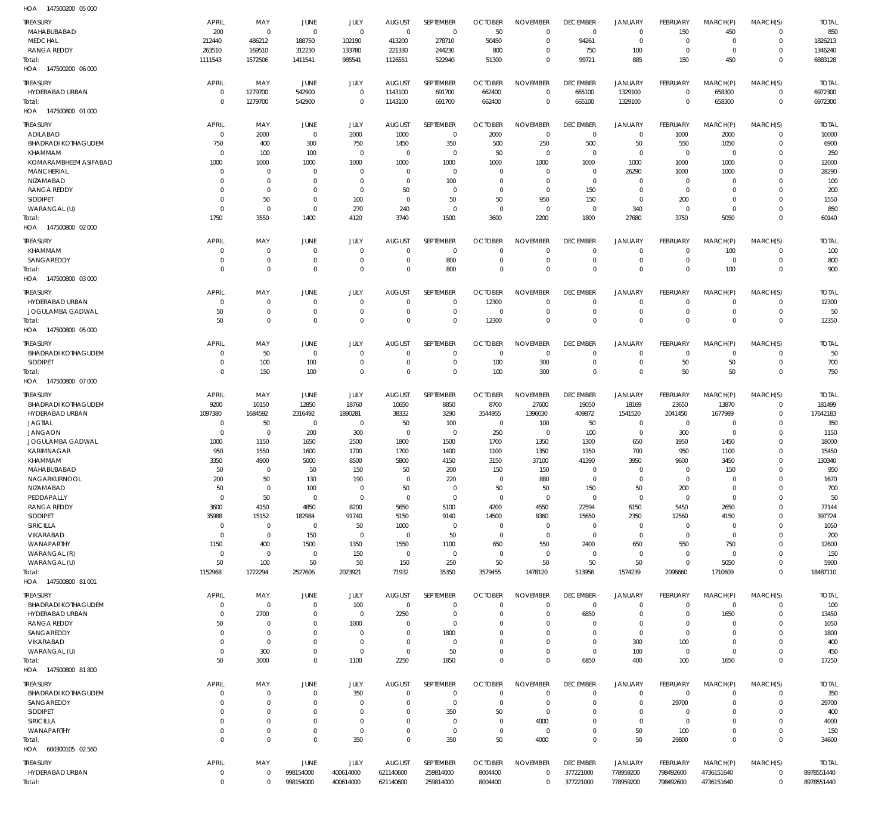HOA 147500200 05 000

| TREASURY | APRIL | MAY | JUNE | JULY | AUGUST | SEPTEMBER | OCTOBER | NOVEMBER | DECEMBER | JANUARY | FEBRUARY | MARCH(P) | MARCH(S) | TOTAL |
|---|---|---|---|---|---|---|---|---|---|---|---|---|---|---|
| MAHABUBABAD | 200 | 0 | 0 | 0 | 0 | 0 | 50 | 0 | 0 | 0 | 150 | 450 | 0 | 850 |
| MEDCHAL | 212440 | 486212 | 188750 | 102190 | 413200 | 278710 | 50450 | 0 | 94261 | 0 | 0 | 0 | 0 | 1826213 |
| RANGA REDDY | 263510 | 169510 | 312230 | 133780 | 221330 | 244230 | 800 | 0 | 750 | 100 | 0 | 0 | 0 | 1346240 |
| Total: | 1111543 | 1572506 | 1411541 | 985541 | 1126551 | 522940 | 51300 | 0 | 99721 | 885 | 150 | 450 | 0 | 6883128 |

HOA 147500200 06 000

| TREASURY | APRIL | MAY | JUNE | JULY | AUGUST | SEPTEMBER | OCTOBER | NOVEMBER | DECEMBER | JANUARY | FEBRUARY | MARCH(P) | MARCH(S) | TOTAL |
|---|---|---|---|---|---|---|---|---|---|---|---|---|---|---|
| HYDERABAD URBAN | 0 | 1279700 | 542900 | 0 | 1143100 | 691700 | 662400 | 0 | 665100 | 1329100 | 0 | 658300 | 0 | 6972300 |
| Total: | 0 | 1279700 | 542900 | 0 | 1143100 | 691700 | 662400 | 0 | 665100 | 1329100 | 0 | 658300 | 0 | 6972300 |

HOA 147500800 01 000

| TREASURY | APRIL | MAY | JUNE | JULY | AUGUST | SEPTEMBER | OCTOBER | NOVEMBER | DECEMBER | JANUARY | FEBRUARY | MARCH(P) | MARCH(S) | TOTAL |
|---|---|---|---|---|---|---|---|---|---|---|---|---|---|---|
| ADILABAD | 0 | 2000 | 0 | 2000 | 1000 | 0 | 2000 | 0 | 0 | 0 | 1000 | 2000 | 0 | 10000 |
| BHADRADI KOTHAGUDEM | 750 | 400 | 300 | 750 | 1450 | 350 | 500 | 250 | 500 | 50 | 550 | 1050 | 0 | 6900 |
| KHAMMAM | 0 | 100 | 100 | 0 | 0 | 0 | 50 | 0 | 0 | 0 | 0 | 0 | 0 | 250 |
| KOMARAMBHEEM ASIFABAD | 1000 | 1000 | 1000 | 1000 | 1000 | 1000 | 1000 | 1000 | 1000 | 1000 | 1000 | 1000 | 0 | 12000 |
| MANCHERIAL | 0 | 0 | 0 | 0 | 0 | 0 | 0 | 0 | 0 | 26290 | 1000 | 1000 | 0 | 28290 |
| NIZAMABAD | 0 | 0 | 0 | 0 | 0 | 100 | 0 | 0 | 0 | 0 | 0 | 0 | 0 | 100 |
| RANGA REDDY | 0 | 0 | 0 | 0 | 50 | 0 | 0 | 0 | 150 | 0 | 0 | 0 | 0 | 200 |
| SIDDIPET | 0 | 50 | 0 | 100 | 0 | 50 | 50 | 950 | 150 | 0 | 200 | 0 | 0 | 1550 |
| WARANGAL (U) | 0 | 0 | 0 | 270 | 240 | 0 | 0 | 0 | 0 | 340 | 0 | 0 | 0 | 850 |
| Total: | 1750 | 3550 | 1400 | 4120 | 3740 | 1500 | 3600 | 2200 | 1800 | 27680 | 3750 | 5050 | 0 | 60140 |

HOA 147500800 02 000

| TREASURY | APRIL | MAY | JUNE | JULY | AUGUST | SEPTEMBER | OCTOBER | NOVEMBER | DECEMBER | JANUARY | FEBRUARY | MARCH(P) | MARCH(S) | TOTAL |
|---|---|---|---|---|---|---|---|---|---|---|---|---|---|---|
| KHAMMAM | 0 | 0 | 0 | 0 | 0 | 0 | 0 | 0 | 0 | 0 | 0 | 100 | 0 | 100 |
| SANGAREDDY | 0 | 0 | 0 | 0 | 0 | 800 | 0 | 0 | 0 | 0 | 0 | 0 | 0 | 800 |
| Total: | 0 | 0 | 0 | 0 | 0 | 800 | 0 | 0 | 0 | 0 | 0 | 100 | 0 | 900 |

HOA 147500800 03 000

| TREASURY | APRIL | MAY | JUNE | JULY | AUGUST | SEPTEMBER | OCTOBER | NOVEMBER | DECEMBER | JANUARY | FEBRUARY | MARCH(P) | MARCH(S) | TOTAL |
|---|---|---|---|---|---|---|---|---|---|---|---|---|---|---|
| HYDERABAD URBAN | 0 | 0 | 0 | 0 | 0 | 0 | 12300 | 0 | 0 | 0 | 0 | 0 | 0 | 12300 |
| JOGULAMBA GADWAL | 50 | 0 | 0 | 0 | 0 | 0 | 0 | 0 | 0 | 0 | 0 | 0 | 0 | 50 |
| Total: | 50 | 0 | 0 | 0 | 0 | 0 | 12300 | 0 | 0 | 0 | 0 | 0 | 0 | 12350 |

HOA 147500800 05 000

| TREASURY | APRIL | MAY | JUNE | JULY | AUGUST | SEPTEMBER | OCTOBER | NOVEMBER | DECEMBER | JANUARY | FEBRUARY | MARCH(P) | MARCH(S) | TOTAL |
|---|---|---|---|---|---|---|---|---|---|---|---|---|---|---|
| BHADRADI KOTHAGUDEM | 0 | 50 | 0 | 0 | 0 | 0 | 0 | 0 | 0 | 0 | 0 | 0 | 0 | 50 |
| SIDDIPET | 0 | 100 | 100 | 0 | 0 | 0 | 100 | 300 | 0 | 0 | 50 | 50 | 0 | 700 |
| Total: | 0 | 150 | 100 | 0 | 0 | 0 | 100 | 300 | 0 | 0 | 50 | 50 | 0 | 750 |

HOA 147500800 07 000

| TREASURY | APRIL | MAY | JUNE | JULY | AUGUST | SEPTEMBER | OCTOBER | NOVEMBER | DECEMBER | JANUARY | FEBRUARY | MARCH(P) | MARCH(S) | TOTAL |
|---|---|---|---|---|---|---|---|---|---|---|---|---|---|---|
| BHADRADI KOTHAGUDEM | 9200 | 10150 | 12850 | 18760 | 10650 | 8850 | 8700 | 27600 | 19050 | 18169 | 23650 | 13870 | 0 | 181499 |
| HYDERABAD URBAN | 1097380 | 1684592 | 2316492 | 1890281 | 38332 | 3290 | 3544955 | 1396030 | 409872 | 1541520 | 2041450 | 1677989 | 0 | 17642183 |
| JAGTIAL | 0 | 50 | 0 | 0 | 50 | 100 | 0 | 100 | 50 | 0 | 0 | 0 | 0 | 350 |
| JANGAON | 0 | 0 | 200 | 300 | 0 | 0 | 250 | 0 | 100 | 0 | 300 | 0 | 0 | 1150 |
| JOGULAMBA GADWAL | 1000 | 1150 | 1650 | 2500 | 1800 | 1500 | 1700 | 1350 | 1300 | 650 | 1950 | 1450 | 0 | 18000 |
| KARIMNAGAR | 950 | 1550 | 1600 | 1700 | 1700 | 1400 | 1100 | 1350 | 1350 | 700 | 950 | 1100 | 0 | 15450 |
| KHAMMAM | 3350 | 4900 | 5000 | 8500 | 5800 | 4150 | 3150 | 37100 | 41390 | 3950 | 9600 | 3450 | 0 | 130340 |
| MAHABUBABAD | 50 | 0 | 50 | 150 | 50 | 200 | 150 | 150 | 0 | 0 | 0 | 150 | 0 | 950 |
| NAGARKURNOOL | 200 | 50 | 130 | 190 | 0 | 220 | 0 | 880 | 0 | 0 | 0 | 0 | 0 | 1670 |
| NIZAMABAD | 50 | 0 | 100 | 0 | 50 | 0 | 50 | 50 | 150 | 50 | 200 | 0 | 0 | 700 |
| PEDDAPALLY | 0 | 50 | 0 | 0 | 0 | 0 | 0 | 0 | 0 | 0 | 0 | 0 | 0 | 50 |
| RANGA REDDY | 3600 | 4150 | 4850 | 8200 | 5650 | 5100 | 4200 | 4550 | 22594 | 6150 | 5450 | 2650 | 0 | 77144 |
| SIDDIPET | 35988 | 15152 | 182984 | 91740 | 5150 | 9140 | 14500 | 8360 | 15650 | 2350 | 12560 | 4150 | 0 | 397724 |
| SIRICILLA | 0 | 0 | 0 | 50 | 1000 | 0 | 0 | 0 | 0 | 0 | 0 | 0 | 0 | 1050 |
| VIKARABAD | 0 | 0 | 150 | 0 | 0 | 50 | 0 | 0 | 0 | 0 | 0 | 0 | 0 | 200 |
| WANAPARTHY | 1150 | 400 | 1500 | 1350 | 1550 | 1100 | 650 | 550 | 2400 | 650 | 550 | 750 | 0 | 12600 |
| WARANGAL (R) | 0 | 0 | 0 | 150 | 0 | 0 | 0 | 0 | 0 | 0 | 0 | 0 | 0 | 150 |
| WARANGAL (U) | 50 | 100 | 50 | 50 | 150 | 250 | 50 | 50 | 50 | 50 | 0 | 5050 | 0 | 5900 |
| Total: | 1152968 | 1722294 | 2527606 | 2023921 | 71932 | 35350 | 3579455 | 1478120 | 513956 | 1574239 | 2096660 | 1710609 | 0 | 18487110 |

HOA 147500800 81 001

| TREASURY | APRIL | MAY | JUNE | JULY | AUGUST | SEPTEMBER | OCTOBER | NOVEMBER | DECEMBER | JANUARY | FEBRUARY | MARCH(P) | MARCH(S) | TOTAL |
|---|---|---|---|---|---|---|---|---|---|---|---|---|---|---|
| BHADRADI KOTHAGUDEM | 0 | 0 | 0 | 100 | 0 | 0 | 0 | 0 | 0 | 0 | 0 | 0 | 0 | 100 |
| HYDERABAD URBAN | 0 | 2700 | 0 | 0 | 2250 | 0 | 0 | 0 | 6850 | 0 | 0 | 1650 | 0 | 13450 |
| RANGA REDDY | 50 | 0 | 0 | 1000 | 0 | 0 | 0 | 0 | 0 | 0 | 0 | 0 | 0 | 1050 |
| SANGAREDDY | 0 | 0 | 0 | 0 | 0 | 1800 | 0 | 0 | 0 | 0 | 0 | 0 | 0 | 1800 |
| VIKARABAD | 0 | 0 | 0 | 0 | 0 | 0 | 0 | 0 | 0 | 300 | 100 | 0 | 0 | 400 |
| WARANGAL (U) | 0 | 300 | 0 | 0 | 0 | 50 | 0 | 0 | 0 | 100 | 0 | 0 | 0 | 450 |
| Total: | 50 | 3000 | 0 | 1100 | 2250 | 1850 | 0 | 0 | 6850 | 400 | 100 | 1650 | 0 | 17250 |

HOA 147500800 81 800

| TREASURY | APRIL | MAY | JUNE | JULY | AUGUST | SEPTEMBER | OCTOBER | NOVEMBER | DECEMBER | JANUARY | FEBRUARY | MARCH(P) | MARCH(S) | TOTAL |
|---|---|---|---|---|---|---|---|---|---|---|---|---|---|---|
| BHADRADI KOTHAGUDEM | 0 | 0 | 0 | 350 | 0 | 0 | 0 | 0 | 0 | 0 | 0 | 0 | 0 | 350 |
| SANGAREDDY | 0 | 0 | 0 | 0 | 0 | 0 | 0 | 0 | 0 | 0 | 29700 | 0 | 0 | 29700 |
| SIDDIPET | 0 | 0 | 0 | 0 | 0 | 350 | 50 | 0 | 0 | 0 | 0 | 0 | 0 | 400 |
| SIRICILLA | 0 | 0 | 0 | 0 | 0 | 0 | 0 | 4000 | 0 | 0 | 0 | 0 | 0 | 4000 |
| WANAPARTHY | 0 | 0 | 0 | 0 | 0 | 0 | 0 | 0 | 0 | 50 | 100 | 0 | 0 | 150 |
| Total: | 0 | 0 | 0 | 350 | 0 | 350 | 50 | 4000 | 0 | 50 | 29800 | 0 | 0 | 34600 |

HOA 600300105 02 560

| TREASURY | APRIL | MAY | JUNE | JULY | AUGUST | SEPTEMBER | OCTOBER | NOVEMBER | DECEMBER | JANUARY | FEBRUARY | MARCH(P) | MARCH(S) | TOTAL |
|---|---|---|---|---|---|---|---|---|---|---|---|---|---|---|
| HYDERABAD URBAN | 0 | 0 | 998154000 | 400614000 | 621140600 | 259814000 | 8004400 | 0 | 377221000 | 778959200 | 798492600 | 4736151640 | 0 | 8978551440 |
| Total: | 0 | 0 | 998154000 | 400614000 | 621140600 | 259814000 | 8004400 | 0 | 377221000 | 778959200 | 798492600 | 4736151640 | 0 | 8978551440 |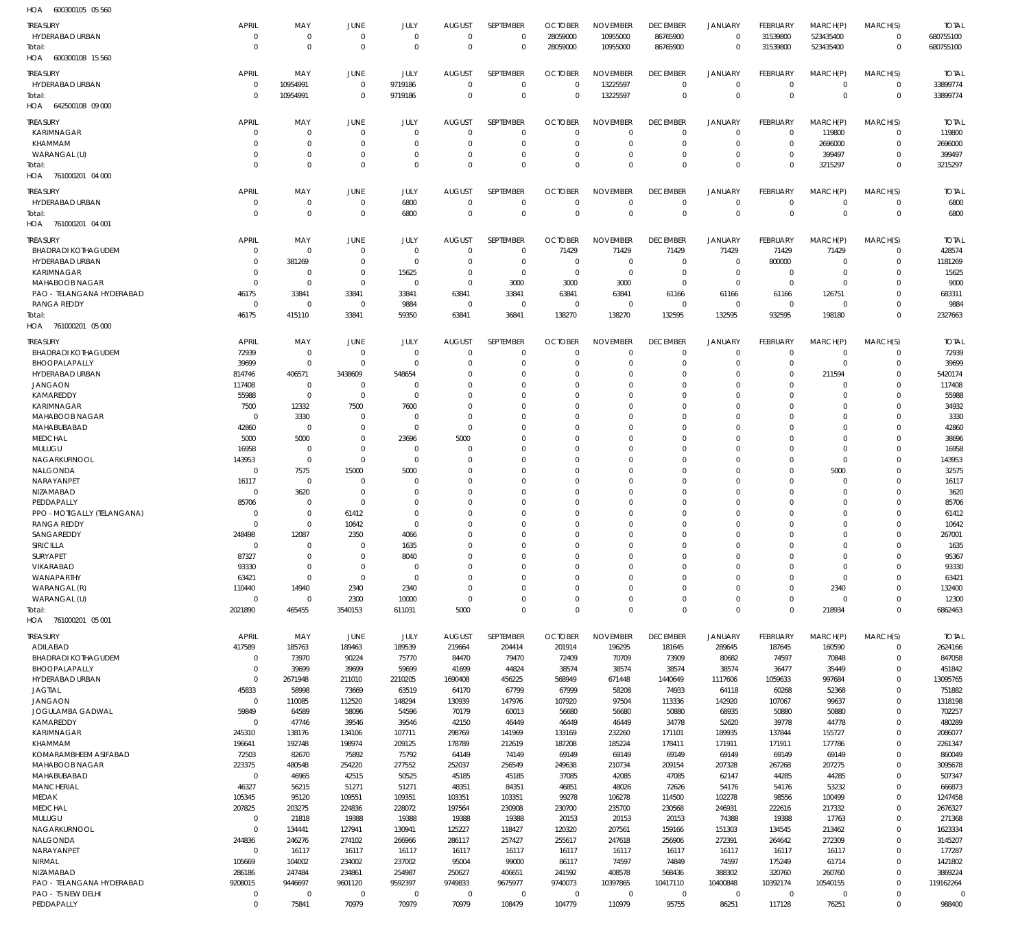HOA 600300105 05 560

| TREASURY | APRIL | MAY | JUNE | JULY | AUGUST | SEPTEMBER | OCTOBER | NOVEMBER | DECEMBER | JANUARY | FEBRUARY | MARCH(P) | MARCH(S) | TOTAL |
|---|---|---|---|---|---|---|---|---|---|---|---|---|---|---|
| HYDERABAD URBAN | 0 | 0 | 0 | 0 | 0 | 0 | 28059000 | 10955000 | 86765900 | 0 | 31539800 | 523435400 | 0 | 680755100 |
| Total: | 0 | 0 | 0 | 0 | 0 | 0 | 28059000 | 10955000 | 86765900 | 0 | 31539800 | 523435400 | 0 | 680755100 |

HOA 600300108 15 560

| TREASURY | APRIL | MAY | JUNE | JULY | AUGUST | SEPTEMBER | OCTOBER | NOVEMBER | DECEMBER | JANUARY | FEBRUARY | MARCH(P) | MARCH(S) | TOTAL |
|---|---|---|---|---|---|---|---|---|---|---|---|---|---|---|
| HYDERABAD URBAN | 0 | 10954991 | 0 | 9719186 | 0 | 0 | 0 | 13225597 | 0 | 0 | 0 | 0 | 0 | 33899774 |
| Total: | 0 | 10954991 | 0 | 9719186 | 0 | 0 | 0 | 13225597 | 0 | 0 | 0 | 0 | 0 | 33899774 |

HOA 642500108 09 000

| TREASURY | APRIL | MAY | JUNE | JULY | AUGUST | SEPTEMBER | OCTOBER | NOVEMBER | DECEMBER | JANUARY | FEBRUARY | MARCH(P) | MARCH(S) | TOTAL |
|---|---|---|---|---|---|---|---|---|---|---|---|---|---|---|
| KARIMNAGAR | 0 | 0 | 0 | 0 | 0 | 0 | 0 | 0 | 0 | 0 | 0 | 119800 | 0 | 119800 |
| KHAMMAM | 0 | 0 | 0 | 0 | 0 | 0 | 0 | 0 | 0 | 0 | 0 | 2696000 | 0 | 2696000 |
| WARANGAL (U) | 0 | 0 | 0 | 0 | 0 | 0 | 0 | 0 | 0 | 0 | 0 | 399497 | 0 | 399497 |
| Total: | 0 | 0 | 0 | 0 | 0 | 0 | 0 | 0 | 0 | 0 | 0 | 3215297 | 0 | 3215297 |

HOA 761000201 04 000

| TREASURY | APRIL | MAY | JUNE | JULY | AUGUST | SEPTEMBER | OCTOBER | NOVEMBER | DECEMBER | JANUARY | FEBRUARY | MARCH(P) | MARCH(S) | TOTAL |
|---|---|---|---|---|---|---|---|---|---|---|---|---|---|---|
| HYDERABAD URBAN | 0 | 0 | 0 | 6800 | 0 | 0 | 0 | 0 | 0 | 0 | 0 | 0 | 0 | 6800 |
| Total: | 0 | 0 | 0 | 6800 | 0 | 0 | 0 | 0 | 0 | 0 | 0 | 0 | 0 | 6800 |

HOA 761000201 04 001

| TREASURY | APRIL | MAY | JUNE | JULY | AUGUST | SEPTEMBER | OCTOBER | NOVEMBER | DECEMBER | JANUARY | FEBRUARY | MARCH(P) | MARCH(S) | TOTAL |
|---|---|---|---|---|---|---|---|---|---|---|---|---|---|---|
| BHADRADI KOTHAGUDEM | 0 | 0 | 0 | 0 | 0 | 0 | 71429 | 71429 | 71429 | 71429 | 71429 | 71429 | 0 | 428574 |
| HYDERABAD URBAN | 0 | 381269 | 0 | 0 | 0 | 0 | 0 | 0 | 0 | 0 | 800000 | 0 | 0 | 1181269 |
| KARIMNAGAR | 0 | 0 | 0 | 15625 | 0 | 0 | 0 | 0 | 0 | 0 | 0 | 0 | 0 | 15625 |
| MAHABOOB NAGAR | 0 | 0 | 0 | 0 | 0 | 3000 | 3000 | 3000 | 0 | 0 | 0 | 0 | 0 | 9000 |
| PAO - TELANGANA HYDERABAD | 46175 | 33841 | 33841 | 33841 | 63841 | 33841 | 63841 | 63841 | 61166 | 61166 | 61166 | 126751 | 0 | 683311 |
| RANGA REDDY | 0 | 0 | 0 | 9884 | 0 | 0 | 0 | 0 | 0 | 0 | 0 | 0 | 0 | 9884 |
| Total: | 46175 | 415110 | 33841 | 59350 | 63841 | 36841 | 138270 | 138270 | 132595 | 132595 | 932595 | 198180 | 0 | 2327663 |

HOA 761000201 05 000

| TREASURY | APRIL | MAY | JUNE | JULY | AUGUST | SEPTEMBER | OCTOBER | NOVEMBER | DECEMBER | JANUARY | FEBRUARY | MARCH(P) | MARCH(S) | TOTAL |
|---|---|---|---|---|---|---|---|---|---|---|---|---|---|---|
| BHADRADI KOTHAGUDEM | 72939 | 0 | 0 | 0 | 0 | 0 | 0 | 0 | 0 | 0 | 0 | 0 | 0 | 72939 |
| BHOOPALAPALLY | 39699 | 0 | 0 | 0 | 0 | 0 | 0 | 0 | 0 | 0 | 0 | 0 | 0 | 39699 |
| HYDERABAD URBAN | 814746 | 406571 | 3438609 | 548654 | 0 | 0 | 0 | 0 | 0 | 0 | 0 | 211594 | 0 | 5420174 |
| JANGAON | 117408 | 0 | 0 | 0 | 0 | 0 | 0 | 0 | 0 | 0 | 0 | 0 | 0 | 117408 |
| KAMAREDDY | 55988 | 0 | 0 | 0 | 0 | 0 | 0 | 0 | 0 | 0 | 0 | 0 | 0 | 55988 |
| KARIMNAGAR | 7500 | 12332 | 7500 | 7600 | 0 | 0 | 0 | 0 | 0 | 0 | 0 | 0 | 0 | 34932 |
| MAHABOOB NAGAR | 0 | 3330 | 0 | 0 | 0 | 0 | 0 | 0 | 0 | 0 | 0 | 0 | 0 | 3330 |
| MAHABUBABAD | 42860 | 0 | 0 | 0 | 0 | 0 | 0 | 0 | 0 | 0 | 0 | 0 | 0 | 42860 |
| MEDCHAL | 5000 | 5000 | 0 | 23696 | 5000 | 0 | 0 | 0 | 0 | 0 | 0 | 0 | 0 | 38696 |
| MULUGU | 16958 | 0 | 0 | 0 | 0 | 0 | 0 | 0 | 0 | 0 | 0 | 0 | 0 | 16958 |
| NAGARKURNOOL | 143953 | 0 | 0 | 0 | 0 | 0 | 0 | 0 | 0 | 0 | 0 | 0 | 0 | 143953 |
| NALGONDA | 0 | 7575 | 15000 | 5000 | 0 | 0 | 0 | 0 | 0 | 0 | 0 | 5000 | 0 | 32575 |
| NARAYANPET | 16117 | 0 | 0 | 0 | 0 | 0 | 0 | 0 | 0 | 0 | 0 | 0 | 0 | 16117 |
| NIZAMABAD | 0 | 3620 | 0 | 0 | 0 | 0 | 0 | 0 | 0 | 0 | 0 | 0 | 0 | 3620 |
| PEDDAPALLY | 85706 | 0 | 0 | 0 | 0 | 0 | 0 | 0 | 0 | 0 | 0 | 0 | 0 | 85706 |
| PPO - MOTIGALLY (TELANGANA) | 0 | 0 | 61412 | 0 | 0 | 0 | 0 | 0 | 0 | 0 | 0 | 0 | 0 | 61412 |
| RANGA REDDY | 0 | 0 | 10642 | 0 | 0 | 0 | 0 | 0 | 0 | 0 | 0 | 0 | 0 | 10642 |
| SANGAREDDY | 248498 | 12087 | 2350 | 4066 | 0 | 0 | 0 | 0 | 0 | 0 | 0 | 0 | 0 | 267001 |
| SIRICILLA | 0 | 0 | 0 | 1635 | 0 | 0 | 0 | 0 | 0 | 0 | 0 | 0 | 0 | 1635 |
| SURYAPET | 87327 | 0 | 0 | 8040 | 0 | 0 | 0 | 0 | 0 | 0 | 0 | 0 | 0 | 95367 |
| VIKARABAD | 93330 | 0 | 0 | 0 | 0 | 0 | 0 | 0 | 0 | 0 | 0 | 0 | 0 | 93330 |
| WANAPARTHY | 63421 | 0 | 0 | 0 | 0 | 0 | 0 | 0 | 0 | 0 | 0 | 0 | 0 | 63421 |
| WARANGAL (R) | 110440 | 14940 | 2340 | 2340 | 0 | 0 | 0 | 0 | 0 | 0 | 0 | 2340 | 0 | 132400 |
| WARANGAL (U) | 0 | 0 | 2300 | 10000 | 0 | 0 | 0 | 0 | 0 | 0 | 0 | 0 | 0 | 12300 |
| Total: | 2021890 | 465455 | 3540153 | 611031 | 5000 | 0 | 0 | 0 | 0 | 0 | 0 | 218934 | 0 | 6862463 |

HOA 761000201 05 001

| TREASURY | APRIL | MAY | JUNE | JULY | AUGUST | SEPTEMBER | OCTOBER | NOVEMBER | DECEMBER | JANUARY | FEBRUARY | MARCH(P) | MARCH(S) | TOTAL |
|---|---|---|---|---|---|---|---|---|---|---|---|---|---|---|
| ADILABAD | 417589 | 185763 | 189463 | 189539 | 219664 | 204414 | 201914 | 196295 | 181645 | 289645 | 187645 | 160590 | 0 | 2624166 |
| BHADRADI KOTHAGUDEM | 0 | 73970 | 90224 | 75770 | 84470 | 79470 | 72409 | 70709 | 73909 | 80682 | 74597 | 70848 | 0 | 847058 |
| BHOOPALAPALLY | 0 | 39699 | 39699 | 59699 | 41699 | 44824 | 38574 | 38574 | 38574 | 38574 | 36477 | 35449 | 0 | 451842 |
| HYDERABAD URBAN | 0 | 2671948 | 211010 | 2210205 | 1690408 | 456225 | 568949 | 671448 | 1440649 | 1117606 | 1059633 | 997684 | 0 | 13095765 |
| JAGTIAL | 45833 | 58998 | 73669 | 63519 | 64170 | 67799 | 67999 | 58208 | 74933 | 64118 | 60268 | 52368 | 0 | 751882 |
| JANGAON | 0 | 110085 | 112520 | 148294 | 130939 | 147976 | 107920 | 97504 | 113336 | 142920 | 107067 | 99637 | 0 | 1318198 |
| JOGULAMBA GADWAL | 59849 | 64589 | 58096 | 54596 | 70179 | 60013 | 56680 | 56680 | 50880 | 68935 | 50880 | 50880 | 0 | 702257 |
| KAMAREDDY | 0 | 47746 | 39546 | 39546 | 42150 | 46449 | 46449 | 46449 | 34778 | 52620 | 39778 | 44778 | 0 | 480289 |
| KARIMNAGAR | 245310 | 138176 | 134106 | 107711 | 298769 | 141969 | 133169 | 232260 | 171101 | 189935 | 137844 | 155727 | 0 | 2086077 |
| KHAMMAM | 196641 | 192748 | 198974 | 209125 | 178789 | 212619 | 187208 | 185224 | 178411 | 171911 | 171911 | 177786 | 0 | 2261347 |
| KOMARAMBHEEM ASIFABAD | 72503 | 82670 | 75892 | 75792 | 64149 | 74149 | 69149 | 69149 | 69149 | 69149 | 69149 | 69149 | 0 | 860049 |
| MAHABOOB NAGAR | 223375 | 480548 | 254220 | 277552 | 252037 | 256549 | 249638 | 210734 | 209154 | 207328 | 267268 | 207275 | 0 | 3095678 |
| MAHABUBABAD | 0 | 46965 | 42515 | 50525 | 45185 | 45185 | 37085 | 42085 | 47085 | 62147 | 44285 | 44285 | 0 | 507347 |
| MANCHERIAL | 46327 | 56215 | 51271 | 51271 | 48351 | 84351 | 46851 | 48026 | 72626 | 54176 | 54176 | 53232 | 0 | 666873 |
| MEDAK | 105345 | 95120 | 109551 | 109351 | 103351 | 103351 | 99278 | 106278 | 114500 | 102278 | 98556 | 100499 | 0 | 1247458 |
| MEDCHAL | 207825 | 203275 | 224836 | 228072 | 197564 | 230908 | 230700 | 235700 | 230568 | 246931 | 222616 | 217332 | 0 | 2676327 |
| MULUGU | 0 | 21818 | 19388 | 19388 | 19388 | 19388 | 20153 | 20153 | 20153 | 74388 | 19388 | 17763 | 0 | 271368 |
| NAGARKURNOOL | 0 | 134441 | 127941 | 130941 | 125227 | 118427 | 120320 | 207561 | 159166 | 151303 | 134545 | 213462 | 0 | 1623334 |
| NALGONDA | 244836 | 246276 | 274102 | 266966 | 286117 | 257427 | 255617 | 247618 | 256906 | 272391 | 264642 | 272309 | 0 | 3145207 |
| NARAYANPET | 0 | 16117 | 16117 | 16117 | 16117 | 16117 | 16117 | 16117 | 16117 | 16117 | 16117 | 16117 | 0 | 177287 |
| NIRMAL | 105669 | 104002 | 234002 | 237002 | 95004 | 99000 | 86117 | 74597 | 74849 | 74597 | 175249 | 61714 | 0 | 1421802 |
| NIZAMABAD | 286186 | 247484 | 234861 | 254987 | 250627 | 406651 | 241592 | 408578 | 568436 | 388302 | 320760 | 260760 | 0 | 3869224 |
| PAO - TELANGANA HYDERABAD | 9208015 | 9446697 | 9601120 | 9592397 | 9749833 | 9675977 | 9740073 | 10397865 | 10417110 | 10400848 | 10392174 | 10540155 | 0 | 119162264 |
| PAO - TS NEW DELHI | 0 | 0 | 0 | 0 | 0 | 0 | 0 | 0 | 0 | 0 | 0 | 0 | 0 | 0 |
| PEDDAPALLY | 0 | 75841 | 70979 | 70979 | 70979 | 108479 | 104779 | 110979 | 95755 | 86251 | 117128 | 76251 | 0 | 988400 |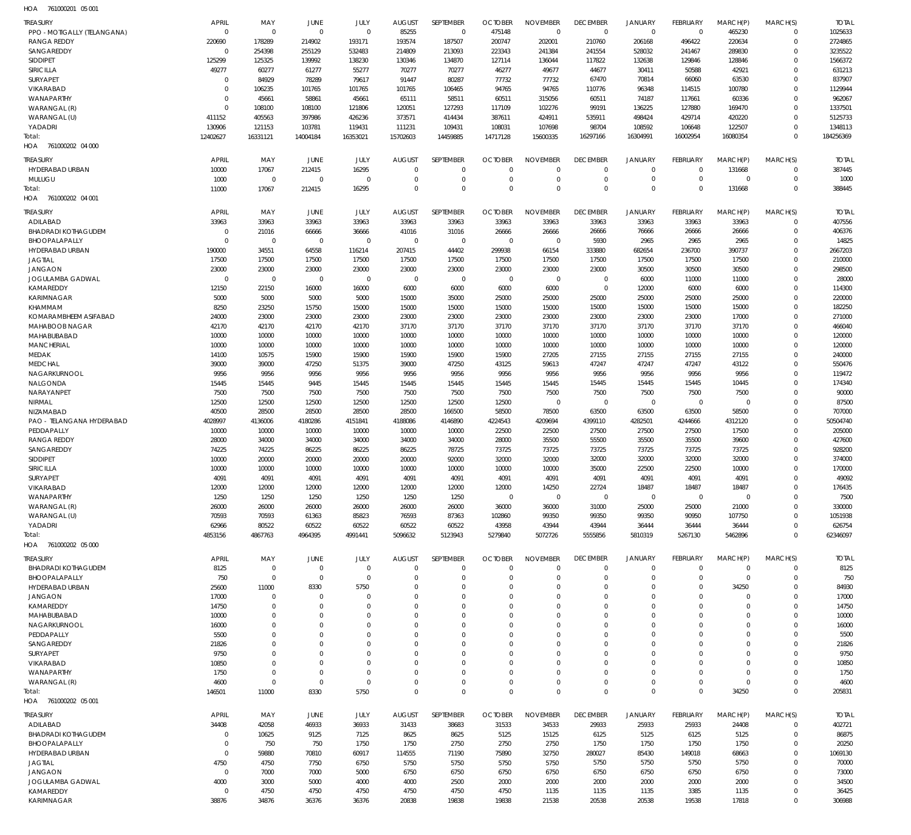HOA 761000201 05 001

| TREASURY | APRIL | MAY | JUNE | JULY | AUGUST | SEPTEMBER | OCTOBER | NOVEMBER | DECEMBER | JANUARY | FEBRUARY | MARCH(P) | MARCH(S) | TOTAL |
|---|---|---|---|---|---|---|---|---|---|---|---|---|---|---|
| PPO - MOTIGALLY (TELANGANA) | 0 | 0 | 0 | 0 | 85255 | 0 | 475148 | 0 | 0 | 0 | 0 | 465230 | 0 | 1025633 |
| RANGA REDDY | 220690 | 178289 | 214902 | 193171 | 193574 | 187507 | 200747 | 202001 | 210760 | 206168 | 496422 | 220634 | 0 | 2724865 |
| SANGAREDDY | 0 | 254398 | 255129 | 532483 | 214809 | 213093 | 223343 | 241384 | 241554 | 528032 | 241467 | 289830 | 0 | 3235522 |
| SIDDIPET | 125299 | 125325 | 139992 | 138230 | 130346 | 134870 | 127114 | 136044 | 117822 | 132638 | 129846 | 128846 | 0 | 1566372 |
| SIRICILLA | 49277 | 60277 | 61277 | 55277 | 70277 | 70277 | 46277 | 49677 | 44677 | 30411 | 50588 | 42921 | 0 | 631213 |
| SURYAPET | 0 | 84929 | 78289 | 79617 | 91447 | 80287 | 77732 | 77732 | 67470 | 70814 | 66060 | 63530 | 0 | 837907 |
| VIKARABAD | 0 | 106235 | 101765 | 101765 | 101765 | 106465 | 94765 | 94765 | 110776 | 96348 | 114515 | 100780 | 0 | 1129944 |
| WANAPARTHY | 0 | 45661 | 58861 | 45661 | 65111 | 58511 | 60511 | 315056 | 60511 | 74187 | 117661 | 60336 | 0 | 962067 |
| WARANGAL (R) | 0 | 108100 | 108100 | 121806 | 120051 | 127293 | 117109 | 102276 | 99191 | 136225 | 127880 | 169470 | 0 | 1337501 |
| WARANGAL (U) | 411152 | 405563 | 397986 | 426236 | 373571 | 414434 | 387611 | 424911 | 535911 | 498424 | 429714 | 420220 | 0 | 5125733 |
| YADADRI | 130906 | 121153 | 103781 | 119431 | 111231 | 109431 | 108031 | 107698 | 98704 | 108592 | 106648 | 122507 | 0 | 1348113 |
| Total: | 12402627 | 16331121 | 14004184 | 16353021 | 15702603 | 14459885 | 14717128 | 15600335 | 16297166 | 16304991 | 16002954 | 16080354 | 0 | 184256369 |

HOA 761000202 04 000

| TREASURY | APRIL | MAY | JUNE | JULY | AUGUST | SEPTEMBER | OCTOBER | NOVEMBER | DECEMBER | JANUARY | FEBRUARY | MARCH(P) | MARCH(S) | TOTAL |
|---|---|---|---|---|---|---|---|---|---|---|---|---|---|---|
| HYDERABAD URBAN | 10000 | 17067 | 212415 | 16295 | 0 | 0 | 0 | 0 | 0 | 0 | 0 | 131668 | 0 | 387445 |
| MULUGU | 1000 | 0 | 0 | 0 | 0 | 0 | 0 | 0 | 0 | 0 | 0 | 0 | 0 | 1000 |
| Total: | 11000 | 17067 | 212415 | 16295 | 0 | 0 | 0 | 0 | 0 | 0 | 0 | 131668 | 0 | 388445 |

HOA 761000202 04 001

| TREASURY | APRIL | MAY | JUNE | JULY | AUGUST | SEPTEMBER | OCTOBER | NOVEMBER | DECEMBER | JANUARY | FEBRUARY | MARCH(P) | MARCH(S) | TOTAL |
|---|---|---|---|---|---|---|---|---|---|---|---|---|---|---|
| ADILABAD | 33963 | 33963 | 33963 | 33963 | 33963 | 33963 | 33963 | 33963 | 33963 | 33963 | 33963 | 33963 | 0 | 407556 |
| BHADRADI KOTHAGUDEM | 0 | 21016 | 66666 | 36666 | 41016 | 31016 | 26666 | 26666 | 26666 | 76666 | 26666 | 26666 | 0 | 406376 |
| BHOOPALAPALLY | 0 | 0 | 0 | 0 | 0 | 0 | 0 | 0 | 5930 | 2965 | 2965 | 2965 | 0 | 14825 |
| HYDERABAD URBAN | 190000 | 34551 | 64558 | 116214 | 207415 | 44402 | 299938 | 66154 | 333880 | 682654 | 236700 | 390737 | 0 | 2667203 |
| JAGTIAL | 17500 | 17500 | 17500 | 17500 | 17500 | 17500 | 17500 | 17500 | 17500 | 17500 | 17500 | 17500 | 0 | 210000 |
| JANGAON | 23000 | 23000 | 23000 | 23000 | 23000 | 23000 | 23000 | 23000 | 23000 | 30500 | 30500 | 30500 | 0 | 298500 |
| JOGULAMBA GADWAL | 0 | 0 | 0 | 0 | 0 | 0 | 0 | 0 | 0 | 6000 | 11000 | 11000 | 0 | 28000 |
| KAMAREDDY | 12150 | 22150 | 16000 | 16000 | 6000 | 6000 | 6000 | 6000 | 0 | 12000 | 6000 | 6000 | 0 | 114300 |
| KARIMNAGAR | 5000 | 5000 | 5000 | 5000 | 15000 | 35000 | 25000 | 25000 | 25000 | 25000 | 25000 | 25000 | 0 | 220000 |
| KHAMMAM | 8250 | 23250 | 15750 | 15000 | 15000 | 15000 | 15000 | 15000 | 15000 | 15000 | 15000 | 15000 | 0 | 182250 |
| KOMARAMBHEEM ASIFABAD | 24000 | 23000 | 23000 | 23000 | 23000 | 23000 | 23000 | 23000 | 23000 | 23000 | 23000 | 17000 | 0 | 271000 |
| MAHABOOB NAGAR | 42170 | 42170 | 42170 | 42170 | 37170 | 37170 | 37170 | 37170 | 37170 | 37170 | 37170 | 37170 | 0 | 466040 |
| MAHABUBABAD | 10000 | 10000 | 10000 | 10000 | 10000 | 10000 | 10000 | 10000 | 10000 | 10000 | 10000 | 10000 | 0 | 120000 |
| MANCHERIAL | 10000 | 10000 | 10000 | 10000 | 10000 | 10000 | 10000 | 10000 | 10000 | 10000 | 10000 | 10000 | 0 | 120000 |
| MEDAK | 14100 | 10575 | 15900 | 15900 | 15900 | 15900 | 15900 | 27205 | 27155 | 27155 | 27155 | 27155 | 0 | 240000 |
| MEDCHAL | 39000 | 39000 | 47250 | 51375 | 39000 | 47250 | 43125 | 59613 | 47247 | 47247 | 47247 | 43122 | 0 | 550476 |
| NAGARKURNOOL | 9956 | 9956 | 9956 | 9956 | 9956 | 9956 | 9956 | 9956 | 9956 | 9956 | 9956 | 9956 | 0 | 119472 |
| NALGONDA | 15445 | 15445 | 9445 | 15445 | 15445 | 15445 | 15445 | 15445 | 15445 | 15445 | 15445 | 10445 | 0 | 174340 |
| NARAYANPET | 7500 | 7500 | 7500 | 7500 | 7500 | 7500 | 7500 | 7500 | 7500 | 7500 | 7500 | 7500 | 0 | 90000 |
| NIRMAL | 12500 | 12500 | 12500 | 12500 | 12500 | 12500 | 12500 | 0 | 0 | 0 | 0 | 0 | 0 | 87500 |
| NIZAMABAD | 40500 | 28500 | 28500 | 28500 | 28500 | 166500 | 58500 | 78500 | 63500 | 63500 | 63500 | 58500 | 0 | 707000 |
| PAO - TELANGANA HYDERABAD | 4028997 | 4136006 | 4180286 | 4151841 | 4188086 | 4146890 | 4224543 | 4209694 | 4399110 | 4282501 | 4244666 | 4312120 | 0 | 50504740 |
| PEDDAPALLY | 10000 | 10000 | 10000 | 10000 | 10000 | 10000 | 22500 | 22500 | 27500 | 27500 | 27500 | 17500 | 0 | 205000 |
| RANGA REDDY | 28000 | 34000 | 34000 | 34000 | 34000 | 34000 | 28000 | 35500 | 55500 | 35500 | 35500 | 39600 | 0 | 427600 |
| SANGAREDDY | 74225 | 74225 | 86225 | 86225 | 86225 | 78725 | 73725 | 73725 | 73725 | 73725 | 73725 | 73725 | 0 | 928200 |
| SIDDIPET | 10000 | 20000 | 20000 | 20000 | 20000 | 92000 | 32000 | 32000 | 32000 | 32000 | 32000 | 32000 | 0 | 374000 |
| SIRICILLA | 10000 | 10000 | 10000 | 10000 | 10000 | 10000 | 10000 | 10000 | 35000 | 22500 | 22500 | 10000 | 0 | 170000 |
| SURYAPET | 4091 | 4091 | 4091 | 4091 | 4091 | 4091 | 4091 | 4091 | 4091 | 4091 | 4091 | 4091 | 0 | 49092 |
| VIKARABAD | 12000 | 12000 | 12000 | 12000 | 12000 | 12000 | 12000 | 14250 | 22724 | 18487 | 18487 | 18487 | 0 | 176435 |
| WANAPARTHY | 1250 | 1250 | 1250 | 1250 | 1250 | 1250 | 0 | 0 | 0 | 0 | 0 | 0 | 0 | 7500 |
| WARANGAL (R) | 26000 | 26000 | 26000 | 26000 | 26000 | 26000 | 36000 | 36000 | 31000 | 25000 | 25000 | 21000 | 0 | 330000 |
| WARANGAL (U) | 70593 | 70593 | 61363 | 85823 | 76593 | 87363 | 102860 | 99350 | 99350 | 99350 | 90950 | 107750 | 0 | 1051938 |
| YADADRI | 62966 | 80522 | 60522 | 60522 | 60522 | 60522 | 43958 | 43944 | 43944 | 36444 | 36444 | 36444 | 0 | 626754 |
| Total: | 4853156 | 4867763 | 4964395 | 4991441 | 5096632 | 5123943 | 5279840 | 5072726 | 5555856 | 5810319 | 5267130 | 5462896 | 0 | 62346097 |

HOA 761000202 05 000

| TREASURY | APRIL | MAY | JUNE | JULY | AUGUST | SEPTEMBER | OCTOBER | NOVEMBER | DECEMBER | JANUARY | FEBRUARY | MARCH(P) | MARCH(S) | TOTAL |
|---|---|---|---|---|---|---|---|---|---|---|---|---|---|---|
| BHADRADI KOTHAGUDEM | 8125 | 0 | 0 | 0 | 0 | 0 | 0 | 0 | 0 | 0 | 0 | 0 | 0 | 8125 |
| BHOOPALAPALLY | 750 | 0 | 0 | 0 | 0 | 0 | 0 | 0 | 0 | 0 | 0 | 0 | 0 | 750 |
| HYDERABAD URBAN | 25600 | 11000 | 8330 | 5750 | 0 | 0 | 0 | 0 | 0 | 0 | 0 | 34250 | 0 | 84930 |
| JANGAON | 17000 | 0 | 0 | 0 | 0 | 0 | 0 | 0 | 0 | 0 | 0 | 0 | 0 | 17000 |
| KAMAREDDY | 14750 | 0 | 0 | 0 | 0 | 0 | 0 | 0 | 0 | 0 | 0 | 0 | 0 | 14750 |
| MAHABUBABAD | 10000 | 0 | 0 | 0 | 0 | 0 | 0 | 0 | 0 | 0 | 0 | 0 | 0 | 10000 |
| NAGARKURNOOL | 16000 | 0 | 0 | 0 | 0 | 0 | 0 | 0 | 0 | 0 | 0 | 0 | 0 | 16000 |
| PEDDAPALLY | 5500 | 0 | 0 | 0 | 0 | 0 | 0 | 0 | 0 | 0 | 0 | 0 | 0 | 5500 |
| SANGAREDDY | 21826 | 0 | 0 | 0 | 0 | 0 | 0 | 0 | 0 | 0 | 0 | 0 | 0 | 21826 |
| SURYAPET | 9750 | 0 | 0 | 0 | 0 | 0 | 0 | 0 | 0 | 0 | 0 | 0 | 0 | 9750 |
| VIKARABAD | 10850 | 0 | 0 | 0 | 0 | 0 | 0 | 0 | 0 | 0 | 0 | 0 | 0 | 10850 |
| WANAPARTHY | 1750 | 0 | 0 | 0 | 0 | 0 | 0 | 0 | 0 | 0 | 0 | 0 | 0 | 1750 |
| WARANGAL (R) | 4600 | 0 | 0 | 0 | 0 | 0 | 0 | 0 | 0 | 0 | 0 | 0 | 0 | 4600 |
| Total: | 146501 | 11000 | 8330 | 5750 | 0 | 0 | 0 | 0 | 0 | 0 | 0 | 34250 | 0 | 205831 |

HOA 761000202 05 001

| TREASURY | APRIL | MAY | JUNE | JULY | AUGUST | SEPTEMBER | OCTOBER | NOVEMBER | DECEMBER | JANUARY | FEBRUARY | MARCH(P) | MARCH(S) | TOTAL |
|---|---|---|---|---|---|---|---|---|---|---|---|---|---|---|
| ADILABAD | 34408 | 42058 | 46933 | 36933 | 31433 | 38683 | 31533 | 34533 | 29933 | 25933 | 25933 | 24408 | 0 | 402721 |
| BHADRADI KOTHAGUDEM | 0 | 10625 | 9125 | 7125 | 8625 | 8625 | 5125 | 15125 | 6125 | 5125 | 6125 | 5125 | 0 | 86875 |
| BHOOPALAPALLY | 0 | 750 | 750 | 1750 | 1750 | 2750 | 2750 | 2750 | 1750 | 1750 | 1750 | 1750 | 0 | 20250 |
| HYDERABAD URBAN | 0 | 59880 | 70810 | 60917 | 114555 | 71190 | 75890 | 32750 | 280027 | 85430 | 149018 | 68663 | 0 | 1069130 |
| JAGTIAL | 4750 | 4750 | 7750 | 6750 | 5750 | 5750 | 5750 | 5750 | 5750 | 5750 | 5750 | 5750 | 0 | 70000 |
| JANGAON | 0 | 7000 | 7000 | 5000 | 6750 | 6750 | 6750 | 6750 | 6750 | 6750 | 6750 | 6750 | 0 | 73000 |
| JOGULAMBA GADWAL | 4000 | 3000 | 5000 | 4000 | 4000 | 2500 | 2000 | 2000 | 2000 | 2000 | 2000 | 2000 | 0 | 34500 |
| KAMAREDDY | 0 | 4750 | 4750 | 4750 | 4750 | 4750 | 4750 | 1135 | 1135 | 1135 | 3385 | 1135 | 0 | 36425 |
| KARIMNAGAR | 38876 | 34876 | 36376 | 36376 | 20838 | 19838 | 19838 | 21538 | 20538 | 20538 | 19538 | 17818 | 0 | 306988 |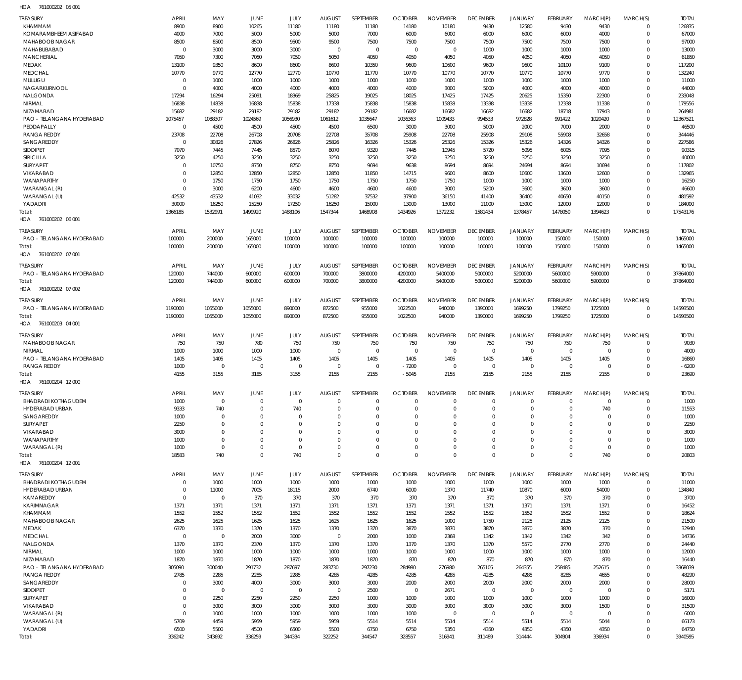HOA 761000202 05 001

| TREASURY | APRIL | MAY | JUNE | JULY | AUGUST | SEPTEMBER | OCTOBER | NOVEMBER | DECEMBER | JANUARY | FEBRUARY | MARCH(P) | MARCH(S) | TOTAL |
|---|---|---|---|---|---|---|---|---|---|---|---|---|---|---|
| KHAMMAM | 8900 | 8900 | 10265 | 11180 | 11180 | 11180 | 14180 | 10180 | 9430 | 12580 | 9430 | 9430 | 0 | 126835 |
| KOMARAMBHEEM ASIFABAD | 4000 | 7000 | 5000 | 5000 | 5000 | 7000 | 6000 | 6000 | 6000 | 6000 | 6000 | 4000 | 0 | 67000 |
| MAHABOOB NAGAR | 8500 | 8500 | 8500 | 9500 | 9500 | 7500 | 7500 | 7500 | 7500 | 7500 | 7500 | 7500 | 0 | 97000 |
| MAHABUBABAD | 0 | 3000 | 3000 | 3000 | 0 | 0 | 0 | 0 | 1000 | 1000 | 1000 | 1000 | 0 | 13000 |
| MANCHERIAL | 7050 | 7300 | 7050 | 7050 | 5050 | 4050 | 4050 | 4050 | 4050 | 4050 | 4050 | 4050 | 0 | 61850 |
| MEDAK | 13100 | 9350 | 8600 | 8600 | 8600 | 10350 | 9600 | 10600 | 9600 | 9600 | 10100 | 9100 | 0 | 117200 |
| MEDCHAL | 10770 | 9770 | 12770 | 12770 | 10770 | 11770 | 10770 | 10770 | 10770 | 10770 | 10770 | 9770 | 0 | 132240 |
| MULUGU | 0 | 1000 | 1000 | 1000 | 1000 | 1000 | 1000 | 1000 | 1000 | 1000 | 1000 | 1000 | 0 | 11000 |
| NAGARKURNOOL | 0 | 4000 | 4000 | 4000 | 4000 | 4000 | 4000 | 3000 | 5000 | 4000 | 4000 | 4000 | 0 | 44000 |
| NALGONDA | 17294 | 16294 | 25091 | 18369 | 25825 | 19025 | 18025 | 17425 | 17425 | 20625 | 15350 | 22300 | 0 | 233048 |
| NIRMAL | 16838 | 14838 | 16838 | 15838 | 17338 | 15838 | 15838 | 15838 | 13338 | 13338 | 12338 | 11338 | 0 | 179556 |
| NIZAMABAD | 15682 | 29182 | 29182 | 29182 | 29182 | 29182 | 16682 | 16682 | 16682 | 16682 | 18718 | 17943 | 0 | 264981 |
| PAO - TELANGANA HYDERABAD | 1075457 | 1088307 | 1024569 | 1056930 | 1061612 | 1035647 | 1036363 | 1009433 | 994533 | 972828 | 991422 | 1020420 | 0 | 12367521 |
| PEDDAPALLY | 0 | 4500 | 4500 | 4500 | 4500 | 6500 | 3000 | 3000 | 5000 | 2000 | 7000 | 2000 | 0 | 46500 |
| RANGA REDDY | 23708 | 22708 | 26708 | 20708 | 22708 | 35708 | 25908 | 22708 | 25908 | 29108 | 55908 | 32658 | 0 | 344446 |
| SANGAREDDY | 0 | 30826 | 27826 | 26826 | 25826 | 16326 | 15326 | 25326 | 15326 | 15326 | 14326 | 14326 | 0 | 227586 |
| SIDDIPET | 7070 | 7445 | 7445 | 8570 | 8070 | 9320 | 7445 | 10945 | 5720 | 5095 | 6095 | 7095 | 0 | 90315 |
| SIRICILLA | 3250 | 4250 | 3250 | 3250 | 3250 | 3250 | 3250 | 3250 | 3250 | 3250 | 3250 | 3250 | 0 | 40000 |
| SURYAPET | 0 | 10750 | 8750 | 8750 | 8750 | 9694 | 9638 | 8694 | 8694 | 24694 | 8694 | 10694 | 0 | 117802 |
| VIKARABAD | 0 | 12850 | 12850 | 12850 | 12850 | 11850 | 14715 | 9600 | 8600 | 10600 | 13600 | 12600 | 0 | 132965 |
| WANAPARTHY | 0 | 1750 | 1750 | 1750 | 1750 | 1750 | 1750 | 1750 | 1000 | 1000 | 1000 | 1000 | 0 | 16250 |
| WARANGAL (R) | 0 | 3000 | 6200 | 4600 | 4600 | 4600 | 4600 | 3000 | 5200 | 3600 | 3600 | 3600 | 0 | 46600 |
| WARANGAL (U) | 42532 | 43532 | 41032 | 33032 | 51282 | 37532 | 37900 | 36150 | 41400 | 36400 | 40650 | 40150 | 0 | 481592 |
| YADADRI | 30000 | 16250 | 15250 | 17250 | 16250 | 15000 | 13000 | 13000 | 11000 | 13000 | 12000 | 12000 | 0 | 184000 |
| Total: | 1366185 | 1532991 | 1499920 | 1488106 | 1547344 | 1468908 | 1434926 | 1372232 | 1581434 | 1378457 | 1478050 | 1394623 | 0 | 17543176 |

HOA 761000202 06 001

| TREASURY | APRIL | MAY | JUNE | JULY | AUGUST | SEPTEMBER | OCTOBER | NOVEMBER | DECEMBER | JANUARY | FEBRUARY | MARCH(P) | MARCH(S) | TOTAL |
|---|---|---|---|---|---|---|---|---|---|---|---|---|---|---|
| PAO - TELANGANA HYDERABAD | 100000 | 200000 | 165000 | 100000 | 100000 | 100000 | 100000 | 100000 | 100000 | 100000 | 150000 | 150000 | 0 | 1465000 |
| Total: | 100000 | 200000 | 165000 | 100000 | 100000 | 100000 | 100000 | 100000 | 100000 | 100000 | 150000 | 150000 | 0 | 1465000 |

HOA 761000202 07 001

| TREASURY | APRIL | MAY | JUNE | JULY | AUGUST | SEPTEMBER | OCTOBER | NOVEMBER | DECEMBER | JANUARY | FEBRUARY | MARCH(P) | MARCH(S) | TOTAL |
|---|---|---|---|---|---|---|---|---|---|---|---|---|---|---|
| PAO - TELANGANA HYDERABAD | 120000 | 744000 | 600000 | 600000 | 700000 | 3800000 | 4200000 | 5400000 | 5000000 | 5200000 | 5600000 | 5900000 | 0 | 37864000 |
| Total: | 120000 | 744000 | 600000 | 600000 | 700000 | 3800000 | 4200000 | 5400000 | 5000000 | 5200000 | 5600000 | 5900000 | 0 | 37864000 |

HOA 761000202 07 002

| TREASURY | APRIL | MAY | JUNE | JULY | AUGUST | SEPTEMBER | OCTOBER | NOVEMBER | DECEMBER | JANUARY | FEBRUARY | MARCH(P) | MARCH(S) | TOTAL |
|---|---|---|---|---|---|---|---|---|---|---|---|---|---|---|
| PAO - TELANGANA HYDERABAD | 1190000 | 1055000 | 1055000 | 890000 | 872500 | 955000 | 1022500 | 940000 | 1390000 | 1699250 | 1799250 | 1725000 | 0 | 14593500 |
| Total: | 1190000 | 1055000 | 1055000 | 890000 | 872500 | 955000 | 1022500 | 940000 | 1390000 | 1699250 | 1799250 | 1725000 | 0 | 14593500 |

HOA 761000203 04 001

| TREASURY | APRIL | MAY | JUNE | JULY | AUGUST | SEPTEMBER | OCTOBER | NOVEMBER | DECEMBER | JANUARY | FEBRUARY | MARCH(P) | MARCH(S) | TOTAL |
|---|---|---|---|---|---|---|---|---|---|---|---|---|---|---|
| MAHABOOB NAGAR | 750 | 750 | 780 | 750 | 750 | 750 | 750 | 750 | 750 | 750 | 750 | 750 | 0 | 9030 |
| NIRMAL | 1000 | 1000 | 1000 | 1000 | 0 | 0 | 0 | 0 | 0 | 0 | 0 | 0 | 0 | 4000 |
| PAO - TELANGANA HYDERABAD | 1405 | 1405 | 1405 | 1405 | 1405 | 1405 | 1405 | 1405 | 1405 | 1405 | 1405 | 1405 | 0 | 16860 |
| RANGA REDDY | 1000 | 0 | 0 | 0 | 0 | 0 | - 7200 | 0 | 0 | 0 | 0 | 0 | 0 | - 6200 |
| Total: | 4155 | 3155 | 3185 | 3155 | 2155 | 2155 | - 5045 | 2155 | 2155 | 2155 | 2155 | 2155 | 0 | 23690 |

HOA 761000204 12 000

| TREASURY | APRIL | MAY | JUNE | JULY | AUGUST | SEPTEMBER | OCTOBER | NOVEMBER | DECEMBER | JANUARY | FEBRUARY | MARCH(P) | MARCH(S) | TOTAL |
|---|---|---|---|---|---|---|---|---|---|---|---|---|---|---|
| BHADRADI KOTHAGUDEM | 1000 | 0 | 0 | 0 | 0 | 0 | 0 | 0 | 0 | 0 | 0 | 0 | 0 | 1000 |
| HYDERABAD URBAN | 9333 | 740 | 0 | 740 | 0 | 0 | 0 | 0 | 0 | 0 | 0 | 740 | 0 | 11553 |
| SANGAREDDY | 1000 | 0 | 0 | 0 | 0 | 0 | 0 | 0 | 0 | 0 | 0 | 0 | 0 | 1000 |
| SURYAPET | 2250 | 0 | 0 | 0 | 0 | 0 | 0 | 0 | 0 | 0 | 0 | 0 | 0 | 2250 |
| VIKARABAD | 3000 | 0 | 0 | 0 | 0 | 0 | 0 | 0 | 0 | 0 | 0 | 0 | 0 | 3000 |
| WANAPARTHY | 1000 | 0 | 0 | 0 | 0 | 0 | 0 | 0 | 0 | 0 | 0 | 0 | 0 | 1000 |
| WARANGAL (R) | 1000 | 0 | 0 | 0 | 0 | 0 | 0 | 0 | 0 | 0 | 0 | 0 | 0 | 1000 |
| Total: | 18583 | 740 | 0 | 740 | 0 | 0 | 0 | 0 | 0 | 0 | 0 | 740 | 0 | 20803 |

HOA 761000204 12 001

| TREASURY | APRIL | MAY | JUNE | JULY | AUGUST | SEPTEMBER | OCTOBER | NOVEMBER | DECEMBER | JANUARY | FEBRUARY | MARCH(P) | MARCH(S) | TOTAL |
|---|---|---|---|---|---|---|---|---|---|---|---|---|---|---|
| BHADRADI KOTHAGUDEM | 0 | 1000 | 1000 | 1000 | 1000 | 1000 | 1000 | 1000 | 1000 | 1000 | 1000 | 1000 | 0 | 11000 |
| HYDERABAD URBAN | 0 | 11000 | 7005 | 18115 | 2000 | 6740 | 6000 | 1370 | 11740 | 10870 | 6000 | 54000 | 0 | 134840 |
| KAMAREDDY | 0 | 0 | 370 | 370 | 370 | 370 | 370 | 370 | 370 | 370 | 370 | 370 | 0 | 3700 |
| KARIMNAGAR | 1371 | 1371 | 1371 | 1371 | 1371 | 1371 | 1371 | 1371 | 1371 | 1371 | 1371 | 1371 | 0 | 16452 |
| KHAMMAM | 1552 | 1552 | 1552 | 1552 | 1552 | 1552 | 1552 | 1552 | 1552 | 1552 | 1552 | 1552 | 0 | 18624 |
| MAHABOOB NAGAR | 2625 | 1625 | 1625 | 1625 | 1625 | 1625 | 1625 | 1000 | 1750 | 2125 | 2125 | 2125 | 0 | 21500 |
| MEDAK | 6370 | 1370 | 1370 | 1370 | 1370 | 1370 | 3870 | 3870 | 3870 | 3870 | 3870 | 370 | 0 | 32940 |
| MEDCHAL | 0 | 0 | 2000 | 3000 | 0 | 2000 | 1000 | 2368 | 1342 | 1342 | 1342 | 342 | 0 | 14736 |
| NALGONDA | 1370 | 1370 | 2370 | 1370 | 1370 | 1370 | 1370 | 1370 | 1370 | 5570 | 2770 | 2770 | 0 | 24440 |
| NIRMAL | 1000 | 1000 | 1000 | 1000 | 1000 | 1000 | 1000 | 1000 | 1000 | 1000 | 1000 | 1000 | 0 | 12000 |
| NIZAMABAD | 1870 | 1870 | 1870 | 1870 | 1870 | 1870 | 870 | 870 | 870 | 870 | 870 | 870 | 0 | 16440 |
| PAO - TELANGANA HYDERABAD | 305090 | 300040 | 291732 | 287697 | 283730 | 297230 | 284980 | 276980 | 265105 | 264355 | 258485 | 252615 | 0 | 3368039 |
| RANGA REDDY | 2785 | 2285 | 2285 | 2285 | 4285 | 4285 | 4285 | 4285 | 4285 | 4285 | 8285 | 4655 | 0 | 48290 |
| SANGAREDDY | 0 | 3000 | 4000 | 3000 | 3000 | 3000 | 2000 | 2000 | 2000 | 2000 | 2000 | 2000 | 0 | 28000 |
| SIDDIPET | 0 | 0 | 0 | 0 | 0 | 2500 | 0 | 2671 | 0 | 0 | 0 | 0 | 0 | 5171 |
| SURYAPET | 0 | 2250 | 2250 | 2250 | 2250 | 1000 | 1000 | 1000 | 1000 | 1000 | 1000 | 1000 | 0 | 16000 |
| VIKARABAD | 0 | 3000 | 3000 | 3000 | 3000 | 3000 | 3000 | 3000 | 3000 | 3000 | 3000 | 1500 | 0 | 31500 |
| WARANGAL (R) | 0 | 1000 | 1000 | 1000 | 1000 | 1000 | 1000 | 0 | 0 | 0 | 0 | 0 | 0 | 6000 |
| WARANGAL (U) | 5709 | 4459 | 5959 | 5959 | 5959 | 5514 | 5514 | 5514 | 5514 | 5514 | 5514 | 5044 | 0 | 66173 |
| YADADRI | 6500 | 5500 | 4500 | 6500 | 5500 | 6750 | 6750 | 5350 | 4350 | 4350 | 4350 | 4350 | 0 | 64750 |
| Total: | 336242 | 343692 | 336259 | 344334 | 322252 | 344547 | 328557 | 316941 | 311489 | 314444 | 304904 | 336934 | 0 | 3940595 |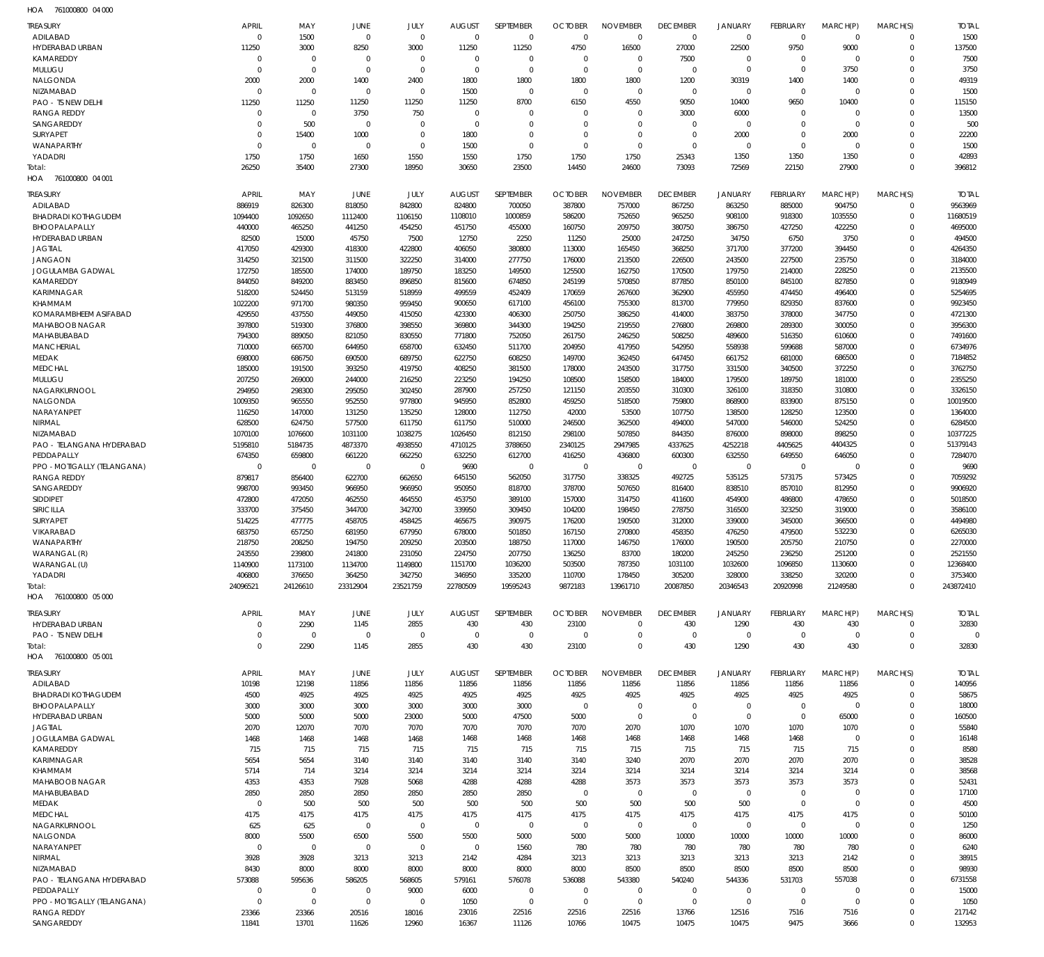HOA 761000800 04 000

| TREASURY | APRIL | MAY | JUNE | JULY | AUGUST | SEPTEMBER | OCTOBER | NOVEMBER | DECEMBER | JANUARY | FEBRUARY | MARCH(P) | MARCH(S) | TOTAL |
|---|---|---|---|---|---|---|---|---|---|---|---|---|---|---|
| ADILABAD | 0 | 1500 | 0 | 0 | 0 | 0 | 0 | 0 | 0 | 0 | 0 | 0 | 0 | 1500 |
| HYDERABAD URBAN | 11250 | 3000 | 8250 | 3000 | 11250 | 11250 | 4750 | 16500 | 27000 | 22500 | 9750 | 9000 | 0 | 137500 |
| KAMAREDDY | 0 | 0 | 0 | 0 | 0 | 0 | 0 | 0 | 7500 | 0 | 0 | 0 | 0 | 7500 |
| MULUGU | 0 | 0 | 0 | 0 | 0 | 0 | 0 | 0 | 0 | 0 | 0 | 3750 | 0 | 3750 |
| NALGONDA | 2000 | 2000 | 1400 | 2400 | 1800 | 1800 | 1800 | 1800 | 1200 | 30319 | 1400 | 1400 | 0 | 49319 |
| NIZAMABAD | 0 | 0 | 0 | 0 | 1500 | 0 | 0 | 0 | 0 | 0 | 0 | 0 | 0 | 1500 |
| PAO - TS NEW DELHI | 11250 | 11250 | 11250 | 11250 | 11250 | 8700 | 6150 | 4550 | 9050 | 10400 | 9650 | 10400 | 0 | 115150 |
| RANGA REDDY | 0 | 0 | 3750 | 750 | 0 | 0 | 0 | 0 | 3000 | 6000 | 0 | 0 | 0 | 13500 |
| SANGAREDDY | 0 | 500 | 0 | 0 | 0 | 0 | 0 | 0 | 0 | 0 | 0 | 0 | 0 | 500 |
| SURYAPET | 0 | 15400 | 1000 | 0 | 1800 | 0 | 0 | 0 | 0 | 2000 | 0 | 2000 | 0 | 22200 |
| WANAPARTHY | 0 | 0 | 0 | 0 | 1500 | 0 | 0 | 0 | 0 | 0 | 0 | 0 | 0 | 1500 |
| YADADRI | 1750 | 1750 | 1650 | 1550 | 1550 | 1750 | 1750 | 1750 | 25343 | 1350 | 1350 | 1350 | 0 | 42893 |
| Total: | 26250 | 35400 | 27300 | 18950 | 30650 | 23500 | 14450 | 24600 | 73093 | 72569 | 22150 | 27900 | 0 | 396812 |

HOA 761000800 04 001

| TREASURY | APRIL | MAY | JUNE | JULY | AUGUST | SEPTEMBER | OCTOBER | NOVEMBER | DECEMBER | JANUARY | FEBRUARY | MARCH(P) | MARCH(S) | TOTAL |
|---|---|---|---|---|---|---|---|---|---|---|---|---|---|---|
| ADILABAD | 886919 | 826300 | 818050 | 842800 | 824800 | 700050 | 387800 | 757000 | 867250 | 863250 | 885000 | 904750 | 0 | 9563969 |
| BHADRADI KOTHAGUDEM | 1094400 | 1092650 | 1112400 | 1106150 | 1108010 | 1000859 | 586200 | 752650 | 965250 | 908100 | 918300 | 1035550 | 0 | 11680519 |
| BHOOPALAPALLY | 440000 | 465250 | 441250 | 454250 | 451750 | 455000 | 160750 | 209750 | 380750 | 386750 | 427250 | 422250 | 0 | 4695000 |
| HYDERABAD URBAN | 82500 | 15000 | 45750 | 7500 | 12750 | 2250 | 11250 | 25000 | 247250 | 34750 | 6750 | 3750 | 0 | 494500 |
| JAGTIAL | 417050 | 429300 | 418300 | 422800 | 406050 | 380800 | 113000 | 165450 | 368250 | 371700 | 377200 | 394450 | 0 | 4264350 |
| JANGAON | 314250 | 321500 | 311500 | 322250 | 314000 | 277750 | 176000 | 213500 | 226500 | 243500 | 227500 | 235750 | 0 | 3184000 |
| JOGULAMBA GADWAL | 172750 | 185500 | 174000 | 189750 | 183250 | 149500 | 125500 | 162750 | 170500 | 179750 | 214000 | 228250 | 0 | 2135500 |
| KAMAREDDY | 844050 | 849200 | 883450 | 896850 | 815600 | 674850 | 245199 | 570850 | 877850 | 850100 | 845100 | 827850 | 0 | 9180949 |
| KARIMNAGAR | 518200 | 524450 | 513159 | 518959 | 499559 | 452409 | 170659 | 267600 | 362900 | 455950 | 474450 | 496400 | 0 | 5254695 |
| KHAMMAM | 1022200 | 971700 | 980350 | 959450 | 900650 | 617100 | 456100 | 755300 | 813700 | 779950 | 829350 | 837600 | 0 | 9923450 |
| KOMARAMBHEEM ASIFABAD | 429550 | 437550 | 449050 | 415050 | 423300 | 406300 | 250750 | 386250 | 414000 | 383750 | 378000 | 347750 | 0 | 4721300 |
| MAHABOOB NAGAR | 397800 | 519300 | 376800 | 398550 | 369800 | 344300 | 194250 | 219550 | 276800 | 269800 | 289300 | 300050 | 0 | 3956300 |
| MAHABUBABAD | 794300 | 889050 | 821050 | 830550 | 771800 | 752050 | 261750 | 246250 | 508250 | 489600 | 516350 | 610600 | 0 | 7491600 |
| MANCHERIAL | 710000 | 665700 | 644950 | 658700 | 632450 | 511700 | 204950 | 417950 | 542950 | 558938 | 599688 | 587000 | 0 | 6734976 |
| MEDAK | 698000 | 686750 | 690500 | 689750 | 622750 | 608250 | 149700 | 362450 | 647450 | 661752 | 681000 | 686500 | 0 | 7184852 |
| MEDCHAL | 185000 | 191500 | 393250 | 419750 | 408250 | 381500 | 178000 | 243500 | 317750 | 331500 | 340500 | 372250 | 0 | 3762750 |
| MULUGU | 207250 | 269000 | 244000 | 216250 | 223250 | 194250 | 108500 | 158500 | 184000 | 179500 | 189750 | 181000 | 0 | 2355250 |
| NAGARKURNOOL | 294950 | 298300 | 295050 | 302450 | 287900 | 257250 | 121150 | 203550 | 310300 | 326100 | 318350 | 310800 | 0 | 3326150 |
| NALGONDA | 1009350 | 965550 | 952550 | 977800 | 945950 | 852800 | 459250 | 518500 | 759800 | 868900 | 833900 | 875150 | 0 | 10019500 |
| NARAYANPET | 116250 | 147000 | 131250 | 135250 | 128000 | 112750 | 42000 | 53500 | 107750 | 138500 | 128250 | 123500 | 0 | 1364000 |
| NIRMAL | 628500 | 624750 | 577500 | 611750 | 611750 | 510000 | 246500 | 362500 | 494000 | 547000 | 546000 | 524250 | 0 | 6284500 |
| NIZAMABAD | 1070100 | 1076600 | 1031100 | 1038275 | 1026450 | 812150 | 298100 | 507850 | 844350 | 876000 | 898000 | 898250 | 0 | 10377225 |
| PAO - TELANGANA HYDERABAD | 5195810 | 5184735 | 4873370 | 4938550 | 4710125 | 3788650 | 2340125 | 2947985 | 4337625 | 4252218 | 4405625 | 4404325 | 0 | 51379143 |
| PEDDAPALLY | 674350 | 659800 | 661220 | 662250 | 632250 | 612700 | 416250 | 436800 | 600300 | 632550 | 649550 | 646050 | 0 | 7284070 |
| PPO - MOTIGALLY (TELANGANA) | 0 | 0 | 0 | 0 | 9690 | 0 | 0 | 0 | 0 | 0 | 0 | 0 | 0 | 9690 |
| RANGA REDDY | 879817 | 856400 | 622700 | 662650 | 645150 | 562050 | 317750 | 338325 | 492725 | 535125 | 573175 | 573425 | 0 | 7059292 |
| SANGAREDDY | 998700 | 993450 | 966950 | 966950 | 950950 | 818700 | 378700 | 507650 | 816400 | 838510 | 857010 | 812950 | 0 | 9906920 |
| SIDDIPET | 472800 | 472050 | 462550 | 464550 | 453750 | 389100 | 157000 | 314750 | 411600 | 454900 | 486800 | 478650 | 0 | 5018500 |
| SIRICILLA | 333700 | 375450 | 344700 | 342700 | 339950 | 309450 | 104200 | 198450 | 278750 | 316500 | 323250 | 319000 | 0 | 3586100 |
| SURYAPET | 514225 | 477775 | 458705 | 458425 | 465675 | 390975 | 176200 | 190500 | 312000 | 339000 | 345000 | 366500 | 0 | 4494980 |
| VIKARABAD | 683750 | 657250 | 681950 | 677950 | 678000 | 501850 | 167150 | 270800 | 458350 | 476250 | 479500 | 532230 | 0 | 6265030 |
| WANAPARTHY | 218750 | 208250 | 194750 | 209250 | 203500 | 188750 | 117000 | 146750 | 176000 | 190500 | 205750 | 210750 | 0 | 2270000 |
| WARANGAL (R) | 243550 | 239800 | 241800 | 231050 | 224750 | 207750 | 136250 | 83700 | 180200 | 245250 | 236250 | 251200 | 0 | 2521550 |
| WARANGAL (U) | 1140900 | 1173100 | 1134700 | 1149800 | 1151700 | 1036200 | 503500 | 787350 | 1031100 | 1032600 | 1096850 | 1130600 | 0 | 12368400 |
| YADADRI | 406800 | 376650 | 364250 | 342750 | 346950 | 335200 | 110700 | 178450 | 305200 | 328000 | 338250 | 320200 | 0 | 3753400 |
| Total: | 24096521 | 24126610 | 23312904 | 23521759 | 22780509 | 19595243 | 9872183 | 13961710 | 20087850 | 20346543 | 20920998 | 21249580 | 0 | 243872410 |

HOA 761000800 05 000

| TREASURY | APRIL | MAY | JUNE | JULY | AUGUST | SEPTEMBER | OCTOBER | NOVEMBER | DECEMBER | JANUARY | FEBRUARY | MARCH(P) | MARCH(S) | TOTAL |
|---|---|---|---|---|---|---|---|---|---|---|---|---|---|---|
| HYDERABAD URBAN | 0 | 2290 | 1145 | 2855 | 430 | 430 | 23100 | 0 | 430 | 1290 | 430 | 430 | 0 | 32830 |
| PAO - TS NEW DELHI | 0 | 0 | 0 | 0 | 0 | 0 | 0 | 0 | 0 | 0 | 0 | 0 | 0 | 0 |
| Total: | 0 | 2290 | 1145 | 2855 | 430 | 430 | 23100 | 0 | 430 | 1290 | 430 | 430 | 0 | 32830 |

HOA 761000800 05 001

| TREASURY | APRIL | MAY | JUNE | JULY | AUGUST | SEPTEMBER | OCTOBER | NOVEMBER | DECEMBER | JANUARY | FEBRUARY | MARCH(P) | MARCH(S) | TOTAL |
|---|---|---|---|---|---|---|---|---|---|---|---|---|---|---|
| ADILABAD | 10198 | 12198 | 11856 | 11856 | 11856 | 11856 | 11856 | 11856 | 11856 | 11856 | 11856 | 11856 | 0 | 140956 |
| BHADRADI KOTHAGUDEM | 4500 | 4925 | 4925 | 4925 | 4925 | 4925 | 4925 | 4925 | 4925 | 4925 | 4925 | 4925 | 0 | 58675 |
| BHOOPALAPALLY | 3000 | 3000 | 3000 | 3000 | 3000 | 3000 | 0 | 0 | 0 | 0 | 0 | 0 | 0 | 18000 |
| HYDERABAD URBAN | 5000 | 5000 | 5000 | 23000 | 5000 | 47500 | 5000 | 0 | 0 | 0 | 0 | 65000 | 0 | 160500 |
| JAGTIAL | 2070 | 12070 | 7070 | 7070 | 7070 | 7070 | 7070 | 2070 | 1070 | 1070 | 1070 | 1070 | 0 | 55840 |
| JOGULAMBA GADWAL | 1468 | 1468 | 1468 | 1468 | 1468 | 1468 | 1468 | 1468 | 1468 | 1468 | 1468 | 0 | 0 | 16148 |
| KAMAREDDY | 715 | 715 | 715 | 715 | 715 | 715 | 715 | 715 | 715 | 715 | 715 | 715 | 0 | 8580 |
| KARIMNAGAR | 5654 | 5654 | 3140 | 3140 | 3140 | 3140 | 3140 | 3240 | 2070 | 2070 | 2070 | 2070 | 0 | 38528 |
| KHAMMAM | 5714 | 714 | 3214 | 3214 | 3214 | 3214 | 3214 | 3214 | 3214 | 3214 | 3214 | 3214 | 0 | 38568 |
| MAHABOOB NAGAR | 4353 | 4353 | 7928 | 5068 | 4288 | 4288 | 4288 | 3573 | 3573 | 3573 | 3573 | 3573 | 0 | 52431 |
| MAHABUBABAD | 2850 | 2850 | 2850 | 2850 | 2850 | 2850 | 0 | 0 | 0 | 0 | 0 | 0 | 0 | 17100 |
| MEDAK | 0 | 500 | 500 | 500 | 500 | 500 | 500 | 500 | 500 | 500 | 0 | 0 | 0 | 4500 |
| MEDCHAL | 4175 | 4175 | 4175 | 4175 | 4175 | 4175 | 4175 | 4175 | 4175 | 4175 | 4175 | 4175 | 0 | 50100 |
| NAGARKURNOOL | 625 | 625 | 0 | 0 | 0 | 0 | 0 | 0 | 0 | 0 | 0 | 0 | 0 | 1250 |
| NALGONDA | 8000 | 5500 | 6500 | 5500 | 5500 | 5000 | 5000 | 5000 | 10000 | 10000 | 10000 | 10000 | 0 | 86000 |
| NARAYANPET | 0 | 0 | 0 | 0 | 0 | 1560 | 780 | 780 | 780 | 780 | 780 | 780 | 0 | 6240 |
| NIRMAL | 3928 | 3928 | 3213 | 3213 | 2142 | 4284 | 3213 | 3213 | 3213 | 3213 | 3213 | 2142 | 0 | 38915 |
| NIZAMABAD | 8430 | 8000 | 8000 | 8000 | 8000 | 8000 | 8000 | 8500 | 8500 | 8500 | 8500 | 8500 | 0 | 98930 |
| PAO - TELANGANA HYDERABAD | 573088 | 595636 | 586205 | 568605 | 579161 | 576078 | 536088 | 543380 | 540240 | 544336 | 531703 | 557038 | 0 | 6731558 |
| PEDDAPALLY | 0 | 0 | 0 | 9000 | 6000 | 0 | 0 | 0 | 0 | 0 | 0 | 0 | 0 | 15000 |
| PPO - MOTIGALLY (TELANGANA) | 0 | 0 | 0 | 0 | 1050 | 0 | 0 | 0 | 0 | 0 | 0 | 0 | 0 | 1050 |
| RANGA REDDY | 23366 | 23366 | 20516 | 18016 | 23016 | 22516 | 22516 | 22516 | 13766 | 12516 | 7516 | 7516 | 0 | 217142 |
| SANGAREDDY | 11841 | 13701 | 11626 | 12960 | 16367 | 11126 | 10766 | 10475 | 10475 | 10475 | 9475 | 3666 | 0 | 132953 |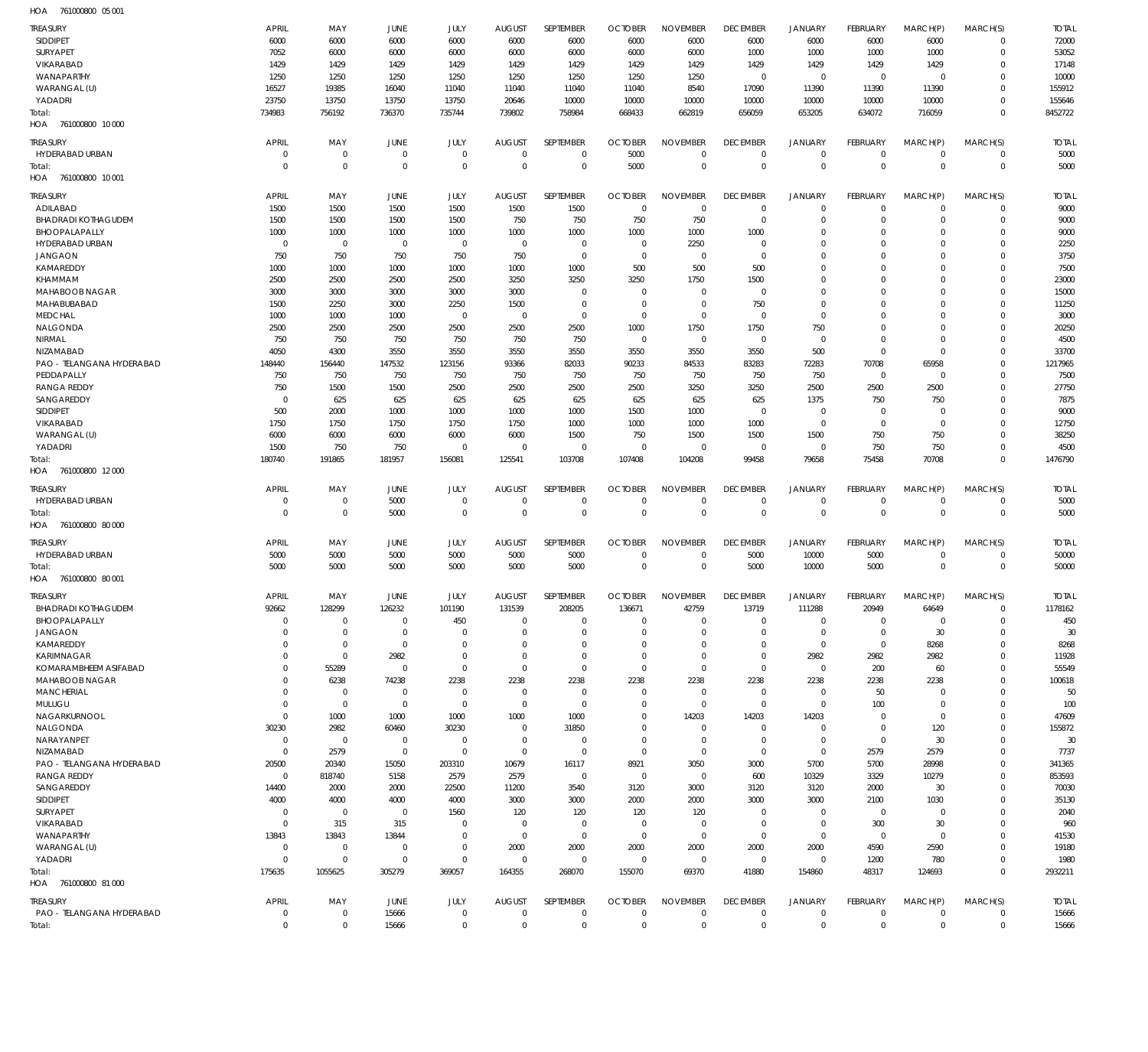HOA 761000800 05 001

| TREASURY | APRIL | MAY | JUNE | JULY | AUGUST | SEPTEMBER | OCTOBER | NOVEMBER | DECEMBER | JANUARY | FEBRUARY | MARCH(P) | MARCH(S) | TOTAL |
|---|---|---|---|---|---|---|---|---|---|---|---|---|---|---|
| SIDDIPET | 6000 | 6000 | 6000 | 6000 | 6000 | 6000 | 6000 | 6000 | 6000 | 6000 | 6000 | 6000 | 0 | 72000 |
| SURYAPET | 7052 | 6000 | 6000 | 6000 | 6000 | 6000 | 6000 | 6000 | 1000 | 1000 | 1000 | 1000 | 0 | 53052 |
| VIKARABAD | 1429 | 1429 | 1429 | 1429 | 1429 | 1429 | 1429 | 1429 | 1429 | 1429 | 1429 | 1429 | 0 | 17148 |
| WANAPARTHY | 1250 | 1250 | 1250 | 1250 | 1250 | 1250 | 1250 | 1250 | 0 | 0 | 0 | 0 | 0 | 10000 |
| WARANGAL (U) | 16527 | 19385 | 16040 | 11040 | 11040 | 11040 | 11040 | 8540 | 17090 | 11390 | 11390 | 11390 | 0 | 155912 |
| YADADRI | 23750 | 13750 | 13750 | 13750 | 20646 | 10000 | 10000 | 10000 | 10000 | 10000 | 10000 | 10000 | 0 | 155646 |
| Total: | 734983 | 756192 | 736370 | 735744 | 739802 | 758984 | 668433 | 662819 | 656059 | 653205 | 634072 | 716059 | 0 | 8452722 |

HOA 761000800 10 000

| TREASURY | APRIL | MAY | JUNE | JULY | AUGUST | SEPTEMBER | OCTOBER | NOVEMBER | DECEMBER | JANUARY | FEBRUARY | MARCH(P) | MARCH(S) | TOTAL |
|---|---|---|---|---|---|---|---|---|---|---|---|---|---|---|
| HYDERABAD URBAN | 0 | 0 | 0 | 0 | 0 | 0 | 5000 | 0 | 0 | 0 | 0 | 0 | 0 | 5000 |
| Total: | 0 | 0 | 0 | 0 | 0 | 0 | 5000 | 0 | 0 | 0 | 0 | 0 | 0 | 5000 |

HOA 761000800 10 001

| TREASURY | APRIL | MAY | JUNE | JULY | AUGUST | SEPTEMBER | OCTOBER | NOVEMBER | DECEMBER | JANUARY | FEBRUARY | MARCH(P) | MARCH(S) | TOTAL |
|---|---|---|---|---|---|---|---|---|---|---|---|---|---|---|
| ADILABAD | 1500 | 1500 | 1500 | 1500 | 1500 | 1500 | 0 | 0 | 0 | 0 | 0 | 0 | 0 | 9000 |
| BHADRADI KOTHAGUDEM | 1500 | 1500 | 1500 | 1500 | 750 | 750 | 750 | 750 | 0 | 0 | 0 | 0 | 0 | 9000 |
| BHOOPALAPALLY | 1000 | 1000 | 1000 | 1000 | 1000 | 1000 | 1000 | 1000 | 1000 | 0 | 0 | 0 | 0 | 9000 |
| HYDERABAD URBAN | 0 | 0 | 0 | 0 | 0 | 0 | 0 | 2250 | 0 | 0 | 0 | 0 | 0 | 2250 |
| JANGAON | 750 | 750 | 750 | 750 | 750 | 0 | 0 | 0 | 0 | 0 | 0 | 0 | 0 | 3750 |
| KAMAREDDY | 1000 | 1000 | 1000 | 1000 | 1000 | 1000 | 500 | 500 | 500 | 0 | 0 | 0 | 0 | 7500 |
| KHAMMAM | 2500 | 2500 | 2500 | 2500 | 3250 | 3250 | 3250 | 1750 | 1500 | 0 | 0 | 0 | 0 | 23000 |
| MAHABOOB NAGAR | 3000 | 3000 | 3000 | 3000 | 3000 | 0 | 0 | 0 | 0 | 0 | 0 | 0 | 0 | 15000 |
| MAHABUBABAD | 1500 | 2250 | 3000 | 2250 | 1500 | 0 | 0 | 0 | 750 | 0 | 0 | 0 | 0 | 11250 |
| MEDCHAL | 1000 | 1000 | 1000 | 0 | 0 | 0 | 0 | 0 | 0 | 0 | 0 | 0 | 0 | 3000 |
| NALGONDA | 2500 | 2500 | 2500 | 2500 | 2500 | 2500 | 1000 | 1750 | 1750 | 750 | 0 | 0 | 0 | 20250 |
| NIRMAL | 750 | 750 | 750 | 750 | 750 | 750 | 0 | 0 | 0 | 0 | 0 | 0 | 0 | 4500 |
| NIZAMABAD | 4050 | 4300 | 3550 | 3550 | 3550 | 3550 | 3550 | 3550 | 3550 | 500 | 0 | 0 | 0 | 33700 |
| PAO - TELANGANA HYDERABAD | 148440 | 156440 | 147532 | 123156 | 93366 | 82033 | 90233 | 84533 | 83283 | 72283 | 70708 | 65958 | 0 | 1217965 |
| PEDDAPALLY | 750 | 750 | 750 | 750 | 750 | 750 | 750 | 750 | 750 | 750 | 0 | 0 | 0 | 7500 |
| RANGA REDDY | 750 | 1500 | 1500 | 2500 | 2500 | 2500 | 2500 | 3250 | 3250 | 2500 | 2500 | 2500 | 0 | 27750 |
| SANGAREDDY | 0 | 625 | 625 | 625 | 625 | 625 | 625 | 625 | 625 | 1375 | 750 | 750 | 0 | 7875 |
| SIDDIPET | 500 | 2000 | 1000 | 1000 | 1000 | 1000 | 1500 | 1000 | 0 | 0 | 0 | 0 | 0 | 9000 |
| VIKARABAD | 1750 | 1750 | 1750 | 1750 | 1750 | 1000 | 1000 | 1000 | 1000 | 0 | 0 | 0 | 0 | 12750 |
| WARANGAL (U) | 6000 | 6000 | 6000 | 6000 | 6000 | 1500 | 750 | 1500 | 1500 | 1500 | 750 | 750 | 0 | 38250 |
| YADADRI | 1500 | 750 | 750 | 0 | 0 | 0 | 0 | 0 | 0 | 0 | 750 | 750 | 0 | 4500 |
| Total: | 180740 | 191865 | 181957 | 156081 | 125541 | 103708 | 107408 | 104208 | 99458 | 79658 | 75458 | 70708 | 0 | 1476790 |

HOA 761000800 12 000

| TREASURY | APRIL | MAY | JUNE | JULY | AUGUST | SEPTEMBER | OCTOBER | NOVEMBER | DECEMBER | JANUARY | FEBRUARY | MARCH(P) | MARCH(S) | TOTAL |
|---|---|---|---|---|---|---|---|---|---|---|---|---|---|---|
| HYDERABAD URBAN | 0 | 0 | 5000 | 0 | 0 | 0 | 0 | 0 | 0 | 0 | 0 | 0 | 0 | 5000 |
| Total: | 0 | 0 | 5000 | 0 | 0 | 0 | 0 | 0 | 0 | 0 | 0 | 0 | 0 | 5000 |

HOA 761000800 80 000

| TREASURY | APRIL | MAY | JUNE | JULY | AUGUST | SEPTEMBER | OCTOBER | NOVEMBER | DECEMBER | JANUARY | FEBRUARY | MARCH(P) | MARCH(S) | TOTAL |
|---|---|---|---|---|---|---|---|---|---|---|---|---|---|---|
| HYDERABAD URBAN | 5000 | 5000 | 5000 | 5000 | 5000 | 5000 | 0 | 0 | 5000 | 10000 | 5000 | 0 | 0 | 50000 |
| Total: | 5000 | 5000 | 5000 | 5000 | 5000 | 5000 | 0 | 0 | 5000 | 10000 | 5000 | 0 | 0 | 50000 |

HOA 761000800 80 001

| TREASURY | APRIL | MAY | JUNE | JULY | AUGUST | SEPTEMBER | OCTOBER | NOVEMBER | DECEMBER | JANUARY | FEBRUARY | MARCH(P) | MARCH(S) | TOTAL |
|---|---|---|---|---|---|---|---|---|---|---|---|---|---|---|
| BHADRADI KOTHAGUDEM | 92662 | 128299 | 126232 | 101190 | 131539 | 208205 | 136671 | 42759 | 13719 | 111288 | 20949 | 64649 | 0 | 1178162 |
| BHOOPALAPALLY | 0 | 0 | 0 | 450 | 0 | 0 | 0 | 0 | 0 | 0 | 0 | 0 | 0 | 450 |
| JANGAON | 0 | 0 | 0 | 0 | 0 | 0 | 0 | 0 | 0 | 0 | 0 | 30 | 0 | 30 |
| KAMAREDDY | 0 | 0 | 0 | 0 | 0 | 0 | 0 | 0 | 0 | 0 | 0 | 8268 | 0 | 8268 |
| KARIMNAGAR | 0 | 0 | 2982 | 0 | 0 | 0 | 0 | 0 | 0 | 2982 | 2982 | 2982 | 0 | 11928 |
| KOMARAMBHEEM ASIFABAD | 0 | 55289 | 0 | 0 | 0 | 0 | 0 | 0 | 0 | 0 | 200 | 60 | 0 | 55549 |
| MAHABOOB NAGAR | 0 | 6238 | 74238 | 2238 | 2238 | 2238 | 2238 | 2238 | 2238 | 2238 | 2238 | 2238 | 0 | 100618 |
| MANCHERIAL | 0 | 0 | 0 | 0 | 0 | 0 | 0 | 0 | 0 | 0 | 50 | 0 | 0 | 50 |
| MULUGU | 0 | 0 | 0 | 0 | 0 | 0 | 0 | 0 | 0 | 0 | 100 | 0 | 0 | 100 |
| NAGARKURNOOL | 0 | 1000 | 1000 | 1000 | 1000 | 1000 | 0 | 14203 | 14203 | 14203 | 0 | 0 | 0 | 47609 |
| NALGONDA | 30230 | 2982 | 60460 | 30230 | 0 | 31850 | 0 | 0 | 0 | 0 | 0 | 120 | 0 | 155872 |
| NARAYANPET | 0 | 0 | 0 | 0 | 0 | 0 | 0 | 0 | 0 | 0 | 0 | 30 | 0 | 30 |
| NIZAMABAD | 0 | 2579 | 0 | 0 | 0 | 0 | 0 | 0 | 0 | 0 | 2579 | 2579 | 0 | 7737 |
| PAO - TELANGANA HYDERABAD | 20500 | 20340 | 15050 | 203310 | 10679 | 16117 | 8921 | 3050 | 3000 | 5700 | 5700 | 28998 | 0 | 341365 |
| RANGA REDDY | 0 | 818740 | 5158 | 2579 | 2579 | 0 | 0 | 0 | 600 | 10329 | 3329 | 10279 | 0 | 853593 |
| SANGAREDDY | 14400 | 2000 | 2000 | 22500 | 11200 | 3540 | 3120 | 3000 | 3120 | 3120 | 2000 | 30 | 0 | 70030 |
| SIDDIPET | 4000 | 4000 | 4000 | 4000 | 3000 | 3000 | 2000 | 2000 | 3000 | 3000 | 2100 | 1030 | 0 | 35130 |
| SURYAPET | 0 | 0 | 0 | 1560 | 120 | 120 | 120 | 120 | 0 | 0 | 0 | 0 | 0 | 2040 |
| VIKARABAD | 0 | 315 | 315 | 0 | 0 | 0 | 0 | 0 | 0 | 0 | 300 | 30 | 0 | 960 |
| WANAPARTHY | 13843 | 13843 | 13844 | 0 | 0 | 0 | 0 | 0 | 0 | 0 | 0 | 0 | 0 | 41530 |
| WARANGAL (U) | 0 | 0 | 0 | 0 | 2000 | 2000 | 2000 | 2000 | 2000 | 2000 | 4590 | 2590 | 0 | 19180 |
| YADADRI | 0 | 0 | 0 | 0 | 0 | 0 | 0 | 0 | 0 | 0 | 1200 | 780 | 0 | 1980 |
| Total: | 175635 | 1055625 | 305279 | 369057 | 164355 | 268070 | 155070 | 69370 | 41880 | 154860 | 48317 | 124693 | 0 | 2932211 |

HOA 761000800 81 000

| TREASURY | APRIL | MAY | JUNE | JULY | AUGUST | SEPTEMBER | OCTOBER | NOVEMBER | DECEMBER | JANUARY | FEBRUARY | MARCH(P) | MARCH(S) | TOTAL |
|---|---|---|---|---|---|---|---|---|---|---|---|---|---|---|
| PAO - TELANGANA HYDERABAD | 0 | 0 | 15666 | 0 | 0 | 0 | 0 | 0 | 0 | 0 | 0 | 0 | 0 | 15666 |
| Total: | 0 | 0 | 15666 | 0 | 0 | 0 | 0 | 0 | 0 | 0 | 0 | 0 | 0 | 15666 |